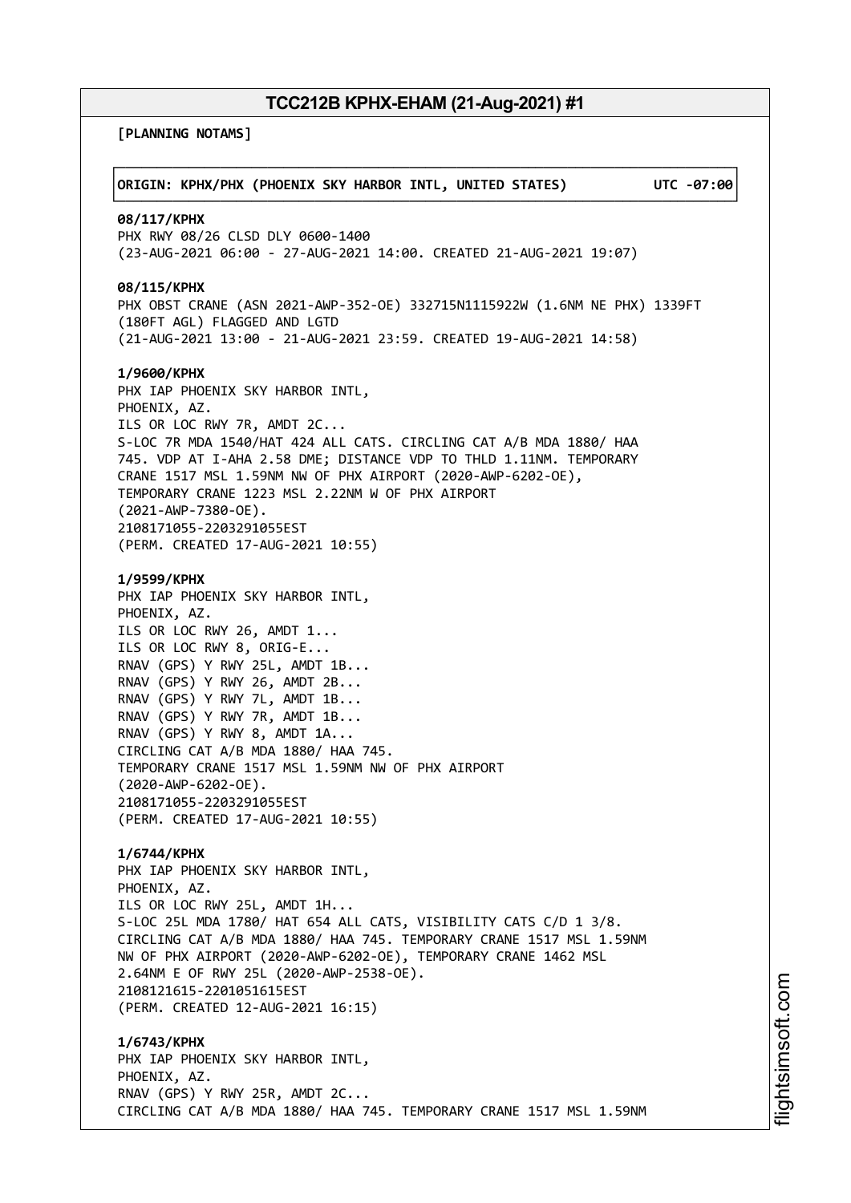# TCC212B KPHX-EHAM (21-Aug-2021) #1

**[PLANNING NOTAMS]**

**ORIGIN: KPHX/PHX (PHOENIX SKY HARBOR INTL, UNITED STATES) UTC -07:00**

**08/117/KPHX**
PHX RWY 08/26 CLSD DLY 0600-1400
(23-AUG-2021 06:00 - 27-AUG-2021 14:00. CREATED 21-AUG-2021 19:07)

**08/115/KPHX**
PHX OBST CRANE (ASN 2021-AWP-352-OE) 332715N1115922W (1.6NM NE PHX) 1339FT (180FT AGL) FLAGGED AND LGTD
(21-AUG-2021 13:00 - 21-AUG-2021 23:59. CREATED 19-AUG-2021 14:58)

**1/9600/KPHX**
PHX IAP PHOENIX SKY HARBOR INTL,
PHOENIX, AZ.
ILS OR LOC RWY 7R, AMDT 2C...
S-LOC 7R MDA 1540/HAT 424 ALL CATS. CIRCLING CAT A/B MDA 1880/ HAA 745. VDP AT I-AHA 2.58 DME; DISTANCE VDP TO THLD 1.11NM. TEMPORARY CRANE 1517 MSL 1.59NM NW OF PHX AIRPORT (2020-AWP-6202-OE), TEMPORARY CRANE 1223 MSL 2.22NM W OF PHX AIRPORT (2021-AWP-7380-OE).
2108171055-2203291055EST
(PERM. CREATED 17-AUG-2021 10:55)

**1/9599/KPHX**
PHX IAP PHOENIX SKY HARBOR INTL,
PHOENIX, AZ.
ILS OR LOC RWY 26, AMDT 1...
ILS OR LOC RWY 8, ORIG-E...
RNAV (GPS) Y RWY 25L, AMDT 1B...
RNAV (GPS) Y RWY 26, AMDT 2B...
RNAV (GPS) Y RWY 7L, AMDT 1B...
RNAV (GPS) Y RWY 7R, AMDT 1B...
RNAV (GPS) Y RWY 8, AMDT 1A...
CIRCLING CAT A/B MDA 1880/ HAA 745.
TEMPORARY CRANE 1517 MSL 1.59NM NW OF PHX AIRPORT (2020-AWP-6202-OE).
2108171055-2203291055EST
(PERM. CREATED 17-AUG-2021 10:55)

**1/6744/KPHX**
PHX IAP PHOENIX SKY HARBOR INTL,
PHOENIX, AZ.
ILS OR LOC RWY 25L, AMDT 1H...
S-LOC 25L MDA 1780/ HAT 654 ALL CATS, VISIBILITY CATS C/D 1 3/8.
CIRCLING CAT A/B MDA 1880/ HAA 745. TEMPORARY CRANE 1517 MSL 1.59NM NW OF PHX AIRPORT (2020-AWP-6202-OE), TEMPORARY CRANE 1462 MSL 2.64NM E OF RWY 25L (2020-AWP-2538-OE).
2108121615-2201051615EST
(PERM. CREATED 12-AUG-2021 16:15)

**1/6743/KPHX**
PHX IAP PHOENIX SKY HARBOR INTL,
PHOENIX, AZ.
RNAV (GPS) Y RWY 25R, AMDT 2C...
CIRCLING CAT A/B MDA 1880/ HAA 745. TEMPORARY CRANE 1517 MSL 1.59NM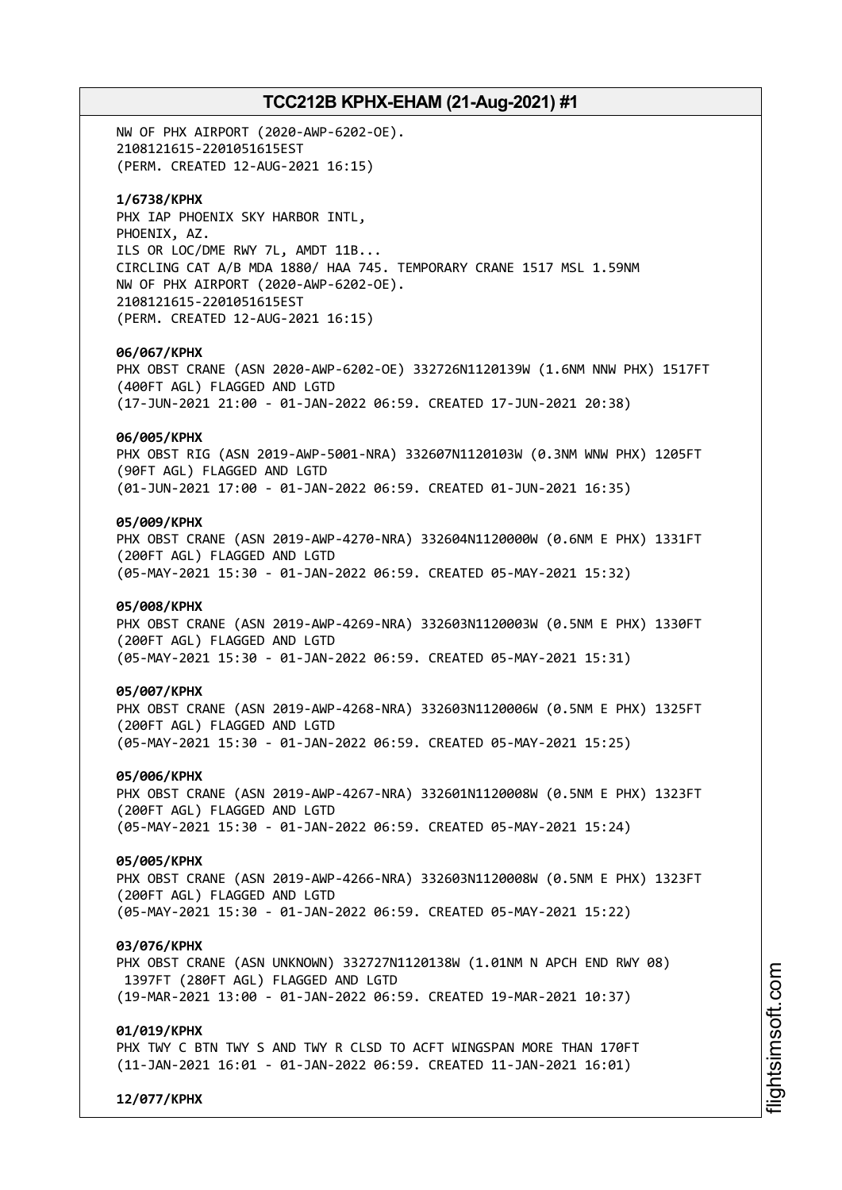NW OF PHX AIRPORT (2020-AWP-6202-OE).
2108121615-2201051615EST
(PERM. CREATED 12-AUG-2021 16:15)

**1/6738/KPHX**
PHX IAP PHOENIX SKY HARBOR INTL,
PHOENIX, AZ.
ILS OR LOC/DME RWY 7L, AMDT 11B...
CIRCLING CAT A/B MDA 1880/ HAA 745. TEMPORARY CRANE 1517 MSL 1.59NM
NW OF PHX AIRPORT (2020-AWP-6202-OE).
2108121615-2201051615EST
(PERM. CREATED 12-AUG-2021 16:15)

**06/067/KPHX**
PHX OBST CRANE (ASN 2020-AWP-6202-OE) 332726N1120139W (1.6NM NNW PHX) 1517FT
(400FT AGL) FLAGGED AND LGTD
(17-JUN-2021 21:00 - 01-JAN-2022 06:59. CREATED 17-JUN-2021 20:38)

**06/005/KPHX**
PHX OBST RIG (ASN 2019-AWP-5001-NRA) 332607N1120103W (0.3NM WNW PHX) 1205FT
(90FT AGL) FLAGGED AND LGTD
(01-JUN-2021 17:00 - 01-JAN-2022 06:59. CREATED 01-JUN-2021 16:35)

**05/009/KPHX**
PHX OBST CRANE (ASN 2019-AWP-4270-NRA) 332604N1120000W (0.6NM E PHX) 1331FT
(200FT AGL) FLAGGED AND LGTD
(05-MAY-2021 15:30 - 01-JAN-2022 06:59. CREATED 05-MAY-2021 15:32)

**05/008/KPHX**
PHX OBST CRANE (ASN 2019-AWP-4269-NRA) 332603N1120003W (0.5NM E PHX) 1330FT
(200FT AGL) FLAGGED AND LGTD
(05-MAY-2021 15:30 - 01-JAN-2022 06:59. CREATED 05-MAY-2021 15:31)

**05/007/KPHX**
PHX OBST CRANE (ASN 2019-AWP-4268-NRA) 332603N1120006W (0.5NM E PHX) 1325FT
(200FT AGL) FLAGGED AND LGTD
(05-MAY-2021 15:30 - 01-JAN-2022 06:59. CREATED 05-MAY-2021 15:25)

**05/006/KPHX**
PHX OBST CRANE (ASN 2019-AWP-4267-NRA) 332601N1120008W (0.5NM E PHX) 1323FT
(200FT AGL) FLAGGED AND LGTD
(05-MAY-2021 15:30 - 01-JAN-2022 06:59. CREATED 05-MAY-2021 15:24)

**05/005/KPHX**
PHX OBST CRANE (ASN 2019-AWP-4266-NRA) 332603N1120008W (0.5NM E PHX) 1323FT
(200FT AGL) FLAGGED AND LGTD
(05-MAY-2021 15:30 - 01-JAN-2022 06:59. CREATED 05-MAY-2021 15:22)

**03/076/KPHX**
PHX OBST CRANE (ASN UNKNOWN) 332727N1120138W (1.01NM N APCH END RWY 08)
1397FT (280FT AGL) FLAGGED AND LGTD
(19-MAR-2021 13:00 - 01-JAN-2022 06:59. CREATED 19-MAR-2021 10:37)

**01/019/KPHX**
PHX TWY C BTN TWY S AND TWY R CLSD TO ACFT WINGSPAN MORE THAN 170FT
(11-JAN-2021 16:01 - 01-JAN-2022 06:59. CREATED 11-JAN-2021 16:01)

**12/077/KPHX**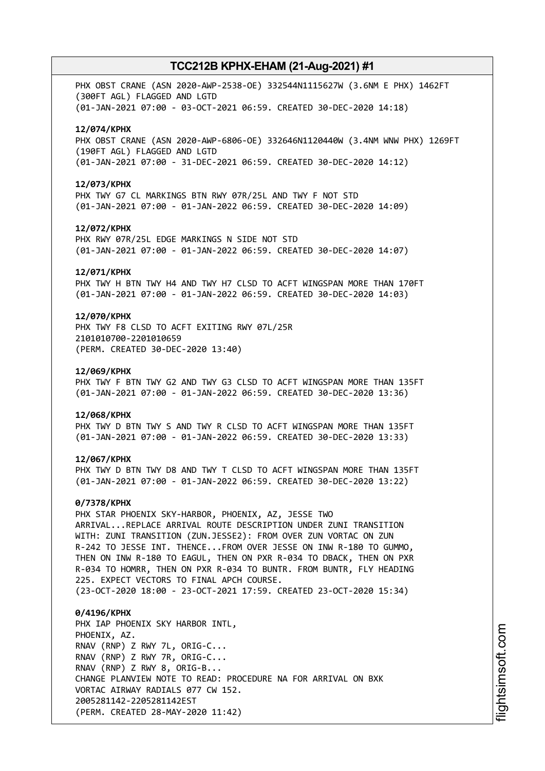PHX OBST CRANE (ASN 2020-AWP-2538-OE) 332544N1115627W (3.6NM E PHX) 1462FT (300FT AGL) FLAGGED AND LGTD
(01-JAN-2021 07:00 - 03-OCT-2021 06:59. CREATED 30-DEC-2020 14:18)

**12/074/KPHX**
PHX OBST CRANE (ASN 2020-AWP-6806-OE) 332646N1120440W (3.4NM WNW PHX) 1269FT (190FT AGL) FLAGGED AND LGTD
(01-JAN-2021 07:00 - 31-DEC-2021 06:59. CREATED 30-DEC-2020 14:12)

**12/073/KPHX**
PHX TWY G7 CL MARKINGS BTN RWY 07R/25L AND TWY F NOT STD
(01-JAN-2021 07:00 - 01-JAN-2022 06:59. CREATED 30-DEC-2020 14:09)

**12/072/KPHX**
PHX RWY 07R/25L EDGE MARKINGS N SIDE NOT STD
(01-JAN-2021 07:00 - 01-JAN-2022 06:59. CREATED 30-DEC-2020 14:07)

**12/071/KPHX**
PHX TWY H BTN TWY H4 AND TWY H7 CLSD TO ACFT WINGSPAN MORE THAN 170FT
(01-JAN-2021 07:00 - 01-JAN-2022 06:59. CREATED 30-DEC-2020 14:03)

**12/070/KPHX**
PHX TWY F8 CLSD TO ACFT EXITING RWY 07L/25R
2101010700-2201010659
(PERM. CREATED 30-DEC-2020 13:40)

**12/069/KPHX**
PHX TWY F BTN TWY G2 AND TWY G3 CLSD TO ACFT WINGSPAN MORE THAN 135FT
(01-JAN-2021 07:00 - 01-JAN-2022 06:59. CREATED 30-DEC-2020 13:36)

**12/068/KPHX**
PHX TWY D BTN TWY S AND TWY R CLSD TO ACFT WINGSPAN MORE THAN 135FT
(01-JAN-2021 07:00 - 01-JAN-2022 06:59. CREATED 30-DEC-2020 13:33)

**12/067/KPHX**
PHX TWY D BTN TWY D8 AND TWY T CLSD TO ACFT WINGSPAN MORE THAN 135FT
(01-JAN-2021 07:00 - 01-JAN-2022 06:59. CREATED 30-DEC-2020 13:22)

**0/7378/KPHX**
PHX STAR PHOENIX SKY-HARBOR, PHOENIX, AZ, JESSE TWO ARRIVAL...REPLACE ARRIVAL ROUTE DESCRIPTION UNDER ZUNI TRANSITION WITH: ZUNI TRANSITION (ZUN.JESSE2): FROM OVER ZUN VORTAC ON ZUN R-242 TO JESSE INT. THENCE...FROM OVER JESSE ON INW R-180 TO GUMMO, THEN ON INW R-180 TO EAGUL, THEN ON PXR R-034 TO DBACK, THEN ON PXR R-034 TO HOMRR, THEN ON PXR R-034 TO BUNTR. FROM BUNTR, FLY HEADING 225. EXPECT VECTORS TO FINAL APCH COURSE.
(23-OCT-2020 18:00 - 23-OCT-2021 17:59. CREATED 23-OCT-2020 15:34)

**0/4196/KPHX**
PHX IAP PHOENIX SKY HARBOR INTL,
PHOENIX, AZ.
RNAV (RNP) Z RWY 7L, ORIG-C...
RNAV (RNP) Z RWY 7R, ORIG-C...
RNAV (RNP) Z RWY 8, ORIG-B...
CHANGE PLANVIEW NOTE TO READ: PROCEDURE NA FOR ARRIVAL ON BXK VORTAC AIRWAY RADIALS 077 CW 152.
2005281142-2205281142EST
(PERM. CREATED 28-MAY-2020 11:42)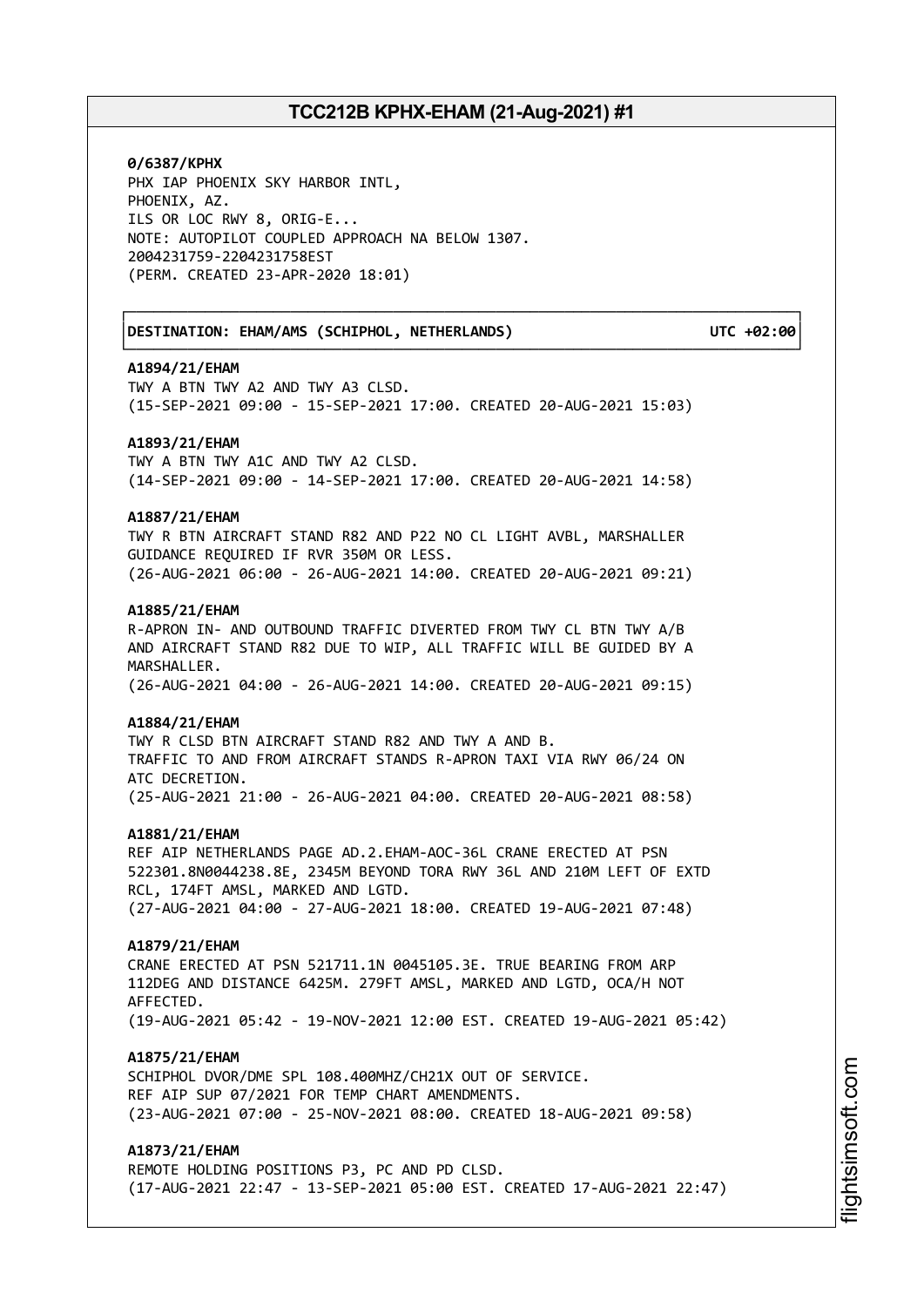**0/6387/KPHX**
PHX IAP PHOENIX SKY HARBOR INTL,
PHOENIX, AZ.
ILS OR LOC RWY 8, ORIG-E...
NOTE: AUTOPILOT COUPLED APPROACH NA BELOW 1307.
2004231759-2204231758EST
(PERM. CREATED 23-APR-2020 18:01)

**DESTINATION: EHAM/AMS (SCHIPHOL, NETHERLANDS) UTC +02:00**

**A1894/21/EHAM**
TWY A BTN TWY A2 AND TWY A3 CLSD.
(15-SEP-2021 09:00 - 15-SEP-2021 17:00. CREATED 20-AUG-2021 15:03)

**A1893/21/EHAM**
TWY A BTN TWY A1C AND TWY A2 CLSD.
(14-SEP-2021 09:00 - 14-SEP-2021 17:00. CREATED 20-AUG-2021 14:58)

**A1887/21/EHAM**
TWY R BTN AIRCRAFT STAND R82 AND P22 NO CL LIGHT AVBL, MARSHALLER GUIDANCE REQUIRED IF RVR 350M OR LESS.
(26-AUG-2021 06:00 - 26-AUG-2021 14:00. CREATED 20-AUG-2021 09:21)

**A1885/21/EHAM**
R-APRON IN- AND OUTBOUND TRAFFIC DIVERTED FROM TWY CL BTN TWY A/B AND AIRCRAFT STAND R82 DUE TO WIP, ALL TRAFFIC WILL BE GUIDED BY A MARSHALLER.
(26-AUG-2021 04:00 - 26-AUG-2021 14:00. CREATED 20-AUG-2021 09:15)

**A1884/21/EHAM**
TWY R CLSD BTN AIRCRAFT STAND R82 AND TWY A AND B.
TRAFFIC TO AND FROM AIRCRAFT STANDS R-APRON TAXI VIA RWY 06/24 ON ATC DECRETION.
(25-AUG-2021 21:00 - 26-AUG-2021 04:00. CREATED 20-AUG-2021 08:58)

**A1881/21/EHAM**
REF AIP NETHERLANDS PAGE AD.2.EHAM-AOC-36L CRANE ERECTED AT PSN 522301.8N0044238.8E, 2345M BEYOND TORA RWY 36L AND 210M LEFT OF EXTD RCL, 174FT AMSL, MARKED AND LGTD.
(27-AUG-2021 04:00 - 27-AUG-2021 18:00. CREATED 19-AUG-2021 07:48)

**A1879/21/EHAM**
CRANE ERECTED AT PSN 521711.1N 0045105.3E. TRUE BEARING FROM ARP 112DEG AND DISTANCE 6425M. 279FT AMSL, MARKED AND LGTD, OCA/H NOT AFFECTED.
(19-AUG-2021 05:42 - 19-NOV-2021 12:00 EST. CREATED 19-AUG-2021 05:42)

**A1875/21/EHAM**
SCHIPHOL DVOR/DME SPL 108.400MHZ/CH21X OUT OF SERVICE.
REF AIP SUP 07/2021 FOR TEMP CHART AMENDMENTS.
(23-AUG-2021 07:00 - 25-NOV-2021 08:00. CREATED 18-AUG-2021 09:58)

**A1873/21/EHAM**
REMOTE HOLDING POSITIONS P3, PC AND PD CLSD.
(17-AUG-2021 22:47 - 13-SEP-2021 05:00 EST. CREATED 17-AUG-2021 22:47)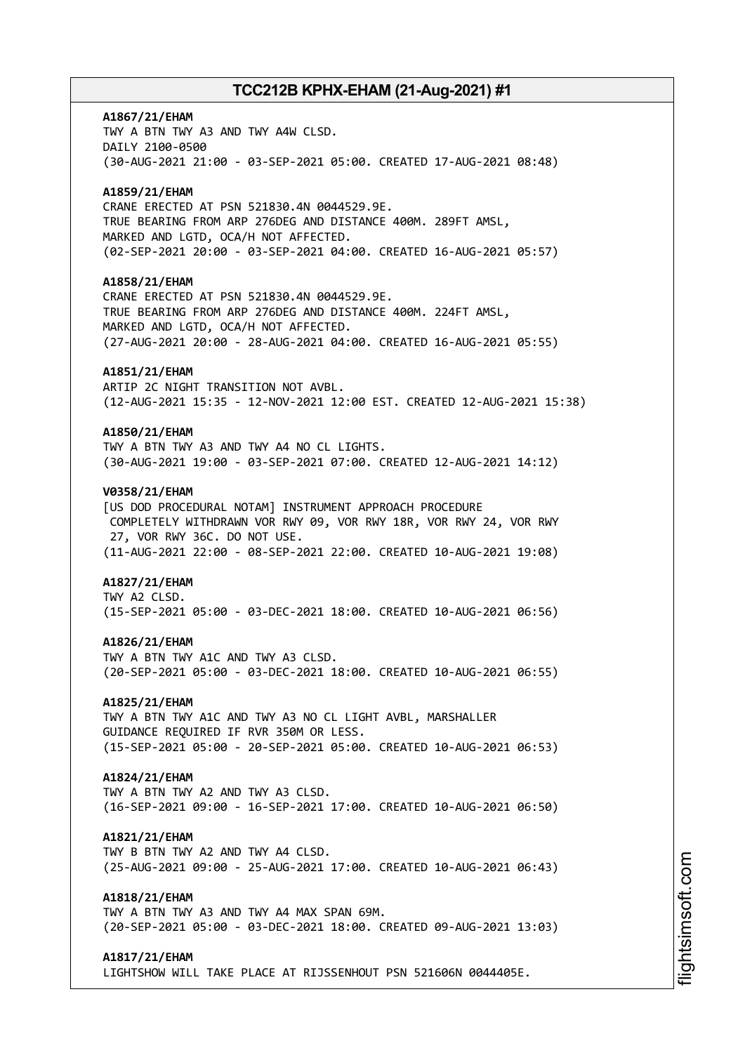**A1867/21/EHAM**
TWY A BTN TWY A3 AND TWY A4W CLSD.
DAILY 2100-0500
(30-AUG-2021 21:00 - 03-SEP-2021 05:00. CREATED 17-AUG-2021 08:48)

**A1859/21/EHAM**
CRANE ERECTED AT PSN 521830.4N 0044529.9E.
TRUE BEARING FROM ARP 276DEG AND DISTANCE 400M. 289FT AMSL,
MARKED AND LGTD, OCA/H NOT AFFECTED.
(02-SEP-2021 20:00 - 03-SEP-2021 04:00. CREATED 16-AUG-2021 05:57)

**A1858/21/EHAM**
CRANE ERECTED AT PSN 521830.4N 0044529.9E.
TRUE BEARING FROM ARP 276DEG AND DISTANCE 400M. 224FT AMSL,
MARKED AND LGTD, OCA/H NOT AFFECTED.
(27-AUG-2021 20:00 - 28-AUG-2021 04:00. CREATED 16-AUG-2021 05:55)

**A1851/21/EHAM**
ARTIP 2C NIGHT TRANSITION NOT AVBL.
(12-AUG-2021 15:35 - 12-NOV-2021 12:00 EST. CREATED 12-AUG-2021 15:38)

**A1850/21/EHAM**
TWY A BTN TWY A3 AND TWY A4 NO CL LIGHTS.
(30-AUG-2021 19:00 - 03-SEP-2021 07:00. CREATED 12-AUG-2021 14:12)

**V0358/21/EHAM**
[US DOD PROCEDURAL NOTAM] INSTRUMENT APPROACH PROCEDURE
COMPLETELY WITHDRAWN VOR RWY 09, VOR RWY 18R, VOR RWY 24, VOR RWY
27, VOR RWY 36C. DO NOT USE.
(11-AUG-2021 22:00 - 08-SEP-2021 22:00. CREATED 10-AUG-2021 19:08)

**A1827/21/EHAM**
TWY A2 CLSD.
(15-SEP-2021 05:00 - 03-DEC-2021 18:00. CREATED 10-AUG-2021 06:56)

**A1826/21/EHAM**
TWY A BTN TWY A1C AND TWY A3 CLSD.
(20-SEP-2021 05:00 - 03-DEC-2021 18:00. CREATED 10-AUG-2021 06:55)

**A1825/21/EHAM**
TWY A BTN TWY A1C AND TWY A3 NO CL LIGHT AVBL, MARSHALLER
GUIDANCE REQUIRED IF RVR 350M OR LESS.
(15-SEP-2021 05:00 - 20-SEP-2021 05:00. CREATED 10-AUG-2021 06:53)

**A1824/21/EHAM**
TWY A BTN TWY A2 AND TWY A3 CLSD.
(16-SEP-2021 09:00 - 16-SEP-2021 17:00. CREATED 10-AUG-2021 06:50)

**A1821/21/EHAM**
TWY B BTN TWY A2 AND TWY A4 CLSD.
(25-AUG-2021 09:00 - 25-AUG-2021 17:00. CREATED 10-AUG-2021 06:43)

**A1818/21/EHAM**
TWY A BTN TWY A3 AND TWY A4 MAX SPAN 69M.
(20-SEP-2021 05:00 - 03-DEC-2021 18:00. CREATED 09-AUG-2021 13:03)

**A1817/21/EHAM**
LIGHTSHOW WILL TAKE PLACE AT RIJSSENHOUT PSN 521606N 0044405E.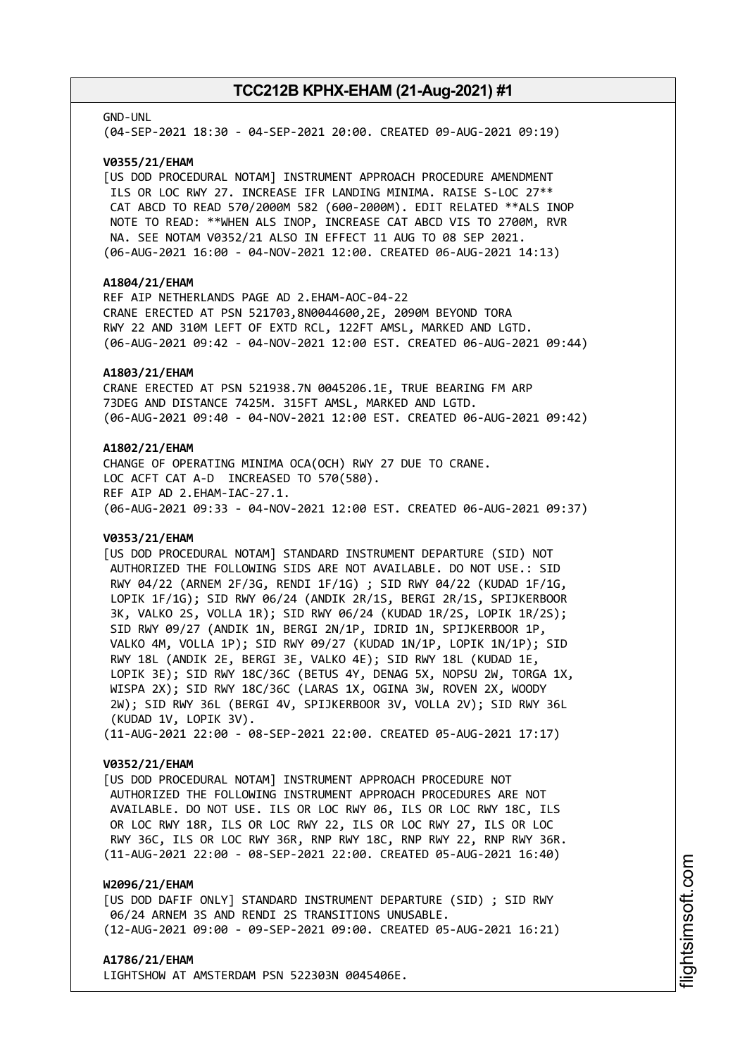GND-UNL
(04-SEP-2021 18:30 - 04-SEP-2021 20:00. CREATED 09-AUG-2021 09:19)

**V0355/21/EHAM**
[US DOD PROCEDURAL NOTAM] INSTRUMENT APPROACH PROCEDURE AMENDMENT ILS OR LOC RWY 27. INCREASE IFR LANDING MINIMA. RAISE S-LOC 27** CAT ABCD TO READ 570/2000M 582 (600-2000M). EDIT RELATED **ALS INOP NOTE TO READ: **WHEN ALS INOP, INCREASE CAT ABCD VIS TO 2700M, RVR NA. SEE NOTAM V0352/21 ALSO IN EFFECT 11 AUG TO 08 SEP 2021.
(06-AUG-2021 16:00 - 04-NOV-2021 12:00. CREATED 06-AUG-2021 14:13)

**A1804/21/EHAM**
REF AIP NETHERLANDS PAGE AD 2.EHAM-AOC-04-22
CRANE ERECTED AT PSN 521703,8N0044600,2E, 2090M BEYOND TORA RWY 22 AND 310M LEFT OF EXTD RCL, 122FT AMSL, MARKED AND LGTD.
(06-AUG-2021 09:42 - 04-NOV-2021 12:00 EST. CREATED 06-AUG-2021 09:44)

**A1803/21/EHAM**
CRANE ERECTED AT PSN 521938.7N 0045206.1E, TRUE BEARING FM ARP 73DEG AND DISTANCE 7425M. 315FT AMSL, MARKED AND LGTD.
(06-AUG-2021 09:40 - 04-NOV-2021 12:00 EST. CREATED 06-AUG-2021 09:42)

**A1802/21/EHAM**
CHANGE OF OPERATING MINIMA OCA(OCH) RWY 27 DUE TO CRANE.
LOC ACFT CAT A-D INCREASED TO 570(580).
REF AIP AD 2.EHAM-IAC-27.1.
(06-AUG-2021 09:33 - 04-NOV-2021 12:00 EST. CREATED 06-AUG-2021 09:37)

**V0353/21/EHAM**
[US DOD PROCEDURAL NOTAM] STANDARD INSTRUMENT DEPARTURE (SID) NOT AUTHORIZED THE FOLLOWING SIDS ARE NOT AVAILABLE. DO NOT USE.: SID RWY 04/22 (ARNEM 2F/3G, RENDI 1F/1G) ; SID RWY 04/22 (KUDAD 1F/1G, LOPIK 1F/1G); SID RWY 06/24 (ANDIK 2R/1S, BERGI 2R/1S, SPIJKERBOOR 3K, VALKO 2S, VOLLA 1R); SID RWY 06/24 (KUDAD 1R/2S, LOPIK 1R/2S); SID RWY 09/27 (ANDIK 1N, BERGI 2N/1P, IDRID 1N, SPIJKERBOOR 1P, VALKO 4M, VOLLA 1P); SID RWY 09/27 (KUDAD 1N/1P, LOPIK 1N/1P); SID RWY 18L (ANDIK 2E, BERGI 3E, VALKO 4E); SID RWY 18L (KUDAD 1E, LOPIK 3E); SID RWY 18C/36C (BETUS 4Y, DENAG 5X, NOPSU 2W, TORGA 1X, WISPA 2X); SID RWY 18C/36C (LARAS 1X, OGINA 3W, ROVEN 2X, WOODY 2W); SID RWY 36L (BERGI 4V, SPIJKERBOOR 3V, VOLLA 2V); SID RWY 36L (KUDAD 1V, LOPIK 3V).
(11-AUG-2021 22:00 - 08-SEP-2021 22:00. CREATED 05-AUG-2021 17:17)

**V0352/21/EHAM**
[US DOD PROCEDURAL NOTAM] INSTRUMENT APPROACH PROCEDURE NOT AUTHORIZED THE FOLLOWING INSTRUMENT APPROACH PROCEDURES ARE NOT AVAILABLE. DO NOT USE. ILS OR LOC RWY 06, ILS OR LOC RWY 18C, ILS OR LOC RWY 18R, ILS OR LOC RWY 22, ILS OR LOC RWY 27, ILS OR LOC RWY 36C, ILS OR LOC RWY 36R, RNP RWY 18C, RNP RWY 22, RNP RWY 36R.
(11-AUG-2021 22:00 - 08-SEP-2021 22:00. CREATED 05-AUG-2021 16:40)

**W2096/21/EHAM**
[US DOD DAFIF ONLY] STANDARD INSTRUMENT DEPARTURE (SID) ; SID RWY 06/24 ARNEM 3S AND RENDI 2S TRANSITIONS UNUSABLE.
(12-AUG-2021 09:00 - 09-SEP-2021 09:00. CREATED 05-AUG-2021 16:21)

**A1786/21/EHAM**
LIGHTSHOW AT AMSTERDAM PSN 522303N 0045406E.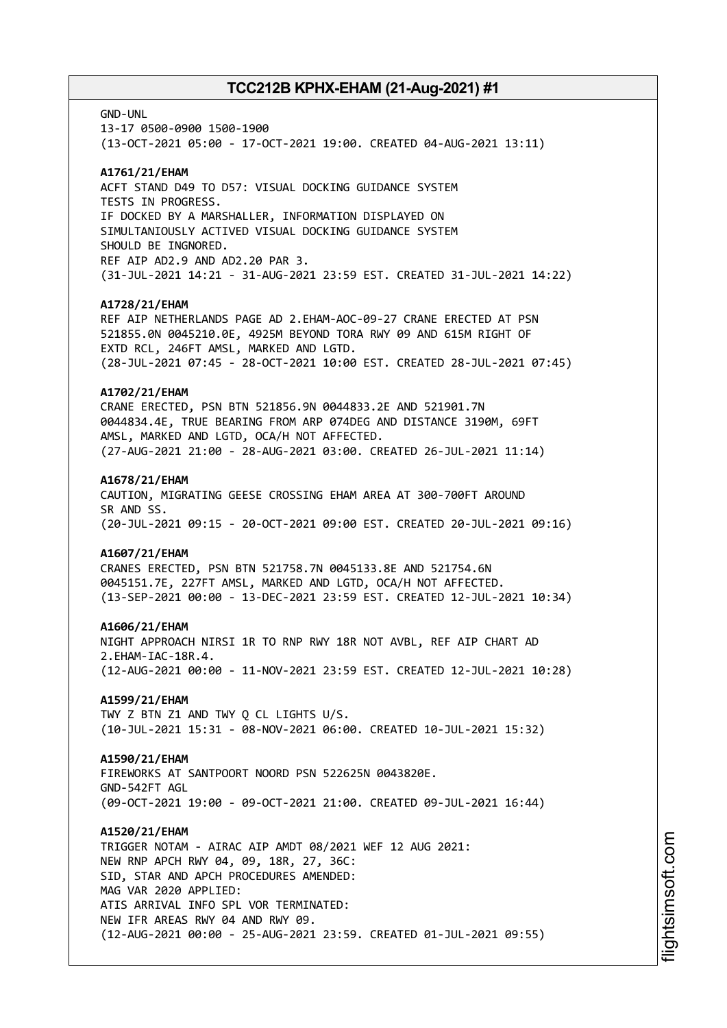GND-UNL
13-17 0500-0900 1500-1900
(13-OCT-2021 05:00 - 17-OCT-2021 19:00. CREATED 04-AUG-2021 13:11)

**A1761/21/EHAM**
ACFT STAND D49 TO D57: VISUAL DOCKING GUIDANCE SYSTEM
TESTS IN PROGRESS.
IF DOCKED BY A MARSHALLER, INFORMATION DISPLAYED ON
SIMULTANIOUSLY ACTIVED VISUAL DOCKING GUIDANCE SYSTEM
SHOULD BE INGNORED.
REF AIP AD2.9 AND AD2.20 PAR 3.
(31-JUL-2021 14:21 - 31-AUG-2021 23:59 EST. CREATED 31-JUL-2021 14:22)

**A1728/21/EHAM**
REF AIP NETHERLANDS PAGE AD 2.EHAM-AOC-09-27 CRANE ERECTED AT PSN
521855.0N 0045210.0E, 4925M BEYOND TORA RWY 09 AND 615M RIGHT OF
EXTD RCL, 246FT AMSL, MARKED AND LGTD.
(28-JUL-2021 07:45 - 28-OCT-2021 10:00 EST. CREATED 28-JUL-2021 07:45)

**A1702/21/EHAM**
CRANE ERECTED, PSN BTN 521856.9N 0044833.2E AND 521901.7N
0044834.4E, TRUE BEARING FROM ARP 074DEG AND DISTANCE 3190M, 69FT
AMSL, MARKED AND LGTD, OCA/H NOT AFFECTED.
(27-AUG-2021 21:00 - 28-AUG-2021 03:00. CREATED 26-JUL-2021 11:14)

**A1678/21/EHAM**
CAUTION, MIGRATING GEESE CROSSING EHAM AREA AT 300-700FT AROUND
SR AND SS.
(20-JUL-2021 09:15 - 20-OCT-2021 09:00 EST. CREATED 20-JUL-2021 09:16)

**A1607/21/EHAM**
CRANES ERECTED, PSN BTN 521758.7N 0045133.8E AND 521754.6N
0045151.7E, 227FT AMSL, MARKED AND LGTD, OCA/H NOT AFFECTED.
(13-SEP-2021 00:00 - 13-DEC-2021 23:59 EST. CREATED 12-JUL-2021 10:34)

**A1606/21/EHAM**
NIGHT APPROACH NIRSI 1R TO RNP RWY 18R NOT AVBL, REF AIP CHART AD
2.EHAM-IAC-18R.4.
(12-AUG-2021 00:00 - 11-NOV-2021 23:59 EST. CREATED 12-JUL-2021 10:28)

**A1599/21/EHAM**
TWY Z BTN Z1 AND TWY Q CL LIGHTS U/S.
(10-JUL-2021 15:31 - 08-NOV-2021 06:00. CREATED 10-JUL-2021 15:32)

**A1590/21/EHAM**
FIREWORKS AT SANTPOORT NOORD PSN 522625N 0043820E.
GND-542FT AGL
(09-OCT-2021 19:00 - 09-OCT-2021 21:00. CREATED 09-JUL-2021 16:44)

**A1520/21/EHAM**
TRIGGER NOTAM - AIRAC AIP AMDT 08/2021 WEF 12 AUG 2021:
NEW RNP APCH RWY 04, 09, 18R, 27, 36C:
SID, STAR AND APCH PROCEDURES AMENDED:
MAG VAR 2020 APPLIED:
ATIS ARRIVAL INFO SPL VOR TERMINATED:
NEW IFR AREAS RWY 04 AND RWY 09.
(12-AUG-2021 00:00 - 25-AUG-2021 23:59. CREATED 01-JUL-2021 09:55)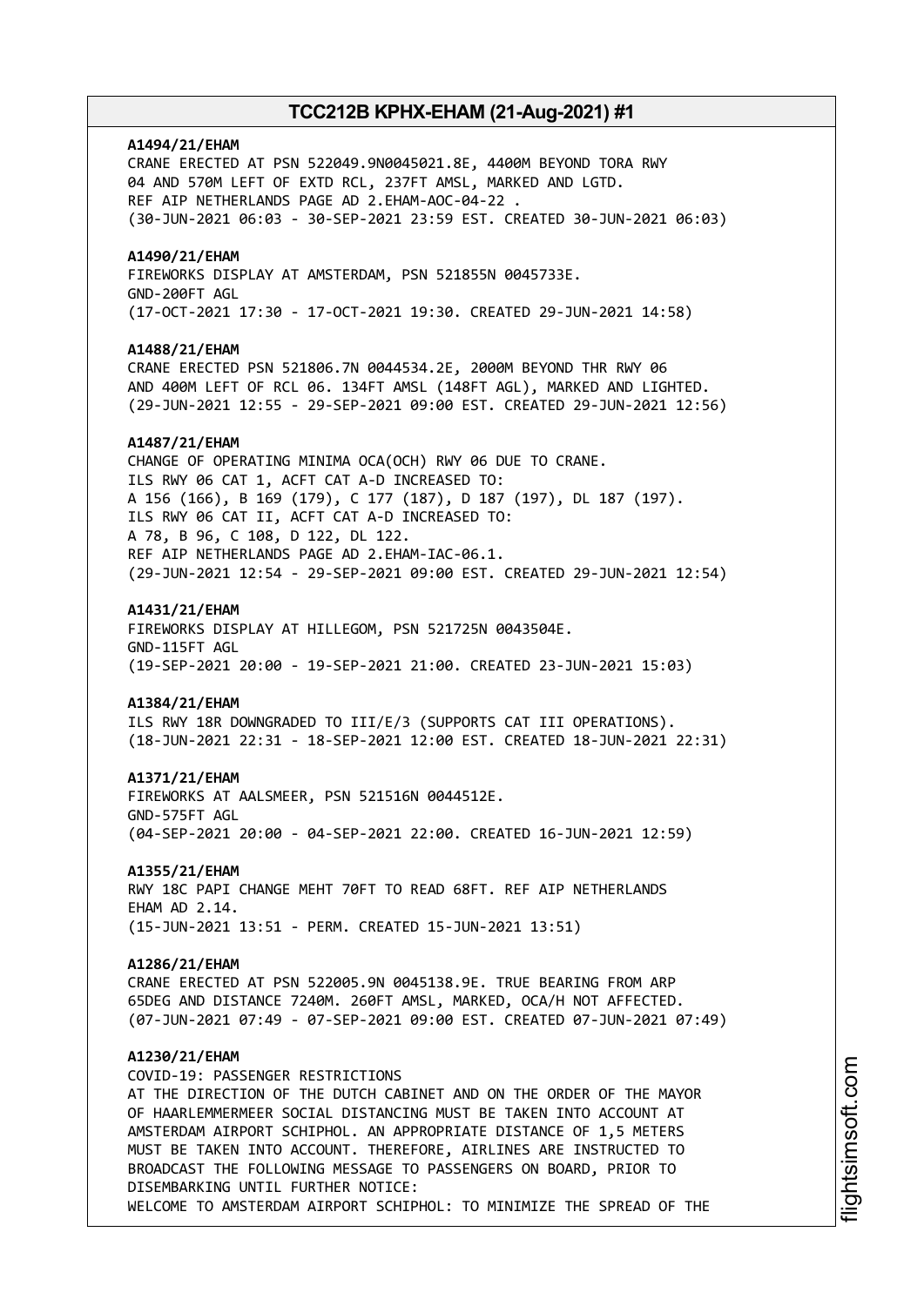**A1494/21/EHAM**
CRANE ERECTED AT PSN 522049.9N0045021.8E, 4400M BEYOND TORA RWY 04 AND 570M LEFT OF EXTD RCL, 237FT AMSL, MARKED AND LGTD.
REF AIP NETHERLANDS PAGE AD 2.EHAM-AOC-04-22 .
(30-JUN-2021 06:03 - 30-SEP-2021 23:59 EST. CREATED 30-JUN-2021 06:03)

**A1490/21/EHAM**
FIREWORKS DISPLAY AT AMSTERDAM, PSN 521855N 0045733E.
GND-200FT AGL
(17-OCT-2021 17:30 - 17-OCT-2021 19:30. CREATED 29-JUN-2021 14:58)

**A1488/21/EHAM**
CRANE ERECTED PSN 521806.7N 0044534.2E, 2000M BEYOND THR RWY 06 AND 400M LEFT OF RCL 06. 134FT AMSL (148FT AGL), MARKED AND LIGHTED.
(29-JUN-2021 12:55 - 29-SEP-2021 09:00 EST. CREATED 29-JUN-2021 12:56)

**A1487/21/EHAM**
CHANGE OF OPERATING MINIMA OCA(OCH) RWY 06 DUE TO CRANE.
ILS RWY 06 CAT 1, ACFT CAT A-D INCREASED TO:
A 156 (166), B 169 (179), C 177 (187), D 187 (197), DL 187 (197).
ILS RWY 06 CAT II, ACFT CAT A-D INCREASED TO:
A 78, B 96, C 108, D 122, DL 122.
REF AIP NETHERLANDS PAGE AD 2.EHAM-IAC-06.1.
(29-JUN-2021 12:54 - 29-SEP-2021 09:00 EST. CREATED 29-JUN-2021 12:54)

**A1431/21/EHAM**
FIREWORKS DISPLAY AT HILLEGOM, PSN 521725N 0043504E.
GND-115FT AGL
(19-SEP-2021 20:00 - 19-SEP-2021 21:00. CREATED 23-JUN-2021 15:03)

**A1384/21/EHAM**
ILS RWY 18R DOWNGRADED TO III/E/3 (SUPPORTS CAT III OPERATIONS).
(18-JUN-2021 22:31 - 18-SEP-2021 12:00 EST. CREATED 18-JUN-2021 22:31)

**A1371/21/EHAM**
FIREWORKS AT AALSMEER, PSN 521516N 0044512E.
GND-575FT AGL
(04-SEP-2021 20:00 - 04-SEP-2021 22:00. CREATED 16-JUN-2021 12:59)

**A1355/21/EHAM**
RWY 18C PAPI CHANGE MEHT 70FT TO READ 68FT. REF AIP NETHERLANDS EHAM AD 2.14.
(15-JUN-2021 13:51 - PERM. CREATED 15-JUN-2021 13:51)

**A1286/21/EHAM**
CRANE ERECTED AT PSN 522005.9N 0045138.9E. TRUE BEARING FROM ARP 65DEG AND DISTANCE 7240M. 260FT AMSL, MARKED, OCA/H NOT AFFECTED.
(07-JUN-2021 07:49 - 07-SEP-2021 09:00 EST. CREATED 07-JUN-2021 07:49)

**A1230/21/EHAM**
COVID-19: PASSENGER RESTRICTIONS
AT THE DIRECTION OF THE DUTCH CABINET AND ON THE ORDER OF THE MAYOR OF HAARLEMMERMEER SOCIAL DISTANCING MUST BE TAKEN INTO ACCOUNT AT AMSTERDAM AIRPORT SCHIPHOL. AN APPROPRIATE DISTANCE OF 1,5 METERS MUST BE TAKEN INTO ACCOUNT. THEREFORE, AIRLINES ARE INSTRUCTED TO BROADCAST THE FOLLOWING MESSAGE TO PASSENGERS ON BOARD, PRIOR TO DISEMBARKING UNTIL FURTHER NOTICE:
WELCOME TO AMSTERDAM AIRPORT SCHIPHOL: TO MINIMIZE THE SPREAD OF THE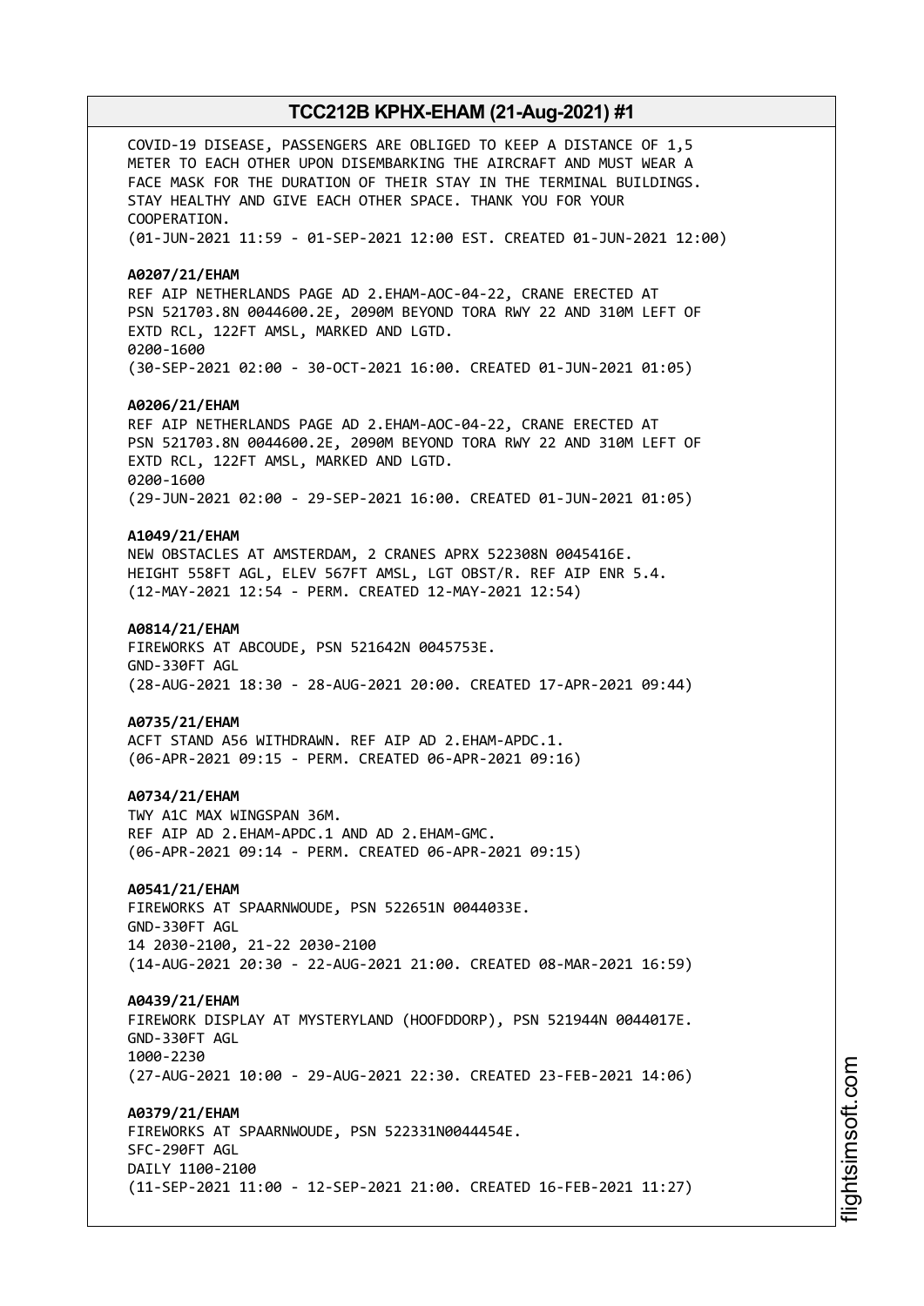COVID-19 DISEASE, PASSENGERS ARE OBLIGED TO KEEP A DISTANCE OF 1,5
METER TO EACH OTHER UPON DISEMBARKING THE AIRCRAFT AND MUST WEAR A
FACE MASK FOR THE DURATION OF THEIR STAY IN THE TERMINAL BUILDINGS.
STAY HEALTHY AND GIVE EACH OTHER SPACE. THANK YOU FOR YOUR
COOPERATION.
(01-JUN-2021 11:59 - 01-SEP-2021 12:00 EST. CREATED 01-JUN-2021 12:00)

**A0207/21/EHAM**
REF AIP NETHERLANDS PAGE AD 2.EHAM-AOC-04-22, CRANE ERECTED AT
PSN 521703.8N 0044600.2E, 2090M BEYOND TORA RWY 22 AND 310M LEFT OF
EXTD RCL, 122FT AMSL, MARKED AND LGTD.
0200-1600
(30-SEP-2021 02:00 - 30-OCT-2021 16:00. CREATED 01-JUN-2021 01:05)

**A0206/21/EHAM**
REF AIP NETHERLANDS PAGE AD 2.EHAM-AOC-04-22, CRANE ERECTED AT
PSN 521703.8N 0044600.2E, 2090M BEYOND TORA RWY 22 AND 310M LEFT OF
EXTD RCL, 122FT AMSL, MARKED AND LGTD.
0200-1600
(29-JUN-2021 02:00 - 29-SEP-2021 16:00. CREATED 01-JUN-2021 01:05)

**A1049/21/EHAM**
NEW OBSTACLES AT AMSTERDAM, 2 CRANES APRX 522308N 0045416E.
HEIGHT 558FT AGL, ELEV 567FT AMSL, LGT OBST/R. REF AIP ENR 5.4.
(12-MAY-2021 12:54 - PERM. CREATED 12-MAY-2021 12:54)

**A0814/21/EHAM**
FIREWORKS AT ABCOUDE, PSN 521642N 0045753E.
GND-330FT AGL
(28-AUG-2021 18:30 - 28-AUG-2021 20:00. CREATED 17-APR-2021 09:44)

**A0735/21/EHAM**
ACFT STAND A56 WITHDRAWN. REF AIP AD 2.EHAM-APDC.1.
(06-APR-2021 09:15 - PERM. CREATED 06-APR-2021 09:16)

**A0734/21/EHAM**
TWY A1C MAX WINGSPAN 36M.
REF AIP AD 2.EHAM-APDC.1 AND AD 2.EHAM-GMC.
(06-APR-2021 09:14 - PERM. CREATED 06-APR-2021 09:15)

**A0541/21/EHAM**
FIREWORKS AT SPAARNWOUDE, PSN 522651N 0044033E.
GND-330FT AGL
14 2030-2100, 21-22 2030-2100
(14-AUG-2021 20:30 - 22-AUG-2021 21:00. CREATED 08-MAR-2021 16:59)

**A0439/21/EHAM**
FIREWORK DISPLAY AT MYSTERYLAND (HOOFDDORP), PSN 521944N 0044017E.
GND-330FT AGL
1000-2230
(27-AUG-2021 10:00 - 29-AUG-2021 22:30. CREATED 23-FEB-2021 14:06)

**A0379/21/EHAM**
FIREWORKS AT SPAARNWOUDE, PSN 522331N0044454E.
SFC-290FT AGL
DAILY 1100-2100
(11-SEP-2021 11:00 - 12-SEP-2021 21:00. CREATED 16-FEB-2021 11:27)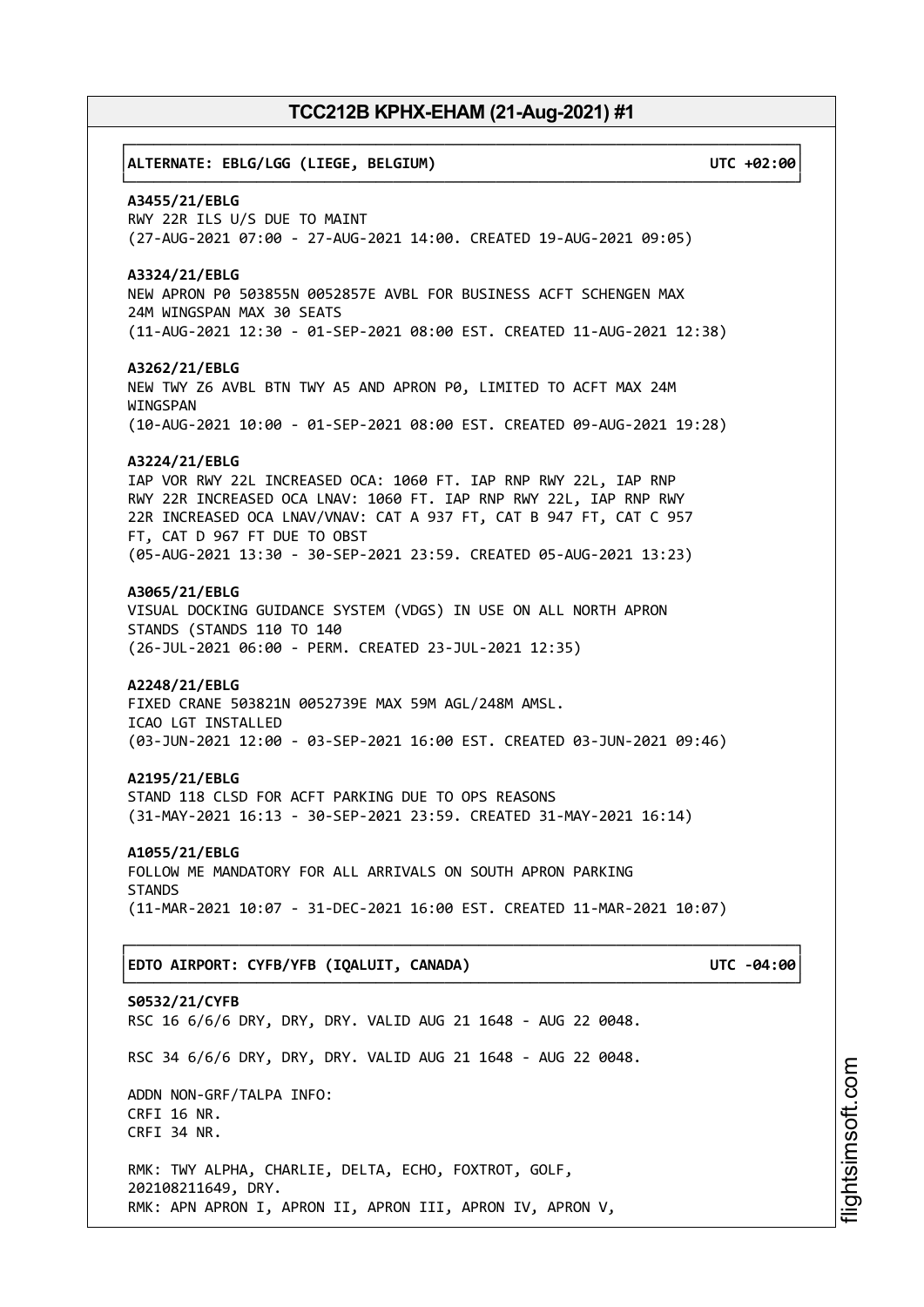**ALTERNATE: EBLG/LGG (LIEGE, BELGIUM) UTC +02:00**

**A3455/21/EBLG**
RWY 22R ILS U/S DUE TO MAINT
(27-AUG-2021 07:00 - 27-AUG-2021 14:00. CREATED 19-AUG-2021 09:05)

**A3324/21/EBLG**
NEW APRON P0 503855N 0052857E AVBL FOR BUSINESS ACFT SCHENGEN MAX 24M WINGSPAN MAX 30 SEATS
(11-AUG-2021 12:30 - 01-SEP-2021 08:00 EST. CREATED 11-AUG-2021 12:38)

**A3262/21/EBLG**
NEW TWY Z6 AVBL BTN TWY A5 AND APRON P0, LIMITED TO ACFT MAX 24M WINGSPAN
(10-AUG-2021 10:00 - 01-SEP-2021 08:00 EST. CREATED 09-AUG-2021 19:28)

**A3224/21/EBLG**
IAP VOR RWY 22L INCREASED OCA: 1060 FT. IAP RNP RWY 22L, IAP RNP RWY 22R INCREASED OCA LNAV: 1060 FT. IAP RNP RWY 22L, IAP RNP RWY 22R INCREASED OCA LNAV/VNAV: CAT A 937 FT, CAT B 947 FT, CAT C 957 FT, CAT D 967 FT DUE TO OBST
(05-AUG-2021 13:30 - 30-SEP-2021 23:59. CREATED 05-AUG-2021 13:23)

**A3065/21/EBLG**
VISUAL DOCKING GUIDANCE SYSTEM (VDGS) IN USE ON ALL NORTH APRON STANDS (STANDS 110 TO 140
(26-JUL-2021 06:00 - PERM. CREATED 23-JUL-2021 12:35)

**A2248/21/EBLG**
FIXED CRANE 503821N 0052739E MAX 59M AGL/248M AMSL.
ICAO LGT INSTALLED
(03-JUN-2021 12:00 - 03-SEP-2021 16:00 EST. CREATED 03-JUN-2021 09:46)

**A2195/21/EBLG**
STAND 118 CLSD FOR ACFT PARKING DUE TO OPS REASONS
(31-MAY-2021 16:13 - 30-SEP-2021 23:59. CREATED 31-MAY-2021 16:14)

**A1055/21/EBLG**
FOLLOW ME MANDATORY FOR ALL ARRIVALS ON SOUTH APRON PARKING STANDS
(11-MAR-2021 10:07 - 31-DEC-2021 16:00 EST. CREATED 11-MAR-2021 10:07)

**EDTO AIRPORT: CYFB/YFB (IQALUIT, CANADA) UTC -04:00**

**S0532/21/CYFB**
RSC 16 6/6/6 DRY, DRY, DRY. VALID AUG 21 1648 - AUG 22 0048.

RSC 34 6/6/6 DRY, DRY, DRY. VALID AUG 21 1648 - AUG 22 0048.

ADDN NON-GRF/TALPA INFO:
CRFI 16 NR.
CRFI 34 NR.

RMK: TWY ALPHA, CHARLIE, DELTA, ECHO, FOXTROT, GOLF, 202108211649, DRY.
RMK: APN APRON I, APRON II, APRON III, APRON IV, APRON V,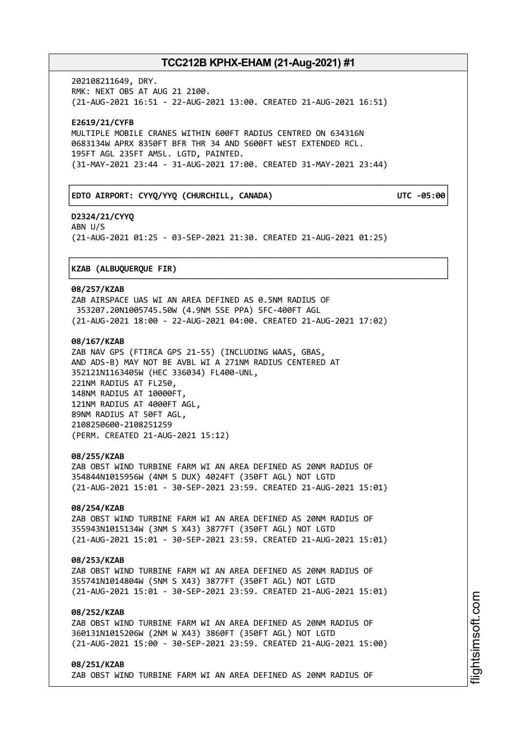202108211649, DRY.
RMK: NEXT OBS AT AUG 21 2100.
(21-AUG-2021 16:51 - 22-AUG-2021 13:00. CREATED 21-AUG-2021 16:51)

**E2619/21/CYFB**
MULTIPLE MOBILE CRANES WITHIN 600FT RADIUS CENTRED ON 634316N 0683134W APRX 8350FT BFR THR 34 AND 5600FT WEST EXTENDED RCL. 195FT AGL 235FT AMSL. LGTD, PAINTED.
(31-MAY-2021 23:44 - 31-AUG-2021 17:00. CREATED 31-MAY-2021 23:44)

**EDTO AIRPORT: CYYQ/YYQ (CHURCHILL, CANADA) UTC -05:00**

**D2324/21/CYYQ**
ABN U/S
(21-AUG-2021 01:25 - 03-SEP-2021 21:30. CREATED 21-AUG-2021 01:25)

**KZAB (ALBUQUERQUE FIR)**

**08/257/KZAB**
ZAB AIRSPACE UAS WI AN AREA DEFINED AS 0.5NM RADIUS OF 353207.20N1005745.50W (4.9NM SSE PPA) SFC-400FT AGL
(21-AUG-2021 18:00 - 22-AUG-2021 04:00. CREATED 21-AUG-2021 17:02)

**08/167/KZAB**
ZAB NAV GPS (FTIRCA GPS 21-55) (INCLUDING WAAS, GBAS, AND ADS-B) MAY NOT BE AVBL WI A 271NM RADIUS CENTERED AT 352121N1163405W (HEC 336034) FL400-UNL,
221NM RADIUS AT FL250,
148NM RADIUS AT 10000FT,
121NM RADIUS AT 4000FT AGL,
89NM RADIUS AT 50FT AGL,
2108250600-2108251259
(PERM. CREATED 21-AUG-2021 15:12)

**08/255/KZAB**
ZAB OBST WIND TURBINE FARM WI AN AREA DEFINED AS 20NM RADIUS OF 354844N1015956W (4NM S DUX) 4024FT (350FT AGL) NOT LGTD
(21-AUG-2021 15:01 - 30-SEP-2021 23:59. CREATED 21-AUG-2021 15:01)

**08/254/KZAB**
ZAB OBST WIND TURBINE FARM WI AN AREA DEFINED AS 20NM RADIUS OF 355943N1015134W (3NM S X43) 3877FT (350FT AGL) NOT LGTD
(21-AUG-2021 15:01 - 30-SEP-2021 23:59. CREATED 21-AUG-2021 15:01)

**08/253/KZAB**
ZAB OBST WIND TURBINE FARM WI AN AREA DEFINED AS 20NM RADIUS OF 355741N1014804W (5NM S X43) 3877FT (350FT AGL) NOT LGTD
(21-AUG-2021 15:01 - 30-SEP-2021 23:59. CREATED 21-AUG-2021 15:01)

**08/252/KZAB**
ZAB OBST WIND TURBINE FARM WI AN AREA DEFINED AS 20NM RADIUS OF 360131N1015206W (2NM W X43) 3860FT (350FT AGL) NOT LGTD
(21-AUG-2021 15:00 - 30-SEP-2021 23:59. CREATED 21-AUG-2021 15:00)

**08/251/KZAB**
ZAB OBST WIND TURBINE FARM WI AN AREA DEFINED AS 20NM RADIUS OF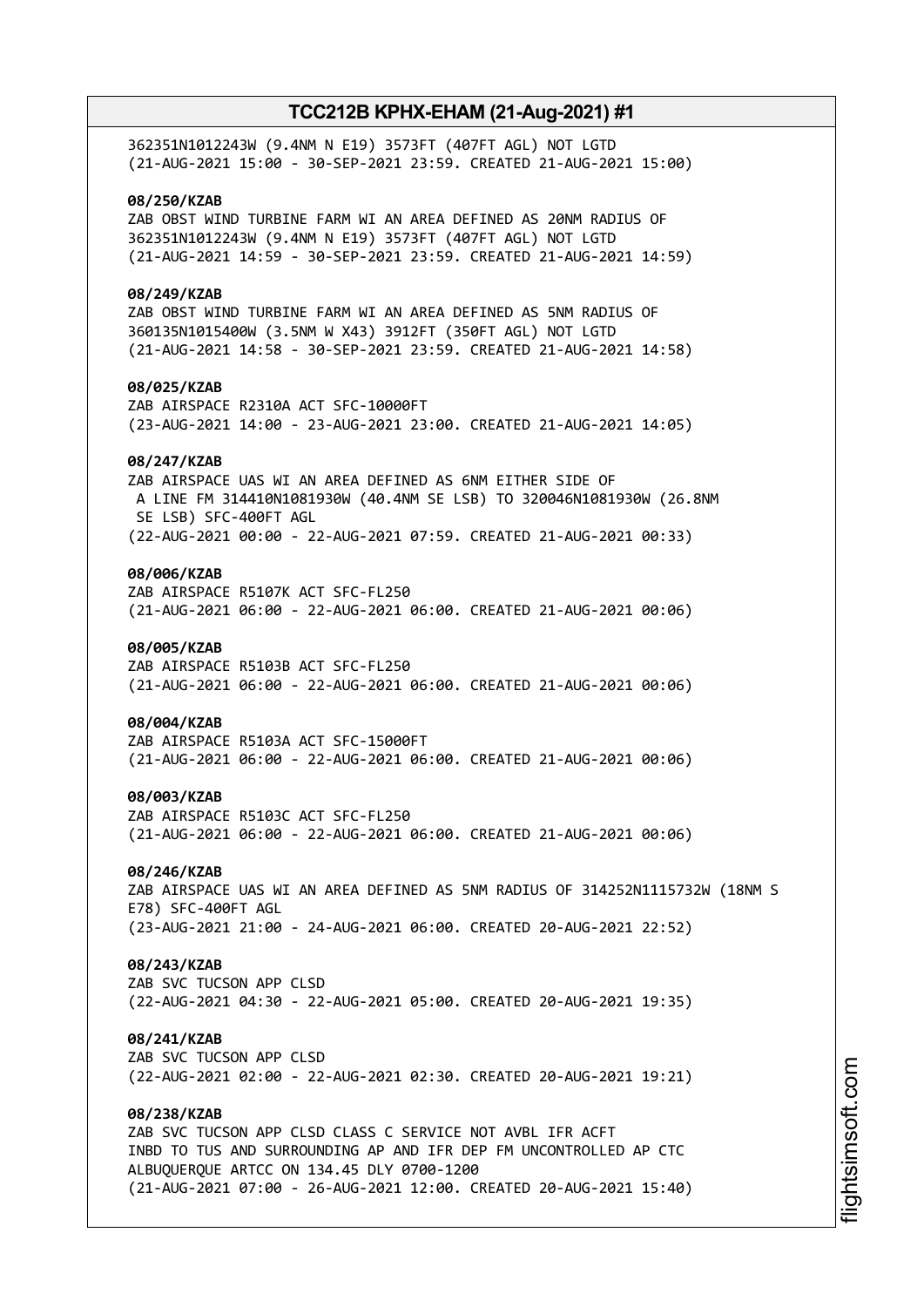362351N1012243W (9.4NM N E19) 3573FT (407FT AGL) NOT LGTD
(21-AUG-2021 15:00 - 30-SEP-2021 23:59. CREATED 21-AUG-2021 15:00)

**08/250/KZAB**
ZAB OBST WIND TURBINE FARM WI AN AREA DEFINED AS 20NM RADIUS OF
362351N1012243W (9.4NM N E19) 3573FT (407FT AGL) NOT LGTD
(21-AUG-2021 14:59 - 30-SEP-2021 23:59. CREATED 21-AUG-2021 14:59)

**08/249/KZAB**
ZAB OBST WIND TURBINE FARM WI AN AREA DEFINED AS 5NM RADIUS OF
360135N1015400W (3.5NM W X43) 3912FT (350FT AGL) NOT LGTD
(21-AUG-2021 14:58 - 30-SEP-2021 23:59. CREATED 21-AUG-2021 14:58)

**08/025/KZAB**
ZAB AIRSPACE R2310A ACT SFC-10000FT
(23-AUG-2021 14:00 - 23-AUG-2021 23:00. CREATED 21-AUG-2021 14:05)

**08/247/KZAB**
ZAB AIRSPACE UAS WI AN AREA DEFINED AS 6NM EITHER SIDE OF
A LINE FM 314410N1081930W (40.4NM SE LSB) TO 320046N1081930W (26.8NM
SE LSB) SFC-400FT AGL
(22-AUG-2021 00:00 - 22-AUG-2021 07:59. CREATED 21-AUG-2021 00:33)

**08/006/KZAB**
ZAB AIRSPACE R5107K ACT SFC-FL250
(21-AUG-2021 06:00 - 22-AUG-2021 06:00. CREATED 21-AUG-2021 00:06)

**08/005/KZAB**
ZAB AIRSPACE R5103B ACT SFC-FL250
(21-AUG-2021 06:00 - 22-AUG-2021 06:00. CREATED 21-AUG-2021 00:06)

**08/004/KZAB**
ZAB AIRSPACE R5103A ACT SFC-15000FT
(21-AUG-2021 06:00 - 22-AUG-2021 06:00. CREATED 21-AUG-2021 00:06)

**08/003/KZAB**
ZAB AIRSPACE R5103C ACT SFC-FL250
(21-AUG-2021 06:00 - 22-AUG-2021 06:00. CREATED 21-AUG-2021 00:06)

**08/246/KZAB**
ZAB AIRSPACE UAS WI AN AREA DEFINED AS 5NM RADIUS OF 314252N1115732W (18NM S
E78) SFC-400FT AGL
(23-AUG-2021 21:00 - 24-AUG-2021 06:00. CREATED 20-AUG-2021 22:52)

**08/243/KZAB**
ZAB SVC TUCSON APP CLSD
(22-AUG-2021 04:30 - 22-AUG-2021 05:00. CREATED 20-AUG-2021 19:35)

**08/241/KZAB**
ZAB SVC TUCSON APP CLSD
(22-AUG-2021 02:00 - 22-AUG-2021 02:30. CREATED 20-AUG-2021 19:21)

**08/238/KZAB**
ZAB SVC TUCSON APP CLSD CLASS C SERVICE NOT AVBL IFR ACFT
INBD TO TUS AND SURROUNDING AP AND IFR DEP FM UNCONTROLLED AP CTC
ALBUQUERQUE ARTCC ON 134.45 DLY 0700-1200
(21-AUG-2021 07:00 - 26-AUG-2021 12:00. CREATED 20-AUG-2021 15:40)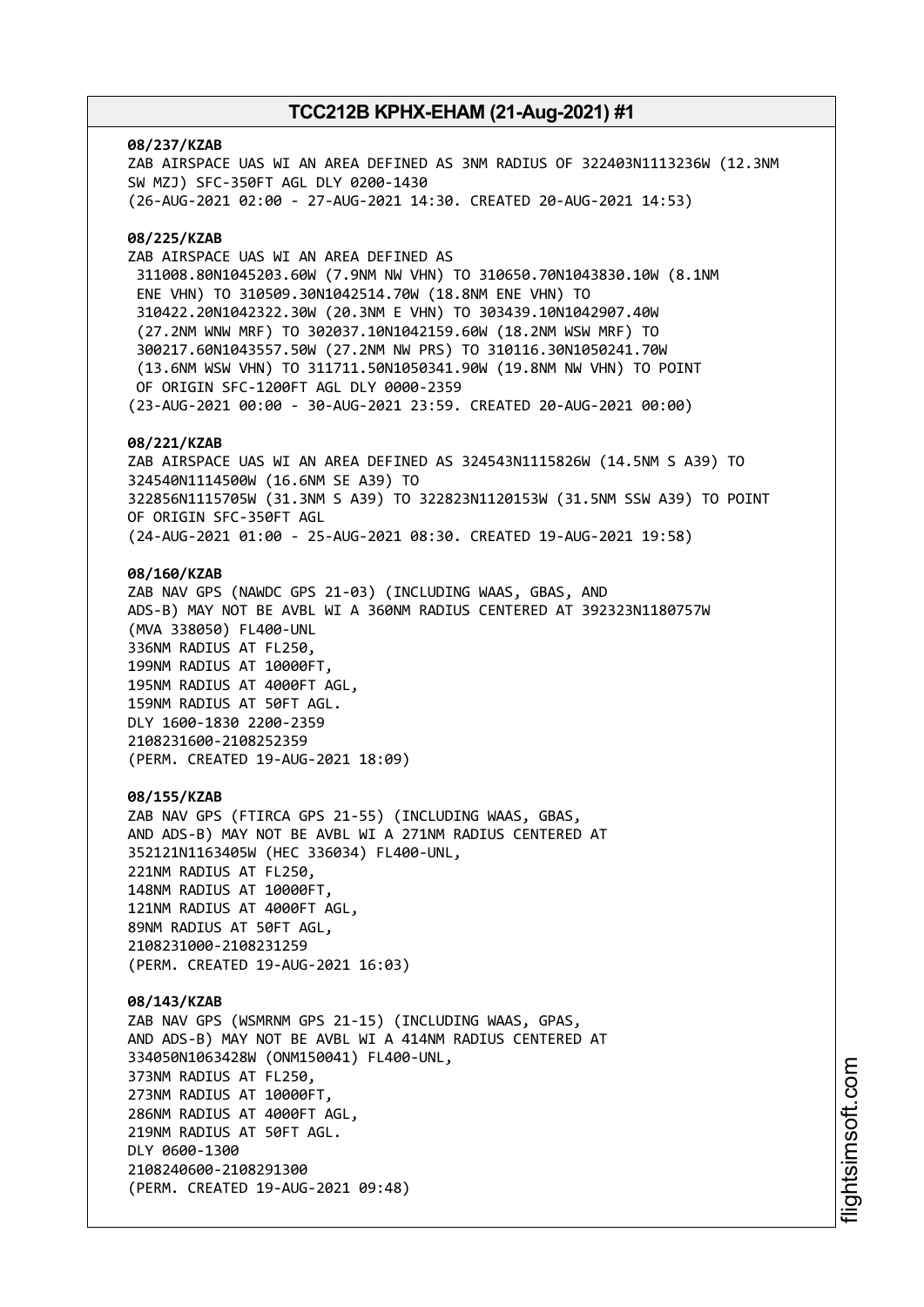**08/237/KZAB**
ZAB AIRSPACE UAS WI AN AREA DEFINED AS 3NM RADIUS OF 322403N1113236W (12.3NM SW MZJ) SFC-350FT AGL DLY 0200-1430
(26-AUG-2021 02:00 - 27-AUG-2021 14:30. CREATED 20-AUG-2021 14:53)

**08/225/KZAB**
ZAB AIRSPACE UAS WI AN AREA DEFINED AS
311008.80N1045203.60W (7.9NM NW VHN) TO 310650.70N1043830.10W (8.1NM ENE VHN) TO 310509.30N1042514.70W (18.8NM ENE VHN) TO 310422.20N1042322.30W (20.3NM E VHN) TO 303439.10N1042907.40W (27.2NM WNW MRF) TO 302037.10N1042159.60W (18.2NM WSW MRF) TO 300217.60N1043557.50W (27.2NM NW PRS) TO 310116.30N1050241.70W (13.6NM WSW VHN) TO 311711.50N1050341.90W (19.8NM NW VHN) TO POINT OF ORIGIN SFC-1200FT AGL DLY 0000-2359
(23-AUG-2021 00:00 - 30-AUG-2021 23:59. CREATED 20-AUG-2021 00:00)

**08/221/KZAB**
ZAB AIRSPACE UAS WI AN AREA DEFINED AS 324543N1115826W (14.5NM S A39) TO 324540N1114500W (16.6NM SE A39) TO 322856N1115705W (31.3NM S A39) TO 322823N1120153W (31.5NM SSW A39) TO POINT OF ORIGIN SFC-350FT AGL
(24-AUG-2021 01:00 - 25-AUG-2021 08:30. CREATED 19-AUG-2021 19:58)

**08/160/KZAB**
ZAB NAV GPS (NAWDC GPS 21-03) (INCLUDING WAAS, GBAS, AND ADS-B) MAY NOT BE AVBL WI A 360NM RADIUS CENTERED AT 392323N1180757W (MVA 338050) FL400-UNL
336NM RADIUS AT FL250,
199NM RADIUS AT 10000FT,
195NM RADIUS AT 4000FT AGL,
159NM RADIUS AT 50FT AGL.
DLY 1600-1830 2200-2359
2108231600-2108252359
(PERM. CREATED 19-AUG-2021 18:09)

**08/155/KZAB**
ZAB NAV GPS (FTIRCA GPS 21-55) (INCLUDING WAAS, GBAS, AND ADS-B) MAY NOT BE AVBL WI A 271NM RADIUS CENTERED AT 352121N1163405W (HEC 336034) FL400-UNL,
221NM RADIUS AT FL250,
148NM RADIUS AT 10000FT,
121NM RADIUS AT 4000FT AGL,
89NM RADIUS AT 50FT AGL,
2108231000-2108231259
(PERM. CREATED 19-AUG-2021 16:03)

**08/143/KZAB**
ZAB NAV GPS (WSMRNM GPS 21-15) (INCLUDING WAAS, GPAS, AND ADS-B) MAY NOT BE AVBL WI A 414NM RADIUS CENTERED AT 334050N1063428W (ONM150041) FL400-UNL,
373NM RADIUS AT FL250,
273NM RADIUS AT 10000FT,
286NM RADIUS AT 4000FT AGL,
219NM RADIUS AT 50FT AGL.
DLY 0600-1300
2108240600-2108291300
(PERM. CREATED 19-AUG-2021 09:48)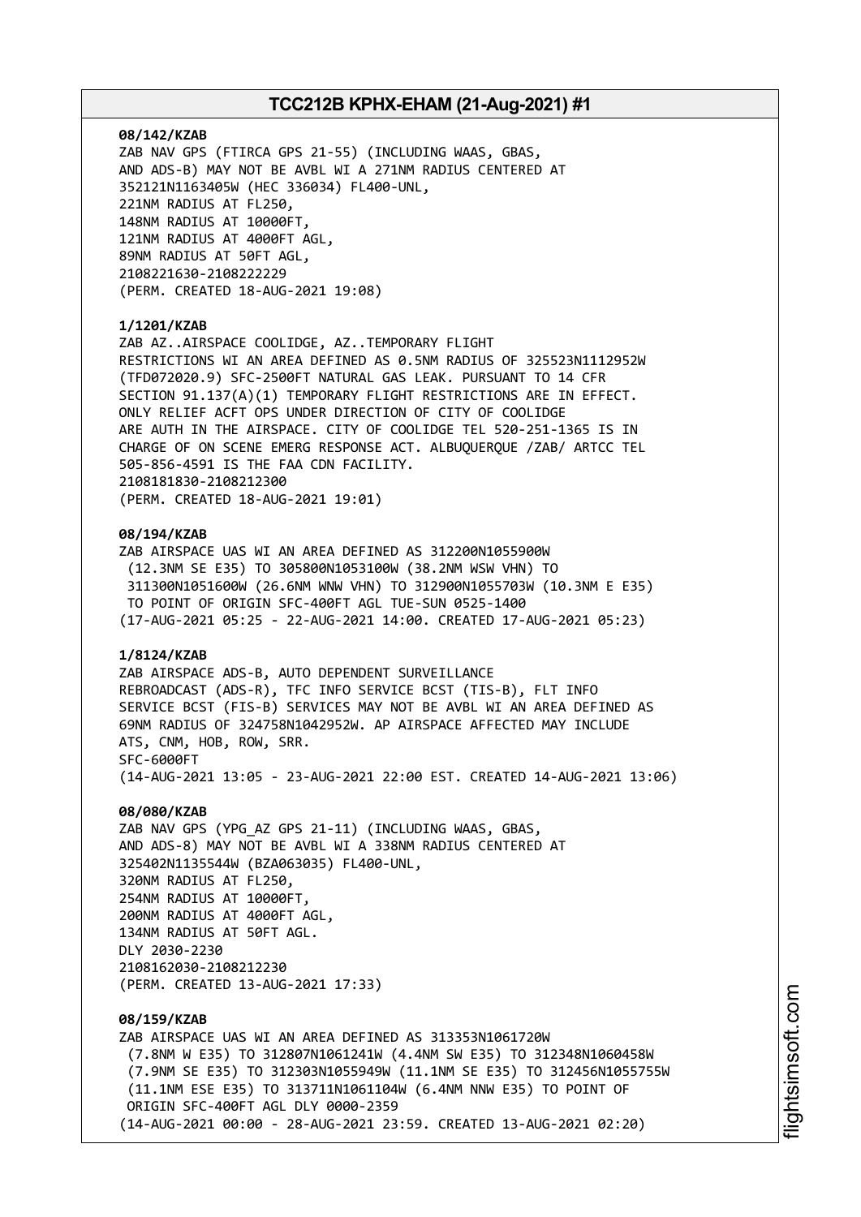**08/142/KZAB**
ZAB NAV GPS (FTIRCA GPS 21-55) (INCLUDING WAAS, GBAS,
AND ADS-B) MAY NOT BE AVBL WI A 271NM RADIUS CENTERED AT
352121N1163405W (HEC 336034) FL400-UNL,
221NM RADIUS AT FL250,
148NM RADIUS AT 10000FT,
121NM RADIUS AT 4000FT AGL,
89NM RADIUS AT 50FT AGL,
2108221630-2108222229
(PERM. CREATED 18-AUG-2021 19:08)

**1/1201/KZAB**
ZAB AZ..AIRSPACE COOLIDGE, AZ..TEMPORARY FLIGHT
RESTRICTIONS WI AN AREA DEFINED AS 0.5NM RADIUS OF 325523N1112952W
(TFD072020.9) SFC-2500FT NATURAL GAS LEAK. PURSUANT TO 14 CFR
SECTION 91.137(A)(1) TEMPORARY FLIGHT RESTRICTIONS ARE IN EFFECT.
ONLY RELIEF ACFT OPS UNDER DIRECTION OF CITY OF COOLIDGE
ARE AUTH IN THE AIRSPACE. CITY OF COOLIDGE TEL 520-251-1365 IS IN
CHARGE OF ON SCENE EMERG RESPONSE ACT. ALBUQUERQUE /ZAB/ ARTCC TEL
505-856-4591 IS THE FAA CDN FACILITY.
2108181830-2108212300
(PERM. CREATED 18-AUG-2021 19:01)

**08/194/KZAB**
ZAB AIRSPACE UAS WI AN AREA DEFINED AS 312200N1055900W
(12.3NM SE E35) TO 305800N1053100W (38.2NM WSW VHN) TO
311300N1051600W (26.6NM WNW VHN) TO 312900N1055703W (10.3NM E E35)
TO POINT OF ORIGIN SFC-400FT AGL TUE-SUN 0525-1400
(17-AUG-2021 05:25 - 22-AUG-2021 14:00. CREATED 17-AUG-2021 05:23)

**1/8124/KZAB**
ZAB AIRSPACE ADS-B, AUTO DEPENDENT SURVEILLANCE
REBROADCAST (ADS-R), TFC INFO SERVICE BCST (TIS-B), FLT INFO
SERVICE BCST (FIS-B) SERVICES MAY NOT BE AVBL WI AN AREA DEFINED AS
69NM RADIUS OF 324758N1042952W. AP AIRSPACE AFFECTED MAY INCLUDE
ATS, CNM, HOB, ROW, SRR.
SFC-6000FT
(14-AUG-2021 13:05 - 23-AUG-2021 22:00 EST. CREATED 14-AUG-2021 13:06)

**08/080/KZAB**
ZAB NAV GPS (YPG_AZ GPS 21-11) (INCLUDING WAAS, GBAS,
AND ADS-8) MAY NOT BE AVBL WI A 338NM RADIUS CENTERED AT
325402N1135544W (BZA063035) FL400-UNL,
320NM RADIUS AT FL250,
254NM RADIUS AT 10000FT,
200NM RADIUS AT 4000FT AGL,
134NM RADIUS AT 50FT AGL.
DLY 2030-2230
2108162030-2108212230
(PERM. CREATED 13-AUG-2021 17:33)

**08/159/KZAB**
ZAB AIRSPACE UAS WI AN AREA DEFINED AS 313353N1061720W
(7.8NM W E35) TO 312807N1061241W (4.4NM SW E35) TO 312348N1060458W
(7.9NM SE E35) TO 312303N1055949W (11.1NM SE E35) TO 312456N1055755W
(11.1NM ESE E35) TO 313711N1061104W (6.4NM NNW E35) TO POINT OF
ORIGIN SFC-400FT AGL DLY 0000-2359
(14-AUG-2021 00:00 - 28-AUG-2021 23:59. CREATED 13-AUG-2021 02:20)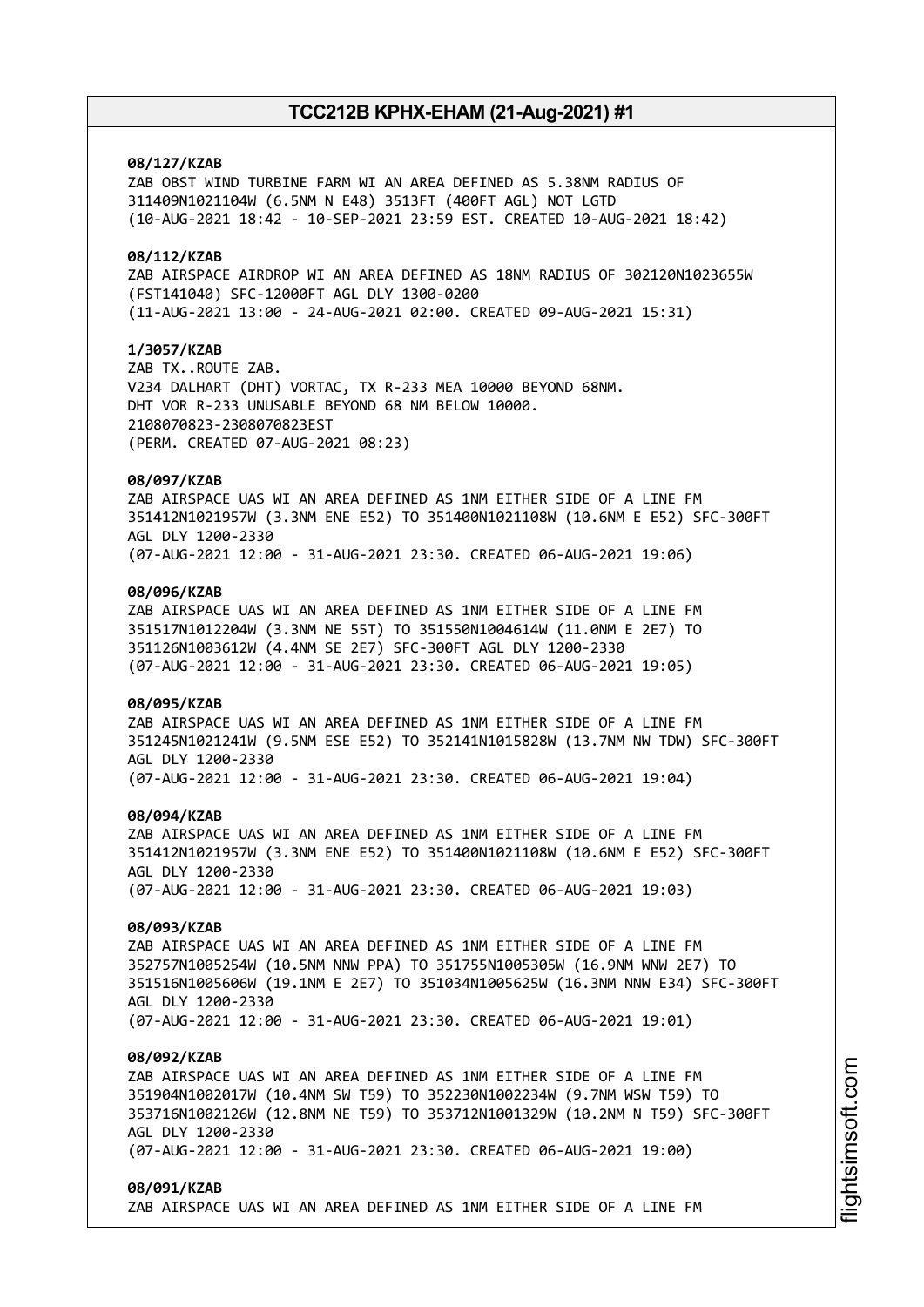**08/127/KZAB**
ZAB OBST WIND TURBINE FARM WI AN AREA DEFINED AS 5.38NM RADIUS OF 311409N1021104W (6.5NM N E48) 3513FT (400FT AGL) NOT LGTD
(10-AUG-2021 18:42 - 10-SEP-2021 23:59 EST. CREATED 10-AUG-2021 18:42)

**08/112/KZAB**
ZAB AIRSPACE AIRDROP WI AN AREA DEFINED AS 18NM RADIUS OF 302120N1023655W (FST141040) SFC-12000FT AGL DLY 1300-0200
(11-AUG-2021 13:00 - 24-AUG-2021 02:00. CREATED 09-AUG-2021 15:31)

**1/3057/KZAB**
ZAB TX..ROUTE ZAB.
V234 DALHART (DHT) VORTAC, TX R-233 MEA 10000 BEYOND 68NM.
DHT VOR R-233 UNUSABLE BEYOND 68 NM BELOW 10000.
2108070823-2308070823EST
(PERM. CREATED 07-AUG-2021 08:23)

**08/097/KZAB**
ZAB AIRSPACE UAS WI AN AREA DEFINED AS 1NM EITHER SIDE OF A LINE FM 351412N1021957W (3.3NM ENE E52) TO 351400N1021108W (10.6NM E E52) SFC-300FT AGL DLY 1200-2330
(07-AUG-2021 12:00 - 31-AUG-2021 23:30. CREATED 06-AUG-2021 19:06)

**08/096/KZAB**
ZAB AIRSPACE UAS WI AN AREA DEFINED AS 1NM EITHER SIDE OF A LINE FM 351517N1012204W (3.3NM NE 55T) TO 351550N1004614W (11.0NM E 2E7) TO 351126N1003612W (4.4NM SE 2E7) SFC-300FT AGL DLY 1200-2330
(07-AUG-2021 12:00 - 31-AUG-2021 23:30. CREATED 06-AUG-2021 19:05)

**08/095/KZAB**
ZAB AIRSPACE UAS WI AN AREA DEFINED AS 1NM EITHER SIDE OF A LINE FM 351245N1021241W (9.5NM ESE E52) TO 352141N1015828W (13.7NM NW TDW) SFC-300FT AGL DLY 1200-2330
(07-AUG-2021 12:00 - 31-AUG-2021 23:30. CREATED 06-AUG-2021 19:04)

**08/094/KZAB**
ZAB AIRSPACE UAS WI AN AREA DEFINED AS 1NM EITHER SIDE OF A LINE FM 351412N1021957W (3.3NM ENE E52) TO 351400N1021108W (10.6NM E E52) SFC-300FT AGL DLY 1200-2330
(07-AUG-2021 12:00 - 31-AUG-2021 23:30. CREATED 06-AUG-2021 19:03)

**08/093/KZAB**
ZAB AIRSPACE UAS WI AN AREA DEFINED AS 1NM EITHER SIDE OF A LINE FM 352757N1005254W (10.5NM NNW PPA) TO 351755N1005305W (16.9NM WNW 2E7) TO 351516N1005606W (19.1NM E 2E7) TO 351034N1005625W (16.3NM NNW E34) SFC-300FT AGL DLY 1200-2330
(07-AUG-2021 12:00 - 31-AUG-2021 23:30. CREATED 06-AUG-2021 19:01)

**08/092/KZAB**
ZAB AIRSPACE UAS WI AN AREA DEFINED AS 1NM EITHER SIDE OF A LINE FM 351904N1002017W (10.4NM SW T59) TO 352230N1002234W (9.7NM WSW T59) TO 353716N1002126W (12.8NM NE T59) TO 353712N1001329W (10.2NM N T59) SFC-300FT AGL DLY 1200-2330
(07-AUG-2021 12:00 - 31-AUG-2021 23:30. CREATED 06-AUG-2021 19:00)

**08/091/KZAB**
ZAB AIRSPACE UAS WI AN AREA DEFINED AS 1NM EITHER SIDE OF A LINE FM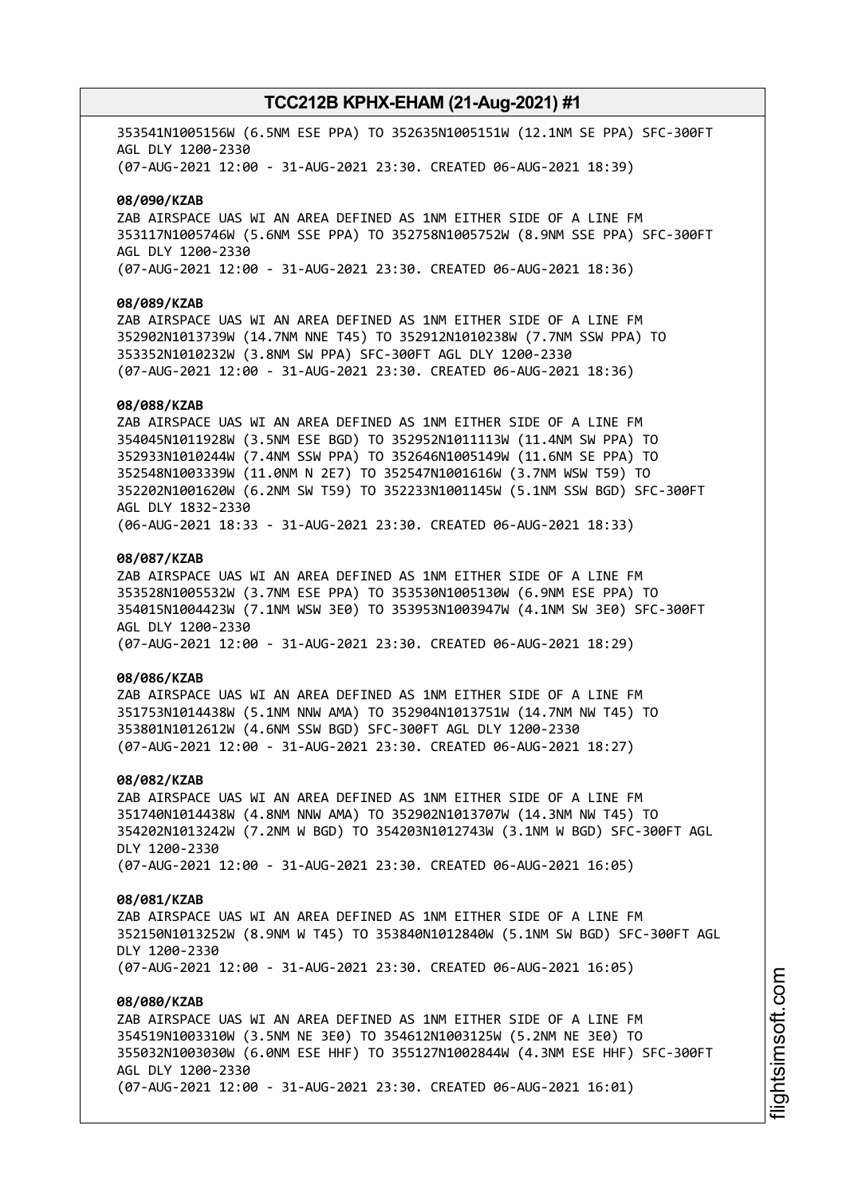353541N1005156W (6.5NM ESE PPA) TO 352635N1005151W (12.1NM SE PPA) SFC-300FT AGL DLY 1200-2330
(07-AUG-2021 12:00 - 31-AUG-2021 23:30. CREATED 06-AUG-2021 18:39)

**08/090/KZAB**
ZAB AIRSPACE UAS WI AN AREA DEFINED AS 1NM EITHER SIDE OF A LINE FM 353117N1005746W (5.6NM SSE PPA) TO 352758N1005752W (8.9NM SSE PPA) SFC-300FT AGL DLY 1200-2330
(07-AUG-2021 12:00 - 31-AUG-2021 23:30. CREATED 06-AUG-2021 18:36)

**08/089/KZAB**
ZAB AIRSPACE UAS WI AN AREA DEFINED AS 1NM EITHER SIDE OF A LINE FM 352902N1013739W (14.7NM NNE T45) TO 352912N1010238W (7.7NM SSW PPA) TO 353352N1010232W (3.8NM SW PPA) SFC-300FT AGL DLY 1200-2330
(07-AUG-2021 12:00 - 31-AUG-2021 23:30. CREATED 06-AUG-2021 18:36)

**08/088/KZAB**
ZAB AIRSPACE UAS WI AN AREA DEFINED AS 1NM EITHER SIDE OF A LINE FM 354045N1011928W (3.5NM ESE BGD) TO 352952N1011113W (11.4NM SW PPA) TO 352933N1010244W (7.4NM SSW PPA) TO 352646N1005149W (11.6NM SE PPA) TO 352548N1003339W (11.0NM N 2E7) TO 352547N1001616W (3.7NM WSW T59) TO 352202N1001620W (6.2NM SW T59) TO 352233N1001145W (5.1NM SSW BGD) SFC-300FT AGL DLY 1832-2330
(06-AUG-2021 18:33 - 31-AUG-2021 23:30. CREATED 06-AUG-2021 18:33)

**08/087/KZAB**
ZAB AIRSPACE UAS WI AN AREA DEFINED AS 1NM EITHER SIDE OF A LINE FM 353528N1005532W (3.7NM ESE PPA) TO 353530N1005130W (6.9NM ESE PPA) TO 354015N1004423W (7.1NM WSW 3E0) TO 353953N1003947W (4.1NM SW 3E0) SFC-300FT AGL DLY 1200-2330
(07-AUG-2021 12:00 - 31-AUG-2021 23:30. CREATED 06-AUG-2021 18:29)

**08/086/KZAB**
ZAB AIRSPACE UAS WI AN AREA DEFINED AS 1NM EITHER SIDE OF A LINE FM 351753N1014438W (5.1NM NNW AMA) TO 352904N1013751W (14.7NM NW T45) TO 353801N1012612W (4.6NM SSW BGD) SFC-300FT AGL DLY 1200-2330
(07-AUG-2021 12:00 - 31-AUG-2021 23:30. CREATED 06-AUG-2021 18:27)

**08/082/KZAB**
ZAB AIRSPACE UAS WI AN AREA DEFINED AS 1NM EITHER SIDE OF A LINE FM 351740N1014438W (4.8NM NNW AMA) TO 352902N1013707W (14.3NM NW T45) TO 354202N1013242W (7.2NM W BGD) TO 354203N1012743W (3.1NM W BGD) SFC-300FT AGL DLY 1200-2330
(07-AUG-2021 12:00 - 31-AUG-2021 23:30. CREATED 06-AUG-2021 16:05)

**08/081/KZAB**
ZAB AIRSPACE UAS WI AN AREA DEFINED AS 1NM EITHER SIDE OF A LINE FM 352150N1013252W (8.9NM W T45) TO 353840N1012840W (5.1NM SW BGD) SFC-300FT AGL DLY 1200-2330
(07-AUG-2021 12:00 - 31-AUG-2021 23:30. CREATED 06-AUG-2021 16:05)

**08/080/KZAB**
ZAB AIRSPACE UAS WI AN AREA DEFINED AS 1NM EITHER SIDE OF A LINE FM 354519N1003310W (3.5NM NE 3E0) TO 354612N1003125W (5.2NM NE 3E0) TO 355032N1003030W (6.0NM ESE HHF) TO 355127N1002844W (4.3NM ESE HHF) SFC-300FT AGL DLY 1200-2330
(07-AUG-2021 12:00 - 31-AUG-2021 23:30. CREATED 06-AUG-2021 16:01)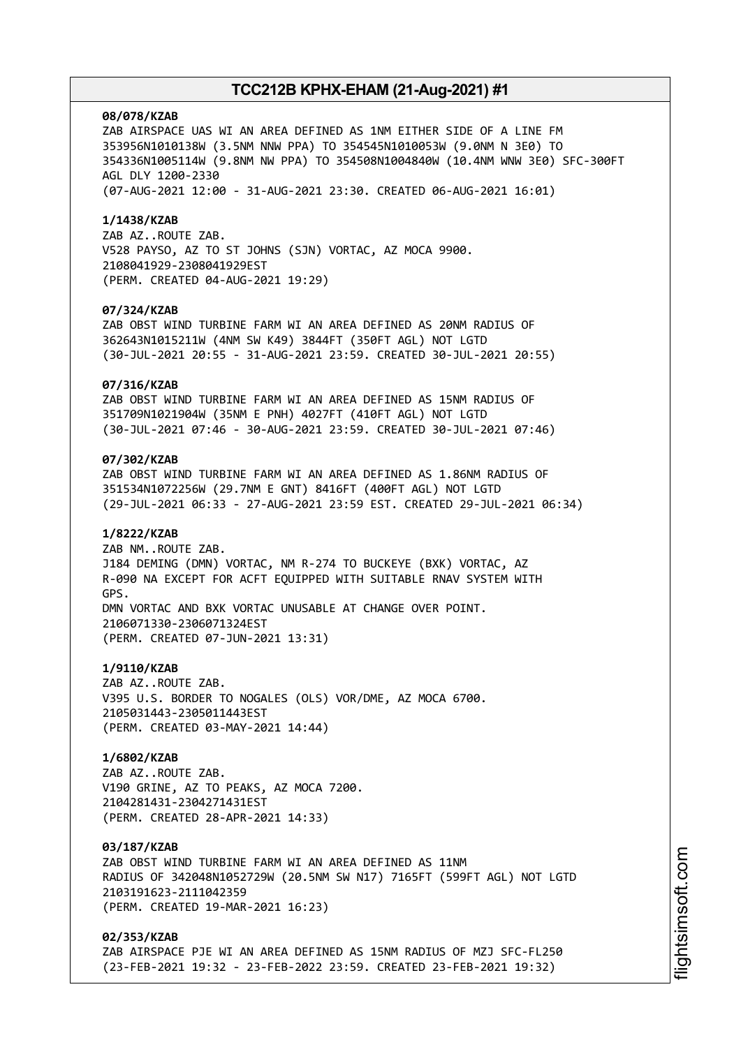**08/078/KZAB**
ZAB AIRSPACE UAS WI AN AREA DEFINED AS 1NM EITHER SIDE OF A LINE FM 353956N1010138W (3.5NM NNW PPA) TO 354545N1010053W (9.0NM N 3E0) TO 354336N1005114W (9.8NM NW PPA) TO 354508N1004840W (10.4NM WNW 3E0) SFC-300FT AGL DLY 1200-2330
(07-AUG-2021 12:00 - 31-AUG-2021 23:30. CREATED 06-AUG-2021 16:01)

**1/1438/KZAB**
ZAB AZ..ROUTE ZAB.
V528 PAYSO, AZ TO ST JOHNS (SJN) VORTAC, AZ MOCA 9900.
2108041929-2308041929EST
(PERM. CREATED 04-AUG-2021 19:29)

**07/324/KZAB**
ZAB OBST WIND TURBINE FARM WI AN AREA DEFINED AS 20NM RADIUS OF 362643N1015211W (4NM SW K49) 3844FT (350FT AGL) NOT LGTD
(30-JUL-2021 20:55 - 31-AUG-2021 23:59. CREATED 30-JUL-2021 20:55)

**07/316/KZAB**
ZAB OBST WIND TURBINE FARM WI AN AREA DEFINED AS 15NM RADIUS OF 351709N1021904W (35NM E PNH) 4027FT (410FT AGL) NOT LGTD
(30-JUL-2021 07:46 - 30-AUG-2021 23:59. CREATED 30-JUL-2021 07:46)

**07/302/KZAB**
ZAB OBST WIND TURBINE FARM WI AN AREA DEFINED AS 1.86NM RADIUS OF 351534N1072256W (29.7NM E GNT) 8416FT (400FT AGL) NOT LGTD
(29-JUL-2021 06:33 - 27-AUG-2021 23:59 EST. CREATED 29-JUL-2021 06:34)

**1/8222/KZAB**
ZAB NM..ROUTE ZAB.
J184 DEMING (DMN) VORTAC, NM R-274 TO BUCKEYE (BXK) VORTAC, AZ R-090 NA EXCEPT FOR ACFT EQUIPPED WITH SUITABLE RNAV SYSTEM WITH GPS.
DMN VORTAC AND BXK VORTAC UNUSABLE AT CHANGE OVER POINT.
2106071330-2306071324EST
(PERM. CREATED 07-JUN-2021 13:31)

**1/9110/KZAB**
ZAB AZ..ROUTE ZAB.
V395 U.S. BORDER TO NOGALES (OLS) VOR/DME, AZ MOCA 6700.
2105031443-2305011443EST
(PERM. CREATED 03-MAY-2021 14:44)

**1/6802/KZAB**
ZAB AZ..ROUTE ZAB.
V190 GRINE, AZ TO PEAKS, AZ MOCA 7200.
2104281431-2304271431EST
(PERM. CREATED 28-APR-2021 14:33)

**03/187/KZAB**
ZAB OBST WIND TURBINE FARM WI AN AREA DEFINED AS 11NM RADIUS OF 342048N1052729W (20.5NM SW N17) 7165FT (599FT AGL) NOT LGTD
2103191623-2111042359
(PERM. CREATED 19-MAR-2021 16:23)

**02/353/KZAB**
ZAB AIRSPACE PJE WI AN AREA DEFINED AS 15NM RADIUS OF MZJ SFC-FL250
(23-FEB-2021 19:32 - 23-FEB-2022 23:59. CREATED 23-FEB-2021 19:32)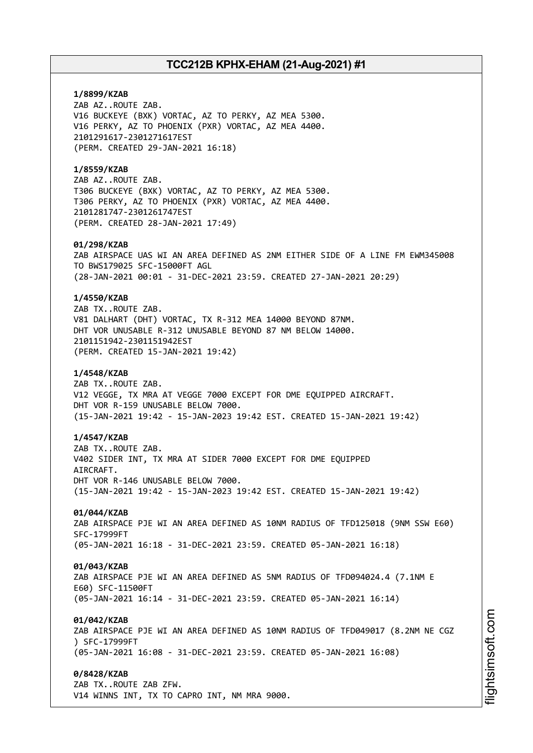**1/8899/KZAB**
ZAB AZ..ROUTE ZAB.
V16 BUCKEYE (BXK) VORTAC, AZ TO PERKY, AZ MEA 5300.
V16 PERKY, AZ TO PHOENIX (PXR) VORTAC, AZ MEA 4400.
2101291617-2301271617EST
(PERM. CREATED 29-JAN-2021 16:18)

**1/8559/KZAB**
ZAB AZ..ROUTE ZAB.
T306 BUCKEYE (BXK) VORTAC, AZ TO PERKY, AZ MEA 5300.
T306 PERKY, AZ TO PHOENIX (PXR) VORTAC, AZ MEA 4400.
2101281747-2301261747EST
(PERM. CREATED 28-JAN-2021 17:49)

**01/298/KZAB**
ZAB AIRSPACE UAS WI AN AREA DEFINED AS 2NM EITHER SIDE OF A LINE FM EWM345008 TO BWS179025 SFC-15000FT AGL
(28-JAN-2021 00:01 - 31-DEC-2021 23:59. CREATED 27-JAN-2021 20:29)

**1/4550/KZAB**
ZAB TX..ROUTE ZAB.
V81 DALHART (DHT) VORTAC, TX R-312 MEA 14000 BEYOND 87NM.
DHT VOR UNUSABLE R-312 UNUSABLE BEYOND 87 NM BELOW 14000.
2101151942-2301151942EST
(PERM. CREATED 15-JAN-2021 19:42)

**1/4548/KZAB**
ZAB TX..ROUTE ZAB.
V12 VEGGE, TX MRA AT VEGGE 7000 EXCEPT FOR DME EQUIPPED AIRCRAFT.
DHT VOR R-159 UNUSABLE BELOW 7000.
(15-JAN-2021 19:42 - 15-JAN-2023 19:42 EST. CREATED 15-JAN-2021 19:42)

**1/4547/KZAB**
ZAB TX..ROUTE ZAB.
V402 SIDER INT, TX MRA AT SIDER 7000 EXCEPT FOR DME EQUIPPED AIRCRAFT.
DHT VOR R-146 UNUSABLE BELOW 7000.
(15-JAN-2021 19:42 - 15-JAN-2023 19:42 EST. CREATED 15-JAN-2021 19:42)

**01/044/KZAB**
ZAB AIRSPACE PJE WI AN AREA DEFINED AS 10NM RADIUS OF TFD125018 (9NM SSW E60) SFC-17999FT
(05-JAN-2021 16:18 - 31-DEC-2021 23:59. CREATED 05-JAN-2021 16:18)

**01/043/KZAB**
ZAB AIRSPACE PJE WI AN AREA DEFINED AS 5NM RADIUS OF TFD094024.4 (7.1NM E E60) SFC-11500FT
(05-JAN-2021 16:14 - 31-DEC-2021 23:59. CREATED 05-JAN-2021 16:14)

**01/042/KZAB**
ZAB AIRSPACE PJE WI AN AREA DEFINED AS 10NM RADIUS OF TFD049017 (8.2NM NE CGZ ) SFC-17999FT
(05-JAN-2021 16:08 - 31-DEC-2021 23:59. CREATED 05-JAN-2021 16:08)

**0/8428/KZAB**
ZAB TX..ROUTE ZAB ZFW.
V14 WINNS INT, TX TO CAPRO INT, NM MRA 9000.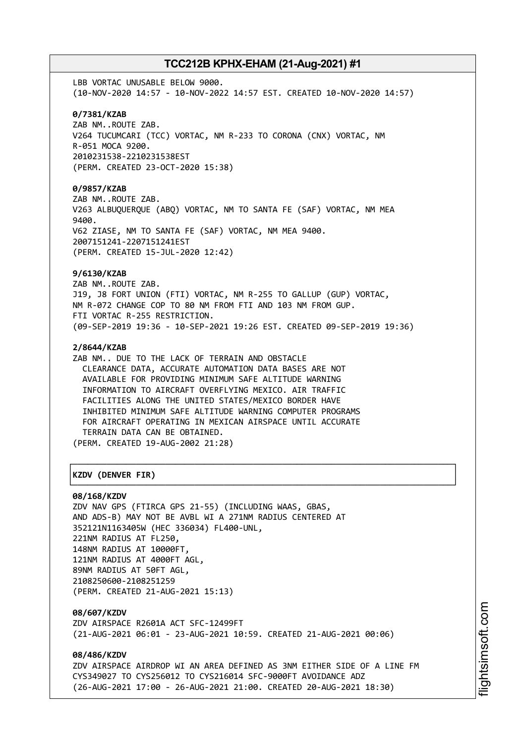LBB VORTAC UNUSABLE BELOW 9000.
(10-NOV-2020 14:57 - 10-NOV-2022 14:57 EST. CREATED 10-NOV-2020 14:57)

**0/7381/KZAB**
ZAB NM..ROUTE ZAB.
V264 TUCUMCARI (TCC) VORTAC, NM R-233 TO CORONA (CNX) VORTAC, NM
R-051 MOCA 9200.
2010231538-2210231538EST
(PERM. CREATED 23-OCT-2020 15:38)

**0/9857/KZAB**
ZAB NM..ROUTE ZAB.
V263 ALBUQUERQUE (ABQ) VORTAC, NM TO SANTA FE (SAF) VORTAC, NM MEA
9400.
V62 ZIASE, NM TO SANTA FE (SAF) VORTAC, NM MEA 9400.
2007151241-2207151241EST
(PERM. CREATED 15-JUL-2020 12:42)

**9/6130/KZAB**
ZAB NM..ROUTE ZAB.
J19, J8 FORT UNION (FTI) VORTAC, NM R-255 TO GALLUP (GUP) VORTAC,
NM R-072 CHANGE COP TO 80 NM FROM FTI AND 103 NM FROM GUP.
FTI VORTAC R-255 RESTRICTION.
(09-SEP-2019 19:36 - 10-SEP-2021 19:26 EST. CREATED 09-SEP-2019 19:36)

**2/8644/KZAB**
ZAB NM.. DUE TO THE LACK OF TERRAIN AND OBSTACLE
CLEARANCE DATA, ACCURATE AUTOMATION DATA BASES ARE NOT
AVAILABLE FOR PROVIDING MINIMUM SAFE ALTITUDE WARNING
INFORMATION TO AIRCRAFT OVERFLYING MEXICO. AIR TRAFFIC
FACILITIES ALONG THE UNITED STATES/MEXICO BORDER HAVE
INHIBITED MINIMUM SAFE ALTITUDE WARNING COMPUTER PROGRAMS
FOR AIRCRAFT OPERATING IN MEXICAN AIRSPACE UNTIL ACCURATE
TERRAIN DATA CAN BE OBTAINED.
(PERM. CREATED 19-AUG-2002 21:28)

## KZDV (DENVER FIR)

**08/168/KZDV**
ZDV NAV GPS (FTIRCA GPS 21-55) (INCLUDING WAAS, GBAS,
AND ADS-B) MAY NOT BE AVBL WI A 271NM RADIUS CENTERED AT
352121N1163405W (HEC 336034) FL400-UNL,
221NM RADIUS AT FL250,
148NM RADIUS AT 10000FT,
121NM RADIUS AT 4000FT AGL,
89NM RADIUS AT 50FT AGL,
2108250600-2108251259
(PERM. CREATED 21-AUG-2021 15:13)

**08/607/KZDV**
ZDV AIRSPACE R2601A ACT SFC-12499FT
(21-AUG-2021 06:01 - 23-AUG-2021 10:59. CREATED 21-AUG-2021 00:06)

**08/486/KZDV**
ZDV AIRSPACE AIRDROP WI AN AREA DEFINED AS 3NM EITHER SIDE OF A LINE FM
CYS349027 TO CYS256012 TO CYS216014 SFC-9000FT AVOIDANCE ADZ
(26-AUG-2021 17:00 - 26-AUG-2021 21:00. CREATED 20-AUG-2021 18:30)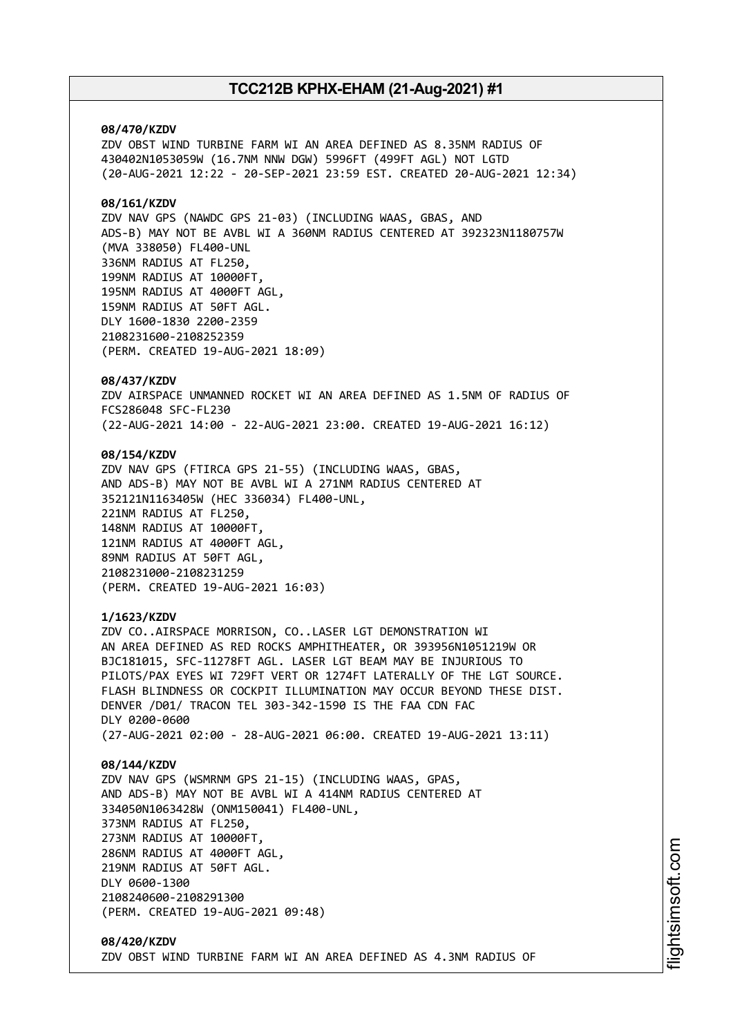**08/470/KZDV**
ZDV OBST WIND TURBINE FARM WI AN AREA DEFINED AS 8.35NM RADIUS OF 430402N1053059W (16.7NM NNW DGW) 5996FT (499FT AGL) NOT LGTD
(20-AUG-2021 12:22 - 20-SEP-2021 23:59 EST. CREATED 20-AUG-2021 12:34)

**08/161/KZDV**
ZDV NAV GPS (NAWDC GPS 21-03) (INCLUDING WAAS, GBAS, AND ADS-B) MAY NOT BE AVBL WI A 360NM RADIUS CENTERED AT 392323N1180757W (MVA 338050) FL400-UNL
336NM RADIUS AT FL250,
199NM RADIUS AT 10000FT,
195NM RADIUS AT 4000FT AGL,
159NM RADIUS AT 50FT AGL.
DLY 1600-1830 2200-2359
2108231600-2108252359
(PERM. CREATED 19-AUG-2021 18:09)

**08/437/KZDV**
ZDV AIRSPACE UNMANNED ROCKET WI AN AREA DEFINED AS 1.5NM OF RADIUS OF FCS286048 SFC-FL230
(22-AUG-2021 14:00 - 22-AUG-2021 23:00. CREATED 19-AUG-2021 16:12)

**08/154/KZDV**
ZDV NAV GPS (FTIRCA GPS 21-55) (INCLUDING WAAS, GBAS, AND ADS-B) MAY NOT BE AVBL WI A 271NM RADIUS CENTERED AT 352121N1163405W (HEC 336034) FL400-UNL,
221NM RADIUS AT FL250,
148NM RADIUS AT 10000FT,
121NM RADIUS AT 4000FT AGL,
89NM RADIUS AT 50FT AGL,
2108231000-2108231259
(PERM. CREATED 19-AUG-2021 16:03)

**1/1623/KZDV**
ZDV CO..AIRSPACE MORRISON, CO..LASER LGT DEMONSTRATION WI AN AREA DEFINED AS RED ROCKS AMPHITHEATER, OR 393956N1051219W OR BJC181015, SFC-11278FT AGL. LASER LGT BEAM MAY BE INJURIOUS TO PILOTS/PAX EYES WI 729FT VERT OR 1274FT LATERALLY OF THE LGT SOURCE. FLASH BLINDNESS OR COCKPIT ILLUMINATION MAY OCCUR BEYOND THESE DIST. DENVER /D01/ TRACON TEL 303-342-1590 IS THE FAA CDN FAC
DLY 0200-0600
(27-AUG-2021 02:00 - 28-AUG-2021 06:00. CREATED 19-AUG-2021 13:11)

**08/144/KZDV**
ZDV NAV GPS (WSMRNM GPS 21-15) (INCLUDING WAAS, GPAS, AND ADS-B) MAY NOT BE AVBL WI A 414NM RADIUS CENTERED AT 334050N1063428W (ONM150041) FL400-UNL,
373NM RADIUS AT FL250,
273NM RADIUS AT 10000FT,
286NM RADIUS AT 4000FT AGL,
219NM RADIUS AT 50FT AGL.
DLY 0600-1300
2108240600-2108291300
(PERM. CREATED 19-AUG-2021 09:48)

**08/420/KZDV**
ZDV OBST WIND TURBINE FARM WI AN AREA DEFINED AS 4.3NM RADIUS OF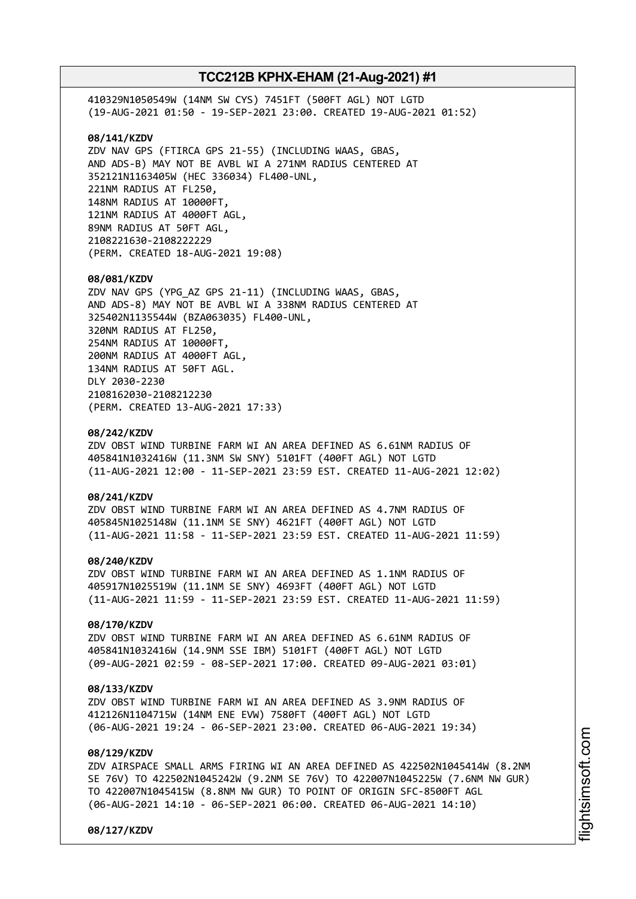410329N1050549W (14NM SW CYS) 7451FT (500FT AGL) NOT LGTD
(19-AUG-2021 01:50 - 19-SEP-2021 23:00. CREATED 19-AUG-2021 01:52)

**08/141/KZDV**
ZDV NAV GPS (FTIRCA GPS 21-55) (INCLUDING WAAS, GBAS,
AND ADS-B) MAY NOT BE AVBL WI A 271NM RADIUS CENTERED AT
352121N1163405W (HEC 336034) FL400-UNL,
221NM RADIUS AT FL250,
148NM RADIUS AT 10000FT,
121NM RADIUS AT 4000FT AGL,
89NM RADIUS AT 50FT AGL,
2108221630-2108222229
(PERM. CREATED 18-AUG-2021 19:08)

**08/081/KZDV**
ZDV NAV GPS (YPG_AZ GPS 21-11) (INCLUDING WAAS, GBAS,
AND ADS-8) MAY NOT BE AVBL WI A 338NM RADIUS CENTERED AT
325402N1135544W (BZA063035) FL400-UNL,
320NM RADIUS AT FL250,
254NM RADIUS AT 10000FT,
200NM RADIUS AT 4000FT AGL,
134NM RADIUS AT 50FT AGL.
DLY 2030-2230
2108162030-2108212230
(PERM. CREATED 13-AUG-2021 17:33)

**08/242/KZDV**
ZDV OBST WIND TURBINE FARM WI AN AREA DEFINED AS 6.61NM RADIUS OF
405841N1032416W (11.3NM SW SNY) 5101FT (400FT AGL) NOT LGTD
(11-AUG-2021 12:00 - 11-SEP-2021 23:59 EST. CREATED 11-AUG-2021 12:02)

**08/241/KZDV**
ZDV OBST WIND TURBINE FARM WI AN AREA DEFINED AS 4.7NM RADIUS OF
405845N1025148W (11.1NM SE SNY) 4621FT (400FT AGL) NOT LGTD
(11-AUG-2021 11:58 - 11-SEP-2021 23:59 EST. CREATED 11-AUG-2021 11:59)

**08/240/KZDV**
ZDV OBST WIND TURBINE FARM WI AN AREA DEFINED AS 1.1NM RADIUS OF
405917N1025519W (11.1NM SE SNY) 4693FT (400FT AGL) NOT LGTD
(11-AUG-2021 11:59 - 11-SEP-2021 23:59 EST. CREATED 11-AUG-2021 11:59)

**08/170/KZDV**
ZDV OBST WIND TURBINE FARM WI AN AREA DEFINED AS 6.61NM RADIUS OF
405841N1032416W (14.9NM SSE IBM) 5101FT (400FT AGL) NOT LGTD
(09-AUG-2021 02:59 - 08-SEP-2021 17:00. CREATED 09-AUG-2021 03:01)

**08/133/KZDV**
ZDV OBST WIND TURBINE FARM WI AN AREA DEFINED AS 3.9NM RADIUS OF
412126N1104715W (14NM ENE EVW) 7580FT (400FT AGL) NOT LGTD
(06-AUG-2021 19:24 - 06-SEP-2021 23:00. CREATED 06-AUG-2021 19:34)

**08/129/KZDV**
ZDV AIRSPACE SMALL ARMS FIRING WI AN AREA DEFINED AS 422502N1045414W (8.2NM
SE 76V) TO 422502N1045242W (9.2NM SE 76V) TO 422007N1045225W (7.6NM NW GUR)
TO 422007N1045415W (8.8NM NW GUR) TO POINT OF ORIGIN SFC-8500FT AGL
(06-AUG-2021 14:10 - 06-SEP-2021 06:00. CREATED 06-AUG-2021 14:10)

**08/127/KZDV**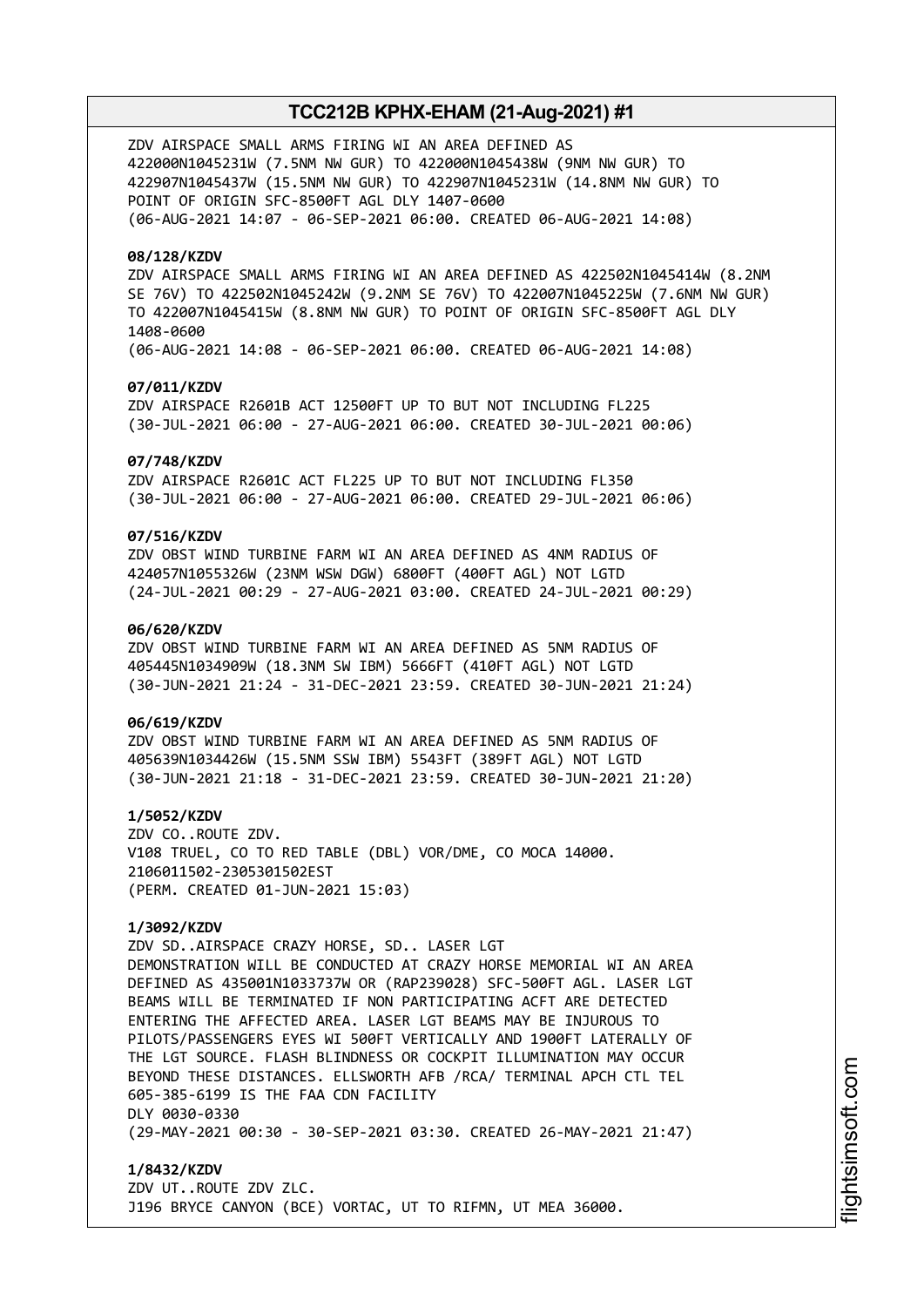ZDV AIRSPACE SMALL ARMS FIRING WI AN AREA DEFINED AS
422000N1045231W (7.5NM NW GUR) TO 422000N1045438W (9NM NW GUR) TO
422907N1045437W (15.5NM NW GUR) TO 422907N1045231W (14.8NM NW GUR) TO
POINT OF ORIGIN SFC-8500FT AGL DLY 1407-0600
(06-AUG-2021 14:07 - 06-SEP-2021 06:00. CREATED 06-AUG-2021 14:08)

**08/128/KZDV**
ZDV AIRSPACE SMALL ARMS FIRING WI AN AREA DEFINED AS 422502N1045414W (8.2NM
SE 76V) TO 422502N1045242W (9.2NM SE 76V) TO 422007N1045225W (7.6NM NW GUR)
TO 422007N1045415W (8.8NM NW GUR) TO POINT OF ORIGIN SFC-8500FT AGL DLY
1408-0600
(06-AUG-2021 14:08 - 06-SEP-2021 06:00. CREATED 06-AUG-2021 14:08)

**07/011/KZDV**
ZDV AIRSPACE R2601B ACT 12500FT UP TO BUT NOT INCLUDING FL225
(30-JUL-2021 06:00 - 27-AUG-2021 06:00. CREATED 30-JUL-2021 00:06)

**07/748/KZDV**
ZDV AIRSPACE R2601C ACT FL225 UP TO BUT NOT INCLUDING FL350
(30-JUL-2021 06:00 - 27-AUG-2021 06:00. CREATED 29-JUL-2021 06:06)

**07/516/KZDV**
ZDV OBST WIND TURBINE FARM WI AN AREA DEFINED AS 4NM RADIUS OF
424057N1055326W (23NM WSW DGW) 6800FT (400FT AGL) NOT LGTD
(24-JUL-2021 00:29 - 27-AUG-2021 03:00. CREATED 24-JUL-2021 00:29)

**06/620/KZDV**
ZDV OBST WIND TURBINE FARM WI AN AREA DEFINED AS 5NM RADIUS OF
405445N1034909W (18.3NM SW IBM) 5666FT (410FT AGL) NOT LGTD
(30-JUN-2021 21:24 - 31-DEC-2021 23:59. CREATED 30-JUN-2021 21:24)

**06/619/KZDV**
ZDV OBST WIND TURBINE FARM WI AN AREA DEFINED AS 5NM RADIUS OF
405639N1034426W (15.5NM SSW IBM) 5543FT (389FT AGL) NOT LGTD
(30-JUN-2021 21:18 - 31-DEC-2021 23:59. CREATED 30-JUN-2021 21:20)

**1/5052/KZDV**
ZDV CO..ROUTE ZDV.
V108 TRUEL, CO TO RED TABLE (DBL) VOR/DME, CO MOCA 14000.
2106011502-2305301502EST
(PERM. CREATED 01-JUN-2021 15:03)

**1/3092/KZDV**
ZDV SD..AIRSPACE CRAZY HORSE, SD.. LASER LGT
DEMONSTRATION WILL BE CONDUCTED AT CRAZY HORSE MEMORIAL WI AN AREA
DEFINED AS 435001N1033737W OR (RAP239028) SFC-500FT AGL. LASER LGT
BEAMS WILL BE TERMINATED IF NON PARTICIPATING ACFT ARE DETECTED
ENTERING THE AFFECTED AREA. LASER LGT BEAMS MAY BE INJUROUS TO
PILOTS/PASSENGERS EYES WI 500FT VERTICALLY AND 1900FT LATERALLY OF
THE LGT SOURCE. FLASH BLINDNESS OR COCKPIT ILLUMINATION MAY OCCUR
BEYOND THESE DISTANCES. ELLSWORTH AFB /RCA/ TERMINAL APCH CTL TEL
605-385-6199 IS THE FAA CDN FACILITY
DLY 0030-0330
(29-MAY-2021 00:30 - 30-SEP-2021 03:30. CREATED 26-MAY-2021 21:47)

**1/8432/KZDV**
ZDV UT..ROUTE ZDV ZLC.
J196 BRYCE CANYON (BCE) VORTAC, UT TO RIFMN, UT MEA 36000.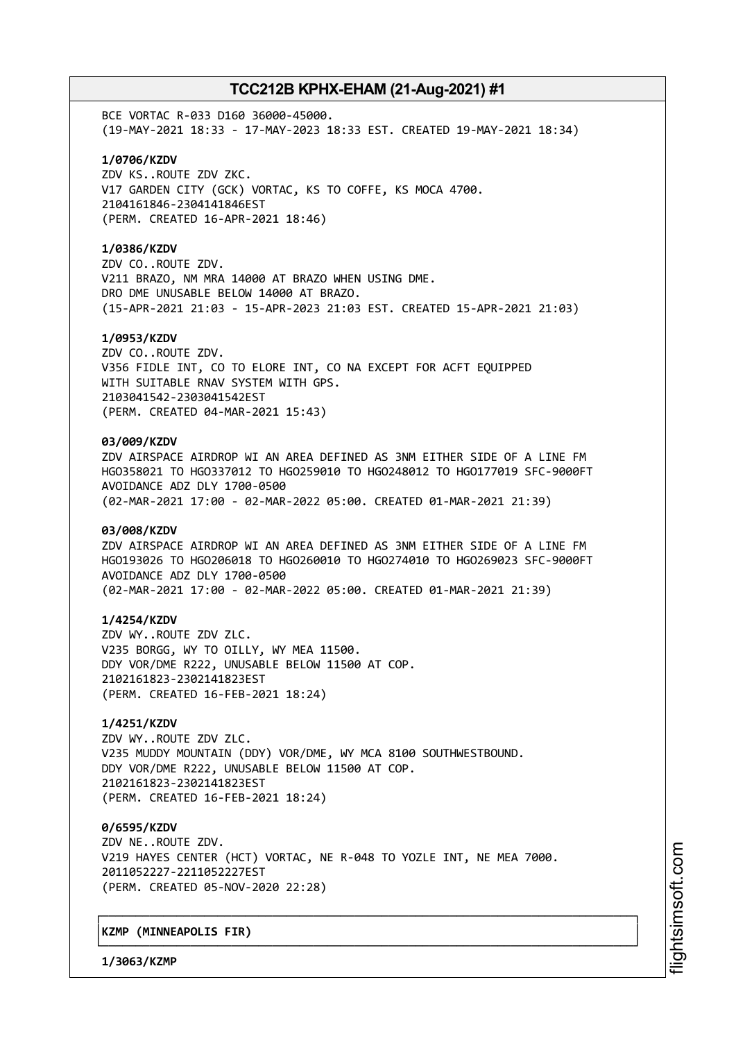BCE VORTAC R-033 D160 36000-45000.
(19-MAY-2021 18:33 - 17-MAY-2023 18:33 EST. CREATED 19-MAY-2021 18:34)

**1/0706/KZDV**
ZDV KS..ROUTE ZDV ZKC.
V17 GARDEN CITY (GCK) VORTAC, KS TO COFFE, KS MOCA 4700.
2104161846-2304141846EST
(PERM. CREATED 16-APR-2021 18:46)

**1/0386/KZDV**
ZDV CO..ROUTE ZDV.
V211 BRAZO, NM MRA 14000 AT BRAZO WHEN USING DME.
DRO DME UNUSABLE BELOW 14000 AT BRAZO.
(15-APR-2021 21:03 - 15-APR-2023 21:03 EST. CREATED 15-APR-2021 21:03)

**1/0953/KZDV**
ZDV CO..ROUTE ZDV.
V356 FIDLE INT, CO TO ELORE INT, CO NA EXCEPT FOR ACFT EQUIPPED
WITH SUITABLE RNAV SYSTEM WITH GPS.
2103041542-2303041542EST
(PERM. CREATED 04-MAR-2021 15:43)

**03/009/KZDV**
ZDV AIRSPACE AIRDROP WI AN AREA DEFINED AS 3NM EITHER SIDE OF A LINE FM
HGO358021 TO HGO337012 TO HGO259010 TO HGO248012 TO HGO177019 SFC-9000FT
AVOIDANCE ADZ DLY 1700-0500
(02-MAR-2021 17:00 - 02-MAR-2022 05:00. CREATED 01-MAR-2021 21:39)

**03/008/KZDV**
ZDV AIRSPACE AIRDROP WI AN AREA DEFINED AS 3NM EITHER SIDE OF A LINE FM
HGO193026 TO HGO206018 TO HGO260010 TO HGO274010 TO HGO269023 SFC-9000FT
AVOIDANCE ADZ DLY 1700-0500
(02-MAR-2021 17:00 - 02-MAR-2022 05:00. CREATED 01-MAR-2021 21:39)

**1/4254/KZDV**
ZDV WY..ROUTE ZDV ZLC.
V235 BORGG, WY TO OILLY, WY MEA 11500.
DDY VOR/DME R222, UNUSABLE BELOW 11500 AT COP.
2102161823-2302141823EST
(PERM. CREATED 16-FEB-2021 18:24)

**1/4251/KZDV**
ZDV WY..ROUTE ZDV ZLC.
V235 MUDDY MOUNTAIN (DDY) VOR/DME, WY MCA 8100 SOUTHWESTBOUND.
DDY VOR/DME R222, UNUSABLE BELOW 11500 AT COP.
2102161823-2302141823EST
(PERM. CREATED 16-FEB-2021 18:24)

**0/6595/KZDV**
ZDV NE..ROUTE ZDV.
V219 HAYES CENTER (HCT) VORTAC, NE R-048 TO YOZLE INT, NE MEA 7000.
2011052227-2211052227EST
(PERM. CREATED 05-NOV-2020 22:28)

**KZMP (MINNEAPOLIS FIR)**

**1/3063/KZMP**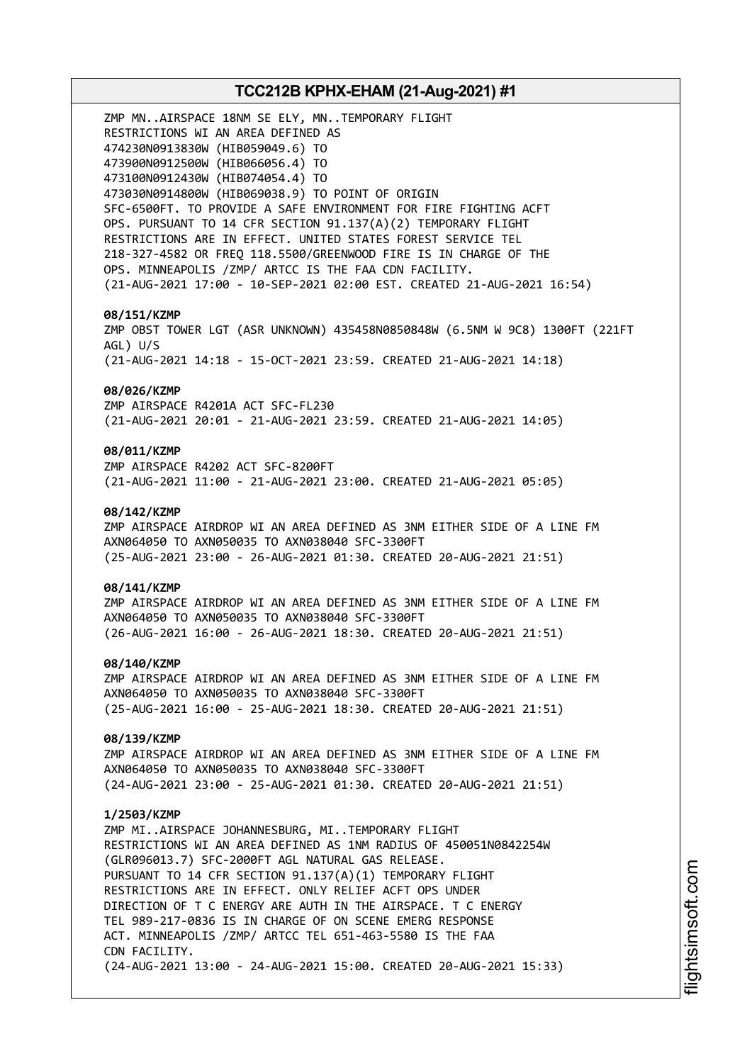ZMP MN..AIRSPACE 18NM SE ELY, MN..TEMPORARY FLIGHT RESTRICTIONS WI AN AREA DEFINED AS 474230N0913830W (HIB059049.6) TO 473900N0912500W (HIB066056.4) TO 473100N0912430W (HIB074054.4) TO 473030N0914800W (HIB069038.9) TO POINT OF ORIGIN SFC-6500FT. TO PROVIDE A SAFE ENVIRONMENT FOR FIRE FIGHTING ACFT OPS. PURSUANT TO 14 CFR SECTION 91.137(A)(2) TEMPORARY FLIGHT RESTRICTIONS ARE IN EFFECT. UNITED STATES FOREST SERVICE TEL 218-327-4582 OR FREQ 118.5500/GREENWOOD FIRE IS IN CHARGE OF THE OPS. MINNEAPOLIS /ZMP/ ARTCC IS THE FAA CDN FACILITY.
(21-AUG-2021 17:00 - 10-SEP-2021 02:00 EST. CREATED 21-AUG-2021 16:54)

**08/151/KZMP**
ZMP OBST TOWER LGT (ASR UNKNOWN) 435458N0850848W (6.5NM W 9C8) 1300FT (221FT AGL) U/S
(21-AUG-2021 14:18 - 15-OCT-2021 23:59. CREATED 21-AUG-2021 14:18)

**08/026/KZMP**
ZMP AIRSPACE R4201A ACT SFC-FL230
(21-AUG-2021 20:01 - 21-AUG-2021 23:59. CREATED 21-AUG-2021 14:05)

**08/011/KZMP**
ZMP AIRSPACE R4202 ACT SFC-8200FT
(21-AUG-2021 11:00 - 21-AUG-2021 23:00. CREATED 21-AUG-2021 05:05)

**08/142/KZMP**
ZMP AIRSPACE AIRDROP WI AN AREA DEFINED AS 3NM EITHER SIDE OF A LINE FM AXN064050 TO AXN050035 TO AXN038040 SFC-3300FT
(25-AUG-2021 23:00 - 26-AUG-2021 01:30. CREATED 20-AUG-2021 21:51)

**08/141/KZMP**
ZMP AIRSPACE AIRDROP WI AN AREA DEFINED AS 3NM EITHER SIDE OF A LINE FM AXN064050 TO AXN050035 TO AXN038040 SFC-3300FT
(26-AUG-2021 16:00 - 26-AUG-2021 18:30. CREATED 20-AUG-2021 21:51)

**08/140/KZMP**
ZMP AIRSPACE AIRDROP WI AN AREA DEFINED AS 3NM EITHER SIDE OF A LINE FM AXN064050 TO AXN050035 TO AXN038040 SFC-3300FT
(25-AUG-2021 16:00 - 25-AUG-2021 18:30. CREATED 20-AUG-2021 21:51)

**08/139/KZMP**
ZMP AIRSPACE AIRDROP WI AN AREA DEFINED AS 3NM EITHER SIDE OF A LINE FM AXN064050 TO AXN050035 TO AXN038040 SFC-3300FT
(24-AUG-2021 23:00 - 25-AUG-2021 01:30. CREATED 20-AUG-2021 21:51)

**1/2503/KZMP**
ZMP MI..AIRSPACE JOHANNESBURG, MI..TEMPORARY FLIGHT RESTRICTIONS WI AN AREA DEFINED AS 1NM RADIUS OF 450051N0842254W (GLR096013.7) SFC-2000FT AGL NATURAL GAS RELEASE. PURSUANT TO 14 CFR SECTION 91.137(A)(1) TEMPORARY FLIGHT RESTRICTIONS ARE IN EFFECT. ONLY RELIEF ACFT OPS UNDER DIRECTION OF T C ENERGY ARE AUTH IN THE AIRSPACE. T C ENERGY TEL 989-217-0836 IS IN CHARGE OF ON SCENE EMERG RESPONSE ACT. MINNEAPOLIS /ZMP/ ARTCC TEL 651-463-5580 IS THE FAA CDN FACILITY.
(24-AUG-2021 13:00 - 24-AUG-2021 15:00. CREATED 20-AUG-2021 15:33)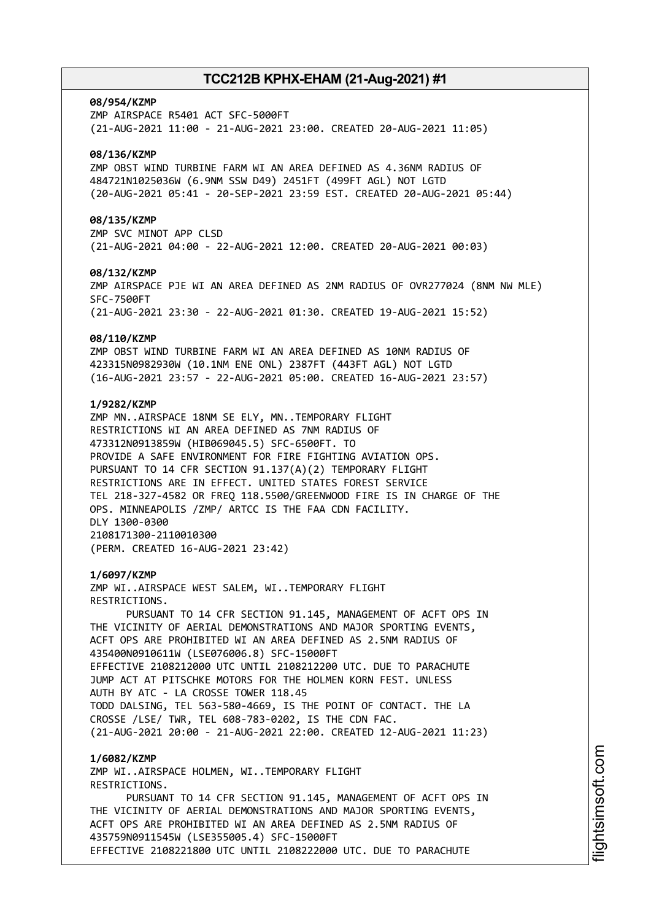**08/954/KZMP**
ZMP AIRSPACE R5401 ACT SFC-5000FT
(21-AUG-2021 11:00 - 21-AUG-2021 23:00. CREATED 20-AUG-2021 11:05)

**08/136/KZMP**
ZMP OBST WIND TURBINE FARM WI AN AREA DEFINED AS 4.36NM RADIUS OF 484721N1025036W (6.9NM SSW D49) 2451FT (499FT AGL) NOT LGTD
(20-AUG-2021 05:41 - 20-SEP-2021 23:59 EST. CREATED 20-AUG-2021 05:44)

**08/135/KZMP**
ZMP SVC MINOT APP CLSD
(21-AUG-2021 04:00 - 22-AUG-2021 12:00. CREATED 20-AUG-2021 00:03)

**08/132/KZMP**
ZMP AIRSPACE PJE WI AN AREA DEFINED AS 2NM RADIUS OF OVR277024 (8NM NW MLE) SFC-7500FT
(21-AUG-2021 23:30 - 22-AUG-2021 01:30. CREATED 19-AUG-2021 15:52)

**08/110/KZMP**
ZMP OBST WIND TURBINE FARM WI AN AREA DEFINED AS 10NM RADIUS OF 423315N0982930W (10.1NM ENE ONL) 2387FT (443FT AGL) NOT LGTD
(16-AUG-2021 23:57 - 22-AUG-2021 05:00. CREATED 16-AUG-2021 23:57)

**1/9282/KZMP**
ZMP MN..AIRSPACE 18NM SE ELY, MN..TEMPORARY FLIGHT RESTRICTIONS WI AN AREA DEFINED AS 7NM RADIUS OF 473312N0913859W (HIB069045.5) SFC-6500FT. TO PROVIDE A SAFE ENVIRONMENT FOR FIRE FIGHTING AVIATION OPS. PURSUANT TO 14 CFR SECTION 91.137(A)(2) TEMPORARY FLIGHT RESTRICTIONS ARE IN EFFECT. UNITED STATES FOREST SERVICE TEL 218-327-4582 OR FREQ 118.5500/GREENWOOD FIRE IS IN CHARGE OF THE OPS. MINNEAPOLIS /ZMP/ ARTCC IS THE FAA CDN FACILITY.
DLY 1300-0300
2108171300-2110010300
(PERM. CREATED 16-AUG-2021 23:42)

**1/6097/KZMP**
ZMP WI..AIRSPACE WEST SALEM, WI..TEMPORARY FLIGHT RESTRICTIONS.
PURSUANT TO 14 CFR SECTION 91.145, MANAGEMENT OF ACFT OPS IN THE VICINITY OF AERIAL DEMONSTRATIONS AND MAJOR SPORTING EVENTS, ACFT OPS ARE PROHIBITED WI AN AREA DEFINED AS 2.5NM RADIUS OF 435400N0910611W (LSE076006.8) SFC-15000FT
EFFECTIVE 2108212000 UTC UNTIL 2108212200 UTC. DUE TO PARACHUTE JUMP ACT AT PITSCHKE MOTORS FOR THE HOLMEN KORN FEST. UNLESS AUTH BY ATC - LA CROSSE TOWER 118.45
TODD DALSING, TEL 563-580-4669, IS THE POINT OF CONTACT. THE LA CROSSE /LSE/ TWR, TEL 608-783-0202, IS THE CDN FAC.
(21-AUG-2021 20:00 - 21-AUG-2021 22:00. CREATED 12-AUG-2021 11:23)

**1/6082/KZMP**
ZMP WI..AIRSPACE HOLMEN, WI..TEMPORARY FLIGHT RESTRICTIONS.
PURSUANT TO 14 CFR SECTION 91.145, MANAGEMENT OF ACFT OPS IN THE VICINITY OF AERIAL DEMONSTRATIONS AND MAJOR SPORTING EVENTS, ACFT OPS ARE PROHIBITED WI AN AREA DEFINED AS 2.5NM RADIUS OF 435759N0911545W (LSE355005.4) SFC-15000FT
EFFECTIVE 2108221800 UTC UNTIL 2108222000 UTC. DUE TO PARACHUTE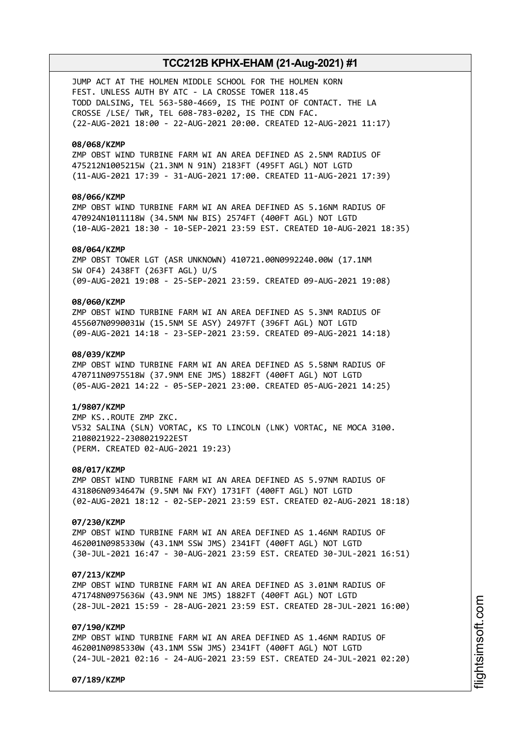JUMP ACT AT THE HOLMEN MIDDLE SCHOOL FOR THE HOLMEN KORN FEST. UNLESS AUTH BY ATC - LA CROSSE TOWER 118.45
TODD DALSING, TEL 563-580-4669, IS THE POINT OF CONTACT. THE LA CROSSE /LSE/ TWR, TEL 608-783-0202, IS THE CDN FAC.
(22-AUG-2021 18:00 - 22-AUG-2021 20:00. CREATED 12-AUG-2021 11:17)

**08/068/KZMP**
ZMP OBST WIND TURBINE FARM WI AN AREA DEFINED AS 2.5NM RADIUS OF 475212N1005215W (21.3NM N 91N) 2183FT (495FT AGL) NOT LGTD
(11-AUG-2021 17:39 - 31-AUG-2021 17:00. CREATED 11-AUG-2021 17:39)

**08/066/KZMP**
ZMP OBST WIND TURBINE FARM WI AN AREA DEFINED AS 5.16NM RADIUS OF 470924N1011118W (34.5NM NW BIS) 2574FT (400FT AGL) NOT LGTD
(10-AUG-2021 18:30 - 10-SEP-2021 23:59 EST. CREATED 10-AUG-2021 18:35)

**08/064/KZMP**
ZMP OBST TOWER LGT (ASR UNKNOWN) 410721.00N0992240.00W (17.1NM SW OF4) 2438FT (263FT AGL) U/S
(09-AUG-2021 19:08 - 25-SEP-2021 23:59. CREATED 09-AUG-2021 19:08)

**08/060/KZMP**
ZMP OBST WIND TURBINE FARM WI AN AREA DEFINED AS 5.3NM RADIUS OF 455607N0990031W (15.5NM SE ASY) 2497FT (396FT AGL) NOT LGTD
(09-AUG-2021 14:18 - 23-SEP-2021 23:59. CREATED 09-AUG-2021 14:18)

**08/039/KZMP**
ZMP OBST WIND TURBINE FARM WI AN AREA DEFINED AS 5.58NM RADIUS OF 470711N0975518W (37.9NM ENE JMS) 1882FT (400FT AGL) NOT LGTD
(05-AUG-2021 14:22 - 05-SEP-2021 23:00. CREATED 05-AUG-2021 14:25)

**1/9807/KZMP**
ZMP KS..ROUTE ZMP ZKC.
V532 SALINA (SLN) VORTAC, KS TO LINCOLN (LNK) VORTAC, NE MOCA 3100.
2108021922-2308021922EST
(PERM. CREATED 02-AUG-2021 19:23)

**08/017/KZMP**
ZMP OBST WIND TURBINE FARM WI AN AREA DEFINED AS 5.97NM RADIUS OF 431806N0934647W (9.5NM NW FXY) 1731FT (400FT AGL) NOT LGTD
(02-AUG-2021 18:12 - 02-SEP-2021 23:59 EST. CREATED 02-AUG-2021 18:18)

**07/230/KZMP**
ZMP OBST WIND TURBINE FARM WI AN AREA DEFINED AS 1.46NM RADIUS OF 462001N0985330W (43.1NM SSW JMS) 2341FT (400FT AGL) NOT LGTD
(30-JUL-2021 16:47 - 30-AUG-2021 23:59 EST. CREATED 30-JUL-2021 16:51)

**07/213/KZMP**
ZMP OBST WIND TURBINE FARM WI AN AREA DEFINED AS 3.01NM RADIUS OF 471748N0975636W (43.9NM NE JMS) 1882FT (400FT AGL) NOT LGTD
(28-JUL-2021 15:59 - 28-AUG-2021 23:59 EST. CREATED 28-JUL-2021 16:00)

**07/190/KZMP**
ZMP OBST WIND TURBINE FARM WI AN AREA DEFINED AS 1.46NM RADIUS OF 462001N0985330W (43.1NM SSW JMS) 2341FT (400FT AGL) NOT LGTD
(24-JUL-2021 02:16 - 24-AUG-2021 23:59 EST. CREATED 24-JUL-2021 02:20)

**07/189/KZMP**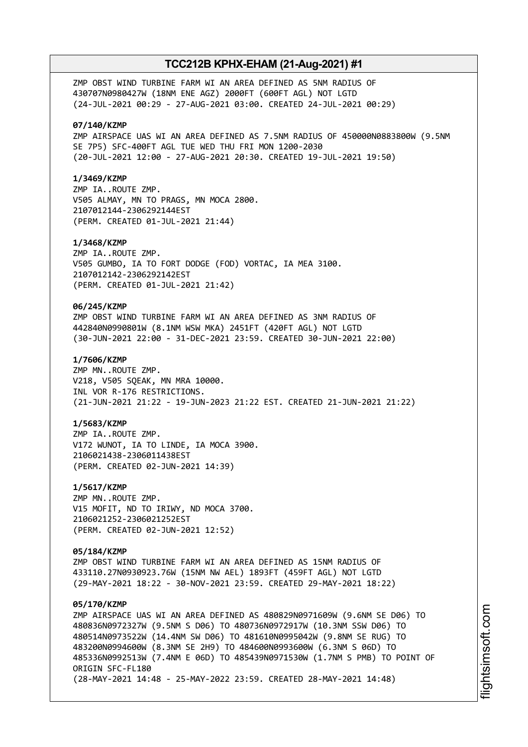ZMP OBST WIND TURBINE FARM WI AN AREA DEFINED AS 5NM RADIUS OF 430707N0980427W (18NM ENE AGZ) 2000FT (600FT AGL) NOT LGTD
(24-JUL-2021 00:29 - 27-AUG-2021 03:00. CREATED 24-JUL-2021 00:29)

**07/140/KZMP**
ZMP AIRSPACE UAS WI AN AREA DEFINED AS 7.5NM RADIUS OF 450000N0883800W (9.5NM SE 7P5) SFC-400FT AGL TUE WED THU FRI MON 1200-2030
(20-JUL-2021 12:00 - 27-AUG-2021 20:30. CREATED 19-JUL-2021 19:50)

**1/3469/KZMP**
ZMP IA..ROUTE ZMP.
V505 ALMAY, MN TO PRAGS, MN MOCA 2800.
2107012144-2306292144EST
(PERM. CREATED 01-JUL-2021 21:44)

**1/3468/KZMP**
ZMP IA..ROUTE ZMP.
V505 GUMBO, IA TO FORT DODGE (FOD) VORTAC, IA MEA 3100.
2107012142-2306292142EST
(PERM. CREATED 01-JUL-2021 21:42)

**06/245/KZMP**
ZMP OBST WIND TURBINE FARM WI AN AREA DEFINED AS 3NM RADIUS OF 442840N0990801W (8.1NM WSW MKA) 2451FT (420FT AGL) NOT LGTD
(30-JUN-2021 22:00 - 31-DEC-2021 23:59. CREATED 30-JUN-2021 22:00)

**1/7606/KZMP**
ZMP MN..ROUTE ZMP.
V218, V505 SQEAK, MN MRA 10000.
INL VOR R-176 RESTRICTIONS.
(21-JUN-2021 21:22 - 19-JUN-2023 21:22 EST. CREATED 21-JUN-2021 21:22)

**1/5683/KZMP**
ZMP IA..ROUTE ZMP.
V172 WUNOT, IA TO LINDE, IA MOCA 3900.
2106021438-2306011438EST
(PERM. CREATED 02-JUN-2021 14:39)

**1/5617/KZMP**
ZMP MN..ROUTE ZMP.
V15 MOFIT, ND TO IRIWY, ND MOCA 3700.
2106021252-2306021252EST
(PERM. CREATED 02-JUN-2021 12:52)

**05/184/KZMP**
ZMP OBST WIND TURBINE FARM WI AN AREA DEFINED AS 15NM RADIUS OF 433110.27N0930923.76W (15NM NW AEL) 1893FT (459FT AGL) NOT LGTD
(29-MAY-2021 18:22 - 30-NOV-2021 23:59. CREATED 29-MAY-2021 18:22)

**05/170/KZMP**
ZMP AIRSPACE UAS WI AN AREA DEFINED AS 480829N0971609W (9.6NM SE D06) TO 480836N0972327W (9.5NM S D06) TO 480736N0972917W (10.3NM SSW D06) TO 480514N0973522W (14.4NM SW D06) TO 481610N0995042W (9.8NM SE RUG) TO 483200N0994600W (8.3NM SE 2H9) TO 484600N0993600W (6.3NM S 06D) TO 485336N0992513W (7.4NM E 06D) TO 485439N0971530W (1.7NM S PMB) TO POINT OF ORIGIN SFC-FL180
(28-MAY-2021 14:48 - 25-MAY-2022 23:59. CREATED 28-MAY-2021 14:48)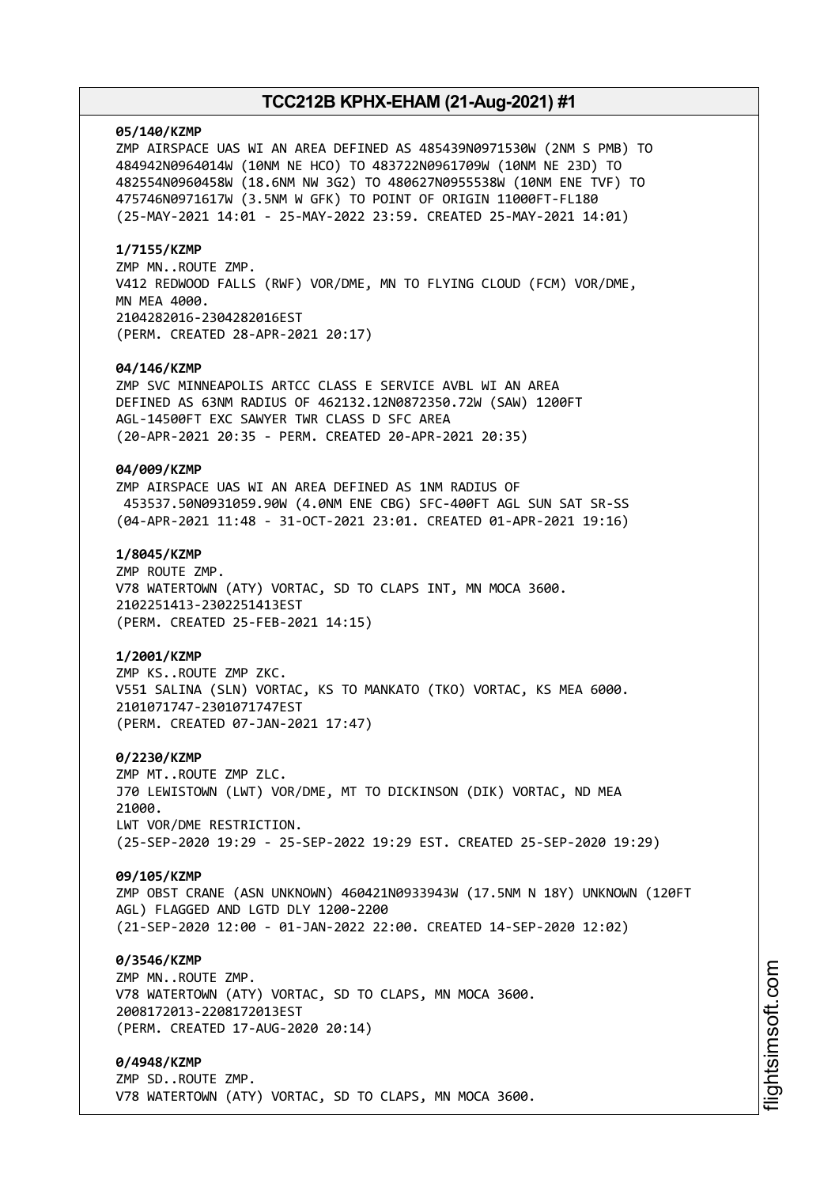**05/140/KZMP**
ZMP AIRSPACE UAS WI AN AREA DEFINED AS 485439N0971530W (2NM S PMB) TO 484942N0964014W (10NM NE HCO) TO 483722N0961709W (10NM NE 23D) TO 482554N0960458W (18.6NM NW 3G2) TO 480627N0955538W (10NM ENE TVF) TO 475746N0971617W (3.5NM W GFK) TO POINT OF ORIGIN 11000FT-FL180
(25-MAY-2021 14:01 - 25-MAY-2022 23:59. CREATED 25-MAY-2021 14:01)

**1/7155/KZMP**
ZMP MN..ROUTE ZMP.
V412 REDWOOD FALLS (RWF) VOR/DME, MN TO FLYING CLOUD (FCM) VOR/DME, MN MEA 4000.
2104282016-2304282016EST
(PERM. CREATED 28-APR-2021 20:17)

**04/146/KZMP**
ZMP SVC MINNEAPOLIS ARTCC CLASS E SERVICE AVBL WI AN AREA DEFINED AS 63NM RADIUS OF 462132.12N0872350.72W (SAW) 1200FT AGL-14500FT EXC SAWYER TWR CLASS D SFC AREA
(20-APR-2021 20:35 - PERM. CREATED 20-APR-2021 20:35)

**04/009/KZMP**
ZMP AIRSPACE UAS WI AN AREA DEFINED AS 1NM RADIUS OF 453537.50N0931059.90W (4.0NM ENE CBG) SFC-400FT AGL SUN SAT SR-SS
(04-APR-2021 11:48 - 31-OCT-2021 23:01. CREATED 01-APR-2021 19:16)

**1/8045/KZMP**
ZMP ROUTE ZMP.
V78 WATERTOWN (ATY) VORTAC, SD TO CLAPS INT, MN MOCA 3600.
2102251413-2302251413EST
(PERM. CREATED 25-FEB-2021 14:15)

**1/2001/KZMP**
ZMP KS..ROUTE ZMP ZKC.
V551 SALINA (SLN) VORTAC, KS TO MANKATO (TKO) VORTAC, KS MEA 6000.
2101071747-2301071747EST
(PERM. CREATED 07-JAN-2021 17:47)

**0/2230/KZMP**
ZMP MT..ROUTE ZMP ZLC.
J70 LEWISTOWN (LWT) VOR/DME, MT TO DICKINSON (DIK) VORTAC, ND MEA 21000.
LWT VOR/DME RESTRICTION.
(25-SEP-2020 19:29 - 25-SEP-2022 19:29 EST. CREATED 25-SEP-2020 19:29)

**09/105/KZMP**
ZMP OBST CRANE (ASN UNKNOWN) 460421N0933943W (17.5NM N 18Y) UNKNOWN (120FT AGL) FLAGGED AND LGTD DLY 1200-2200
(21-SEP-2020 12:00 - 01-JAN-2022 22:00. CREATED 14-SEP-2020 12:02)

**0/3546/KZMP**
ZMP MN..ROUTE ZMP.
V78 WATERTOWN (ATY) VORTAC, SD TO CLAPS, MN MOCA 3600.
2008172013-2208172013EST
(PERM. CREATED 17-AUG-2020 20:14)

**0/4948/KZMP**
ZMP SD..ROUTE ZMP.
V78 WATERTOWN (ATY) VORTAC, SD TO CLAPS, MN MOCA 3600.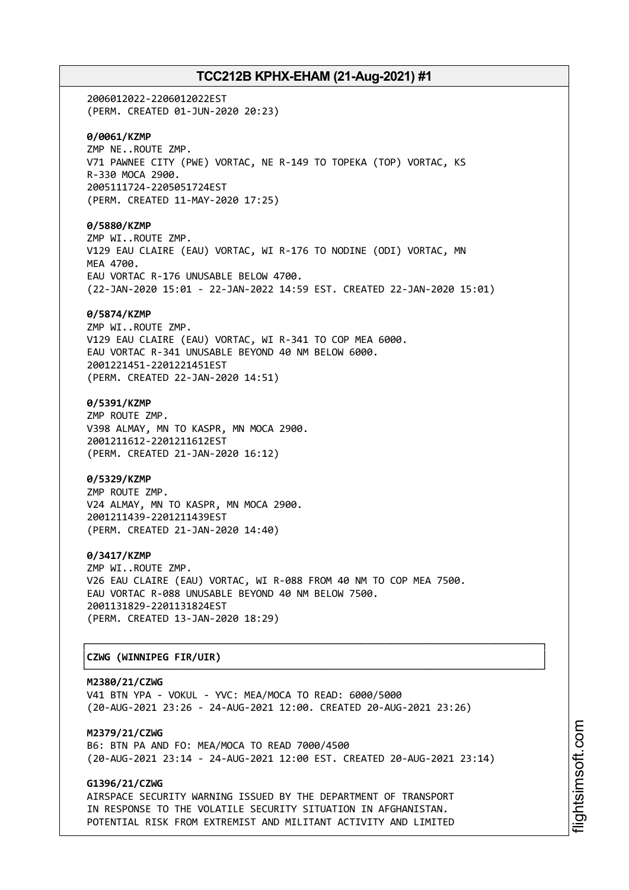2006012022-2206012022EST
(PERM. CREATED 01-JUN-2020 20:23)

**0/0061/KZMP**
ZMP NE..ROUTE ZMP.
V71 PAWNEE CITY (PWE) VORTAC, NE R-149 TO TOPEKA (TOP) VORTAC, KS
R-330 MOCA 2900.
2005111724-2205051724EST
(PERM. CREATED 11-MAY-2020 17:25)

**0/5880/KZMP**
ZMP WI..ROUTE ZMP.
V129 EAU CLAIRE (EAU) VORTAC, WI R-176 TO NODINE (ODI) VORTAC, MN
MEA 4700.
EAU VORTAC R-176 UNUSABLE BELOW 4700.
(22-JAN-2020 15:01 - 22-JAN-2022 14:59 EST. CREATED 22-JAN-2020 15:01)

**0/5874/KZMP**
ZMP WI..ROUTE ZMP.
V129 EAU CLAIRE (EAU) VORTAC, WI R-341 TO COP MEA 6000.
EAU VORTAC R-341 UNUSABLE BEYOND 40 NM BELOW 6000.
2001221451-2201221451EST
(PERM. CREATED 22-JAN-2020 14:51)

**0/5391/KZMP**
ZMP ROUTE ZMP.
V398 ALMAY, MN TO KASPR, MN MOCA 2900.
2001211612-2201211612EST
(PERM. CREATED 21-JAN-2020 16:12)

**0/5329/KZMP**
ZMP ROUTE ZMP.
V24 ALMAY, MN TO KASPR, MN MOCA 2900.
2001211439-2201211439EST
(PERM. CREATED 21-JAN-2020 14:40)

**0/3417/KZMP**
ZMP WI..ROUTE ZMP.
V26 EAU CLAIRE (EAU) VORTAC, WI R-088 FROM 40 NM TO COP MEA 7500.
EAU VORTAC R-088 UNUSABLE BEYOND 40 NM BELOW 7500.
2001131829-2201131824EST
(PERM. CREATED 13-JAN-2020 18:29)

## CZWG (WINNIPEG FIR/UIR)

**M2380/21/CZWG**
V41 BTN YPA - VOKUL - YVC: MEA/MOCA TO READ: 6000/5000
(20-AUG-2021 23:26 - 24-AUG-2021 12:00. CREATED 20-AUG-2021 23:26)

**M2379/21/CZWG**
B6: BTN PA AND FO: MEA/MOCA TO READ 7000/4500
(20-AUG-2021 23:14 - 24-AUG-2021 12:00 EST. CREATED 20-AUG-2021 23:14)

**G1396/21/CZWG**
AIRSPACE SECURITY WARNING ISSUED BY THE DEPARTMENT OF TRANSPORT
IN RESPONSE TO THE VOLATILE SECURITY SITUATION IN AFGHANISTAN.
POTENTIAL RISK FROM EXTREMIST AND MILITANT ACTIVITY AND LIMITED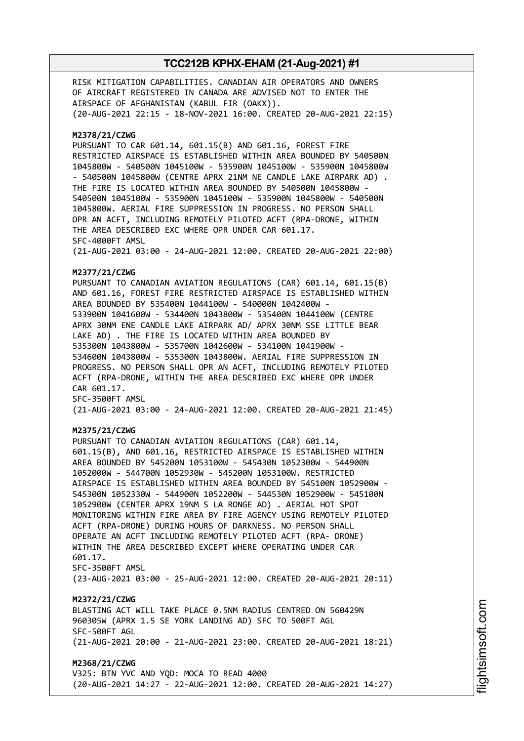RISK MITIGATION CAPABILITIES. CANADIAN AIR OPERATORS AND OWNERS OF AIRCRAFT REGISTERED IN CANADA ARE ADVISED NOT TO ENTER THE AIRSPACE OF AFGHANISTAN (KABUL FIR (OAKX)).
(20-AUG-2021 22:15 - 18-NOV-2021 16:00. CREATED 20-AUG-2021 22:15)

**M2378/21/CZWG**
PURSUANT TO CAR 601.14, 601.15(B) AND 601.16, FOREST FIRE RESTRICTED AIRSPACE IS ESTABLISHED WITHIN AREA BOUNDED BY 540500N 1045800W - 540500N 1045100W - 535900N 1045100W - 535900N 1045800W - 540500N 1045800W (CENTRE APRX 21NM NE CANDLE LAKE AIRPARK AD) . THE FIRE IS LOCATED WITHIN AREA BOUNDED BY 540500N 1045800W - 540500N 1045100W - 535900N 1045100W - 535900N 1045800W - 540500N 1045800W. AERIAL FIRE SUPPRESSION IN PROGRESS. NO PERSON SHALL OPR AN ACFT, INCLUDING REMOTELY PILOTED ACFT (RPA-DRONE, WITHIN THE AREA DESCRIBED EXC WHERE OPR UNDER CAR 601.17.
SFC-4000FT AMSL
(21-AUG-2021 03:00 - 24-AUG-2021 12:00. CREATED 20-AUG-2021 22:00)

**M2377/21/CZWG**
PURSUANT TO CANADIAN AVIATION REGULATIONS (CAR) 601.14, 601.15(B) AND 601.16, FOREST FIRE RESTRICTED AIRSPACE IS ESTABLISHED WITHIN AREA BOUNDED BY 535400N 1044100W - 540000N 1042400W - 533900N 1041600W - 534400N 1043800W - 535400N 1044100W (CENTRE APRX 30NM ENE CANDLE LAKE AIRPARK AD/ APRX 30NM SSE LITTLE BEAR LAKE AD) . THE FIRE IS LOCATED WITHIN AREA BOUNDED BY 535300N 1043800W - 535700N 1042600W - 534100N 1041900W - 534600N 1043800W - 535300N 1043800W. AERIAL FIRE SUPPRESSION IN PROGRESS. NO PERSON SHALL OPR AN ACFT, INCLUDING REMOTELY PILOTED ACFT (RPA-DRONE, WITHIN THE AREA DESCRIBED EXC WHERE OPR UNDER CAR 601.17.
SFC-3500FT AMSL
(21-AUG-2021 03:00 - 24-AUG-2021 12:00. CREATED 20-AUG-2021 21:45)

**M2375/21/CZWG**
PURSUANT TO CANADIAN AVIATION REGULATIONS (CAR) 601.14, 601.15(B), AND 601.16, RESTRICTED AIRSPACE IS ESTABLISHED WITHIN AREA BOUNDED BY 545200N 1053100W - 545430N 1052300W - 544900N 1052000W - 544700N 1052930W - 545200N 1053100W. RESTRICTED AIRSPACE IS ESTABLISHED WITHIN AREA BOUNDED BY 545100N 1052900W - 545300N 1052330W - 544900N 1052200W - 544530N 1052900W - 545100N 1052900W (CENTER APRX 19NM S LA RONGE AD) . AERIAL HOT SPOT MONITORING WITHIN FIRE AREA BY FIRE AGENCY USING REMOTELY PILOTED ACFT (RPA-DRONE) DURING HOURS OF DARKNESS. NO PERSON SHALL OPERATE AN ACFT INCLUDING REMOTELY PILOTED ACFT (RPA- DRONE) WITHIN THE AREA DESCRIBED EXCEPT WHERE OPERATING UNDER CAR 601.17.
SFC-3500FT AMSL
(23-AUG-2021 03:00 - 25-AUG-2021 12:00. CREATED 20-AUG-2021 20:11)

**M2372/21/CZWG**
BLASTING ACT WILL TAKE PLACE 0.5NM RADIUS CENTRED ON 560429N 960305W (APRX 1.5 SE YORK LANDING AD) SFC TO 500FT AGL
SFC-500FT AGL
(21-AUG-2021 20:00 - 21-AUG-2021 23:00. CREATED 20-AUG-2021 18:21)

**M2368/21/CZWG**
V325: BTN YVC AND YQD: MOCA TO READ 4000
(20-AUG-2021 14:27 - 22-AUG-2021 12:00. CREATED 20-AUG-2021 14:27)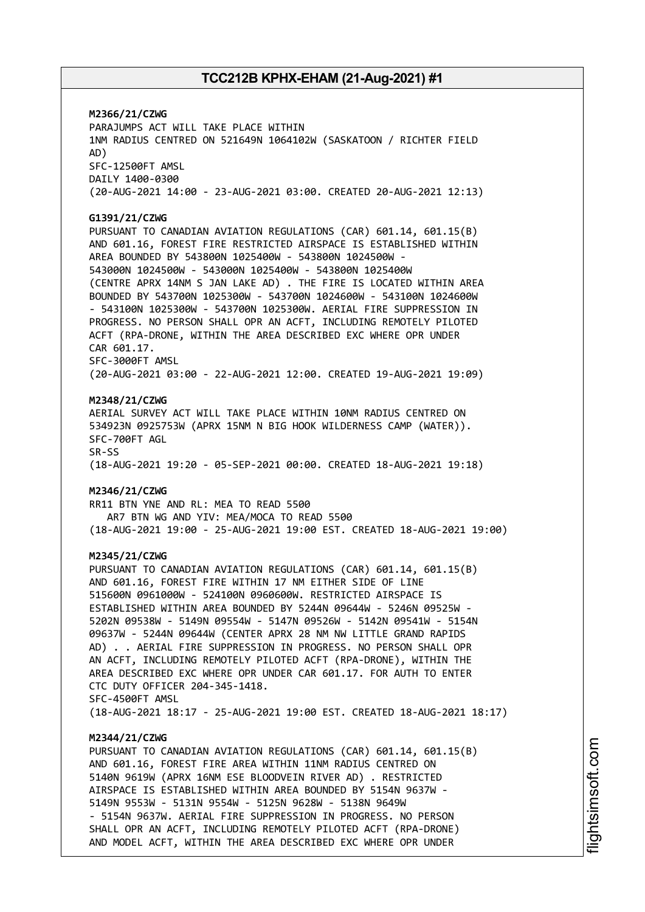**M2366/21/CZWG**
PARAJUMPS ACT WILL TAKE PLACE WITHIN
1NM RADIUS CENTRED ON 521649N 1064102W (SASKATOON / RICHTER FIELD
AD)
SFC-12500FT AMSL
DAILY 1400-0300
(20-AUG-2021 14:00 - 23-AUG-2021 03:00. CREATED 20-AUG-2021 12:13)

**G1391/21/CZWG**
PURSUANT TO CANADIAN AVIATION REGULATIONS (CAR) 601.14, 601.15(B)
AND 601.16, FOREST FIRE RESTRICTED AIRSPACE IS ESTABLISHED WITHIN
AREA BOUNDED BY 543800N 1025400W - 543800N 1024500W -
543000N 1024500W - 543000N 1025400W - 543800N 1025400W
(CENTRE APRX 14NM S JAN LAKE AD) . THE FIRE IS LOCATED WITHIN AREA
BOUNDED BY 543700N 1025300W - 543700N 1024600W - 543100N 1024600W
- 543100N 1025300W - 543700N 1025300W. AERIAL FIRE SUPPRESSION IN
PROGRESS. NO PERSON SHALL OPR AN ACFT, INCLUDING REMOTELY PILOTED
ACFT (RPA-DRONE, WITHIN THE AREA DESCRIBED EXC WHERE OPR UNDER
CAR 601.17.
SFC-3000FT AMSL
(20-AUG-2021 03:00 - 22-AUG-2021 12:00. CREATED 19-AUG-2021 19:09)

**M2348/21/CZWG**
AERIAL SURVEY ACT WILL TAKE PLACE WITHIN 10NM RADIUS CENTRED ON
534923N 0925753W (APRX 15NM N BIG HOOK WILDERNESS CAMP (WATER)).
SFC-700FT AGL
SR-SS
(18-AUG-2021 19:20 - 05-SEP-2021 00:00. CREATED 18-AUG-2021 19:18)

**M2346/21/CZWG**
RR11 BTN YNE AND RL: MEA TO READ 5500
AR7 BTN WG AND YIV: MEA/MOCA TO READ 5500
(18-AUG-2021 19:00 - 25-AUG-2021 19:00 EST. CREATED 18-AUG-2021 19:00)

**M2345/21/CZWG**
PURSUANT TO CANADIAN AVIATION REGULATIONS (CAR) 601.14, 601.15(B)
AND 601.16, FOREST FIRE WITHIN 17 NM EITHER SIDE OF LINE
515600N 0961000W - 524100N 0960600W. RESTRICTED AIRSPACE IS
ESTABLISHED WITHIN AREA BOUNDED BY 5244N 09644W - 5246N 09525W -
5202N 09538W - 5149N 09554W - 5147N 09526W - 5142N 09541W - 5154N
09637W - 5244N 09644W (CENTER APRX 28 NM NW LITTLE GRAND RAPIDS
AD) . . AERIAL FIRE SUPPRESSION IN PROGRESS. NO PERSON SHALL OPR
AN ACFT, INCLUDING REMOTELY PILOTED ACFT (RPA-DRONE), WITHIN THE
AREA DESCRIBED EXC WHERE OPR UNDER CAR 601.17. FOR AUTH TO ENTER
CTC DUTY OFFICER 204-345-1418.
SFC-4500FT AMSL
(18-AUG-2021 18:17 - 25-AUG-2021 19:00 EST. CREATED 18-AUG-2021 18:17)

**M2344/21/CZWG**
PURSUANT TO CANADIAN AVIATION REGULATIONS (CAR) 601.14, 601.15(B)
AND 601.16, FOREST FIRE AREA WITHIN 11NM RADIUS CENTRED ON
5140N 9619W (APRX 16NM ESE BLOODVEIN RIVER AD) . RESTRICTED
AIRSPACE IS ESTABLISHED WITHIN AREA BOUNDED BY 5154N 9637W -
5149N 9553W - 5131N 9554W - 5125N 9628W - 5138N 9649W
- 5154N 9637W. AERIAL FIRE SUPPRESSION IN PROGRESS. NO PERSON
SHALL OPR AN ACFT, INCLUDING REMOTELY PILOTED ACFT (RPA-DRONE)
AND MODEL ACFT, WITHIN THE AREA DESCRIBED EXC WHERE OPR UNDER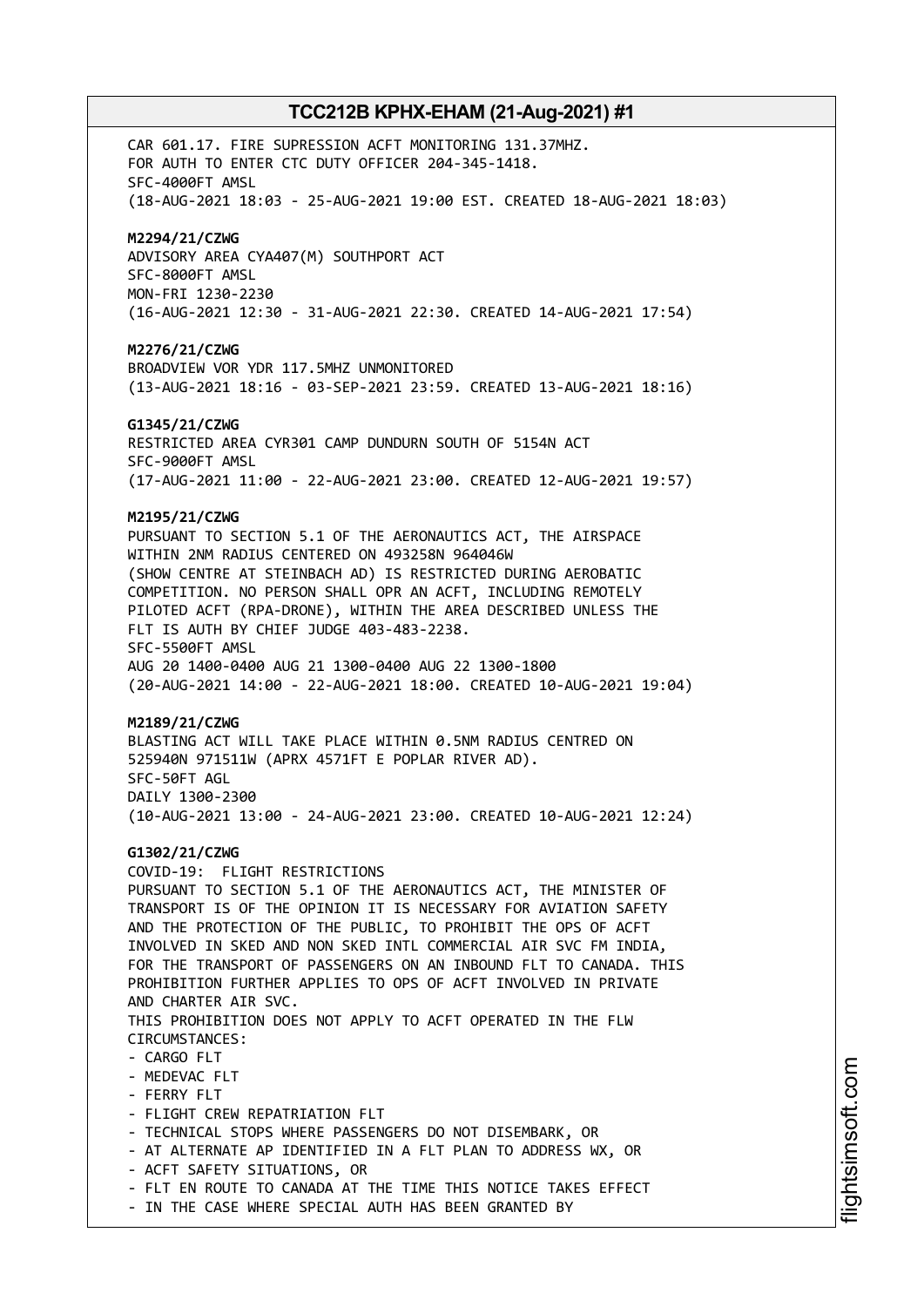CAR 601.17. FIRE SUPRESSION ACFT MONITORING 131.37MHZ.
FOR AUTH TO ENTER CTC DUTY OFFICER 204-345-1418.
SFC-4000FT AMSL
(18-AUG-2021 18:03 - 25-AUG-2021 19:00 EST. CREATED 18-AUG-2021 18:03)

**M2294/21/CZWG**
ADVISORY AREA CYA407(M) SOUTHPORT ACT
SFC-8000FT AMSL
MON-FRI 1230-2230
(16-AUG-2021 12:30 - 31-AUG-2021 22:30. CREATED 14-AUG-2021 17:54)

**M2276/21/CZWG**
BROADVIEW VOR YDR 117.5MHZ UNMONITORED
(13-AUG-2021 18:16 - 03-SEP-2021 23:59. CREATED 13-AUG-2021 18:16)

**G1345/21/CZWG**
RESTRICTED AREA CYR301 CAMP DUNDURN SOUTH OF 5154N ACT
SFC-9000FT AMSL
(17-AUG-2021 11:00 - 22-AUG-2021 23:00. CREATED 12-AUG-2021 19:57)

**M2195/21/CZWG**
PURSUANT TO SECTION 5.1 OF THE AERONAUTICS ACT, THE AIRSPACE
WITHIN 2NM RADIUS CENTERED ON 493258N 964046W
(SHOW CENTRE AT STEINBACH AD) IS RESTRICTED DURING AEROBATIC
COMPETITION. NO PERSON SHALL OPR AN ACFT, INCLUDING REMOTELY
PILOTED ACFT (RPA-DRONE), WITHIN THE AREA DESCRIBED UNLESS THE
FLT IS AUTH BY CHIEF JUDGE 403-483-2238.
SFC-5500FT AMSL
AUG 20 1400-0400 AUG 21 1300-0400 AUG 22 1300-1800
(20-AUG-2021 14:00 - 22-AUG-2021 18:00. CREATED 10-AUG-2021 19:04)

**M2189/21/CZWG**
BLASTING ACT WILL TAKE PLACE WITHIN 0.5NM RADIUS CENTRED ON
525940N 971511W (APRX 4571FT E POPLAR RIVER AD).
SFC-50FT AGL
DAILY 1300-2300
(10-AUG-2021 13:00 - 24-AUG-2021 23:00. CREATED 10-AUG-2021 12:24)

**G1302/21/CZWG**
COVID-19: FLIGHT RESTRICTIONS
PURSUANT TO SECTION 5.1 OF THE AERONAUTICS ACT, THE MINISTER OF
TRANSPORT IS OF THE OPINION IT IS NECESSARY FOR AVIATION SAFETY
AND THE PROTECTION OF THE PUBLIC, TO PROHIBIT THE OPS OF ACFT
INVOLVED IN SKED AND NON SKED INTL COMMERCIAL AIR SVC FM INDIA,
FOR THE TRANSPORT OF PASSENGERS ON AN INBOUND FLT TO CANADA. THIS
PROHIBITION FURTHER APPLIES TO OPS OF ACFT INVOLVED IN PRIVATE
AND CHARTER AIR SVC.
THIS PROHIBITION DOES NOT APPLY TO ACFT OPERATED IN THE FLW
CIRCUMSTANCES:
- CARGO FLT
- MEDEVAC FLT
- FERRY FLT
- FLIGHT CREW REPATRIATION FLT
- TECHNICAL STOPS WHERE PASSENGERS DO NOT DISEMBARK, OR
- AT ALTERNATE AP IDENTIFIED IN A FLT PLAN TO ADDRESS WX, OR
- ACFT SAFETY SITUATIONS, OR
- FLT EN ROUTE TO CANADA AT THE TIME THIS NOTICE TAKES EFFECT
- IN THE CASE WHERE SPECIAL AUTH HAS BEEN GRANTED BY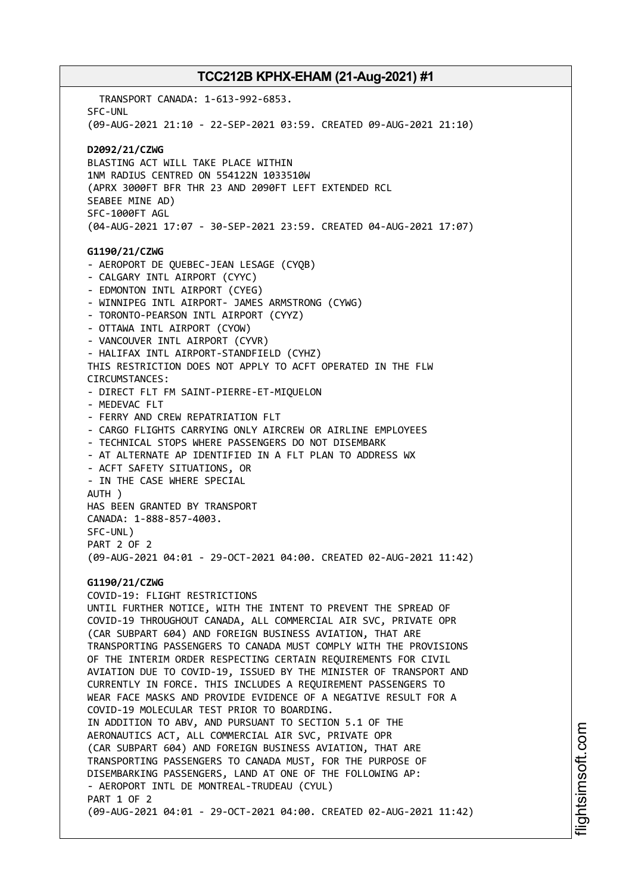TRANSPORT CANADA: 1-613-992-6853.
SFC-UNL
(09-AUG-2021 21:10 - 22-SEP-2021 03:59. CREATED 09-AUG-2021 21:10)

**D2092/21/CZWG**
BLASTING ACT WILL TAKE PLACE WITHIN
1NM RADIUS CENTRED ON 554122N 1033510W
(APRX 3000FT BFR THR 23 AND 2090FT LEFT EXTENDED RCL
SEABEE MINE AD)
SFC-1000FT AGL
(04-AUG-2021 17:07 - 30-SEP-2021 23:59. CREATED 04-AUG-2021 17:07)

**G1190/21/CZWG**
- AEROPORT DE QUEBEC-JEAN LESAGE (CYQB)
- CALGARY INTL AIRPORT (CYYC)
- EDMONTON INTL AIRPORT (CYEG)
- WINNIPEG INTL AIRPORT- JAMES ARMSTRONG (CYWG)
- TORONTO-PEARSON INTL AIRPORT (CYYZ)
- OTTAWA INTL AIRPORT (CYOW)
- VANCOUVER INTL AIRPORT (CYVR)
- HALIFAX INTL AIRPORT-STANDFIELD (CYHZ)

THIS RESTRICTION DOES NOT APPLY TO ACFT OPERATED IN THE FLW
CIRCUMSTANCES:
- DIRECT FLT FM SAINT-PIERRE-ET-MIQUELON
- MEDEVAC FLT
- FERRY AND CREW REPATRIATION FLT
- CARGO FLIGHTS CARRYING ONLY AIRCREW OR AIRLINE EMPLOYEES
- TECHNICAL STOPS WHERE PASSENGERS DO NOT DISEMBARK
- AT ALTERNATE AP IDENTIFIED IN A FLT PLAN TO ADDRESS WX
- ACFT SAFETY SITUATIONS, OR
- IN THE CASE WHERE SPECIAL

AUTH )
HAS BEEN GRANTED BY TRANSPORT
CANADA: 1-888-857-4003.
SFC-UNL)
PART 2 OF 2
(09-AUG-2021 04:01 - 29-OCT-2021 04:00. CREATED 02-AUG-2021 11:42)

**G1190/21/CZWG**
COVID-19: FLIGHT RESTRICTIONS
UNTIL FURTHER NOTICE, WITH THE INTENT TO PREVENT THE SPREAD OF
COVID-19 THROUGHOUT CANADA, ALL COMMERCIAL AIR SVC, PRIVATE OPR
(CAR SUBPART 604) AND FOREIGN BUSINESS AVIATION, THAT ARE
TRANSPORTING PASSENGERS TO CANADA MUST COMPLY WITH THE PROVISIONS
OF THE INTERIM ORDER RESPECTING CERTAIN REQUIREMENTS FOR CIVIL
AVIATION DUE TO COVID-19, ISSUED BY THE MINISTER OF TRANSPORT AND
CURRENTLY IN FORCE. THIS INCLUDES A REQUIREMENT PASSENGERS TO
WEAR FACE MASKS AND PROVIDE EVIDENCE OF A NEGATIVE RESULT FOR A
COVID-19 MOLECULAR TEST PRIOR TO BOARDING.
IN ADDITION TO ABV, AND PURSUANT TO SECTION 5.1 OF THE
AERONAUTICS ACT, ALL COMMERCIAL AIR SVC, PRIVATE OPR
(CAR SUBPART 604) AND FOREIGN BUSINESS AVIATION, THAT ARE
TRANSPORTING PASSENGERS TO CANADA MUST, FOR THE PURPOSE OF
DISEMBARKING PASSENGERS, LAND AT ONE OF THE FOLLOWING AP:
- AEROPORT INTL DE MONTREAL-TRUDEAU (CYUL)

PART 1 OF 2
(09-AUG-2021 04:01 - 29-OCT-2021 04:00. CREATED 02-AUG-2021 11:42)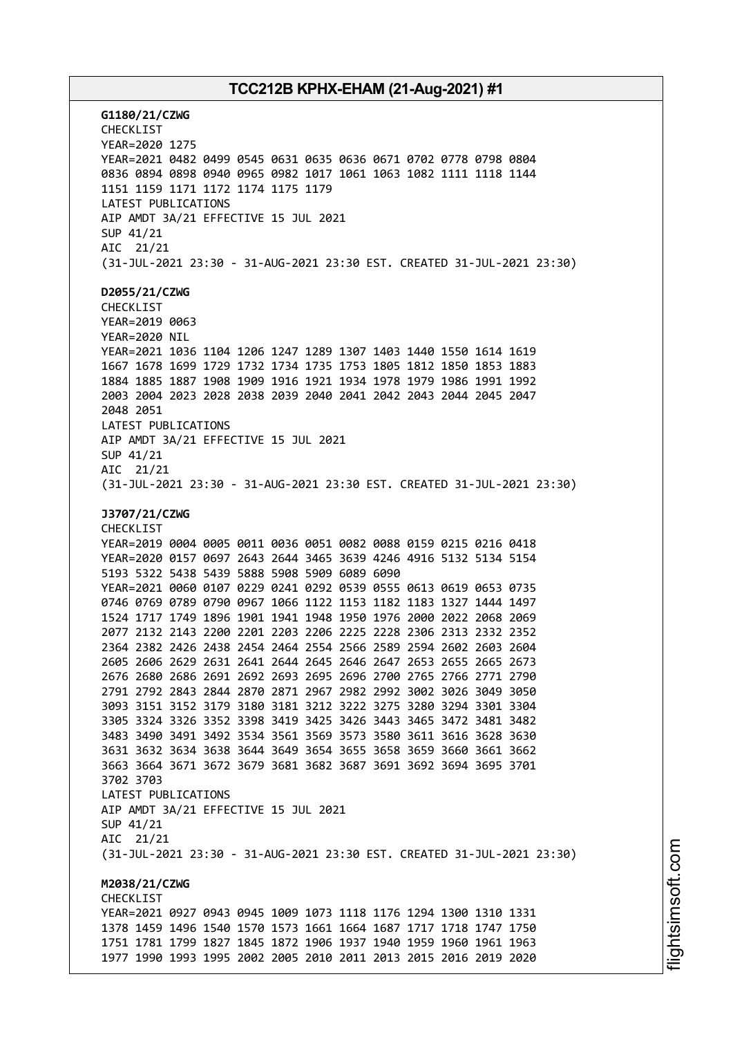**G1180/21/CZWG**
CHECKLIST
YEAR=2020 1275
YEAR=2021 0482 0499 0545 0631 0635 0636 0671 0702 0778 0798 0804
0836 0894 0898 0940 0965 0982 1017 1061 1063 1082 1111 1118 1144
1151 1159 1171 1172 1174 1175 1179
LATEST PUBLICATIONS
AIP AMDT 3A/21 EFFECTIVE 15 JUL 2021
SUP 41/21
AIC 21/21
(31-JUL-2021 23:30 - 31-AUG-2021 23:30 EST. CREATED 31-JUL-2021 23:30)

**D2055/21/CZWG**
CHECKLIST
YEAR=2019 0063
YEAR=2020 NIL
YEAR=2021 1036 1104 1206 1247 1289 1307 1403 1440 1550 1614 1619
1667 1678 1699 1729 1732 1734 1735 1753 1805 1812 1850 1853 1883
1884 1885 1887 1908 1909 1916 1921 1934 1978 1979 1986 1991 1992
2003 2004 2023 2028 2038 2039 2040 2041 2042 2043 2044 2045 2047
2048 2051
LATEST PUBLICATIONS
AIP AMDT 3A/21 EFFECTIVE 15 JUL 2021
SUP 41/21
AIC 21/21
(31-JUL-2021 23:30 - 31-AUG-2021 23:30 EST. CREATED 31-JUL-2021 23:30)

**J3707/21/CZWG**
CHECKLIST
YEAR=2019 0004 0005 0011 0036 0051 0082 0088 0159 0215 0216 0418
YEAR=2020 0157 0697 2643 2644 3465 3639 4246 4916 5132 5134 5154
5193 5322 5438 5439 5888 5908 5909 6089 6090
YEAR=2021 0060 0107 0229 0241 0292 0539 0555 0613 0619 0653 0735
0746 0769 0789 0790 0967 1066 1122 1153 1182 1183 1327 1444 1497
1524 1717 1749 1896 1901 1941 1948 1950 1976 2000 2022 2068 2069
2077 2132 2143 2200 2201 2203 2206 2225 2228 2306 2313 2332 2352
2364 2382 2426 2438 2454 2464 2554 2566 2589 2594 2602 2603 2604
2605 2606 2629 2631 2641 2644 2645 2646 2647 2653 2655 2665 2673
2676 2680 2686 2691 2692 2693 2695 2696 2700 2765 2766 2771 2790
2791 2792 2843 2844 2870 2871 2967 2982 2992 3002 3026 3049 3050
3093 3151 3152 3179 3180 3181 3212 3222 3275 3280 3294 3301 3304
3305 3324 3326 3352 3398 3419 3425 3426 3443 3465 3472 3481 3482
3483 3490 3491 3492 3534 3561 3569 3573 3580 3611 3616 3628 3630
3631 3632 3634 3638 3644 3649 3654 3655 3658 3659 3660 3661 3662
3663 3664 3671 3672 3679 3681 3682 3687 3691 3692 3694 3695 3701
3702 3703
LATEST PUBLICATIONS
AIP AMDT 3A/21 EFFECTIVE 15 JUL 2021
SUP 41/21
AIC 21/21
(31-JUL-2021 23:30 - 31-AUG-2021 23:30 EST. CREATED 31-JUL-2021 23:30)

**M2038/21/CZWG**
CHECKLIST
YEAR=2021 0927 0943 0945 1009 1073 1118 1176 1294 1300 1310 1331
1378 1459 1496 1540 1570 1573 1661 1664 1687 1717 1718 1747 1750
1751 1781 1799 1827 1845 1872 1906 1937 1940 1959 1960 1961 1963
1977 1990 1993 1995 2002 2005 2010 2011 2013 2015 2016 2019 2020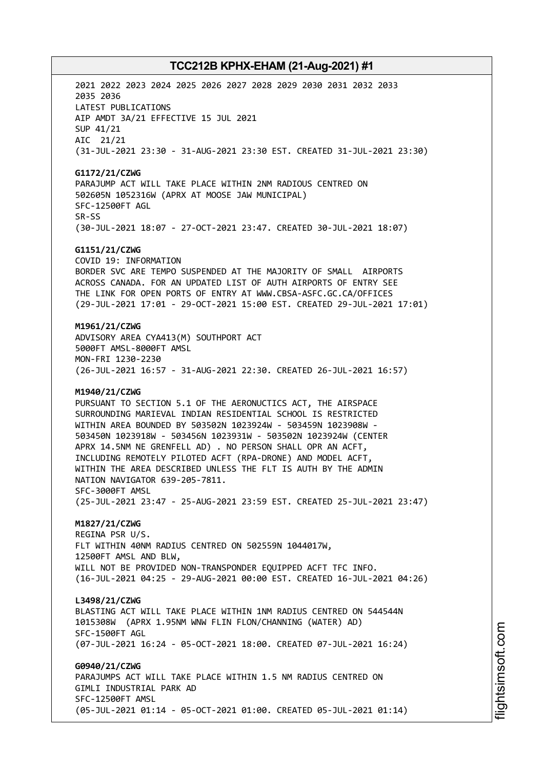2021 2022 2023 2024 2025 2026 2027 2028 2029 2030 2031 2032 2033
2035 2036
LATEST PUBLICATIONS
AIP AMDT 3A/21 EFFECTIVE 15 JUL 2021
SUP 41/21
AIC 21/21
(31-JUL-2021 23:30 - 31-AUG-2021 23:30 EST. CREATED 31-JUL-2021 23:30)

**G1172/21/CZWG**
PARAJUMP ACT WILL TAKE PLACE WITHIN 2NM RADIOUS CENTRED ON
502605N 1052316W (APRX AT MOOSE JAW MUNICIPAL)
SFC-12500FT AGL
SR-SS
(30-JUL-2021 18:07 - 27-OCT-2021 23:47. CREATED 30-JUL-2021 18:07)

**G1151/21/CZWG**
COVID 19: INFORMATION
BORDER SVC ARE TEMPO SUSPENDED AT THE MAJORITY OF SMALL AIRPORTS
ACROSS CANADA. FOR AN UPDATED LIST OF AUTH AIRPORTS OF ENTRY SEE
THE LINK FOR OPEN PORTS OF ENTRY AT WWW.CBSA-ASFC.GC.CA/OFFICES
(29-JUL-2021 17:01 - 29-OCT-2021 15:00 EST. CREATED 29-JUL-2021 17:01)

**M1961/21/CZWG**
ADVISORY AREA CYA413(M) SOUTHPORT ACT
5000FT AMSL-8000FT AMSL
MON-FRI 1230-2230
(26-JUL-2021 16:57 - 31-AUG-2021 22:30. CREATED 26-JUL-2021 16:57)

**M1940/21/CZWG**
PURSUANT TO SECTION 5.1 OF THE AERONUCTICS ACT, THE AIRSPACE
SURROUNDING MARIEVAL INDIAN RESIDENTIAL SCHOOL IS RESTRICTED
WITHIN AREA BOUNDED BY 503502N 1023924W - 503459N 1023908W -
503450N 1023918W - 503456N 1023931W - 503502N 1023924W (CENTER
APRX 14.5NM NE GRENFELL AD) . NO PERSON SHALL OPR AN ACFT,
INCLUDING REMOTELY PILOTED ACFT (RPA-DRONE) AND MODEL ACFT,
WITHIN THE AREA DESCRIBED UNLESS THE FLT IS AUTH BY THE ADMIN
NATION NAVIGATOR 639-205-7811.
SFC-3000FT AMSL
(25-JUL-2021 23:47 - 25-AUG-2021 23:59 EST. CREATED 25-JUL-2021 23:47)

**M1827/21/CZWG**
REGINA PSR U/S.
FLT WITHIN 40NM RADIUS CENTRED ON 502559N 1044017W,
12500FT AMSL AND BLW,
WILL NOT BE PROVIDED NON-TRANSPONDER EQUIPPED ACFT TFC INFO.
(16-JUL-2021 04:25 - 29-AUG-2021 00:00 EST. CREATED 16-JUL-2021 04:26)

**L3498/21/CZWG**
BLASTING ACT WILL TAKE PLACE WITHIN 1NM RADIUS CENTRED ON 544544N
1015308W (APRX 1.95NM WNW FLIN FLON/CHANNING (WATER) AD)
SFC-1500FT AGL
(07-JUL-2021 16:24 - 05-OCT-2021 18:00. CREATED 07-JUL-2021 16:24)

**G0940/21/CZWG**
PARAJUMPS ACT WILL TAKE PLACE WITHIN 1.5 NM RADIUS CENTRED ON
GIMLI INDUSTRIAL PARK AD
SFC-12500FT AMSL
(05-JUL-2021 01:14 - 05-OCT-2021 01:00. CREATED 05-JUL-2021 01:14)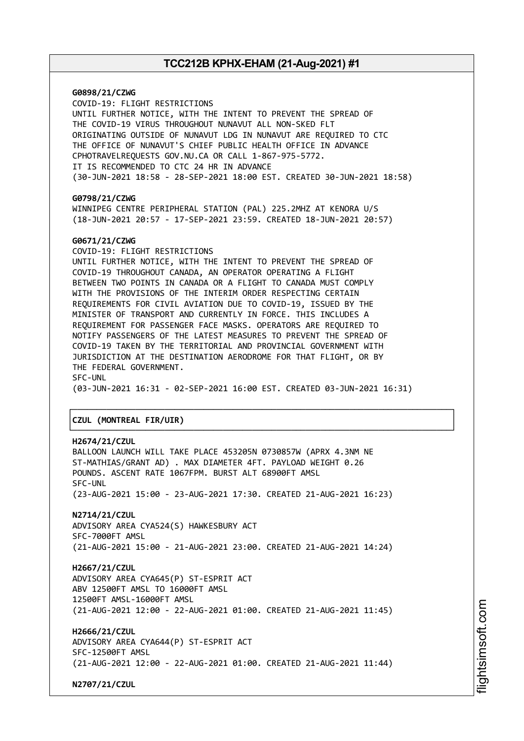**G0898/21/CZWG**
COVID-19: FLIGHT RESTRICTIONS
UNTIL FURTHER NOTICE, WITH THE INTENT TO PREVENT THE SPREAD OF
THE COVID-19 VIRUS THROUGHOUT NUNAVUT ALL NON-SKED FLT
ORIGINATING OUTSIDE OF NUNAVUT LDG IN NUNAVUT ARE REQUIRED TO CTC
THE OFFICE OF NUNAVUT'S CHIEF PUBLIC HEALTH OFFICE IN ADVANCE
CPHOTRAVELREQUESTS GOV.NU.CA OR CALL 1-867-975-5772.
IT IS RECOMMENDED TO CTC 24 HR IN ADVANCE
(30-JUN-2021 18:58 - 28-SEP-2021 18:00 EST. CREATED 30-JUN-2021 18:58)

**G0798/21/CZWG**
WINNIPEG CENTRE PERIPHERAL STATION (PAL) 225.2MHZ AT KENORA U/S
(18-JUN-2021 20:57 - 17-SEP-2021 23:59. CREATED 18-JUN-2021 20:57)

**G0671/21/CZWG**
COVID-19: FLIGHT RESTRICTIONS
UNTIL FURTHER NOTICE, WITH THE INTENT TO PREVENT THE SPREAD OF
COVID-19 THROUGHOUT CANADA, AN OPERATOR OPERATING A FLIGHT
BETWEEN TWO POINTS IN CANADA OR A FLIGHT TO CANADA MUST COMPLY
WITH THE PROVISIONS OF THE INTERIM ORDER RESPECTING CERTAIN
REQUIREMENTS FOR CIVIL AVIATION DUE TO COVID-19, ISSUED BY THE
MINISTER OF TRANSPORT AND CURRENTLY IN FORCE. THIS INCLUDES A
REQUIREMENT FOR PASSENGER FACE MASKS. OPERATORS ARE REQUIRED TO
NOTIFY PASSENGERS OF THE LATEST MEASURES TO PREVENT THE SPREAD OF
COVID-19 TAKEN BY THE TERRITORIAL AND PROVINCIAL GOVERNMENT WITH
JURISDICTION AT THE DESTINATION AERODROME FOR THAT FLIGHT, OR BY
THE FEDERAL GOVERNMENT.
SFC-UNL
(03-JUN-2021 16:31 - 02-SEP-2021 16:00 EST. CREATED 03-JUN-2021 16:31)

## CZUL (MONTREAL FIR/UIR)

**H2674/21/CZUL**
BALLOON LAUNCH WILL TAKE PLACE 453205N 0730857W (APRX 4.3NM NE
ST-MATHIAS/GRANT AD) . MAX DIAMETER 4FT. PAYLOAD WEIGHT 0.26
POUNDS. ASCENT RATE 1067FPM. BURST ALT 68900FT AMSL
SFC-UNL
(23-AUG-2021 15:00 - 23-AUG-2021 17:30. CREATED 21-AUG-2021 16:23)

**N2714/21/CZUL**
ADVISORY AREA CYA524(S) HAWKESBURY ACT
SFC-7000FT AMSL
(21-AUG-2021 15:00 - 21-AUG-2021 23:00. CREATED 21-AUG-2021 14:24)

**H2667/21/CZUL**
ADVISORY AREA CYA645(P) ST-ESPRIT ACT
ABV 12500FT AMSL TO 16000FT AMSL
12500FT AMSL-16000FT AMSL
(21-AUG-2021 12:00 - 22-AUG-2021 01:00. CREATED 21-AUG-2021 11:45)

**H2666/21/CZUL**
ADVISORY AREA CYA644(P) ST-ESPRIT ACT
SFC-12500FT AMSL
(21-AUG-2021 12:00 - 22-AUG-2021 01:00. CREATED 21-AUG-2021 11:44)

**N2707/21/CZUL**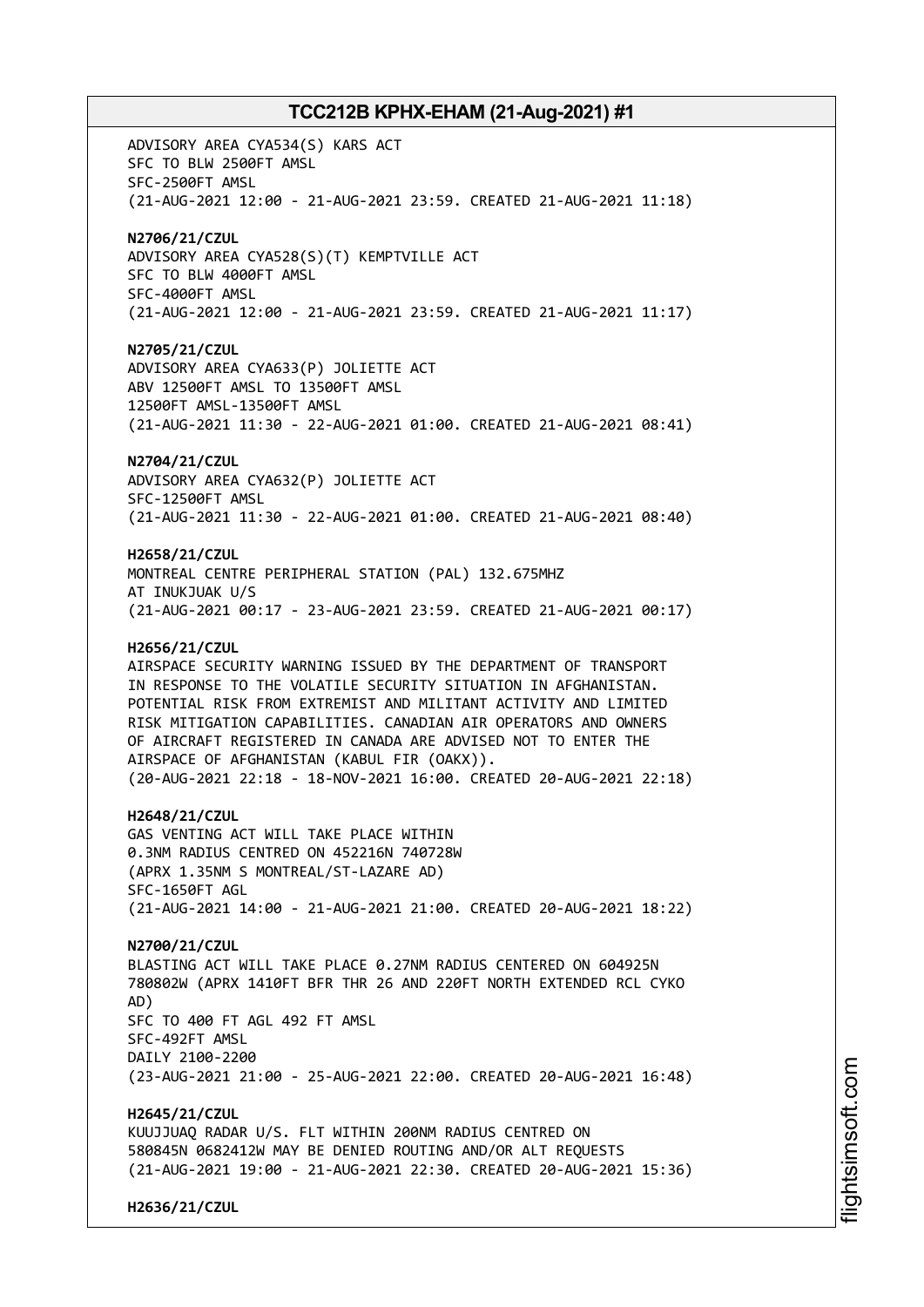ADVISORY AREA CYA534(S) KARS ACT
SFC TO BLW 2500FT AMSL
SFC-2500FT AMSL
(21-AUG-2021 12:00 - 21-AUG-2021 23:59. CREATED 21-AUG-2021 11:18)

**N2706/21/CZUL**
ADVISORY AREA CYA528(S)(T) KEMPTVILLE ACT
SFC TO BLW 4000FT AMSL
SFC-4000FT AMSL
(21-AUG-2021 12:00 - 21-AUG-2021 23:59. CREATED 21-AUG-2021 11:17)

**N2705/21/CZUL**
ADVISORY AREA CYA633(P) JOLIETTE ACT
ABV 12500FT AMSL TO 13500FT AMSL
12500FT AMSL-13500FT AMSL
(21-AUG-2021 11:30 - 22-AUG-2021 01:00. CREATED 21-AUG-2021 08:41)

**N2704/21/CZUL**
ADVISORY AREA CYA632(P) JOLIETTE ACT
SFC-12500FT AMSL
(21-AUG-2021 11:30 - 22-AUG-2021 01:00. CREATED 21-AUG-2021 08:40)

**H2658/21/CZUL**
MONTREAL CENTRE PERIPHERAL STATION (PAL) 132.675MHZ
AT INUKJUAK U/S
(21-AUG-2021 00:17 - 23-AUG-2021 23:59. CREATED 21-AUG-2021 00:17)

**H2656/21/CZUL**
AIRSPACE SECURITY WARNING ISSUED BY THE DEPARTMENT OF TRANSPORT
IN RESPONSE TO THE VOLATILE SECURITY SITUATION IN AFGHANISTAN.
POTENTIAL RISK FROM EXTREMIST AND MILITANT ACTIVITY AND LIMITED
RISK MITIGATION CAPABILITIES. CANADIAN AIR OPERATORS AND OWNERS
OF AIRCRAFT REGISTERED IN CANADA ARE ADVISED NOT TO ENTER THE
AIRSPACE OF AFGHANISTAN (KABUL FIR (OAKX)).
(20-AUG-2021 22:18 - 18-NOV-2021 16:00. CREATED 20-AUG-2021 22:18)

**H2648/21/CZUL**
GAS VENTING ACT WILL TAKE PLACE WITHIN
0.3NM RADIUS CENTRED ON 452216N 740728W
(APRX 1.35NM S MONTREAL/ST-LAZARE AD)
SFC-1650FT AGL
(21-AUG-2021 14:00 - 21-AUG-2021 21:00. CREATED 20-AUG-2021 18:22)

**N2700/21/CZUL**
BLASTING ACT WILL TAKE PLACE 0.27NM RADIUS CENTERED ON 604925N
780802W (APRX 1410FT BFR THR 26 AND 220FT NORTH EXTENDED RCL CYKO
AD)
SFC TO 400 FT AGL 492 FT AMSL
SFC-492FT AMSL
DAILY 2100-2200
(23-AUG-2021 21:00 - 25-AUG-2021 22:00. CREATED 20-AUG-2021 16:48)

**H2645/21/CZUL**
KUUJJUAQ RADAR U/S. FLT WITHIN 200NM RADIUS CENTRED ON
580845N 0682412W MAY BE DENIED ROUTING AND/OR ALT REQUESTS
(21-AUG-2021 19:00 - 21-AUG-2021 22:30. CREATED 20-AUG-2021 15:36)

**H2636/21/CZUL**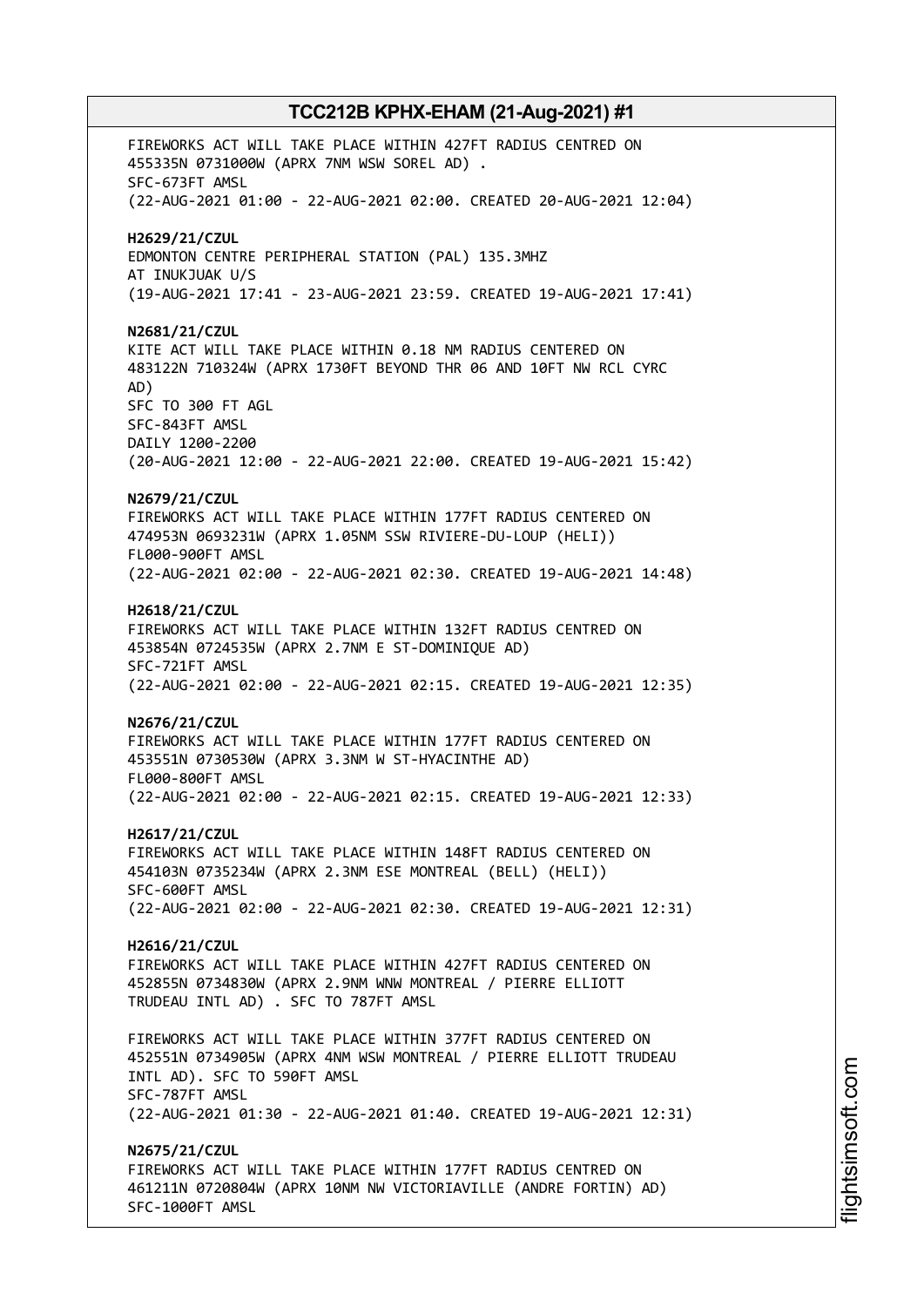FIREWORKS ACT WILL TAKE PLACE WITHIN 427FT RADIUS CENTRED ON 455335N 0731000W (APRX 7NM WSW SOREL AD) .
SFC-673FT AMSL
(22-AUG-2021 01:00 - 22-AUG-2021 02:00. CREATED 20-AUG-2021 12:04)

**H2629/21/CZUL**
EDMONTON CENTRE PERIPHERAL STATION (PAL) 135.3MHZ
AT INUKJUAK U/S
(19-AUG-2021 17:41 - 23-AUG-2021 23:59. CREATED 19-AUG-2021 17:41)

**N2681/21/CZUL**
KITE ACT WILL TAKE PLACE WITHIN 0.18 NM RADIUS CENTERED ON 483122N 710324W (APRX 1730FT BEYOND THR 06 AND 10FT NW RCL CYRC AD)
SFC TO 300 FT AGL
SFC-843FT AMSL
DAILY 1200-2200
(20-AUG-2021 12:00 - 22-AUG-2021 22:00. CREATED 19-AUG-2021 15:42)

**N2679/21/CZUL**
FIREWORKS ACT WILL TAKE PLACE WITHIN 177FT RADIUS CENTERED ON 474953N 0693231W (APRX 1.05NM SSW RIVIERE-DU-LOUP (HELI))
FL000-900FT AMSL
(22-AUG-2021 02:00 - 22-AUG-2021 02:30. CREATED 19-AUG-2021 14:48)

**H2618/21/CZUL**
FIREWORKS ACT WILL TAKE PLACE WITHIN 132FT RADIUS CENTRED ON 453854N 0724535W (APRX 2.7NM E ST-DOMINIQUE AD)
SFC-721FT AMSL
(22-AUG-2021 02:00 - 22-AUG-2021 02:15. CREATED 19-AUG-2021 12:35)

**N2676/21/CZUL**
FIREWORKS ACT WILL TAKE PLACE WITHIN 177FT RADIUS CENTERED ON 453551N 0730530W (APRX 3.3NM W ST-HYACINTHE AD)
FL000-800FT AMSL
(22-AUG-2021 02:00 - 22-AUG-2021 02:15. CREATED 19-AUG-2021 12:33)

**H2617/21/CZUL**
FIREWORKS ACT WILL TAKE PLACE WITHIN 148FT RADIUS CENTERED ON 454103N 0735234W (APRX 2.3NM ESE MONTREAL (BELL) (HELI))
SFC-600FT AMSL
(22-AUG-2021 02:00 - 22-AUG-2021 02:30. CREATED 19-AUG-2021 12:31)

**H2616/21/CZUL**
FIREWORKS ACT WILL TAKE PLACE WITHIN 427FT RADIUS CENTERED ON 452855N 0734830W (APRX 2.9NM WNW MONTREAL / PIERRE ELLIOTT TRUDEAU INTL AD) . SFC TO 787FT AMSL

FIREWORKS ACT WILL TAKE PLACE WITHIN 377FT RADIUS CENTERED ON 452551N 0734905W (APRX 4NM WSW MONTREAL / PIERRE ELLIOTT TRUDEAU INTL AD). SFC TO 590FT AMSL
SFC-787FT AMSL
(22-AUG-2021 01:30 - 22-AUG-2021 01:40. CREATED 19-AUG-2021 12:31)

**N2675/21/CZUL**
FIREWORKS ACT WILL TAKE PLACE WITHIN 177FT RADIUS CENTRED ON 461211N 0720804W (APRX 10NM NW VICTORIAVILLE (ANDRE FORTIN) AD)
SFC-1000FT AMSL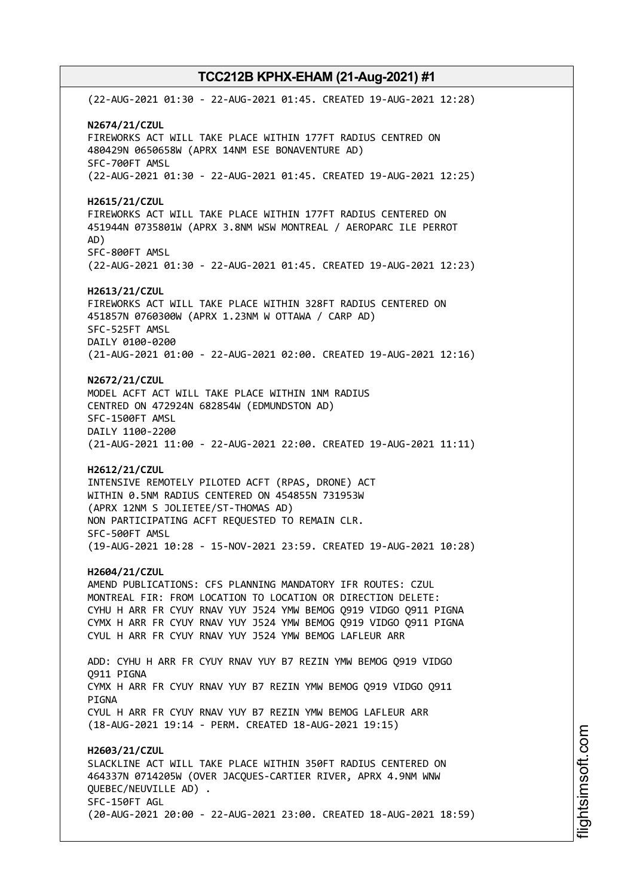(22-AUG-2021 01:30 - 22-AUG-2021 01:45. CREATED 19-AUG-2021 12:28)

**N2674/21/CZUL**
FIREWORKS ACT WILL TAKE PLACE WITHIN 177FT RADIUS CENTRED ON 480429N 0650658W (APRX 14NM ESE BONAVENTURE AD)
SFC-700FT AMSL
(22-AUG-2021 01:30 - 22-AUG-2021 01:45. CREATED 19-AUG-2021 12:25)

**H2615/21/CZUL**
FIREWORKS ACT WILL TAKE PLACE WITHIN 177FT RADIUS CENTERED ON 451944N 0735801W (APRX 3.8NM WSW MONTREAL / AEROPARC ILE PERROT AD)
SFC-800FT AMSL
(22-AUG-2021 01:30 - 22-AUG-2021 01:45. CREATED 19-AUG-2021 12:23)

**H2613/21/CZUL**
FIREWORKS ACT WILL TAKE PLACE WITHIN 328FT RADIUS CENTERED ON 451857N 0760300W (APRX 1.23NM W OTTAWA / CARP AD)
SFC-525FT AMSL
DAILY 0100-0200
(21-AUG-2021 01:00 - 22-AUG-2021 02:00. CREATED 19-AUG-2021 12:16)

**N2672/21/CZUL**
MODEL ACFT ACT WILL TAKE PLACE WITHIN 1NM RADIUS CENTRED ON 472924N 682854W (EDMUNDSTON AD)
SFC-1500FT AMSL
DAILY 1100-2200
(21-AUG-2021 11:00 - 22-AUG-2021 22:00. CREATED 19-AUG-2021 11:11)

**H2612/21/CZUL**
INTENSIVE REMOTELY PILOTED ACFT (RPAS, DRONE) ACT WITHIN 0.5NM RADIUS CENTERED ON 454855N 731953W (APRX 12NM S JOLIETEE/ST-THOMAS AD)
NON PARTICIPATING ACFT REQUESTED TO REMAIN CLR.
SFC-500FT AMSL
(19-AUG-2021 10:28 - 15-NOV-2021 23:59. CREATED 19-AUG-2021 10:28)

**H2604/21/CZUL**
AMEND PUBLICATIONS: CFS PLANNING MANDATORY IFR ROUTES: CZUL MONTREAL FIR: FROM LOCATION TO LOCATION OR DIRECTION DELETE:
CYHU H ARR FR CYUY RNAV YUY J524 YMW BEMOG Q919 VIDGO Q911 PIGNA
CYMX H ARR FR CYUY RNAV YUY J524 YMW BEMOG Q919 VIDGO Q911 PIGNA
CYUL H ARR FR CYUY RNAV YUY J524 YMW BEMOG LAFLEUR ARR

ADD: CYHU H ARR FR CYUY RNAV YUY B7 REZIN YMW BEMOG Q919 VIDGO Q911 PIGNA
CYMX H ARR FR CYUY RNAV YUY B7 REZIN YMW BEMOG Q919 VIDGO Q911 PIGNA
CYUL H ARR FR CYUY RNAV YUY B7 REZIN YMW BEMOG LAFLEUR ARR
(18-AUG-2021 19:14 - PERM. CREATED 18-AUG-2021 19:15)

**H2603/21/CZUL**
SLACKLINE ACT WILL TAKE PLACE WITHIN 350FT RADIUS CENTERED ON 464337N 0714205W (OVER JACQUES-CARTIER RIVER, APRX 4.9NM WNW QUEBEC/NEUVILLE AD) .
SFC-150FT AGL
(20-AUG-2021 20:00 - 22-AUG-2021 23:00. CREATED 18-AUG-2021 18:59)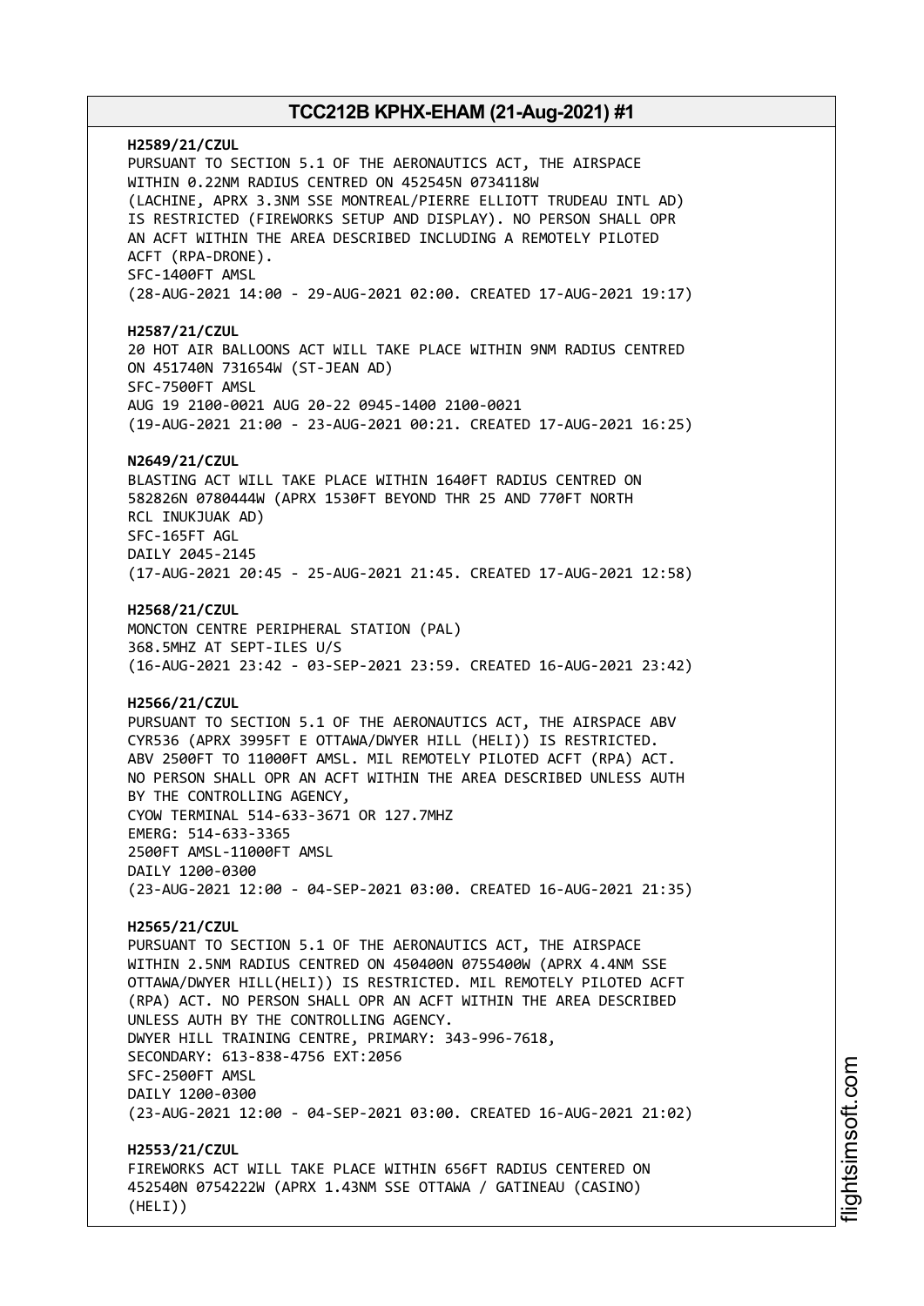**H2589/21/CZUL**
PURSUANT TO SECTION 5.1 OF THE AERONAUTICS ACT, THE AIRSPACE WITHIN 0.22NM RADIUS CENTRED ON 452545N 0734118W (LACHINE, APRX 3.3NM SSE MONTREAL/PIERRE ELLIOTT TRUDEAU INTL AD) IS RESTRICTED (FIREWORKS SETUP AND DISPLAY). NO PERSON SHALL OPR AN ACFT WITHIN THE AREA DESCRIBED INCLUDING A REMOTELY PILOTED ACFT (RPA-DRONE).
SFC-1400FT AMSL
(28-AUG-2021 14:00 - 29-AUG-2021 02:00. CREATED 17-AUG-2021 19:17)

**H2587/21/CZUL**
20 HOT AIR BALLOONS ACT WILL TAKE PLACE WITHIN 9NM RADIUS CENTRED ON 451740N 731654W (ST-JEAN AD)
SFC-7500FT AMSL
AUG 19 2100-0021 AUG 20-22 0945-1400 2100-0021
(19-AUG-2021 21:00 - 23-AUG-2021 00:21. CREATED 17-AUG-2021 16:25)

**N2649/21/CZUL**
BLASTING ACT WILL TAKE PLACE WITHIN 1640FT RADIUS CENTRED ON 582826N 0780444W (APRX 1530FT BEYOND THR 25 AND 770FT NORTH RCL INUKJUAK AD)
SFC-165FT AGL
DAILY 2045-2145
(17-AUG-2021 20:45 - 25-AUG-2021 21:45. CREATED 17-AUG-2021 12:58)

**H2568/21/CZUL**
MONCTON CENTRE PERIPHERAL STATION (PAL)
368.5MHZ AT SEPT-ILES U/S
(16-AUG-2021 23:42 - 03-SEP-2021 23:59. CREATED 16-AUG-2021 23:42)

**H2566/21/CZUL**
PURSUANT TO SECTION 5.1 OF THE AERONAUTICS ACT, THE AIRSPACE ABV CYR536 (APRX 3995FT E OTTAWA/DWYER HILL (HELI)) IS RESTRICTED. ABV 2500FT TO 11000FT AMSL. MIL REMOTELY PILOTED ACFT (RPA) ACT. NO PERSON SHALL OPR AN ACFT WITHIN THE AREA DESCRIBED UNLESS AUTH BY THE CONTROLLING AGENCY,
CYOW TERMINAL 514-633-3671 OR 127.7MHZ
EMERG: 514-633-3365
2500FT AMSL-11000FT AMSL
DAILY 1200-0300
(23-AUG-2021 12:00 - 04-SEP-2021 03:00. CREATED 16-AUG-2021 21:35)

**H2565/21/CZUL**
PURSUANT TO SECTION 5.1 OF THE AERONAUTICS ACT, THE AIRSPACE WITHIN 2.5NM RADIUS CENTRED ON 450400N 0755400W (APRX 4.4NM SSE OTTAWA/DWYER HILL(HELI)) IS RESTRICTED. MIL REMOTELY PILOTED ACFT (RPA) ACT. NO PERSON SHALL OPR AN ACFT WITHIN THE AREA DESCRIBED UNLESS AUTH BY THE CONTROLLING AGENCY.
DWYER HILL TRAINING CENTRE, PRIMARY: 343-996-7618,
SECONDARY: 613-838-4756 EXT:2056
SFC-2500FT AMSL
DAILY 1200-0300
(23-AUG-2021 12:00 - 04-SEP-2021 03:00. CREATED 16-AUG-2021 21:02)

**H2553/21/CZUL**
FIREWORKS ACT WILL TAKE PLACE WITHIN 656FT RADIUS CENTERED ON 452540N 0754222W (APRX 1.43NM SSE OTTAWA / GATINEAU (CASINO) (HELI))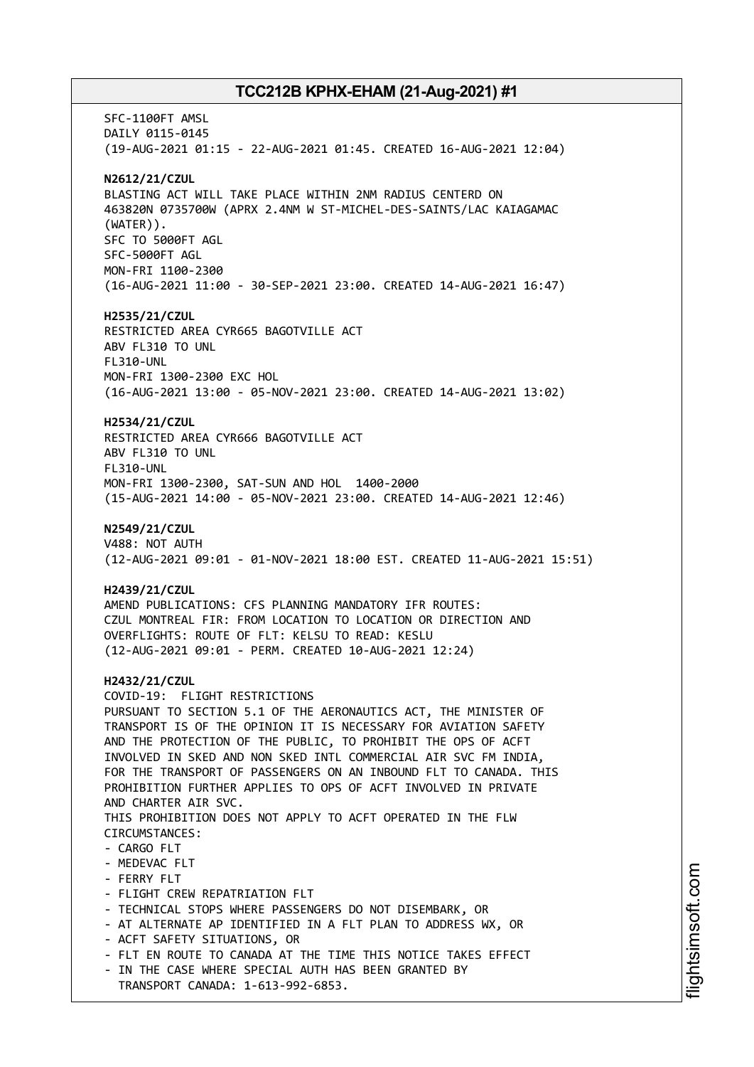SFC-1100FT AMSL
DAILY 0115-0145
(19-AUG-2021 01:15 - 22-AUG-2021 01:45. CREATED 16-AUG-2021 12:04)

**N2612/21/CZUL**
BLASTING ACT WILL TAKE PLACE WITHIN 2NM RADIUS CENTERD ON
463820N 0735700W (APRX 2.4NM W ST-MICHEL-DES-SAINTS/LAC KAIAGAMAC
(WATER)).
SFC TO 5000FT AGL
SFC-5000FT AGL
MON-FRI 1100-2300
(16-AUG-2021 11:00 - 30-SEP-2021 23:00. CREATED 14-AUG-2021 16:47)

**H2535/21/CZUL**
RESTRICTED AREA CYR665 BAGOTVILLE ACT
ABV FL310 TO UNL
FL310-UNL
MON-FRI 1300-2300 EXC HOL
(16-AUG-2021 13:00 - 05-NOV-2021 23:00. CREATED 14-AUG-2021 13:02)

**H2534/21/CZUL**
RESTRICTED AREA CYR666 BAGOTVILLE ACT
ABV FL310 TO UNL
FL310-UNL
MON-FRI 1300-2300, SAT-SUN AND HOL 1400-2000
(15-AUG-2021 14:00 - 05-NOV-2021 23:00. CREATED 14-AUG-2021 12:46)

**N2549/21/CZUL**
V488: NOT AUTH
(12-AUG-2021 09:01 - 01-NOV-2021 18:00 EST. CREATED 11-AUG-2021 15:51)

**H2439/21/CZUL**
AMEND PUBLICATIONS: CFS PLANNING MANDATORY IFR ROUTES:
CZUL MONTREAL FIR: FROM LOCATION TO LOCATION OR DIRECTION AND
OVERFLIGHTS: ROUTE OF FLT: KELSU TO READ: KESLU
(12-AUG-2021 09:01 - PERM. CREATED 10-AUG-2021 12:24)

**H2432/21/CZUL**
COVID-19: FLIGHT RESTRICTIONS
PURSUANT TO SECTION 5.1 OF THE AERONAUTICS ACT, THE MINISTER OF
TRANSPORT IS OF THE OPINION IT IS NECESSARY FOR AVIATION SAFETY
AND THE PROTECTION OF THE PUBLIC, TO PROHIBIT THE OPS OF ACFT
INVOLVED IN SKED AND NON SKED INTL COMMERCIAL AIR SVC FM INDIA,
FOR THE TRANSPORT OF PASSENGERS ON AN INBOUND FLT TO CANADA. THIS
PROHIBITION FURTHER APPLIES TO OPS OF ACFT INVOLVED IN PRIVATE
AND CHARTER AIR SVC.
THIS PROHIBITION DOES NOT APPLY TO ACFT OPERATED IN THE FLW
CIRCUMSTANCES:
- CARGO FLT
- MEDEVAC FLT
- FERRY FLT
- FLIGHT CREW REPATRIATION FLT
- TECHNICAL STOPS WHERE PASSENGERS DO NOT DISEMBARK, OR
- AT ALTERNATE AP IDENTIFIED IN A FLT PLAN TO ADDRESS WX, OR
- ACFT SAFETY SITUATIONS, OR
- FLT EN ROUTE TO CANADA AT THE TIME THIS NOTICE TAKES EFFECT
- IN THE CASE WHERE SPECIAL AUTH HAS BEEN GRANTED BY
  TRANSPORT CANADA: 1-613-992-6853.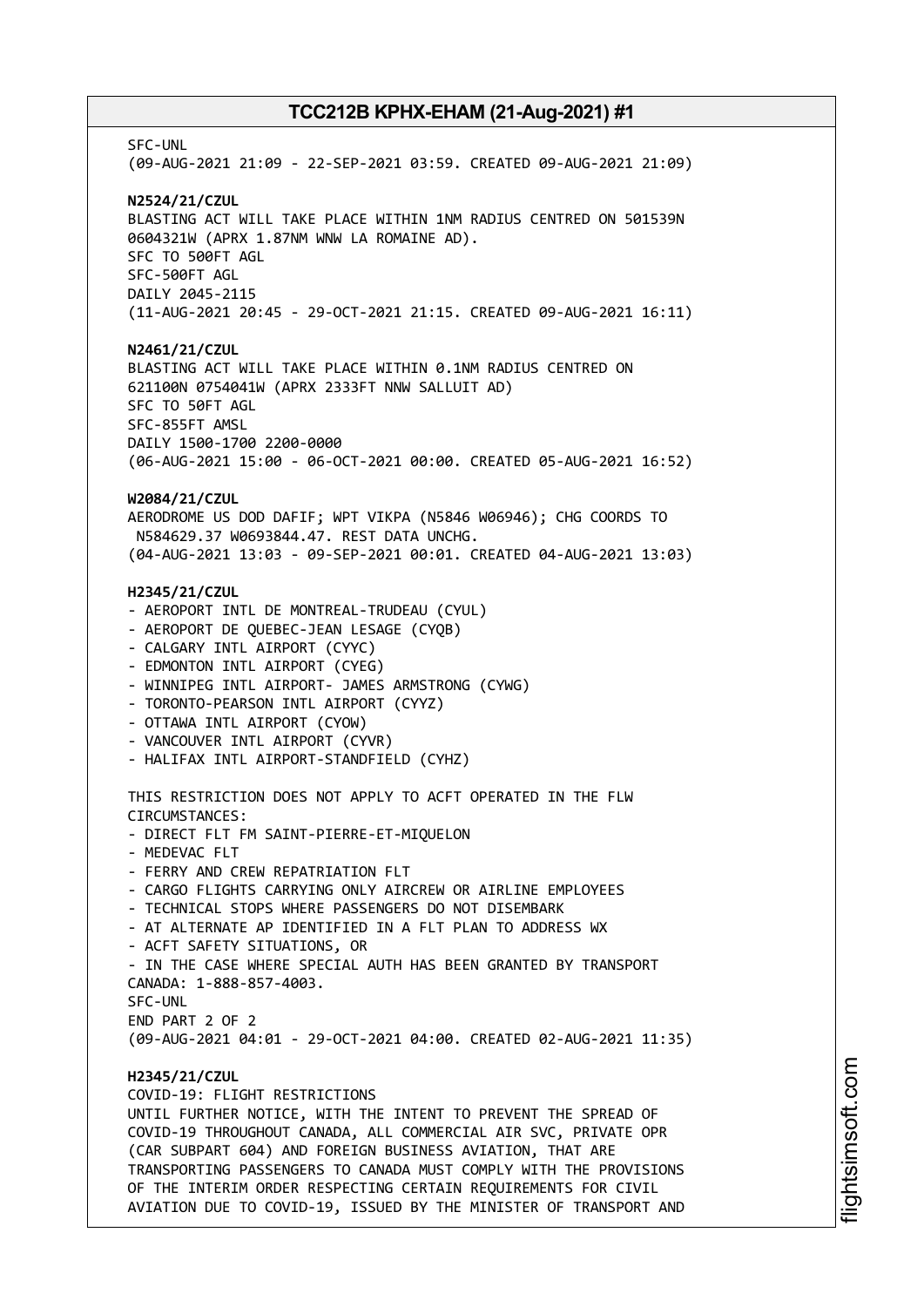SFC-UNL
(09-AUG-2021 21:09 - 22-SEP-2021 03:59. CREATED 09-AUG-2021 21:09)

**N2524/21/CZUL**
BLASTING ACT WILL TAKE PLACE WITHIN 1NM RADIUS CENTRED ON 501539N 0604321W (APRX 1.87NM WNW LA ROMAINE AD).
SFC TO 500FT AGL
SFC-500FT AGL
DAILY 2045-2115
(11-AUG-2021 20:45 - 29-OCT-2021 21:15. CREATED 09-AUG-2021 16:11)

**N2461/21/CZUL**
BLASTING ACT WILL TAKE PLACE WITHIN 0.1NM RADIUS CENTRED ON 621100N 0754041W (APRX 2333FT NNW SALLUIT AD)
SFC TO 50FT AGL
SFC-855FT AMSL
DAILY 1500-1700 2200-0000
(06-AUG-2021 15:00 - 06-OCT-2021 00:00. CREATED 05-AUG-2021 16:52)

**W2084/21/CZUL**
AERODROME US DOD DAFIF; WPT VIKPA (N5846 W06946); CHG COORDS TO N584629.37 W0693844.47. REST DATA UNCHG.
(04-AUG-2021 13:03 - 09-SEP-2021 00:01. CREATED 04-AUG-2021 13:03)

**H2345/21/CZUL**
- AEROPORT INTL DE MONTREAL-TRUDEAU (CYUL)
- AEROPORT DE QUEBEC-JEAN LESAGE (CYQB)
- CALGARY INTL AIRPORT (CYYC)
- EDMONTON INTL AIRPORT (CYEG)
- WINNIPEG INTL AIRPORT- JAMES ARMSTRONG (CYWG)
- TORONTO-PEARSON INTL AIRPORT (CYYZ)
- OTTAWA INTL AIRPORT (CYOW)
- VANCOUVER INTL AIRPORT (CYVR)
- HALIFAX INTL AIRPORT-STANDFIELD (CYHZ)

THIS RESTRICTION DOES NOT APPLY TO ACFT OPERATED IN THE FLW CIRCUMSTANCES:
- DIRECT FLT FM SAINT-PIERRE-ET-MIQUELON
- MEDEVAC FLT
- FERRY AND CREW REPATRIATION FLT
- CARGO FLIGHTS CARRYING ONLY AIRCREW OR AIRLINE EMPLOYEES
- TECHNICAL STOPS WHERE PASSENGERS DO NOT DISEMBARK
- AT ALTERNATE AP IDENTIFIED IN A FLT PLAN TO ADDRESS WX
- ACFT SAFETY SITUATIONS, OR
- IN THE CASE WHERE SPECIAL AUTH HAS BEEN GRANTED BY TRANSPORT CANADA: 1-888-857-4003.
SFC-UNL
END PART 2 OF 2
(09-AUG-2021 04:01 - 29-OCT-2021 04:00. CREATED 02-AUG-2021 11:35)

**H2345/21/CZUL**
COVID-19: FLIGHT RESTRICTIONS
UNTIL FURTHER NOTICE, WITH THE INTENT TO PREVENT THE SPREAD OF COVID-19 THROUGHOUT CANADA, ALL COMMERCIAL AIR SVC, PRIVATE OPR (CAR SUBPART 604) AND FOREIGN BUSINESS AVIATION, THAT ARE TRANSPORTING PASSENGERS TO CANADA MUST COMPLY WITH THE PROVISIONS OF THE INTERIM ORDER RESPECTING CERTAIN REQUIREMENTS FOR CIVIL AVIATION DUE TO COVID-19, ISSUED BY THE MINISTER OF TRANSPORT AND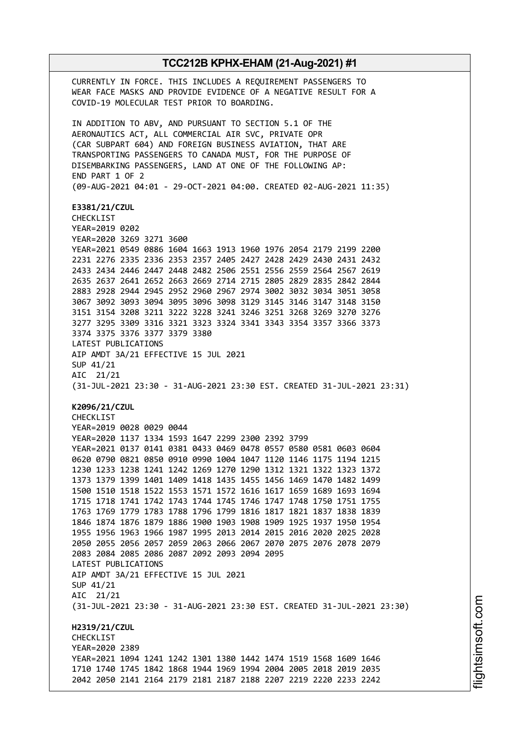CURRENTLY IN FORCE. THIS INCLUDES A REQUIREMENT PASSENGERS TO WEAR FACE MASKS AND PROVIDE EVIDENCE OF A NEGATIVE RESULT FOR A COVID-19 MOLECULAR TEST PRIOR TO BOARDING.

IN ADDITION TO ABV, AND PURSUANT TO SECTION 5.1 OF THE AERONAUTICS ACT, ALL COMMERCIAL AIR SVC, PRIVATE OPR (CAR SUBPART 604) AND FOREIGN BUSINESS AVIATION, THAT ARE TRANSPORTING PASSENGERS TO CANADA MUST, FOR THE PURPOSE OF DISEMBARKING PASSENGERS, LAND AT ONE OF THE FOLLOWING AP:
END PART 1 OF 2
(09-AUG-2021 04:01 - 29-OCT-2021 04:00. CREATED 02-AUG-2021 11:35)

**E3381/21/CZUL**
CHECKLIST
YEAR=2019 0202
YEAR=2020 3269 3271 3600
YEAR=2021 0549 0886 1604 1663 1913 1960 1976 2054 2179 2199 2200 2231 2276 2335 2336 2353 2357 2405 2427 2428 2429 2430 2431 2432 2433 2434 2446 2447 2448 2482 2506 2551 2556 2559 2564 2567 2619 2635 2637 2641 2652 2663 2669 2714 2715 2805 2829 2835 2842 2844 2883 2928 2944 2945 2952 2960 2967 2974 3002 3032 3034 3051 3058 3067 3092 3093 3094 3095 3096 3098 3129 3145 3146 3147 3148 3150 3151 3154 3208 3211 3222 3228 3241 3246 3251 3268 3269 3270 3276 3277 3295 3309 3316 3321 3323 3324 3341 3343 3354 3357 3366 3373 3374 3375 3376 3377 3379 3380
LATEST PUBLICATIONS
AIP AMDT 3A/21 EFFECTIVE 15 JUL 2021
SUP 41/21
AIC 21/21
(31-JUL-2021 23:30 - 31-AUG-2021 23:30 EST. CREATED 31-JUL-2021 23:31)

**K2096/21/CZUL**
CHECKLIST
YEAR=2019 0028 0029 0044
YEAR=2020 1137 1334 1593 1647 2299 2300 2392 3799
YEAR=2021 0137 0141 0381 0433 0469 0478 0557 0580 0581 0603 0604 0620 0790 0821 0850 0910 0990 1004 1047 1120 1146 1175 1194 1215 1230 1233 1238 1241 1242 1269 1270 1290 1312 1321 1322 1323 1372 1373 1379 1399 1401 1409 1418 1435 1455 1456 1469 1470 1482 1499 1500 1510 1518 1522 1553 1571 1572 1616 1617 1659 1689 1693 1694 1715 1718 1741 1742 1743 1744 1745 1746 1747 1748 1750 1751 1755 1763 1769 1779 1783 1788 1796 1799 1816 1817 1821 1837 1838 1839 1846 1874 1876 1879 1886 1900 1903 1908 1909 1925 1937 1950 1954 1955 1956 1963 1966 1987 1995 2013 2014 2015 2016 2020 2025 2028 2050 2055 2056 2057 2059 2063 2066 2067 2070 2075 2076 2078 2079 2083 2084 2085 2086 2087 2092 2093 2094 2095
LATEST PUBLICATIONS
AIP AMDT 3A/21 EFFECTIVE 15 JUL 2021
SUP 41/21
AIC 21/21
(31-JUL-2021 23:30 - 31-AUG-2021 23:30 EST. CREATED 31-JUL-2021 23:30)

**H2319/21/CZUL**
CHECKLIST
YEAR=2020 2389
YEAR=2021 1094 1241 1242 1301 1380 1442 1474 1519 1568 1609 1646 1710 1740 1745 1842 1868 1944 1969 1994 2004 2005 2018 2019 2035 2042 2050 2141 2164 2179 2181 2187 2188 2207 2219 2220 2233 2242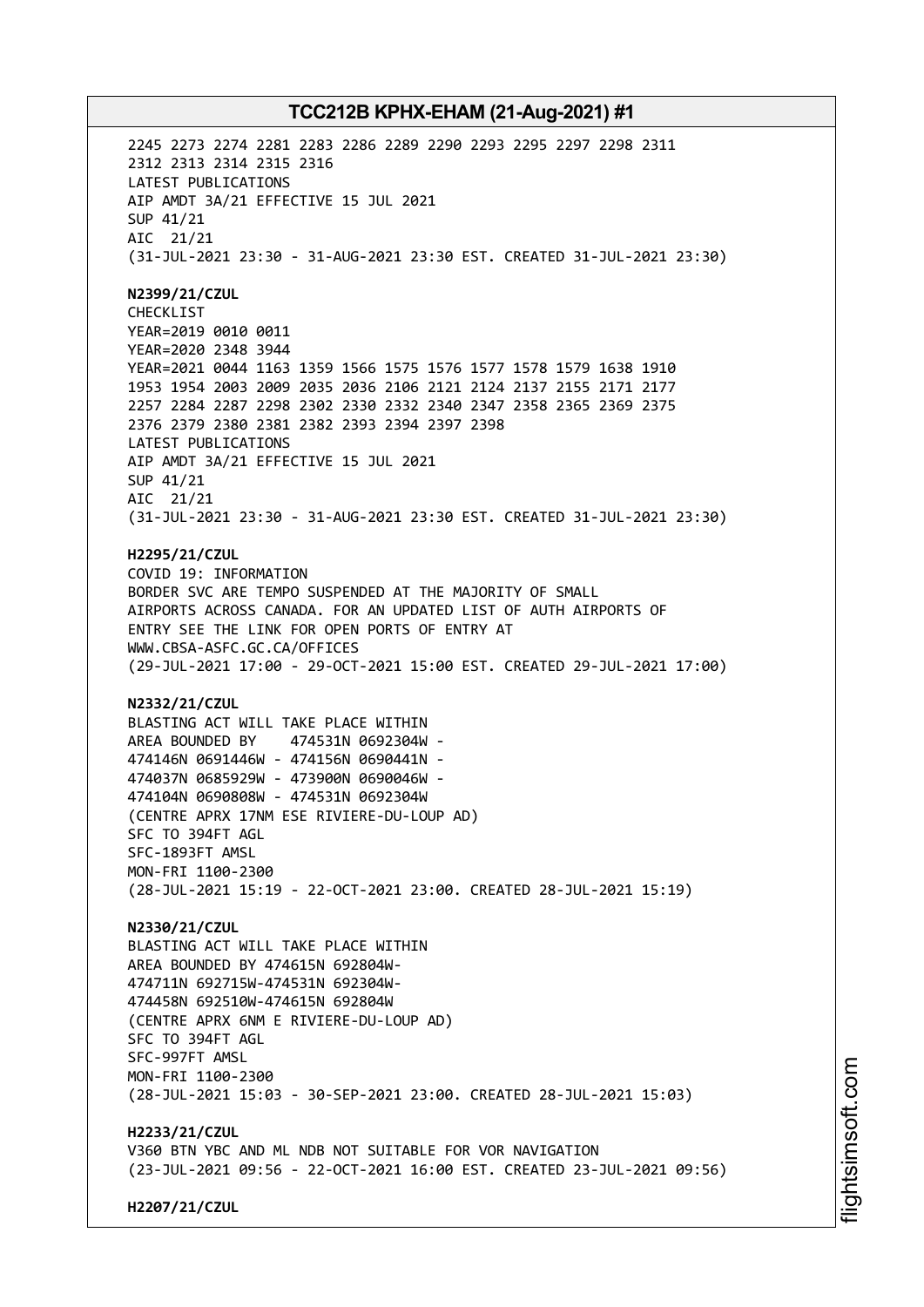2245 2273 2274 2281 2283 2286 2289 2290 2293 2295 2297 2298 2311
2312 2313 2314 2315 2316
LATEST PUBLICATIONS
AIP AMDT 3A/21 EFFECTIVE 15 JUL 2021
SUP 41/21
AIC 21/21
(31-JUL-2021 23:30 - 31-AUG-2021 23:30 EST. CREATED 31-JUL-2021 23:30)

**N2399/21/CZUL**
CHECKLIST
YEAR=2019 0010 0011
YEAR=2020 2348 3944
YEAR=2021 0044 1163 1359 1566 1575 1576 1577 1578 1579 1638 1910
1953 1954 2003 2009 2035 2036 2106 2121 2124 2137 2155 2171 2177
2257 2284 2287 2298 2302 2330 2332 2340 2347 2358 2365 2369 2375
2376 2379 2380 2381 2382 2393 2394 2397 2398
LATEST PUBLICATIONS
AIP AMDT 3A/21 EFFECTIVE 15 JUL 2021
SUP 41/21
AIC 21/21
(31-JUL-2021 23:30 - 31-AUG-2021 23:30 EST. CREATED 31-JUL-2021 23:30)

**H2295/21/CZUL**
COVID 19: INFORMATION
BORDER SVC ARE TEMPO SUSPENDED AT THE MAJORITY OF SMALL
AIRPORTS ACROSS CANADA. FOR AN UPDATED LIST OF AUTH AIRPORTS OF
ENTRY SEE THE LINK FOR OPEN PORTS OF ENTRY AT
WWW.CBSA-ASFC.GC.CA/OFFICES
(29-JUL-2021 17:00 - 29-OCT-2021 15:00 EST. CREATED 29-JUL-2021 17:00)

**N2332/21/CZUL**
BLASTING ACT WILL TAKE PLACE WITHIN
AREA BOUNDED BY 474531N 0692304W -
474146N 0691446W - 474156N 0690441N -
474037N 0685929W - 473900N 0690046W -
474104N 0690808W - 474531N 0692304W
(CENTRE APRX 17NM ESE RIVIERE-DU-LOUP AD)
SFC TO 394FT AGL
SFC-1893FT AMSL
MON-FRI 1100-2300
(28-JUL-2021 15:19 - 22-OCT-2021 23:00. CREATED 28-JUL-2021 15:19)

**N2330/21/CZUL**
BLASTING ACT WILL TAKE PLACE WITHIN
AREA BOUNDED BY 474615N 692804W-
474711N 692715W-474531N 692304W-
474458N 692510W-474615N 692804W
(CENTRE APRX 6NM E RIVIERE-DU-LOUP AD)
SFC TO 394FT AGL
SFC-997FT AMSL
MON-FRI 1100-2300
(28-JUL-2021 15:03 - 30-SEP-2021 23:00. CREATED 28-JUL-2021 15:03)

**H2233/21/CZUL**
V360 BTN YBC AND ML NDB NOT SUITABLE FOR VOR NAVIGATION
(23-JUL-2021 09:56 - 22-OCT-2021 16:00 EST. CREATED 23-JUL-2021 09:56)

**H2207/21/CZUL**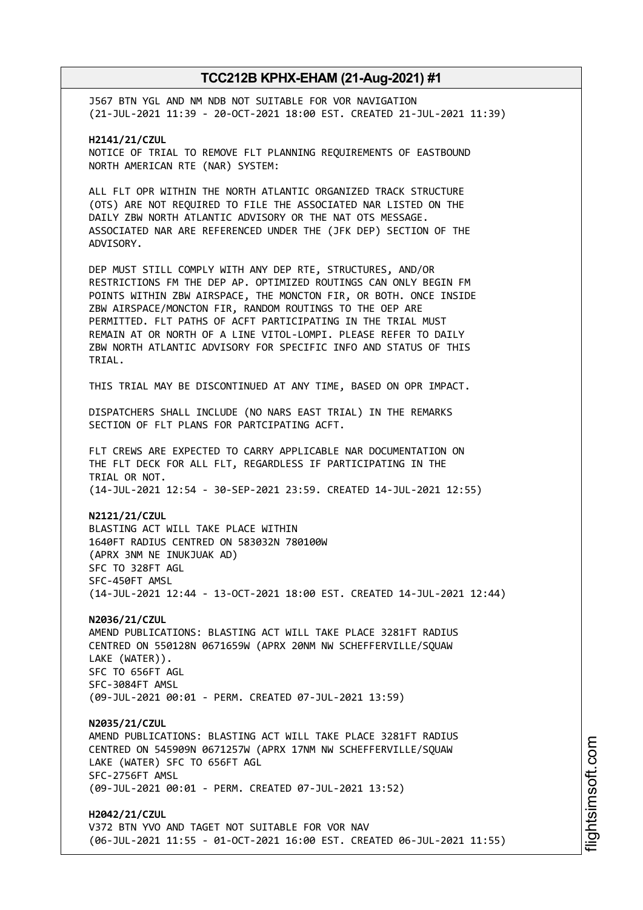J567 BTN YGL AND NM NDB NOT SUITABLE FOR VOR NAVIGATION
(21-JUL-2021 11:39 - 20-OCT-2021 18:00 EST. CREATED 21-JUL-2021 11:39)

**H2141/21/CZUL**
NOTICE OF TRIAL TO REMOVE FLT PLANNING REQUIREMENTS OF EASTBOUND NORTH AMERICAN RTE (NAR) SYSTEM:

ALL FLT OPR WITHIN THE NORTH ATLANTIC ORGANIZED TRACK STRUCTURE (OTS) ARE NOT REQUIRED TO FILE THE ASSOCIATED NAR LISTED ON THE DAILY ZBW NORTH ATLANTIC ADVISORY OR THE NAT OTS MESSAGE. ASSOCIATED NAR ARE REFERENCED UNDER THE (JFK DEP) SECTION OF THE ADVISORY.

DEP MUST STILL COMPLY WITH ANY DEP RTE, STRUCTURES, AND/OR RESTRICTIONS FM THE DEP AP. OPTIMIZED ROUTINGS CAN ONLY BEGIN FM POINTS WITHIN ZBW AIRSPACE, THE MONCTON FIR, OR BOTH. ONCE INSIDE ZBW AIRSPACE/MONCTON FIR, RANDOM ROUTINGS TO THE OEP ARE PERMITTED. FLT PATHS OF ACFT PARTICIPATING IN THE TRIAL MUST REMAIN AT OR NORTH OF A LINE VITOL-LOMPI. PLEASE REFER TO DAILY ZBW NORTH ATLANTIC ADVISORY FOR SPECIFIC INFO AND STATUS OF THIS TRIAL.

THIS TRIAL MAY BE DISCONTINUED AT ANY TIME, BASED ON OPR IMPACT.

DISPATCHERS SHALL INCLUDE (NO NARS EAST TRIAL) IN THE REMARKS SECTION OF FLT PLANS FOR PARTCIPATING ACFT.

FLT CREWS ARE EXPECTED TO CARRY APPLICABLE NAR DOCUMENTATION ON THE FLT DECK FOR ALL FLT, REGARDLESS IF PARTICIPATING IN THE TRIAL OR NOT.
(14-JUL-2021 12:54 - 30-SEP-2021 23:59. CREATED 14-JUL-2021 12:55)

**N2121/21/CZUL**
BLASTING ACT WILL TAKE PLACE WITHIN
1640FT RADIUS CENTRED ON 583032N 780100W
(APRX 3NM NE INUKJUAK AD)
SFC TO 328FT AGL
SFC-450FT AMSL
(14-JUL-2021 12:44 - 13-OCT-2021 18:00 EST. CREATED 14-JUL-2021 12:44)

**N2036/21/CZUL**
AMEND PUBLICATIONS: BLASTING ACT WILL TAKE PLACE 3281FT RADIUS CENTRED ON 550128N 0671659W (APRX 20NM NW SCHEFFERVILLE/SQUAW LAKE (WATER)).
SFC TO 656FT AGL
SFC-3084FT AMSL
(09-JUL-2021 00:01 - PERM. CREATED 07-JUL-2021 13:59)

**N2035/21/CZUL**
AMEND PUBLICATIONS: BLASTING ACT WILL TAKE PLACE 3281FT RADIUS CENTRED ON 545909N 0671257W (APRX 17NM NW SCHEFFERVILLE/SQUAW LAKE (WATER) SFC TO 656FT AGL
SFC-2756FT AMSL
(09-JUL-2021 00:01 - PERM. CREATED 07-JUL-2021 13:52)

**H2042/21/CZUL**
V372 BTN YVO AND TAGET NOT SUITABLE FOR VOR NAV
(06-JUL-2021 11:55 - 01-OCT-2021 16:00 EST. CREATED 06-JUL-2021 11:55)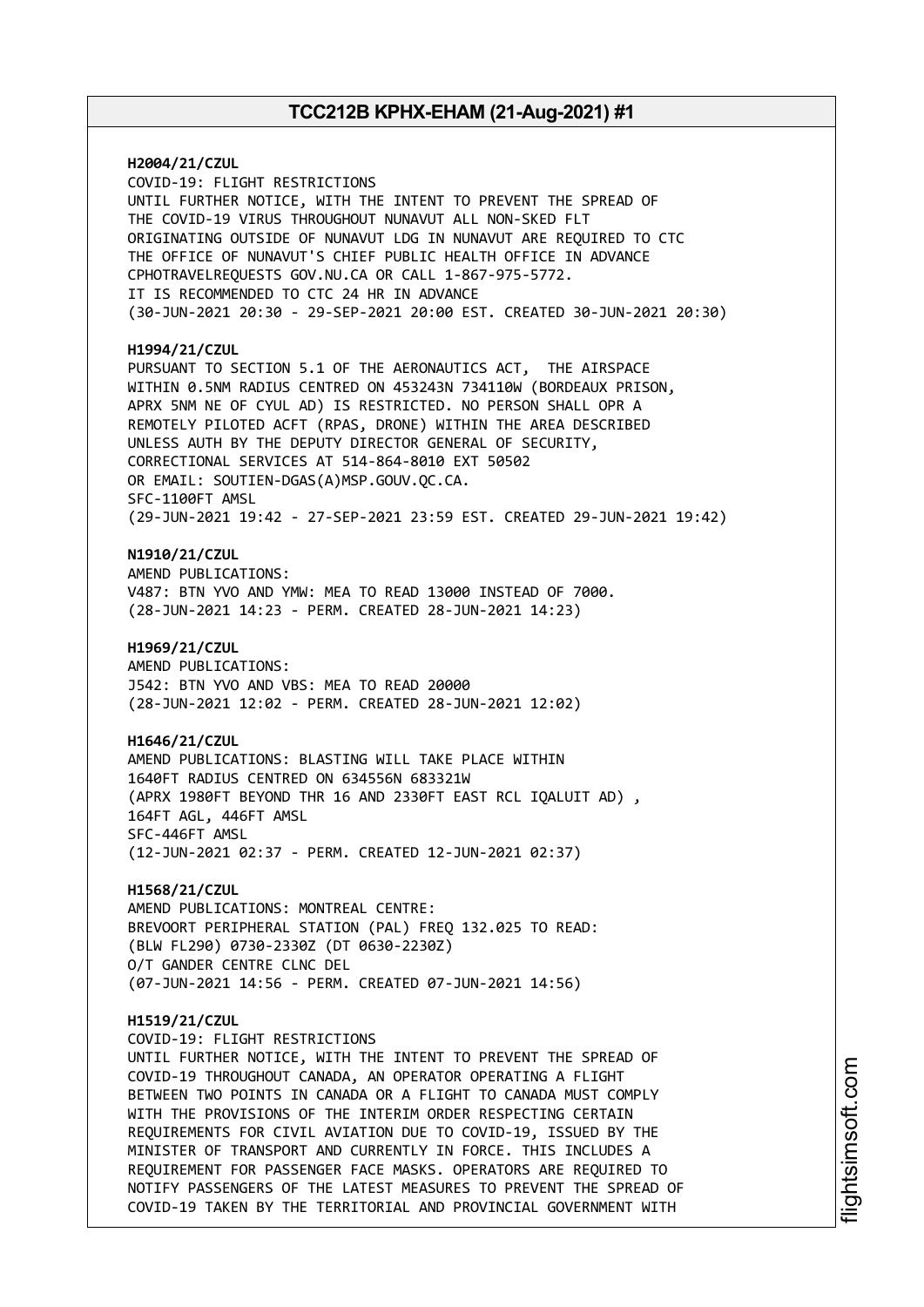**H2004/21/CZUL**
COVID-19: FLIGHT RESTRICTIONS
UNTIL FURTHER NOTICE, WITH THE INTENT TO PREVENT THE SPREAD OF
THE COVID-19 VIRUS THROUGHOUT NUNAVUT ALL NON-SKED FLT
ORIGINATING OUTSIDE OF NUNAVUT LDG IN NUNAVUT ARE REQUIRED TO CTC
THE OFFICE OF NUNAVUT'S CHIEF PUBLIC HEALTH OFFICE IN ADVANCE
CPHOTRAVELREQUESTS GOV.NU.CA OR CALL 1-867-975-5772.
IT IS RECOMMENDED TO CTC 24 HR IN ADVANCE
(30-JUN-2021 20:30 - 29-SEP-2021 20:00 EST. CREATED 30-JUN-2021 20:30)

**H1994/21/CZUL**
PURSUANT TO SECTION 5.1 OF THE AERONAUTICS ACT, THE AIRSPACE
WITHIN 0.5NM RADIUS CENTRED ON 453243N 734110W (BORDEAUX PRISON,
APRX 5NM NE OF CYUL AD) IS RESTRICTED. NO PERSON SHALL OPR A
REMOTELY PILOTED ACFT (RPAS, DRONE) WITHIN THE AREA DESCRIBED
UNLESS AUTH BY THE DEPUTY DIRECTOR GENERAL OF SECURITY,
CORRECTIONAL SERVICES AT 514-864-8010 EXT 50502
OR EMAIL: SOUTIEN-DGAS(A)MSP.GOUV.QC.CA.
SFC-1100FT AMSL
(29-JUN-2021 19:42 - 27-SEP-2021 23:59 EST. CREATED 29-JUN-2021 19:42)

**N1910/21/CZUL**
AMEND PUBLICATIONS:
V487: BTN YVO AND YMW: MEA TO READ 13000 INSTEAD OF 7000.
(28-JUN-2021 14:23 - PERM. CREATED 28-JUN-2021 14:23)

**H1969/21/CZUL**
AMEND PUBLICATIONS:
J542: BTN YVO AND VBS: MEA TO READ 20000
(28-JUN-2021 12:02 - PERM. CREATED 28-JUN-2021 12:02)

**H1646/21/CZUL**
AMEND PUBLICATIONS: BLASTING WILL TAKE PLACE WITHIN
1640FT RADIUS CENTRED ON 634556N 683321W
(APRX 1980FT BEYOND THR 16 AND 2330FT EAST RCL IQALUIT AD) ,
164FT AGL, 446FT AMSL
SFC-446FT AMSL
(12-JUN-2021 02:37 - PERM. CREATED 12-JUN-2021 02:37)

**H1568/21/CZUL**
AMEND PUBLICATIONS: MONTREAL CENTRE:
BREVOORT PERIPHERAL STATION (PAL) FREQ 132.025 TO READ:
(BLW FL290) 0730-2330Z (DT 0630-2230Z)
O/T GANDER CENTRE CLNC DEL
(07-JUN-2021 14:56 - PERM. CREATED 07-JUN-2021 14:56)

**H1519/21/CZUL**
COVID-19: FLIGHT RESTRICTIONS
UNTIL FURTHER NOTICE, WITH THE INTENT TO PREVENT THE SPREAD OF
COVID-19 THROUGHOUT CANADA, AN OPERATOR OPERATING A FLIGHT
BETWEEN TWO POINTS IN CANADA OR A FLIGHT TO CANADA MUST COMPLY
WITH THE PROVISIONS OF THE INTERIM ORDER RESPECTING CERTAIN
REQUIREMENTS FOR CIVIL AVIATION DUE TO COVID-19, ISSUED BY THE
MINISTER OF TRANSPORT AND CURRENTLY IN FORCE. THIS INCLUDES A
REQUIREMENT FOR PASSENGER FACE MASKS. OPERATORS ARE REQUIRED TO
NOTIFY PASSENGERS OF THE LATEST MEASURES TO PREVENT THE SPREAD OF
COVID-19 TAKEN BY THE TERRITORIAL AND PROVINCIAL GOVERNMENT WITH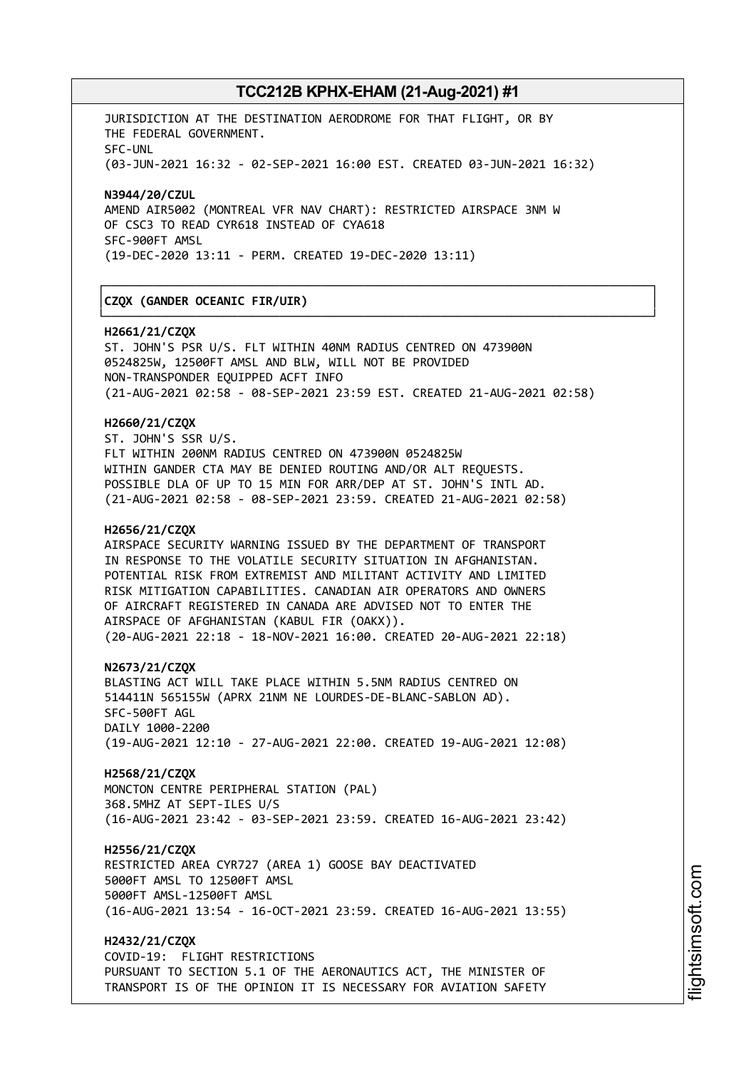JURISDICTION AT THE DESTINATION AERODROME FOR THAT FLIGHT, OR BY THE FEDERAL GOVERNMENT.
SFC-UNL
(03-JUN-2021 16:32 - 02-SEP-2021 16:00 EST. CREATED 03-JUN-2021 16:32)

**N3944/20/CZUL**
AMEND AIR5002 (MONTREAL VFR NAV CHART): RESTRICTED AIRSPACE 3NM W OF CSC3 TO READ CYR618 INSTEAD OF CYA618
SFC-900FT AMSL
(19-DEC-2020 13:11 - PERM. CREATED 19-DEC-2020 13:11)

**CZQX (GANDER OCEANIC FIR/UIR)**

**H2661/21/CZQX**
ST. JOHN'S PSR U/S. FLT WITHIN 40NM RADIUS CENTRED ON 473900N 0524825W, 12500FT AMSL AND BLW, WILL NOT BE PROVIDED NON-TRANSPONDER EQUIPPED ACFT INFO
(21-AUG-2021 02:58 - 08-SEP-2021 23:59 EST. CREATED 21-AUG-2021 02:58)

**H2660/21/CZQX**
ST. JOHN'S SSR U/S.
FLT WITHIN 200NM RADIUS CENTRED ON 473900N 0524825W WITHIN GANDER CTA MAY BE DENIED ROUTING AND/OR ALT REQUESTS. POSSIBLE DLA OF UP TO 15 MIN FOR ARR/DEP AT ST. JOHN'S INTL AD.
(21-AUG-2021 02:58 - 08-SEP-2021 23:59. CREATED 21-AUG-2021 02:58)

**H2656/21/CZQX**
AIRSPACE SECURITY WARNING ISSUED BY THE DEPARTMENT OF TRANSPORT IN RESPONSE TO THE VOLATILE SECURITY SITUATION IN AFGHANISTAN. POTENTIAL RISK FROM EXTREMIST AND MILITANT ACTIVITY AND LIMITED RISK MITIGATION CAPABILITIES. CANADIAN AIR OPERATORS AND OWNERS OF AIRCRAFT REGISTERED IN CANADA ARE ADVISED NOT TO ENTER THE AIRSPACE OF AFGHANISTAN (KABUL FIR (OAKX)).
(20-AUG-2021 22:18 - 18-NOV-2021 16:00. CREATED 20-AUG-2021 22:18)

**N2673/21/CZQX**
BLASTING ACT WILL TAKE PLACE WITHIN 5.5NM RADIUS CENTRED ON 514411N 565155W (APRX 21NM NE LOURDES-DE-BLANC-SABLON AD).
SFC-500FT AGL
DAILY 1000-2200
(19-AUG-2021 12:10 - 27-AUG-2021 22:00. CREATED 19-AUG-2021 12:08)

**H2568/21/CZQX**
MONCTON CENTRE PERIPHERAL STATION (PAL)
368.5MHZ AT SEPT-ILES U/S
(16-AUG-2021 23:42 - 03-SEP-2021 23:59. CREATED 16-AUG-2021 23:42)

**H2556/21/CZQX**
RESTRICTED AREA CYR727 (AREA 1) GOOSE BAY DEACTIVATED
5000FT AMSL TO 12500FT AMSL
5000FT AMSL-12500FT AMSL
(16-AUG-2021 13:54 - 16-OCT-2021 23:59. CREATED 16-AUG-2021 13:55)

**H2432/21/CZQX**
COVID-19: FLIGHT RESTRICTIONS
PURSUANT TO SECTION 5.1 OF THE AERONAUTICS ACT, THE MINISTER OF TRANSPORT IS OF THE OPINION IT IS NECESSARY FOR AVIATION SAFETY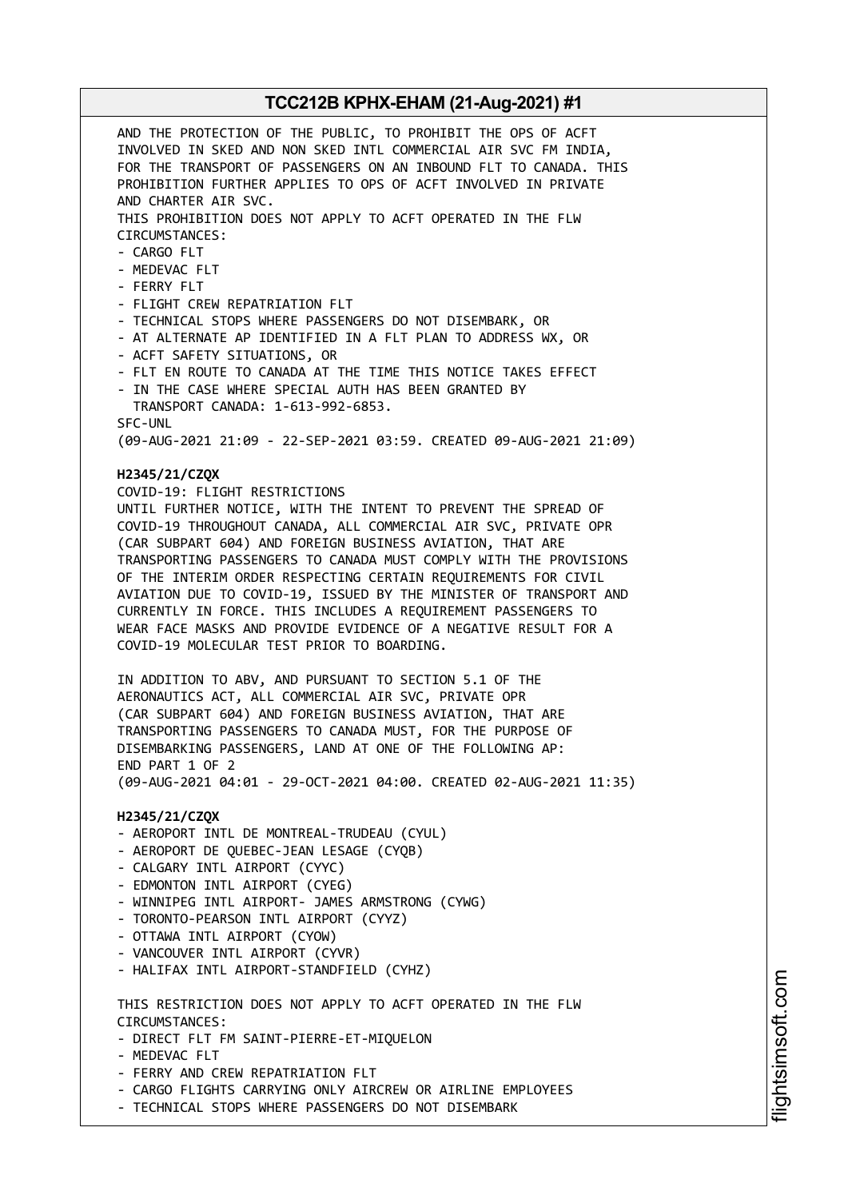AND THE PROTECTION OF THE PUBLIC, TO PROHIBIT THE OPS OF ACFT INVOLVED IN SKED AND NON SKED INTL COMMERCIAL AIR SVC FM INDIA, FOR THE TRANSPORT OF PASSENGERS ON AN INBOUND FLT TO CANADA. THIS PROHIBITION FURTHER APPLIES TO OPS OF ACFT INVOLVED IN PRIVATE AND CHARTER AIR SVC.
THIS PROHIBITION DOES NOT APPLY TO ACFT OPERATED IN THE FLW CIRCUMSTANCES:
- CARGO FLT
- MEDEVAC FLT
- FERRY FLT
- FLIGHT CREW REPATRIATION FLT
- TECHNICAL STOPS WHERE PASSENGERS DO NOT DISEMBARK, OR
- AT ALTERNATE AP IDENTIFIED IN A FLT PLAN TO ADDRESS WX, OR
- ACFT SAFETY SITUATIONS, OR
- FLT EN ROUTE TO CANADA AT THE TIME THIS NOTICE TAKES EFFECT
- IN THE CASE WHERE SPECIAL AUTH HAS BEEN GRANTED BY TRANSPORT CANADA: 1-613-992-6853.

SFC-UNL
(09-AUG-2021 21:09 - 22-SEP-2021 03:59. CREATED 09-AUG-2021 21:09)

**H2345/21/CZQX**
COVID-19: FLIGHT RESTRICTIONS
UNTIL FURTHER NOTICE, WITH THE INTENT TO PREVENT THE SPREAD OF COVID-19 THROUGHOUT CANADA, ALL COMMERCIAL AIR SVC, PRIVATE OPR (CAR SUBPART 604) AND FOREIGN BUSINESS AVIATION, THAT ARE TRANSPORTING PASSENGERS TO CANADA MUST COMPLY WITH THE PROVISIONS OF THE INTERIM ORDER RESPECTING CERTAIN REQUIREMENTS FOR CIVIL AVIATION DUE TO COVID-19, ISSUED BY THE MINISTER OF TRANSPORT AND CURRENTLY IN FORCE. THIS INCLUDES A REQUIREMENT PASSENGERS TO WEAR FACE MASKS AND PROVIDE EVIDENCE OF A NEGATIVE RESULT FOR A COVID-19 MOLECULAR TEST PRIOR TO BOARDING.

IN ADDITION TO ABV, AND PURSUANT TO SECTION 5.1 OF THE AERONAUTICS ACT, ALL COMMERCIAL AIR SVC, PRIVATE OPR (CAR SUBPART 604) AND FOREIGN BUSINESS AVIATION, THAT ARE TRANSPORTING PASSENGERS TO CANADA MUST, FOR THE PURPOSE OF DISEMBARKING PASSENGERS, LAND AT ONE OF THE FOLLOWING AP:
END PART 1 OF 2
(09-AUG-2021 04:01 - 29-OCT-2021 04:00. CREATED 02-AUG-2021 11:35)

**H2345/21/CZQX**
- AEROPORT INTL DE MONTREAL-TRUDEAU (CYUL)
- AEROPORT DE QUEBEC-JEAN LESAGE (CYQB)
- CALGARY INTL AIRPORT (CYYC)
- EDMONTON INTL AIRPORT (CYEG)
- WINNIPEG INTL AIRPORT- JAMES ARMSTRONG (CYWG)
- TORONTO-PEARSON INTL AIRPORT (CYYZ)
- OTTAWA INTL AIRPORT (CYOW)
- VANCOUVER INTL AIRPORT (CYVR)
- HALIFAX INTL AIRPORT-STANDFIELD (CYHZ)

THIS RESTRICTION DOES NOT APPLY TO ACFT OPERATED IN THE FLW CIRCUMSTANCES:
- DIRECT FLT FM SAINT-PIERRE-ET-MIQUELON
- MEDEVAC FLT
- FERRY AND CREW REPATRIATION FLT
- CARGO FLIGHTS CARRYING ONLY AIRCREW OR AIRLINE EMPLOYEES
- TECHNICAL STOPS WHERE PASSENGERS DO NOT DISEMBARK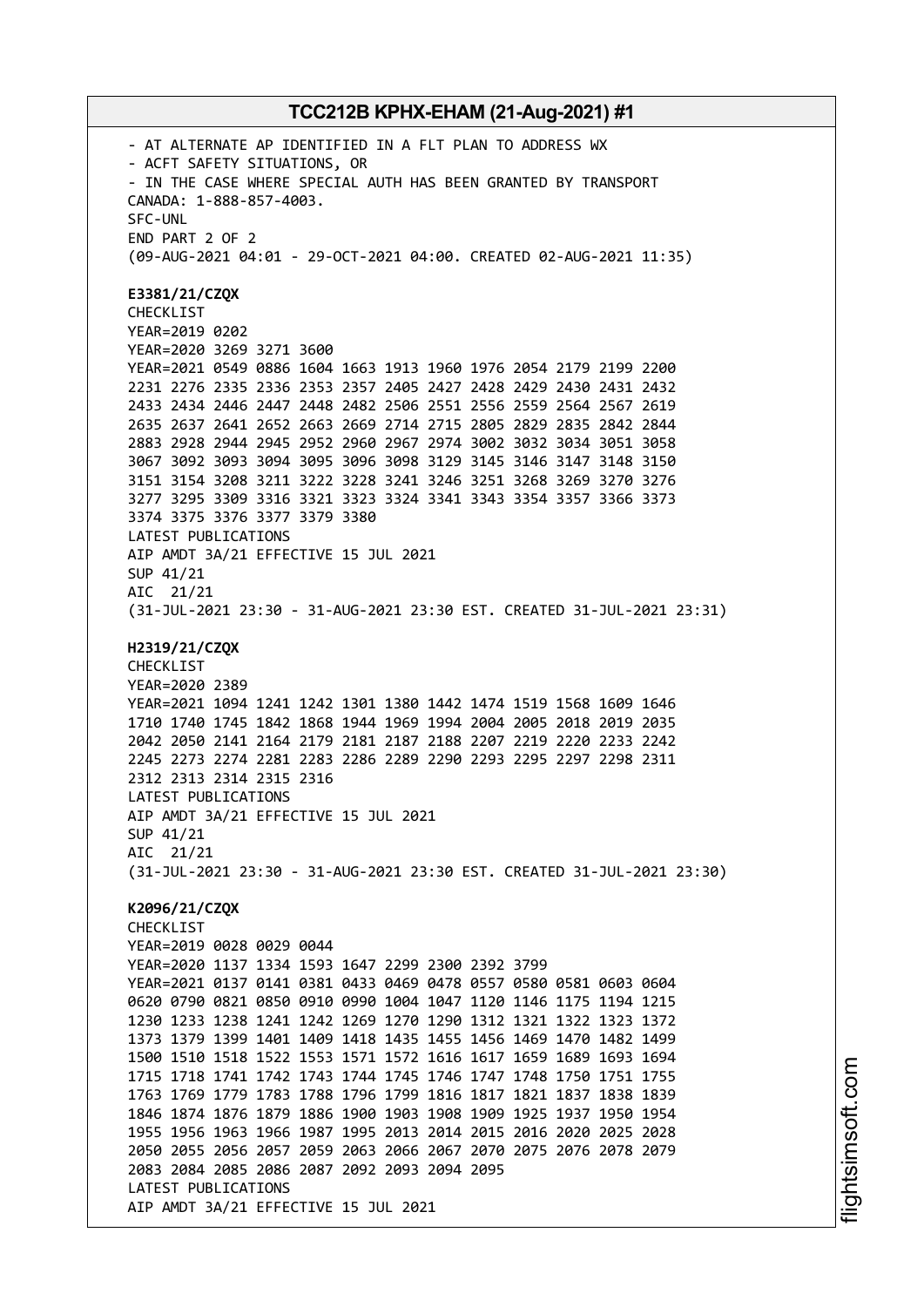- AT ALTERNATE AP IDENTIFIED IN A FLT PLAN TO ADDRESS WX
- ACFT SAFETY SITUATIONS, OR
- IN THE CASE WHERE SPECIAL AUTH HAS BEEN GRANTED BY TRANSPORT
CANADA: 1-888-857-4003.
SFC-UNL
END PART 2 OF 2
(09-AUG-2021 04:01 - 29-OCT-2021 04:00. CREATED 02-AUG-2021 11:35)

**E3381/21/CZQX**
CHECKLIST
YEAR=2019 0202
YEAR=2020 3269 3271 3600
YEAR=2021 0549 0886 1604 1663 1913 1960 1976 2054 2179 2199 2200
2231 2276 2335 2336 2353 2357 2405 2427 2428 2429 2430 2431 2432
2433 2434 2446 2447 2448 2482 2506 2551 2556 2559 2564 2567 2619
2635 2637 2641 2652 2663 2669 2714 2715 2805 2829 2835 2842 2844
2883 2928 2944 2945 2952 2960 2967 2974 3002 3032 3034 3051 3058
3067 3092 3093 3094 3095 3096 3098 3129 3145 3146 3147 3148 3150
3151 3154 3208 3211 3222 3228 3241 3246 3251 3268 3269 3270 3276
3277 3295 3309 3316 3321 3323 3324 3341 3343 3354 3357 3366 3373
3374 3375 3376 3377 3379 3380
LATEST PUBLICATIONS
AIP AMDT 3A/21 EFFECTIVE 15 JUL 2021
SUP 41/21
AIC 21/21
(31-JUL-2021 23:30 - 31-AUG-2021 23:30 EST. CREATED 31-JUL-2021 23:31)

**H2319/21/CZQX**
CHECKLIST
YEAR=2020 2389
YEAR=2021 1094 1241 1242 1301 1380 1442 1474 1519 1568 1609 1646
1710 1740 1745 1842 1868 1944 1969 1994 2004 2005 2018 2019 2035
2042 2050 2141 2164 2179 2181 2187 2188 2207 2219 2220 2233 2242
2245 2273 2274 2281 2283 2286 2289 2290 2293 2295 2297 2298 2311
2312 2313 2314 2315 2316
LATEST PUBLICATIONS
AIP AMDT 3A/21 EFFECTIVE 15 JUL 2021
SUP 41/21
AIC 21/21
(31-JUL-2021 23:30 - 31-AUG-2021 23:30 EST. CREATED 31-JUL-2021 23:30)

**K2096/21/CZQX**
CHECKLIST
YEAR=2019 0028 0029 0044
YEAR=2020 1137 1334 1593 1647 2299 2300 2392 3799
YEAR=2021 0137 0141 0381 0433 0469 0478 0557 0580 0581 0603 0604
0620 0790 0821 0850 0910 0990 1004 1047 1120 1146 1175 1194 1215
1230 1233 1238 1241 1242 1269 1270 1290 1312 1321 1322 1323 1372
1373 1379 1399 1401 1409 1418 1435 1455 1456 1469 1470 1482 1499
1500 1510 1518 1522 1553 1571 1572 1616 1617 1659 1689 1693 1694
1715 1718 1741 1742 1743 1744 1745 1746 1747 1748 1750 1751 1755
1763 1769 1779 1783 1788 1796 1799 1816 1817 1821 1837 1838 1839
1846 1874 1876 1879 1886 1900 1903 1908 1909 1925 1937 1950 1954
1955 1956 1963 1966 1987 1995 2013 2014 2015 2016 2020 2025 2028
2050 2055 2056 2057 2059 2063 2066 2067 2070 2075 2076 2078 2079
2083 2084 2085 2086 2087 2092 2093 2094 2095
LATEST PUBLICATIONS
AIP AMDT 3A/21 EFFECTIVE 15 JUL 2021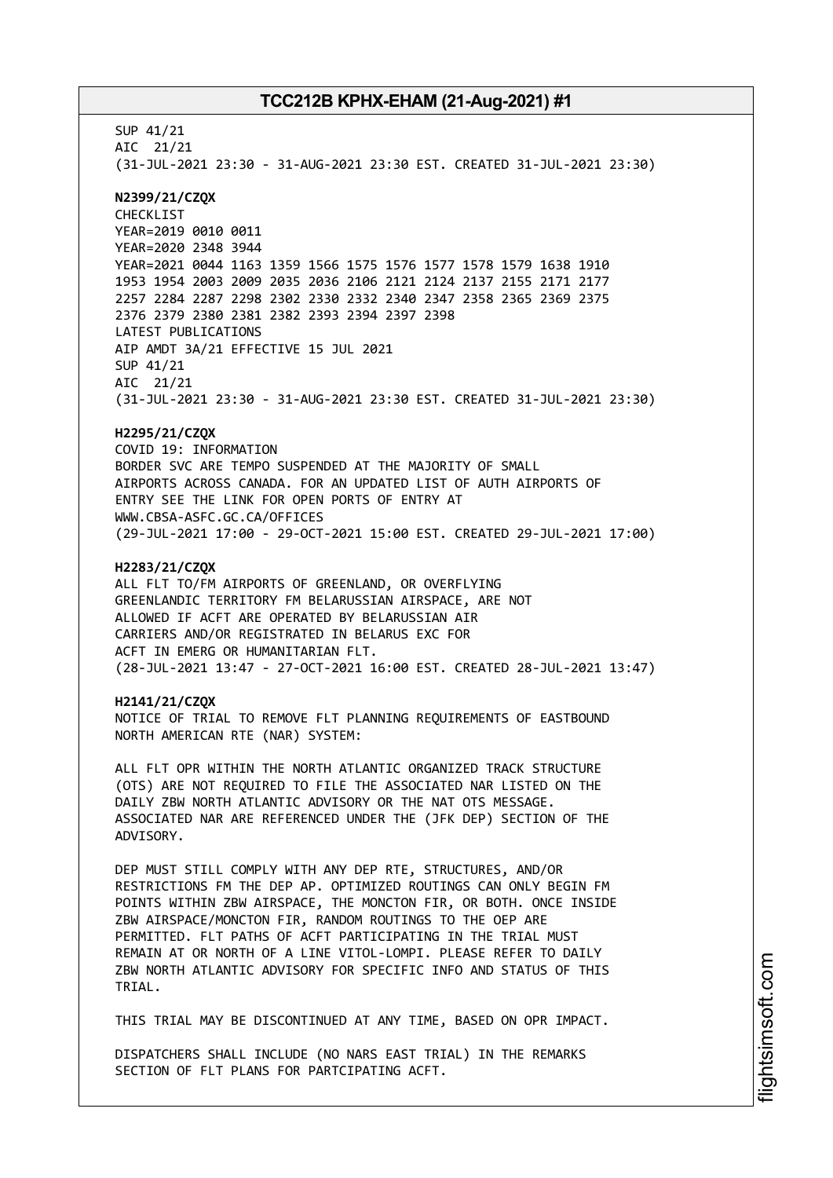SUP 41/21
AIC 21/21
(31-JUL-2021 23:30 - 31-AUG-2021 23:30 EST. CREATED 31-JUL-2021 23:30)

**N2399/21/CZQX**
CHECKLIST
YEAR=2019 0010 0011
YEAR=2020 2348 3944
YEAR=2021 0044 1163 1359 1566 1575 1576 1577 1578 1579 1638 1910
1953 1954 2003 2009 2035 2036 2106 2121 2124 2137 2155 2171 2177
2257 2284 2287 2298 2302 2330 2332 2340 2347 2358 2365 2369 2375
2376 2379 2380 2381 2382 2393 2394 2397 2398
LATEST PUBLICATIONS
AIP AMDT 3A/21 EFFECTIVE 15 JUL 2021
SUP 41/21
AIC 21/21
(31-JUL-2021 23:30 - 31-AUG-2021 23:30 EST. CREATED 31-JUL-2021 23:30)

**H2295/21/CZQX**
COVID 19: INFORMATION
BORDER SVC ARE TEMPO SUSPENDED AT THE MAJORITY OF SMALL
AIRPORTS ACROSS CANADA. FOR AN UPDATED LIST OF AUTH AIRPORTS OF
ENTRY SEE THE LINK FOR OPEN PORTS OF ENTRY AT
WWW.CBSA-ASFC.GC.CA/OFFICES
(29-JUL-2021 17:00 - 29-OCT-2021 15:00 EST. CREATED 29-JUL-2021 17:00)

**H2283/21/CZQX**
ALL FLT TO/FM AIRPORTS OF GREENLAND, OR OVERFLYING
GREENLANDIC TERRITORY FM BELARUSSIAN AIRSPACE, ARE NOT
ALLOWED IF ACFT ARE OPERATED BY BELARUSSIAN AIR
CARRIERS AND/OR REGISTRATED IN BELARUS EXC FOR
ACFT IN EMERG OR HUMANITARIAN FLT.
(28-JUL-2021 13:47 - 27-OCT-2021 16:00 EST. CREATED 28-JUL-2021 13:47)

**H2141/21/CZQX**
NOTICE OF TRIAL TO REMOVE FLT PLANNING REQUIREMENTS OF EASTBOUND
NORTH AMERICAN RTE (NAR) SYSTEM:

ALL FLT OPR WITHIN THE NORTH ATLANTIC ORGANIZED TRACK STRUCTURE
(OTS) ARE NOT REQUIRED TO FILE THE ASSOCIATED NAR LISTED ON THE
DAILY ZBW NORTH ATLANTIC ADVISORY OR THE NAT OTS MESSAGE.
ASSOCIATED NAR ARE REFERENCED UNDER THE (JFK DEP) SECTION OF THE
ADVISORY.

DEP MUST STILL COMPLY WITH ANY DEP RTE, STRUCTURES, AND/OR
RESTRICTIONS FM THE DEP AP. OPTIMIZED ROUTINGS CAN ONLY BEGIN FM
POINTS WITHIN ZBW AIRSPACE, THE MONCTON FIR, OR BOTH. ONCE INSIDE
ZBW AIRSPACE/MONCTON FIR, RANDOM ROUTINGS TO THE OEP ARE
PERMITTED. FLT PATHS OF ACFT PARTICIPATING IN THE TRIAL MUST
REMAIN AT OR NORTH OF A LINE VITOL-LOMPI. PLEASE REFER TO DAILY
ZBW NORTH ATLANTIC ADVISORY FOR SPECIFIC INFO AND STATUS OF THIS
TRIAL.

THIS TRIAL MAY BE DISCONTINUED AT ANY TIME, BASED ON OPR IMPACT.

DISPATCHERS SHALL INCLUDE (NO NARS EAST TRIAL) IN THE REMARKS
SECTION OF FLT PLANS FOR PARTCIPATING ACFT.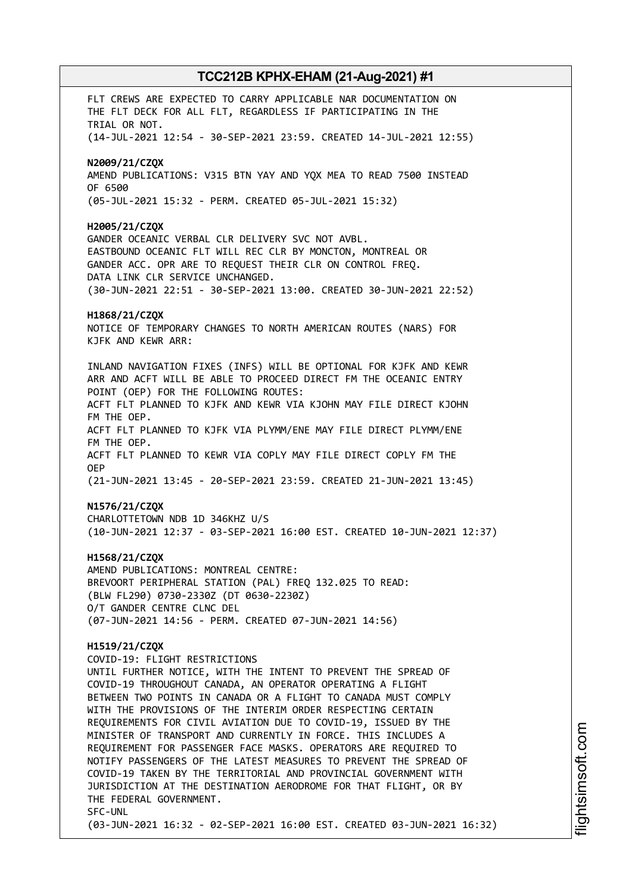FLT CREWS ARE EXPECTED TO CARRY APPLICABLE NAR DOCUMENTATION ON THE FLT DECK FOR ALL FLT, REGARDLESS IF PARTICIPATING IN THE TRIAL OR NOT.
(14-JUL-2021 12:54 - 30-SEP-2021 23:59. CREATED 14-JUL-2021 12:55)

**N2009/21/CZQX**
AMEND PUBLICATIONS: V315 BTN YAY AND YQX MEA TO READ 7500 INSTEAD OF 6500
(05-JUL-2021 15:32 - PERM. CREATED 05-JUL-2021 15:32)

**H2005/21/CZQX**
GANDER OCEANIC VERBAL CLR DELIVERY SVC NOT AVBL.
EASTBOUND OCEANIC FLT WILL REC CLR BY MONCTON, MONTREAL OR GANDER ACC. OPR ARE TO REQUEST THEIR CLR ON CONTROL FREQ.
DATA LINK CLR SERVICE UNCHANGED.
(30-JUN-2021 22:51 - 30-SEP-2021 13:00. CREATED 30-JUN-2021 22:52)

**H1868/21/CZQX**
NOTICE OF TEMPORARY CHANGES TO NORTH AMERICAN ROUTES (NARS) FOR KJFK AND KEWR ARR:

INLAND NAVIGATION FIXES (INFS) WILL BE OPTIONAL FOR KJFK AND KEWR ARR AND ACFT WILL BE ABLE TO PROCEED DIRECT FM THE OCEANIC ENTRY POINT (OEP) FOR THE FOLLOWING ROUTES:
ACFT FLT PLANNED TO KJFK AND KEWR VIA KJOHN MAY FILE DIRECT KJOHN FM THE OEP.
ACFT FLT PLANNED TO KJFK VIA PLYMM/ENE MAY FILE DIRECT PLYMM/ENE FM THE OEP.
ACFT FLT PLANNED TO KEWR VIA COPLY MAY FILE DIRECT COPLY FM THE OEP
(21-JUN-2021 13:45 - 20-SEP-2021 23:59. CREATED 21-JUN-2021 13:45)

**N1576/21/CZQX**
CHARLOTTETOWN NDB 1D 346KHZ U/S
(10-JUN-2021 12:37 - 03-SEP-2021 16:00 EST. CREATED 10-JUN-2021 12:37)

**H1568/21/CZQX**
AMEND PUBLICATIONS: MONTREAL CENTRE:
BREVOORT PERIPHERAL STATION (PAL) FREQ 132.025 TO READ:
(BLW FL290) 0730-2330Z (DT 0630-2230Z)
O/T GANDER CENTRE CLNC DEL
(07-JUN-2021 14:56 - PERM. CREATED 07-JUN-2021 14:56)

**H1519/21/CZQX**
COVID-19: FLIGHT RESTRICTIONS
UNTIL FURTHER NOTICE, WITH THE INTENT TO PREVENT THE SPREAD OF COVID-19 THROUGHOUT CANADA, AN OPERATOR OPERATING A FLIGHT BETWEEN TWO POINTS IN CANADA OR A FLIGHT TO CANADA MUST COMPLY WITH THE PROVISIONS OF THE INTERIM ORDER RESPECTING CERTAIN REQUIREMENTS FOR CIVIL AVIATION DUE TO COVID-19, ISSUED BY THE MINISTER OF TRANSPORT AND CURRENTLY IN FORCE. THIS INCLUDES A REQUIREMENT FOR PASSENGER FACE MASKS. OPERATORS ARE REQUIRED TO NOTIFY PASSENGERS OF THE LATEST MEASURES TO PREVENT THE SPREAD OF COVID-19 TAKEN BY THE TERRITORIAL AND PROVINCIAL GOVERNMENT WITH JURISDICTION AT THE DESTINATION AERODROME FOR THAT FLIGHT, OR BY THE FEDERAL GOVERNMENT.
SFC-UNL
(03-JUN-2021 16:32 - 02-SEP-2021 16:00 EST. CREATED 03-JUN-2021 16:32)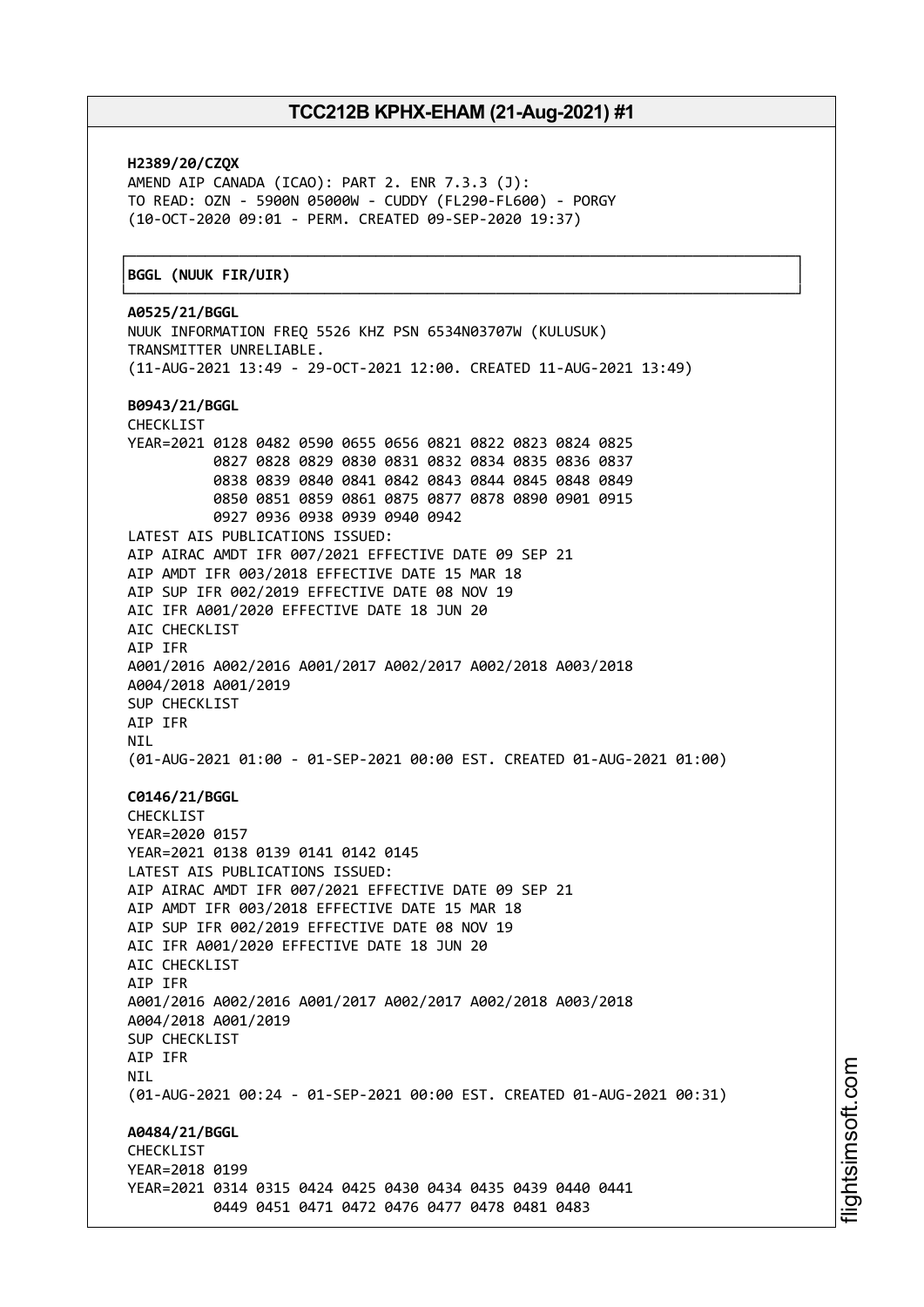**H2389/20/CZQX**
AMEND AIP CANADA (ICAO): PART 2. ENR 7.3.3 (J):
TO READ: OZN - 5900N 05000W - CUDDY (FL290-FL600) - PORGY
(10-OCT-2020 09:01 - PERM. CREATED 09-SEP-2020 19:37)

## BGGL (NUUK FIR/UIR)

**A0525/21/BGGL**
NUUK INFORMATION FREQ 5526 KHZ PSN 6534N03707W (KULUSUK)
TRANSMITTER UNRELIABLE.
(11-AUG-2021 13:49 - 29-OCT-2021 12:00. CREATED 11-AUG-2021 13:49)

**B0943/21/BGGL**
CHECKLIST
YEAR=2021 0128 0482 0590 0655 0656 0821 0822 0823 0824 0825
0827 0828 0829 0830 0831 0832 0834 0835 0836 0837
0838 0839 0840 0841 0842 0843 0844 0845 0848 0849
0850 0851 0859 0861 0875 0877 0878 0890 0901 0915
0927 0936 0938 0939 0940 0942
LATEST AIS PUBLICATIONS ISSUED:
AIP AIRAC AMDT IFR 007/2021 EFFECTIVE DATE 09 SEP 21
AIP AMDT IFR 003/2018 EFFECTIVE DATE 15 MAR 18
AIP SUP IFR 002/2019 EFFECTIVE DATE 08 NOV 19
AIC IFR A001/2020 EFFECTIVE DATE 18 JUN 20
AIC CHECKLIST
AIP IFR
A001/2016 A002/2016 A001/2017 A002/2017 A002/2018 A003/2018
A004/2018 A001/2019
SUP CHECKLIST
AIP IFR
NIL
(01-AUG-2021 01:00 - 01-SEP-2021 00:00 EST. CREATED 01-AUG-2021 01:00)

**C0146/21/BGGL**
CHECKLIST
YEAR=2020 0157
YEAR=2021 0138 0139 0141 0142 0145
LATEST AIS PUBLICATIONS ISSUED:
AIP AIRAC AMDT IFR 007/2021 EFFECTIVE DATE 09 SEP 21
AIP AMDT IFR 003/2018 EFFECTIVE DATE 15 MAR 18
AIP SUP IFR 002/2019 EFFECTIVE DATE 08 NOV 19
AIC IFR A001/2020 EFFECTIVE DATE 18 JUN 20
AIC CHECKLIST
AIP IFR
A001/2016 A002/2016 A001/2017 A002/2017 A002/2018 A003/2018
A004/2018 A001/2019
SUP CHECKLIST
AIP IFR
NIL
(01-AUG-2021 00:24 - 01-SEP-2021 00:00 EST. CREATED 01-AUG-2021 00:31)

**A0484/21/BGGL**
CHECKLIST
YEAR=2018 0199
YEAR=2021 0314 0315 0424 0425 0430 0434 0435 0439 0440 0441
0449 0451 0471 0472 0476 0477 0478 0481 0483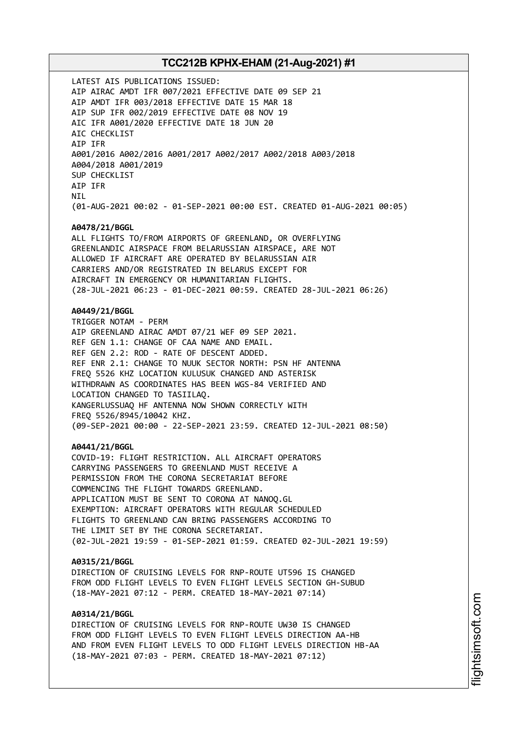LATEST AIS PUBLICATIONS ISSUED:
AIP AIRAC AMDT IFR 007/2021 EFFECTIVE DATE 09 SEP 21
AIP AMDT IFR 003/2018 EFFECTIVE DATE 15 MAR 18
AIP SUP IFR 002/2019 EFFECTIVE DATE 08 NOV 19
AIC IFR A001/2020 EFFECTIVE DATE 18 JUN 20
AIC CHECKLIST
AIP IFR
A001/2016 A002/2016 A001/2017 A002/2017 A002/2018 A003/2018
A004/2018 A001/2019
SUP CHECKLIST
AIP IFR
NIL
(01-AUG-2021 00:02 - 01-SEP-2021 00:00 EST. CREATED 01-AUG-2021 00:05)

**A0478/21/BGGL**
ALL FLIGHTS TO/FROM AIRPORTS OF GREENLAND, OR OVERFLYING
GREENLANDIC AIRSPACE FROM BELARUSSIAN AIRSPACE, ARE NOT
ALLOWED IF AIRCRAFT ARE OPERATED BY BELARUSSIAN AIR
CARRIERS AND/OR REGISTRATED IN BELARUS EXCEPT FOR
AIRCRAFT IN EMERGENCY OR HUMANITARIAN FLIGHTS.
(28-JUL-2021 06:23 - 01-DEC-2021 00:59. CREATED 28-JUL-2021 06:26)

**A0449/21/BGGL**
TRIGGER NOTAM - PERM
AIP GREENLAND AIRAC AMDT 07/21 WEF 09 SEP 2021.
REF GEN 1.1: CHANGE OF CAA NAME AND EMAIL.
REF GEN 2.2: ROD - RATE OF DESCENT ADDED.
REF ENR 2.1: CHANGE TO NUUK SECTOR NORTH: PSN HF ANTENNA
FREQ 5526 KHZ LOCATION KULUSUK CHANGED AND ASTERISK
WITHDRAWN AS COORDINATES HAS BEEN WGS-84 VERIFIED AND
LOCATION CHANGED TO TASIILAQ.
KANGERLUSSUAQ HF ANTENNA NOW SHOWN CORRECTLY WITH
FREQ 5526/8945/10042 KHZ.
(09-SEP-2021 00:00 - 22-SEP-2021 23:59. CREATED 12-JUL-2021 08:50)

**A0441/21/BGGL**
COVID-19: FLIGHT RESTRICTION. ALL AIRCRAFT OPERATORS
CARRYING PASSENGERS TO GREENLAND MUST RECEIVE A
PERMISSION FROM THE CORONA SECRETARIAT BEFORE
COMMENCING THE FLIGHT TOWARDS GREENLAND.
APPLICATION MUST BE SENT TO CORONA AT NANOQ.GL
EXEMPTION: AIRCRAFT OPERATORS WITH REGULAR SCHEDULED
FLIGHTS TO GREENLAND CAN BRING PASSENGERS ACCORDING TO
THE LIMIT SET BY THE CORONA SECRETARIAT.
(02-JUL-2021 19:59 - 01-SEP-2021 01:59. CREATED 02-JUL-2021 19:59)

**A0315/21/BGGL**
DIRECTION OF CRUISING LEVELS FOR RNP-ROUTE UT596 IS CHANGED
FROM ODD FLIGHT LEVELS TO EVEN FLIGHT LEVELS SECTION GH-SUBUD
(18-MAY-2021 07:12 - PERM. CREATED 18-MAY-2021 07:14)

**A0314/21/BGGL**
DIRECTION OF CRUISING LEVELS FOR RNP-ROUTE UW30 IS CHANGED
FROM ODD FLIGHT LEVELS TO EVEN FLIGHT LEVELS DIRECTION AA-HB
AND FROM EVEN FLIGHT LEVELS TO ODD FLIGHT LEVELS DIRECTION HB-AA
(18-MAY-2021 07:03 - PERM. CREATED 18-MAY-2021 07:12)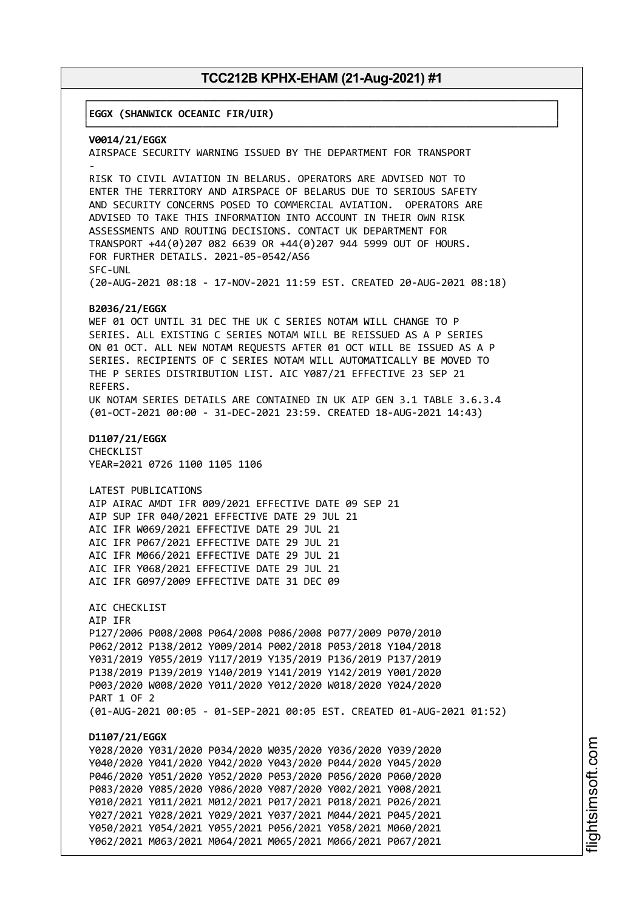## EGGX (SHANWICK OCEANIC FIR/UIR)

**V0014/21/EGGX**
AIRSPACE SECURITY WARNING ISSUED BY THE DEPARTMENT FOR TRANSPORT
-
RISK TO CIVIL AVIATION IN BELARUS. OPERATORS ARE ADVISED NOT TO ENTER THE TERRITORY AND AIRSPACE OF BELARUS DUE TO SERIOUS SAFETY AND SECURITY CONCERNS POSED TO COMMERCIAL AVIATION. OPERATORS ARE ADVISED TO TAKE THIS INFORMATION INTO ACCOUNT IN THEIR OWN RISK ASSESSMENTS AND ROUTING DECISIONS. CONTACT UK DEPARTMENT FOR TRANSPORT +44(0)207 082 6639 OR +44(0)207 944 5999 OUT OF HOURS. FOR FURTHER DETAILS. 2021-05-0542/AS6
SFC-UNL
(20-AUG-2021 08:18 - 17-NOV-2021 11:59 EST. CREATED 20-AUG-2021 08:18)

**B2036/21/EGGX**
WEF 01 OCT UNTIL 31 DEC THE UK C SERIES NOTAM WILL CHANGE TO P SERIES. ALL EXISTING C SERIES NOTAM WILL BE REISSUED AS A P SERIES ON 01 OCT. ALL NEW NOTAM REQUESTS AFTER 01 OCT WILL BE ISSUED AS A P SERIES. RECIPIENTS OF C SERIES NOTAM WILL AUTOMATICALLY BE MOVED TO THE P SERIES DISTRIBUTION LIST. AIC Y087/21 EFFECTIVE 23 SEP 21 REFERS.
UK NOTAM SERIES DETAILS ARE CONTAINED IN UK AIP GEN 3.1 TABLE 3.6.3.4
(01-OCT-2021 00:00 - 31-DEC-2021 23:59. CREATED 18-AUG-2021 14:43)

**D1107/21/EGGX**
CHECKLIST
YEAR=2021 0726 1100 1105 1106

LATEST PUBLICATIONS
AIP AIRAC AMDT IFR 009/2021 EFFECTIVE DATE 09 SEP 21
AIP SUP IFR 040/2021 EFFECTIVE DATE 29 JUL 21
AIC IFR W069/2021 EFFECTIVE DATE 29 JUL 21
AIC IFR P067/2021 EFFECTIVE DATE 29 JUL 21
AIC IFR M066/2021 EFFECTIVE DATE 29 JUL 21
AIC IFR Y068/2021 EFFECTIVE DATE 29 JUL 21
AIC IFR G097/2009 EFFECTIVE DATE 31 DEC 09

AIC CHECKLIST
AIP IFR
P127/2006 P008/2008 P064/2008 P086/2008 P077/2009 P070/2010
P062/2012 P138/2012 Y009/2014 P002/2018 P053/2018 Y104/2018
Y031/2019 Y055/2019 Y117/2019 Y135/2019 P136/2019 P137/2019
P138/2019 P139/2019 Y140/2019 Y141/2019 Y142/2019 Y001/2020
P003/2020 W008/2020 Y011/2020 Y012/2020 W018/2020 Y024/2020
PART 1 OF 2
(01-AUG-2021 00:05 - 01-SEP-2021 00:05 EST. CREATED 01-AUG-2021 01:52)

**D1107/21/EGGX**
Y028/2020 Y031/2020 P034/2020 W035/2020 Y036/2020 Y039/2020
Y040/2020 Y041/2020 Y042/2020 Y043/2020 P044/2020 Y045/2020
P046/2020 Y051/2020 Y052/2020 P053/2020 P056/2020 P060/2020
P083/2020 Y085/2020 Y086/2020 Y087/2020 Y002/2021 Y008/2021
Y010/2021 Y011/2021 M012/2021 P017/2021 P018/2021 P026/2021
Y027/2021 Y028/2021 Y029/2021 Y037/2021 M044/2021 P045/2021
Y050/2021 Y054/2021 Y055/2021 P056/2021 Y058/2021 M060/2021
Y062/2021 M063/2021 M064/2021 M065/2021 M066/2021 P067/2021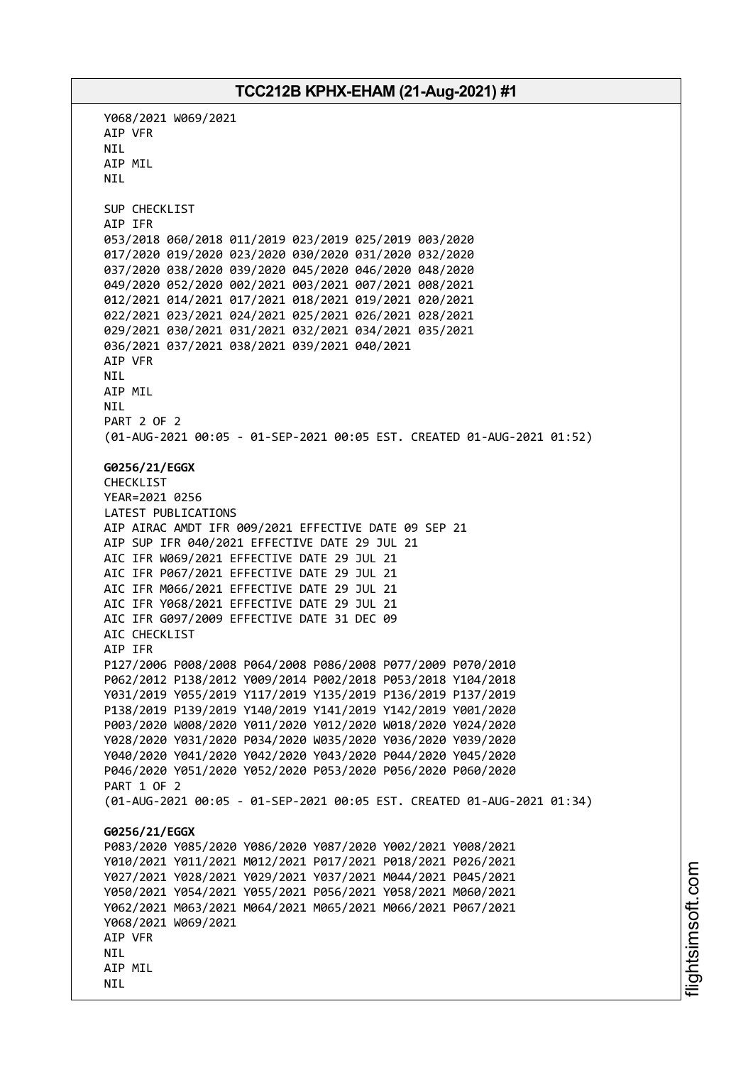Y068/2021 W069/2021
AIP VFR
NIL
AIP MIL
NIL

SUP CHECKLIST
AIP IFR
053/2018 060/2018 011/2019 023/2019 025/2019 003/2020
017/2020 019/2020 023/2020 030/2020 031/2020 032/2020
037/2020 038/2020 039/2020 045/2020 046/2020 048/2020
049/2020 052/2020 002/2021 003/2021 007/2021 008/2021
012/2021 014/2021 017/2021 018/2021 019/2021 020/2021
022/2021 023/2021 024/2021 025/2021 026/2021 028/2021
029/2021 030/2021 031/2021 032/2021 034/2021 035/2021
036/2021 037/2021 038/2021 039/2021 040/2021
AIP VFR
NIL
AIP MIL
NIL
PART 2 OF 2
(01-AUG-2021 00:05 - 01-SEP-2021 00:05 EST. CREATED 01-AUG-2021 01:52)

**G0256/21/EGGX**
CHECKLIST
YEAR=2021 0256
LATEST PUBLICATIONS
AIP AIRAC AMDT IFR 009/2021 EFFECTIVE DATE 09 SEP 21
AIP SUP IFR 040/2021 EFFECTIVE DATE 29 JUL 21
AIC IFR W069/2021 EFFECTIVE DATE 29 JUL 21
AIC IFR P067/2021 EFFECTIVE DATE 29 JUL 21
AIC IFR M066/2021 EFFECTIVE DATE 29 JUL 21
AIC IFR Y068/2021 EFFECTIVE DATE 29 JUL 21
AIC IFR G097/2009 EFFECTIVE DATE 31 DEC 09
AIC CHECKLIST
AIP IFR
P127/2006 P008/2008 P064/2008 P086/2008 P077/2009 P070/2010
P062/2012 P138/2012 Y009/2014 P002/2018 P053/2018 Y104/2018
Y031/2019 Y055/2019 Y117/2019 Y135/2019 P136/2019 P137/2019
P138/2019 P139/2019 Y140/2019 Y141/2019 Y142/2019 Y001/2020
P003/2020 W008/2020 Y011/2020 Y012/2020 W018/2020 Y024/2020
Y028/2020 Y031/2020 P034/2020 W035/2020 Y036/2020 Y039/2020
Y040/2020 Y041/2020 Y042/2020 Y043/2020 P044/2020 Y045/2020
P046/2020 Y051/2020 Y052/2020 P053/2020 P056/2020 P060/2020
PART 1 OF 2
(01-AUG-2021 00:05 - 01-SEP-2021 00:05 EST. CREATED 01-AUG-2021 01:34)

**G0256/21/EGGX**
P083/2020 Y085/2020 Y086/2020 Y087/2020 Y002/2021 Y008/2021
Y010/2021 Y011/2021 M012/2021 P017/2021 P018/2021 P026/2021
Y027/2021 Y028/2021 Y029/2021 Y037/2021 M044/2021 P045/2021
Y050/2021 Y054/2021 Y055/2021 P056/2021 Y058/2021 M060/2021
Y062/2021 M063/2021 M064/2021 M065/2021 M066/2021 P067/2021
Y068/2021 W069/2021
AIP VFR
NIL
AIP MIL
NIL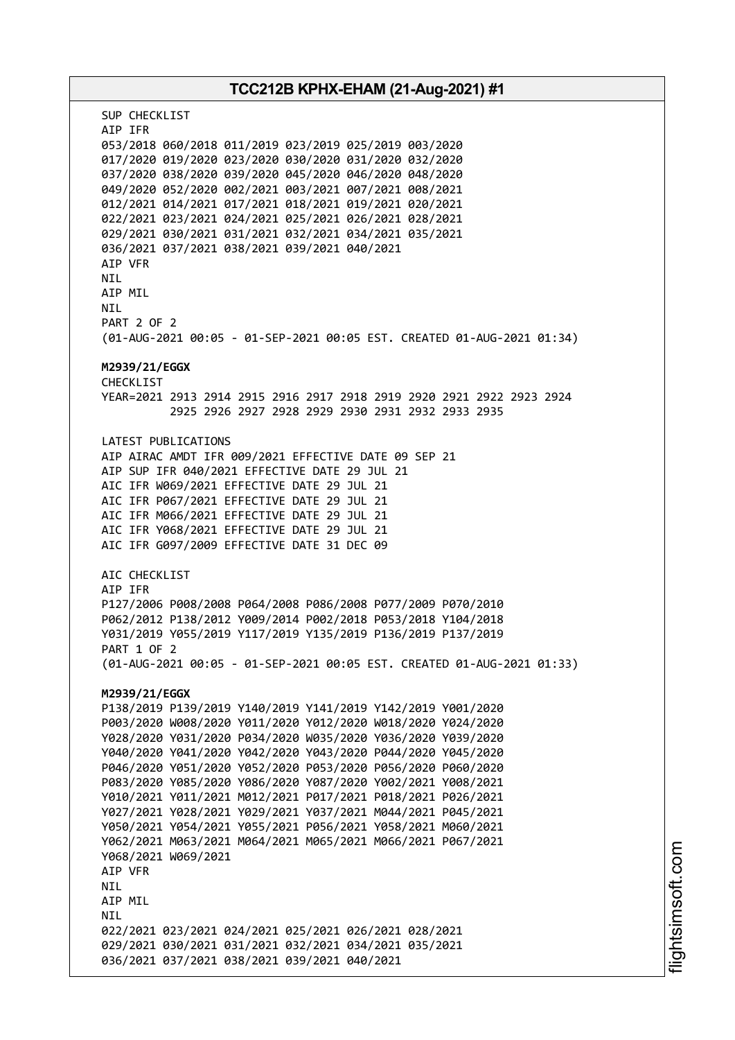SUP CHECKLIST
AIP IFR
053/2018 060/2018 011/2019 023/2019 025/2019 003/2020
017/2020 019/2020 023/2020 030/2020 031/2020 032/2020
037/2020 038/2020 039/2020 045/2020 046/2020 048/2020
049/2020 052/2020 002/2021 003/2021 007/2021 008/2021
012/2021 014/2021 017/2021 018/2021 019/2021 020/2021
022/2021 023/2021 024/2021 025/2021 026/2021 028/2021
029/2021 030/2021 031/2021 032/2021 034/2021 035/2021
036/2021 037/2021 038/2021 039/2021 040/2021
AIP VFR
NIL
AIP MIL
NIL
PART 2 OF 2
(01-AUG-2021 00:05 - 01-SEP-2021 00:05 EST. CREATED 01-AUG-2021 01:34)

**M2939/21/EGGX**
CHECKLIST
YEAR=2021 2913 2914 2915 2916 2917 2918 2919 2920 2921 2922 2923 2924
2925 2926 2927 2928 2929 2930 2931 2932 2933 2935

LATEST PUBLICATIONS
AIP AIRAC AMDT IFR 009/2021 EFFECTIVE DATE 09 SEP 21
AIP SUP IFR 040/2021 EFFECTIVE DATE 29 JUL 21
AIC IFR W069/2021 EFFECTIVE DATE 29 JUL 21
AIC IFR P067/2021 EFFECTIVE DATE 29 JUL 21
AIC IFR M066/2021 EFFECTIVE DATE 29 JUL 21
AIC IFR Y068/2021 EFFECTIVE DATE 29 JUL 21
AIC IFR G097/2009 EFFECTIVE DATE 31 DEC 09

AIC CHECKLIST
AIP IFR
P127/2006 P008/2008 P064/2008 P086/2008 P077/2009 P070/2010
P062/2012 P138/2012 Y009/2014 P002/2018 P053/2018 Y104/2018
Y031/2019 Y055/2019 Y117/2019 Y135/2019 P136/2019 P137/2019
PART 1 OF 2
(01-AUG-2021 00:05 - 01-SEP-2021 00:05 EST. CREATED 01-AUG-2021 01:33)

**M2939/21/EGGX**
P138/2019 P139/2019 Y140/2019 Y141/2019 Y142/2019 Y001/2020
P003/2020 W008/2020 Y011/2020 Y012/2020 W018/2020 Y024/2020
Y028/2020 Y031/2020 P034/2020 W035/2020 Y036/2020 Y039/2020
Y040/2020 Y041/2020 Y042/2020 Y043/2020 P044/2020 Y045/2020
P046/2020 Y051/2020 Y052/2020 P053/2020 P056/2020 P060/2020
P083/2020 Y085/2020 Y086/2020 Y087/2020 Y002/2021 Y008/2021
Y010/2021 Y011/2021 M012/2021 P017/2021 P018/2021 P026/2021
Y027/2021 Y028/2021 Y029/2021 Y037/2021 M044/2021 P045/2021
Y050/2021 Y054/2021 Y055/2021 P056/2021 Y058/2021 M060/2021
Y062/2021 M063/2021 M064/2021 M065/2021 M066/2021 P067/2021
Y068/2021 W069/2021
AIP VFR
NIL
AIP MIL
NIL
022/2021 023/2021 024/2021 025/2021 026/2021 028/2021
029/2021 030/2021 031/2021 032/2021 034/2021 035/2021
036/2021 037/2021 038/2021 039/2021 040/2021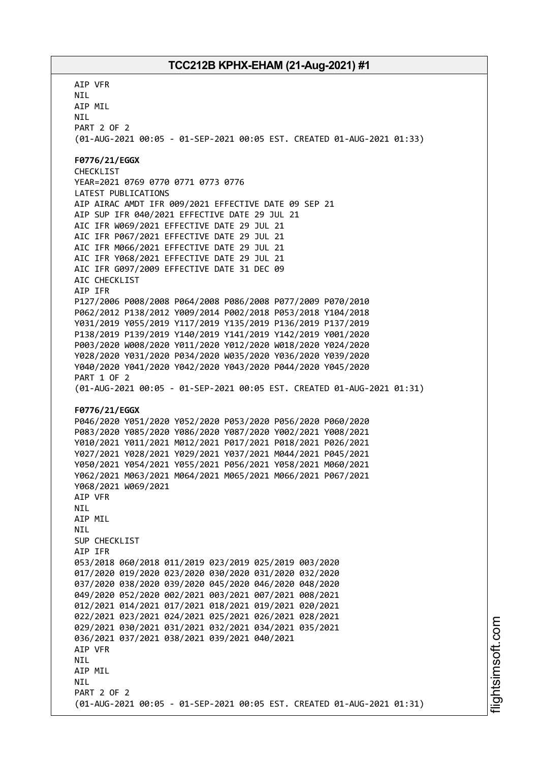AIP VFR
NIL
AIP MIL
NIL
PART 2 OF 2
(01-AUG-2021 00:05 - 01-SEP-2021 00:05 EST. CREATED 01-AUG-2021 01:33)

**F0776/21/EGGX**
CHECKLIST
YEAR=2021 0769 0770 0771 0773 0776
LATEST PUBLICATIONS
AIP AIRAC AMDT IFR 009/2021 EFFECTIVE DATE 09 SEP 21
AIP SUP IFR 040/2021 EFFECTIVE DATE 29 JUL 21
AIC IFR W069/2021 EFFECTIVE DATE 29 JUL 21
AIC IFR P067/2021 EFFECTIVE DATE 29 JUL 21
AIC IFR M066/2021 EFFECTIVE DATE 29 JUL 21
AIC IFR Y068/2021 EFFECTIVE DATE 29 JUL 21
AIC IFR G097/2009 EFFECTIVE DATE 31 DEC 09
AIC CHECKLIST
AIP IFR
P127/2006 P008/2008 P064/2008 P086/2008 P077/2009 P070/2010
P062/2012 P138/2012 Y009/2014 P002/2018 P053/2018 Y104/2018
Y031/2019 Y055/2019 Y117/2019 Y135/2019 P136/2019 P137/2019
P138/2019 P139/2019 Y140/2019 Y141/2019 Y142/2019 Y001/2020
P003/2020 W008/2020 Y011/2020 Y012/2020 W018/2020 Y024/2020
Y028/2020 Y031/2020 P034/2020 W035/2020 Y036/2020 Y039/2020
Y040/2020 Y041/2020 Y042/2020 Y043/2020 P044/2020 Y045/2020
PART 1 OF 2
(01-AUG-2021 00:05 - 01-SEP-2021 00:05 EST. CREATED 01-AUG-2021 01:31)

**F0776/21/EGGX**
P046/2020 Y051/2020 Y052/2020 P053/2020 P056/2020 P060/2020
P083/2020 Y085/2020 Y086/2020 Y087/2020 Y002/2021 Y008/2021
Y010/2021 Y011/2021 M012/2021 P017/2021 P018/2021 P026/2021
Y027/2021 Y028/2021 Y029/2021 Y037/2021 M044/2021 P045/2021
Y050/2021 Y054/2021 Y055/2021 P056/2021 Y058/2021 M060/2021
Y062/2021 M063/2021 M064/2021 M065/2021 M066/2021 P067/2021
Y068/2021 W069/2021
AIP VFR
NIL
AIP MIL
NIL
SUP CHECKLIST
AIP IFR
053/2018 060/2018 011/2019 023/2019 025/2019 003/2020
017/2020 019/2020 023/2020 030/2020 031/2020 032/2020
037/2020 038/2020 039/2020 045/2020 046/2020 048/2020
049/2020 052/2020 002/2021 003/2021 007/2021 008/2021
012/2021 014/2021 017/2021 018/2021 019/2021 020/2021
022/2021 023/2021 024/2021 025/2021 026/2021 028/2021
029/2021 030/2021 031/2021 032/2021 034/2021 035/2021
036/2021 037/2021 038/2021 039/2021 040/2021
AIP VFR
NIL
AIP MIL
NIL
PART 2 OF 2
(01-AUG-2021 00:05 - 01-SEP-2021 00:05 EST. CREATED 01-AUG-2021 01:31)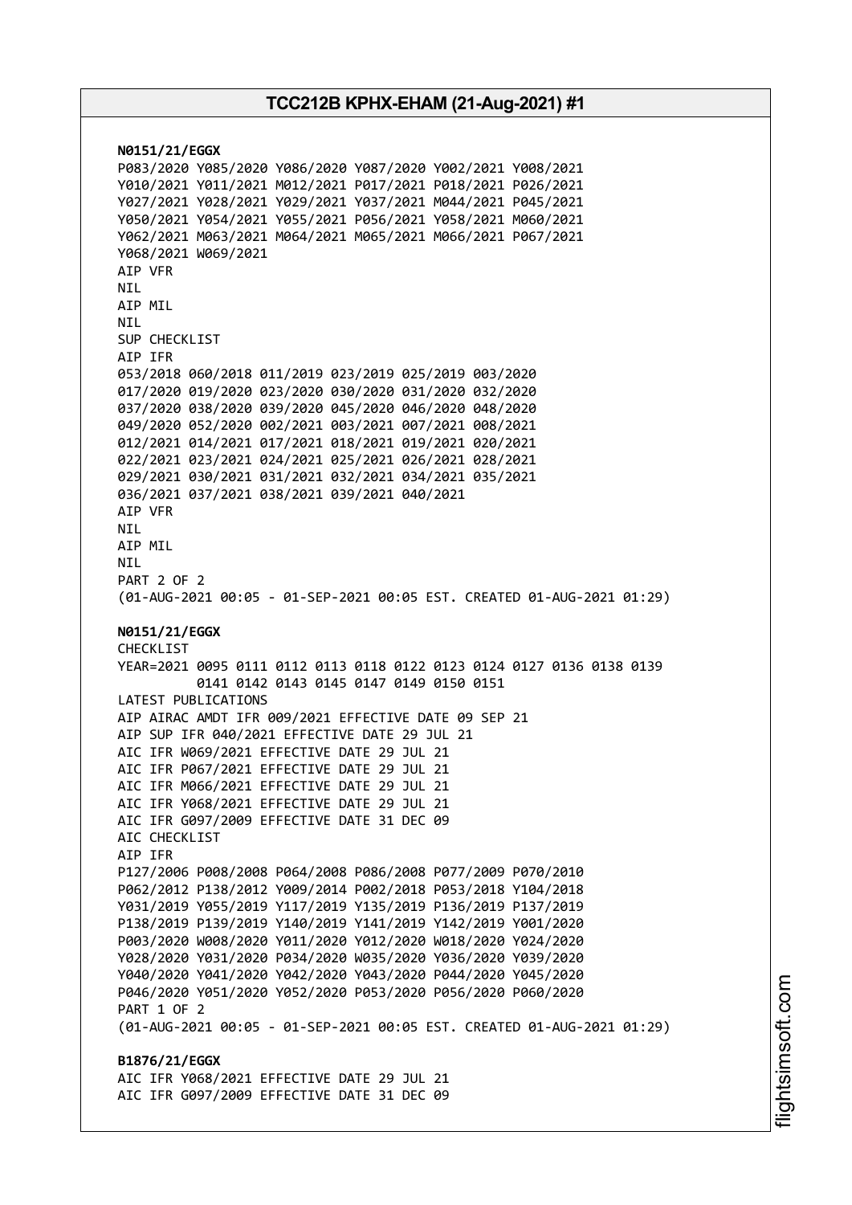**N0151/21/EGGX**
P083/2020 Y085/2020 Y086/2020 Y087/2020 Y002/2021 Y008/2021
Y010/2021 Y011/2021 M012/2021 P017/2021 P018/2021 P026/2021
Y027/2021 Y028/2021 Y029/2021 Y037/2021 M044/2021 P045/2021
Y050/2021 Y054/2021 Y055/2021 P056/2021 Y058/2021 M060/2021
Y062/2021 M063/2021 M064/2021 M065/2021 M066/2021 P067/2021
Y068/2021 W069/2021
AIP VFR
NIL
AIP MIL
NIL
SUP CHECKLIST
AIP IFR
053/2018 060/2018 011/2019 023/2019 025/2019 003/2020
017/2020 019/2020 023/2020 030/2020 031/2020 032/2020
037/2020 038/2020 039/2020 045/2020 046/2020 048/2020
049/2020 052/2020 002/2021 003/2021 007/2021 008/2021
012/2021 014/2021 017/2021 018/2021 019/2021 020/2021
022/2021 023/2021 024/2021 025/2021 026/2021 028/2021
029/2021 030/2021 031/2021 032/2021 034/2021 035/2021
036/2021 037/2021 038/2021 039/2021 040/2021
AIP VFR
NIL
AIP MIL
NIL
PART 2 OF 2
(01-AUG-2021 00:05 - 01-SEP-2021 00:05 EST. CREATED 01-AUG-2021 01:29)

**N0151/21/EGGX**
CHECKLIST
YEAR=2021 0095 0111 0112 0113 0118 0122 0123 0124 0127 0136 0138 0139
0141 0142 0143 0145 0147 0149 0150 0151
LATEST PUBLICATIONS
AIP AIRAC AMDT IFR 009/2021 EFFECTIVE DATE 09 SEP 21
AIP SUP IFR 040/2021 EFFECTIVE DATE 29 JUL 21
AIC IFR W069/2021 EFFECTIVE DATE 29 JUL 21
AIC IFR P067/2021 EFFECTIVE DATE 29 JUL 21
AIC IFR M066/2021 EFFECTIVE DATE 29 JUL 21
AIC IFR Y068/2021 EFFECTIVE DATE 29 JUL 21
AIC IFR G097/2009 EFFECTIVE DATE 31 DEC 09
AIC CHECKLIST
AIP IFR
P127/2006 P008/2008 P064/2008 P086/2008 P077/2009 P070/2010
P062/2012 P138/2012 Y009/2014 P002/2018 P053/2018 Y104/2018
Y031/2019 Y055/2019 Y117/2019 Y135/2019 P136/2019 P137/2019
P138/2019 P139/2019 Y140/2019 Y141/2019 Y142/2019 Y001/2020
P003/2020 W008/2020 Y011/2020 Y012/2020 W018/2020 Y024/2020
Y028/2020 Y031/2020 P034/2020 W035/2020 Y036/2020 Y039/2020
Y040/2020 Y041/2020 Y042/2020 Y043/2020 P044/2020 Y045/2020
P046/2020 Y051/2020 Y052/2020 P053/2020 P056/2020 P060/2020
PART 1 OF 2
(01-AUG-2021 00:05 - 01-SEP-2021 00:05 EST. CREATED 01-AUG-2021 01:29)

**B1876/21/EGGX**
AIC IFR Y068/2021 EFFECTIVE DATE 29 JUL 21
AIC IFR G097/2009 EFFECTIVE DATE 31 DEC 09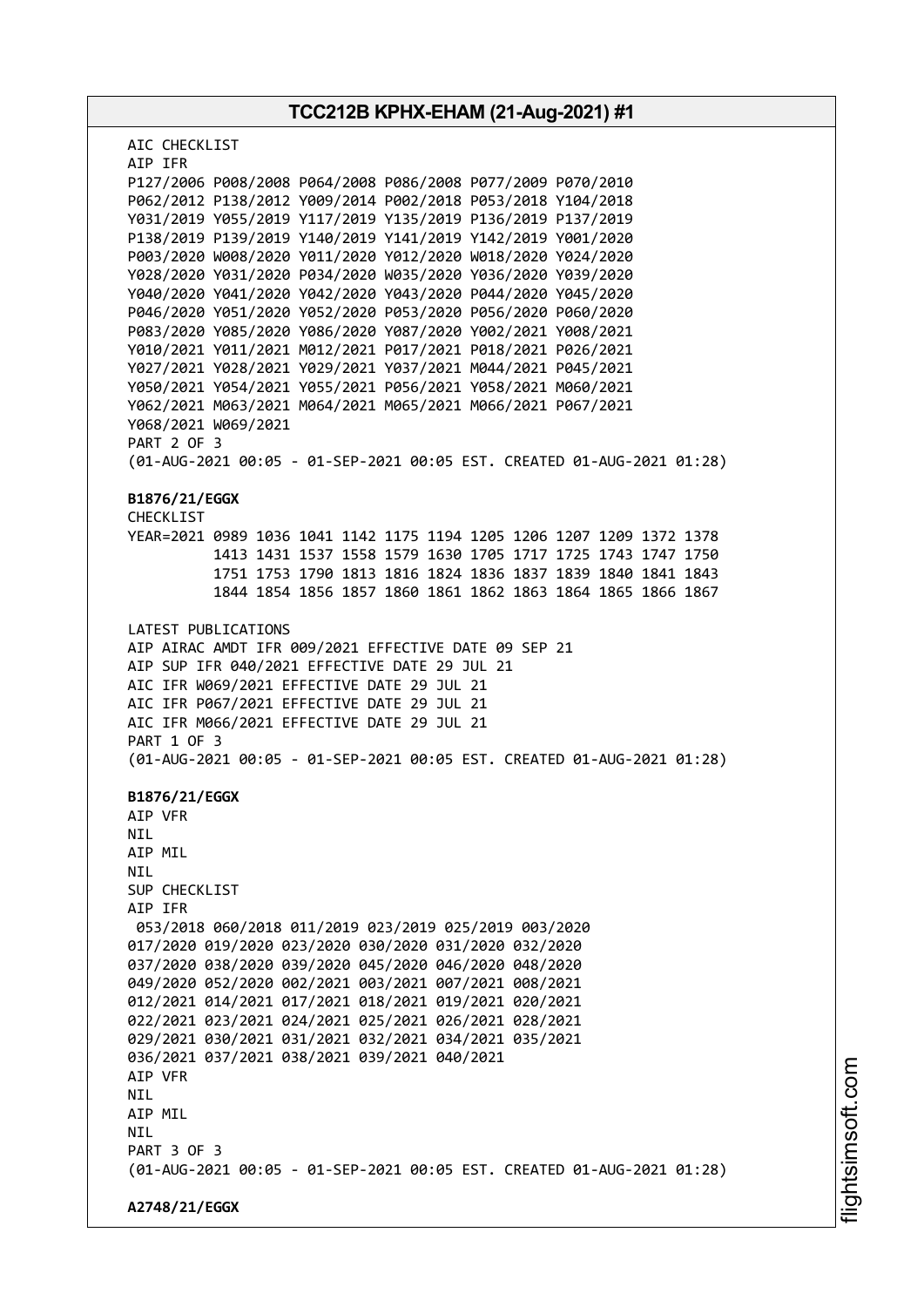AIC CHECKLIST
AIP IFR
P127/2006 P008/2008 P064/2008 P086/2008 P077/2009 P070/2010
P062/2012 P138/2012 Y009/2014 P002/2018 P053/2018 Y104/2018
Y031/2019 Y055/2019 Y117/2019 Y135/2019 P136/2019 P137/2019
P138/2019 P139/2019 Y140/2019 Y141/2019 Y142/2019 Y001/2020
P003/2020 W008/2020 Y011/2020 Y012/2020 W018/2020 Y024/2020
Y028/2020 Y031/2020 P034/2020 W035/2020 Y036/2020 Y039/2020
Y040/2020 Y041/2020 Y042/2020 Y043/2020 P044/2020 Y045/2020
P046/2020 Y051/2020 Y052/2020 P053/2020 P056/2020 P060/2020
P083/2020 Y085/2020 Y086/2020 Y087/2020 Y002/2021 Y008/2021
Y010/2021 Y011/2021 M012/2021 P017/2021 P018/2021 P026/2021
Y027/2021 Y028/2021 Y029/2021 Y037/2021 M044/2021 P045/2021
Y050/2021 Y054/2021 Y055/2021 P056/2021 Y058/2021 M060/2021
Y062/2021 M063/2021 M064/2021 M065/2021 M066/2021 P067/2021
Y068/2021 W069/2021
PART 2 OF 3
(01-AUG-2021 00:05 - 01-SEP-2021 00:05 EST. CREATED 01-AUG-2021 01:28)

**B1876/21/EGGX**
CHECKLIST
YEAR=2021 0989 1036 1041 1142 1175 1194 1205 1206 1207 1209 1372 1378
1413 1431 1537 1558 1579 1630 1705 1717 1725 1743 1747 1750
1751 1753 1790 1813 1816 1824 1836 1837 1839 1840 1841 1843
1844 1854 1856 1857 1860 1861 1862 1863 1864 1865 1866 1867

LATEST PUBLICATIONS
AIP AIRAC AMDT IFR 009/2021 EFFECTIVE DATE 09 SEP 21
AIP SUP IFR 040/2021 EFFECTIVE DATE 29 JUL 21
AIC IFR W069/2021 EFFECTIVE DATE 29 JUL 21
AIC IFR P067/2021 EFFECTIVE DATE 29 JUL 21
AIC IFR M066/2021 EFFECTIVE DATE 29 JUL 21
PART 1 OF 3
(01-AUG-2021 00:05 - 01-SEP-2021 00:05 EST. CREATED 01-AUG-2021 01:28)

**B1876/21/EGGX**
AIP VFR
NIL
AIP MIL
NIL
SUP CHECKLIST
AIP IFR
053/2018 060/2018 011/2019 023/2019 025/2019 003/2020
017/2020 019/2020 023/2020 030/2020 031/2020 032/2020
037/2020 038/2020 039/2020 045/2020 046/2020 048/2020
049/2020 052/2020 002/2021 003/2021 007/2021 008/2021
012/2021 014/2021 017/2021 018/2021 019/2021 020/2021
022/2021 023/2021 024/2021 025/2021 026/2021 028/2021
029/2021 030/2021 031/2021 032/2021 034/2021 035/2021
036/2021 037/2021 038/2021 039/2021 040/2021
AIP VFR
NIL
AIP MIL
NIL
PART 3 OF 3
(01-AUG-2021 00:05 - 01-SEP-2021 00:05 EST. CREATED 01-AUG-2021 01:28)

**A2748/21/EGGX**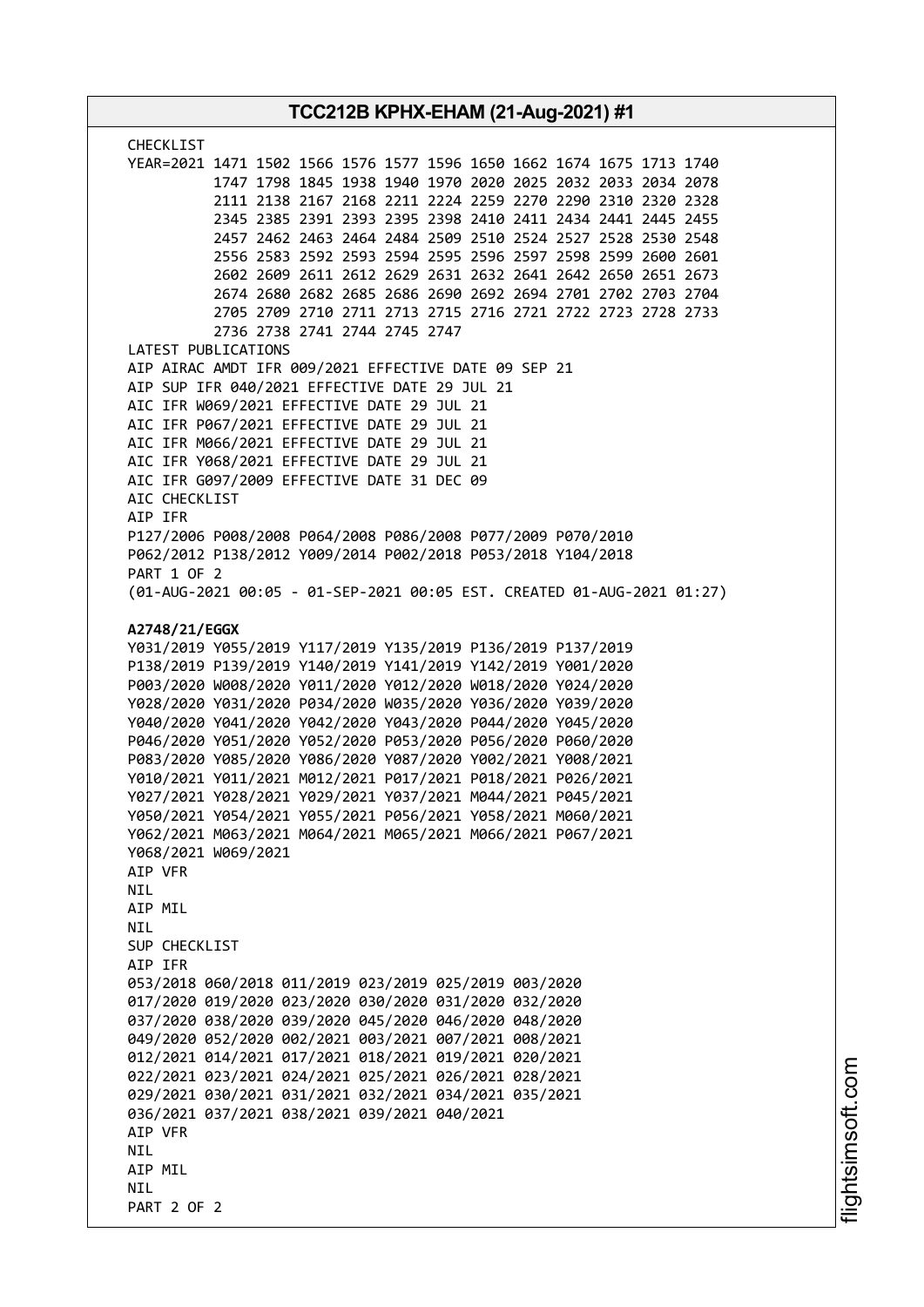CHECKLIST
YEAR=2021 1471 1502 1566 1576 1577 1596 1650 1662 1674 1675 1713 1740
1747 1798 1845 1938 1940 1970 2020 2025 2032 2033 2034 2078
2111 2138 2167 2168 2211 2224 2259 2270 2290 2310 2320 2328
2345 2385 2391 2393 2395 2398 2410 2411 2434 2441 2445 2455
2457 2462 2463 2464 2484 2509 2510 2524 2527 2528 2530 2548
2556 2583 2592 2593 2594 2595 2596 2597 2598 2599 2600 2601
2602 2609 2611 2612 2629 2631 2632 2641 2642 2650 2651 2673
2674 2680 2682 2685 2686 2690 2692 2694 2701 2702 2703 2704
2705 2709 2710 2711 2713 2715 2716 2721 2722 2723 2728 2733
2736 2738 2741 2744 2745 2747
LATEST PUBLICATIONS
AIP AIRAC AMDT IFR 009/2021 EFFECTIVE DATE 09 SEP 21
AIP SUP IFR 040/2021 EFFECTIVE DATE 29 JUL 21
AIC IFR W069/2021 EFFECTIVE DATE 29 JUL 21
AIC IFR P067/2021 EFFECTIVE DATE 29 JUL 21
AIC IFR M066/2021 EFFECTIVE DATE 29 JUL 21
AIC IFR Y068/2021 EFFECTIVE DATE 29 JUL 21
AIC IFR G097/2009 EFFECTIVE DATE 31 DEC 09
AIC CHECKLIST
AIP IFR
P127/2006 P008/2008 P064/2008 P086/2008 P077/2009 P070/2010
P062/2012 P138/2012 Y009/2014 P002/2018 P053/2018 Y104/2018
PART 1 OF 2
(01-AUG-2021 00:05 - 01-SEP-2021 00:05 EST. CREATED 01-AUG-2021 01:27)

**A2748/21/EGGX**
Y031/2019 Y055/2019 Y117/2019 Y135/2019 P136/2019 P137/2019
P138/2019 P139/2019 Y140/2019 Y141/2019 Y142/2019 Y001/2020
P003/2020 W008/2020 Y011/2020 Y012/2020 W018/2020 Y024/2020
Y028/2020 Y031/2020 P034/2020 W035/2020 Y036/2020 Y039/2020
Y040/2020 Y041/2020 Y042/2020 Y043/2020 P044/2020 Y045/2020
P046/2020 Y051/2020 Y052/2020 P053/2020 P056/2020 P060/2020
P083/2020 Y085/2020 Y086/2020 Y087/2020 Y002/2021 Y008/2021
Y010/2021 Y011/2021 M012/2021 P017/2021 P018/2021 P026/2021
Y027/2021 Y028/2021 Y029/2021 Y037/2021 M044/2021 P045/2021
Y050/2021 Y054/2021 Y055/2021 P056/2021 Y058/2021 M060/2021
Y062/2021 M063/2021 M064/2021 M065/2021 M066/2021 P067/2021
Y068/2021 W069/2021
AIP VFR
NIL
AIP MIL
NIL
SUP CHECKLIST
AIP IFR
053/2018 060/2018 011/2019 023/2019 025/2019 003/2020
017/2020 019/2020 023/2020 030/2020 031/2020 032/2020
037/2020 038/2020 039/2020 045/2020 046/2020 048/2020
049/2020 052/2020 002/2021 003/2021 007/2021 008/2021
012/2021 014/2021 017/2021 018/2021 019/2021 020/2021
022/2021 023/2021 024/2021 025/2021 026/2021 028/2021
029/2021 030/2021 031/2021 032/2021 034/2021 035/2021
036/2021 037/2021 038/2021 039/2021 040/2021
AIP VFR
NIL
AIP MIL
NIL
PART 2 OF 2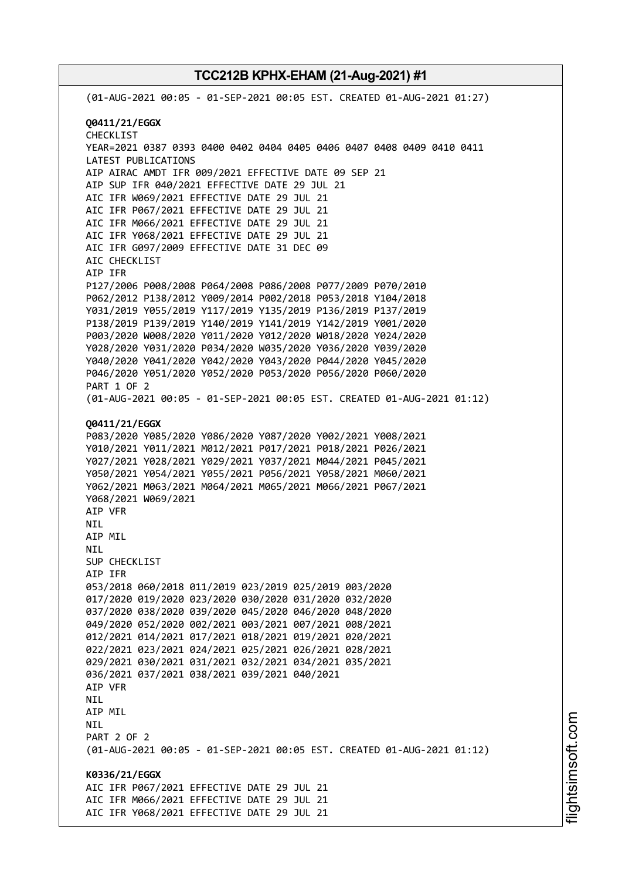(01-AUG-2021 00:05 - 01-SEP-2021 00:05 EST. CREATED 01-AUG-2021 01:27)

**Q0411/21/EGGX**
CHECKLIST
YEAR=2021 0387 0393 0400 0402 0404 0405 0406 0407 0408 0409 0410 0411
LATEST PUBLICATIONS
AIP AIRAC AMDT IFR 009/2021 EFFECTIVE DATE 09 SEP 21
AIP SUP IFR 040/2021 EFFECTIVE DATE 29 JUL 21
AIC IFR W069/2021 EFFECTIVE DATE 29 JUL 21
AIC IFR P067/2021 EFFECTIVE DATE 29 JUL 21
AIC IFR M066/2021 EFFECTIVE DATE 29 JUL 21
AIC IFR Y068/2021 EFFECTIVE DATE 29 JUL 21
AIC IFR G097/2009 EFFECTIVE DATE 31 DEC 09
AIC CHECKLIST
AIP IFR
P127/2006 P008/2008 P064/2008 P086/2008 P077/2009 P070/2010
P062/2012 P138/2012 Y009/2014 P002/2018 P053/2018 Y104/2018
Y031/2019 Y055/2019 Y117/2019 Y135/2019 P136/2019 P137/2019
P138/2019 P139/2019 Y140/2019 Y141/2019 Y142/2019 Y001/2020
P003/2020 W008/2020 Y011/2020 Y012/2020 W018/2020 Y024/2020
Y028/2020 Y031/2020 P034/2020 W035/2020 Y036/2020 Y039/2020
Y040/2020 Y041/2020 Y042/2020 Y043/2020 P044/2020 Y045/2020
P046/2020 Y051/2020 Y052/2020 P053/2020 P056/2020 P060/2020
PART 1 OF 2
(01-AUG-2021 00:05 - 01-SEP-2021 00:05 EST. CREATED 01-AUG-2021 01:12)

**Q0411/21/EGGX**
P083/2020 Y085/2020 Y086/2020 Y087/2020 Y002/2021 Y008/2021
Y010/2021 Y011/2021 M012/2021 P017/2021 P018/2021 P026/2021
Y027/2021 Y028/2021 Y029/2021 Y037/2021 M044/2021 P045/2021
Y050/2021 Y054/2021 Y055/2021 P056/2021 Y058/2021 M060/2021
Y062/2021 M063/2021 M064/2021 M065/2021 M066/2021 P067/2021
Y068/2021 W069/2021
AIP VFR
NIL
AIP MIL
NIL
SUP CHECKLIST
AIP IFR
053/2018 060/2018 011/2019 023/2019 025/2019 003/2020
017/2020 019/2020 023/2020 030/2020 031/2020 032/2020
037/2020 038/2020 039/2020 045/2020 046/2020 048/2020
049/2020 052/2020 002/2021 003/2021 007/2021 008/2021
012/2021 014/2021 017/2021 018/2021 019/2021 020/2021
022/2021 023/2021 024/2021 025/2021 026/2021 028/2021
029/2021 030/2021 031/2021 032/2021 034/2021 035/2021
036/2021 037/2021 038/2021 039/2021 040/2021
AIP VFR
NIL
AIP MIL
NIL
PART 2 OF 2
(01-AUG-2021 00:05 - 01-SEP-2021 00:05 EST. CREATED 01-AUG-2021 01:12)

**K0336/21/EGGX**
AIC IFR P067/2021 EFFECTIVE DATE 29 JUL 21
AIC IFR M066/2021 EFFECTIVE DATE 29 JUL 21
AIC IFR Y068/2021 EFFECTIVE DATE 29 JUL 21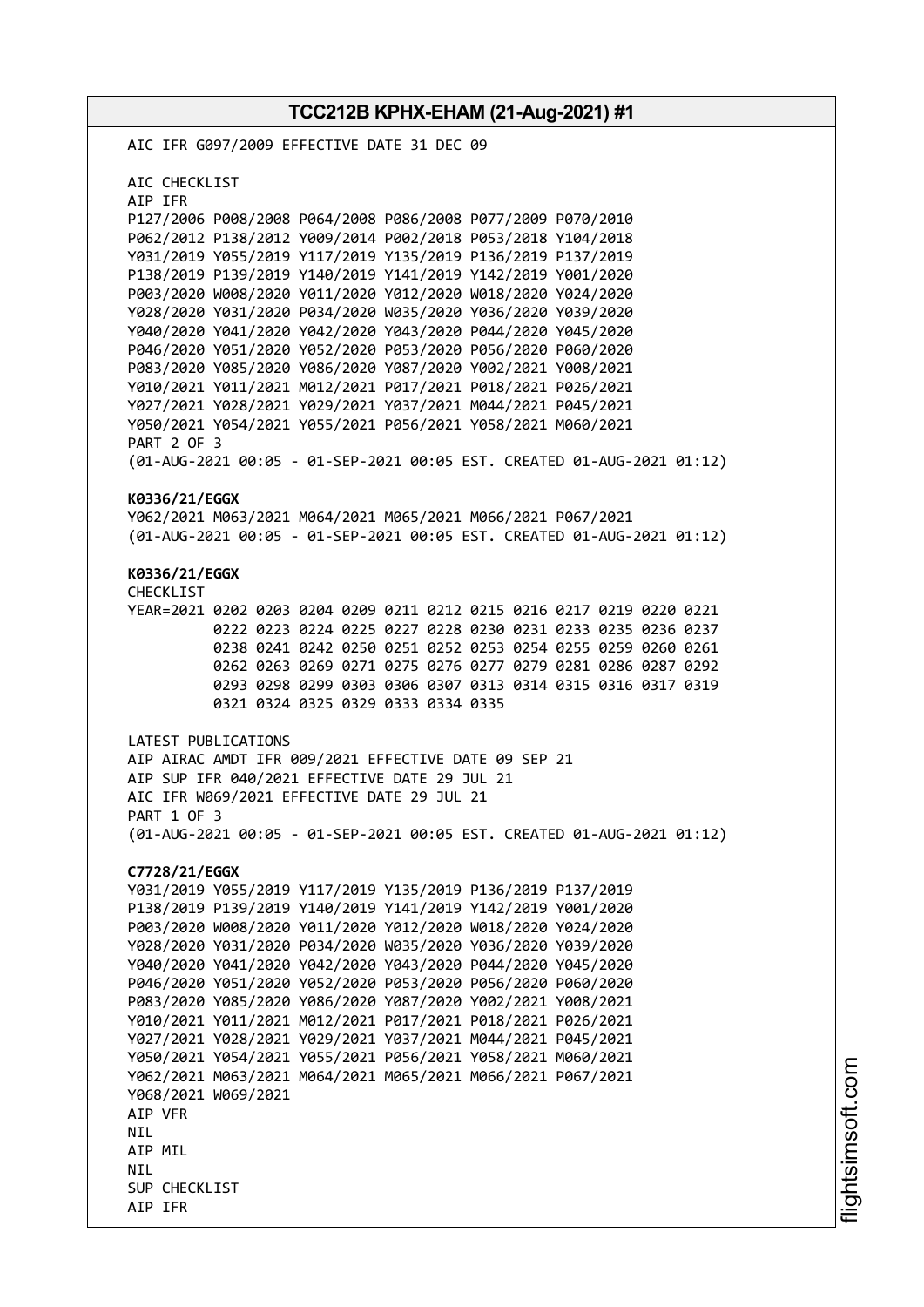AIC IFR G097/2009 EFFECTIVE DATE 31 DEC 09

AIC CHECKLIST
AIP IFR
P127/2006 P008/2008 P064/2008 P086/2008 P077/2009 P070/2010
P062/2012 P138/2012 Y009/2014 P002/2018 P053/2018 Y104/2018
Y031/2019 Y055/2019 Y117/2019 Y135/2019 P136/2019 P137/2019
P138/2019 P139/2019 Y140/2019 Y141/2019 Y142/2019 Y001/2020
P003/2020 W008/2020 Y011/2020 Y012/2020 W018/2020 Y024/2020
Y028/2020 Y031/2020 P034/2020 W035/2020 Y036/2020 Y039/2020
Y040/2020 Y041/2020 Y042/2020 Y043/2020 P044/2020 Y045/2020
P046/2020 Y051/2020 Y052/2020 P053/2020 P056/2020 P060/2020
P083/2020 Y085/2020 Y086/2020 Y087/2020 Y002/2021 Y008/2021
Y010/2021 Y011/2021 M012/2021 P017/2021 P018/2021 P026/2021
Y027/2021 Y028/2021 Y029/2021 Y037/2021 M044/2021 P045/2021
Y050/2021 Y054/2021 Y055/2021 P056/2021 Y058/2021 M060/2021
PART 2 OF 3
(01-AUG-2021 00:05 - 01-SEP-2021 00:05 EST. CREATED 01-AUG-2021 01:12)

**K0336/21/EGGX**
Y062/2021 M063/2021 M064/2021 M065/2021 M066/2021 P067/2021
(01-AUG-2021 00:05 - 01-SEP-2021 00:05 EST. CREATED 01-AUG-2021 01:12)

**K0336/21/EGGX**
CHECKLIST
YEAR=2021 0202 0203 0204 0209 0211 0212 0215 0216 0217 0219 0220 0221
0222 0223 0224 0225 0227 0228 0230 0231 0233 0235 0236 0237
0238 0241 0242 0250 0251 0252 0253 0254 0255 0259 0260 0261
0262 0263 0269 0271 0275 0276 0277 0279 0281 0286 0287 0292
0293 0298 0299 0303 0306 0307 0313 0314 0315 0316 0317 0319
0321 0324 0325 0329 0333 0334 0335

LATEST PUBLICATIONS
AIP AIRAC AMDT IFR 009/2021 EFFECTIVE DATE 09 SEP 21
AIP SUP IFR 040/2021 EFFECTIVE DATE 29 JUL 21
AIC IFR W069/2021 EFFECTIVE DATE 29 JUL 21
PART 1 OF 3
(01-AUG-2021 00:05 - 01-SEP-2021 00:05 EST. CREATED 01-AUG-2021 01:12)

**C7728/21/EGGX**
Y031/2019 Y055/2019 Y117/2019 Y135/2019 P136/2019 P137/2019
P138/2019 P139/2019 Y140/2019 Y141/2019 Y142/2019 Y001/2020
P003/2020 W008/2020 Y011/2020 Y012/2020 W018/2020 Y024/2020
Y028/2020 Y031/2020 P034/2020 W035/2020 Y036/2020 Y039/2020
Y040/2020 Y041/2020 Y042/2020 Y043/2020 P044/2020 Y045/2020
P046/2020 Y051/2020 Y052/2020 P053/2020 P056/2020 P060/2020
P083/2020 Y085/2020 Y086/2020 Y087/2020 Y002/2021 Y008/2021
Y010/2021 Y011/2021 M012/2021 P017/2021 P018/2021 P026/2021
Y027/2021 Y028/2021 Y029/2021 Y037/2021 M044/2021 P045/2021
Y050/2021 Y054/2021 Y055/2021 P056/2021 Y058/2021 M060/2021
Y062/2021 M063/2021 M064/2021 M065/2021 M066/2021 P067/2021
Y068/2021 W069/2021
AIP VFR
NIL
AIP MIL
NIL
SUP CHECKLIST
AIP IFR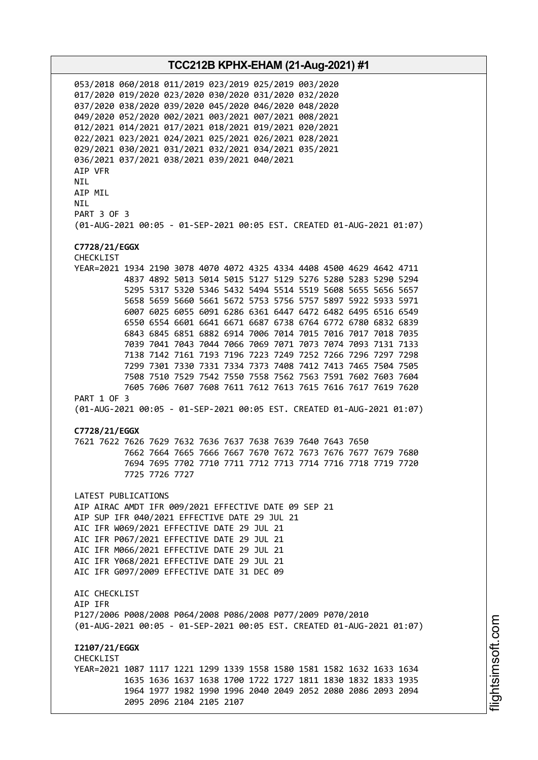053/2018 060/2018 011/2019 023/2019 025/2019 003/2020
017/2020 019/2020 023/2020 030/2020 031/2020 032/2020
037/2020 038/2020 039/2020 045/2020 046/2020 048/2020
049/2020 052/2020 002/2021 003/2021 007/2021 008/2021
012/2021 014/2021 017/2021 018/2021 019/2021 020/2021
022/2021 023/2021 024/2021 025/2021 026/2021 028/2021
029/2021 030/2021 031/2021 032/2021 034/2021 035/2021
036/2021 037/2021 038/2021 039/2021 040/2021
AIP VFR
NIL
AIP MIL
NIL
PART 3 OF 3
(01-AUG-2021 00:05 - 01-SEP-2021 00:05 EST. CREATED 01-AUG-2021 01:07)

**C7728/21/EGGX**
CHECKLIST
YEAR=2021 1934 2190 3078 4070 4072 4325 4334 4408 4500 4629 4642 4711
4837 4892 5013 5014 5015 5127 5129 5276 5280 5283 5290 5294
5295 5317 5320 5346 5432 5494 5514 5519 5608 5655 5656 5657
5658 5659 5660 5661 5672 5753 5756 5757 5897 5922 5933 5971
6007 6025 6055 6091 6286 6361 6447 6472 6482 6495 6516 6549
6550 6554 6601 6641 6671 6687 6738 6764 6772 6780 6832 6839
6843 6845 6851 6882 6914 7006 7014 7015 7016 7017 7018 7035
7039 7041 7043 7044 7066 7069 7071 7073 7074 7093 7131 7133
7138 7142 7161 7193 7196 7223 7249 7252 7266 7296 7297 7298
7299 7301 7330 7331 7334 7373 7408 7412 7413 7465 7504 7505
7508 7510 7529 7542 7550 7558 7562 7563 7591 7602 7603 7604
7605 7606 7607 7608 7611 7612 7613 7615 7616 7617 7619 7620
PART 1 OF 3
(01-AUG-2021 00:05 - 01-SEP-2021 00:05 EST. CREATED 01-AUG-2021 01:07)

**C7728/21/EGGX**
7621 7622 7626 7629 7632 7636 7637 7638 7639 7640 7643 7650
7662 7664 7665 7666 7667 7670 7672 7673 7676 7677 7679 7680
7694 7695 7702 7710 7711 7712 7713 7714 7716 7718 7719 7720
7725 7726 7727

LATEST PUBLICATIONS
AIP AIRAC AMDT IFR 009/2021 EFFECTIVE DATE 09 SEP 21
AIP SUP IFR 040/2021 EFFECTIVE DATE 29 JUL 21
AIC IFR W069/2021 EFFECTIVE DATE 29 JUL 21
AIC IFR P067/2021 EFFECTIVE DATE 29 JUL 21
AIC IFR M066/2021 EFFECTIVE DATE 29 JUL 21
AIC IFR Y068/2021 EFFECTIVE DATE 29 JUL 21
AIC IFR G097/2009 EFFECTIVE DATE 31 DEC 09

AIC CHECKLIST
AIP IFR
P127/2006 P008/2008 P064/2008 P086/2008 P077/2009 P070/2010
(01-AUG-2021 00:05 - 01-SEP-2021 00:05 EST. CREATED 01-AUG-2021 01:07)

**I2107/21/EGGX**
CHECKLIST
YEAR=2021 1087 1117 1221 1299 1339 1558 1580 1581 1582 1632 1633 1634
1635 1636 1637 1638 1700 1722 1727 1811 1830 1832 1833 1935
1964 1977 1982 1990 1996 2040 2049 2052 2080 2086 2093 2094
2095 2096 2104 2105 2107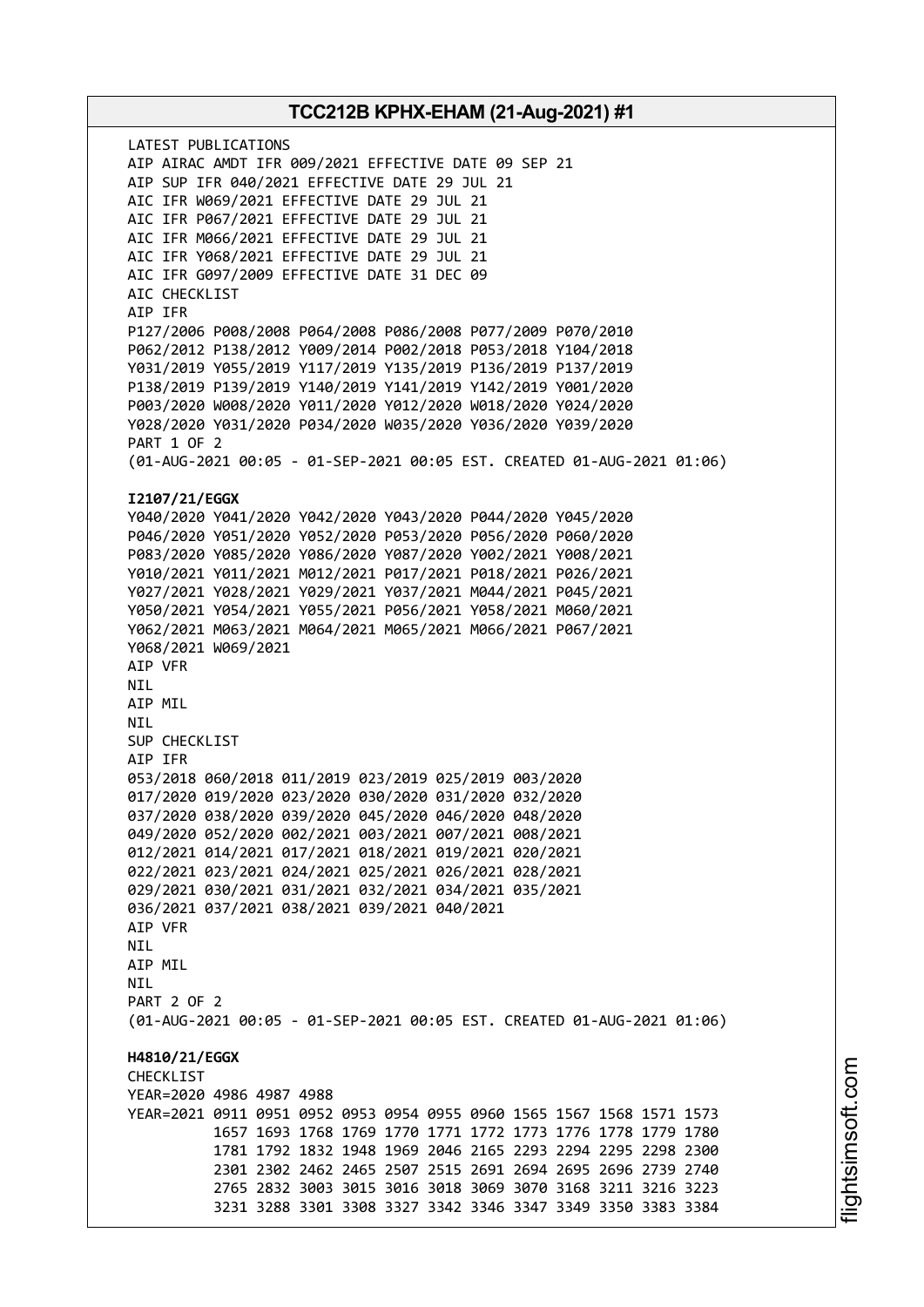LATEST PUBLICATIONS
AIP AIRAC AMDT IFR 009/2021 EFFECTIVE DATE 09 SEP 21
AIP SUP IFR 040/2021 EFFECTIVE DATE 29 JUL 21
AIC IFR W069/2021 EFFECTIVE DATE 29 JUL 21
AIC IFR P067/2021 EFFECTIVE DATE 29 JUL 21
AIC IFR M066/2021 EFFECTIVE DATE 29 JUL 21
AIC IFR Y068/2021 EFFECTIVE DATE 29 JUL 21
AIC IFR G097/2009 EFFECTIVE DATE 31 DEC 09
AIC CHECKLIST
AIP IFR
P127/2006 P008/2008 P064/2008 P086/2008 P077/2009 P070/2010
P062/2012 P138/2012 Y009/2014 P002/2018 P053/2018 Y104/2018
Y031/2019 Y055/2019 Y117/2019 Y135/2019 P136/2019 P137/2019
P138/2019 P139/2019 Y140/2019 Y141/2019 Y142/2019 Y001/2020
P003/2020 W008/2020 Y011/2020 Y012/2020 W018/2020 Y024/2020
Y028/2020 Y031/2020 P034/2020 W035/2020 Y036/2020 Y039/2020
PART 1 OF 2
(01-AUG-2021 00:05 - 01-SEP-2021 00:05 EST. CREATED 01-AUG-2021 01:06)

**I2107/21/EGGX**
Y040/2020 Y041/2020 Y042/2020 Y043/2020 P044/2020 Y045/2020
P046/2020 Y051/2020 Y052/2020 P053/2020 P056/2020 P060/2020
P083/2020 Y085/2020 Y086/2020 Y087/2020 Y002/2021 Y008/2021
Y010/2021 Y011/2021 M012/2021 P017/2021 P018/2021 P026/2021
Y027/2021 Y028/2021 Y029/2021 Y037/2021 M044/2021 P045/2021
Y050/2021 Y054/2021 Y055/2021 P056/2021 Y058/2021 M060/2021
Y062/2021 M063/2021 M064/2021 M065/2021 M066/2021 P067/2021
Y068/2021 W069/2021
AIP VFR
NIL
AIP MIL
NIL
SUP CHECKLIST
AIP IFR
053/2018 060/2018 011/2019 023/2019 025/2019 003/2020
017/2020 019/2020 023/2020 030/2020 031/2020 032/2020
037/2020 038/2020 039/2020 045/2020 046/2020 048/2020
049/2020 052/2020 002/2021 003/2021 007/2021 008/2021
012/2021 014/2021 017/2021 018/2021 019/2021 020/2021
022/2021 023/2021 024/2021 025/2021 026/2021 028/2021
029/2021 030/2021 031/2021 032/2021 034/2021 035/2021
036/2021 037/2021 038/2021 039/2021 040/2021
AIP VFR
NIL
AIP MIL
NIL
PART 2 OF 2
(01-AUG-2021 00:05 - 01-SEP-2021 00:05 EST. CREATED 01-AUG-2021 01:06)

**H4810/21/EGGX**
CHECKLIST
YEAR=2020 4986 4987 4988
YEAR=2021 0911 0951 0952 0953 0954 0955 0960 1565 1567 1568 1571 1573
1657 1693 1768 1769 1770 1771 1772 1773 1776 1778 1779 1780
1781 1792 1832 1948 1969 2046 2165 2293 2294 2295 2298 2300
2301 2302 2462 2465 2507 2515 2691 2694 2695 2696 2739 2740
2765 2832 3003 3015 3016 3018 3069 3070 3168 3211 3216 3223
3231 3288 3301 3308 3327 3342 3346 3347 3349 3350 3383 3384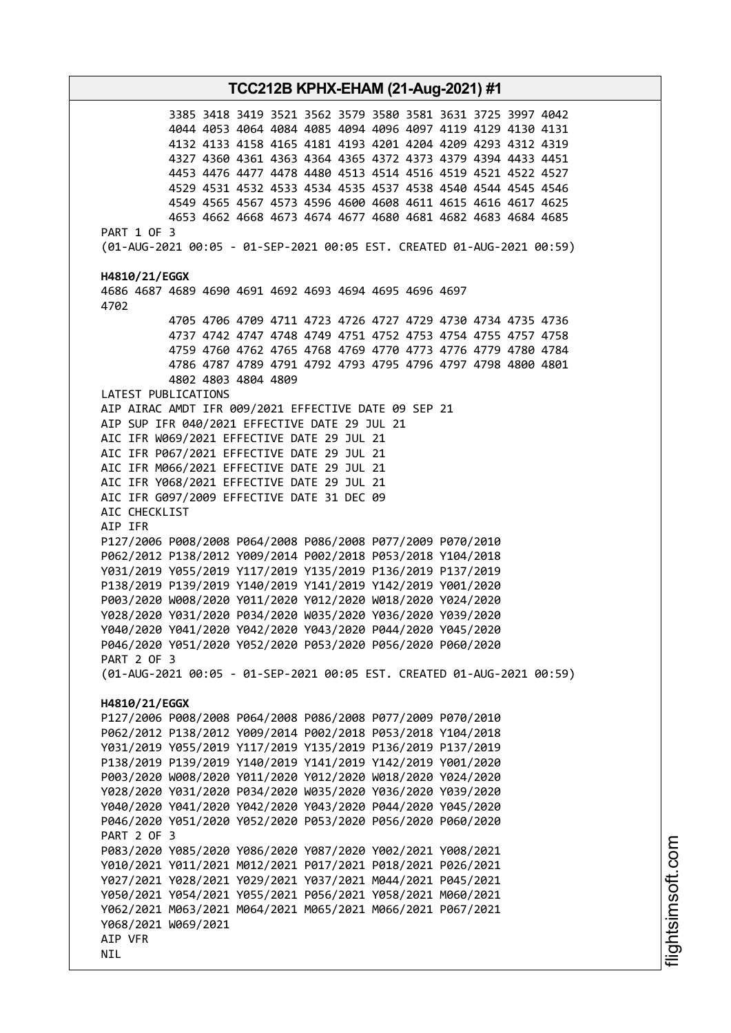```
          3385 3418 3419 3521 3562 3579 3580 3581 3631 3725 3997 4042
          4044 4053 4064 4084 4085 4094 4096 4097 4119 4129 4130 4131
          4132 4133 4158 4165 4181 4193 4201 4204 4209 4293 4312 4319
          4327 4360 4361 4363 4364 4365 4372 4373 4379 4394 4433 4451
          4453 4476 4477 4478 4480 4513 4514 4516 4519 4521 4522 4527
          4529 4531 4532 4533 4534 4535 4537 4538 4540 4544 4545 4546
          4549 4565 4567 4573 4596 4600 4608 4611 4615 4616 4617 4625
          4653 4662 4668 4673 4674 4677 4680 4681 4682 4683 4684 4685
PART 1 OF 3
(01-AUG-2021 00:05 - 01-SEP-2021 00:05 EST. CREATED 01-AUG-2021 00:59)
```

**H4810/21/EGGX**

```
4686 4687 4689 4690 4691 4692 4693 4694 4695 4696 4697
4702
          4705 4706 4709 4711 4723 4726 4727 4729 4730 4734 4735 4736
          4737 4742 4747 4748 4749 4751 4752 4753 4754 4755 4757 4758
          4759 4760 4762 4765 4768 4769 4770 4773 4776 4779 4780 4784
          4786 4787 4789 4791 4792 4793 4795 4796 4797 4798 4800 4801
          4802 4803 4804 4809
LATEST PUBLICATIONS
AIP AIRAC AMDT IFR 009/2021 EFFECTIVE DATE 09 SEP 21
AIP SUP IFR 040/2021 EFFECTIVE DATE 29 JUL 21
AIC IFR W069/2021 EFFECTIVE DATE 29 JUL 21
AIC IFR P067/2021 EFFECTIVE DATE 29 JUL 21
AIC IFR M066/2021 EFFECTIVE DATE 29 JUL 21
AIC IFR Y068/2021 EFFECTIVE DATE 29 JUL 21
AIC IFR G097/2009 EFFECTIVE DATE 31 DEC 09
AIC CHECKLIST
AIP IFR
P127/2006 P008/2008 P064/2008 P086/2008 P077/2009 P070/2010
P062/2012 P138/2012 Y009/2014 P002/2018 P053/2018 Y104/2018
Y031/2019 Y055/2019 Y117/2019 Y135/2019 P136/2019 P137/2019
P138/2019 P139/2019 Y140/2019 Y141/2019 Y142/2019 Y001/2020
P003/2020 W008/2020 Y011/2020 Y012/2020 W018/2020 Y024/2020
Y028/2020 Y031/2020 P034/2020 W035/2020 Y036/2020 Y039/2020
Y040/2020 Y041/2020 Y042/2020 Y043/2020 P044/2020 Y045/2020
P046/2020 Y051/2020 Y052/2020 P053/2020 P056/2020 P060/2020
PART 2 OF 3
(01-AUG-2021 00:05 - 01-SEP-2021 00:05 EST. CREATED 01-AUG-2021 00:59)
```

**H4810/21/EGGX**

```
P127/2006 P008/2008 P064/2008 P086/2008 P077/2009 P070/2010
P062/2012 P138/2012 Y009/2014 P002/2018 P053/2018 Y104/2018
Y031/2019 Y055/2019 Y117/2019 Y135/2019 P136/2019 P137/2019
P138/2019 P139/2019 Y140/2019 Y141/2019 Y142/2019 Y001/2020
P003/2020 W008/2020 Y011/2020 Y012/2020 W018/2020 Y024/2020
Y028/2020 Y031/2020 P034/2020 W035/2020 Y036/2020 Y039/2020
Y040/2020 Y041/2020 Y042/2020 Y043/2020 P044/2020 Y045/2020
P046/2020 Y051/2020 Y052/2020 P053/2020 P056/2020 P060/2020
PART 2 OF 3
P083/2020 Y085/2020 Y086/2020 Y087/2020 Y002/2021 Y008/2021
Y010/2021 Y011/2021 M012/2021 P017/2021 P018/2021 P026/2021
Y027/2021 Y028/2021 Y029/2021 Y037/2021 M044/2021 P045/2021
Y050/2021 Y054/2021 Y055/2021 P056/2021 Y058/2021 M060/2021
Y062/2021 M063/2021 M064/2021 M065/2021 M066/2021 P067/2021
Y068/2021 W069/2021
AIP VFR
NIL
```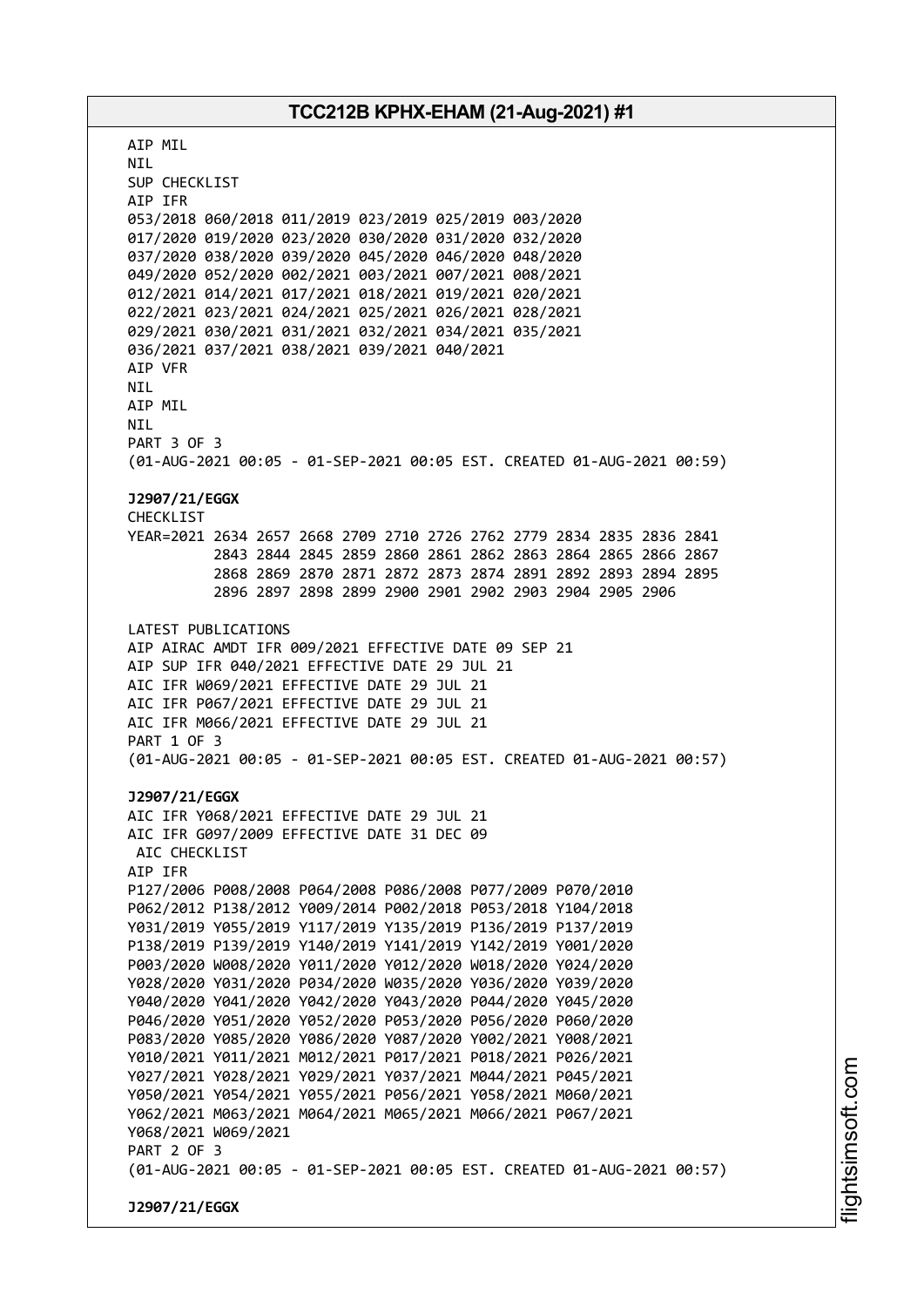AIP MIL
NIL
SUP CHECKLIST
AIP IFR
053/2018 060/2018 011/2019 023/2019 025/2019 003/2020
017/2020 019/2020 023/2020 030/2020 031/2020 032/2020
037/2020 038/2020 039/2020 045/2020 046/2020 048/2020
049/2020 052/2020 002/2021 003/2021 007/2021 008/2021
012/2021 014/2021 017/2021 018/2021 019/2021 020/2021
022/2021 023/2021 024/2021 025/2021 026/2021 028/2021
029/2021 030/2021 031/2021 032/2021 034/2021 035/2021
036/2021 037/2021 038/2021 039/2021 040/2021
AIP VFR
NIL
AIP MIL
NIL
PART 3 OF 3
(01-AUG-2021 00:05 - 01-SEP-2021 00:05 EST. CREATED 01-AUG-2021 00:59)

**J2907/21/EGGX**
CHECKLIST
YEAR=2021 2634 2657 2668 2709 2710 2726 2762 2779 2834 2835 2836 2841
2843 2844 2845 2859 2860 2861 2862 2863 2864 2865 2866 2867
2868 2869 2870 2871 2872 2873 2874 2891 2892 2893 2894 2895
2896 2897 2898 2899 2900 2901 2902 2903 2904 2905 2906

LATEST PUBLICATIONS
AIP AIRAC AMDT IFR 009/2021 EFFECTIVE DATE 09 SEP 21
AIP SUP IFR 040/2021 EFFECTIVE DATE 29 JUL 21
AIC IFR W069/2021 EFFECTIVE DATE 29 JUL 21
AIC IFR P067/2021 EFFECTIVE DATE 29 JUL 21
AIC IFR M066/2021 EFFECTIVE DATE 29 JUL 21
PART 1 OF 3
(01-AUG-2021 00:05 - 01-SEP-2021 00:05 EST. CREATED 01-AUG-2021 00:57)

**J2907/21/EGGX**
AIC IFR Y068/2021 EFFECTIVE DATE 29 JUL 21
AIC IFR G097/2009 EFFECTIVE DATE 31 DEC 09
AIC CHECKLIST
AIP IFR
P127/2006 P008/2008 P064/2008 P086/2008 P077/2009 P070/2010
P062/2012 P138/2012 Y009/2014 P002/2018 P053/2018 Y104/2018
Y031/2019 Y055/2019 Y117/2019 Y135/2019 P136/2019 P137/2019
P138/2019 P139/2019 Y140/2019 Y141/2019 Y142/2019 Y001/2020
P003/2020 W008/2020 Y011/2020 Y012/2020 W018/2020 Y024/2020
Y028/2020 Y031/2020 P034/2020 W035/2020 Y036/2020 Y039/2020
Y040/2020 Y041/2020 Y042/2020 Y043/2020 P044/2020 Y045/2020
P046/2020 Y051/2020 Y052/2020 P053/2020 P056/2020 P060/2020
P083/2020 Y085/2020 Y086/2020 Y087/2020 Y002/2021 Y008/2021
Y010/2021 Y011/2021 M012/2021 P017/2021 P018/2021 P026/2021
Y027/2021 Y028/2021 Y029/2021 Y037/2021 M044/2021 P045/2021
Y050/2021 Y054/2021 Y055/2021 P056/2021 Y058/2021 M060/2021
Y062/2021 M063/2021 M064/2021 M065/2021 M066/2021 P067/2021
Y068/2021 W069/2021
PART 2 OF 3
(01-AUG-2021 00:05 - 01-SEP-2021 00:05 EST. CREATED 01-AUG-2021 00:57)

**J2907/21/EGGX**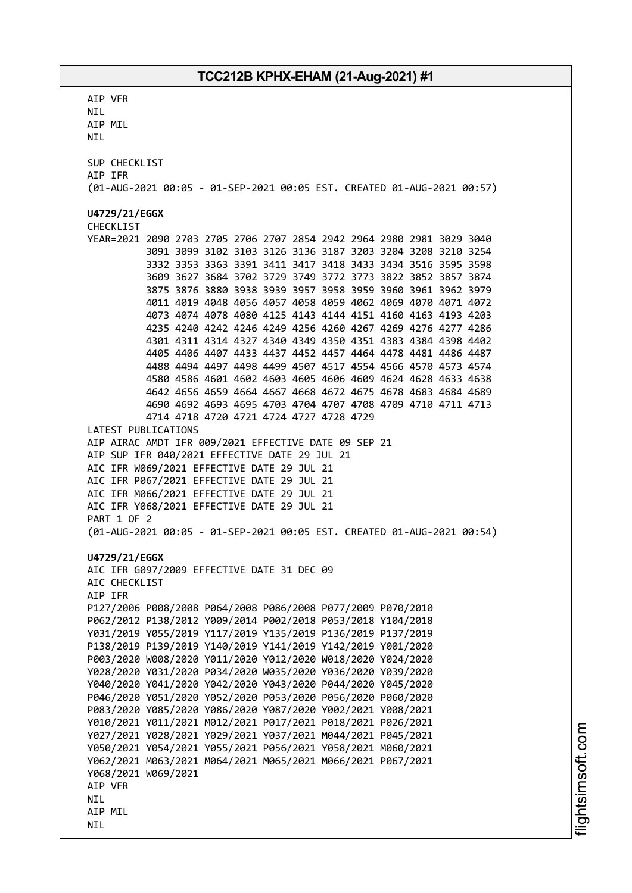AIP VFR
NIL
AIP MIL
NIL

SUP CHECKLIST
AIP IFR
(01-AUG-2021 00:05 - 01-SEP-2021 00:05 EST. CREATED 01-AUG-2021 00:57)

**U4729/21/EGGX**
CHECKLIST
YEAR=2021 2090 2703 2705 2706 2707 2854 2942 2964 2980 2981 3029 3040
3091 3099 3102 3103 3126 3136 3187 3203 3204 3208 3210 3254
3332 3353 3363 3391 3411 3417 3418 3433 3434 3516 3595 3598
3609 3627 3684 3702 3729 3749 3772 3773 3822 3852 3857 3874
3875 3876 3880 3938 3939 3957 3958 3959 3960 3961 3962 3979
4011 4019 4048 4056 4057 4058 4059 4062 4069 4070 4071 4072
4073 4074 4078 4080 4125 4143 4144 4151 4160 4163 4193 4203
4235 4240 4242 4246 4249 4256 4260 4267 4269 4276 4277 4286
4301 4311 4314 4327 4340 4349 4350 4351 4383 4384 4398 4402
4405 4406 4407 4433 4437 4452 4457 4464 4478 4481 4486 4487
4488 4494 4497 4498 4499 4507 4517 4554 4566 4570 4573 4574
4580 4586 4601 4602 4603 4605 4606 4609 4624 4628 4633 4638
4642 4656 4659 4664 4667 4668 4672 4675 4678 4683 4684 4689
4690 4692 4693 4695 4703 4704 4707 4708 4709 4710 4711 4713
4714 4718 4720 4721 4724 4727 4728 4729
LATEST PUBLICATIONS
AIP AIRAC AMDT IFR 009/2021 EFFECTIVE DATE 09 SEP 21
AIP SUP IFR 040/2021 EFFECTIVE DATE 29 JUL 21
AIC IFR W069/2021 EFFECTIVE DATE 29 JUL 21
AIC IFR P067/2021 EFFECTIVE DATE 29 JUL 21
AIC IFR M066/2021 EFFECTIVE DATE 29 JUL 21
AIC IFR Y068/2021 EFFECTIVE DATE 29 JUL 21
PART 1 OF 2
(01-AUG-2021 00:05 - 01-SEP-2021 00:05 EST. CREATED 01-AUG-2021 00:54)

**U4729/21/EGGX**
AIC IFR G097/2009 EFFECTIVE DATE 31 DEC 09
AIC CHECKLIST
AIP IFR
P127/2006 P008/2008 P064/2008 P086/2008 P077/2009 P070/2010
P062/2012 P138/2012 Y009/2014 P002/2018 P053/2018 Y104/2018
Y031/2019 Y055/2019 Y117/2019 Y135/2019 P136/2019 P137/2019
P138/2019 P139/2019 Y140/2019 Y141/2019 Y142/2019 Y001/2020
P003/2020 W008/2020 Y011/2020 Y012/2020 W018/2020 Y024/2020
Y028/2020 Y031/2020 P034/2020 W035/2020 Y036/2020 Y039/2020
Y040/2020 Y041/2020 Y042/2020 Y043/2020 P044/2020 Y045/2020
P046/2020 Y051/2020 Y052/2020 P053/2020 P056/2020 P060/2020
P083/2020 Y085/2020 Y086/2020 Y087/2020 Y002/2021 Y008/2021
Y010/2021 Y011/2021 M012/2021 P017/2021 P018/2021 P026/2021
Y027/2021 Y028/2021 Y029/2021 Y037/2021 M044/2021 P045/2021
Y050/2021 Y054/2021 Y055/2021 P056/2021 Y058/2021 M060/2021
Y062/2021 M063/2021 M064/2021 M065/2021 M066/2021 P067/2021
Y068/2021 W069/2021
AIP VFR
NIL
AIP MIL
NIL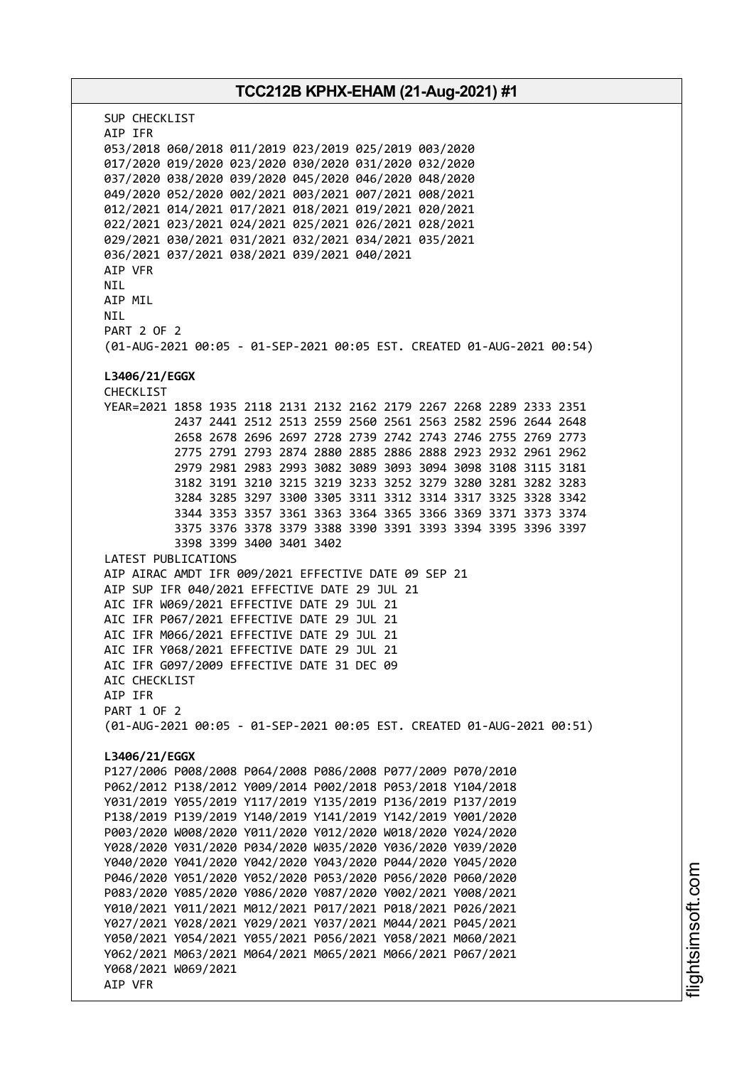SUP CHECKLIST
AIP IFR
053/2018 060/2018 011/2019 023/2019 025/2019 003/2020
017/2020 019/2020 023/2020 030/2020 031/2020 032/2020
037/2020 038/2020 039/2020 045/2020 046/2020 048/2020
049/2020 052/2020 002/2021 003/2021 007/2021 008/2021
012/2021 014/2021 017/2021 018/2021 019/2021 020/2021
022/2021 023/2021 024/2021 025/2021 026/2021 028/2021
029/2021 030/2021 031/2021 032/2021 034/2021 035/2021
036/2021 037/2021 038/2021 039/2021 040/2021
AIP VFR
NIL
AIP MIL
NIL
PART 2 OF 2
(01-AUG-2021 00:05 - 01-SEP-2021 00:05 EST. CREATED 01-AUG-2021 00:54)

**L3406/21/EGGX**
CHECKLIST
YEAR=2021 1858 1935 2118 2131 2132 2162 2179 2267 2268 2289 2333 2351
2437 2441 2512 2513 2559 2560 2561 2563 2582 2596 2644 2648
2658 2678 2696 2697 2728 2739 2742 2743 2746 2755 2769 2773
2775 2791 2793 2874 2880 2885 2886 2888 2923 2932 2961 2962
2979 2981 2983 2993 3082 3089 3093 3094 3098 3108 3115 3181
3182 3191 3210 3215 3219 3233 3252 3279 3280 3281 3282 3283
3284 3285 3297 3300 3305 3311 3312 3314 3317 3325 3328 3342
3344 3353 3357 3361 3363 3364 3365 3366 3369 3371 3373 3374
3375 3376 3378 3379 3388 3390 3391 3393 3394 3395 3396 3397
3398 3399 3400 3401 3402
LATEST PUBLICATIONS
AIP AIRAC AMDT IFR 009/2021 EFFECTIVE DATE 09 SEP 21
AIP SUP IFR 040/2021 EFFECTIVE DATE 29 JUL 21
AIC IFR W069/2021 EFFECTIVE DATE 29 JUL 21
AIC IFR P067/2021 EFFECTIVE DATE 29 JUL 21
AIC IFR M066/2021 EFFECTIVE DATE 29 JUL 21
AIC IFR Y068/2021 EFFECTIVE DATE 29 JUL 21
AIC IFR G097/2009 EFFECTIVE DATE 31 DEC 09
AIC CHECKLIST
AIP IFR
PART 1 OF 2
(01-AUG-2021 00:05 - 01-SEP-2021 00:05 EST. CREATED 01-AUG-2021 00:51)

**L3406/21/EGGX**
P127/2006 P008/2008 P064/2008 P086/2008 P077/2009 P070/2010
P062/2012 P138/2012 Y009/2014 P002/2018 P053/2018 Y104/2018
Y031/2019 Y055/2019 Y117/2019 Y135/2019 P136/2019 P137/2019
P138/2019 P139/2019 Y140/2019 Y141/2019 Y142/2019 Y001/2020
P003/2020 W008/2020 Y011/2020 Y012/2020 W018/2020 Y024/2020
Y028/2020 Y031/2020 P034/2020 W035/2020 Y036/2020 Y039/2020
Y040/2020 Y041/2020 Y042/2020 Y043/2020 P044/2020 Y045/2020
P046/2020 Y051/2020 Y052/2020 P053/2020 P056/2020 P060/2020
P083/2020 Y085/2020 Y086/2020 Y087/2020 Y002/2021 Y008/2021
Y010/2021 Y011/2021 M012/2021 P017/2021 P018/2021 P026/2021
Y027/2021 Y028/2021 Y029/2021 Y037/2021 M044/2021 P045/2021
Y050/2021 Y054/2021 Y055/2021 P056/2021 Y058/2021 M060/2021
Y062/2021 M063/2021 M064/2021 M065/2021 M066/2021 P067/2021
Y068/2021 W069/2021
AIP VFR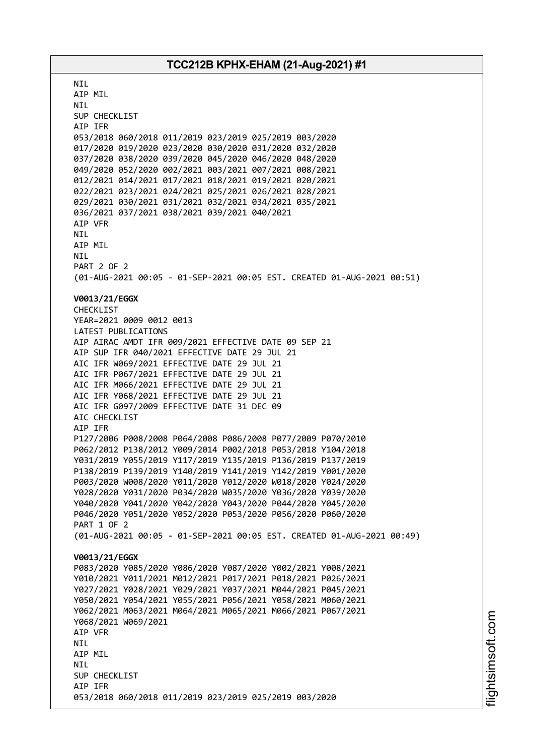NIL
AIP MIL
NIL
SUP CHECKLIST
AIP IFR
053/2018 060/2018 011/2019 023/2019 025/2019 003/2020
017/2020 019/2020 023/2020 030/2020 031/2020 032/2020
037/2020 038/2020 039/2020 045/2020 046/2020 048/2020
049/2020 052/2020 002/2021 003/2021 007/2021 008/2021
012/2021 014/2021 017/2021 018/2021 019/2021 020/2021
022/2021 023/2021 024/2021 025/2021 026/2021 028/2021
029/2021 030/2021 031/2021 032/2021 034/2021 035/2021
036/2021 037/2021 038/2021 039/2021 040/2021
AIP VFR
NIL
AIP MIL
NIL
PART 2 OF 2
(01-AUG-2021 00:05 - 01-SEP-2021 00:05 EST. CREATED 01-AUG-2021 00:51)

**V0013/21/EGGX**
CHECKLIST
YEAR=2021 0009 0012 0013
LATEST PUBLICATIONS
AIP AIRAC AMDT IFR 009/2021 EFFECTIVE DATE 09 SEP 21
AIP SUP IFR 040/2021 EFFECTIVE DATE 29 JUL 21
AIC IFR W069/2021 EFFECTIVE DATE 29 JUL 21
AIC IFR P067/2021 EFFECTIVE DATE 29 JUL 21
AIC IFR M066/2021 EFFECTIVE DATE 29 JUL 21
AIC IFR Y068/2021 EFFECTIVE DATE 29 JUL 21
AIC IFR G097/2009 EFFECTIVE DATE 31 DEC 09
AIC CHECKLIST
AIP IFR
P127/2006 P008/2008 P064/2008 P086/2008 P077/2009 P070/2010
P062/2012 P138/2012 Y009/2014 P002/2018 P053/2018 Y104/2018
Y031/2019 Y055/2019 Y117/2019 Y135/2019 P136/2019 P137/2019
P138/2019 P139/2019 Y140/2019 Y141/2019 Y142/2019 Y001/2020
P003/2020 W008/2020 Y011/2020 Y012/2020 W018/2020 Y024/2020
Y028/2020 Y031/2020 P034/2020 W035/2020 Y036/2020 Y039/2020
Y040/2020 Y041/2020 Y042/2020 Y043/2020 P044/2020 Y045/2020
P046/2020 Y051/2020 Y052/2020 P053/2020 P056/2020 P060/2020
PART 1 OF 2
(01-AUG-2021 00:05 - 01-SEP-2021 00:05 EST. CREATED 01-AUG-2021 00:49)

**V0013/21/EGGX**
P083/2020 Y085/2020 Y086/2020 Y087/2020 Y002/2021 Y008/2021
Y010/2021 Y011/2021 M012/2021 P017/2021 P018/2021 P026/2021
Y027/2021 Y028/2021 Y029/2021 Y037/2021 M044/2021 P045/2021
Y050/2021 Y054/2021 Y055/2021 P056/2021 Y058/2021 M060/2021
Y062/2021 M063/2021 M064/2021 M065/2021 M066/2021 P067/2021
Y068/2021 W069/2021
AIP VFR
NIL
AIP MIL
NIL
SUP CHECKLIST
AIP IFR
053/2018 060/2018 011/2019 023/2019 025/2019 003/2020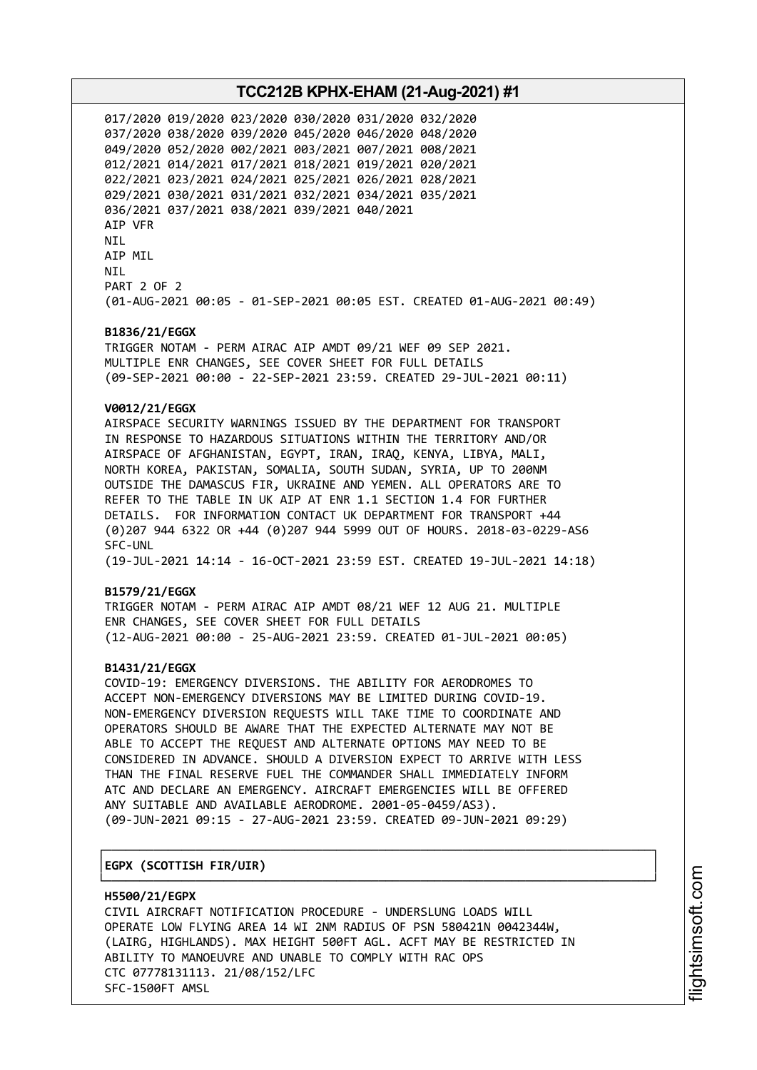017/2020 019/2020 023/2020 030/2020 031/2020 032/2020
037/2020 038/2020 039/2020 045/2020 046/2020 048/2020
049/2020 052/2020 002/2021 003/2021 007/2021 008/2021
012/2021 014/2021 017/2021 018/2021 019/2021 020/2021
022/2021 023/2021 024/2021 025/2021 026/2021 028/2021
029/2021 030/2021 031/2021 032/2021 034/2021 035/2021
036/2021 037/2021 038/2021 039/2021 040/2021
AIP VFR
NIL
AIP MIL
NIL
PART 2 OF 2
(01-AUG-2021 00:05 - 01-SEP-2021 00:05 EST. CREATED 01-AUG-2021 00:49)

**B1836/21/EGGX**
TRIGGER NOTAM - PERM AIRAC AIP AMDT 09/21 WEF 09 SEP 2021.
MULTIPLE ENR CHANGES, SEE COVER SHEET FOR FULL DETAILS
(09-SEP-2021 00:00 - 22-SEP-2021 23:59. CREATED 29-JUL-2021 00:11)

**V0012/21/EGGX**
AIRSPACE SECURITY WARNINGS ISSUED BY THE DEPARTMENT FOR TRANSPORT
IN RESPONSE TO HAZARDOUS SITUATIONS WITHIN THE TERRITORY AND/OR
AIRSPACE OF AFGHANISTAN, EGYPT, IRAN, IRAQ, KENYA, LIBYA, MALI,
NORTH KOREA, PAKISTAN, SOMALIA, SOUTH SUDAN, SYRIA, UP TO 200NM
OUTSIDE THE DAMASCUS FIR, UKRAINE AND YEMEN. ALL OPERATORS ARE TO
REFER TO THE TABLE IN UK AIP AT ENR 1.1 SECTION 1.4 FOR FURTHER
DETAILS. FOR INFORMATION CONTACT UK DEPARTMENT FOR TRANSPORT +44
(0)207 944 6322 OR +44 (0)207 944 5999 OUT OF HOURS. 2018-03-0229-AS6
SFC-UNL
(19-JUL-2021 14:14 - 16-OCT-2021 23:59 EST. CREATED 19-JUL-2021 14:18)

**B1579/21/EGGX**
TRIGGER NOTAM - PERM AIRAC AIP AMDT 08/21 WEF 12 AUG 21. MULTIPLE
ENR CHANGES, SEE COVER SHEET FOR FULL DETAILS
(12-AUG-2021 00:00 - 25-AUG-2021 23:59. CREATED 01-JUL-2021 00:05)

**B1431/21/EGGX**
COVID-19: EMERGENCY DIVERSIONS. THE ABILITY FOR AERODROMES TO
ACCEPT NON-EMERGENCY DIVERSIONS MAY BE LIMITED DURING COVID-19.
NON-EMERGENCY DIVERSION REQUESTS WILL TAKE TIME TO COORDINATE AND
OPERATORS SHOULD BE AWARE THAT THE EXPECTED ALTERNATE MAY NOT BE
ABLE TO ACCEPT THE REQUEST AND ALTERNATE OPTIONS MAY NEED TO BE
CONSIDERED IN ADVANCE. SHOULD A DIVERSION EXPECT TO ARRIVE WITH LESS
THAN THE FINAL RESERVE FUEL THE COMMANDER SHALL IMMEDIATELY INFORM
ATC AND DECLARE AN EMERGENCY. AIRCRAFT EMERGENCIES WILL BE OFFERED
ANY SUITABLE AND AVAILABLE AERODROME. 2001-05-0459/AS3).
(09-JUN-2021 09:15 - 27-AUG-2021 23:59. CREATED 09-JUN-2021 09:29)

## EGPX (SCOTTISH FIR/UIR)

**H5500/21/EGPX**
CIVIL AIRCRAFT NOTIFICATION PROCEDURE - UNDERSLUNG LOADS WILL
OPERATE LOW FLYING AREA 14 WI 2NM RADIUS OF PSN 580421N 0042344W,
(LAIRG, HIGHLANDS). MAX HEIGHT 500FT AGL. ACFT MAY BE RESTRICTED IN
ABILITY TO MANOEUVRE AND UNABLE TO COMPLY WITH RAC OPS
CTC 07778131113. 21/08/152/LFC
SFC-1500FT AMSL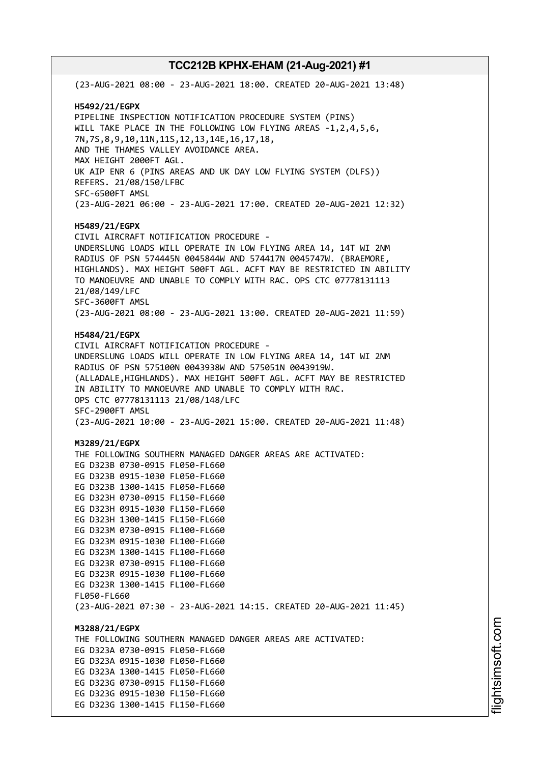(23-AUG-2021 08:00 - 23-AUG-2021 18:00. CREATED 20-AUG-2021 13:48)

**H5492/21/EGPX**
PIPELINE INSPECTION NOTIFICATION PROCEDURE SYSTEM (PINS)
WILL TAKE PLACE IN THE FOLLOWING LOW FLYING AREAS -1,2,4,5,6,
7N,7S,8,9,10,11N,11S,12,13,14E,16,17,18,
AND THE THAMES VALLEY AVOIDANCE AREA.
MAX HEIGHT 2000FT AGL.
UK AIP ENR 6 (PINS AREAS AND UK DAY LOW FLYING SYSTEM (DLFS))
REFERS. 21/08/150/LFBC
SFC-6500FT AMSL
(23-AUG-2021 06:00 - 23-AUG-2021 17:00. CREATED 20-AUG-2021 12:32)

**H5489/21/EGPX**
CIVIL AIRCRAFT NOTIFICATION PROCEDURE -
UNDERSLUNG LOADS WILL OPERATE IN LOW FLYING AREA 14, 14T WI 2NM
RADIUS OF PSN 574445N 0045844W AND 574417N 0045747W. (BRAEMORE,
HIGHLANDS). MAX HEIGHT 500FT AGL. ACFT MAY BE RESTRICTED IN ABILITY
TO MANOEUVRE AND UNABLE TO COMPLY WITH RAC. OPS CTC 07778131113
21/08/149/LFC
SFC-3600FT AMSL
(23-AUG-2021 08:00 - 23-AUG-2021 13:00. CREATED 20-AUG-2021 11:59)

**H5484/21/EGPX**
CIVIL AIRCRAFT NOTIFICATION PROCEDURE -
UNDERSLUNG LOADS WILL OPERATE IN LOW FLYING AREA 14, 14T WI 2NM
RADIUS OF PSN 575100N 0043938W AND 575051N 0043919W.
(ALLADALE,HIGHLANDS). MAX HEIGHT 500FT AGL. ACFT MAY BE RESTRICTED
IN ABILITY TO MANOEUVRE AND UNABLE TO COMPLY WITH RAC.
OPS CTC 07778131113 21/08/148/LFC
SFC-2900FT AMSL
(23-AUG-2021 10:00 - 23-AUG-2021 15:00. CREATED 20-AUG-2021 11:48)

**M3289/21/EGPX**
THE FOLLOWING SOUTHERN MANAGED DANGER AREAS ARE ACTIVATED:
EG D323B 0730-0915 FL050-FL660
EG D323B 0915-1030 FL050-FL660
EG D323B 1300-1415 FL050-FL660
EG D323H 0730-0915 FL150-FL660
EG D323H 0915-1030 FL150-FL660
EG D323H 1300-1415 FL150-FL660
EG D323M 0730-0915 FL100-FL660
EG D323M 0915-1030 FL100-FL660
EG D323M 1300-1415 FL100-FL660
EG D323R 0730-0915 FL100-FL660
EG D323R 0915-1030 FL100-FL660
EG D323R 1300-1415 FL100-FL660
FL050-FL660
(23-AUG-2021 07:30 - 23-AUG-2021 14:15. CREATED 20-AUG-2021 11:45)

**M3288/21/EGPX**
THE FOLLOWING SOUTHERN MANAGED DANGER AREAS ARE ACTIVATED:
EG D323A 0730-0915 FL050-FL660
EG D323A 0915-1030 FL050-FL660
EG D323A 1300-1415 FL050-FL660
EG D323G 0730-0915 FL150-FL660
EG D323G 0915-1030 FL150-FL660
EG D323G 1300-1415 FL150-FL660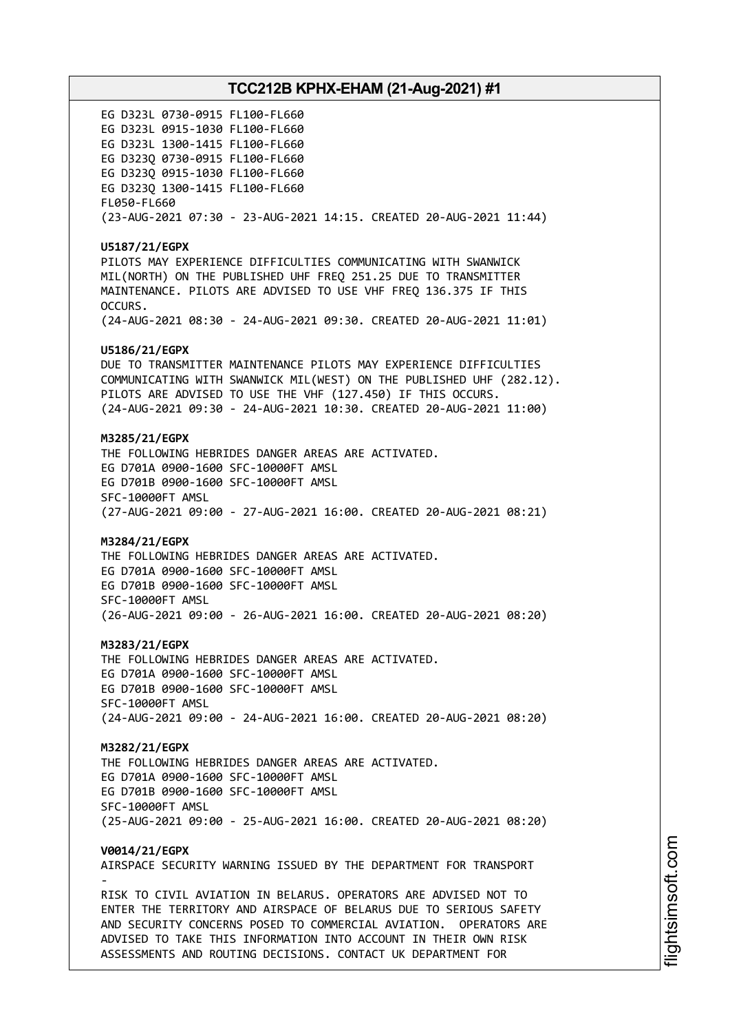EG D323L 0730-0915 FL100-FL660
EG D323L 0915-1030 FL100-FL660
EG D323L 1300-1415 FL100-FL660
EG D323Q 0730-0915 FL100-FL660
EG D323Q 0915-1030 FL100-FL660
EG D323Q 1300-1415 FL100-FL660
FL050-FL660
(23-AUG-2021 07:30 - 23-AUG-2021 14:15. CREATED 20-AUG-2021 11:44)

**U5187/21/EGPX**
PILOTS MAY EXPERIENCE DIFFICULTIES COMMUNICATING WITH SWANWICK MIL(NORTH) ON THE PUBLISHED UHF FREQ 251.25 DUE TO TRANSMITTER MAINTENANCE. PILOTS ARE ADVISED TO USE VHF FREQ 136.375 IF THIS OCCURS.
(24-AUG-2021 08:30 - 24-AUG-2021 09:30. CREATED 20-AUG-2021 11:01)

**U5186/21/EGPX**
DUE TO TRANSMITTER MAINTENANCE PILOTS MAY EXPERIENCE DIFFICULTIES COMMUNICATING WITH SWANWICK MIL(WEST) ON THE PUBLISHED UHF (282.12). PILOTS ARE ADVISED TO USE THE VHF (127.450) IF THIS OCCURS.
(24-AUG-2021 09:30 - 24-AUG-2021 10:30. CREATED 20-AUG-2021 11:00)

**M3285/21/EGPX**
THE FOLLOWING HEBRIDES DANGER AREAS ARE ACTIVATED.
EG D701A 0900-1600 SFC-10000FT AMSL
EG D701B 0900-1600 SFC-10000FT AMSL
SFC-10000FT AMSL
(27-AUG-2021 09:00 - 27-AUG-2021 16:00. CREATED 20-AUG-2021 08:21)

**M3284/21/EGPX**
THE FOLLOWING HEBRIDES DANGER AREAS ARE ACTIVATED.
EG D701A 0900-1600 SFC-10000FT AMSL
EG D701B 0900-1600 SFC-10000FT AMSL
SFC-10000FT AMSL
(26-AUG-2021 09:00 - 26-AUG-2021 16:00. CREATED 20-AUG-2021 08:20)

**M3283/21/EGPX**
THE FOLLOWING HEBRIDES DANGER AREAS ARE ACTIVATED.
EG D701A 0900-1600 SFC-10000FT AMSL
EG D701B 0900-1600 SFC-10000FT AMSL
SFC-10000FT AMSL
(24-AUG-2021 09:00 - 24-AUG-2021 16:00. CREATED 20-AUG-2021 08:20)

**M3282/21/EGPX**
THE FOLLOWING HEBRIDES DANGER AREAS ARE ACTIVATED.
EG D701A 0900-1600 SFC-10000FT AMSL
EG D701B 0900-1600 SFC-10000FT AMSL
SFC-10000FT AMSL
(25-AUG-2021 09:00 - 25-AUG-2021 16:00. CREATED 20-AUG-2021 08:20)

**V0014/21/EGPX**
AIRSPACE SECURITY WARNING ISSUED BY THE DEPARTMENT FOR TRANSPORT
-
RISK TO CIVIL AVIATION IN BELARUS. OPERATORS ARE ADVISED NOT TO ENTER THE TERRITORY AND AIRSPACE OF BELARUS DUE TO SERIOUS SAFETY AND SECURITY CONCERNS POSED TO COMMERCIAL AVIATION. OPERATORS ARE ADVISED TO TAKE THIS INFORMATION INTO ACCOUNT IN THEIR OWN RISK ASSESSMENTS AND ROUTING DECISIONS. CONTACT UK DEPARTMENT FOR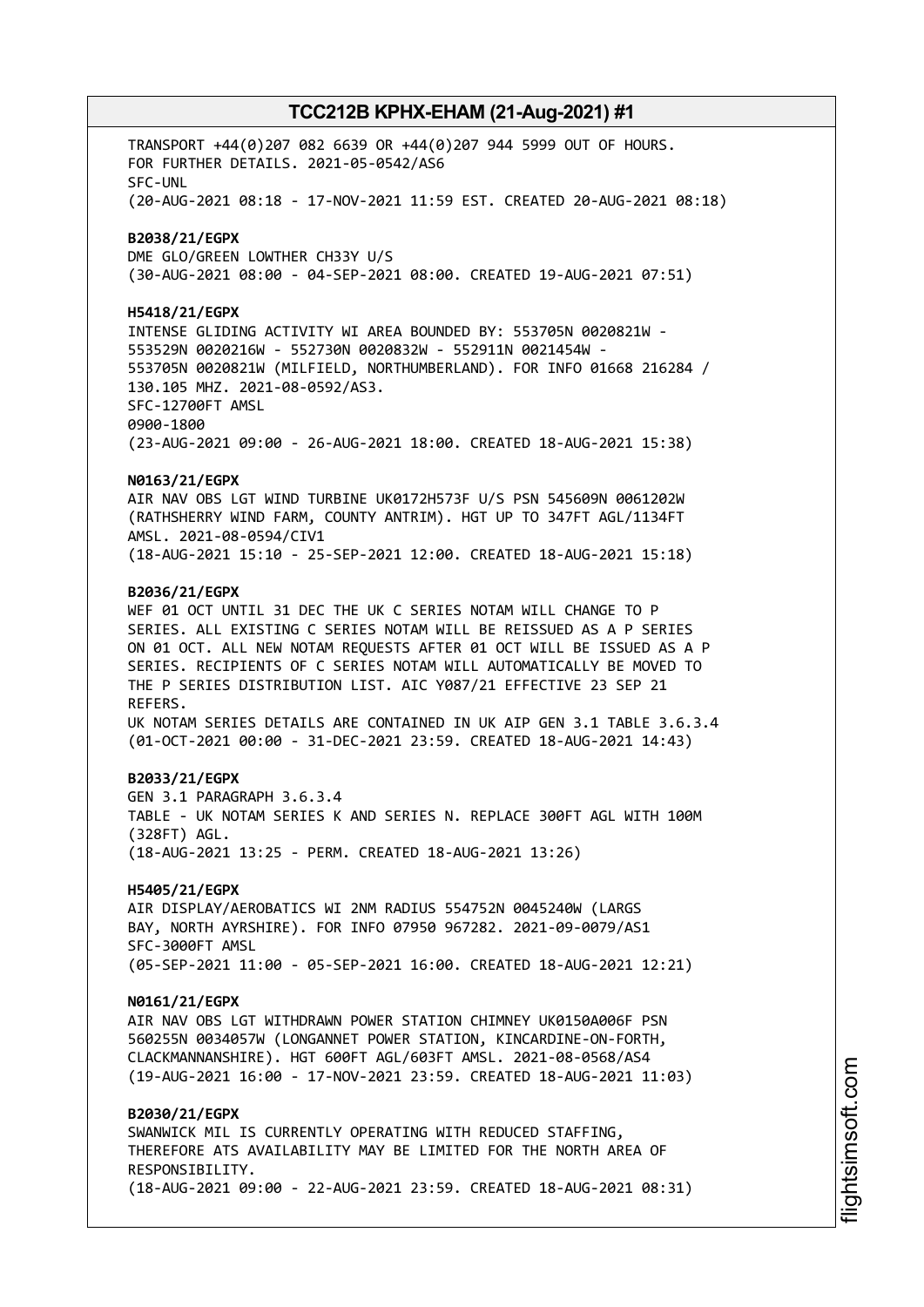TRANSPORT +44(0)207 082 6639 OR +44(0)207 944 5999 OUT OF HOURS.
FOR FURTHER DETAILS. 2021-05-0542/AS6
SFC-UNL
(20-AUG-2021 08:18 - 17-NOV-2021 11:59 EST. CREATED 20-AUG-2021 08:18)

**B2038/21/EGPX**
DME GLO/GREEN LOWTHER CH33Y U/S
(30-AUG-2021 08:00 - 04-SEP-2021 08:00. CREATED 19-AUG-2021 07:51)

**H5418/21/EGPX**
INTENSE GLIDING ACTIVITY WI AREA BOUNDED BY: 553705N 0020821W -
553529N 0020216W - 552730N 0020832W - 552911N 0021454W -
553705N 0020821W (MILFIELD, NORTHUMBERLAND). FOR INFO 01668 216284 /
130.105 MHZ. 2021-08-0592/AS3.
SFC-12700FT AMSL
0900-1800
(23-AUG-2021 09:00 - 26-AUG-2021 18:00. CREATED 18-AUG-2021 15:38)

**N0163/21/EGPX**
AIR NAV OBS LGT WIND TURBINE UK0172H573F U/S PSN 545609N 0061202W
(RATHSHERRY WIND FARM, COUNTY ANTRIM). HGT UP TO 347FT AGL/1134FT
AMSL. 2021-08-0594/CIV1
(18-AUG-2021 15:10 - 25-SEP-2021 12:00. CREATED 18-AUG-2021 15:18)

**B2036/21/EGPX**
WEF 01 OCT UNTIL 31 DEC THE UK C SERIES NOTAM WILL CHANGE TO P
SERIES. ALL EXISTING C SERIES NOTAM WILL BE REISSUED AS A P SERIES
ON 01 OCT. ALL NEW NOTAM REQUESTS AFTER 01 OCT WILL BE ISSUED AS A P
SERIES. RECIPIENTS OF C SERIES NOTAM WILL AUTOMATICALLY BE MOVED TO
THE P SERIES DISTRIBUTION LIST. AIC Y087/21 EFFECTIVE 23 SEP 21
REFERS.
UK NOTAM SERIES DETAILS ARE CONTAINED IN UK AIP GEN 3.1 TABLE 3.6.3.4
(01-OCT-2021 00:00 - 31-DEC-2021 23:59. CREATED 18-AUG-2021 14:43)

**B2033/21/EGPX**
GEN 3.1 PARAGRAPH 3.6.3.4
TABLE - UK NOTAM SERIES K AND SERIES N. REPLACE 300FT AGL WITH 100M
(328FT) AGL.
(18-AUG-2021 13:25 - PERM. CREATED 18-AUG-2021 13:26)

**H5405/21/EGPX**
AIR DISPLAY/AEROBATICS WI 2NM RADIUS 554752N 0045240W (LARGS
BAY, NORTH AYRSHIRE). FOR INFO 07950 967282. 2021-09-0079/AS1
SFC-3000FT AMSL
(05-SEP-2021 11:00 - 05-SEP-2021 16:00. CREATED 18-AUG-2021 12:21)

**N0161/21/EGPX**
AIR NAV OBS LGT WITHDRAWN POWER STATION CHIMNEY UK0150A006F PSN
560255N 0034057W (LONGANNET POWER STATION, KINCARDINE-ON-FORTH,
CLACKMANNANSHIRE). HGT 600FT AGL/603FT AMSL. 2021-08-0568/AS4
(19-AUG-2021 16:00 - 17-NOV-2021 23:59. CREATED 18-AUG-2021 11:03)

**B2030/21/EGPX**
SWANWICK MIL IS CURRENTLY OPERATING WITH REDUCED STAFFING,
THEREFORE ATS AVAILABILITY MAY BE LIMITED FOR THE NORTH AREA OF
RESPONSIBILITY.
(18-AUG-2021 09:00 - 22-AUG-2021 23:59. CREATED 18-AUG-2021 08:31)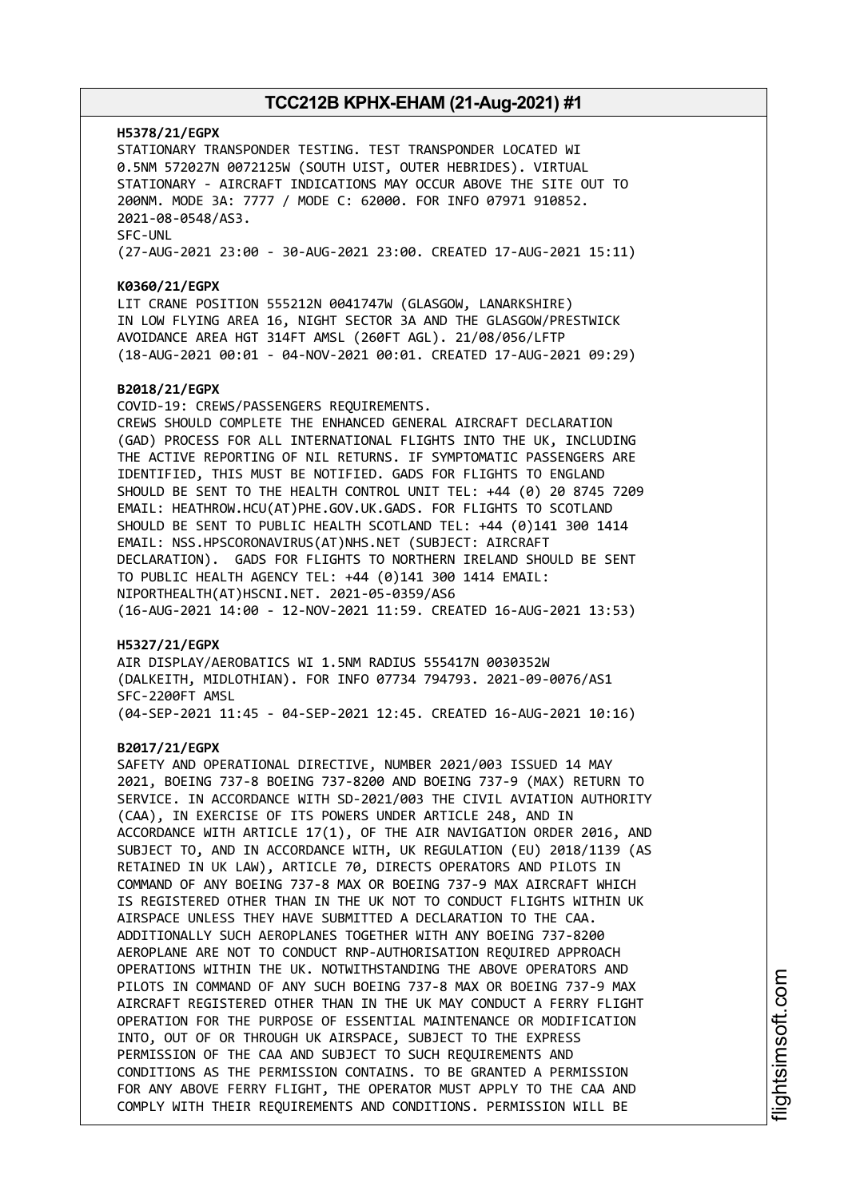**H5378/21/EGPX**
STATIONARY TRANSPONDER TESTING. TEST TRANSPONDER LOCATED WI 0.5NM 572027N 0072125W (SOUTH UIST, OUTER HEBRIDES). VIRTUAL STATIONARY - AIRCRAFT INDICATIONS MAY OCCUR ABOVE THE SITE OUT TO 200NM. MODE 3A: 7777 / MODE C: 62000. FOR INFO 07971 910852. 2021-08-0548/AS3.
SFC-UNL
(27-AUG-2021 23:00 - 30-AUG-2021 23:00. CREATED 17-AUG-2021 15:11)

**K0360/21/EGPX**
LIT CRANE POSITION 555212N 0041747W (GLASGOW, LANARKSHIRE) IN LOW FLYING AREA 16, NIGHT SECTOR 3A AND THE GLASGOW/PRESTWICK AVOIDANCE AREA HGT 314FT AMSL (260FT AGL). 21/08/056/LFTP
(18-AUG-2021 00:01 - 04-NOV-2021 00:01. CREATED 17-AUG-2021 09:29)

**B2018/21/EGPX**
COVID-19: CREWS/PASSENGERS REQUIREMENTS.
CREWS SHOULD COMPLETE THE ENHANCED GENERAL AIRCRAFT DECLARATION (GAD) PROCESS FOR ALL INTERNATIONAL FLIGHTS INTO THE UK, INCLUDING THE ACTIVE REPORTING OF NIL RETURNS. IF SYMPTOMATIC PASSENGERS ARE IDENTIFIED, THIS MUST BE NOTIFIED. GADS FOR FLIGHTS TO ENGLAND SHOULD BE SENT TO THE HEALTH CONTROL UNIT TEL: +44 (0) 20 8745 7209 EMAIL: HEATHROW.HCU(AT)PHE.GOV.UK.GADS. FOR FLIGHTS TO SCOTLAND SHOULD BE SENT TO PUBLIC HEALTH SCOTLAND TEL: +44 (0)141 300 1414 EMAIL: NSS.HPSCORONAVIRUS(AT)NHS.NET (SUBJECT: AIRCRAFT DECLARATION). GADS FOR FLIGHTS TO NORTHERN IRELAND SHOULD BE SENT TO PUBLIC HEALTH AGENCY TEL: +44 (0)141 300 1414 EMAIL: NIPORTHEALTH(AT)HSCNI.NET. 2021-05-0359/AS6
(16-AUG-2021 14:00 - 12-NOV-2021 11:59. CREATED 16-AUG-2021 13:53)

**H5327/21/EGPX**
AIR DISPLAY/AEROBATICS WI 1.5NM RADIUS 555417N 0030352W (DALKEITH, MIDLOTHIAN). FOR INFO 07734 794793. 2021-09-0076/AS1
SFC-2200FT AMSL
(04-SEP-2021 11:45 - 04-SEP-2021 12:45. CREATED 16-AUG-2021 10:16)

**B2017/21/EGPX**
SAFETY AND OPERATIONAL DIRECTIVE, NUMBER 2021/003 ISSUED 14 MAY 2021, BOEING 737-8 BOEING 737-8200 AND BOEING 737-9 (MAX) RETURN TO SERVICE. IN ACCORDANCE WITH SD-2021/003 THE CIVIL AVIATION AUTHORITY (CAA), IN EXERCISE OF ITS POWERS UNDER ARTICLE 248, AND IN ACCORDANCE WITH ARTICLE 17(1), OF THE AIR NAVIGATION ORDER 2016, AND SUBJECT TO, AND IN ACCORDANCE WITH, UK REGULATION (EU) 2018/1139 (AS RETAINED IN UK LAW), ARTICLE 70, DIRECTS OPERATORS AND PILOTS IN COMMAND OF ANY BOEING 737-8 MAX OR BOEING 737-9 MAX AIRCRAFT WHICH IS REGISTERED OTHER THAN IN THE UK NOT TO CONDUCT FLIGHTS WITHIN UK AIRSPACE UNLESS THEY HAVE SUBMITTED A DECLARATION TO THE CAA. ADDITIONALLY SUCH AEROPLANES TOGETHER WITH ANY BOEING 737-8200 AEROPLANE ARE NOT TO CONDUCT RNP-AUTHORISATION REQUIRED APPROACH OPERATIONS WITHIN THE UK. NOTWITHSTANDING THE ABOVE OPERATORS AND PILOTS IN COMMAND OF ANY SUCH BOEING 737-8 MAX OR BOEING 737-9 MAX AIRCRAFT REGISTERED OTHER THAN IN THE UK MAY CONDUCT A FERRY FLIGHT OPERATION FOR THE PURPOSE OF ESSENTIAL MAINTENANCE OR MODIFICATION INTO, OUT OF OR THROUGH UK AIRSPACE, SUBJECT TO THE EXPRESS PERMISSION OF THE CAA AND SUBJECT TO SUCH REQUIREMENTS AND CONDITIONS AS THE PERMISSION CONTAINS. TO BE GRANTED A PERMISSION FOR ANY ABOVE FERRY FLIGHT, THE OPERATOR MUST APPLY TO THE CAA AND COMPLY WITH THEIR REQUIREMENTS AND CONDITIONS. PERMISSION WILL BE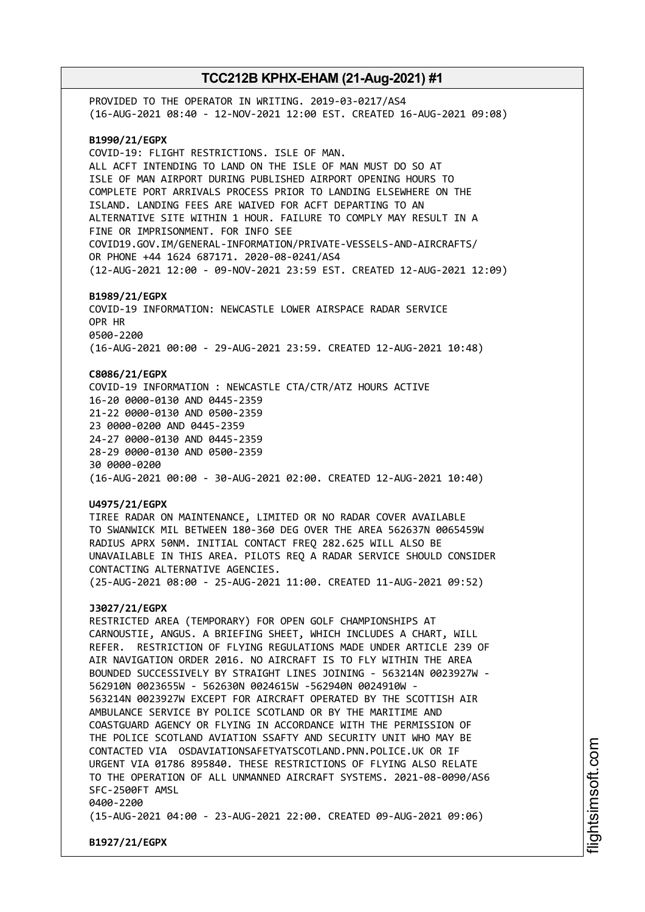PROVIDED TO THE OPERATOR IN WRITING. 2019-03-0217/AS4
(16-AUG-2021 08:40 - 12-NOV-2021 12:00 EST. CREATED 16-AUG-2021 09:08)

**B1990/21/EGPX**
COVID-19: FLIGHT RESTRICTIONS. ISLE OF MAN.
ALL ACFT INTENDING TO LAND ON THE ISLE OF MAN MUST DO SO AT
ISLE OF MAN AIRPORT DURING PUBLISHED AIRPORT OPENING HOURS TO
COMPLETE PORT ARRIVALS PROCESS PRIOR TO LANDING ELSEWHERE ON THE
ISLAND. LANDING FEES ARE WAIVED FOR ACFT DEPARTING TO AN
ALTERNATIVE SITE WITHIN 1 HOUR. FAILURE TO COMPLY MAY RESULT IN A
FINE OR IMPRISONMENT. FOR INFO SEE
COVID19.GOV.IM/GENERAL-INFORMATION/PRIVATE-VESSELS-AND-AIRCRAFTS/
OR PHONE +44 1624 687171. 2020-08-0241/AS4
(12-AUG-2021 12:00 - 09-NOV-2021 23:59 EST. CREATED 12-AUG-2021 12:09)

**B1989/21/EGPX**
COVID-19 INFORMATION: NEWCASTLE LOWER AIRSPACE RADAR SERVICE
OPR HR
0500-2200
(16-AUG-2021 00:00 - 29-AUG-2021 23:59. CREATED 12-AUG-2021 10:48)

**C8086/21/EGPX**
COVID-19 INFORMATION : NEWCASTLE CTA/CTR/ATZ HOURS ACTIVE
16-20 0000-0130 AND 0445-2359
21-22 0000-0130 AND 0500-2359
23 0000-0200 AND 0445-2359
24-27 0000-0130 AND 0445-2359
28-29 0000-0130 AND 0500-2359
30 0000-0200
(16-AUG-2021 00:00 - 30-AUG-2021 02:00. CREATED 12-AUG-2021 10:40)

**U4975/21/EGPX**
TIREE RADAR ON MAINTENANCE, LIMITED OR NO RADAR COVER AVAILABLE
TO SWANWICK MIL BETWEEN 180-360 DEG OVER THE AREA 562637N 0065459W
RADIUS APRX 50NM. INITIAL CONTACT FREQ 282.625 WILL ALSO BE
UNAVAILABLE IN THIS AREA. PILOTS REQ A RADAR SERVICE SHOULD CONSIDER
CONTACTING ALTERNATIVE AGENCIES.
(25-AUG-2021 08:00 - 25-AUG-2021 11:00. CREATED 11-AUG-2021 09:52)

**J3027/21/EGPX**
RESTRICTED AREA (TEMPORARY) FOR OPEN GOLF CHAMPIONSHIPS AT
CARNOUSTIE, ANGUS. A BRIEFING SHEET, WHICH INCLUDES A CHART, WILL
REFER. RESTRICTION OF FLYING REGULATIONS MADE UNDER ARTICLE 239 OF
AIR NAVIGATION ORDER 2016. NO AIRCRAFT IS TO FLY WITHIN THE AREA
BOUNDED SUCCESSIVELY BY STRAIGHT LINES JOINING - 563214N 0023927W -
562910N 0023655W - 562630N 0024615W -562940N 0024910W -
563214N 0023927W EXCEPT FOR AIRCRAFT OPERATED BY THE SCOTTISH AIR
AMBULANCE SERVICE BY POLICE SCOTLAND OR BY THE MARITIME AND
COASTGUARD AGENCY OR FLYING IN ACCORDANCE WITH THE PERMISSION OF
THE POLICE SCOTLAND AVIATION SSAFTY AND SECURITY UNIT WHO MAY BE
CONTACTED VIA OSDAVIATIONSAFETYATSCOTLAND.PNN.POLICE.UK OR IF
URGENT VIA 01786 895840. THESE RESTRICTIONS OF FLYING ALSO RELATE
TO THE OPERATION OF ALL UNMANNED AIRCRAFT SYSTEMS. 2021-08-0090/AS6
SFC-2500FT AMSL
0400-2200
(15-AUG-2021 04:00 - 23-AUG-2021 22:00. CREATED 09-AUG-2021 09:06)

**B1927/21/EGPX**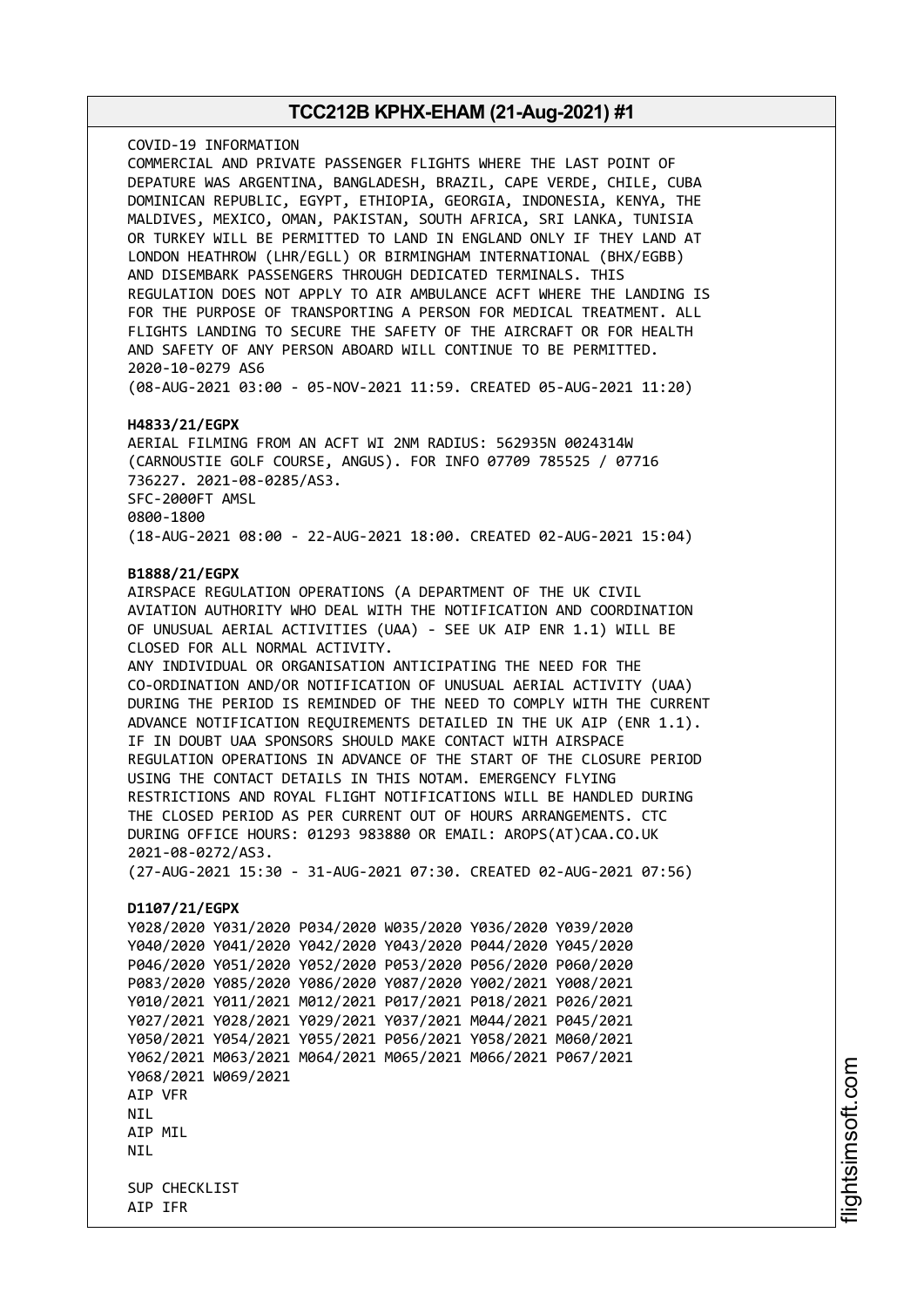COVID-19 INFORMATION
COMMERCIAL AND PRIVATE PASSENGER FLIGHTS WHERE THE LAST POINT OF DEPATURE WAS ARGENTINA, BANGLADESH, BRAZIL, CAPE VERDE, CHILE, CUBA DOMINICAN REPUBLIC, EGYPT, ETHIOPIA, GEORGIA, INDONESIA, KENYA, THE MALDIVES, MEXICO, OMAN, PAKISTAN, SOUTH AFRICA, SRI LANKA, TUNISIA OR TURKEY WILL BE PERMITTED TO LAND IN ENGLAND ONLY IF THEY LAND AT LONDON HEATHROW (LHR/EGLL) OR BIRMINGHAM INTERNATIONAL (BHX/EGBB) AND DISEMBARK PASSENGERS THROUGH DEDICATED TERMINALS. THIS REGULATION DOES NOT APPLY TO AIR AMBULANCE ACFT WHERE THE LANDING IS FOR THE PURPOSE OF TRANSPORTING A PERSON FOR MEDICAL TREATMENT. ALL FLIGHTS LANDING TO SECURE THE SAFETY OF THE AIRCRAFT OR FOR HEALTH AND SAFETY OF ANY PERSON ABOARD WILL CONTINUE TO BE PERMITTED.
2020-10-0279 AS6
(08-AUG-2021 03:00 - 05-NOV-2021 11:59. CREATED 05-AUG-2021 11:20)

**H4833/21/EGPX**
AERIAL FILMING FROM AN ACFT WI 2NM RADIUS: 562935N 0024314W (CARNOUSTIE GOLF COURSE, ANGUS). FOR INFO 07709 785525 / 07716 736227. 2021-08-0285/AS3.
SFC-2000FT AMSL
0800-1800
(18-AUG-2021 08:00 - 22-AUG-2021 18:00. CREATED 02-AUG-2021 15:04)

**B1888/21/EGPX**
AIRSPACE REGULATION OPERATIONS (A DEPARTMENT OF THE UK CIVIL AVIATION AUTHORITY WHO DEAL WITH THE NOTIFICATION AND COORDINATION OF UNUSUAL AERIAL ACTIVITIES (UAA) - SEE UK AIP ENR 1.1) WILL BE CLOSED FOR ALL NORMAL ACTIVITY.
ANY INDIVIDUAL OR ORGANISATION ANTICIPATING THE NEED FOR THE CO-ORDINATION AND/OR NOTIFICATION OF UNUSUAL AERIAL ACTIVITY (UAA) DURING THE PERIOD IS REMINDED OF THE NEED TO COMPLY WITH THE CURRENT ADVANCE NOTIFICATION REQUIREMENTS DETAILED IN THE UK AIP (ENR 1.1). IF IN DOUBT UAA SPONSORS SHOULD MAKE CONTACT WITH AIRSPACE REGULATION OPERATIONS IN ADVANCE OF THE START OF THE CLOSURE PERIOD USING THE CONTACT DETAILS IN THIS NOTAM. EMERGENCY FLYING RESTRICTIONS AND ROYAL FLIGHT NOTIFICATIONS WILL BE HANDLED DURING THE CLOSED PERIOD AS PER CURRENT OUT OF HOURS ARRANGEMENTS. CTC DURING OFFICE HOURS: 01293 983880 OR EMAIL: AROPS(AT)CAA.CO.UK
2021-08-0272/AS3.
(27-AUG-2021 15:30 - 31-AUG-2021 07:30. CREATED 02-AUG-2021 07:56)

**D1107/21/EGPX**
Y028/2020 Y031/2020 P034/2020 W035/2020 Y036/2020 Y039/2020
Y040/2020 Y041/2020 Y042/2020 Y043/2020 P044/2020 Y045/2020
P046/2020 Y051/2020 Y052/2020 P053/2020 P056/2020 P060/2020
P083/2020 Y085/2020 Y086/2020 Y087/2020 Y002/2021 Y008/2021
Y010/2021 Y011/2021 M012/2021 P017/2021 P018/2021 P026/2021
Y027/2021 Y028/2021 Y029/2021 Y037/2021 M044/2021 P045/2021
Y050/2021 Y054/2021 Y055/2021 P056/2021 Y058/2021 M060/2021
Y062/2021 M063/2021 M064/2021 M065/2021 M066/2021 P067/2021
Y068/2021 W069/2021
AIP VFR
NIL
AIP MIL
NIL

SUP CHECKLIST
AIP IFR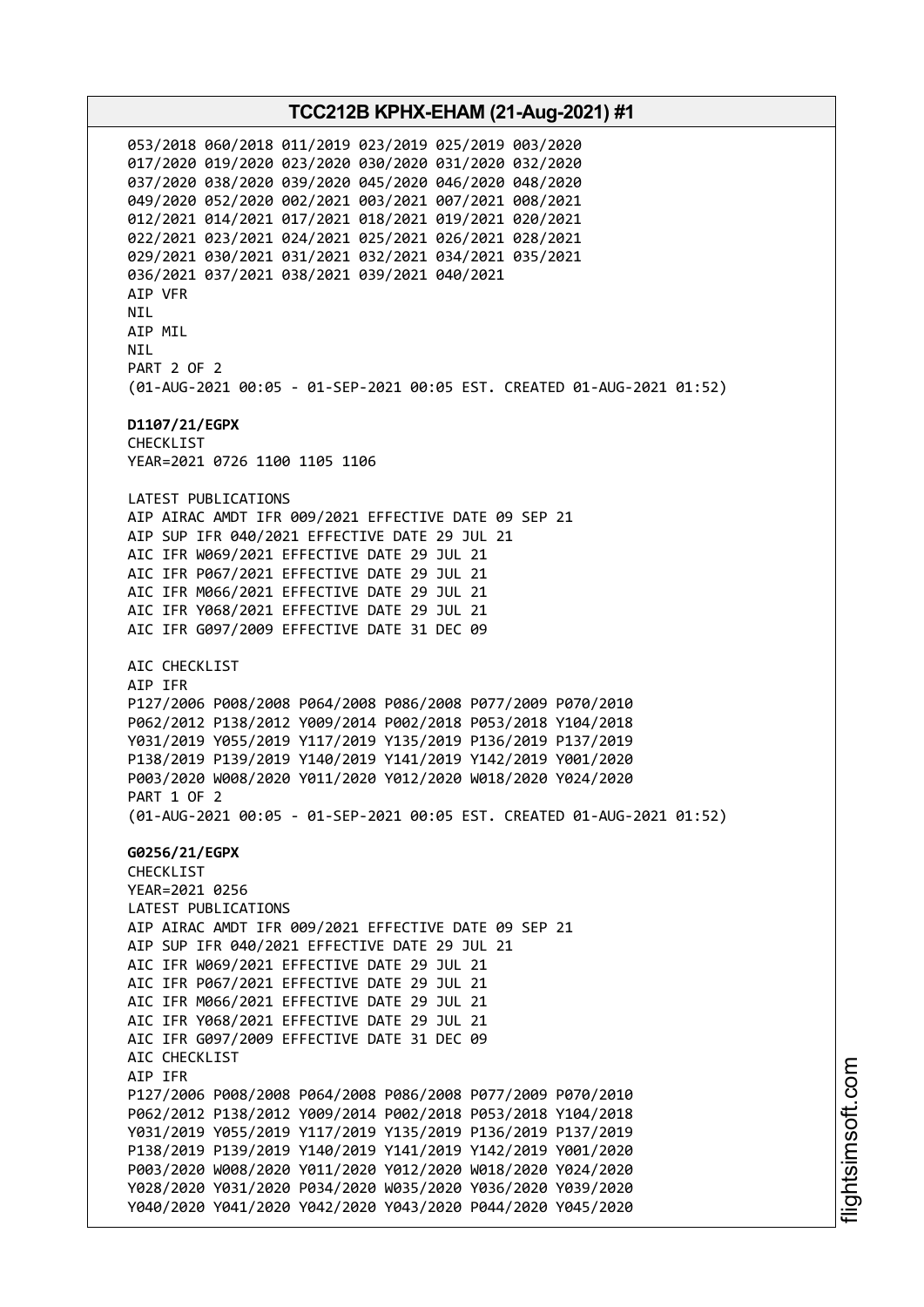053/2018 060/2018 011/2019 023/2019 025/2019 003/2020
017/2020 019/2020 023/2020 030/2020 031/2020 032/2020
037/2020 038/2020 039/2020 045/2020 046/2020 048/2020
049/2020 052/2020 002/2021 003/2021 007/2021 008/2021
012/2021 014/2021 017/2021 018/2021 019/2021 020/2021
022/2021 023/2021 024/2021 025/2021 026/2021 028/2021
029/2021 030/2021 031/2021 032/2021 034/2021 035/2021
036/2021 037/2021 038/2021 039/2021 040/2021
AIP VFR
NIL
AIP MIL
NIL
PART 2 OF 2
(01-AUG-2021 00:05 - 01-SEP-2021 00:05 EST. CREATED 01-AUG-2021 01:52)

**D1107/21/EGPX**
CHECKLIST
YEAR=2021 0726 1100 1105 1106

LATEST PUBLICATIONS
AIP AIRAC AMDT IFR 009/2021 EFFECTIVE DATE 09 SEP 21
AIP SUP IFR 040/2021 EFFECTIVE DATE 29 JUL 21
AIC IFR W069/2021 EFFECTIVE DATE 29 JUL 21
AIC IFR P067/2021 EFFECTIVE DATE 29 JUL 21
AIC IFR M066/2021 EFFECTIVE DATE 29 JUL 21
AIC IFR Y068/2021 EFFECTIVE DATE 29 JUL 21
AIC IFR G097/2009 EFFECTIVE DATE 31 DEC 09

AIC CHECKLIST
AIP IFR
P127/2006 P008/2008 P064/2008 P086/2008 P077/2009 P070/2010
P062/2012 P138/2012 Y009/2014 P002/2018 P053/2018 Y104/2018
Y031/2019 Y055/2019 Y117/2019 Y135/2019 P136/2019 P137/2019
P138/2019 P139/2019 Y140/2019 Y141/2019 Y142/2019 Y001/2020
P003/2020 W008/2020 Y011/2020 Y012/2020 W018/2020 Y024/2020
PART 1 OF 2
(01-AUG-2021 00:05 - 01-SEP-2021 00:05 EST. CREATED 01-AUG-2021 01:52)

**G0256/21/EGPX**
CHECKLIST
YEAR=2021 0256
LATEST PUBLICATIONS
AIP AIRAC AMDT IFR 009/2021 EFFECTIVE DATE 09 SEP 21
AIP SUP IFR 040/2021 EFFECTIVE DATE 29 JUL 21
AIC IFR W069/2021 EFFECTIVE DATE 29 JUL 21
AIC IFR P067/2021 EFFECTIVE DATE 29 JUL 21
AIC IFR M066/2021 EFFECTIVE DATE 29 JUL 21
AIC IFR Y068/2021 EFFECTIVE DATE 29 JUL 21
AIC IFR G097/2009 EFFECTIVE DATE 31 DEC 09
AIC CHECKLIST
AIP IFR
P127/2006 P008/2008 P064/2008 P086/2008 P077/2009 P070/2010
P062/2012 P138/2012 Y009/2014 P002/2018 P053/2018 Y104/2018
Y031/2019 Y055/2019 Y117/2019 Y135/2019 P136/2019 P137/2019
P138/2019 P139/2019 Y140/2019 Y141/2019 Y142/2019 Y001/2020
P003/2020 W008/2020 Y011/2020 Y012/2020 W018/2020 Y024/2020
Y028/2020 Y031/2020 P034/2020 W035/2020 Y036/2020 Y039/2020
Y040/2020 Y041/2020 Y042/2020 Y043/2020 P044/2020 Y045/2020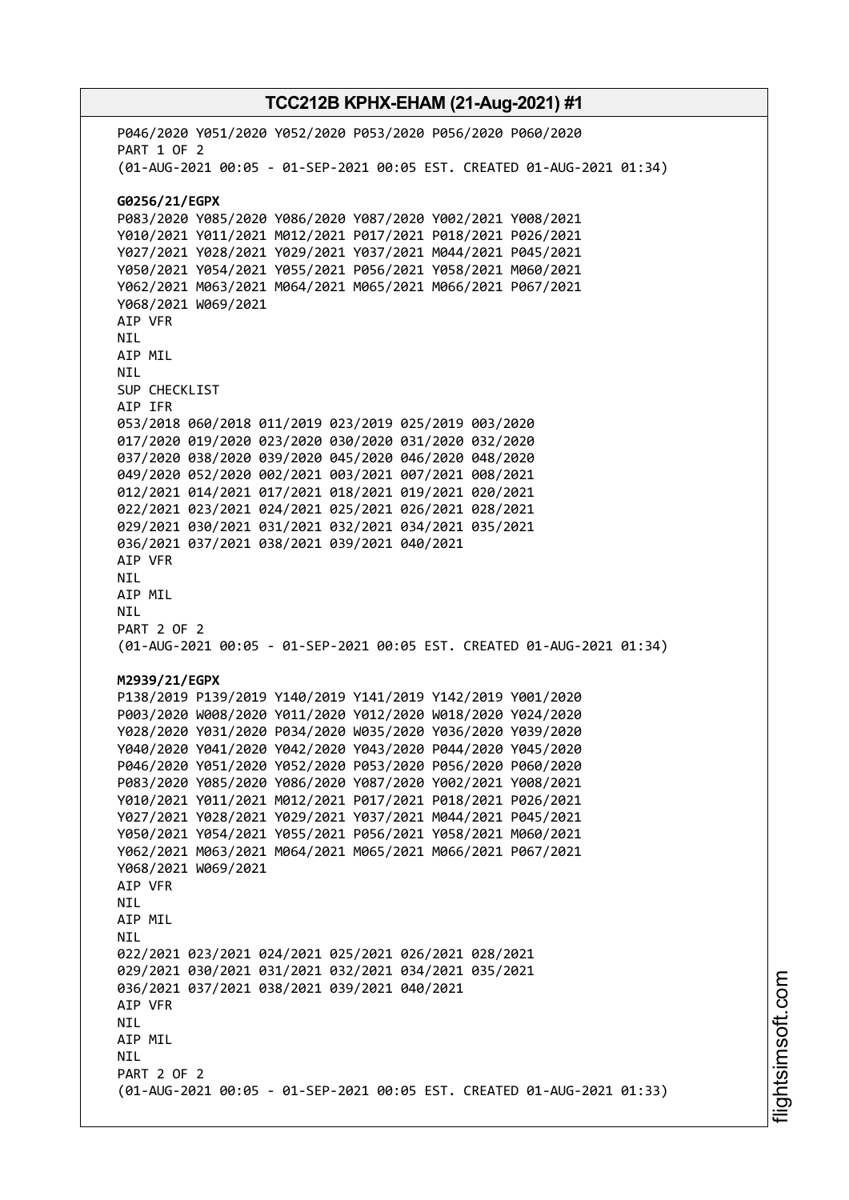P046/2020 Y051/2020 Y052/2020 P053/2020 P056/2020 P060/2020
PART 1 OF 2
(01-AUG-2021 00:05 - 01-SEP-2021 00:05 EST. CREATED 01-AUG-2021 01:34)

**G0256/21/EGPX**
P083/2020 Y085/2020 Y086/2020 Y087/2020 Y002/2021 Y008/2021
Y010/2021 Y011/2021 M012/2021 P017/2021 P018/2021 P026/2021
Y027/2021 Y028/2021 Y029/2021 Y037/2021 M044/2021 P045/2021
Y050/2021 Y054/2021 Y055/2021 P056/2021 Y058/2021 M060/2021
Y062/2021 M063/2021 M064/2021 M065/2021 M066/2021 P067/2021
Y068/2021 W069/2021
AIP VFR
NIL
AIP MIL
NIL
SUP CHECKLIST
AIP IFR
053/2018 060/2018 011/2019 023/2019 025/2019 003/2020
017/2020 019/2020 023/2020 030/2020 031/2020 032/2020
037/2020 038/2020 039/2020 045/2020 046/2020 048/2020
049/2020 052/2020 002/2021 003/2021 007/2021 008/2021
012/2021 014/2021 017/2021 018/2021 019/2021 020/2021
022/2021 023/2021 024/2021 025/2021 026/2021 028/2021
029/2021 030/2021 031/2021 032/2021 034/2021 035/2021
036/2021 037/2021 038/2021 039/2021 040/2021
AIP VFR
NIL
AIP MIL
NIL
PART 2 OF 2
(01-AUG-2021 00:05 - 01-SEP-2021 00:05 EST. CREATED 01-AUG-2021 01:34)

**M2939/21/EGPX**
P138/2019 P139/2019 Y140/2019 Y141/2019 Y142/2019 Y001/2020
P003/2020 W008/2020 Y011/2020 Y012/2020 W018/2020 Y024/2020
Y028/2020 Y031/2020 P034/2020 W035/2020 Y036/2020 Y039/2020
Y040/2020 Y041/2020 Y042/2020 Y043/2020 P044/2020 Y045/2020
P046/2020 Y051/2020 Y052/2020 P053/2020 P056/2020 P060/2020
P083/2020 Y085/2020 Y086/2020 Y087/2020 Y002/2021 Y008/2021
Y010/2021 Y011/2021 M012/2021 P017/2021 P018/2021 P026/2021
Y027/2021 Y028/2021 Y029/2021 Y037/2021 M044/2021 P045/2021
Y050/2021 Y054/2021 Y055/2021 P056/2021 Y058/2021 M060/2021
Y062/2021 M063/2021 M064/2021 M065/2021 M066/2021 P067/2021
Y068/2021 W069/2021
AIP VFR
NIL
AIP MIL
NIL
022/2021 023/2021 024/2021 025/2021 026/2021 028/2021
029/2021 030/2021 031/2021 032/2021 034/2021 035/2021
036/2021 037/2021 038/2021 039/2021 040/2021
AIP VFR
NIL
AIP MIL
NIL
PART 2 OF 2
(01-AUG-2021 00:05 - 01-SEP-2021 00:05 EST. CREATED 01-AUG-2021 01:33)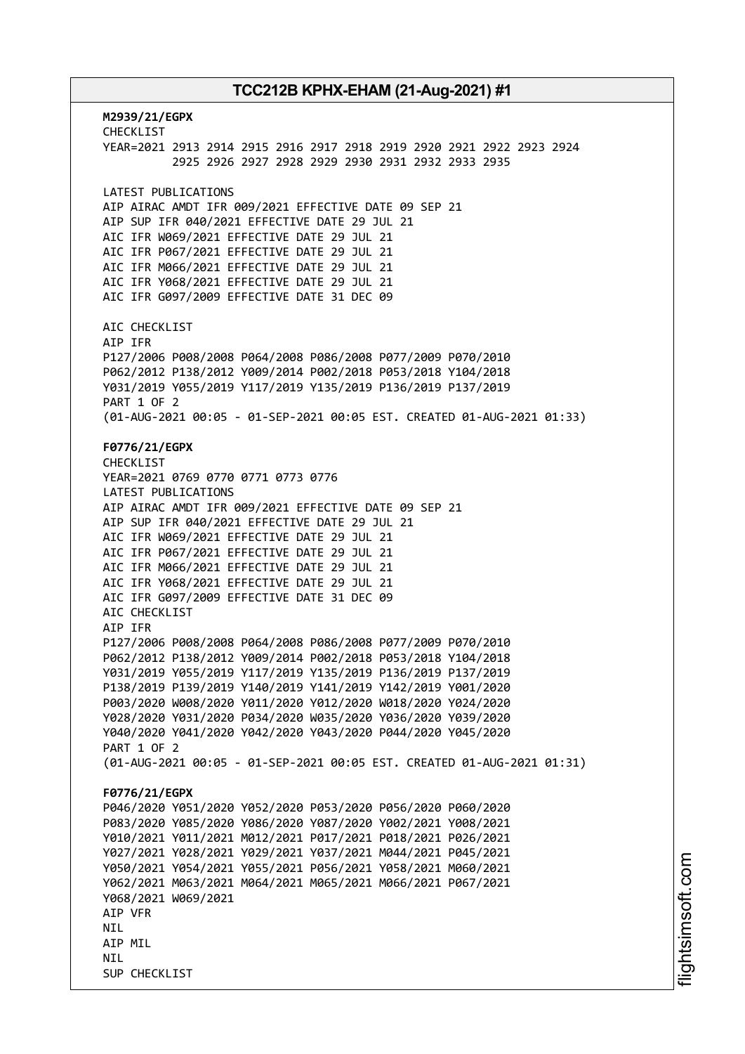**M2939/21/EGPX**
CHECKLIST
YEAR=2021 2913 2914 2915 2916 2917 2918 2919 2920 2921 2922 2923 2924
2925 2926 2927 2928 2929 2930 2931 2932 2933 2935

LATEST PUBLICATIONS
AIP AIRAC AMDT IFR 009/2021 EFFECTIVE DATE 09 SEP 21
AIP SUP IFR 040/2021 EFFECTIVE DATE 29 JUL 21
AIC IFR W069/2021 EFFECTIVE DATE 29 JUL 21
AIC IFR P067/2021 EFFECTIVE DATE 29 JUL 21
AIC IFR M066/2021 EFFECTIVE DATE 29 JUL 21
AIC IFR Y068/2021 EFFECTIVE DATE 29 JUL 21
AIC IFR G097/2009 EFFECTIVE DATE 31 DEC 09

AIC CHECKLIST
AIP IFR
P127/2006 P008/2008 P064/2008 P086/2008 P077/2009 P070/2010
P062/2012 P138/2012 Y009/2014 P002/2018 P053/2018 Y104/2018
Y031/2019 Y055/2019 Y117/2019 Y135/2019 P136/2019 P137/2019
PART 1 OF 2
(01-AUG-2021 00:05 - 01-SEP-2021 00:05 EST. CREATED 01-AUG-2021 01:33)

**F0776/21/EGPX**
CHECKLIST
YEAR=2021 0769 0770 0771 0773 0776
LATEST PUBLICATIONS
AIP AIRAC AMDT IFR 009/2021 EFFECTIVE DATE 09 SEP 21
AIP SUP IFR 040/2021 EFFECTIVE DATE 29 JUL 21
AIC IFR W069/2021 EFFECTIVE DATE 29 JUL 21
AIC IFR P067/2021 EFFECTIVE DATE 29 JUL 21
AIC IFR M066/2021 EFFECTIVE DATE 29 JUL 21
AIC IFR Y068/2021 EFFECTIVE DATE 29 JUL 21
AIC IFR G097/2009 EFFECTIVE DATE 31 DEC 09
AIC CHECKLIST
AIP IFR
P127/2006 P008/2008 P064/2008 P086/2008 P077/2009 P070/2010
P062/2012 P138/2012 Y009/2014 P002/2018 P053/2018 Y104/2018
Y031/2019 Y055/2019 Y117/2019 Y135/2019 P136/2019 P137/2019
P138/2019 P139/2019 Y140/2019 Y141/2019 Y142/2019 Y001/2020
P003/2020 W008/2020 Y011/2020 Y012/2020 W018/2020 Y024/2020
Y028/2020 Y031/2020 P034/2020 W035/2020 Y036/2020 Y039/2020
Y040/2020 Y041/2020 Y042/2020 Y043/2020 P044/2020 Y045/2020
PART 1 OF 2
(01-AUG-2021 00:05 - 01-SEP-2021 00:05 EST. CREATED 01-AUG-2021 01:31)

**F0776/21/EGPX**
P046/2020 Y051/2020 Y052/2020 P053/2020 P056/2020 P060/2020
P083/2020 Y085/2020 Y086/2020 Y087/2020 Y002/2021 Y008/2021
Y010/2021 Y011/2021 M012/2021 P017/2021 P018/2021 P026/2021
Y027/2021 Y028/2021 Y029/2021 Y037/2021 M044/2021 P045/2021
Y050/2021 Y054/2021 Y055/2021 P056/2021 Y058/2021 M060/2021
Y062/2021 M063/2021 M064/2021 M065/2021 M066/2021 P067/2021
Y068/2021 W069/2021
AIP VFR
NIL
AIP MIL
NIL
SUP CHECKLIST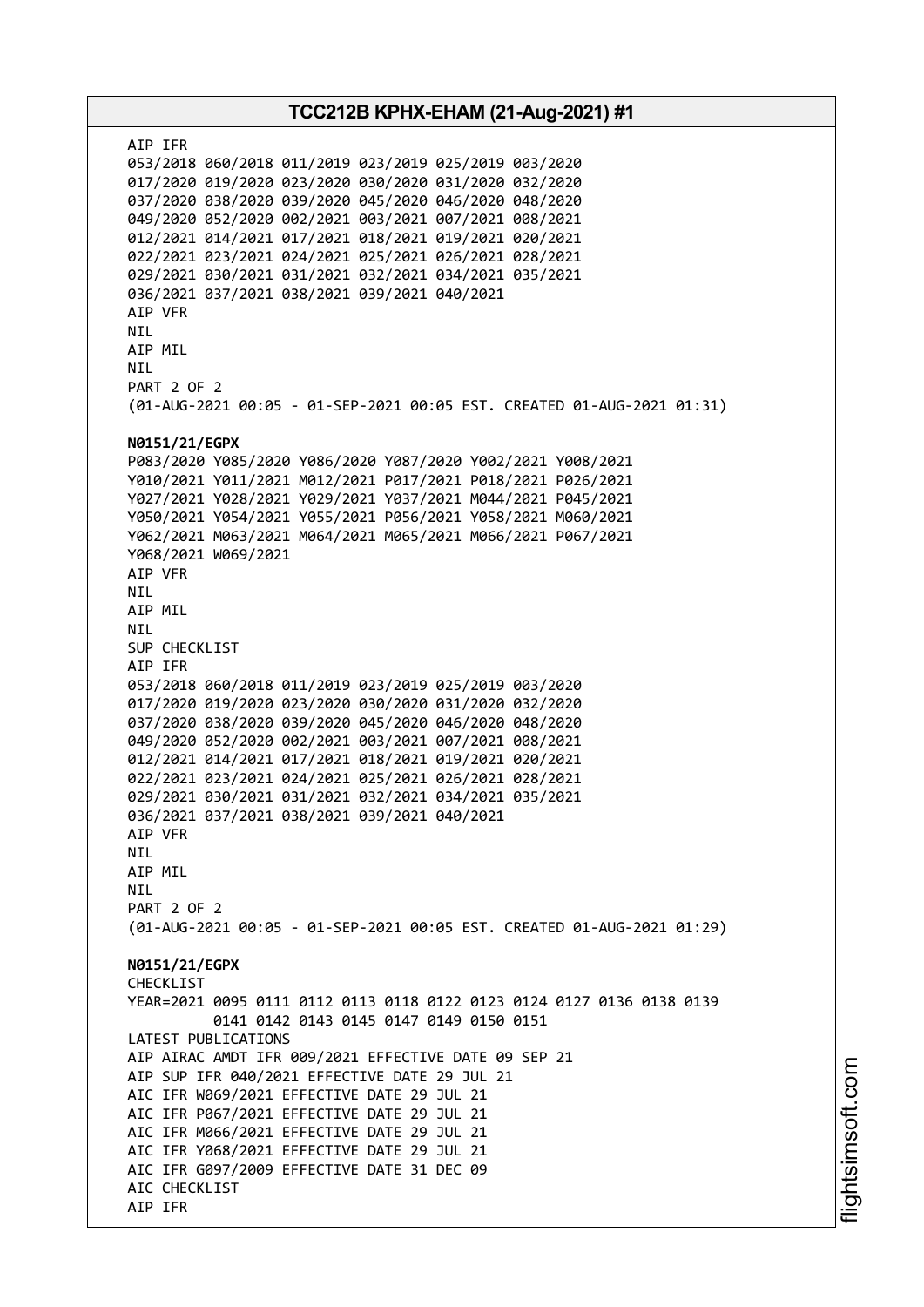AIP IFR
053/2018 060/2018 011/2019 023/2019 025/2019 003/2020
017/2020 019/2020 023/2020 030/2020 031/2020 032/2020
037/2020 038/2020 039/2020 045/2020 046/2020 048/2020
049/2020 052/2020 002/2021 003/2021 007/2021 008/2021
012/2021 014/2021 017/2021 018/2021 019/2021 020/2021
022/2021 023/2021 024/2021 025/2021 026/2021 028/2021
029/2021 030/2021 031/2021 032/2021 034/2021 035/2021
036/2021 037/2021 038/2021 039/2021 040/2021
AIP VFR
NIL
AIP MIL
NIL
PART 2 OF 2
(01-AUG-2021 00:05 - 01-SEP-2021 00:05 EST. CREATED 01-AUG-2021 01:31)

**N0151/21/EGPX**
P083/2020 Y085/2020 Y086/2020 Y087/2020 Y002/2021 Y008/2021
Y010/2021 Y011/2021 M012/2021 P017/2021 P018/2021 P026/2021
Y027/2021 Y028/2021 Y029/2021 Y037/2021 M044/2021 P045/2021
Y050/2021 Y054/2021 Y055/2021 P056/2021 Y058/2021 M060/2021
Y062/2021 M063/2021 M064/2021 M065/2021 M066/2021 P067/2021
Y068/2021 W069/2021
AIP VFR
NIL
AIP MIL
NIL
SUP CHECKLIST
AIP IFR
053/2018 060/2018 011/2019 023/2019 025/2019 003/2020
017/2020 019/2020 023/2020 030/2020 031/2020 032/2020
037/2020 038/2020 039/2020 045/2020 046/2020 048/2020
049/2020 052/2020 002/2021 003/2021 007/2021 008/2021
012/2021 014/2021 017/2021 018/2021 019/2021 020/2021
022/2021 023/2021 024/2021 025/2021 026/2021 028/2021
029/2021 030/2021 031/2021 032/2021 034/2021 035/2021
036/2021 037/2021 038/2021 039/2021 040/2021
AIP VFR
NIL
AIP MIL
NIL
PART 2 OF 2
(01-AUG-2021 00:05 - 01-SEP-2021 00:05 EST. CREATED 01-AUG-2021 01:29)

**N0151/21/EGPX**
CHECKLIST
YEAR=2021 0095 0111 0112 0113 0118 0122 0123 0124 0127 0136 0138 0139
0141 0142 0143 0145 0147 0149 0150 0151
LATEST PUBLICATIONS
AIP AIRAC AMDT IFR 009/2021 EFFECTIVE DATE 09 SEP 21
AIP SUP IFR 040/2021 EFFECTIVE DATE 29 JUL 21
AIC IFR W069/2021 EFFECTIVE DATE 29 JUL 21
AIC IFR P067/2021 EFFECTIVE DATE 29 JUL 21
AIC IFR M066/2021 EFFECTIVE DATE 29 JUL 21
AIC IFR Y068/2021 EFFECTIVE DATE 29 JUL 21
AIC IFR G097/2009 EFFECTIVE DATE 31 DEC 09
AIC CHECKLIST
AIP IFR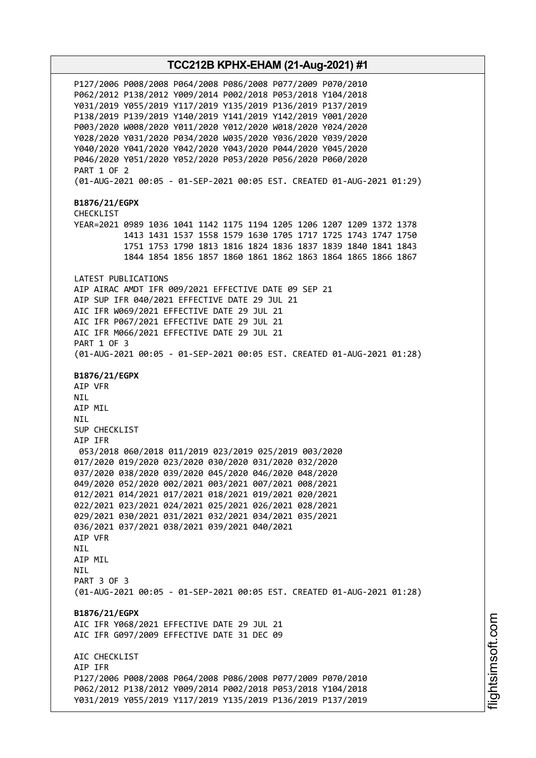P127/2006 P008/2008 P064/2008 P086/2008 P077/2009 P070/2010
P062/2012 P138/2012 Y009/2014 P002/2018 P053/2018 Y104/2018
Y031/2019 Y055/2019 Y117/2019 Y135/2019 P136/2019 P137/2019
P138/2019 P139/2019 Y140/2019 Y141/2019 Y142/2019 Y001/2020
P003/2020 W008/2020 Y011/2020 Y012/2020 W018/2020 Y024/2020
Y028/2020 Y031/2020 P034/2020 W035/2020 Y036/2020 Y039/2020
Y040/2020 Y041/2020 Y042/2020 Y043/2020 P044/2020 Y045/2020
P046/2020 Y051/2020 Y052/2020 P053/2020 P056/2020 P060/2020
PART 1 OF 2
(01-AUG-2021 00:05 - 01-SEP-2021 00:05 EST. CREATED 01-AUG-2021 01:29)

**B1876/21/EGPX**
CHECKLIST
YEAR=2021 0989 1036 1041 1142 1175 1194 1205 1206 1207 1209 1372 1378
1413 1431 1537 1558 1579 1630 1705 1717 1725 1743 1747 1750
1751 1753 1790 1813 1816 1824 1836 1837 1839 1840 1841 1843
1844 1854 1856 1857 1860 1861 1862 1863 1864 1865 1866 1867

LATEST PUBLICATIONS
AIP AIRAC AMDT IFR 009/2021 EFFECTIVE DATE 09 SEP 21
AIP SUP IFR 040/2021 EFFECTIVE DATE 29 JUL 21
AIC IFR W069/2021 EFFECTIVE DATE 29 JUL 21
AIC IFR P067/2021 EFFECTIVE DATE 29 JUL 21
AIC IFR M066/2021 EFFECTIVE DATE 29 JUL 21
PART 1 OF 3
(01-AUG-2021 00:05 - 01-SEP-2021 00:05 EST. CREATED 01-AUG-2021 01:28)

**B1876/21/EGPX**
AIP VFR
NIL
AIP MIL
NIL
SUP CHECKLIST
AIP IFR
053/2018 060/2018 011/2019 023/2019 025/2019 003/2020
017/2020 019/2020 023/2020 030/2020 031/2020 032/2020
037/2020 038/2020 039/2020 045/2020 046/2020 048/2020
049/2020 052/2020 002/2021 003/2021 007/2021 008/2021
012/2021 014/2021 017/2021 018/2021 019/2021 020/2021
022/2021 023/2021 024/2021 025/2021 026/2021 028/2021
029/2021 030/2021 031/2021 032/2021 034/2021 035/2021
036/2021 037/2021 038/2021 039/2021 040/2021
AIP VFR
NIL
AIP MIL
NIL
PART 3 OF 3
(01-AUG-2021 00:05 - 01-SEP-2021 00:05 EST. CREATED 01-AUG-2021 01:28)

**B1876/21/EGPX**
AIC IFR Y068/2021 EFFECTIVE DATE 29 JUL 21
AIC IFR G097/2009 EFFECTIVE DATE 31 DEC 09

AIC CHECKLIST
AIP IFR
P127/2006 P008/2008 P064/2008 P086/2008 P077/2009 P070/2010
P062/2012 P138/2012 Y009/2014 P002/2018 P053/2018 Y104/2018
Y031/2019 Y055/2019 Y117/2019 Y135/2019 P136/2019 P137/2019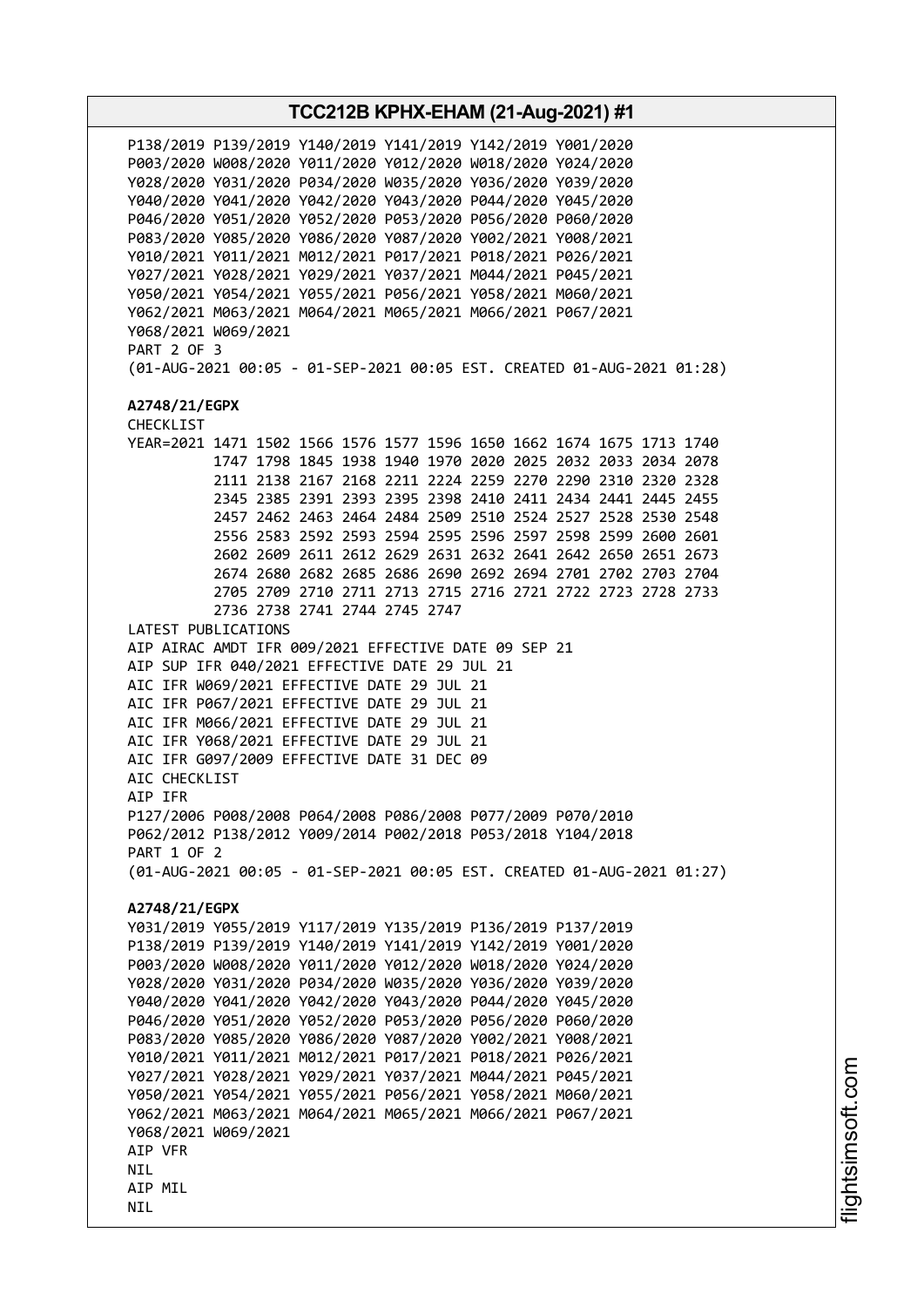P138/2019 P139/2019 Y140/2019 Y141/2019 Y142/2019 Y001/2020
P003/2020 W008/2020 Y011/2020 Y012/2020 W018/2020 Y024/2020
Y028/2020 Y031/2020 P034/2020 W035/2020 Y036/2020 Y039/2020
Y040/2020 Y041/2020 Y042/2020 Y043/2020 P044/2020 Y045/2020
P046/2020 Y051/2020 Y052/2020 P053/2020 P056/2020 P060/2020
P083/2020 Y085/2020 Y086/2020 Y087/2020 Y002/2021 Y008/2021
Y010/2021 Y011/2021 M012/2021 P017/2021 P018/2021 P026/2021
Y027/2021 Y028/2021 Y029/2021 Y037/2021 M044/2021 P045/2021
Y050/2021 Y054/2021 Y055/2021 P056/2021 Y058/2021 M060/2021
Y062/2021 M063/2021 M064/2021 M065/2021 M066/2021 P067/2021
Y068/2021 W069/2021
PART 2 OF 3
(01-AUG-2021 00:05 - 01-SEP-2021 00:05 EST. CREATED 01-AUG-2021 01:28)

**A2748/21/EGPX**
CHECKLIST
YEAR=2021 1471 1502 1566 1576 1577 1596 1650 1662 1674 1675 1713 1740
1747 1798 1845 1938 1940 1970 2020 2025 2032 2033 2034 2078
2111 2138 2167 2168 2211 2224 2259 2270 2290 2310 2320 2328
2345 2385 2391 2393 2395 2398 2410 2411 2434 2441 2445 2455
2457 2462 2463 2464 2484 2509 2510 2524 2527 2528 2530 2548
2556 2583 2592 2593 2594 2595 2596 2597 2598 2599 2600 2601
2602 2609 2611 2612 2629 2631 2632 2641 2642 2650 2651 2673
2674 2680 2682 2685 2686 2690 2692 2694 2701 2702 2703 2704
2705 2709 2710 2711 2713 2715 2716 2721 2722 2723 2728 2733
2736 2738 2741 2744 2745 2747
LATEST PUBLICATIONS
AIP AIRAC AMDT IFR 009/2021 EFFECTIVE DATE 09 SEP 21
AIP SUP IFR 040/2021 EFFECTIVE DATE 29 JUL 21
AIC IFR W069/2021 EFFECTIVE DATE 29 JUL 21
AIC IFR P067/2021 EFFECTIVE DATE 29 JUL 21
AIC IFR M066/2021 EFFECTIVE DATE 29 JUL 21
AIC IFR Y068/2021 EFFECTIVE DATE 29 JUL 21
AIC IFR G097/2009 EFFECTIVE DATE 31 DEC 09
AIC CHECKLIST
AIP IFR
P127/2006 P008/2008 P064/2008 P086/2008 P077/2009 P070/2010
P062/2012 P138/2012 Y009/2014 P002/2018 P053/2018 Y104/2018
PART 1 OF 2
(01-AUG-2021 00:05 - 01-SEP-2021 00:05 EST. CREATED 01-AUG-2021 01:27)

**A2748/21/EGPX**
Y031/2019 Y055/2019 Y117/2019 Y135/2019 P136/2019 P137/2019
P138/2019 P139/2019 Y140/2019 Y141/2019 Y142/2019 Y001/2020
P003/2020 W008/2020 Y011/2020 Y012/2020 W018/2020 Y024/2020
Y028/2020 Y031/2020 P034/2020 W035/2020 Y036/2020 Y039/2020
Y040/2020 Y041/2020 Y042/2020 Y043/2020 P044/2020 Y045/2020
P046/2020 Y051/2020 Y052/2020 P053/2020 P056/2020 P060/2020
P083/2020 Y085/2020 Y086/2020 Y087/2020 Y002/2021 Y008/2021
Y010/2021 Y011/2021 M012/2021 P017/2021 P018/2021 P026/2021
Y027/2021 Y028/2021 Y029/2021 Y037/2021 M044/2021 P045/2021
Y050/2021 Y054/2021 Y055/2021 P056/2021 Y058/2021 M060/2021
Y062/2021 M063/2021 M064/2021 M065/2021 M066/2021 P067/2021
Y068/2021 W069/2021
AIP VFR
NIL
AIP MIL
NIL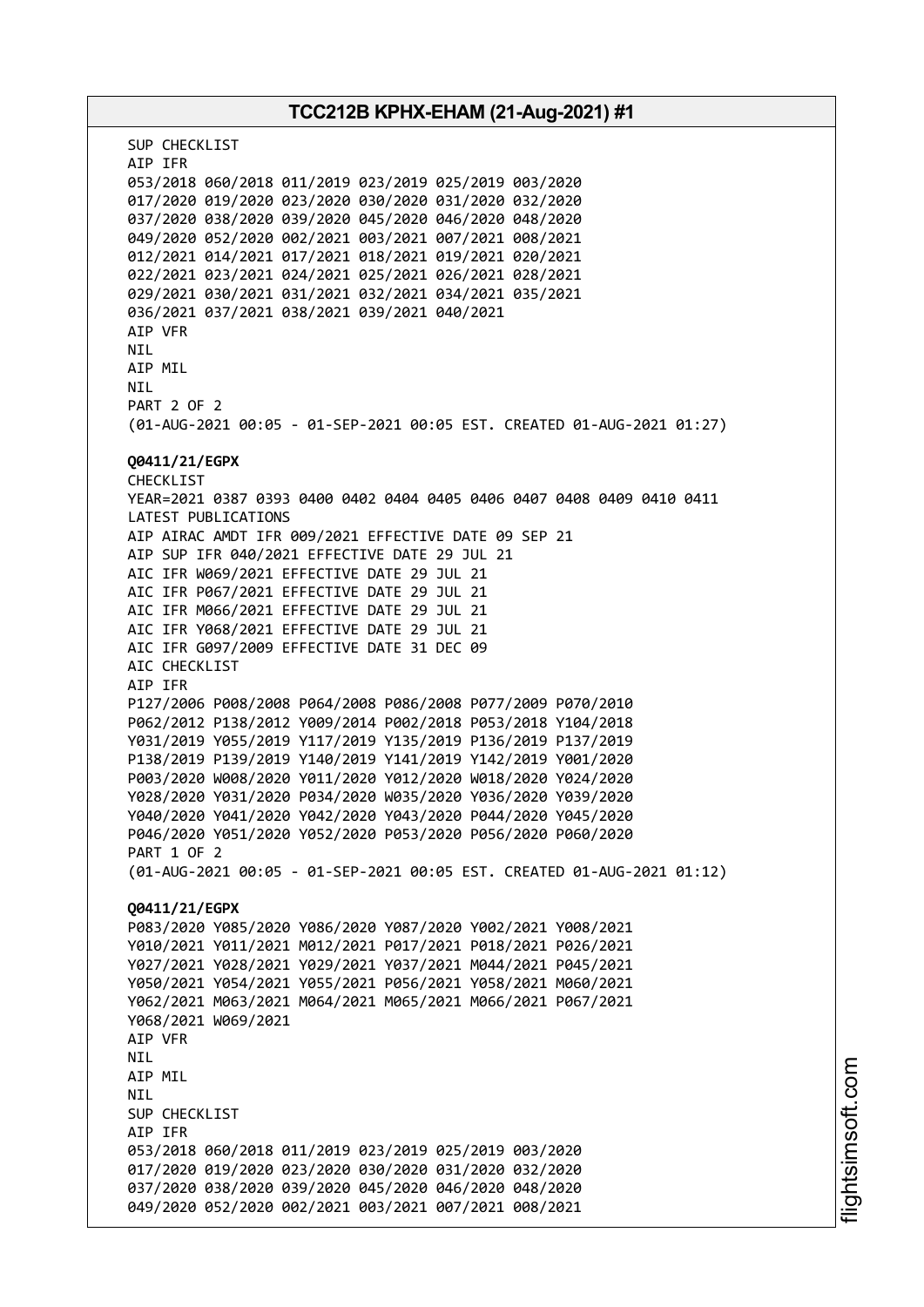SUP CHECKLIST
AIP IFR
053/2018 060/2018 011/2019 023/2019 025/2019 003/2020
017/2020 019/2020 023/2020 030/2020 031/2020 032/2020
037/2020 038/2020 039/2020 045/2020 046/2020 048/2020
049/2020 052/2020 002/2021 003/2021 007/2021 008/2021
012/2021 014/2021 017/2021 018/2021 019/2021 020/2021
022/2021 023/2021 024/2021 025/2021 026/2021 028/2021
029/2021 030/2021 031/2021 032/2021 034/2021 035/2021
036/2021 037/2021 038/2021 039/2021 040/2021
AIP VFR
NIL
AIP MIL
NIL
PART 2 OF 2
(01-AUG-2021 00:05 - 01-SEP-2021 00:05 EST. CREATED 01-AUG-2021 01:27)

**Q0411/21/EGPX**
CHECKLIST
YEAR=2021 0387 0393 0400 0402 0404 0405 0406 0407 0408 0409 0410 0411
LATEST PUBLICATIONS
AIP AIRAC AMDT IFR 009/2021 EFFECTIVE DATE 09 SEP 21
AIP SUP IFR 040/2021 EFFECTIVE DATE 29 JUL 21
AIC IFR W069/2021 EFFECTIVE DATE 29 JUL 21
AIC IFR P067/2021 EFFECTIVE DATE 29 JUL 21
AIC IFR M066/2021 EFFECTIVE DATE 29 JUL 21
AIC IFR Y068/2021 EFFECTIVE DATE 29 JUL 21
AIC IFR G097/2009 EFFECTIVE DATE 31 DEC 09
AIC CHECKLIST
AIP IFR
P127/2006 P008/2008 P064/2008 P086/2008 P077/2009 P070/2010
P062/2012 P138/2012 Y009/2014 P002/2018 P053/2018 Y104/2018
Y031/2019 Y055/2019 Y117/2019 Y135/2019 P136/2019 P137/2019
P138/2019 P139/2019 Y140/2019 Y141/2019 Y142/2019 Y001/2020
P003/2020 W008/2020 Y011/2020 Y012/2020 W018/2020 Y024/2020
Y028/2020 Y031/2020 P034/2020 W035/2020 Y036/2020 Y039/2020
Y040/2020 Y041/2020 Y042/2020 Y043/2020 P044/2020 Y045/2020
P046/2020 Y051/2020 Y052/2020 P053/2020 P056/2020 P060/2020
PART 1 OF 2
(01-AUG-2021 00:05 - 01-SEP-2021 00:05 EST. CREATED 01-AUG-2021 01:12)

**Q0411/21/EGPX**
P083/2020 Y085/2020 Y086/2020 Y087/2020 Y002/2021 Y008/2021
Y010/2021 Y011/2021 M012/2021 P017/2021 P018/2021 P026/2021
Y027/2021 Y028/2021 Y029/2021 Y037/2021 M044/2021 P045/2021
Y050/2021 Y054/2021 Y055/2021 P056/2021 Y058/2021 M060/2021
Y062/2021 M063/2021 M064/2021 M065/2021 M066/2021 P067/2021
Y068/2021 W069/2021
AIP VFR
NIL
AIP MIL
NIL
SUP CHECKLIST
AIP IFR
053/2018 060/2018 011/2019 023/2019 025/2019 003/2020
017/2020 019/2020 023/2020 030/2020 031/2020 032/2020
037/2020 038/2020 039/2020 045/2020 046/2020 048/2020
049/2020 052/2020 002/2021 003/2021 007/2021 008/2021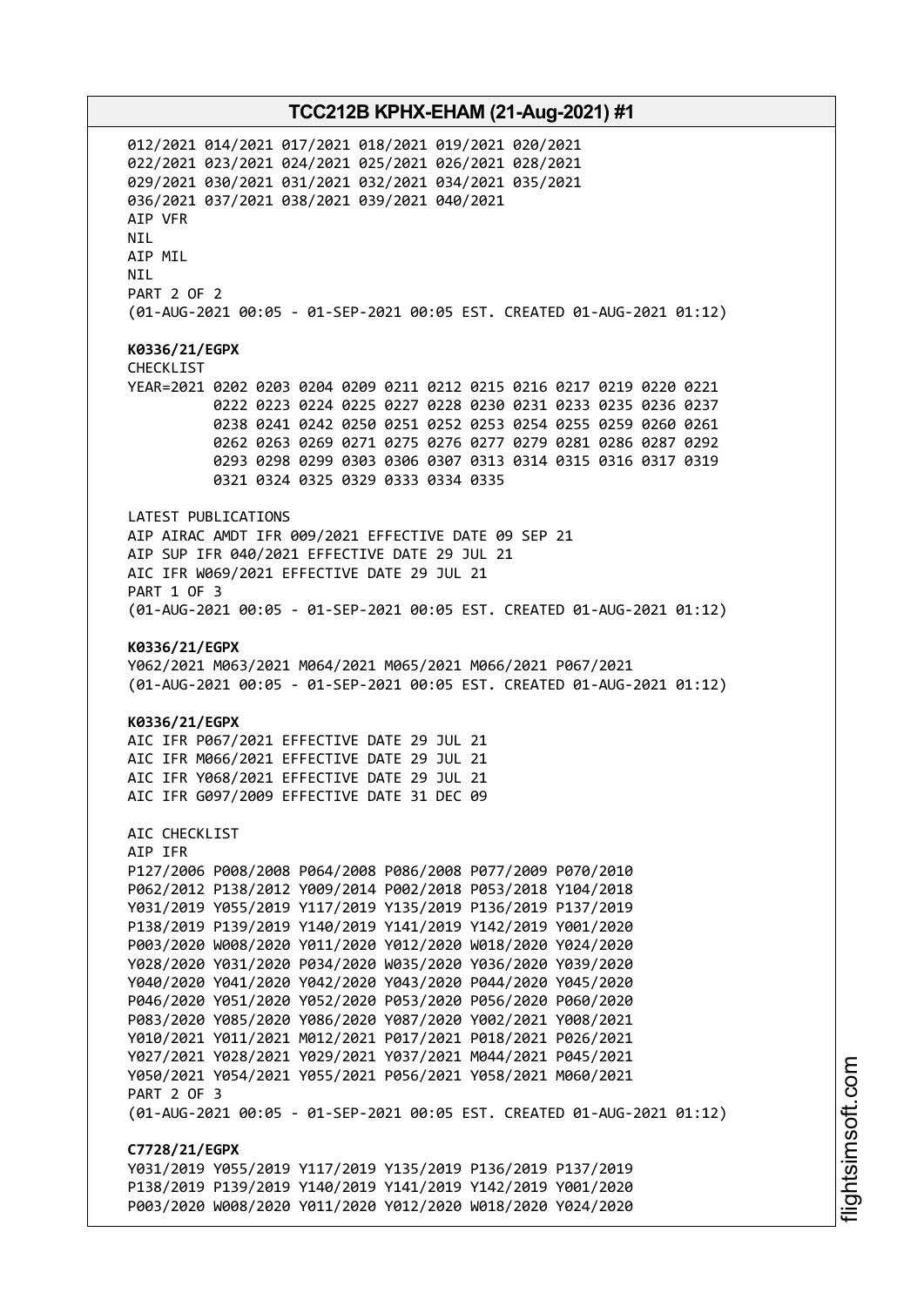012/2021 014/2021 017/2021 018/2021 019/2021 020/2021
022/2021 023/2021 024/2021 025/2021 026/2021 028/2021
029/2021 030/2021 031/2021 032/2021 034/2021 035/2021
036/2021 037/2021 038/2021 039/2021 040/2021
AIP VFR
NIL
AIP MIL
NIL
PART 2 OF 2
(01-AUG-2021 00:05 - 01-SEP-2021 00:05 EST. CREATED 01-AUG-2021 01:12)

**K0336/21/EGPX**
CHECKLIST
YEAR=2021 0202 0203 0204 0209 0211 0212 0215 0216 0217 0219 0220 0221
0222 0223 0224 0225 0227 0228 0230 0231 0233 0235 0236 0237
0238 0241 0242 0250 0251 0252 0253 0254 0255 0259 0260 0261
0262 0263 0269 0271 0275 0276 0277 0279 0281 0286 0287 0292
0293 0298 0299 0303 0306 0307 0313 0314 0315 0316 0317 0319
0321 0324 0325 0329 0333 0334 0335

LATEST PUBLICATIONS
AIP AIRAC AMDT IFR 009/2021 EFFECTIVE DATE 09 SEP 21
AIP SUP IFR 040/2021 EFFECTIVE DATE 29 JUL 21
AIC IFR W069/2021 EFFECTIVE DATE 29 JUL 21
PART 1 OF 3
(01-AUG-2021 00:05 - 01-SEP-2021 00:05 EST. CREATED 01-AUG-2021 01:12)

**K0336/21/EGPX**
Y062/2021 M063/2021 M064/2021 M065/2021 M066/2021 P067/2021
(01-AUG-2021 00:05 - 01-SEP-2021 00:05 EST. CREATED 01-AUG-2021 01:12)

**K0336/21/EGPX**
AIC IFR P067/2021 EFFECTIVE DATE 29 JUL 21
AIC IFR M066/2021 EFFECTIVE DATE 29 JUL 21
AIC IFR Y068/2021 EFFECTIVE DATE 29 JUL 21
AIC IFR G097/2009 EFFECTIVE DATE 31 DEC 09

AIC CHECKLIST
AIP IFR
P127/2006 P008/2008 P064/2008 P086/2008 P077/2009 P070/2010
P062/2012 P138/2012 Y009/2014 P002/2018 P053/2018 Y104/2018
Y031/2019 Y055/2019 Y117/2019 Y135/2019 P136/2019 P137/2019
P138/2019 P139/2019 Y140/2019 Y141/2019 Y142/2019 Y001/2020
P003/2020 W008/2020 Y011/2020 Y012/2020 W018/2020 Y024/2020
Y028/2020 Y031/2020 P034/2020 W035/2020 Y036/2020 Y039/2020
Y040/2020 Y041/2020 Y042/2020 Y043/2020 P044/2020 Y045/2020
P046/2020 Y051/2020 Y052/2020 P053/2020 P056/2020 P060/2020
P083/2020 Y085/2020 Y086/2020 Y087/2020 Y002/2021 Y008/2021
Y010/2021 Y011/2021 M012/2021 P017/2021 P018/2021 P026/2021
Y027/2021 Y028/2021 Y029/2021 Y037/2021 M044/2021 P045/2021
Y050/2021 Y054/2021 Y055/2021 P056/2021 Y058/2021 M060/2021
PART 2 OF 3
(01-AUG-2021 00:05 - 01-SEP-2021 00:05 EST. CREATED 01-AUG-2021 01:12)

**C7728/21/EGPX**
Y031/2019 Y055/2019 Y117/2019 Y135/2019 P136/2019 P137/2019
P138/2019 P139/2019 Y140/2019 Y141/2019 Y142/2019 Y001/2020
P003/2020 W008/2020 Y011/2020 Y012/2020 W018/2020 Y024/2020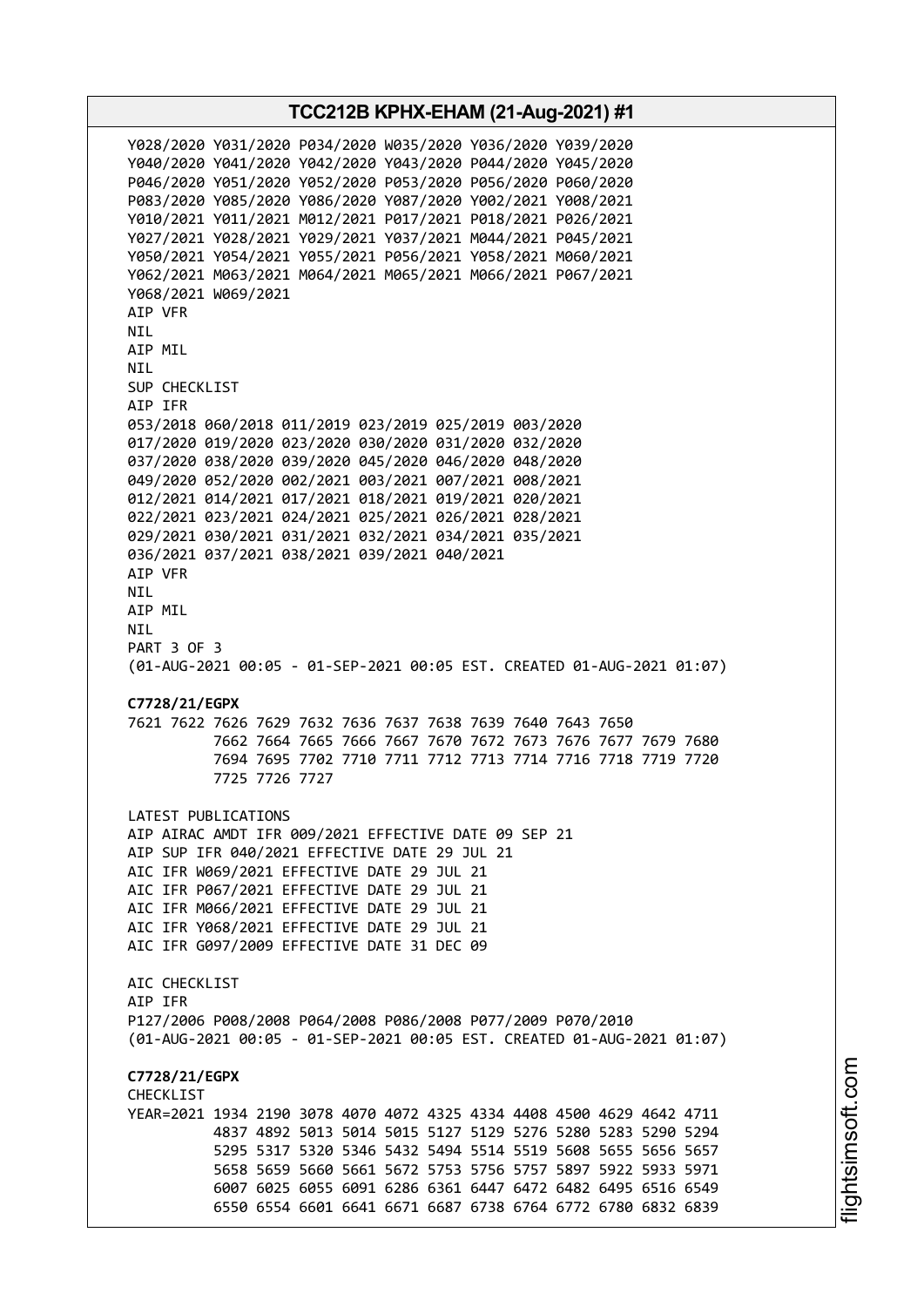Y028/2020 Y031/2020 P034/2020 W035/2020 Y036/2020 Y039/2020
Y040/2020 Y041/2020 Y042/2020 Y043/2020 P044/2020 Y045/2020
P046/2020 Y051/2020 Y052/2020 P053/2020 P056/2020 P060/2020
P083/2020 Y085/2020 Y086/2020 Y087/2020 Y002/2021 Y008/2021
Y010/2021 Y011/2021 M012/2021 P017/2021 P018/2021 P026/2021
Y027/2021 Y028/2021 Y029/2021 Y037/2021 M044/2021 P045/2021
Y050/2021 Y054/2021 Y055/2021 P056/2021 Y058/2021 M060/2021
Y062/2021 M063/2021 M064/2021 M065/2021 M066/2021 P067/2021
Y068/2021 W069/2021
AIP VFR
NIL
AIP MIL
NIL
SUP CHECKLIST
AIP IFR
053/2018 060/2018 011/2019 023/2019 025/2019 003/2020
017/2020 019/2020 023/2020 030/2020 031/2020 032/2020
037/2020 038/2020 039/2020 045/2020 046/2020 048/2020
049/2020 052/2020 002/2021 003/2021 007/2021 008/2021
012/2021 014/2021 017/2021 018/2021 019/2021 020/2021
022/2021 023/2021 024/2021 025/2021 026/2021 028/2021
029/2021 030/2021 031/2021 032/2021 034/2021 035/2021
036/2021 037/2021 038/2021 039/2021 040/2021
AIP VFR
NIL
AIP MIL
NIL
PART 3 OF 3
(01-AUG-2021 00:05 - 01-SEP-2021 00:05 EST. CREATED 01-AUG-2021 01:07)

**C7728/21/EGPX**
7621 7622 7626 7629 7632 7636 7637 7638 7639 7640 7643 7650
7662 7664 7665 7666 7667 7670 7672 7673 7676 7677 7679 7680
7694 7695 7702 7710 7711 7712 7713 7714 7716 7718 7719 7720
7725 7726 7727

LATEST PUBLICATIONS
AIP AIRAC AMDT IFR 009/2021 EFFECTIVE DATE 09 SEP 21
AIP SUP IFR 040/2021 EFFECTIVE DATE 29 JUL 21
AIC IFR W069/2021 EFFECTIVE DATE 29 JUL 21
AIC IFR P067/2021 EFFECTIVE DATE 29 JUL 21
AIC IFR M066/2021 EFFECTIVE DATE 29 JUL 21
AIC IFR Y068/2021 EFFECTIVE DATE 29 JUL 21
AIC IFR G097/2009 EFFECTIVE DATE 31 DEC 09

AIC CHECKLIST
AIP IFR
P127/2006 P008/2008 P064/2008 P086/2008 P077/2009 P070/2010
(01-AUG-2021 00:05 - 01-SEP-2021 00:05 EST. CREATED 01-AUG-2021 01:07)

**C7728/21/EGPX**
CHECKLIST
YEAR=2021 1934 2190 3078 4070 4072 4325 4334 4408 4500 4629 4642 4711
4837 4892 5013 5014 5015 5127 5129 5276 5280 5283 5290 5294
5295 5317 5320 5346 5432 5494 5514 5519 5608 5655 5656 5657
5658 5659 5660 5661 5672 5753 5756 5757 5897 5922 5933 5971
6007 6025 6055 6091 6286 6361 6447 6472 6482 6495 6516 6549
6550 6554 6601 6641 6671 6687 6738 6764 6772 6780 6832 6839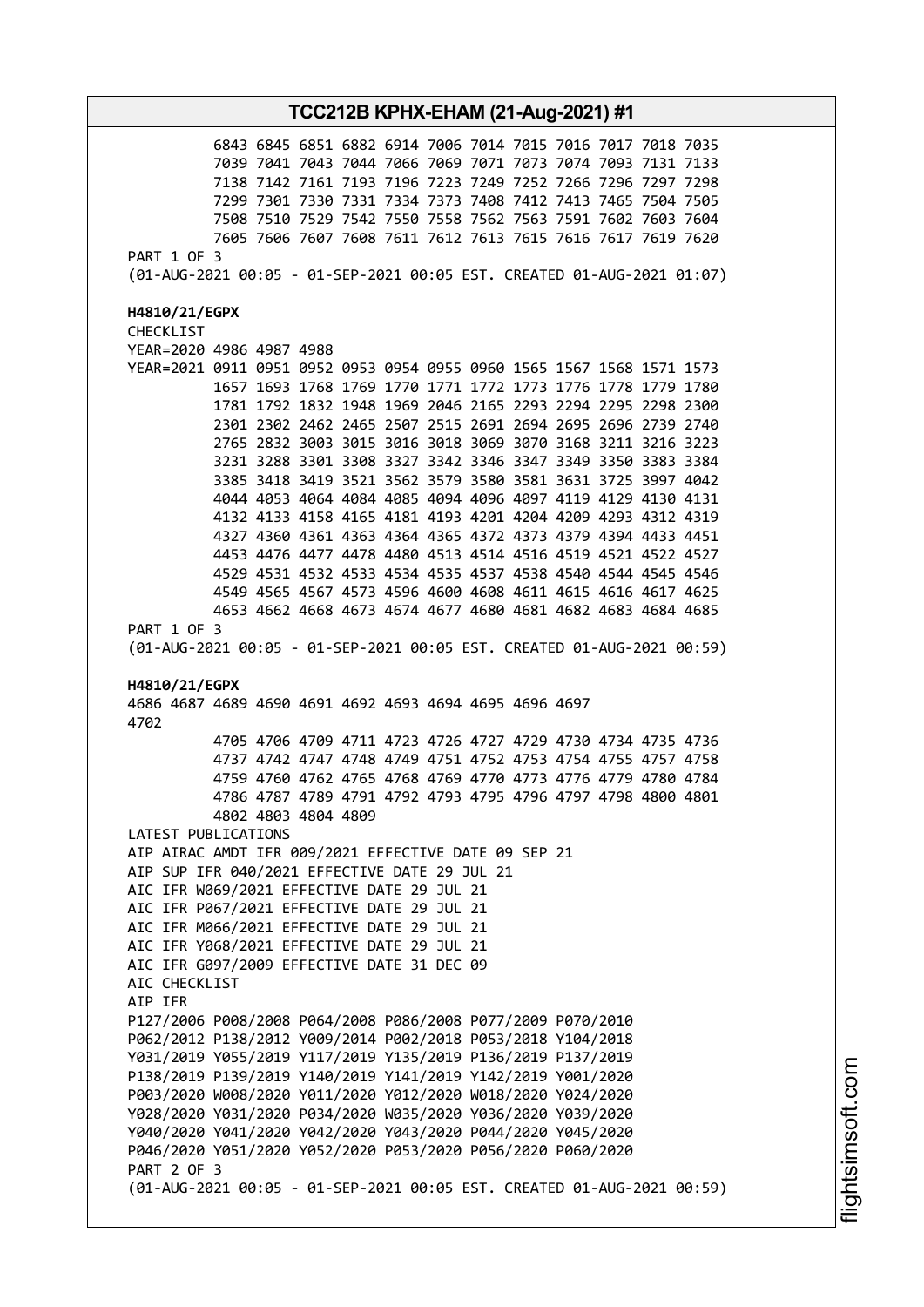6843 6845 6851 6882 6914 7006 7014 7015 7016 7017 7018 7035
7039 7041 7043 7044 7066 7069 7071 7073 7074 7093 7131 7133
7138 7142 7161 7193 7196 7223 7249 7252 7266 7296 7297 7298
7299 7301 7330 7331 7334 7373 7408 7412 7413 7465 7504 7505
7508 7510 7529 7542 7550 7558 7562 7563 7591 7602 7603 7604
7605 7606 7607 7608 7611 7612 7613 7615 7616 7617 7619 7620
PART 1 OF 3
(01-AUG-2021 00:05 - 01-SEP-2021 00:05 EST. CREATED 01-AUG-2021 01:07)

**H4810/21/EGPX**
CHECKLIST
YEAR=2020 4986 4987 4988
YEAR=2021 0911 0951 0952 0953 0954 0955 0960 1565 1567 1568 1571 1573
1657 1693 1768 1769 1770 1771 1772 1773 1776 1778 1779 1780
1781 1792 1832 1948 1969 2046 2165 2293 2294 2295 2298 2300
2301 2302 2462 2465 2507 2515 2691 2694 2695 2696 2739 2740
2765 2832 3003 3015 3016 3018 3069 3070 3168 3211 3216 3223
3231 3288 3301 3308 3327 3342 3346 3347 3349 3350 3383 3384
3385 3418 3419 3521 3562 3579 3580 3581 3631 3725 3997 4042
4044 4053 4064 4084 4085 4094 4096 4097 4119 4129 4130 4131
4132 4133 4158 4165 4181 4193 4201 4204 4209 4293 4312 4319
4327 4360 4361 4363 4364 4365 4372 4373 4379 4394 4433 4451
4453 4476 4477 4478 4480 4513 4514 4516 4519 4521 4522 4527
4529 4531 4532 4533 4534 4535 4537 4538 4540 4544 4545 4546
4549 4565 4567 4573 4596 4600 4608 4611 4615 4616 4617 4625
4653 4662 4668 4673 4674 4677 4680 4681 4682 4683 4684 4685
PART 1 OF 3
(01-AUG-2021 00:05 - 01-SEP-2021 00:05 EST. CREATED 01-AUG-2021 00:59)

**H4810/21/EGPX**
4686 4687 4689 4690 4691 4692 4693 4694 4695 4696 4697
4702
4705 4706 4709 4711 4723 4726 4727 4729 4730 4734 4735 4736
4737 4742 4747 4748 4749 4751 4752 4753 4754 4755 4757 4758
4759 4760 4762 4765 4768 4769 4770 4773 4776 4779 4780 4784
4786 4787 4789 4791 4792 4793 4795 4796 4797 4798 4800 4801
4802 4803 4804 4809
LATEST PUBLICATIONS
AIP AIRAC AMDT IFR 009/2021 EFFECTIVE DATE 09 SEP 21
AIP SUP IFR 040/2021 EFFECTIVE DATE 29 JUL 21
AIC IFR W069/2021 EFFECTIVE DATE 29 JUL 21
AIC IFR P067/2021 EFFECTIVE DATE 29 JUL 21
AIC IFR M066/2021 EFFECTIVE DATE 29 JUL 21
AIC IFR Y068/2021 EFFECTIVE DATE 29 JUL 21
AIC IFR G097/2009 EFFECTIVE DATE 31 DEC 09
AIC CHECKLIST
AIP IFR
P127/2006 P008/2008 P064/2008 P086/2008 P077/2009 P070/2010
P062/2012 P138/2012 Y009/2014 P002/2018 P053/2018 Y104/2018
Y031/2019 Y055/2019 Y117/2019 Y135/2019 P136/2019 P137/2019
P138/2019 P139/2019 Y140/2019 Y141/2019 Y142/2019 Y001/2020
P003/2020 W008/2020 Y011/2020 Y012/2020 W018/2020 Y024/2020
Y028/2020 Y031/2020 P034/2020 W035/2020 Y036/2020 Y039/2020
Y040/2020 Y041/2020 Y042/2020 Y043/2020 P044/2020 Y045/2020
P046/2020 Y051/2020 Y052/2020 P053/2020 P056/2020 P060/2020
PART 2 OF 3
(01-AUG-2021 00:05 - 01-SEP-2021 00:05 EST. CREATED 01-AUG-2021 00:59)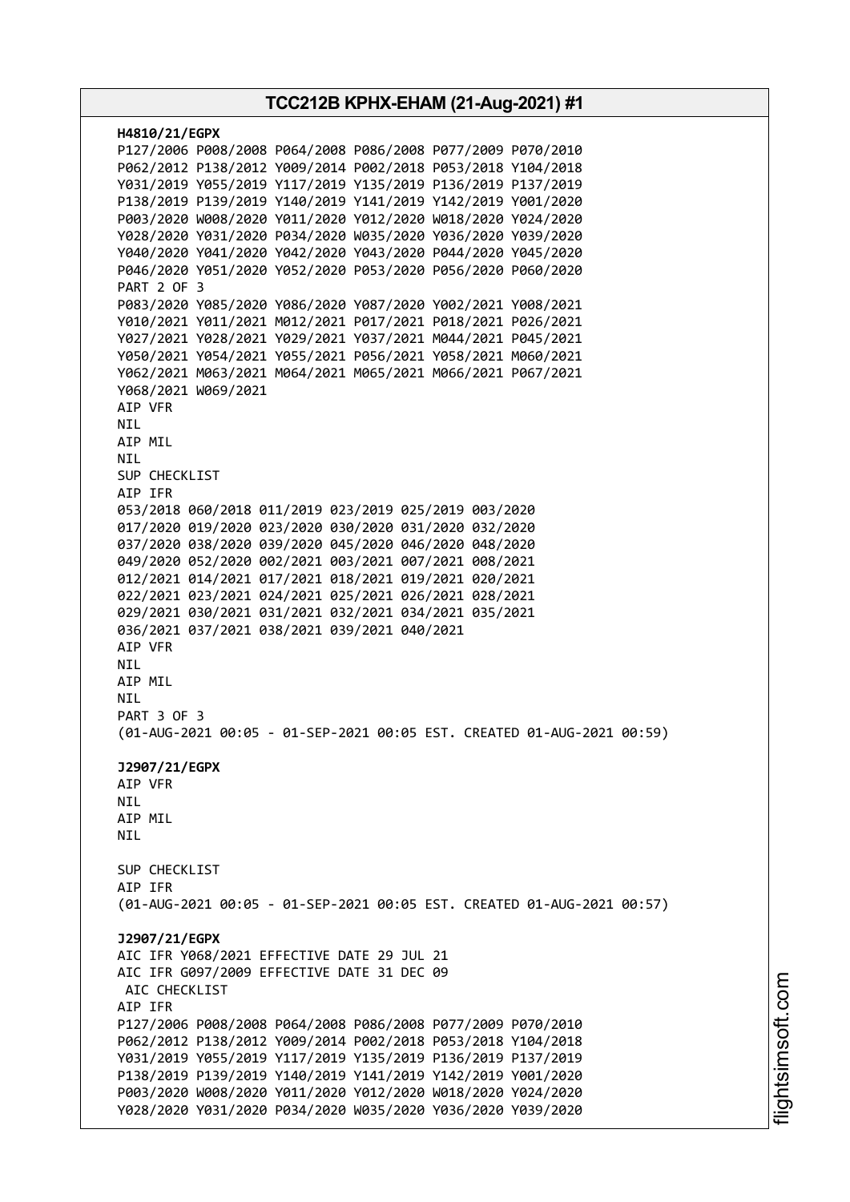**H4810/21/EGPX**
P127/2006 P008/2008 P064/2008 P086/2008 P077/2009 P070/2010
P062/2012 P138/2012 Y009/2014 P002/2018 P053/2018 Y104/2018
Y031/2019 Y055/2019 Y117/2019 Y135/2019 P136/2019 P137/2019
P138/2019 P139/2019 Y140/2019 Y141/2019 Y142/2019 Y001/2020
P003/2020 W008/2020 Y011/2020 Y012/2020 W018/2020 Y024/2020
Y028/2020 Y031/2020 P034/2020 W035/2020 Y036/2020 Y039/2020
Y040/2020 Y041/2020 Y042/2020 Y043/2020 P044/2020 Y045/2020
P046/2020 Y051/2020 Y052/2020 P053/2020 P056/2020 P060/2020
PART 2 OF 3
P083/2020 Y085/2020 Y086/2020 Y087/2020 Y002/2021 Y008/2021
Y010/2021 Y011/2021 M012/2021 P017/2021 P018/2021 P026/2021
Y027/2021 Y028/2021 Y029/2021 Y037/2021 M044/2021 P045/2021
Y050/2021 Y054/2021 Y055/2021 P056/2021 Y058/2021 M060/2021
Y062/2021 M063/2021 M064/2021 M065/2021 M066/2021 P067/2021
Y068/2021 W069/2021
AIP VFR
NIL
AIP MIL
NIL
SUP CHECKLIST
AIP IFR
053/2018 060/2018 011/2019 023/2019 025/2019 003/2020
017/2020 019/2020 023/2020 030/2020 031/2020 032/2020
037/2020 038/2020 039/2020 045/2020 046/2020 048/2020
049/2020 052/2020 002/2021 003/2021 007/2021 008/2021
012/2021 014/2021 017/2021 018/2021 019/2021 020/2021
022/2021 023/2021 024/2021 025/2021 026/2021 028/2021
029/2021 030/2021 031/2021 032/2021 034/2021 035/2021
036/2021 037/2021 038/2021 039/2021 040/2021
AIP VFR
NIL
AIP MIL
NIL
PART 3 OF 3
(01-AUG-2021 00:05 - 01-SEP-2021 00:05 EST. CREATED 01-AUG-2021 00:59)

**J2907/21/EGPX**
AIP VFR
NIL
AIP MIL
NIL

SUP CHECKLIST
AIP IFR
(01-AUG-2021 00:05 - 01-SEP-2021 00:05 EST. CREATED 01-AUG-2021 00:57)

**J2907/21/EGPX**
AIC IFR Y068/2021 EFFECTIVE DATE 29 JUL 21
AIC IFR G097/2009 EFFECTIVE DATE 31 DEC 09
AIC CHECKLIST
AIP IFR
P127/2006 P008/2008 P064/2008 P086/2008 P077/2009 P070/2010
P062/2012 P138/2012 Y009/2014 P002/2018 P053/2018 Y104/2018
Y031/2019 Y055/2019 Y117/2019 Y135/2019 P136/2019 P137/2019
P138/2019 P139/2019 Y140/2019 Y141/2019 Y142/2019 Y001/2020
P003/2020 W008/2020 Y011/2020 Y012/2020 W018/2020 Y024/2020
Y028/2020 Y031/2020 P034/2020 W035/2020 Y036/2020 Y039/2020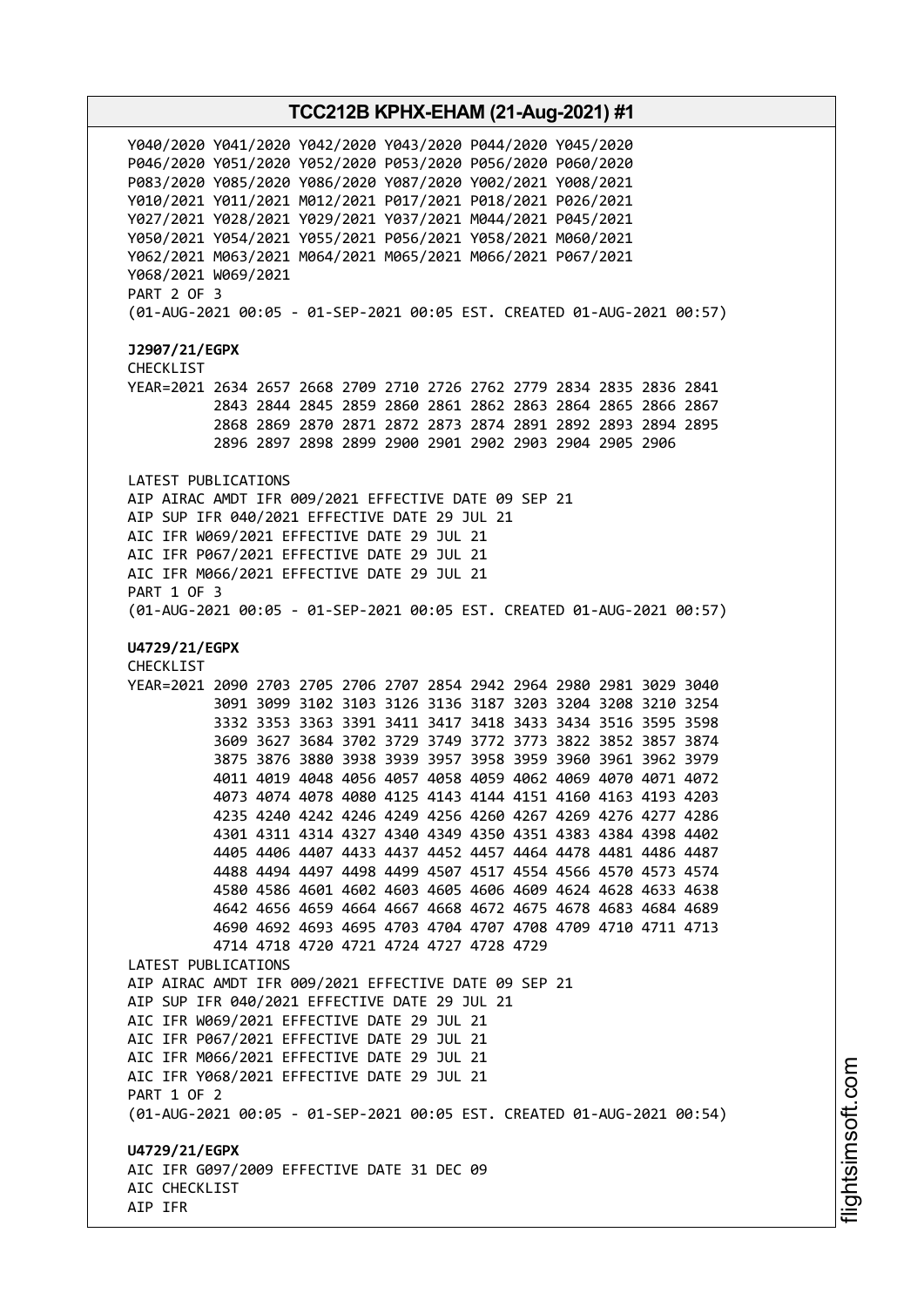Y040/2020 Y041/2020 Y042/2020 Y043/2020 P044/2020 Y045/2020
P046/2020 Y051/2020 Y052/2020 P053/2020 P056/2020 P060/2020
P083/2020 Y085/2020 Y086/2020 Y087/2020 Y002/2021 Y008/2021
Y010/2021 Y011/2021 M012/2021 P017/2021 P018/2021 P026/2021
Y027/2021 Y028/2021 Y029/2021 Y037/2021 M044/2021 P045/2021
Y050/2021 Y054/2021 Y055/2021 P056/2021 Y058/2021 M060/2021
Y062/2021 M063/2021 M064/2021 M065/2021 M066/2021 P067/2021
Y068/2021 W069/2021
PART 2 OF 3
(01-AUG-2021 00:05 - 01-SEP-2021 00:05 EST. CREATED 01-AUG-2021 00:57)

**J2907/21/EGPX**
CHECKLIST
YEAR=2021 2634 2657 2668 2709 2710 2726 2762 2779 2834 2835 2836 2841
2843 2844 2845 2859 2860 2861 2862 2863 2864 2865 2866 2867
2868 2869 2870 2871 2872 2873 2874 2891 2892 2893 2894 2895
2896 2897 2898 2899 2900 2901 2902 2903 2904 2905 2906

LATEST PUBLICATIONS
AIP AIRAC AMDT IFR 009/2021 EFFECTIVE DATE 09 SEP 21
AIP SUP IFR 040/2021 EFFECTIVE DATE 29 JUL 21
AIC IFR W069/2021 EFFECTIVE DATE 29 JUL 21
AIC IFR P067/2021 EFFECTIVE DATE 29 JUL 21
AIC IFR M066/2021 EFFECTIVE DATE 29 JUL 21
PART 1 OF 3
(01-AUG-2021 00:05 - 01-SEP-2021 00:05 EST. CREATED 01-AUG-2021 00:57)

**U4729/21/EGPX**
CHECKLIST
YEAR=2021 2090 2703 2705 2706 2707 2854 2942 2964 2980 2981 3029 3040
3091 3099 3102 3103 3126 3136 3187 3203 3204 3208 3210 3254
3332 3353 3363 3391 3411 3417 3418 3433 3434 3516 3595 3598
3609 3627 3684 3702 3729 3749 3772 3773 3822 3852 3857 3874
3875 3876 3880 3938 3939 3957 3958 3959 3960 3961 3962 3979
4011 4019 4048 4056 4057 4058 4059 4062 4069 4070 4071 4072
4073 4074 4078 4080 4125 4143 4144 4151 4160 4163 4193 4203
4235 4240 4242 4246 4249 4256 4260 4267 4269 4276 4277 4286
4301 4311 4314 4327 4340 4349 4350 4351 4383 4384 4398 4402
4405 4406 4407 4433 4437 4452 4457 4464 4478 4481 4486 4487
4488 4494 4497 4498 4499 4507 4517 4554 4566 4570 4573 4574
4580 4586 4601 4602 4603 4605 4606 4609 4624 4628 4633 4638
4642 4656 4659 4664 4667 4668 4672 4675 4678 4683 4684 4689
4690 4692 4693 4695 4703 4704 4707 4708 4709 4710 4711 4713
4714 4718 4720 4721 4724 4727 4728 4729
LATEST PUBLICATIONS
AIP AIRAC AMDT IFR 009/2021 EFFECTIVE DATE 09 SEP 21
AIP SUP IFR 040/2021 EFFECTIVE DATE 29 JUL 21
AIC IFR W069/2021 EFFECTIVE DATE 29 JUL 21
AIC IFR P067/2021 EFFECTIVE DATE 29 JUL 21
AIC IFR M066/2021 EFFECTIVE DATE 29 JUL 21
AIC IFR Y068/2021 EFFECTIVE DATE 29 JUL 21
PART 1 OF 2
(01-AUG-2021 00:05 - 01-SEP-2021 00:05 EST. CREATED 01-AUG-2021 00:54)

**U4729/21/EGPX**
AIC IFR G097/2009 EFFECTIVE DATE 31 DEC 09
AIC CHECKLIST
AIP IFR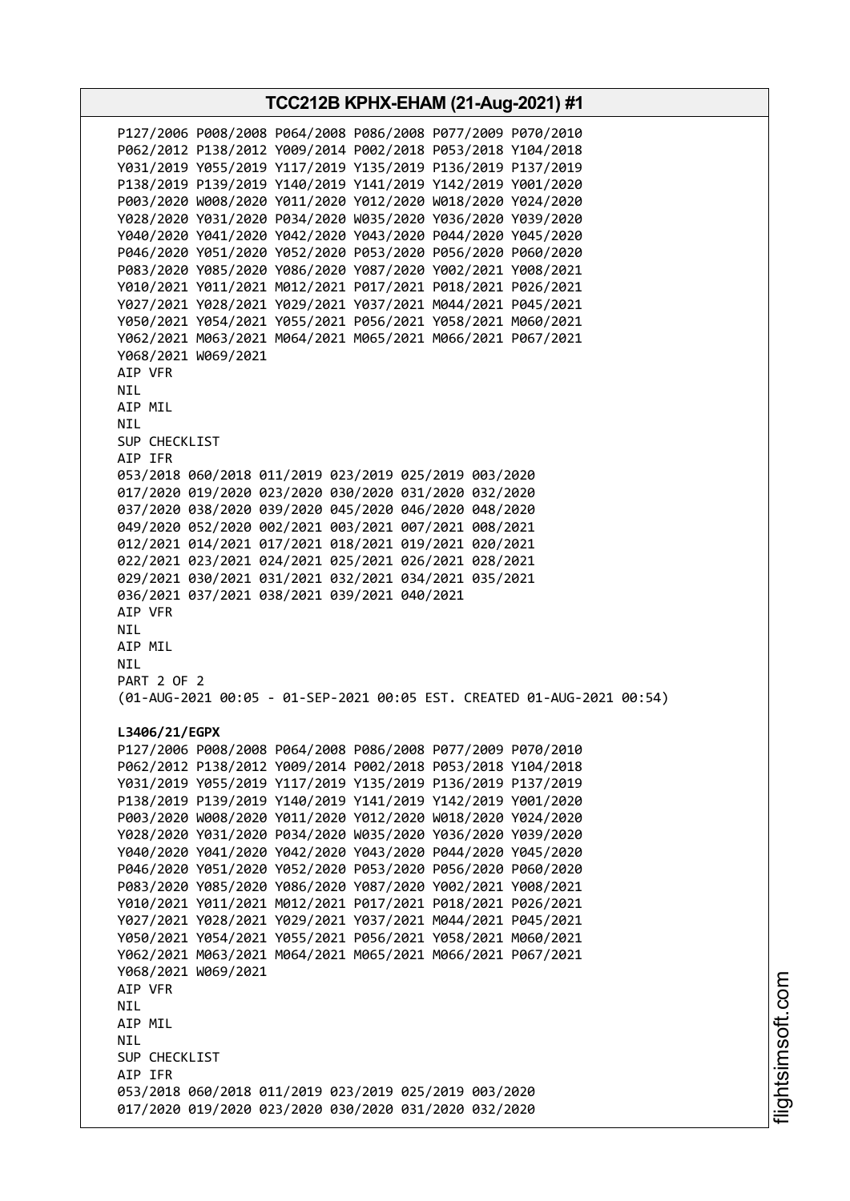P127/2006 P008/2008 P064/2008 P086/2008 P077/2009 P070/2010
P062/2012 P138/2012 Y009/2014 P002/2018 P053/2018 Y104/2018
Y031/2019 Y055/2019 Y117/2019 Y135/2019 P136/2019 P137/2019
P138/2019 P139/2019 Y140/2019 Y141/2019 Y142/2019 Y001/2020
P003/2020 W008/2020 Y011/2020 Y012/2020 W018/2020 Y024/2020
Y028/2020 Y031/2020 P034/2020 W035/2020 Y036/2020 Y039/2020
Y040/2020 Y041/2020 Y042/2020 Y043/2020 P044/2020 Y045/2020
P046/2020 Y051/2020 Y052/2020 P053/2020 P056/2020 P060/2020
P083/2020 Y085/2020 Y086/2020 Y087/2020 Y002/2021 Y008/2021
Y010/2021 Y011/2021 M012/2021 P017/2021 P018/2021 P026/2021
Y027/2021 Y028/2021 Y029/2021 Y037/2021 M044/2021 P045/2021
Y050/2021 Y054/2021 Y055/2021 P056/2021 Y058/2021 M060/2021
Y062/2021 M063/2021 M064/2021 M065/2021 M066/2021 P067/2021
Y068/2021 W069/2021
AIP VFR
NIL
AIP MIL
NIL
SUP CHECKLIST
AIP IFR
053/2018 060/2018 011/2019 023/2019 025/2019 003/2020
017/2020 019/2020 023/2020 030/2020 031/2020 032/2020
037/2020 038/2020 039/2020 045/2020 046/2020 048/2020
049/2020 052/2020 002/2021 003/2021 007/2021 008/2021
012/2021 014/2021 017/2021 018/2021 019/2021 020/2021
022/2021 023/2021 024/2021 025/2021 026/2021 028/2021
029/2021 030/2021 031/2021 032/2021 034/2021 035/2021
036/2021 037/2021 038/2021 039/2021 040/2021
AIP VFR
NIL
AIP MIL
NIL
PART 2 OF 2
(01-AUG-2021 00:05 - 01-SEP-2021 00:05 EST. CREATED 01-AUG-2021 00:54)

**L3406/21/EGPX**
P127/2006 P008/2008 P064/2008 P086/2008 P077/2009 P070/2010
P062/2012 P138/2012 Y009/2014 P002/2018 P053/2018 Y104/2018
Y031/2019 Y055/2019 Y117/2019 Y135/2019 P136/2019 P137/2019
P138/2019 P139/2019 Y140/2019 Y141/2019 Y142/2019 Y001/2020
P003/2020 W008/2020 Y011/2020 Y012/2020 W018/2020 Y024/2020
Y028/2020 Y031/2020 P034/2020 W035/2020 Y036/2020 Y039/2020
Y040/2020 Y041/2020 Y042/2020 Y043/2020 P044/2020 Y045/2020
P046/2020 Y051/2020 Y052/2020 P053/2020 P056/2020 P060/2020
P083/2020 Y085/2020 Y086/2020 Y087/2020 Y002/2021 Y008/2021
Y010/2021 Y011/2021 M012/2021 P017/2021 P018/2021 P026/2021
Y027/2021 Y028/2021 Y029/2021 Y037/2021 M044/2021 P045/2021
Y050/2021 Y054/2021 Y055/2021 P056/2021 Y058/2021 M060/2021
Y062/2021 M063/2021 M064/2021 M065/2021 M066/2021 P067/2021
Y068/2021 W069/2021
AIP VFR
NIL
AIP MIL
NIL
SUP CHECKLIST
AIP IFR
053/2018 060/2018 011/2019 023/2019 025/2019 003/2020
017/2020 019/2020 023/2020 030/2020 031/2020 032/2020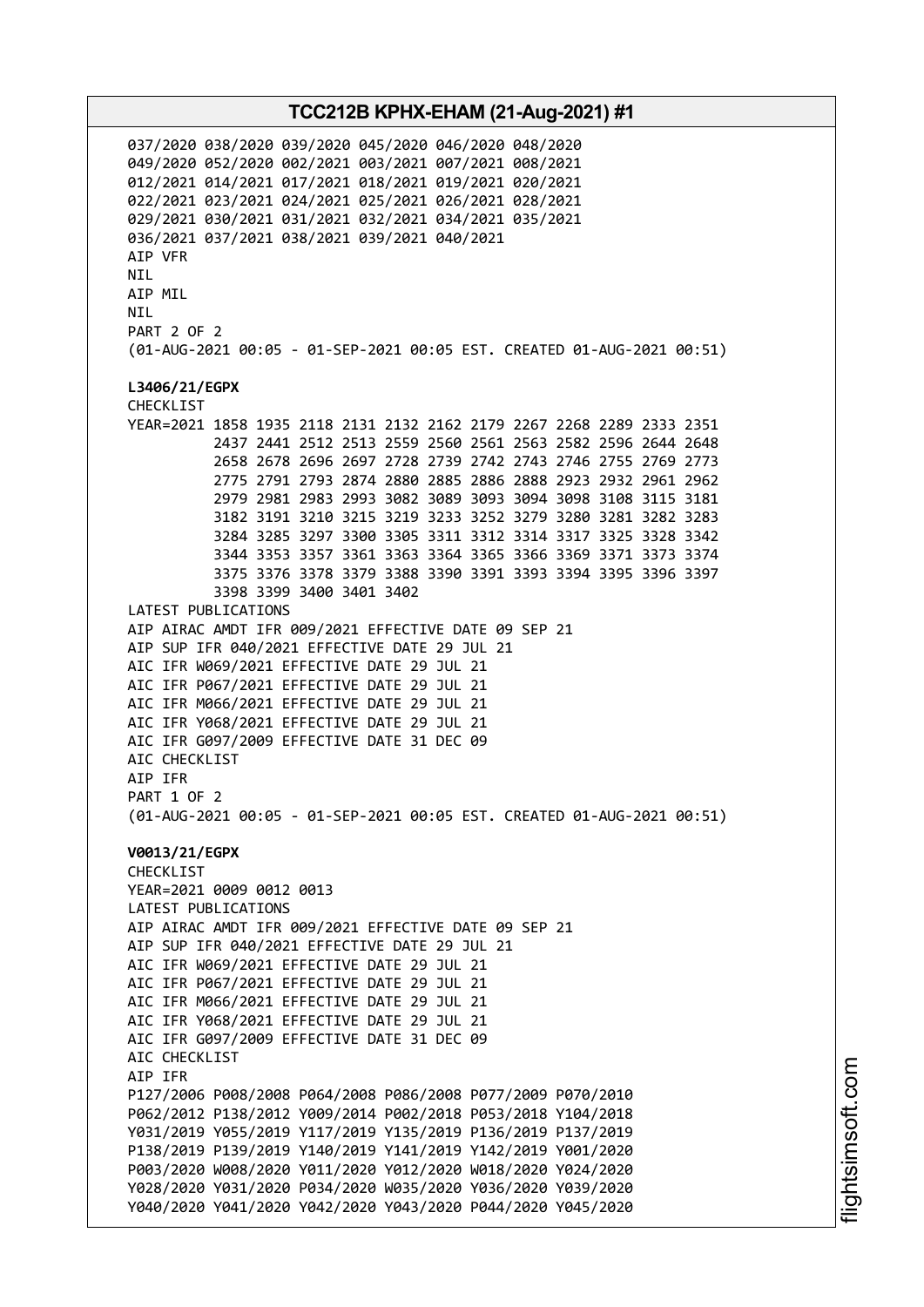037/2020 038/2020 039/2020 045/2020 046/2020 048/2020
049/2020 052/2020 002/2021 003/2021 007/2021 008/2021
012/2021 014/2021 017/2021 018/2021 019/2021 020/2021
022/2021 023/2021 024/2021 025/2021 026/2021 028/2021
029/2021 030/2021 031/2021 032/2021 034/2021 035/2021
036/2021 037/2021 038/2021 039/2021 040/2021
AIP VFR
NIL
AIP MIL
NIL
PART 2 OF 2
(01-AUG-2021 00:05 - 01-SEP-2021 00:05 EST. CREATED 01-AUG-2021 00:51)

**L3406/21/EGPX**
CHECKLIST
YEAR=2021 1858 1935 2118 2131 2132 2162 2179 2267 2268 2289 2333 2351
2437 2441 2512 2513 2559 2560 2561 2563 2582 2596 2644 2648
2658 2678 2696 2697 2728 2739 2742 2743 2746 2755 2769 2773
2775 2791 2793 2874 2880 2885 2886 2888 2923 2932 2961 2962
2979 2981 2983 2993 3082 3089 3093 3094 3098 3108 3115 3181
3182 3191 3210 3215 3219 3233 3252 3279 3280 3281 3282 3283
3284 3285 3297 3300 3305 3311 3312 3314 3317 3325 3328 3342
3344 3353 3357 3361 3363 3364 3365 3366 3369 3371 3373 3374
3375 3376 3378 3379 3388 3390 3391 3393 3394 3395 3396 3397
3398 3399 3400 3401 3402
LATEST PUBLICATIONS
AIP AIRAC AMDT IFR 009/2021 EFFECTIVE DATE 09 SEP 21
AIP SUP IFR 040/2021 EFFECTIVE DATE 29 JUL 21
AIC IFR W069/2021 EFFECTIVE DATE 29 JUL 21
AIC IFR P067/2021 EFFECTIVE DATE 29 JUL 21
AIC IFR M066/2021 EFFECTIVE DATE 29 JUL 21
AIC IFR Y068/2021 EFFECTIVE DATE 29 JUL 21
AIC IFR G097/2009 EFFECTIVE DATE 31 DEC 09
AIC CHECKLIST
AIP IFR
PART 1 OF 2
(01-AUG-2021 00:05 - 01-SEP-2021 00:05 EST. CREATED 01-AUG-2021 00:51)

**V0013/21/EGPX**
CHECKLIST
YEAR=2021 0009 0012 0013
LATEST PUBLICATIONS
AIP AIRAC AMDT IFR 009/2021 EFFECTIVE DATE 09 SEP 21
AIP SUP IFR 040/2021 EFFECTIVE DATE 29 JUL 21
AIC IFR W069/2021 EFFECTIVE DATE 29 JUL 21
AIC IFR P067/2021 EFFECTIVE DATE 29 JUL 21
AIC IFR M066/2021 EFFECTIVE DATE 29 JUL 21
AIC IFR Y068/2021 EFFECTIVE DATE 29 JUL 21
AIC IFR G097/2009 EFFECTIVE DATE 31 DEC 09
AIC CHECKLIST
AIP IFR
P127/2006 P008/2008 P064/2008 P086/2008 P077/2009 P070/2010
P062/2012 P138/2012 Y009/2014 P002/2018 P053/2018 Y104/2018
Y031/2019 Y055/2019 Y117/2019 Y135/2019 P136/2019 P137/2019
P138/2019 P139/2019 Y140/2019 Y141/2019 Y142/2019 Y001/2020
P003/2020 W008/2020 Y011/2020 Y012/2020 W018/2020 Y024/2020
Y028/2020 Y031/2020 P034/2020 W035/2020 Y036/2020 Y039/2020
Y040/2020 Y041/2020 Y042/2020 Y043/2020 P044/2020 Y045/2020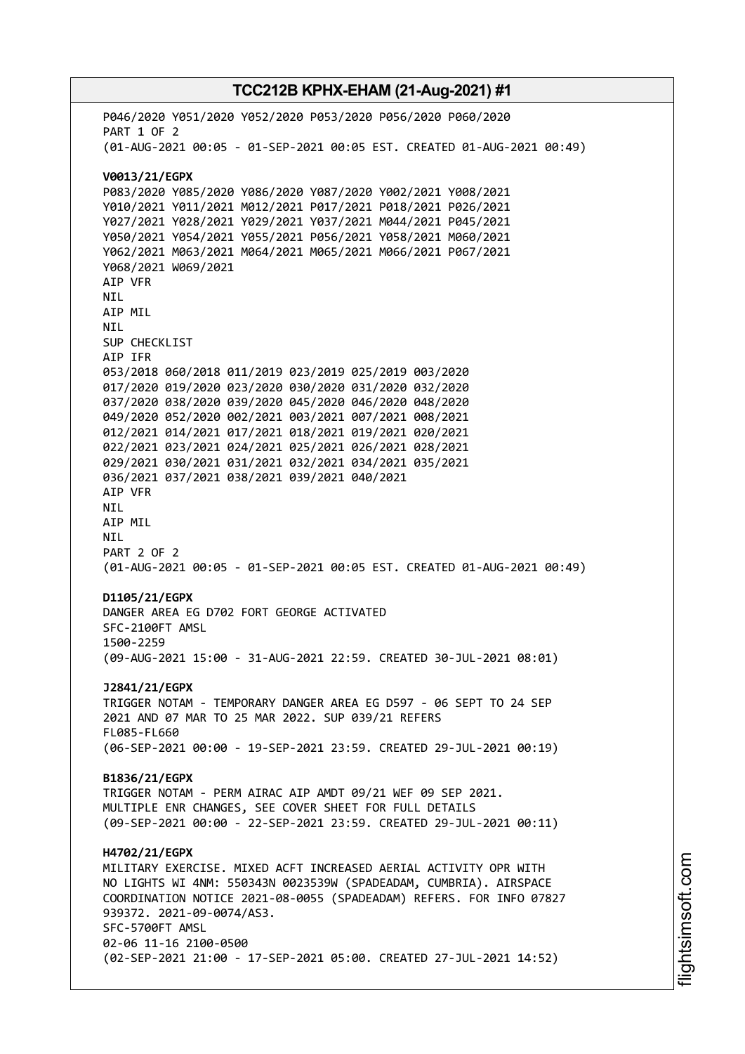P046/2020 Y051/2020 Y052/2020 P053/2020 P056/2020 P060/2020
PART 1 OF 2
(01-AUG-2021 00:05 - 01-SEP-2021 00:05 EST. CREATED 01-AUG-2021 00:49)

**V0013/21/EGPX**
P083/2020 Y085/2020 Y086/2020 Y087/2020 Y002/2021 Y008/2021
Y010/2021 Y011/2021 M012/2021 P017/2021 P018/2021 P026/2021
Y027/2021 Y028/2021 Y029/2021 Y037/2021 M044/2021 P045/2021
Y050/2021 Y054/2021 Y055/2021 P056/2021 Y058/2021 M060/2021
Y062/2021 M063/2021 M064/2021 M065/2021 M066/2021 P067/2021
Y068/2021 W069/2021
AIP VFR
NIL
AIP MIL
NIL
SUP CHECKLIST
AIP IFR
053/2018 060/2018 011/2019 023/2019 025/2019 003/2020
017/2020 019/2020 023/2020 030/2020 031/2020 032/2020
037/2020 038/2020 039/2020 045/2020 046/2020 048/2020
049/2020 052/2020 002/2021 003/2021 007/2021 008/2021
012/2021 014/2021 017/2021 018/2021 019/2021 020/2021
022/2021 023/2021 024/2021 025/2021 026/2021 028/2021
029/2021 030/2021 031/2021 032/2021 034/2021 035/2021
036/2021 037/2021 038/2021 039/2021 040/2021
AIP VFR
NIL
AIP MIL
NIL
PART 2 OF 2
(01-AUG-2021 00:05 - 01-SEP-2021 00:05 EST. CREATED 01-AUG-2021 00:49)

**D1105/21/EGPX**
DANGER AREA EG D702 FORT GEORGE ACTIVATED
SFC-2100FT AMSL
1500-2259
(09-AUG-2021 15:00 - 31-AUG-2021 22:59. CREATED 30-JUL-2021 08:01)

**J2841/21/EGPX**
TRIGGER NOTAM - TEMPORARY DANGER AREA EG D597 - 06 SEPT TO 24 SEP 2021 AND 07 MAR TO 25 MAR 2022. SUP 039/21 REFERS
FL085-FL660
(06-SEP-2021 00:00 - 19-SEP-2021 23:59. CREATED 29-JUL-2021 00:19)

**B1836/21/EGPX**
TRIGGER NOTAM - PERM AIRAC AIP AMDT 09/21 WEF 09 SEP 2021.
MULTIPLE ENR CHANGES, SEE COVER SHEET FOR FULL DETAILS
(09-SEP-2021 00:00 - 22-SEP-2021 23:59. CREATED 29-JUL-2021 00:11)

**H4702/21/EGPX**
MILITARY EXERCISE. MIXED ACFT INCREASED AERIAL ACTIVITY OPR WITH NO LIGHTS WI 4NM: 550343N 0023539W (SPADEADAM, CUMBRIA). AIRSPACE COORDINATION NOTICE 2021-08-0055 (SPADEADAM) REFERS. FOR INFO 07827 939372. 2021-09-0074/AS3.
SFC-5700FT AMSL
02-06 11-16 2100-0500
(02-SEP-2021 21:00 - 17-SEP-2021 05:00. CREATED 27-JUL-2021 14:52)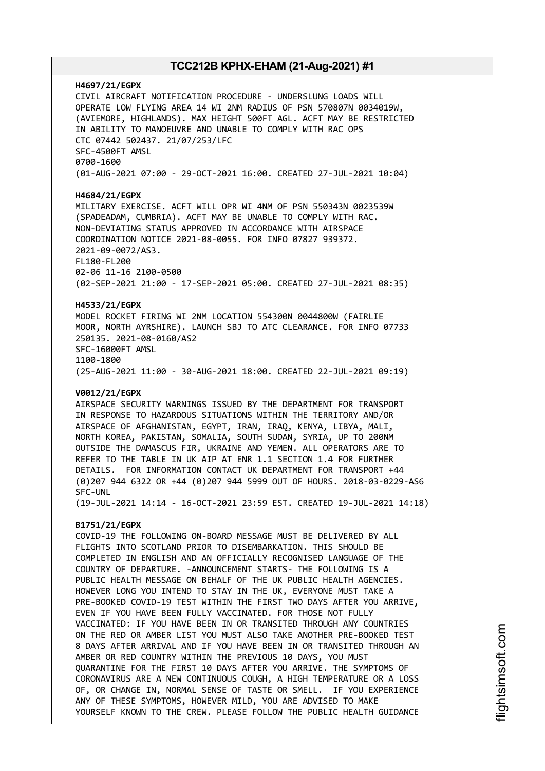**H4697/21/EGPX**
CIVIL AIRCRAFT NOTIFICATION PROCEDURE - UNDERSLUNG LOADS WILL OPERATE LOW FLYING AREA 14 WI 2NM RADIUS OF PSN 570807N 0034019W, (AVIEMORE, HIGHLANDS). MAX HEIGHT 500FT AGL. ACFT MAY BE RESTRICTED IN ABILITY TO MANOEUVRE AND UNABLE TO COMPLY WITH RAC OPS CTC 07442 502437. 21/07/253/LFC
SFC-4500FT AMSL
0700-1600
(01-AUG-2021 07:00 - 29-OCT-2021 16:00. CREATED 27-JUL-2021 10:04)

**H4684/21/EGPX**
MILITARY EXERCISE. ACFT WILL OPR WI 4NM OF PSN 550343N 0023539W (SPADEADAM, CUMBRIA). ACFT MAY BE UNABLE TO COMPLY WITH RAC. NON-DEVIATING STATUS APPROVED IN ACCORDANCE WITH AIRSPACE COORDINATION NOTICE 2021-08-0055. FOR INFO 07827 939372. 2021-09-0072/AS3.
FL180-FL200
02-06 11-16 2100-0500
(02-SEP-2021 21:00 - 17-SEP-2021 05:00. CREATED 27-JUL-2021 08:35)

**H4533/21/EGPX**
MODEL ROCKET FIRING WI 2NM LOCATION 554300N 0044800W (FAIRLIE MOOR, NORTH AYRSHIRE). LAUNCH SBJ TO ATC CLEARANCE. FOR INFO 07733 250135. 2021-08-0160/AS2
SFC-16000FT AMSL
1100-1800
(25-AUG-2021 11:00 - 30-AUG-2021 18:00. CREATED 22-JUL-2021 09:19)

**V0012/21/EGPX**
AIRSPACE SECURITY WARNINGS ISSUED BY THE DEPARTMENT FOR TRANSPORT IN RESPONSE TO HAZARDOUS SITUATIONS WITHIN THE TERRITORY AND/OR AIRSPACE OF AFGHANISTAN, EGYPT, IRAN, IRAQ, KENYA, LIBYA, MALI, NORTH KOREA, PAKISTAN, SOMALIA, SOUTH SUDAN, SYRIA, UP TO 200NM OUTSIDE THE DAMASCUS FIR, UKRAINE AND YEMEN. ALL OPERATORS ARE TO REFER TO THE TABLE IN UK AIP AT ENR 1.1 SECTION 1.4 FOR FURTHER DETAILS. FOR INFORMATION CONTACT UK DEPARTMENT FOR TRANSPORT +44 (0)207 944 6322 OR +44 (0)207 944 5999 OUT OF HOURS. 2018-03-0229-AS6
SFC-UNL
(19-JUL-2021 14:14 - 16-OCT-2021 23:59 EST. CREATED 19-JUL-2021 14:18)

**B1751/21/EGPX**
COVID-19 THE FOLLOWING ON-BOARD MESSAGE MUST BE DELIVERED BY ALL FLIGHTS INTO SCOTLAND PRIOR TO DISEMBARKATION. THIS SHOULD BE COMPLETED IN ENGLISH AND AN OFFICIALLY RECOGNISED LANGUAGE OF THE COUNTRY OF DEPARTURE. -ANNOUNCEMENT STARTS- THE FOLLOWING IS A PUBLIC HEALTH MESSAGE ON BEHALF OF THE UK PUBLIC HEALTH AGENCIES. HOWEVER LONG YOU INTEND TO STAY IN THE UK, EVERYONE MUST TAKE A PRE-BOOKED COVID-19 TEST WITHIN THE FIRST TWO DAYS AFTER YOU ARRIVE, EVEN IF YOU HAVE BEEN FULLY VACCINATED. FOR THOSE NOT FULLY VACCINATED: IF YOU HAVE BEEN IN OR TRANSITED THROUGH ANY COUNTRIES ON THE RED OR AMBER LIST YOU MUST ALSO TAKE ANOTHER PRE-BOOKED TEST 8 DAYS AFTER ARRIVAL AND IF YOU HAVE BEEN IN OR TRANSITED THROUGH AN AMBER OR RED COUNTRY WITHIN THE PREVIOUS 10 DAYS, YOU MUST QUARANTINE FOR THE FIRST 10 DAYS AFTER YOU ARRIVE. THE SYMPTOMS OF CORONAVIRUS ARE A NEW CONTINUOUS COUGH, A HIGH TEMPERATURE OR A LOSS OF, OR CHANGE IN, NORMAL SENSE OF TASTE OR SMELL. IF YOU EXPERIENCE ANY OF THESE SYMPTOMS, HOWEVER MILD, YOU ARE ADVISED TO MAKE YOURSELF KNOWN TO THE CREW. PLEASE FOLLOW THE PUBLIC HEALTH GUIDANCE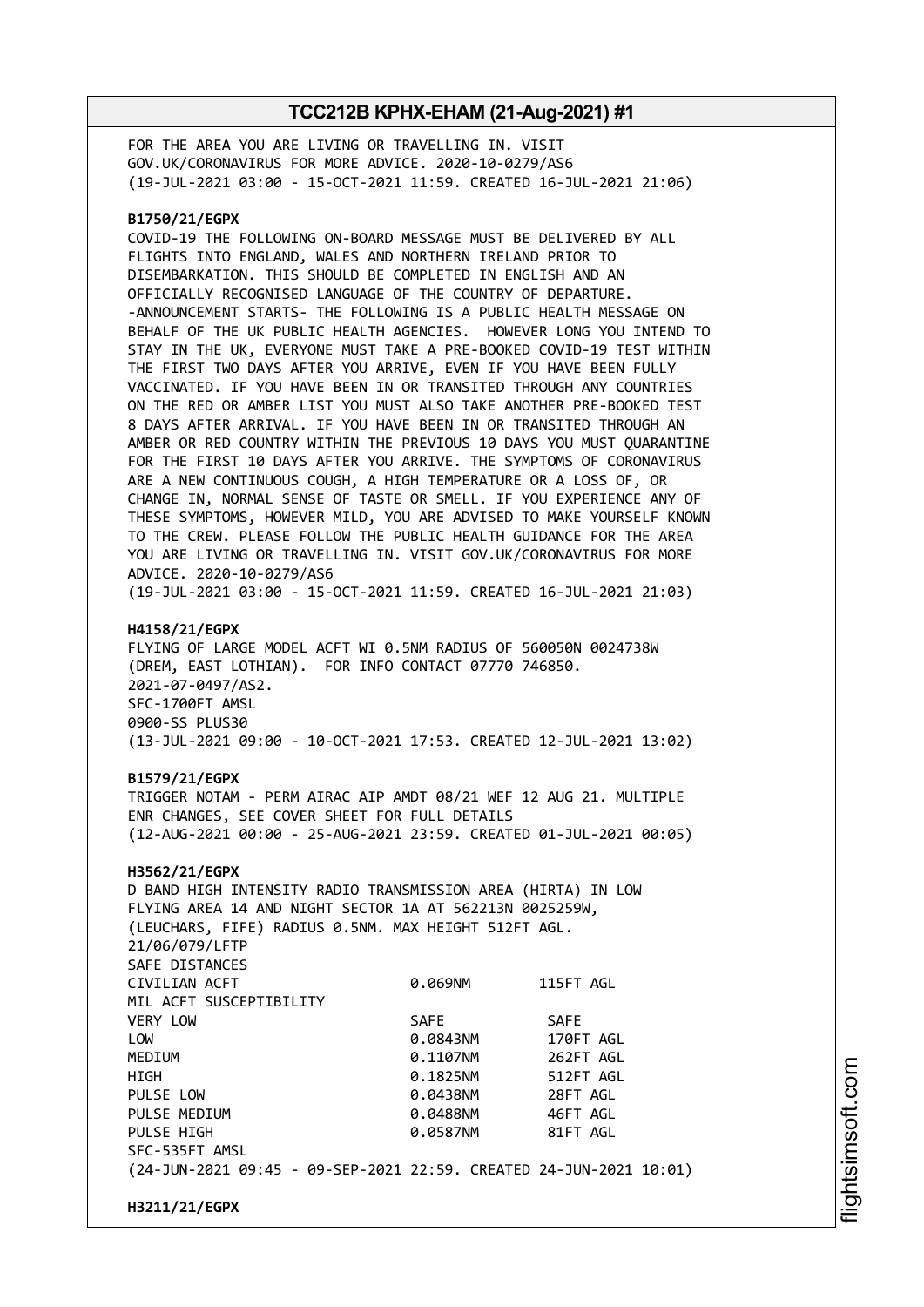FOR THE AREA YOU ARE LIVING OR TRAVELLING IN. VISIT GOV.UK/CORONAVIRUS FOR MORE ADVICE. 2020-10-0279/AS6
(19-JUL-2021 03:00 - 15-OCT-2021 11:59. CREATED 16-JUL-2021 21:06)

**B1750/21/EGPX**
COVID-19 THE FOLLOWING ON-BOARD MESSAGE MUST BE DELIVERED BY ALL FLIGHTS INTO ENGLAND, WALES AND NORTHERN IRELAND PRIOR TO DISEMBARKATION. THIS SHOULD BE COMPLETED IN ENGLISH AND AN OFFICIALLY RECOGNISED LANGUAGE OF THE COUNTRY OF DEPARTURE. -ANNOUNCEMENT STARTS- THE FOLLOWING IS A PUBLIC HEALTH MESSAGE ON BEHALF OF THE UK PUBLIC HEALTH AGENCIES. HOWEVER LONG YOU INTEND TO STAY IN THE UK, EVERYONE MUST TAKE A PRE-BOOKED COVID-19 TEST WITHIN THE FIRST TWO DAYS AFTER YOU ARRIVE, EVEN IF YOU HAVE BEEN FULLY VACCINATED. IF YOU HAVE BEEN IN OR TRANSITED THROUGH ANY COUNTRIES ON THE RED OR AMBER LIST YOU MUST ALSO TAKE ANOTHER PRE-BOOKED TEST 8 DAYS AFTER ARRIVAL. IF YOU HAVE BEEN IN OR TRANSITED THROUGH AN AMBER OR RED COUNTRY WITHIN THE PREVIOUS 10 DAYS YOU MUST QUARANTINE FOR THE FIRST 10 DAYS AFTER YOU ARRIVE. THE SYMPTOMS OF CORONAVIRUS ARE A NEW CONTINUOUS COUGH, A HIGH TEMPERATURE OR A LOSS OF, OR CHANGE IN, NORMAL SENSE OF TASTE OR SMELL. IF YOU EXPERIENCE ANY OF THESE SYMPTOMS, HOWEVER MILD, YOU ARE ADVISED TO MAKE YOURSELF KNOWN TO THE CREW. PLEASE FOLLOW THE PUBLIC HEALTH GUIDANCE FOR THE AREA YOU ARE LIVING OR TRAVELLING IN. VISIT GOV.UK/CORONAVIRUS FOR MORE ADVICE. 2020-10-0279/AS6
(19-JUL-2021 03:00 - 15-OCT-2021 11:59. CREATED 16-JUL-2021 21:03)

**H4158/21/EGPX**
FLYING OF LARGE MODEL ACFT WI 0.5NM RADIUS OF 560050N 0024738W (DREM, EAST LOTHIAN). FOR INFO CONTACT 07770 746850.
2021-07-0497/AS2.
SFC-1700FT AMSL
0900-SS PLUS30
(13-JUL-2021 09:00 - 10-OCT-2021 17:53. CREATED 12-JUL-2021 13:02)

**B1579/21/EGPX**
TRIGGER NOTAM - PERM AIRAC AIP AMDT 08/21 WEF 12 AUG 21. MULTIPLE ENR CHANGES, SEE COVER SHEET FOR FULL DETAILS
(12-AUG-2021 00:00 - 25-AUG-2021 23:59. CREATED 01-JUL-2021 00:05)

**H3562/21/EGPX**
D BAND HIGH INTENSITY RADIO TRANSMISSION AREA (HIRTA) IN LOW FLYING AREA 14 AND NIGHT SECTOR 1A AT 562213N 0025259W, (LEUCHARS, FIFE) RADIUS 0.5NM. MAX HEIGHT 512FT AGL.
21/06/079/LFTP
SAFE DISTANCES

| | | |
|---|---|---|
| CIVILIAN ACFT | 0.069NM | 115FT AGL |
| MIL ACFT SUSCEPTIBILITY | | |
| VERY LOW | SAFE | SAFE |
| LOW | 0.0843NM | 170FT AGL |
| MEDIUM | 0.1107NM | 262FT AGL |
| HIGH | 0.1825NM | 512FT AGL |
| PULSE LOW | 0.0438NM | 28FT AGL |
| PULSE MEDIUM | 0.0488NM | 46FT AGL |
| PULSE HIGH | 0.0587NM | 81FT AGL |

SFC-535FT AMSL
(24-JUN-2021 09:45 - 09-SEP-2021 22:59. CREATED 24-JUN-2021 10:01)

**H3211/21/EGPX**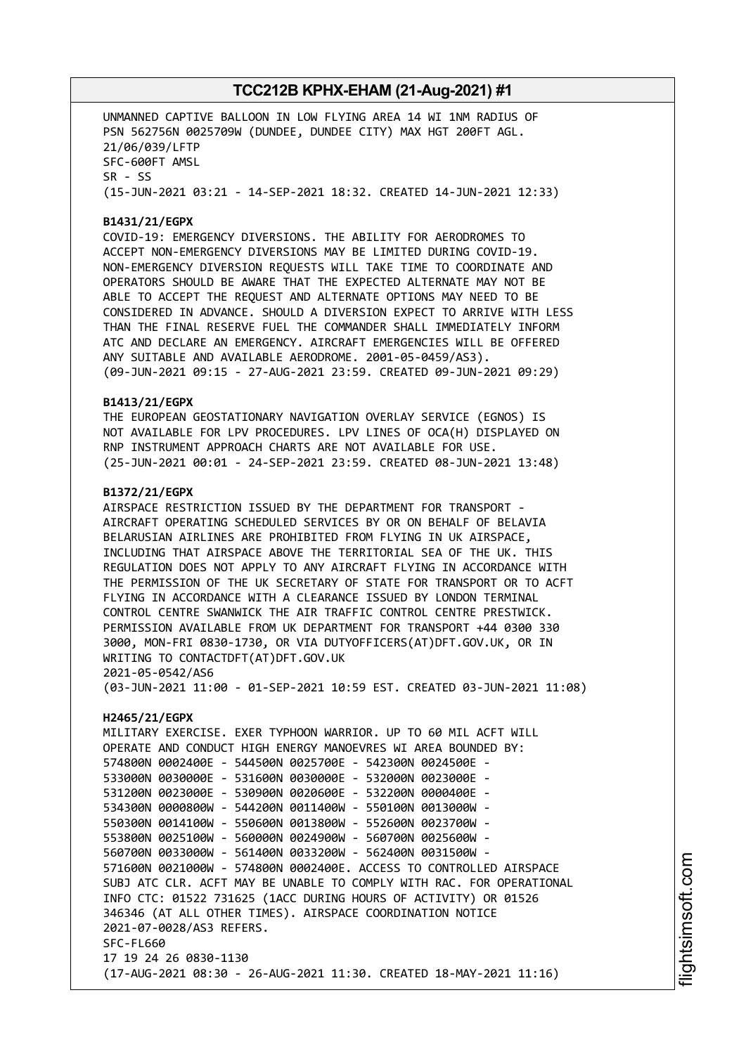UNMANNED CAPTIVE BALLOON IN LOW FLYING AREA 14 WI 1NM RADIUS OF PSN 562756N 0025709W (DUNDEE, DUNDEE CITY) MAX HGT 200FT AGL.
21/06/039/LFTP
SFC-600FT AMSL
SR - SS
(15-JUN-2021 03:21 - 14-SEP-2021 18:32. CREATED 14-JUN-2021 12:33)

**B1431/21/EGPX**
COVID-19: EMERGENCY DIVERSIONS. THE ABILITY FOR AERODROMES TO ACCEPT NON-EMERGENCY DIVERSIONS MAY BE LIMITED DURING COVID-19. NON-EMERGENCY DIVERSION REQUESTS WILL TAKE TIME TO COORDINATE AND OPERATORS SHOULD BE AWARE THAT THE EXPECTED ALTERNATE MAY NOT BE ABLE TO ACCEPT THE REQUEST AND ALTERNATE OPTIONS MAY NEED TO BE CONSIDERED IN ADVANCE. SHOULD A DIVERSION EXPECT TO ARRIVE WITH LESS THAN THE FINAL RESERVE FUEL THE COMMANDER SHALL IMMEDIATELY INFORM ATC AND DECLARE AN EMERGENCY. AIRCRAFT EMERGENCIES WILL BE OFFERED ANY SUITABLE AND AVAILABLE AERODROME. 2001-05-0459/AS3).
(09-JUN-2021 09:15 - 27-AUG-2021 23:59. CREATED 09-JUN-2021 09:29)

**B1413/21/EGPX**
THE EUROPEAN GEOSTATIONARY NAVIGATION OVERLAY SERVICE (EGNOS) IS NOT AVAILABLE FOR LPV PROCEDURES. LPV LINES OF OCA(H) DISPLAYED ON RNP INSTRUMENT APPROACH CHARTS ARE NOT AVAILABLE FOR USE.
(25-JUN-2021 00:01 - 24-SEP-2021 23:59. CREATED 08-JUN-2021 13:48)

**B1372/21/EGPX**
AIRSPACE RESTRICTION ISSUED BY THE DEPARTMENT FOR TRANSPORT - AIRCRAFT OPERATING SCHEDULED SERVICES BY OR ON BEHALF OF BELAVIA BELARUSIAN AIRLINES ARE PROHIBITED FROM FLYING IN UK AIRSPACE, INCLUDING THAT AIRSPACE ABOVE THE TERRITORIAL SEA OF THE UK. THIS REGULATION DOES NOT APPLY TO ANY AIRCRAFT FLYING IN ACCORDANCE WITH THE PERMISSION OF THE UK SECRETARY OF STATE FOR TRANSPORT OR TO ACFT FLYING IN ACCORDANCE WITH A CLEARANCE ISSUED BY LONDON TERMINAL CONTROL CENTRE SWANWICK THE AIR TRAFFIC CONTROL CENTRE PRESTWICK. PERMISSION AVAILABLE FROM UK DEPARTMENT FOR TRANSPORT +44 0300 330 3000, MON-FRI 0830-1730, OR VIA DUTYOFFICERS(AT)DFT.GOV.UK, OR IN WRITING TO CONTACTDFT(AT)DFT.GOV.UK
2021-05-0542/AS6
(03-JUN-2021 11:00 - 01-SEP-2021 10:59 EST. CREATED 03-JUN-2021 11:08)

**H2465/21/EGPX**
MILITARY EXERCISE. EXER TYPHOON WARRIOR. UP TO 60 MIL ACFT WILL OPERATE AND CONDUCT HIGH ENERGY MANOEVRES WI AREA BOUNDED BY:
574800N 0002400E - 544500N 0025700E - 542300N 0024500E -
533000N 0030000E - 531600N 0030000E - 532000N 0023000E -
531200N 0023000E - 530900N 0020600E - 532200N 0000400E -
534300N 0000800W - 544200N 0011400W - 550100N 0013000W -
550300N 0014100W - 550600N 0013800W - 552600N 0023700W -
553800N 0025100W - 560000N 0024900W - 560700N 0025600W -
560700N 0033000W - 561400N 0033200W - 562400N 0031500W -
571600N 0021000W - 574800N 0002400E. ACCESS TO CONTROLLED AIRSPACE SUBJ ATC CLR. ACFT MAY BE UNABLE TO COMPLY WITH RAC. FOR OPERATIONAL INFO CTC: 01522 731625 (1ACC DURING HOURS OF ACTIVITY) OR 01526 346346 (AT ALL OTHER TIMES). AIRSPACE COORDINATION NOTICE 2021-07-0028/AS3 REFERS.
SFC-FL660
17 19 24 26 0830-1130
(17-AUG-2021 08:30 - 26-AUG-2021 11:30. CREATED 18-MAY-2021 11:16)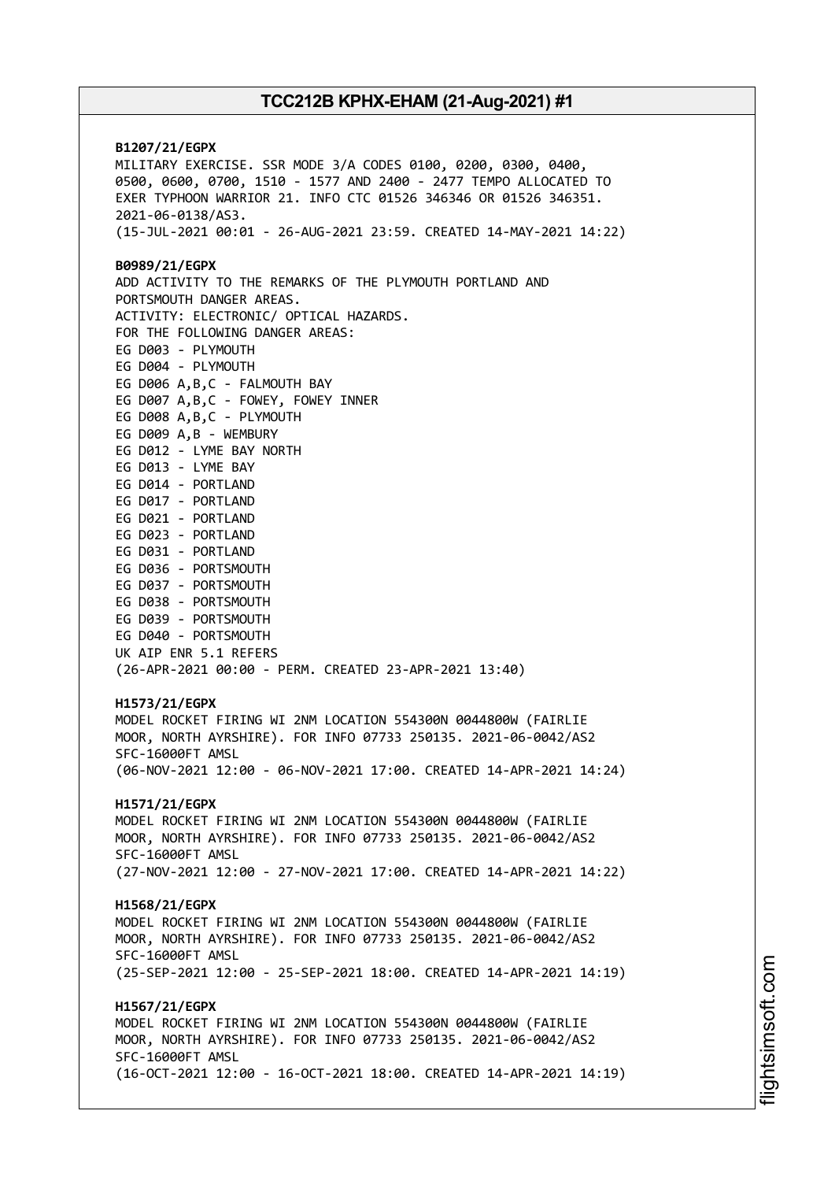**B1207/21/EGPX**
MILITARY EXERCISE. SSR MODE 3/A CODES 0100, 0200, 0300, 0400, 0500, 0600, 0700, 1510 - 1577 AND 2400 - 2477 TEMPO ALLOCATED TO EXER TYPHOON WARRIOR 21. INFO CTC 01526 346346 OR 01526 346351. 2021-06-0138/AS3.
(15-JUL-2021 00:01 - 26-AUG-2021 23:59. CREATED 14-MAY-2021 14:22)

**B0989/21/EGPX**
ADD ACTIVITY TO THE REMARKS OF THE PLYMOUTH PORTLAND AND PORTSMOUTH DANGER AREAS.
ACTIVITY: ELECTRONIC/ OPTICAL HAZARDS.
FOR THE FOLLOWING DANGER AREAS:
EG D003 - PLYMOUTH
EG D004 - PLYMOUTH
EG D006 A,B,C - FALMOUTH BAY
EG D007 A,B,C - FOWEY, FOWEY INNER
EG D008 A,B,C - PLYMOUTH
EG D009 A,B - WEMBURY
EG D012 - LYME BAY NORTH
EG D013 - LYME BAY
EG D014 - PORTLAND
EG D017 - PORTLAND
EG D021 - PORTLAND
EG D023 - PORTLAND
EG D031 - PORTLAND
EG D036 - PORTSMOUTH
EG D037 - PORTSMOUTH
EG D038 - PORTSMOUTH
EG D039 - PORTSMOUTH
EG D040 - PORTSMOUTH
UK AIP ENR 5.1 REFERS
(26-APR-2021 00:00 - PERM. CREATED 23-APR-2021 13:40)

**H1573/21/EGPX**
MODEL ROCKET FIRING WI 2NM LOCATION 554300N 0044800W (FAIRLIE MOOR, NORTH AYRSHIRE). FOR INFO 07733 250135. 2021-06-0042/AS2
SFC-16000FT AMSL
(06-NOV-2021 12:00 - 06-NOV-2021 17:00. CREATED 14-APR-2021 14:24)

**H1571/21/EGPX**
MODEL ROCKET FIRING WI 2NM LOCATION 554300N 0044800W (FAIRLIE MOOR, NORTH AYRSHIRE). FOR INFO 07733 250135. 2021-06-0042/AS2
SFC-16000FT AMSL
(27-NOV-2021 12:00 - 27-NOV-2021 17:00. CREATED 14-APR-2021 14:22)

**H1568/21/EGPX**
MODEL ROCKET FIRING WI 2NM LOCATION 554300N 0044800W (FAIRLIE MOOR, NORTH AYRSHIRE). FOR INFO 07733 250135. 2021-06-0042/AS2
SFC-16000FT AMSL
(25-SEP-2021 12:00 - 25-SEP-2021 18:00. CREATED 14-APR-2021 14:19)

**H1567/21/EGPX**
MODEL ROCKET FIRING WI 2NM LOCATION 554300N 0044800W (FAIRLIE MOOR, NORTH AYRSHIRE). FOR INFO 07733 250135. 2021-06-0042/AS2
SFC-16000FT AMSL
(16-OCT-2021 12:00 - 16-OCT-2021 18:00. CREATED 14-APR-2021 14:19)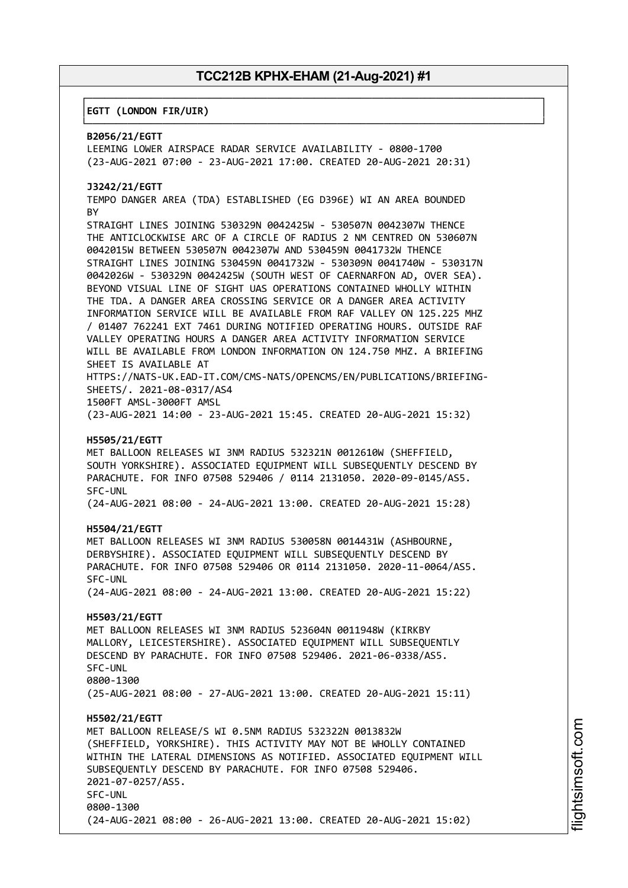**EGTT (LONDON FIR/UIR)**

**B2056/21/EGTT**
LEEMING LOWER AIRSPACE RADAR SERVICE AVAILABILITY - 0800-1700
(23-AUG-2021 07:00 - 23-AUG-2021 17:00. CREATED 20-AUG-2021 20:31)

**J3242/21/EGTT**
TEMPO DANGER AREA (TDA) ESTABLISHED (EG D396E) WI AN AREA BOUNDED BY
STRAIGHT LINES JOINING 530329N 0042425W - 530507N 0042307W THENCE THE ANTICLOCKWISE ARC OF A CIRCLE OF RADIUS 2 NM CENTRED ON 530607N 0042015W BETWEEN 530507N 0042307W AND 530459N 0041732W THENCE STRAIGHT LINES JOINING 530459N 0041732W - 530309N 0041740W - 530317N 0042026W - 530329N 0042425W (SOUTH WEST OF CAERNARFON AD, OVER SEA). BEYOND VISUAL LINE OF SIGHT UAS OPERATIONS CONTAINED WHOLLY WITHIN THE TDA. A DANGER AREA CROSSING SERVICE OR A DANGER AREA ACTIVITY INFORMATION SERVICE WILL BE AVAILABLE FROM RAF VALLEY ON 125.225 MHZ / 01407 762241 EXT 7461 DURING NOTIFIED OPERATING HOURS. OUTSIDE RAF VALLEY OPERATING HOURS A DANGER AREA ACTIVITY INFORMATION SERVICE WILL BE AVAILABLE FROM LONDON INFORMATION ON 124.750 MHZ. A BRIEFING SHEET IS AVAILABLE AT
HTTPS://NATS-UK.EAD-IT.COM/CMS-NATS/OPENCMS/EN/PUBLICATIONS/BRIEFING-SHEETS/. 2021-08-0317/AS4
1500FT AMSL-3000FT AMSL
(23-AUG-2021 14:00 - 23-AUG-2021 15:45. CREATED 20-AUG-2021 15:32)

**H5505/21/EGTT**
MET BALLOON RELEASES WI 3NM RADIUS 532321N 0012610W (SHEFFIELD, SOUTH YORKSHIRE). ASSOCIATED EQUIPMENT WILL SUBSEQUENTLY DESCEND BY PARACHUTE. FOR INFO 07508 529406 / 0114 2131050. 2020-09-0145/AS5.
SFC-UNL
(24-AUG-2021 08:00 - 24-AUG-2021 13:00. CREATED 20-AUG-2021 15:28)

**H5504/21/EGTT**
MET BALLOON RELEASES WI 3NM RADIUS 530058N 0014431W (ASHBOURNE, DERBYSHIRE). ASSOCIATED EQUIPMENT WILL SUBSEQUENTLY DESCEND BY PARACHUTE. FOR INFO 07508 529406 OR 0114 2131050. 2020-11-0064/AS5.
SFC-UNL
(24-AUG-2021 08:00 - 24-AUG-2021 13:00. CREATED 20-AUG-2021 15:22)

**H5503/21/EGTT**
MET BALLOON RELEASES WI 3NM RADIUS 523604N 0011948W (KIRKBY MALLORY, LEICESTERSHIRE). ASSOCIATED EQUIPMENT WILL SUBSEQUENTLY DESCEND BY PARACHUTE. FOR INFO 07508 529406. 2021-06-0338/AS5.
SFC-UNL
0800-1300
(25-AUG-2021 08:00 - 27-AUG-2021 13:00. CREATED 20-AUG-2021 15:11)

**H5502/21/EGTT**
MET BALLOON RELEASE/S WI 0.5NM RADIUS 532322N 0013832W (SHEFFIELD, YORKSHIRE). THIS ACTIVITY MAY NOT BE WHOLLY CONTAINED WITHIN THE LATERAL DIMENSIONS AS NOTIFIED. ASSOCIATED EQUIPMENT WILL SUBSEQUENTLY DESCEND BY PARACHUTE. FOR INFO 07508 529406.
2021-07-0257/AS5.
SFC-UNL
0800-1300
(24-AUG-2021 08:00 - 26-AUG-2021 13:00. CREATED 20-AUG-2021 15:02)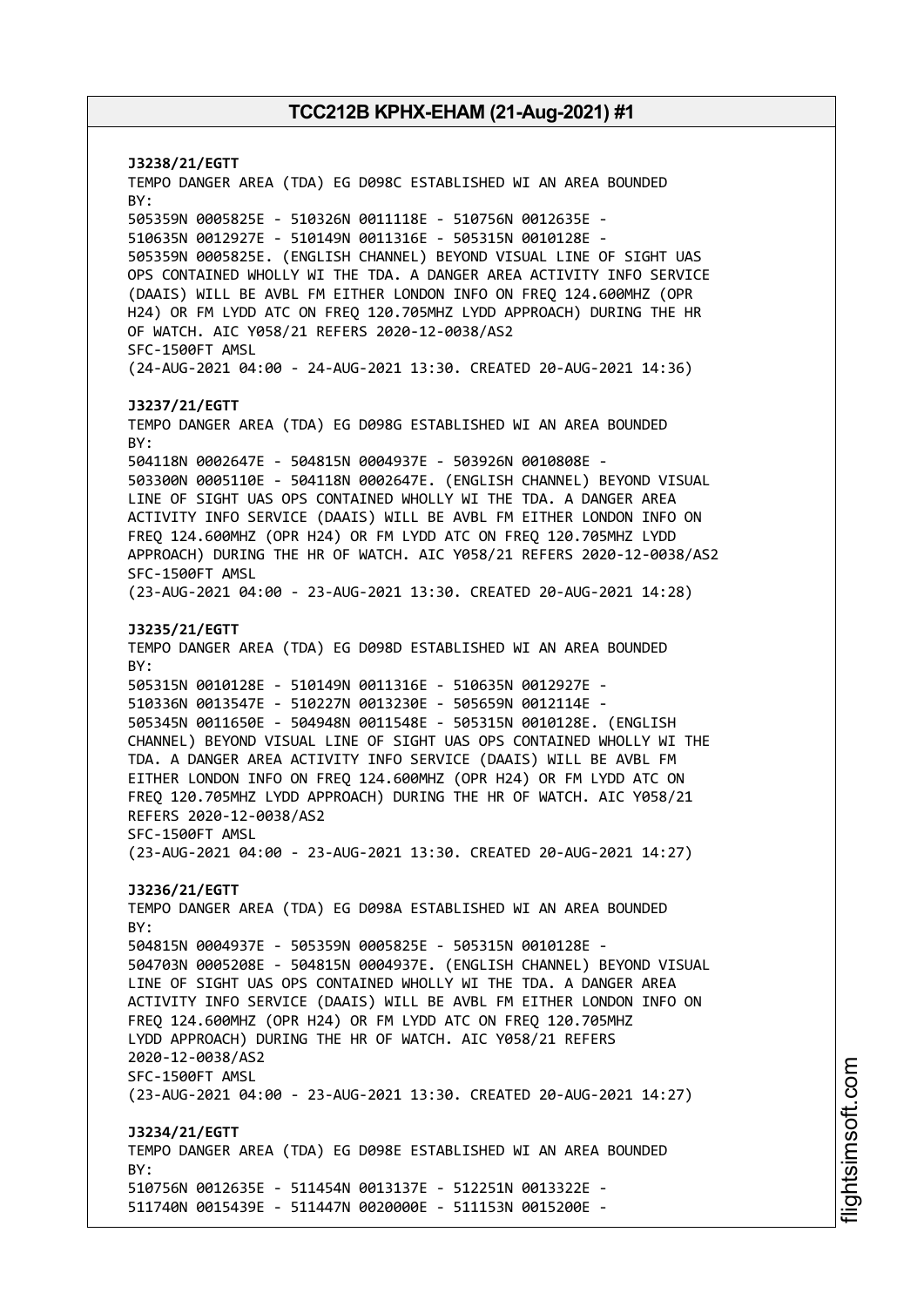**J3238/21/EGTT**
TEMPO DANGER AREA (TDA) EG D098C ESTABLISHED WI AN AREA BOUNDED BY:
505359N 0005825E - 510326N 0011118E - 510756N 0012635E -
510635N 0012927E - 510149N 0011316E - 505315N 0010128E -
505359N 0005825E. (ENGLISH CHANNEL) BEYOND VISUAL LINE OF SIGHT UAS OPS CONTAINED WHOLLY WI THE TDA. A DANGER AREA ACTIVITY INFO SERVICE (DAAIS) WILL BE AVBL FM EITHER LONDON INFO ON FREQ 124.600MHZ (OPR H24) OR FM LYDD ATC ON FREQ 120.705MHZ LYDD APPROACH) DURING THE HR OF WATCH. AIC Y058/21 REFERS 2020-12-0038/AS2
SFC-1500FT AMSL
(24-AUG-2021 04:00 - 24-AUG-2021 13:30. CREATED 20-AUG-2021 14:36)

**J3237/21/EGTT**
TEMPO DANGER AREA (TDA) EG D098G ESTABLISHED WI AN AREA BOUNDED BY:
504118N 0002647E - 504815N 0004937E - 503926N 0010808E -
503300N 0005110E - 504118N 0002647E. (ENGLISH CHANNEL) BEYOND VISUAL LINE OF SIGHT UAS OPS CONTAINED WHOLLY WI THE TDA. A DANGER AREA ACTIVITY INFO SERVICE (DAAIS) WILL BE AVBL FM EITHER LONDON INFO ON FREQ 124.600MHZ (OPR H24) OR FM LYDD ATC ON FREQ 120.705MHZ LYDD APPROACH) DURING THE HR OF WATCH. AIC Y058/21 REFERS 2020-12-0038/AS2
SFC-1500FT AMSL
(23-AUG-2021 04:00 - 23-AUG-2021 13:30. CREATED 20-AUG-2021 14:28)

**J3235/21/EGTT**
TEMPO DANGER AREA (TDA) EG D098D ESTABLISHED WI AN AREA BOUNDED BY:
505315N 0010128E - 510149N 0011316E - 510635N 0012927E -
510336N 0013547E - 510227N 0013230E - 505659N 0012114E -
505345N 0011650E - 504948N 0011548E - 505315N 0010128E. (ENGLISH CHANNEL) BEYOND VISUAL LINE OF SIGHT UAS OPS CONTAINED WHOLLY WI THE TDA. A DANGER AREA ACTIVITY INFO SERVICE (DAAIS) WILL BE AVBL FM EITHER LONDON INFO ON FREQ 124.600MHZ (OPR H24) OR FM LYDD ATC ON FREQ 120.705MHZ LYDD APPROACH) DURING THE HR OF WATCH. AIC Y058/21 REFERS 2020-12-0038/AS2
SFC-1500FT AMSL
(23-AUG-2021 04:00 - 23-AUG-2021 13:30. CREATED 20-AUG-2021 14:27)

**J3236/21/EGTT**
TEMPO DANGER AREA (TDA) EG D098A ESTABLISHED WI AN AREA BOUNDED BY:
504815N 0004937E - 505359N 0005825E - 505315N 0010128E -
504703N 0005208E - 504815N 0004937E. (ENGLISH CHANNEL) BEYOND VISUAL LINE OF SIGHT UAS OPS CONTAINED WHOLLY WI THE TDA. A DANGER AREA ACTIVITY INFO SERVICE (DAAIS) WILL BE AVBL FM EITHER LONDON INFO ON FREQ 124.600MHZ (OPR H24) OR FM LYDD ATC ON FREQ 120.705MHZ LYDD APPROACH) DURING THE HR OF WATCH. AIC Y058/21 REFERS 2020-12-0038/AS2
SFC-1500FT AMSL
(23-AUG-2021 04:00 - 23-AUG-2021 13:30. CREATED 20-AUG-2021 14:27)

**J3234/21/EGTT**
TEMPO DANGER AREA (TDA) EG D098E ESTABLISHED WI AN AREA BOUNDED BY:
510756N 0012635E - 511454N 0013137E - 512251N 0013322E -
511740N 0015439E - 511447N 0020000E - 511153N 0015200E -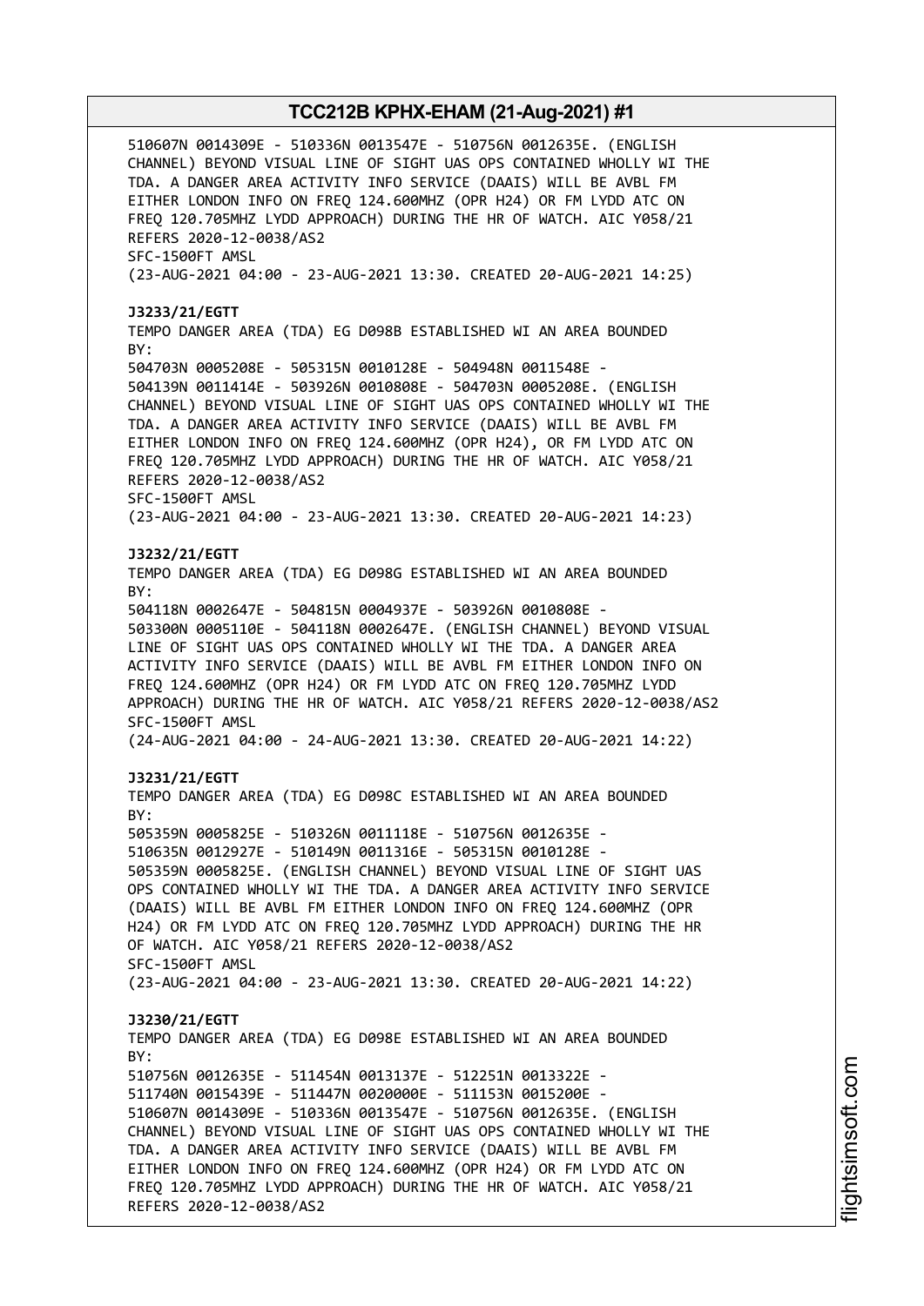510607N 0014309E - 510336N 0013547E - 510756N 0012635E. (ENGLISH CHANNEL) BEYOND VISUAL LINE OF SIGHT UAS OPS CONTAINED WHOLLY WI THE TDA. A DANGER AREA ACTIVITY INFO SERVICE (DAAIS) WILL BE AVBL FM EITHER LONDON INFO ON FREQ 124.600MHZ (OPR H24) OR FM LYDD ATC ON FREQ 120.705MHZ LYDD APPROACH) DURING THE HR OF WATCH. AIC Y058/21 REFERS 2020-12-0038/AS2
SFC-1500FT AMSL
(23-AUG-2021 04:00 - 23-AUG-2021 13:30. CREATED 20-AUG-2021 14:25)

**J3233/21/EGTT**
TEMPO DANGER AREA (TDA) EG D098B ESTABLISHED WI AN AREA BOUNDED BY:
504703N 0005208E - 505315N 0010128E - 504948N 0011548E - 504139N 0011414E - 503926N 0010808E - 504703N 0005208E. (ENGLISH CHANNEL) BEYOND VISUAL LINE OF SIGHT UAS OPS CONTAINED WHOLLY WI THE TDA. A DANGER AREA ACTIVITY INFO SERVICE (DAAIS) WILL BE AVBL FM EITHER LONDON INFO ON FREQ 124.600MHZ (OPR H24), OR FM LYDD ATC ON FREQ 120.705MHZ LYDD APPROACH) DURING THE HR OF WATCH. AIC Y058/21 REFERS 2020-12-0038/AS2
SFC-1500FT AMSL
(23-AUG-2021 04:00 - 23-AUG-2021 13:30. CREATED 20-AUG-2021 14:23)

**J3232/21/EGTT**
TEMPO DANGER AREA (TDA) EG D098G ESTABLISHED WI AN AREA BOUNDED BY:
504118N 0002647E - 504815N 0004937E - 503926N 0010808E - 503300N 0005110E - 504118N 0002647E. (ENGLISH CHANNEL) BEYOND VISUAL LINE OF SIGHT UAS OPS CONTAINED WHOLLY WI THE TDA. A DANGER AREA ACTIVITY INFO SERVICE (DAAIS) WILL BE AVBL FM EITHER LONDON INFO ON FREQ 124.600MHZ (OPR H24) OR FM LYDD ATC ON FREQ 120.705MHZ LYDD APPROACH) DURING THE HR OF WATCH. AIC Y058/21 REFERS 2020-12-0038/AS2
SFC-1500FT AMSL
(24-AUG-2021 04:00 - 24-AUG-2021 13:30. CREATED 20-AUG-2021 14:22)

**J3231/21/EGTT**
TEMPO DANGER AREA (TDA) EG D098C ESTABLISHED WI AN AREA BOUNDED BY:
505359N 0005825E - 510326N 0011118E - 510756N 0012635E - 510635N 0012927E - 510149N 0011316E - 505315N 0010128E - 505359N 0005825E. (ENGLISH CHANNEL) BEYOND VISUAL LINE OF SIGHT UAS OPS CONTAINED WHOLLY WI THE TDA. A DANGER AREA ACTIVITY INFO SERVICE (DAAIS) WILL BE AVBL FM EITHER LONDON INFO ON FREQ 124.600MHZ (OPR H24) OR FM LYDD ATC ON FREQ 120.705MHZ LYDD APPROACH) DURING THE HR OF WATCH. AIC Y058/21 REFERS 2020-12-0038/AS2
SFC-1500FT AMSL
(23-AUG-2021 04:00 - 23-AUG-2021 13:30. CREATED 20-AUG-2021 14:22)

**J3230/21/EGTT**
TEMPO DANGER AREA (TDA) EG D098E ESTABLISHED WI AN AREA BOUNDED BY:
510756N 0012635E - 511454N 0013137E - 512251N 0013322E - 511740N 0015439E - 511447N 0020000E - 511153N 0015200E - 510607N 0014309E - 510336N 0013547E - 510756N 0012635E. (ENGLISH CHANNEL) BEYOND VISUAL LINE OF SIGHT UAS OPS CONTAINED WHOLLY WI THE TDA. A DANGER AREA ACTIVITY INFO SERVICE (DAAIS) WILL BE AVBL FM EITHER LONDON INFO ON FREQ 124.600MHZ (OPR H24) OR FM LYDD ATC ON FREQ 120.705MHZ LYDD APPROACH) DURING THE HR OF WATCH. AIC Y058/21 REFERS 2020-12-0038/AS2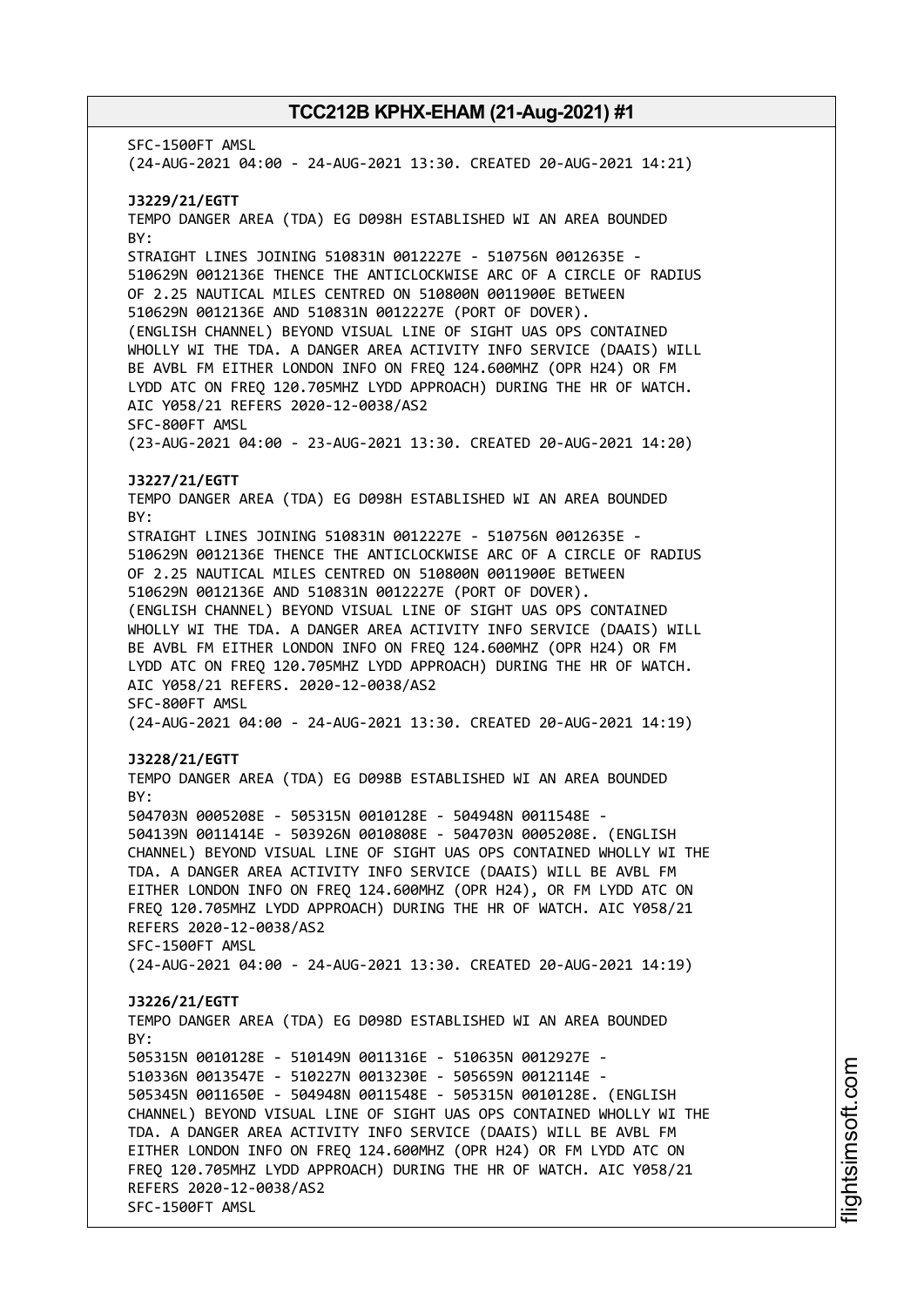SFC-1500FT AMSL
(24-AUG-2021 04:00 - 24-AUG-2021 13:30. CREATED 20-AUG-2021 14:21)

**J3229/21/EGTT**
TEMPO DANGER AREA (TDA) EG D098H ESTABLISHED WI AN AREA BOUNDED BY:
STRAIGHT LINES JOINING 510831N 0012227E - 510756N 0012635E - 510629N 0012136E THENCE THE ANTICLOCKWISE ARC OF A CIRCLE OF RADIUS OF 2.25 NAUTICAL MILES CENTRED ON 510800N 0011900E BETWEEN 510629N 0012136E AND 510831N 0012227E (PORT OF DOVER).
(ENGLISH CHANNEL) BEYOND VISUAL LINE OF SIGHT UAS OPS CONTAINED WHOLLY WI THE TDA. A DANGER AREA ACTIVITY INFO SERVICE (DAAIS) WILL BE AVBL FM EITHER LONDON INFO ON FREQ 124.600MHZ (OPR H24) OR FM LYDD ATC ON FREQ 120.705MHZ LYDD APPROACH) DURING THE HR OF WATCH.
AIC Y058/21 REFERS 2020-12-0038/AS2
SFC-800FT AMSL
(23-AUG-2021 04:00 - 23-AUG-2021 13:30. CREATED 20-AUG-2021 14:20)

**J3227/21/EGTT**
TEMPO DANGER AREA (TDA) EG D098H ESTABLISHED WI AN AREA BOUNDED BY:
STRAIGHT LINES JOINING 510831N 0012227E - 510756N 0012635E - 510629N 0012136E THENCE THE ANTICLOCKWISE ARC OF A CIRCLE OF RADIUS OF 2.25 NAUTICAL MILES CENTRED ON 510800N 0011900E BETWEEN 510629N 0012136E AND 510831N 0012227E (PORT OF DOVER).
(ENGLISH CHANNEL) BEYOND VISUAL LINE OF SIGHT UAS OPS CONTAINED WHOLLY WI THE TDA. A DANGER AREA ACTIVITY INFO SERVICE (DAAIS) WILL BE AVBL FM EITHER LONDON INFO ON FREQ 124.600MHZ (OPR H24) OR FM LYDD ATC ON FREQ 120.705MHZ LYDD APPROACH) DURING THE HR OF WATCH.
AIC Y058/21 REFERS. 2020-12-0038/AS2
SFC-800FT AMSL
(24-AUG-2021 04:00 - 24-AUG-2021 13:30. CREATED 20-AUG-2021 14:19)

**J3228/21/EGTT**
TEMPO DANGER AREA (TDA) EG D098B ESTABLISHED WI AN AREA BOUNDED BY:
504703N 0005208E - 505315N 0010128E - 504948N 0011548E - 504139N 0011414E - 503926N 0010808E - 504703N 0005208E. (ENGLISH CHANNEL) BEYOND VISUAL LINE OF SIGHT UAS OPS CONTAINED WHOLLY WI THE TDA. A DANGER AREA ACTIVITY INFO SERVICE (DAAIS) WILL BE AVBL FM EITHER LONDON INFO ON FREQ 124.600MHZ (OPR H24), OR FM LYDD ATC ON FREQ 120.705MHZ LYDD APPROACH) DURING THE HR OF WATCH. AIC Y058/21 REFERS 2020-12-0038/AS2
SFC-1500FT AMSL
(24-AUG-2021 04:00 - 24-AUG-2021 13:30. CREATED 20-AUG-2021 14:19)

**J3226/21/EGTT**
TEMPO DANGER AREA (TDA) EG D098D ESTABLISHED WI AN AREA BOUNDED BY:
505315N 0010128E - 510149N 0011316E - 510635N 0012927E - 510336N 0013547E - 510227N 0013230E - 505659N 0012114E - 505345N 0011650E - 504948N 0011548E - 505315N 0010128E. (ENGLISH CHANNEL) BEYOND VISUAL LINE OF SIGHT UAS OPS CONTAINED WHOLLY WI THE TDA. A DANGER AREA ACTIVITY INFO SERVICE (DAAIS) WILL BE AVBL FM EITHER LONDON INFO ON FREQ 124.600MHZ (OPR H24) OR FM LYDD ATC ON FREQ 120.705MHZ LYDD APPROACH) DURING THE HR OF WATCH. AIC Y058/21 REFERS 2020-12-0038/AS2
SFC-1500FT AMSL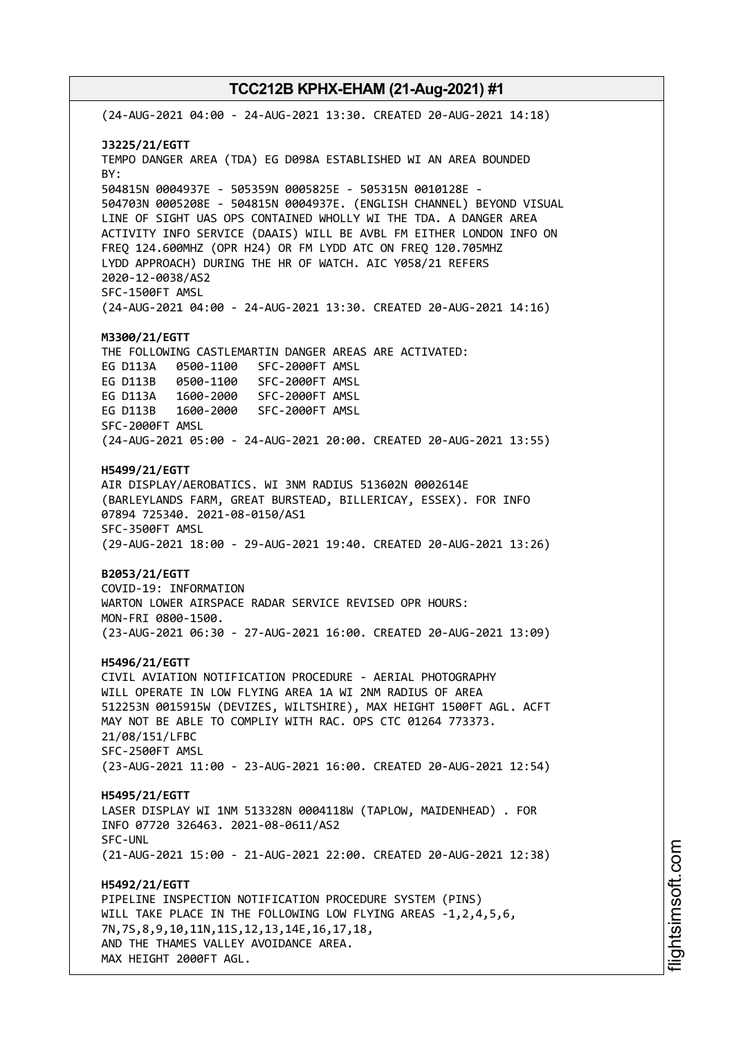(24-AUG-2021 04:00 - 24-AUG-2021 13:30. CREATED 20-AUG-2021 14:18)

**J3225/21/EGTT**
TEMPO DANGER AREA (TDA) EG D098A ESTABLISHED WI AN AREA BOUNDED BY:
504815N 0004937E - 505359N 0005825E - 505315N 0010128E - 504703N 0005208E - 504815N 0004937E. (ENGLISH CHANNEL) BEYOND VISUAL LINE OF SIGHT UAS OPS CONTAINED WHOLLY WI THE TDA. A DANGER AREA ACTIVITY INFO SERVICE (DAAIS) WILL BE AVBL FM EITHER LONDON INFO ON FREQ 124.600MHZ (OPR H24) OR FM LYDD ATC ON FREQ 120.705MHZ LYDD APPROACH) DURING THE HR OF WATCH. AIC Y058/21 REFERS 2020-12-0038/AS2
SFC-1500FT AMSL
(24-AUG-2021 04:00 - 24-AUG-2021 13:30. CREATED 20-AUG-2021 14:16)

**M3300/21/EGTT**
THE FOLLOWING CASTLEMARTIN DANGER AREAS ARE ACTIVATED:
EG D113A 0500-1100 SFC-2000FT AMSL
EG D113B 0500-1100 SFC-2000FT AMSL
EG D113A 1600-2000 SFC-2000FT AMSL
EG D113B 1600-2000 SFC-2000FT AMSL
SFC-2000FT AMSL
(24-AUG-2021 05:00 - 24-AUG-2021 20:00. CREATED 20-AUG-2021 13:55)

**H5499/21/EGTT**
AIR DISPLAY/AEROBATICS. WI 3NM RADIUS 513602N 0002614E (BARLEYLANDS FARM, GREAT BURSTEAD, BILLERICAY, ESSEX). FOR INFO 07894 725340. 2021-08-0150/AS1
SFC-3500FT AMSL
(29-AUG-2021 18:00 - 29-AUG-2021 19:40. CREATED 20-AUG-2021 13:26)

**B2053/21/EGTT**
COVID-19: INFORMATION
WARTON LOWER AIRSPACE RADAR SERVICE REVISED OPR HOURS:
MON-FRI 0800-1500.
(23-AUG-2021 06:30 - 27-AUG-2021 16:00. CREATED 20-AUG-2021 13:09)

**H5496/21/EGTT**
CIVIL AVIATION NOTIFICATION PROCEDURE - AERIAL PHOTOGRAPHY WILL OPERATE IN LOW FLYING AREA 1A WI 2NM RADIUS OF AREA 512253N 0015915W (DEVIZES, WILTSHIRE), MAX HEIGHT 1500FT AGL. ACFT MAY NOT BE ABLE TO COMPLIY WITH RAC. OPS CTC 01264 773373. 21/08/151/LFBC
SFC-2500FT AMSL
(23-AUG-2021 11:00 - 23-AUG-2021 16:00. CREATED 20-AUG-2021 12:54)

**H5495/21/EGTT**
LASER DISPLAY WI 1NM 513328N 0004118W (TAPLOW, MAIDENHEAD) . FOR INFO 07720 326463. 2021-08-0611/AS2
SFC-UNL
(21-AUG-2021 15:00 - 21-AUG-2021 22:00. CREATED 20-AUG-2021 12:38)

**H5492/21/EGTT**
PIPELINE INSPECTION NOTIFICATION PROCEDURE SYSTEM (PINS) WILL TAKE PLACE IN THE FOLLOWING LOW FLYING AREAS -1,2,4,5,6, 7N,7S,8,9,10,11N,11S,12,13,14E,16,17,18,
AND THE THAMES VALLEY AVOIDANCE AREA.
MAX HEIGHT 2000FT AGL.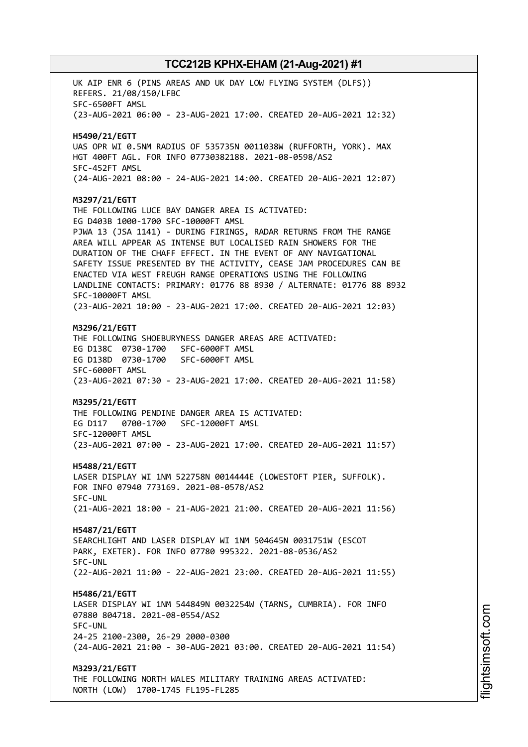UK AIP ENR 6 (PINS AREAS AND UK DAY LOW FLYING SYSTEM (DLFS)) REFERS. 21/08/150/LFBC
SFC-6500FT AMSL
(23-AUG-2021 06:00 - 23-AUG-2021 17:00. CREATED 20-AUG-2021 12:32)

**H5490/21/EGTT**
UAS OPR WI 0.5NM RADIUS OF 535735N 0011038W (RUFFORTH, YORK). MAX HGT 400FT AGL. FOR INFO 07730382188. 2021-08-0598/AS2
SFC-452FT AMSL
(24-AUG-2021 08:00 - 24-AUG-2021 14:00. CREATED 20-AUG-2021 12:07)

**M3297/21/EGTT**
THE FOLLOWING LUCE BAY DANGER AREA IS ACTIVATED:
EG D403B 1000-1700 SFC-10000FT AMSL
PJWA 13 (JSA 1141) - DURING FIRINGS, RADAR RETURNS FROM THE RANGE AREA WILL APPEAR AS INTENSE BUT LOCALISED RAIN SHOWERS FOR THE DURATION OF THE CHAFF EFFECT. IN THE EVENT OF ANY NAVIGATIONAL SAFETY ISSUE PRESENTED BY THE ACTIVITY, CEASE JAM PROCEDURES CAN BE ENACTED VIA WEST FREUGH RANGE OPERATIONS USING THE FOLLOWING LANDLINE CONTACTS: PRIMARY: 01776 88 8930 / ALTERNATE: 01776 88 8932
SFC-10000FT AMSL
(23-AUG-2021 10:00 - 23-AUG-2021 17:00. CREATED 20-AUG-2021 12:03)

**M3296/21/EGTT**
THE FOLLOWING SHOEBURYNESS DANGER AREAS ARE ACTIVATED:
EG D138C 0730-1700 SFC-6000FT AMSL
EG D138D 0730-1700 SFC-6000FT AMSL
SFC-6000FT AMSL
(23-AUG-2021 07:30 - 23-AUG-2021 17:00. CREATED 20-AUG-2021 11:58)

**M3295/21/EGTT**
THE FOLLOWING PENDINE DANGER AREA IS ACTIVATED:
EG D117 0700-1700 SFC-12000FT AMSL
SFC-12000FT AMSL
(23-AUG-2021 07:00 - 23-AUG-2021 17:00. CREATED 20-AUG-2021 11:57)

**H5488/21/EGTT**
LASER DISPLAY WI 1NM 522758N 0014444E (LOWESTOFT PIER, SUFFOLK). FOR INFO 07940 773169. 2021-08-0578/AS2
SFC-UNL
(21-AUG-2021 18:00 - 21-AUG-2021 21:00. CREATED 20-AUG-2021 11:56)

**H5487/21/EGTT**
SEARCHLIGHT AND LASER DISPLAY WI 1NM 504645N 0031751W (ESCOT PARK, EXETER). FOR INFO 07780 995322. 2021-08-0536/AS2
SFC-UNL
(22-AUG-2021 11:00 - 22-AUG-2021 23:00. CREATED 20-AUG-2021 11:55)

**H5486/21/EGTT**
LASER DISPLAY WI 1NM 544849N 0032254W (TARNS, CUMBRIA). FOR INFO 07880 804718. 2021-08-0554/AS2
SFC-UNL
24-25 2100-2300, 26-29 2000-0300
(24-AUG-2021 21:00 - 30-AUG-2021 03:00. CREATED 20-AUG-2021 11:54)

**M3293/21/EGTT**
THE FOLLOWING NORTH WALES MILITARY TRAINING AREAS ACTIVATED:
NORTH (LOW) 1700-1745 FL195-FL285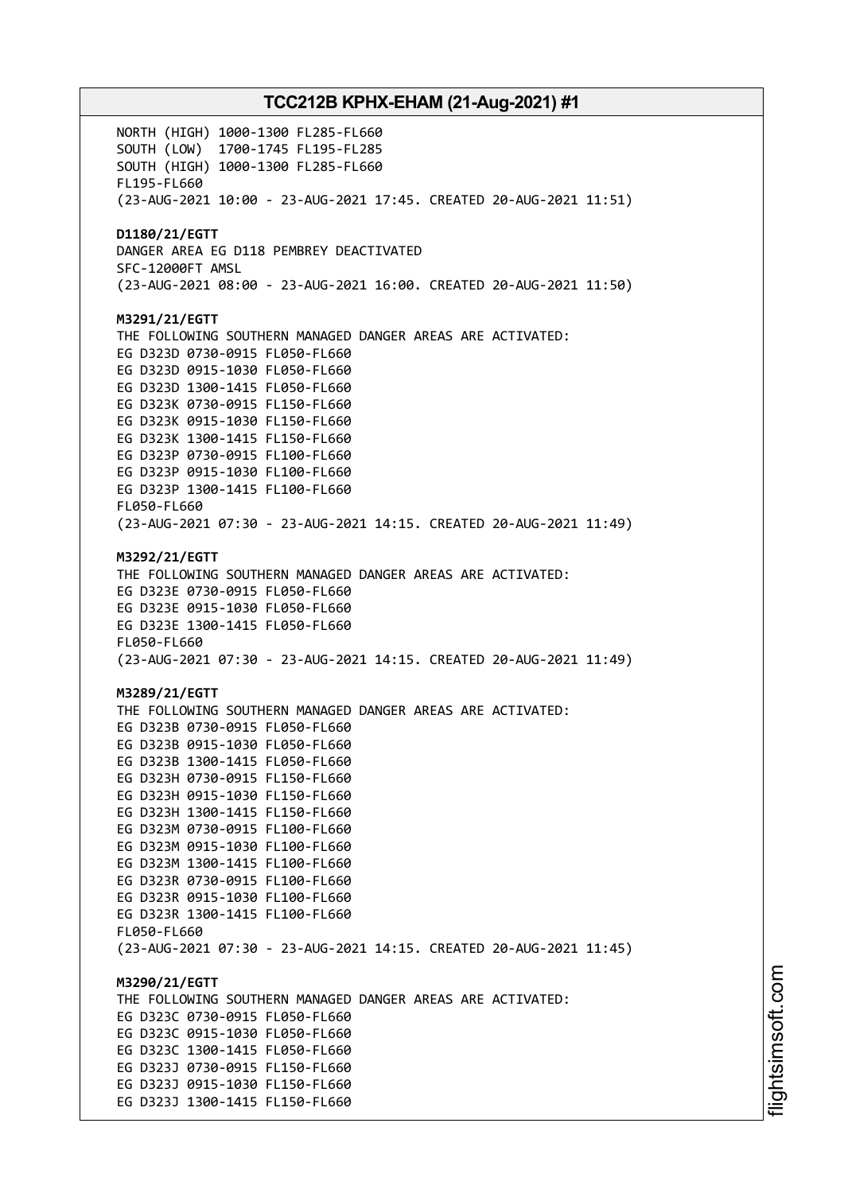NORTH (HIGH) 1000-1300 FL285-FL660
SOUTH (LOW) 1700-1745 FL195-FL285
SOUTH (HIGH) 1000-1300 FL285-FL660
FL195-FL660
(23-AUG-2021 10:00 - 23-AUG-2021 17:45. CREATED 20-AUG-2021 11:51)

**D1180/21/EGTT**
DANGER AREA EG D118 PEMBREY DEACTIVATED
SFC-12000FT AMSL
(23-AUG-2021 08:00 - 23-AUG-2021 16:00. CREATED 20-AUG-2021 11:50)

**M3291/21/EGTT**
THE FOLLOWING SOUTHERN MANAGED DANGER AREAS ARE ACTIVATED:
EG D323D 0730-0915 FL050-FL660
EG D323D 0915-1030 FL050-FL660
EG D323D 1300-1415 FL050-FL660
EG D323K 0730-0915 FL150-FL660
EG D323K 0915-1030 FL150-FL660
EG D323K 1300-1415 FL150-FL660
EG D323P 0730-0915 FL100-FL660
EG D323P 0915-1030 FL100-FL660
EG D323P 1300-1415 FL100-FL660
FL050-FL660
(23-AUG-2021 07:30 - 23-AUG-2021 14:15. CREATED 20-AUG-2021 11:49)

**M3292/21/EGTT**
THE FOLLOWING SOUTHERN MANAGED DANGER AREAS ARE ACTIVATED:
EG D323E 0730-0915 FL050-FL660
EG D323E 0915-1030 FL050-FL660
EG D323E 1300-1415 FL050-FL660
FL050-FL660
(23-AUG-2021 07:30 - 23-AUG-2021 14:15. CREATED 20-AUG-2021 11:49)

**M3289/21/EGTT**
THE FOLLOWING SOUTHERN MANAGED DANGER AREAS ARE ACTIVATED:
EG D323B 0730-0915 FL050-FL660
EG D323B 0915-1030 FL050-FL660
EG D323B 1300-1415 FL050-FL660
EG D323H 0730-0915 FL150-FL660
EG D323H 0915-1030 FL150-FL660
EG D323H 1300-1415 FL150-FL660
EG D323M 0730-0915 FL100-FL660
EG D323M 0915-1030 FL100-FL660
EG D323M 1300-1415 FL100-FL660
EG D323R 0730-0915 FL100-FL660
EG D323R 0915-1030 FL100-FL660
EG D323R 1300-1415 FL100-FL660
FL050-FL660
(23-AUG-2021 07:30 - 23-AUG-2021 14:15. CREATED 20-AUG-2021 11:45)

**M3290/21/EGTT**
THE FOLLOWING SOUTHERN MANAGED DANGER AREAS ARE ACTIVATED:
EG D323C 0730-0915 FL050-FL660
EG D323C 0915-1030 FL050-FL660
EG D323C 1300-1415 FL050-FL660
EG D323J 0730-0915 FL150-FL660
EG D323J 0915-1030 FL150-FL660
EG D323J 1300-1415 FL150-FL660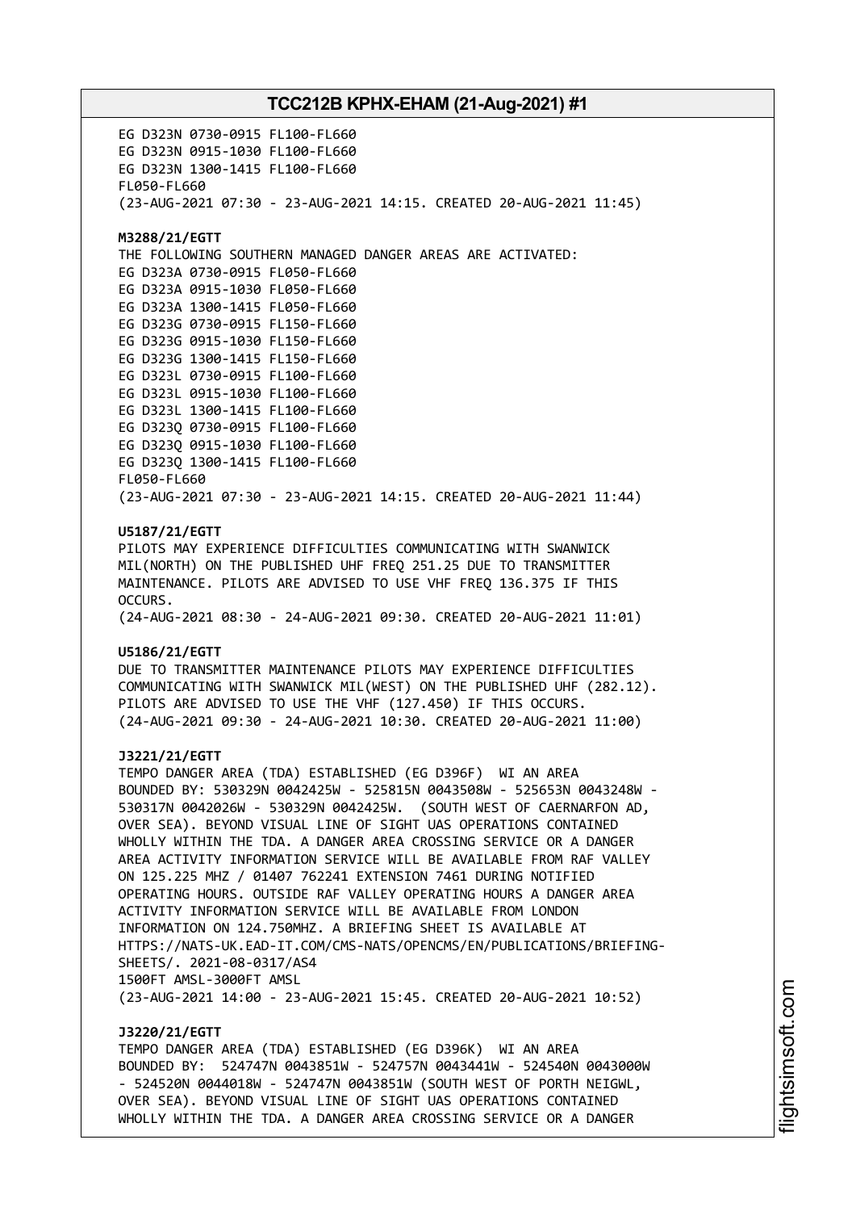EG D323N 0730-0915 FL100-FL660
EG D323N 0915-1030 FL100-FL660
EG D323N 1300-1415 FL100-FL660
FL050-FL660
(23-AUG-2021 07:30 - 23-AUG-2021 14:15. CREATED 20-AUG-2021 11:45)

**M3288/21/EGTT**
THE FOLLOWING SOUTHERN MANAGED DANGER AREAS ARE ACTIVATED:
EG D323A 0730-0915 FL050-FL660
EG D323A 0915-1030 FL050-FL660
EG D323A 1300-1415 FL050-FL660
EG D323G 0730-0915 FL150-FL660
EG D323G 0915-1030 FL150-FL660
EG D323G 1300-1415 FL150-FL660
EG D323L 0730-0915 FL100-FL660
EG D323L 0915-1030 FL100-FL660
EG D323L 1300-1415 FL100-FL660
EG D323Q 0730-0915 FL100-FL660
EG D323Q 0915-1030 FL100-FL660
EG D323Q 1300-1415 FL100-FL660
FL050-FL660
(23-AUG-2021 07:30 - 23-AUG-2021 14:15. CREATED 20-AUG-2021 11:44)

**U5187/21/EGTT**
PILOTS MAY EXPERIENCE DIFFICULTIES COMMUNICATING WITH SWANWICK MIL(NORTH) ON THE PUBLISHED UHF FREQ 251.25 DUE TO TRANSMITTER MAINTENANCE. PILOTS ARE ADVISED TO USE VHF FREQ 136.375 IF THIS OCCURS.
(24-AUG-2021 08:30 - 24-AUG-2021 09:30. CREATED 20-AUG-2021 11:01)

**U5186/21/EGTT**
DUE TO TRANSMITTER MAINTENANCE PILOTS MAY EXPERIENCE DIFFICULTIES COMMUNICATING WITH SWANWICK MIL(WEST) ON THE PUBLISHED UHF (282.12). PILOTS ARE ADVISED TO USE THE VHF (127.450) IF THIS OCCURS.
(24-AUG-2021 09:30 - 24-AUG-2021 10:30. CREATED 20-AUG-2021 11:00)

**J3221/21/EGTT**
TEMPO DANGER AREA (TDA) ESTABLISHED (EG D396F) WI AN AREA BOUNDED BY: 530329N 0042425W - 525815N 0043508W - 525653N 0043248W - 530317N 0042026W - 530329N 0042425W. (SOUTH WEST OF CAERNARFON AD, OVER SEA). BEYOND VISUAL LINE OF SIGHT UAS OPERATIONS CONTAINED WHOLLY WITHIN THE TDA. A DANGER AREA CROSSING SERVICE OR A DANGER AREA ACTIVITY INFORMATION SERVICE WILL BE AVAILABLE FROM RAF VALLEY ON 125.225 MHZ / 01407 762241 EXTENSION 7461 DURING NOTIFIED OPERATING HOURS. OUTSIDE RAF VALLEY OPERATING HOURS A DANGER AREA ACTIVITY INFORMATION SERVICE WILL BE AVAILABLE FROM LONDON INFORMATION ON 124.750MHZ. A BRIEFING SHEET IS AVAILABLE AT HTTPS://NATS-UK.EAD-IT.COM/CMS-NATS/OPENCMS/EN/PUBLICATIONS/BRIEFING-SHEETS/. 2021-08-0317/AS4
1500FT AMSL-3000FT AMSL
(23-AUG-2021 14:00 - 23-AUG-2021 15:45. CREATED 20-AUG-2021 10:52)

**J3220/21/EGTT**
TEMPO DANGER AREA (TDA) ESTABLISHED (EG D396K) WI AN AREA BOUNDED BY: 524747N 0043851W - 524757N 0043441W - 524540N 0043000W - 524520N 0044018W - 524747N 0043851W (SOUTH WEST OF PORTH NEIGWL, OVER SEA). BEYOND VISUAL LINE OF SIGHT UAS OPERATIONS CONTAINED WHOLLY WITHIN THE TDA. A DANGER AREA CROSSING SERVICE OR A DANGER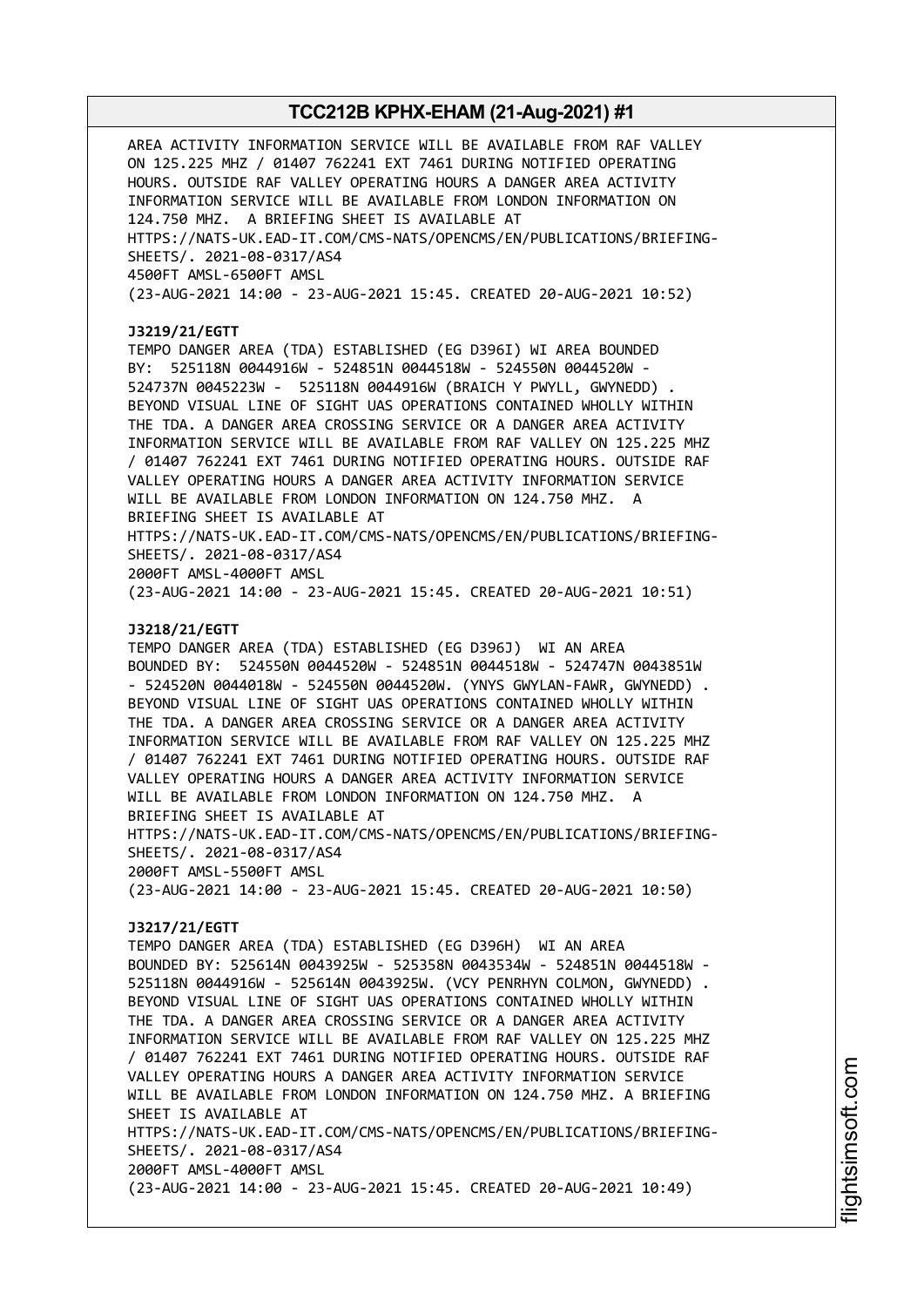AREA ACTIVITY INFORMATION SERVICE WILL BE AVAILABLE FROM RAF VALLEY ON 125.225 MHZ / 01407 762241 EXT 7461 DURING NOTIFIED OPERATING HOURS. OUTSIDE RAF VALLEY OPERATING HOURS A DANGER AREA ACTIVITY INFORMATION SERVICE WILL BE AVAILABLE FROM LONDON INFORMATION ON 124.750 MHZ. A BRIEFING SHEET IS AVAILABLE AT HTTPS://NATS-UK.EAD-IT.COM/CMS-NATS/OPENCMS/EN/PUBLICATIONS/BRIEFING-SHEETS/. 2021-08-0317/AS4
4500FT AMSL-6500FT AMSL
(23-AUG-2021 14:00 - 23-AUG-2021 15:45. CREATED 20-AUG-2021 10:52)

**J3219/21/EGTT**
TEMPO DANGER AREA (TDA) ESTABLISHED (EG D396I) WI AREA BOUNDED BY: 525118N 0044916W - 524851N 0044518W - 524550N 0044520W - 524737N 0045223W - 525118N 0044916W (BRAICH Y PWYLL, GWYNEDD) . BEYOND VISUAL LINE OF SIGHT UAS OPERATIONS CONTAINED WHOLLY WITHIN THE TDA. A DANGER AREA CROSSING SERVICE OR A DANGER AREA ACTIVITY INFORMATION SERVICE WILL BE AVAILABLE FROM RAF VALLEY ON 125.225 MHZ / 01407 762241 EXT 7461 DURING NOTIFIED OPERATING HOURS. OUTSIDE RAF VALLEY OPERATING HOURS A DANGER AREA ACTIVITY INFORMATION SERVICE WILL BE AVAILABLE FROM LONDON INFORMATION ON 124.750 MHZ. A BRIEFING SHEET IS AVAILABLE AT HTTPS://NATS-UK.EAD-IT.COM/CMS-NATS/OPENCMS/EN/PUBLICATIONS/BRIEFING-SHEETS/. 2021-08-0317/AS4
2000FT AMSL-4000FT AMSL
(23-AUG-2021 14:00 - 23-AUG-2021 15:45. CREATED 20-AUG-2021 10:51)

**J3218/21/EGTT**
TEMPO DANGER AREA (TDA) ESTABLISHED (EG D396J) WI AN AREA BOUNDED BY: 524550N 0044520W - 524851N 0044518W - 524747N 0043851W - 524520N 0044018W - 524550N 0044520W. (YNYS GWYLAN-FAWR, GWYNEDD) . BEYOND VISUAL LINE OF SIGHT UAS OPERATIONS CONTAINED WHOLLY WITHIN THE TDA. A DANGER AREA CROSSING SERVICE OR A DANGER AREA ACTIVITY INFORMATION SERVICE WILL BE AVAILABLE FROM RAF VALLEY ON 125.225 MHZ / 01407 762241 EXT 7461 DURING NOTIFIED OPERATING HOURS. OUTSIDE RAF VALLEY OPERATING HOURS A DANGER AREA ACTIVITY INFORMATION SERVICE WILL BE AVAILABLE FROM LONDON INFORMATION ON 124.750 MHZ. A BRIEFING SHEET IS AVAILABLE AT HTTPS://NATS-UK.EAD-IT.COM/CMS-NATS/OPENCMS/EN/PUBLICATIONS/BRIEFING-SHEETS/. 2021-08-0317/AS4
2000FT AMSL-5500FT AMSL
(23-AUG-2021 14:00 - 23-AUG-2021 15:45. CREATED 20-AUG-2021 10:50)

**J3217/21/EGTT**
TEMPO DANGER AREA (TDA) ESTABLISHED (EG D396H) WI AN AREA BOUNDED BY: 525614N 0043925W - 525358N 0043534W - 524851N 0044518W - 525118N 0044916W - 525614N 0043925W. (VCY PENRHYN COLMON, GWYNEDD) . BEYOND VISUAL LINE OF SIGHT UAS OPERATIONS CONTAINED WHOLLY WITHIN THE TDA. A DANGER AREA CROSSING SERVICE OR A DANGER AREA ACTIVITY INFORMATION SERVICE WILL BE AVAILABLE FROM RAF VALLEY ON 125.225 MHZ / 01407 762241 EXT 7461 DURING NOTIFIED OPERATING HOURS. OUTSIDE RAF VALLEY OPERATING HOURS A DANGER AREA ACTIVITY INFORMATION SERVICE WILL BE AVAILABLE FROM LONDON INFORMATION ON 124.750 MHZ. A BRIEFING SHEET IS AVAILABLE AT HTTPS://NATS-UK.EAD-IT.COM/CMS-NATS/OPENCMS/EN/PUBLICATIONS/BRIEFING-SHEETS/. 2021-08-0317/AS4
2000FT AMSL-4000FT AMSL
(23-AUG-2021 14:00 - 23-AUG-2021 15:45. CREATED 20-AUG-2021 10:49)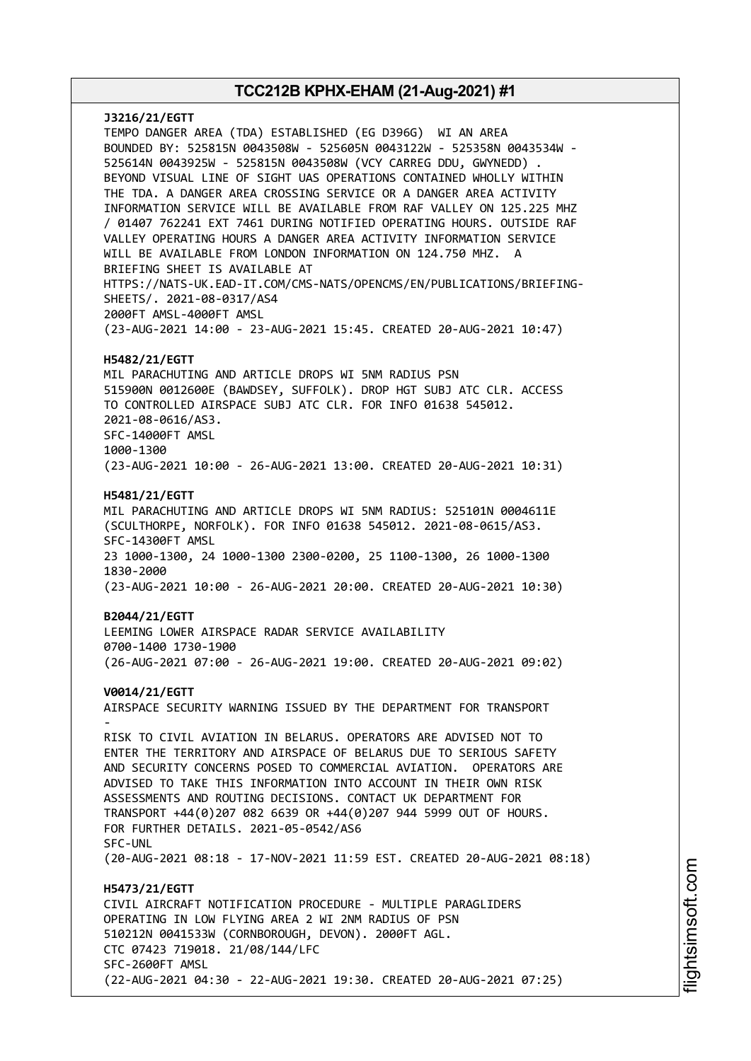**J3216/21/EGTT**
TEMPO DANGER AREA (TDA) ESTABLISHED (EG D396G) WI AN AREA BOUNDED BY: 525815N 0043508W - 525605N 0043122W - 525358N 0043534W - 525614N 0043925W - 525815N 0043508W (VCY CARREG DDU, GWYNEDD) . BEYOND VISUAL LINE OF SIGHT UAS OPERATIONS CONTAINED WHOLLY WITHIN THE TDA. A DANGER AREA CROSSING SERVICE OR A DANGER AREA ACTIVITY INFORMATION SERVICE WILL BE AVAILABLE FROM RAF VALLEY ON 125.225 MHZ / 01407 762241 EXT 7461 DURING NOTIFIED OPERATING HOURS. OUTSIDE RAF VALLEY OPERATING HOURS A DANGER AREA ACTIVITY INFORMATION SERVICE WILL BE AVAILABLE FROM LONDON INFORMATION ON 124.750 MHZ. A BRIEFING SHEET IS AVAILABLE AT HTTPS://NATS-UK.EAD-IT.COM/CMS-NATS/OPENCMS/EN/PUBLICATIONS/BRIEFING-SHEETS/. 2021-08-0317/AS4
2000FT AMSL-4000FT AMSL
(23-AUG-2021 14:00 - 23-AUG-2021 15:45. CREATED 20-AUG-2021 10:47)

**H5482/21/EGTT**
MIL PARACHUTING AND ARTICLE DROPS WI 5NM RADIUS PSN 515900N 0012600E (BAWDSEY, SUFFOLK). DROP HGT SUBJ ATC CLR. ACCESS TO CONTROLLED AIRSPACE SUBJ ATC CLR. FOR INFO 01638 545012. 2021-08-0616/AS3.
SFC-14000FT AMSL
1000-1300
(23-AUG-2021 10:00 - 26-AUG-2021 13:00. CREATED 20-AUG-2021 10:31)

**H5481/21/EGTT**
MIL PARACHUTING AND ARTICLE DROPS WI 5NM RADIUS: 525101N 0004611E (SCULTHORPE, NORFOLK). FOR INFO 01638 545012. 2021-08-0615/AS3.
SFC-14300FT AMSL
23 1000-1300, 24 1000-1300 2300-0200, 25 1100-1300, 26 1000-1300 1830-2000
(23-AUG-2021 10:00 - 26-AUG-2021 20:00. CREATED 20-AUG-2021 10:30)

**B2044/21/EGTT**
LEEMING LOWER AIRSPACE RADAR SERVICE AVAILABILITY
0700-1400 1730-1900
(26-AUG-2021 07:00 - 26-AUG-2021 19:00. CREATED 20-AUG-2021 09:02)

**V0014/21/EGTT**
AIRSPACE SECURITY WARNING ISSUED BY THE DEPARTMENT FOR TRANSPORT
-
RISK TO CIVIL AVIATION IN BELARUS. OPERATORS ARE ADVISED NOT TO ENTER THE TERRITORY AND AIRSPACE OF BELARUS DUE TO SERIOUS SAFETY AND SECURITY CONCERNS POSED TO COMMERCIAL AVIATION. OPERATORS ARE ADVISED TO TAKE THIS INFORMATION INTO ACCOUNT IN THEIR OWN RISK ASSESSMENTS AND ROUTING DECISIONS. CONTACT UK DEPARTMENT FOR TRANSPORT +44(0)207 082 6639 OR +44(0)207 944 5999 OUT OF HOURS. FOR FURTHER DETAILS. 2021-05-0542/AS6
SFC-UNL
(20-AUG-2021 08:18 - 17-NOV-2021 11:59 EST. CREATED 20-AUG-2021 08:18)

**H5473/21/EGTT**
CIVIL AIRCRAFT NOTIFICATION PROCEDURE - MULTIPLE PARAGLIDERS OPERATING IN LOW FLYING AREA 2 WI 2NM RADIUS OF PSN 510212N 0041533W (CORNBOROUGH, DEVON). 2000FT AGL.
CTC 07423 719018. 21/08/144/LFC
SFC-2600FT AMSL
(22-AUG-2021 04:30 - 22-AUG-2021 19:30. CREATED 20-AUG-2021 07:25)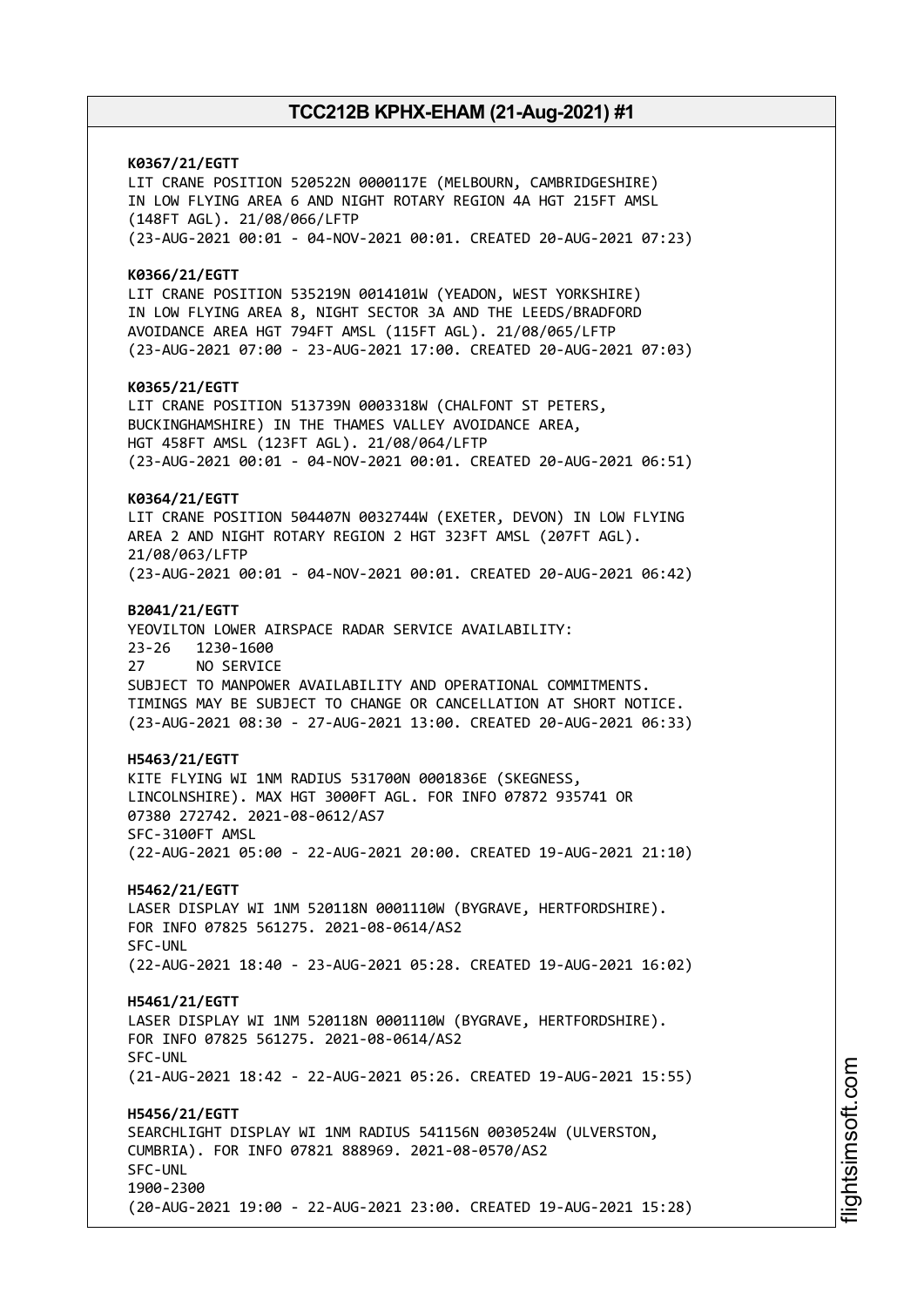**K0367/21/EGTT**
LIT CRANE POSITION 520522N 0000117E (MELBOURN, CAMBRIDGESHIRE) IN LOW FLYING AREA 6 AND NIGHT ROTARY REGION 4A HGT 215FT AMSL (148FT AGL). 21/08/066/LFTP
(23-AUG-2021 00:01 - 04-NOV-2021 00:01. CREATED 20-AUG-2021 07:23)

**K0366/21/EGTT**
LIT CRANE POSITION 535219N 0014101W (YEADON, WEST YORKSHIRE) IN LOW FLYING AREA 8, NIGHT SECTOR 3A AND THE LEEDS/BRADFORD AVOIDANCE AREA HGT 794FT AMSL (115FT AGL). 21/08/065/LFTP
(23-AUG-2021 07:00 - 23-AUG-2021 17:00. CREATED 20-AUG-2021 07:03)

**K0365/21/EGTT**
LIT CRANE POSITION 513739N 0003318W (CHALFONT ST PETERS, BUCKINGHAMSHIRE) IN THE THAMES VALLEY AVOIDANCE AREA, HGT 458FT AMSL (123FT AGL). 21/08/064/LFTP
(23-AUG-2021 00:01 - 04-NOV-2021 00:01. CREATED 20-AUG-2021 06:51)

**K0364/21/EGTT**
LIT CRANE POSITION 504407N 0032744W (EXETER, DEVON) IN LOW FLYING AREA 2 AND NIGHT ROTARY REGION 2 HGT 323FT AMSL (207FT AGL). 21/08/063/LFTP
(23-AUG-2021 00:01 - 04-NOV-2021 00:01. CREATED 20-AUG-2021 06:42)

**B2041/21/EGTT**
YEOVILTON LOWER AIRSPACE RADAR SERVICE AVAILABILITY:
23-26 1230-1600
27 NO SERVICE
SUBJECT TO MANPOWER AVAILABILITY AND OPERATIONAL COMMITMENTS. TIMINGS MAY BE SUBJECT TO CHANGE OR CANCELLATION AT SHORT NOTICE.
(23-AUG-2021 08:30 - 27-AUG-2021 13:00. CREATED 20-AUG-2021 06:33)

**H5463/21/EGTT**
KITE FLYING WI 1NM RADIUS 531700N 0001836E (SKEGNESS, LINCOLNSHIRE). MAX HGT 3000FT AGL. FOR INFO 07872 935741 OR 07380 272742. 2021-08-0612/AS7
SFC-3100FT AMSL
(22-AUG-2021 05:00 - 22-AUG-2021 20:00. CREATED 19-AUG-2021 21:10)

**H5462/21/EGTT**
LASER DISPLAY WI 1NM 520118N 0001110W (BYGRAVE, HERTFORDSHIRE). FOR INFO 07825 561275. 2021-08-0614/AS2
SFC-UNL
(22-AUG-2021 18:40 - 23-AUG-2021 05:28. CREATED 19-AUG-2021 16:02)

**H5461/21/EGTT**
LASER DISPLAY WI 1NM 520118N 0001110W (BYGRAVE, HERTFORDSHIRE). FOR INFO 07825 561275. 2021-08-0614/AS2
SFC-UNL
(21-AUG-2021 18:42 - 22-AUG-2021 05:26. CREATED 19-AUG-2021 15:55)

**H5456/21/EGTT**
SEARCHLIGHT DISPLAY WI 1NM RADIUS 541156N 0030524W (ULVERSTON, CUMBRIA). FOR INFO 07821 888969. 2021-08-0570/AS2
SFC-UNL
1900-2300
(20-AUG-2021 19:00 - 22-AUG-2021 23:00. CREATED 19-AUG-2021 15:28)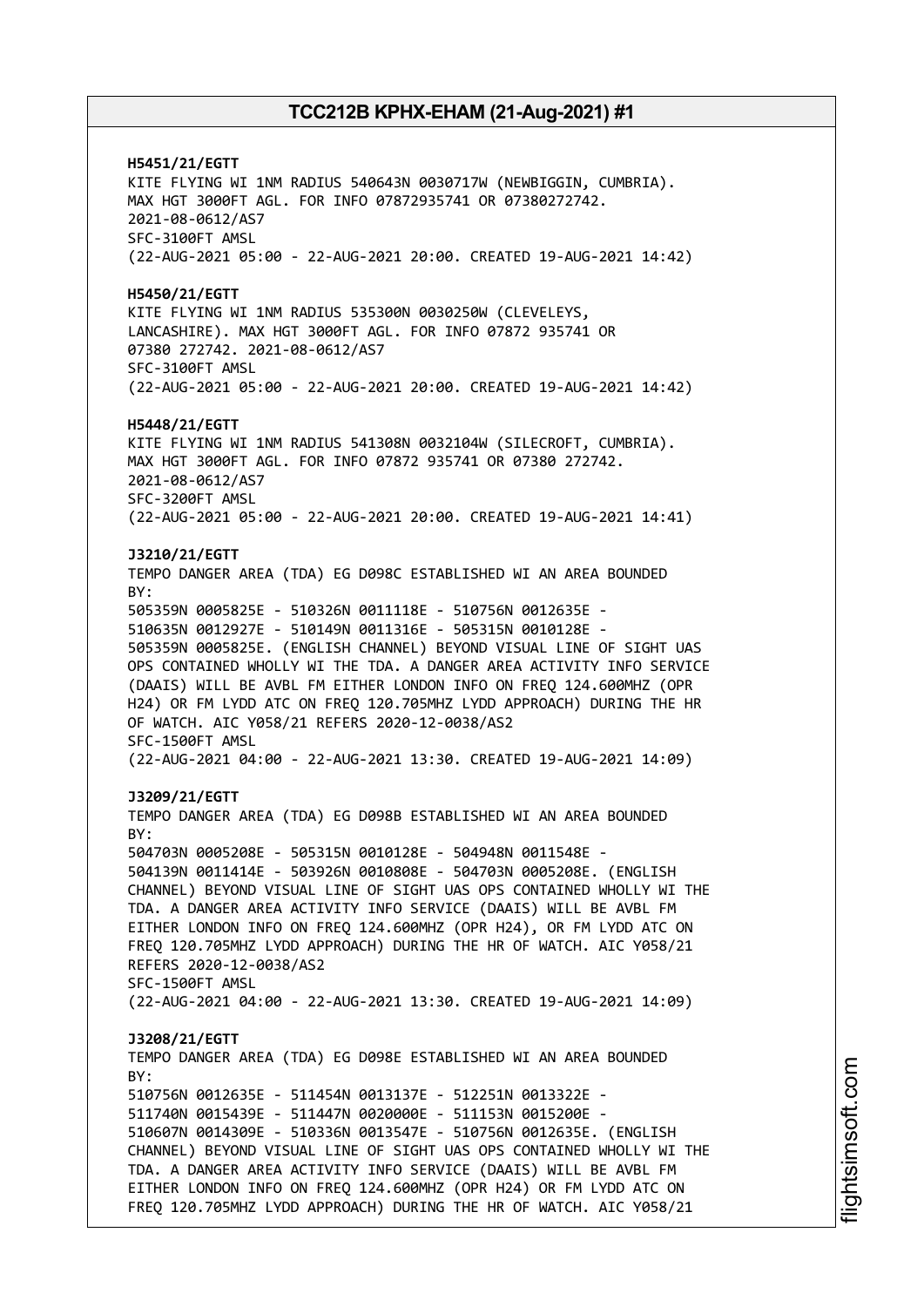**H5451/21/EGTT**
KITE FLYING WI 1NM RADIUS 540643N 0030717W (NEWBIGGIN, CUMBRIA). MAX HGT 3000FT AGL. FOR INFO 07872935741 OR 07380272742. 2021-08-0612/AS7
SFC-3100FT AMSL
(22-AUG-2021 05:00 - 22-AUG-2021 20:00. CREATED 19-AUG-2021 14:42)

**H5450/21/EGTT**
KITE FLYING WI 1NM RADIUS 535300N 0030250W (CLEVELEYS, LANCASHIRE). MAX HGT 3000FT AGL. FOR INFO 07872 935741 OR 07380 272742. 2021-08-0612/AS7
SFC-3100FT AMSL
(22-AUG-2021 05:00 - 22-AUG-2021 20:00. CREATED 19-AUG-2021 14:42)

**H5448/21/EGTT**
KITE FLYING WI 1NM RADIUS 541308N 0032104W (SILECROFT, CUMBRIA). MAX HGT 3000FT AGL. FOR INFO 07872 935741 OR 07380 272742. 2021-08-0612/AS7
SFC-3200FT AMSL
(22-AUG-2021 05:00 - 22-AUG-2021 20:00. CREATED 19-AUG-2021 14:41)

**J3210/21/EGTT**
TEMPO DANGER AREA (TDA) EG D098C ESTABLISHED WI AN AREA BOUNDED BY:
505359N 0005825E - 510326N 0011118E - 510756N 0012635E - 510635N 0012927E - 510149N 0011316E - 505315N 0010128E - 505359N 0005825E. (ENGLISH CHANNEL) BEYOND VISUAL LINE OF SIGHT UAS OPS CONTAINED WHOLLY WI THE TDA. A DANGER AREA ACTIVITY INFO SERVICE (DAAIS) WILL BE AVBL FM EITHER LONDON INFO ON FREQ 124.600MHZ (OPR H24) OR FM LYDD ATC ON FREQ 120.705MHZ LYDD APPROACH) DURING THE HR OF WATCH. AIC Y058/21 REFERS 2020-12-0038/AS2
SFC-1500FT AMSL
(22-AUG-2021 04:00 - 22-AUG-2021 13:30. CREATED 19-AUG-2021 14:09)

**J3209/21/EGTT**
TEMPO DANGER AREA (TDA) EG D098B ESTABLISHED WI AN AREA BOUNDED BY:
504703N 0005208E - 505315N 0010128E - 504948N 0011548E - 504139N 0011414E - 503926N 0010808E - 504703N 0005208E. (ENGLISH CHANNEL) BEYOND VISUAL LINE OF SIGHT UAS OPS CONTAINED WHOLLY WI THE TDA. A DANGER AREA ACTIVITY INFO SERVICE (DAAIS) WILL BE AVBL FM EITHER LONDON INFO ON FREQ 124.600MHZ (OPR H24), OR FM LYDD ATC ON FREQ 120.705MHZ LYDD APPROACH) DURING THE HR OF WATCH. AIC Y058/21 REFERS 2020-12-0038/AS2
SFC-1500FT AMSL
(22-AUG-2021 04:00 - 22-AUG-2021 13:30. CREATED 19-AUG-2021 14:09)

**J3208/21/EGTT**
TEMPO DANGER AREA (TDA) EG D098E ESTABLISHED WI AN AREA BOUNDED BY:
510756N 0012635E - 511454N 0013137E - 512251N 0013322E - 511740N 0015439E - 511447N 0020000E - 511153N 0015200E - 510607N 0014309E - 510336N 0013547E - 510756N 0012635E. (ENGLISH CHANNEL) BEYOND VISUAL LINE OF SIGHT UAS OPS CONTAINED WHOLLY WI THE TDA. A DANGER AREA ACTIVITY INFO SERVICE (DAAIS) WILL BE AVBL FM EITHER LONDON INFO ON FREQ 124.600MHZ (OPR H24) OR FM LYDD ATC ON FREQ 120.705MHZ LYDD APPROACH) DURING THE HR OF WATCH. AIC Y058/21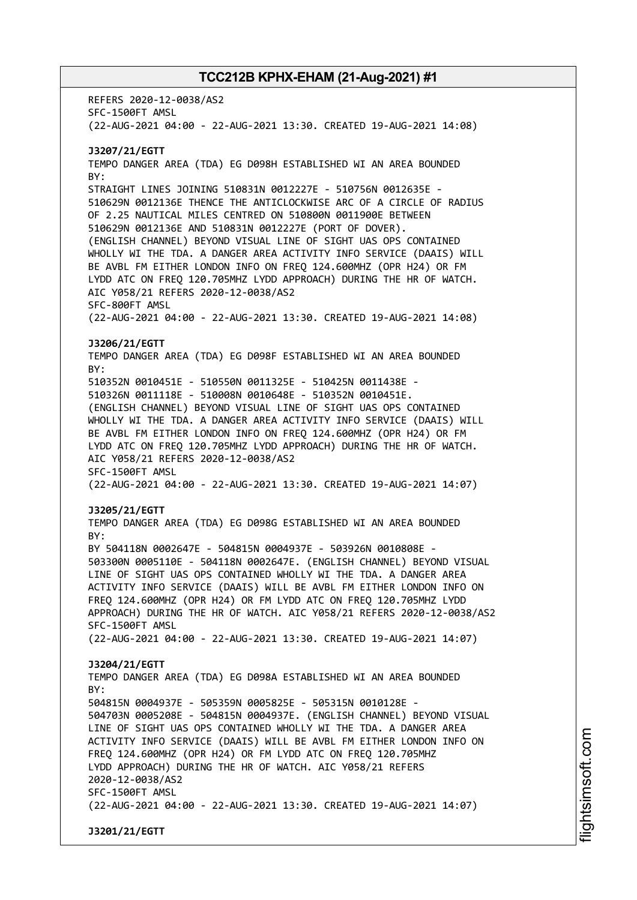REFERS 2020-12-0038/AS2
SFC-1500FT AMSL
(22-AUG-2021 04:00 - 22-AUG-2021 13:30. CREATED 19-AUG-2021 14:08)

**J3207/21/EGTT**
TEMPO DANGER AREA (TDA) EG D098H ESTABLISHED WI AN AREA BOUNDED BY:
STRAIGHT LINES JOINING 510831N 0012227E - 510756N 0012635E - 510629N 0012136E THENCE THE ANTICLOCKWISE ARC OF A CIRCLE OF RADIUS OF 2.25 NAUTICAL MILES CENTRED ON 510800N 0011900E BETWEEN 510629N 0012136E AND 510831N 0012227E (PORT OF DOVER).
(ENGLISH CHANNEL) BEYOND VISUAL LINE OF SIGHT UAS OPS CONTAINED WHOLLY WI THE TDA. A DANGER AREA ACTIVITY INFO SERVICE (DAAIS) WILL BE AVBL FM EITHER LONDON INFO ON FREQ 124.600MHZ (OPR H24) OR FM LYDD ATC ON FREQ 120.705MHZ LYDD APPROACH) DURING THE HR OF WATCH.
AIC Y058/21 REFERS 2020-12-0038/AS2
SFC-800FT AMSL
(22-AUG-2021 04:00 - 22-AUG-2021 13:30. CREATED 19-AUG-2021 14:08)

**J3206/21/EGTT**
TEMPO DANGER AREA (TDA) EG D098F ESTABLISHED WI AN AREA BOUNDED BY:
510352N 0010451E - 510550N 0011325E - 510425N 0011438E - 510326N 0011118E - 510008N 0010648E - 510352N 0010451E.
(ENGLISH CHANNEL) BEYOND VISUAL LINE OF SIGHT UAS OPS CONTAINED WHOLLY WI THE TDA. A DANGER AREA ACTIVITY INFO SERVICE (DAAIS) WILL BE AVBL FM EITHER LONDON INFO ON FREQ 124.600MHZ (OPR H24) OR FM LYDD ATC ON FREQ 120.705MHZ LYDD APPROACH) DURING THE HR OF WATCH.
AIC Y058/21 REFERS 2020-12-0038/AS2
SFC-1500FT AMSL
(22-AUG-2021 04:00 - 22-AUG-2021 13:30. CREATED 19-AUG-2021 14:07)

**J3205/21/EGTT**
TEMPO DANGER AREA (TDA) EG D098G ESTABLISHED WI AN AREA BOUNDED BY:
BY 504118N 0002647E - 504815N 0004937E - 503926N 0010808E - 503300N 0005110E - 504118N 0002647E. (ENGLISH CHANNEL) BEYOND VISUAL LINE OF SIGHT UAS OPS CONTAINED WHOLLY WI THE TDA. A DANGER AREA ACTIVITY INFO SERVICE (DAAIS) WILL BE AVBL FM EITHER LONDON INFO ON FREQ 124.600MHZ (OPR H24) OR FM LYDD ATC ON FREQ 120.705MHZ LYDD APPROACH) DURING THE HR OF WATCH. AIC Y058/21 REFERS 2020-12-0038/AS2
SFC-1500FT AMSL
(22-AUG-2021 04:00 - 22-AUG-2021 13:30. CREATED 19-AUG-2021 14:07)

**J3204/21/EGTT**
TEMPO DANGER AREA (TDA) EG D098A ESTABLISHED WI AN AREA BOUNDED BY:
504815N 0004937E - 505359N 0005825E - 505315N 0010128E - 504703N 0005208E - 504815N 0004937E. (ENGLISH CHANNEL) BEYOND VISUAL LINE OF SIGHT UAS OPS CONTAINED WHOLLY WI THE TDA. A DANGER AREA ACTIVITY INFO SERVICE (DAAIS) WILL BE AVBL FM EITHER LONDON INFO ON FREQ 124.600MHZ (OPR H24) OR FM LYDD ATC ON FREQ 120.705MHZ LYDD APPROACH) DURING THE HR OF WATCH. AIC Y058/21 REFERS 2020-12-0038/AS2
SFC-1500FT AMSL
(22-AUG-2021 04:00 - 22-AUG-2021 13:30. CREATED 19-AUG-2021 14:07)

**J3201/21/EGTT**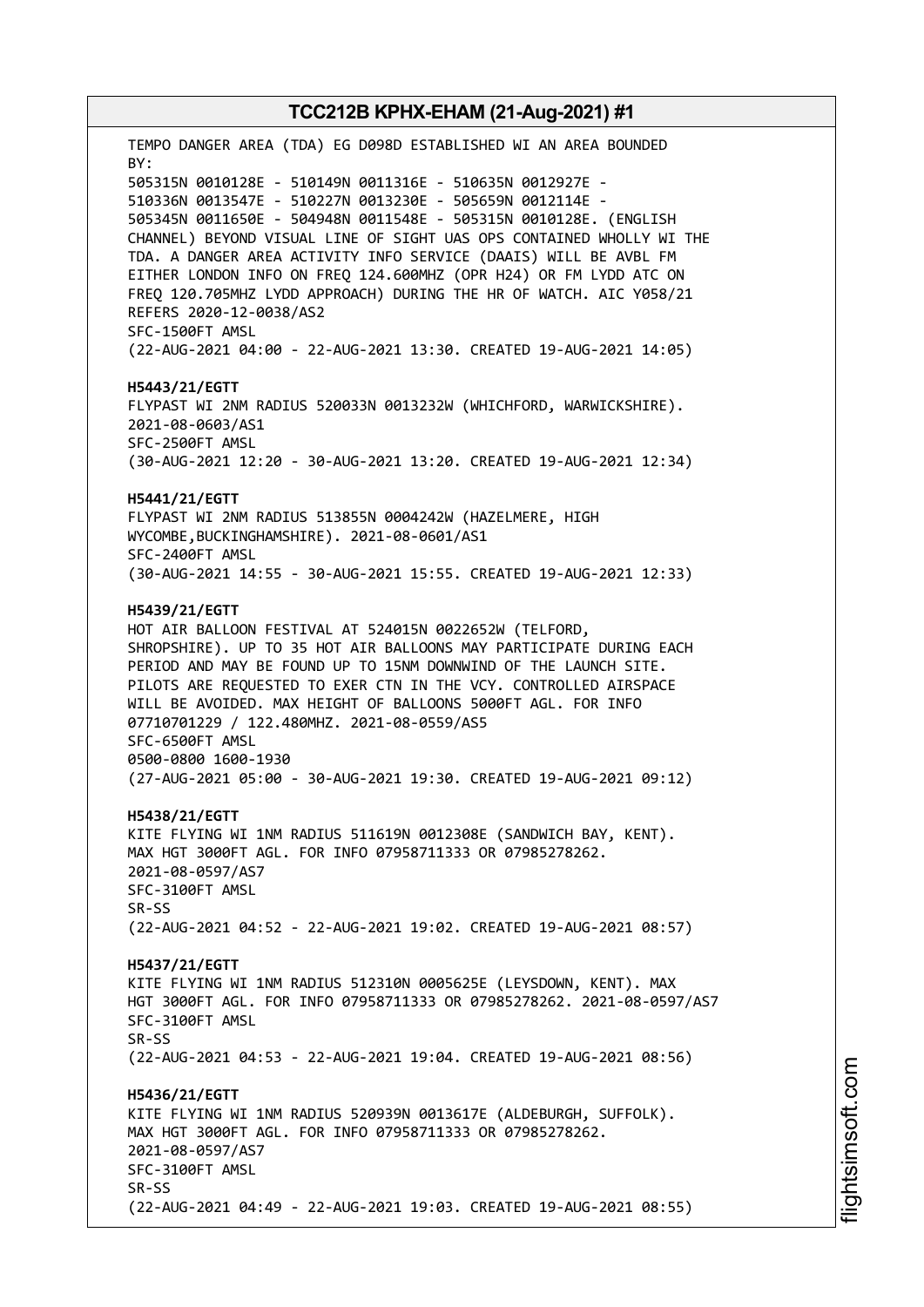TEMPO DANGER AREA (TDA) EG D098D ESTABLISHED WI AN AREA BOUNDED BY:
505315N 0010128E - 510149N 0011316E - 510635N 0012927E - 510336N 0013547E - 510227N 0013230E - 505659N 0012114E - 505345N 0011650E - 504948N 0011548E - 505315N 0010128E. (ENGLISH CHANNEL) BEYOND VISUAL LINE OF SIGHT UAS OPS CONTAINED WHOLLY WI THE TDA. A DANGER AREA ACTIVITY INFO SERVICE (DAAIS) WILL BE AVBL FM EITHER LONDON INFO ON FREQ 124.600MHZ (OPR H24) OR FM LYDD ATC ON FREQ 120.705MHZ LYDD APPROACH) DURING THE HR OF WATCH. AIC Y058/21 REFERS 2020-12-0038/AS2
SFC-1500FT AMSL
(22-AUG-2021 04:00 - 22-AUG-2021 13:30. CREATED 19-AUG-2021 14:05)

**H5443/21/EGTT**
FLYPAST WI 2NM RADIUS 520033N 0013232W (WHICHFORD, WARWICKSHIRE). 2021-08-0603/AS1
SFC-2500FT AMSL
(30-AUG-2021 12:20 - 30-AUG-2021 13:20. CREATED 19-AUG-2021 12:34)

**H5441/21/EGTT**
FLYPAST WI 2NM RADIUS 513855N 0004242W (HAZELMERE, HIGH WYCOMBE,BUCKINGHAMSHIRE). 2021-08-0601/AS1
SFC-2400FT AMSL
(30-AUG-2021 14:55 - 30-AUG-2021 15:55. CREATED 19-AUG-2021 12:33)

**H5439/21/EGTT**
HOT AIR BALLOON FESTIVAL AT 524015N 0022652W (TELFORD, SHROPSHIRE). UP TO 35 HOT AIR BALLOONS MAY PARTICIPATE DURING EACH PERIOD AND MAY BE FOUND UP TO 15NM DOWNWIND OF THE LAUNCH SITE. PILOTS ARE REQUESTED TO EXER CTN IN THE VCY. CONTROLLED AIRSPACE WILL BE AVOIDED. MAX HEIGHT OF BALLOONS 5000FT AGL. FOR INFO 07710701229 / 122.480MHZ. 2021-08-0559/AS5
SFC-6500FT AMSL
0500-0800 1600-1930
(27-AUG-2021 05:00 - 30-AUG-2021 19:30. CREATED 19-AUG-2021 09:12)

**H5438/21/EGTT**
KITE FLYING WI 1NM RADIUS 511619N 0012308E (SANDWICH BAY, KENT). MAX HGT 3000FT AGL. FOR INFO 07958711333 OR 07985278262. 2021-08-0597/AS7
SFC-3100FT AMSL
SR-SS
(22-AUG-2021 04:52 - 22-AUG-2021 19:02. CREATED 19-AUG-2021 08:57)

**H5437/21/EGTT**
KITE FLYING WI 1NM RADIUS 512310N 0005625E (LEYSDOWN, KENT). MAX HGT 3000FT AGL. FOR INFO 07958711333 OR 07985278262. 2021-08-0597/AS7
SFC-3100FT AMSL
SR-SS
(22-AUG-2021 04:53 - 22-AUG-2021 19:04. CREATED 19-AUG-2021 08:56)

**H5436/21/EGTT**
KITE FLYING WI 1NM RADIUS 520939N 0013617E (ALDEBURGH, SUFFOLK). MAX HGT 3000FT AGL. FOR INFO 07958711333 OR 07985278262. 2021-08-0597/AS7
SFC-3100FT AMSL
SR-SS
(22-AUG-2021 04:49 - 22-AUG-2021 19:03. CREATED 19-AUG-2021 08:55)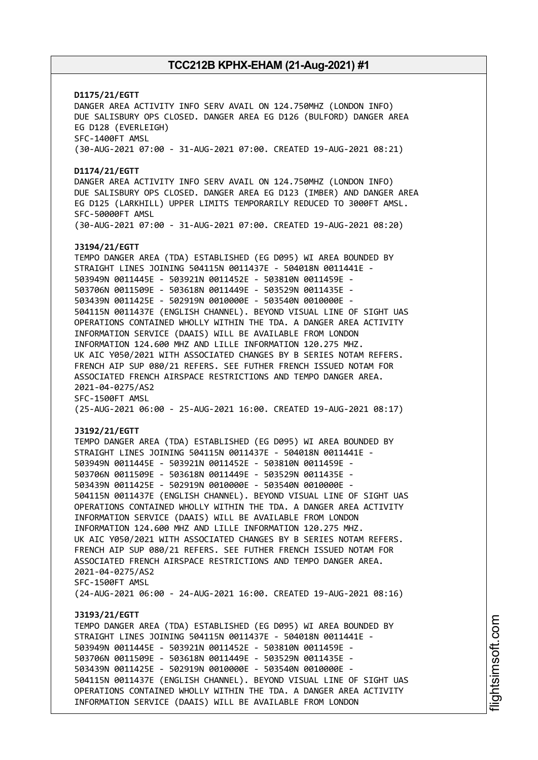**D1175/21/EGTT**
DANGER AREA ACTIVITY INFO SERV AVAIL ON 124.750MHZ (LONDON INFO) DUE SALISBURY OPS CLOSED. DANGER AREA EG D126 (BULFORD) DANGER AREA EG D128 (EVERLEIGH)
SFC-1400FT AMSL
(30-AUG-2021 07:00 - 31-AUG-2021 07:00. CREATED 19-AUG-2021 08:21)

**D1174/21/EGTT**
DANGER AREA ACTIVITY INFO SERV AVAIL ON 124.750MHZ (LONDON INFO) DUE SALISBURY OPS CLOSED. DANGER AREA EG D123 (IMBER) AND DANGER AREA EG D125 (LARKHILL) UPPER LIMITS TEMPORARILY REDUCED TO 3000FT AMSL.
SFC-50000FT AMSL
(30-AUG-2021 07:00 - 31-AUG-2021 07:00. CREATED 19-AUG-2021 08:20)

**J3194/21/EGTT**
TEMPO DANGER AREA (TDA) ESTABLISHED (EG D095) WI AREA BOUNDED BY STRAIGHT LINES JOINING 504115N 0011437E - 504018N 0011441E - 503949N 0011445E - 503921N 0011452E - 503810N 0011459E - 503706N 0011509E - 503618N 0011449E - 503529N 0011435E - 503439N 0011425E - 502919N 0010000E - 503540N 0010000E - 504115N 0011437E (ENGLISH CHANNEL). BEYOND VISUAL LINE OF SIGHT UAS OPERATIONS CONTAINED WHOLLY WITHIN THE TDA. A DANGER AREA ACTIVITY INFORMATION SERVICE (DAAIS) WILL BE AVAILABLE FROM LONDON INFORMATION 124.600 MHZ AND LILLE INFORMATION 120.275 MHZ. UK AIC Y050/2021 WITH ASSOCIATED CHANGES BY B SERIES NOTAM REFERS. FRENCH AIP SUP 080/21 REFERS. SEE FUTHER FRENCH ISSUED NOTAM FOR ASSOCIATED FRENCH AIRSPACE RESTRICTIONS AND TEMPO DANGER AREA.
2021-04-0275/AS2
SFC-1500FT AMSL
(25-AUG-2021 06:00 - 25-AUG-2021 16:00. CREATED 19-AUG-2021 08:17)

**J3192/21/EGTT**
TEMPO DANGER AREA (TDA) ESTABLISHED (EG D095) WI AREA BOUNDED BY STRAIGHT LINES JOINING 504115N 0011437E - 504018N 0011441E - 503949N 0011445E - 503921N 0011452E - 503810N 0011459E - 503706N 0011509E - 503618N 0011449E - 503529N 0011435E - 503439N 0011425E - 502919N 0010000E - 503540N 0010000E - 504115N 0011437E (ENGLISH CHANNEL). BEYOND VISUAL LINE OF SIGHT UAS OPERATIONS CONTAINED WHOLLY WITHIN THE TDA. A DANGER AREA ACTIVITY INFORMATION SERVICE (DAAIS) WILL BE AVAILABLE FROM LONDON INFORMATION 124.600 MHZ AND LILLE INFORMATION 120.275 MHZ. UK AIC Y050/2021 WITH ASSOCIATED CHANGES BY B SERIES NOTAM REFERS. FRENCH AIP SUP 080/21 REFERS. SEE FUTHER FRENCH ISSUED NOTAM FOR ASSOCIATED FRENCH AIRSPACE RESTRICTIONS AND TEMPO DANGER AREA.
2021-04-0275/AS2
SFC-1500FT AMSL
(24-AUG-2021 06:00 - 24-AUG-2021 16:00. CREATED 19-AUG-2021 08:16)

**J3193/21/EGTT**
TEMPO DANGER AREA (TDA) ESTABLISHED (EG D095) WI AREA BOUNDED BY STRAIGHT LINES JOINING 504115N 0011437E - 504018N 0011441E - 503949N 0011445E - 503921N 0011452E - 503810N 0011459E - 503706N 0011509E - 503618N 0011449E - 503529N 0011435E - 503439N 0011425E - 502919N 0010000E - 503540N 0010000E - 504115N 0011437E (ENGLISH CHANNEL). BEYOND VISUAL LINE OF SIGHT UAS OPERATIONS CONTAINED WHOLLY WITHIN THE TDA. A DANGER AREA ACTIVITY INFORMATION SERVICE (DAAIS) WILL BE AVAILABLE FROM LONDON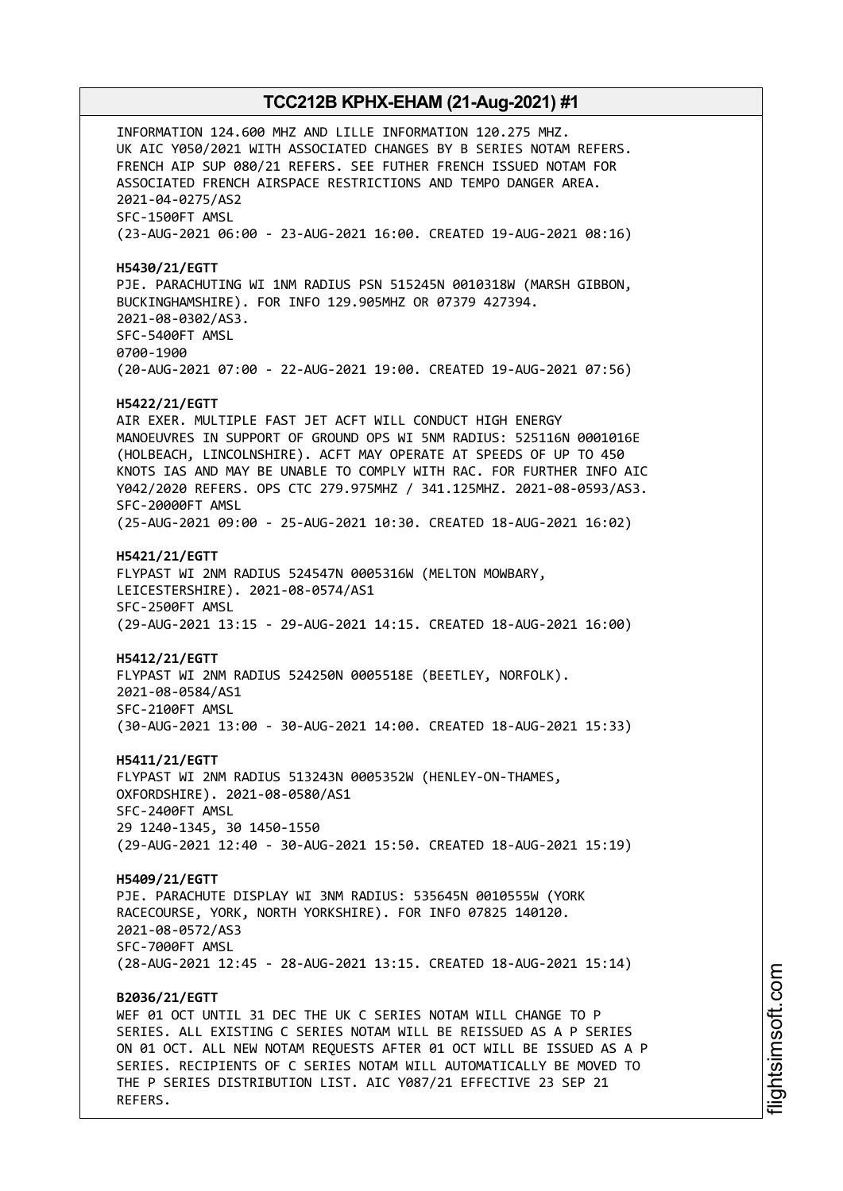INFORMATION 124.600 MHZ AND LILLE INFORMATION 120.275 MHZ.
UK AIC Y050/2021 WITH ASSOCIATED CHANGES BY B SERIES NOTAM REFERS.
FRENCH AIP SUP 080/21 REFERS. SEE FUTHER FRENCH ISSUED NOTAM FOR
ASSOCIATED FRENCH AIRSPACE RESTRICTIONS AND TEMPO DANGER AREA.
2021-04-0275/AS2
SFC-1500FT AMSL
(23-AUG-2021 06:00 - 23-AUG-2021 16:00. CREATED 19-AUG-2021 08:16)

**H5430/21/EGTT**
PJE. PARACHUTING WI 1NM RADIUS PSN 515245N 0010318W (MARSH GIBBON,
BUCKINGHAMSHIRE). FOR INFO 129.905MHZ OR 07379 427394.
2021-08-0302/AS3.
SFC-5400FT AMSL
0700-1900
(20-AUG-2021 07:00 - 22-AUG-2021 19:00. CREATED 19-AUG-2021 07:56)

**H5422/21/EGTT**
AIR EXER. MULTIPLE FAST JET ACFT WILL CONDUCT HIGH ENERGY
MANOEUVRES IN SUPPORT OF GROUND OPS WI 5NM RADIUS: 525116N 0001016E
(HOLBEACH, LINCOLNSHIRE). ACFT MAY OPERATE AT SPEEDS OF UP TO 450
KNOTS IAS AND MAY BE UNABLE TO COMPLY WITH RAC. FOR FURTHER INFO AIC
Y042/2020 REFERS. OPS CTC 279.975MHZ / 341.125MHZ. 2021-08-0593/AS3.
SFC-20000FT AMSL
(25-AUG-2021 09:00 - 25-AUG-2021 10:30. CREATED 18-AUG-2021 16:02)

**H5421/21/EGTT**
FLYPAST WI 2NM RADIUS 524547N 0005316W (MELTON MOWBARY,
LEICESTERSHIRE). 2021-08-0574/AS1
SFC-2500FT AMSL
(29-AUG-2021 13:15 - 29-AUG-2021 14:15. CREATED 18-AUG-2021 16:00)

**H5412/21/EGTT**
FLYPAST WI 2NM RADIUS 524250N 0005518E (BEETLEY, NORFOLK).
2021-08-0584/AS1
SFC-2100FT AMSL
(30-AUG-2021 13:00 - 30-AUG-2021 14:00. CREATED 18-AUG-2021 15:33)

**H5411/21/EGTT**
FLYPAST WI 2NM RADIUS 513243N 0005352W (HENLEY-ON-THAMES,
OXFORDSHIRE). 2021-08-0580/AS1
SFC-2400FT AMSL
29 1240-1345, 30 1450-1550
(29-AUG-2021 12:40 - 30-AUG-2021 15:50. CREATED 18-AUG-2021 15:19)

**H5409/21/EGTT**
PJE. PARACHUTE DISPLAY WI 3NM RADIUS: 535645N 0010555W (YORK
RACECOURSE, YORK, NORTH YORKSHIRE). FOR INFO 07825 140120.
2021-08-0572/AS3
SFC-7000FT AMSL
(28-AUG-2021 12:45 - 28-AUG-2021 13:15. CREATED 18-AUG-2021 15:14)

**B2036/21/EGTT**
WEF 01 OCT UNTIL 31 DEC THE UK C SERIES NOTAM WILL CHANGE TO P
SERIES. ALL EXISTING C SERIES NOTAM WILL BE REISSUED AS A P SERIES
ON 01 OCT. ALL NEW NOTAM REQUESTS AFTER 01 OCT WILL BE ISSUED AS A P
SERIES. RECIPIENTS OF C SERIES NOTAM WILL AUTOMATICALLY BE MOVED TO
THE P SERIES DISTRIBUTION LIST. AIC Y087/21 EFFECTIVE 23 SEP 21
REFERS.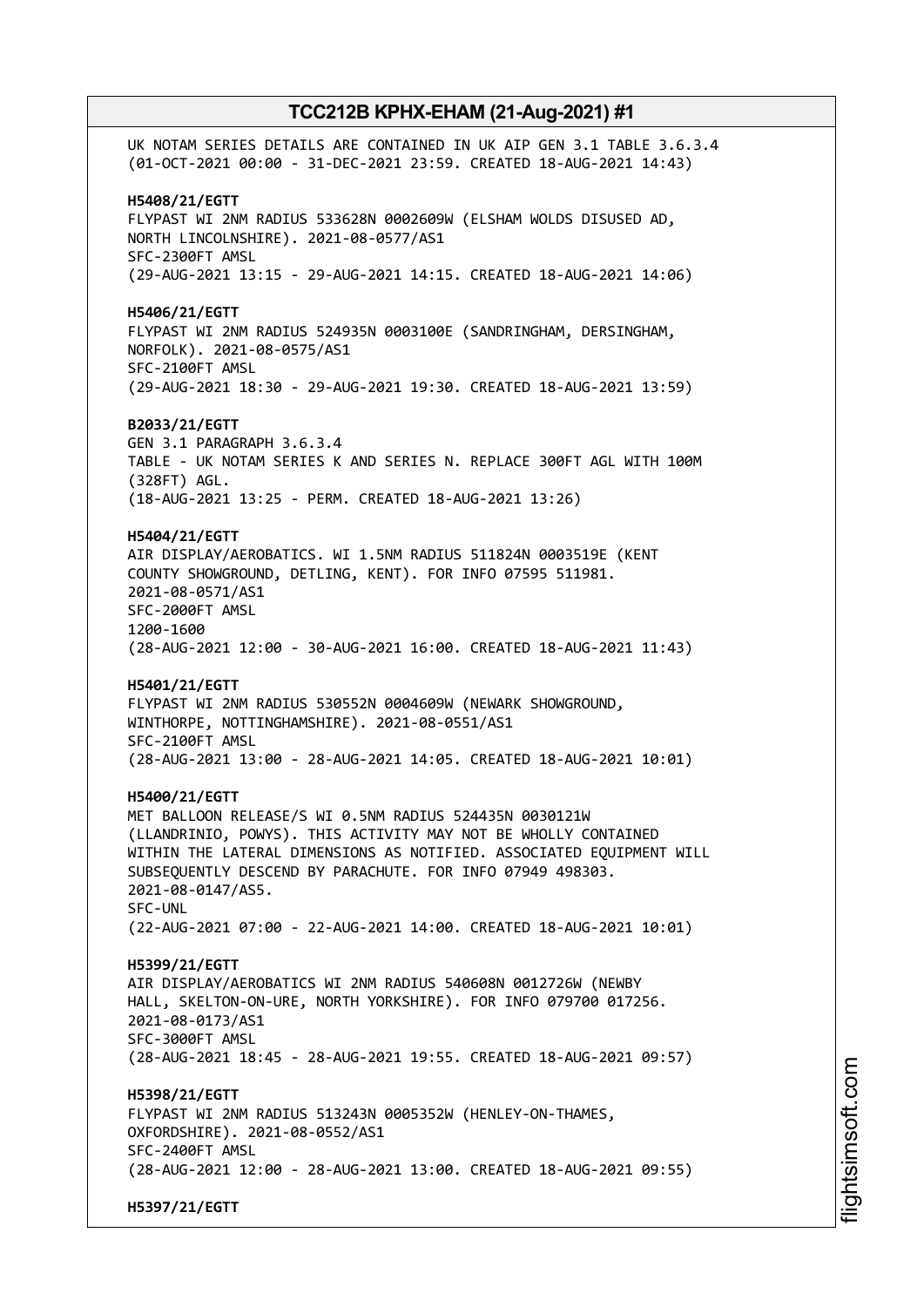UK NOTAM SERIES DETAILS ARE CONTAINED IN UK AIP GEN 3.1 TABLE 3.6.3.4
(01-OCT-2021 00:00 - 31-DEC-2021 23:59. CREATED 18-AUG-2021 14:43)

**H5408/21/EGTT**
FLYPAST WI 2NM RADIUS 533628N 0002609W (ELSHAM WOLDS DISUSED AD, NORTH LINCOLNSHIRE). 2021-08-0577/AS1
SFC-2300FT AMSL
(29-AUG-2021 13:15 - 29-AUG-2021 14:15. CREATED 18-AUG-2021 14:06)

**H5406/21/EGTT**
FLYPAST WI 2NM RADIUS 524935N 0003100E (SANDRINGHAM, DERSINGHAM, NORFOLK). 2021-08-0575/AS1
SFC-2100FT AMSL
(29-AUG-2021 18:30 - 29-AUG-2021 19:30. CREATED 18-AUG-2021 13:59)

**B2033/21/EGTT**
GEN 3.1 PARAGRAPH 3.6.3.4
TABLE - UK NOTAM SERIES K AND SERIES N. REPLACE 300FT AGL WITH 100M (328FT) AGL.
(18-AUG-2021 13:25 - PERM. CREATED 18-AUG-2021 13:26)

**H5404/21/EGTT**
AIR DISPLAY/AEROBATICS. WI 1.5NM RADIUS 511824N 0003519E (KENT COUNTY SHOWGROUND, DETLING, KENT). FOR INFO 07595 511981.
2021-08-0571/AS1
SFC-2000FT AMSL
1200-1600
(28-AUG-2021 12:00 - 30-AUG-2021 16:00. CREATED 18-AUG-2021 11:43)

**H5401/21/EGTT**
FLYPAST WI 2NM RADIUS 530552N 0004609W (NEWARK SHOWGROUND, WINTHORPE, NOTTINGHAMSHIRE). 2021-08-0551/AS1
SFC-2100FT AMSL
(28-AUG-2021 13:00 - 28-AUG-2021 14:05. CREATED 18-AUG-2021 10:01)

**H5400/21/EGTT**
MET BALLOON RELEASE/S WI 0.5NM RADIUS 524435N 0030121W (LLANDRINIO, POWYS). THIS ACTIVITY MAY NOT BE WHOLLY CONTAINED WITHIN THE LATERAL DIMENSIONS AS NOTIFIED. ASSOCIATED EQUIPMENT WILL SUBSEQUENTLY DESCEND BY PARACHUTE. FOR INFO 07949 498303.
2021-08-0147/AS5.
SFC-UNL
(22-AUG-2021 07:00 - 22-AUG-2021 14:00. CREATED 18-AUG-2021 10:01)

**H5399/21/EGTT**
AIR DISPLAY/AEROBATICS WI 2NM RADIUS 540608N 0012726W (NEWBY HALL, SKELTON-ON-URE, NORTH YORKSHIRE). FOR INFO 079700 017256.
2021-08-0173/AS1
SFC-3000FT AMSL
(28-AUG-2021 18:45 - 28-AUG-2021 19:55. CREATED 18-AUG-2021 09:57)

**H5398/21/EGTT**
FLYPAST WI 2NM RADIUS 513243N 0005352W (HENLEY-ON-THAMES, OXFORDSHIRE). 2021-08-0552/AS1
SFC-2400FT AMSL
(28-AUG-2021 12:00 - 28-AUG-2021 13:00. CREATED 18-AUG-2021 09:55)

**H5397/21/EGTT**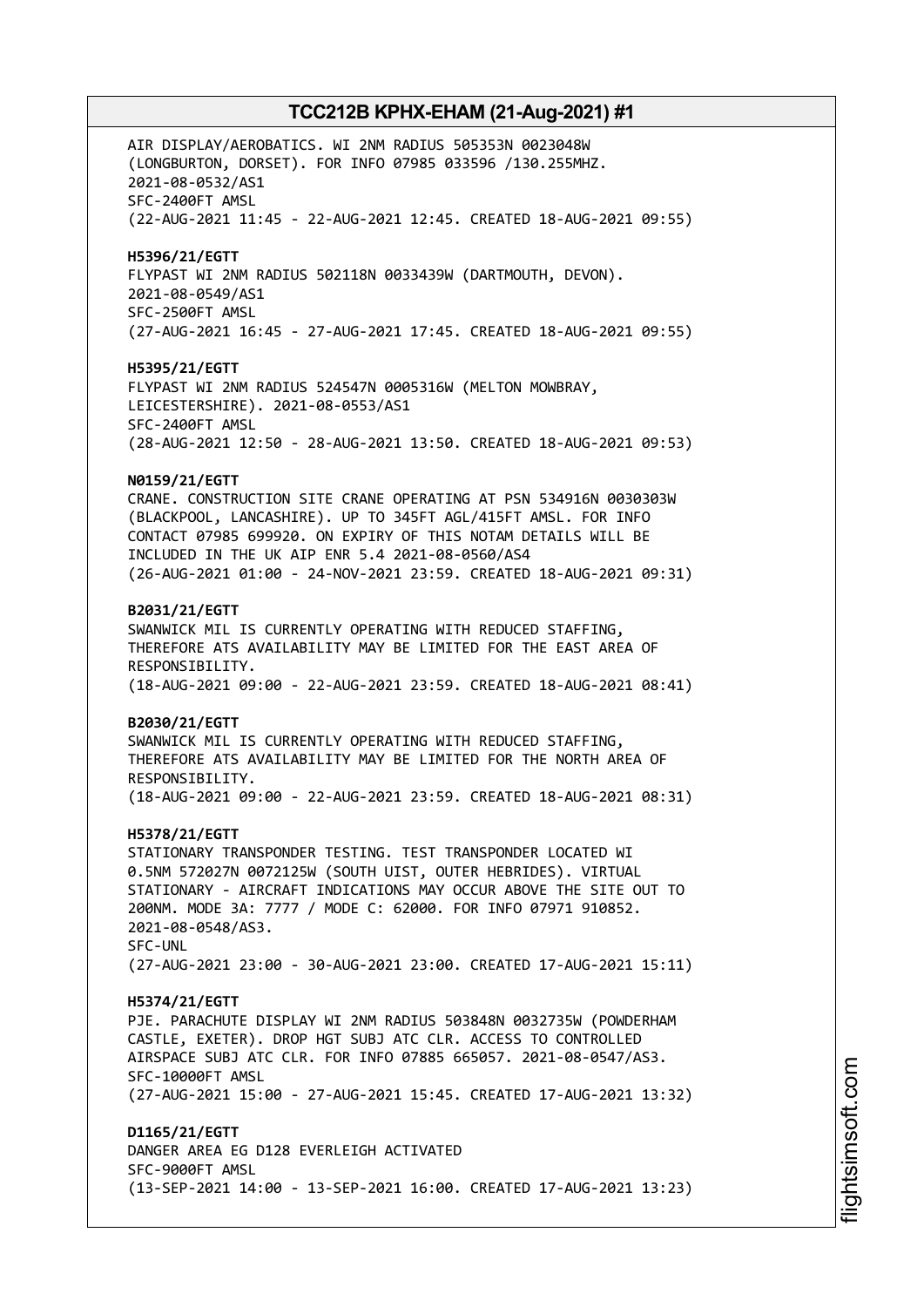AIR DISPLAY/AEROBATICS. WI 2NM RADIUS 505353N 0023048W (LONGBURTON, DORSET). FOR INFO 07985 033596 /130.255MHZ. 2021-08-0532/AS1
SFC-2400FT AMSL
(22-AUG-2021 11:45 - 22-AUG-2021 12:45. CREATED 18-AUG-2021 09:55)

**H5396/21/EGTT**
FLYPAST WI 2NM RADIUS 502118N 0033439W (DARTMOUTH, DEVON). 2021-08-0549/AS1
SFC-2500FT AMSL
(27-AUG-2021 16:45 - 27-AUG-2021 17:45. CREATED 18-AUG-2021 09:55)

**H5395/21/EGTT**
FLYPAST WI 2NM RADIUS 524547N 0005316W (MELTON MOWBRAY, LEICESTERSHIRE). 2021-08-0553/AS1
SFC-2400FT AMSL
(28-AUG-2021 12:50 - 28-AUG-2021 13:50. CREATED 18-AUG-2021 09:53)

**N0159/21/EGTT**
CRANE. CONSTRUCTION SITE CRANE OPERATING AT PSN 534916N 0030303W (BLACKPOOL, LANCASHIRE). UP TO 345FT AGL/415FT AMSL. FOR INFO CONTACT 07985 699920. ON EXPIRY OF THIS NOTAM DETAILS WILL BE INCLUDED IN THE UK AIP ENR 5.4 2021-08-0560/AS4
(26-AUG-2021 01:00 - 24-NOV-2021 23:59. CREATED 18-AUG-2021 09:31)

**B2031/21/EGTT**
SWANWICK MIL IS CURRENTLY OPERATING WITH REDUCED STAFFING, THEREFORE ATS AVAILABILITY MAY BE LIMITED FOR THE EAST AREA OF RESPONSIBILITY.
(18-AUG-2021 09:00 - 22-AUG-2021 23:59. CREATED 18-AUG-2021 08:41)

**B2030/21/EGTT**
SWANWICK MIL IS CURRENTLY OPERATING WITH REDUCED STAFFING, THEREFORE ATS AVAILABILITY MAY BE LIMITED FOR THE NORTH AREA OF RESPONSIBILITY.
(18-AUG-2021 09:00 - 22-AUG-2021 23:59. CREATED 18-AUG-2021 08:31)

**H5378/21/EGTT**
STATIONARY TRANSPONDER TESTING. TEST TRANSPONDER LOCATED WI 0.5NM 572027N 0072125W (SOUTH UIST, OUTER HEBRIDES). VIRTUAL STATIONARY - AIRCRAFT INDICATIONS MAY OCCUR ABOVE THE SITE OUT TO 200NM. MODE 3A: 7777 / MODE C: 62000. FOR INFO 07971 910852. 2021-08-0548/AS3.
SFC-UNL
(27-AUG-2021 23:00 - 30-AUG-2021 23:00. CREATED 17-AUG-2021 15:11)

**H5374/21/EGTT**
PJE. PARACHUTE DISPLAY WI 2NM RADIUS 503848N 0032735W (POWDERHAM CASTLE, EXETER). DROP HGT SUBJ ATC CLR. ACCESS TO CONTROLLED AIRSPACE SUBJ ATC CLR. FOR INFO 07885 665057. 2021-08-0547/AS3.
SFC-10000FT AMSL
(27-AUG-2021 15:00 - 27-AUG-2021 15:45. CREATED 17-AUG-2021 13:32)

**D1165/21/EGTT**
DANGER AREA EG D128 EVERLEIGH ACTIVATED
SFC-9000FT AMSL
(13-SEP-2021 14:00 - 13-SEP-2021 16:00. CREATED 17-AUG-2021 13:23)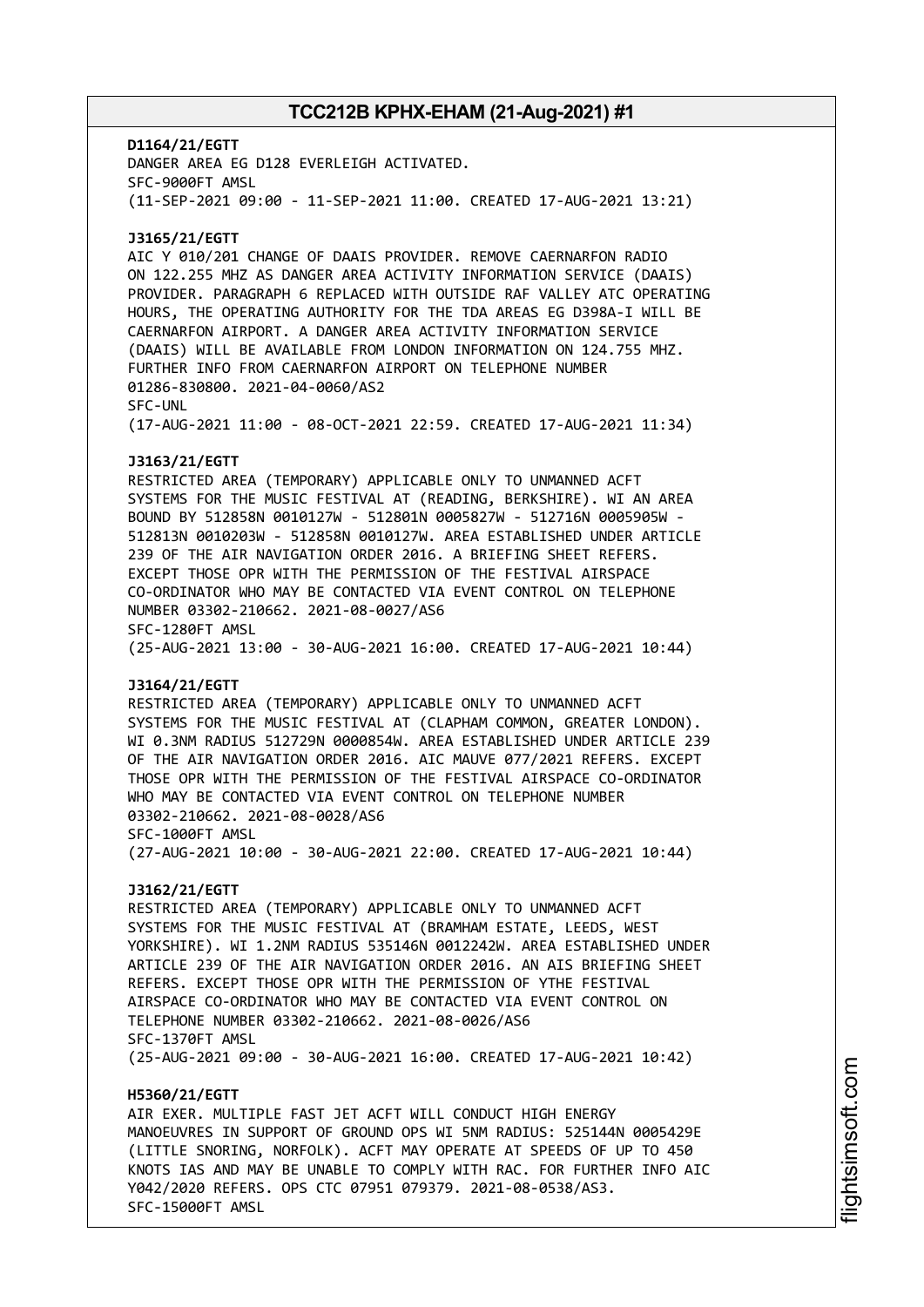**D1164/21/EGTT**
DANGER AREA EG D128 EVERLEIGH ACTIVATED.
SFC-9000FT AMSL
(11-SEP-2021 09:00 - 11-SEP-2021 11:00. CREATED 17-AUG-2021 13:21)

**J3165/21/EGTT**
AIC Y 010/201 CHANGE OF DAAIS PROVIDER. REMOVE CAERNARFON RADIO ON 122.255 MHZ AS DANGER AREA ACTIVITY INFORMATION SERVICE (DAAIS) PROVIDER. PARAGRAPH 6 REPLACED WITH OUTSIDE RAF VALLEY ATC OPERATING HOURS, THE OPERATING AUTHORITY FOR THE TDA AREAS EG D398A-I WILL BE CAERNARFON AIRPORT. A DANGER AREA ACTIVITY INFORMATION SERVICE (DAAIS) WILL BE AVAILABLE FROM LONDON INFORMATION ON 124.755 MHZ. FURTHER INFO FROM CAERNARFON AIRPORT ON TELEPHONE NUMBER 01286-830800. 2021-04-0060/AS2
SFC-UNL
(17-AUG-2021 11:00 - 08-OCT-2021 22:59. CREATED 17-AUG-2021 11:34)

**J3163/21/EGTT**
RESTRICTED AREA (TEMPORARY) APPLICABLE ONLY TO UNMANNED ACFT SYSTEMS FOR THE MUSIC FESTIVAL AT (READING, BERKSHIRE). WI AN AREA BOUND BY 512858N 0010127W - 512801N 0005827W - 512716N 0005905W - 512813N 0010203W - 512858N 0010127W. AREA ESTABLISHED UNDER ARTICLE 239 OF THE AIR NAVIGATION ORDER 2016. A BRIEFING SHEET REFERS. EXCEPT THOSE OPR WITH THE PERMISSION OF THE FESTIVAL AIRSPACE CO-ORDINATOR WHO MAY BE CONTACTED VIA EVENT CONTROL ON TELEPHONE NUMBER 03302-210662. 2021-08-0027/AS6
SFC-1280FT AMSL
(25-AUG-2021 13:00 - 30-AUG-2021 16:00. CREATED 17-AUG-2021 10:44)

**J3164/21/EGTT**
RESTRICTED AREA (TEMPORARY) APPLICABLE ONLY TO UNMANNED ACFT SYSTEMS FOR THE MUSIC FESTIVAL AT (CLAPHAM COMMON, GREATER LONDON). WI 0.3NM RADIUS 512729N 0000854W. AREA ESTABLISHED UNDER ARTICLE 239 OF THE AIR NAVIGATION ORDER 2016. AIC MAUVE 077/2021 REFERS. EXCEPT THOSE OPR WITH THE PERMISSION OF THE FESTIVAL AIRSPACE CO-ORDINATOR WHO MAY BE CONTACTED VIA EVENT CONTROL ON TELEPHONE NUMBER 03302-210662. 2021-08-0028/AS6
SFC-1000FT AMSL
(27-AUG-2021 10:00 - 30-AUG-2021 22:00. CREATED 17-AUG-2021 10:44)

**J3162/21/EGTT**
RESTRICTED AREA (TEMPORARY) APPLICABLE ONLY TO UNMANNED ACFT SYSTEMS FOR THE MUSIC FESTIVAL AT (BRAMHAM ESTATE, LEEDS, WEST YORKSHIRE). WI 1.2NM RADIUS 535146N 0012242W. AREA ESTABLISHED UNDER ARTICLE 239 OF THE AIR NAVIGATION ORDER 2016. AN AIS BRIEFING SHEET REFERS. EXCEPT THOSE OPR WITH THE PERMISSION OF YTHE FESTIVAL AIRSPACE CO-ORDINATOR WHO MAY BE CONTACTED VIA EVENT CONTROL ON TELEPHONE NUMBER 03302-210662. 2021-08-0026/AS6
SFC-1370FT AMSL
(25-AUG-2021 09:00 - 30-AUG-2021 16:00. CREATED 17-AUG-2021 10:42)

**H5360/21/EGTT**
AIR EXER. MULTIPLE FAST JET ACFT WILL CONDUCT HIGH ENERGY MANOEUVRES IN SUPPORT OF GROUND OPS WI 5NM RADIUS: 525144N 0005429E (LITTLE SNORING, NORFOLK). ACFT MAY OPERATE AT SPEEDS OF UP TO 450 KNOTS IAS AND MAY BE UNABLE TO COMPLY WITH RAC. FOR FURTHER INFO AIC Y042/2020 REFERS. OPS CTC 07951 079379. 2021-08-0538/AS3.
SFC-15000FT AMSL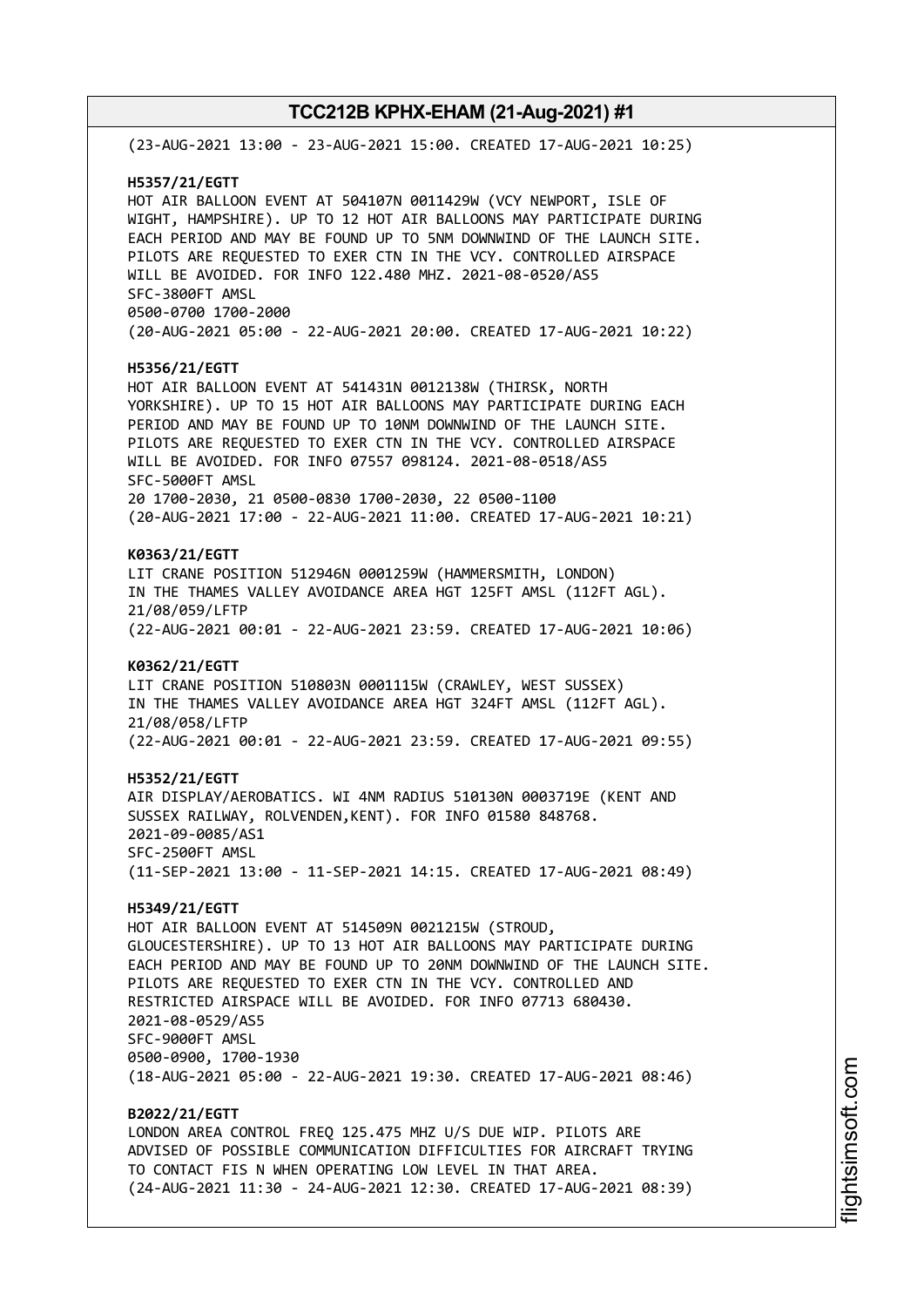(23-AUG-2021 13:00 - 23-AUG-2021 15:00. CREATED 17-AUG-2021 10:25)

**H5357/21/EGTT**
HOT AIR BALLOON EVENT AT 504107N 0011429W (VCY NEWPORT, ISLE OF WIGHT, HAMPSHIRE). UP TO 12 HOT AIR BALLOONS MAY PARTICIPATE DURING EACH PERIOD AND MAY BE FOUND UP TO 5NM DOWNWIND OF THE LAUNCH SITE. PILOTS ARE REQUESTED TO EXER CTN IN THE VCY. CONTROLLED AIRSPACE WILL BE AVOIDED. FOR INFO 122.480 MHZ. 2021-08-0520/AS5
SFC-3800FT AMSL
0500-0700 1700-2000
(20-AUG-2021 05:00 - 22-AUG-2021 20:00. CREATED 17-AUG-2021 10:22)

**H5356/21/EGTT**
HOT AIR BALLOON EVENT AT 541431N 0012138W (THIRSK, NORTH YORKSHIRE). UP TO 15 HOT AIR BALLOONS MAY PARTICIPATE DURING EACH PERIOD AND MAY BE FOUND UP TO 10NM DOWNWIND OF THE LAUNCH SITE. PILOTS ARE REQUESTED TO EXER CTN IN THE VCY. CONTROLLED AIRSPACE WILL BE AVOIDED. FOR INFO 07557 098124. 2021-08-0518/AS5
SFC-5000FT AMSL
20 1700-2030, 21 0500-0830 1700-2030, 22 0500-1100
(20-AUG-2021 17:00 - 22-AUG-2021 11:00. CREATED 17-AUG-2021 10:21)

**K0363/21/EGTT**
LIT CRANE POSITION 512946N 0001259W (HAMMERSMITH, LONDON) IN THE THAMES VALLEY AVOIDANCE AREA HGT 125FT AMSL (112FT AGL). 21/08/059/LFTP
(22-AUG-2021 00:01 - 22-AUG-2021 23:59. CREATED 17-AUG-2021 10:06)

**K0362/21/EGTT**
LIT CRANE POSITION 510803N 0001115W (CRAWLEY, WEST SUSSEX) IN THE THAMES VALLEY AVOIDANCE AREA HGT 324FT AMSL (112FT AGL). 21/08/058/LFTP
(22-AUG-2021 00:01 - 22-AUG-2021 23:59. CREATED 17-AUG-2021 09:55)

**H5352/21/EGTT**
AIR DISPLAY/AEROBATICS. WI 4NM RADIUS 510130N 0003719E (KENT AND SUSSEX RAILWAY, ROLVENDEN,KENT). FOR INFO 01580 848768. 2021-09-0085/AS1
SFC-2500FT AMSL
(11-SEP-2021 13:00 - 11-SEP-2021 14:15. CREATED 17-AUG-2021 08:49)

**H5349/21/EGTT**
HOT AIR BALLOON EVENT AT 514509N 0021215W (STROUD, GLOUCESTERSHIRE). UP TO 13 HOT AIR BALLOONS MAY PARTICIPATE DURING EACH PERIOD AND MAY BE FOUND UP TO 20NM DOWNWIND OF THE LAUNCH SITE. PILOTS ARE REQUESTED TO EXER CTN IN THE VCY. CONTROLLED AND RESTRICTED AIRSPACE WILL BE AVOIDED. FOR INFO 07713 680430. 2021-08-0529/AS5
SFC-9000FT AMSL
0500-0900, 1700-1930
(18-AUG-2021 05:00 - 22-AUG-2021 19:30. CREATED 17-AUG-2021 08:46)

**B2022/21/EGTT**
LONDON AREA CONTROL FREQ 125.475 MHZ U/S DUE WIP. PILOTS ARE ADVISED OF POSSIBLE COMMUNICATION DIFFICULTIES FOR AIRCRAFT TRYING TO CONTACT FIS N WHEN OPERATING LOW LEVEL IN THAT AREA.
(24-AUG-2021 11:30 - 24-AUG-2021 12:30. CREATED 17-AUG-2021 08:39)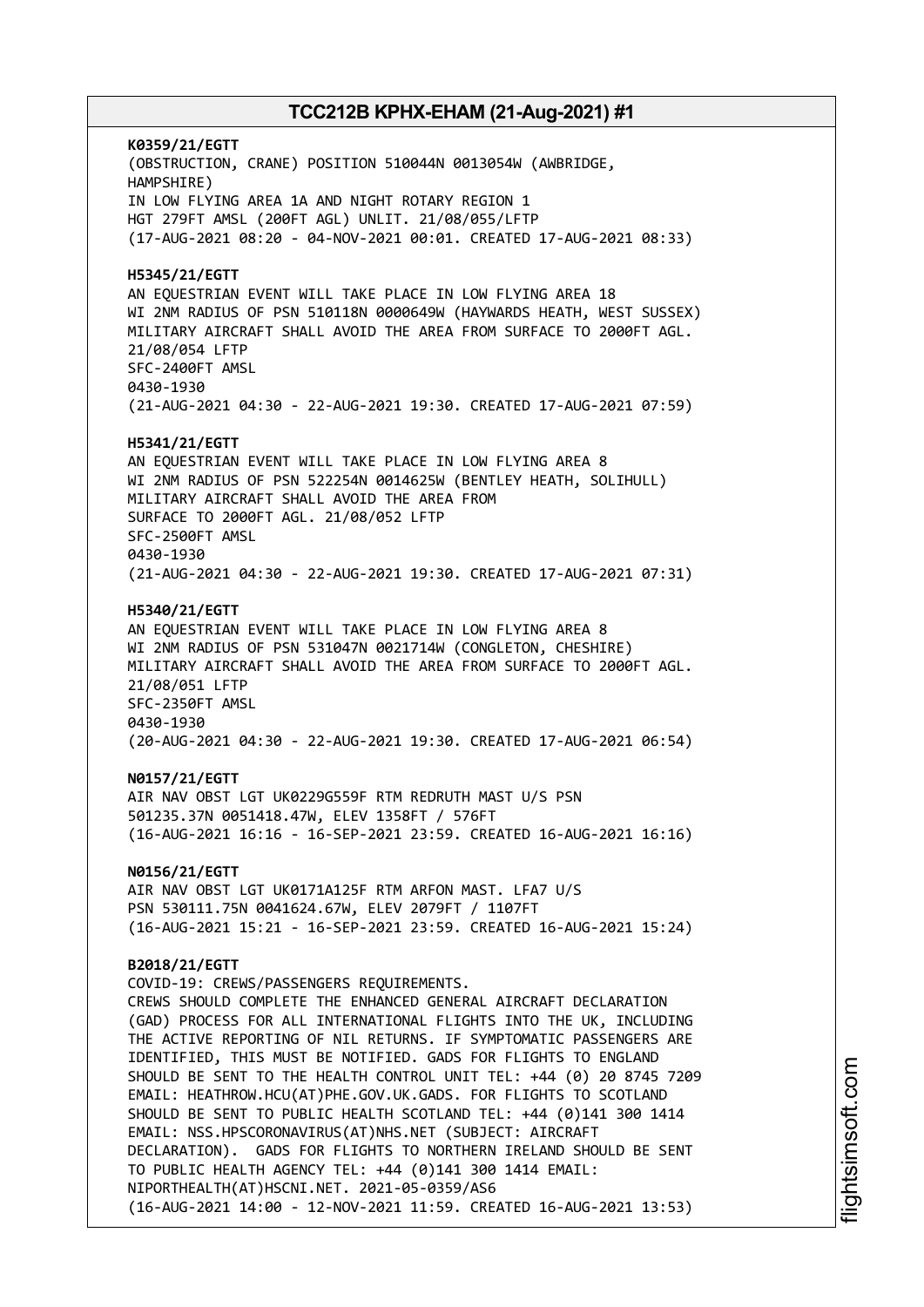**K0359/21/EGTT**
(OBSTRUCTION, CRANE) POSITION 510044N 0013054W (AWBRIDGE, HAMPSHIRE)
IN LOW FLYING AREA 1A AND NIGHT ROTARY REGION 1
HGT 279FT AMSL (200FT AGL) UNLIT. 21/08/055/LFTP
(17-AUG-2021 08:20 - 04-NOV-2021 00:01. CREATED 17-AUG-2021 08:33)

**H5345/21/EGTT**
AN EQUESTRIAN EVENT WILL TAKE PLACE IN LOW FLYING AREA 18
WI 2NM RADIUS OF PSN 510118N 0000649W (HAYWARDS HEATH, WEST SUSSEX)
MILITARY AIRCRAFT SHALL AVOID THE AREA FROM SURFACE TO 2000FT AGL.
21/08/054 LFTP
SFC-2400FT AMSL
0430-1930
(21-AUG-2021 04:30 - 22-AUG-2021 19:30. CREATED 17-AUG-2021 07:59)

**H5341/21/EGTT**
AN EQUESTRIAN EVENT WILL TAKE PLACE IN LOW FLYING AREA 8
WI 2NM RADIUS OF PSN 522254N 0014625W (BENTLEY HEATH, SOLIHULL)
MILITARY AIRCRAFT SHALL AVOID THE AREA FROM
SURFACE TO 2000FT AGL. 21/08/052 LFTP
SFC-2500FT AMSL
0430-1930
(21-AUG-2021 04:30 - 22-AUG-2021 19:30. CREATED 17-AUG-2021 07:31)

**H5340/21/EGTT**
AN EQUESTRIAN EVENT WILL TAKE PLACE IN LOW FLYING AREA 8
WI 2NM RADIUS OF PSN 531047N 0021714W (CONGLETON, CHESHIRE)
MILITARY AIRCRAFT SHALL AVOID THE AREA FROM SURFACE TO 2000FT AGL.
21/08/051 LFTP
SFC-2350FT AMSL
0430-1930
(20-AUG-2021 04:30 - 22-AUG-2021 19:30. CREATED 17-AUG-2021 06:54)

**N0157/21/EGTT**
AIR NAV OBST LGT UK0229G559F RTM REDRUTH MAST U/S PSN
501235.37N 0051418.47W, ELEV 1358FT / 576FT
(16-AUG-2021 16:16 - 16-SEP-2021 23:59. CREATED 16-AUG-2021 16:16)

**N0156/21/EGTT**
AIR NAV OBST LGT UK0171A125F RTM ARFON MAST. LFA7 U/S
PSN 530111.75N 0041624.67W, ELEV 2079FT / 1107FT
(16-AUG-2021 15:21 - 16-SEP-2021 23:59. CREATED 16-AUG-2021 15:24)

**B2018/21/EGTT**
COVID-19: CREWS/PASSENGERS REQUIREMENTS.
CREWS SHOULD COMPLETE THE ENHANCED GENERAL AIRCRAFT DECLARATION (GAD) PROCESS FOR ALL INTERNATIONAL FLIGHTS INTO THE UK, INCLUDING THE ACTIVE REPORTING OF NIL RETURNS. IF SYMPTOMATIC PASSENGERS ARE IDENTIFIED, THIS MUST BE NOTIFIED. GADS FOR FLIGHTS TO ENGLAND SHOULD BE SENT TO THE HEALTH CONTROL UNIT TEL: +44 (0) 20 8745 7209 EMAIL: HEATHROW.HCU(AT)PHE.GOV.UK.GADS. FOR FLIGHTS TO SCOTLAND SHOULD BE SENT TO PUBLIC HEALTH SCOTLAND TEL: +44 (0)141 300 1414 EMAIL: NSS.HPSCORONAVIRUS(AT)NHS.NET (SUBJECT: AIRCRAFT DECLARATION). GADS FOR FLIGHTS TO NORTHERN IRELAND SHOULD BE SENT TO PUBLIC HEALTH AGENCY TEL: +44 (0)141 300 1414 EMAIL: NIPORTHEALTH(AT)HSCNI.NET. 2021-05-0359/AS6
(16-AUG-2021 14:00 - 12-NOV-2021 11:59. CREATED 16-AUG-2021 13:53)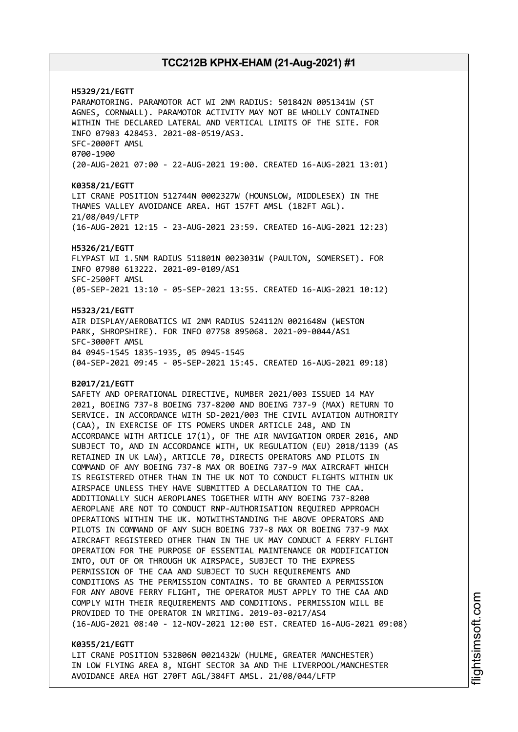**H5329/21/EGTT**
PARAMOTORING. PARAMOTOR ACT WI 2NM RADIUS: 501842N 0051341W (ST AGNES, CORNWALL). PARAMOTOR ACTIVITY MAY NOT BE WHOLLY CONTAINED WITHIN THE DECLARED LATERAL AND VERTICAL LIMITS OF THE SITE. FOR INFO 07983 428453. 2021-08-0519/AS3.
SFC-2000FT AMSL
0700-1900
(20-AUG-2021 07:00 - 22-AUG-2021 19:00. CREATED 16-AUG-2021 13:01)

**K0358/21/EGTT**
LIT CRANE POSITION 512744N 0002327W (HOUNSLOW, MIDDLESEX) IN THE THAMES VALLEY AVOIDANCE AREA. HGT 157FT AMSL (182FT AGL). 21/08/049/LFTP
(16-AUG-2021 12:15 - 23-AUG-2021 23:59. CREATED 16-AUG-2021 12:23)

**H5326/21/EGTT**
FLYPAST WI 1.5NM RADIUS 511801N 0023031W (PAULTON, SOMERSET). FOR INFO 07980 613222. 2021-09-0109/AS1
SFC-2500FT AMSL
(05-SEP-2021 13:10 - 05-SEP-2021 13:55. CREATED 16-AUG-2021 10:12)

**H5323/21/EGTT**
AIR DISPLAY/AEROBATICS WI 2NM RADIUS 524112N 0021648W (WESTON PARK, SHROPSHIRE). FOR INFO 07758 895068. 2021-09-0044/AS1
SFC-3000FT AMSL
04 0945-1545 1835-1935, 05 0945-1545
(04-SEP-2021 09:45 - 05-SEP-2021 15:45. CREATED 16-AUG-2021 09:18)

**B2017/21/EGTT**
SAFETY AND OPERATIONAL DIRECTIVE, NUMBER 2021/003 ISSUED 14 MAY 2021, BOEING 737-8 BOEING 737-8200 AND BOEING 737-9 (MAX) RETURN TO SERVICE. IN ACCORDANCE WITH SD-2021/003 THE CIVIL AVIATION AUTHORITY (CAA), IN EXERCISE OF ITS POWERS UNDER ARTICLE 248, AND IN ACCORDANCE WITH ARTICLE 17(1), OF THE AIR NAVIGATION ORDER 2016, AND SUBJECT TO, AND IN ACCORDANCE WITH, UK REGULATION (EU) 2018/1139 (AS RETAINED IN UK LAW), ARTICLE 70, DIRECTS OPERATORS AND PILOTS IN COMMAND OF ANY BOEING 737-8 MAX OR BOEING 737-9 MAX AIRCRAFT WHICH IS REGISTERED OTHER THAN IN THE UK NOT TO CONDUCT FLIGHTS WITHIN UK AIRSPACE UNLESS THEY HAVE SUBMITTED A DECLARATION TO THE CAA. ADDITIONALLY SUCH AEROPLANES TOGETHER WITH ANY BOEING 737-8200 AEROPLANE ARE NOT TO CONDUCT RNP-AUTHORISATION REQUIRED APPROACH OPERATIONS WITHIN THE UK. NOTWITHSTANDING THE ABOVE OPERATORS AND PILOTS IN COMMAND OF ANY SUCH BOEING 737-8 MAX OR BOEING 737-9 MAX AIRCRAFT REGISTERED OTHER THAN IN THE UK MAY CONDUCT A FERRY FLIGHT OPERATION FOR THE PURPOSE OF ESSENTIAL MAINTENANCE OR MODIFICATION INTO, OUT OF OR THROUGH UK AIRSPACE, SUBJECT TO THE EXPRESS PERMISSION OF THE CAA AND SUBJECT TO SUCH REQUIREMENTS AND CONDITIONS AS THE PERMISSION CONTAINS. TO BE GRANTED A PERMISSION FOR ANY ABOVE FERRY FLIGHT, THE OPERATOR MUST APPLY TO THE CAA AND COMPLY WITH THEIR REQUIREMENTS AND CONDITIONS. PERMISSION WILL BE PROVIDED TO THE OPERATOR IN WRITING. 2019-03-0217/AS4
(16-AUG-2021 08:40 - 12-NOV-2021 12:00 EST. CREATED 16-AUG-2021 09:08)

**K0355/21/EGTT**
LIT CRANE POSITION 532806N 0021432W (HULME, GREATER MANCHESTER) IN LOW FLYING AREA 8, NIGHT SECTOR 3A AND THE LIVERPOOL/MANCHESTER AVOIDANCE AREA HGT 270FT AGL/384FT AMSL. 21/08/044/LFTP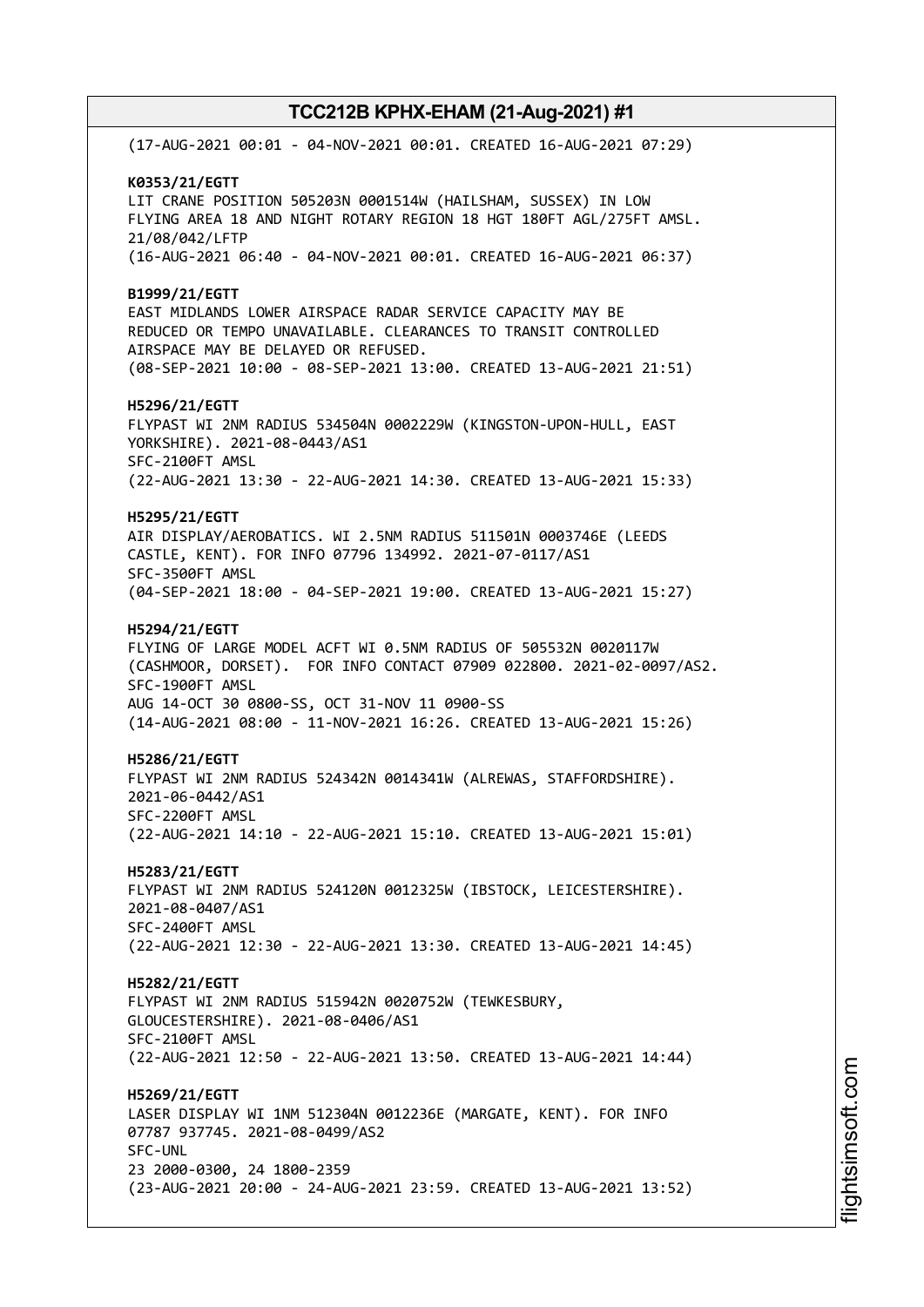(17-AUG-2021 00:01 - 04-NOV-2021 00:01. CREATED 16-AUG-2021 07:29)

**K0353/21/EGTT**
LIT CRANE POSITION 505203N 0001514W (HAILSHAM, SUSSEX) IN LOW FLYING AREA 18 AND NIGHT ROTARY REGION 18 HGT 180FT AGL/275FT AMSL. 21/08/042/LFTP
(16-AUG-2021 06:40 - 04-NOV-2021 00:01. CREATED 16-AUG-2021 06:37)

**B1999/21/EGTT**
EAST MIDLANDS LOWER AIRSPACE RADAR SERVICE CAPACITY MAY BE REDUCED OR TEMPO UNAVAILABLE. CLEARANCES TO TRANSIT CONTROLLED AIRSPACE MAY BE DELAYED OR REFUSED.
(08-SEP-2021 10:00 - 08-SEP-2021 13:00. CREATED 13-AUG-2021 21:51)

**H5296/21/EGTT**
FLYPAST WI 2NM RADIUS 534504N 0002229W (KINGSTON-UPON-HULL, EAST YORKSHIRE). 2021-08-0443/AS1
SFC-2100FT AMSL
(22-AUG-2021 13:30 - 22-AUG-2021 14:30. CREATED 13-AUG-2021 15:33)

**H5295/21/EGTT**
AIR DISPLAY/AEROBATICS. WI 2.5NM RADIUS 511501N 0003746E (LEEDS CASTLE, KENT). FOR INFO 07796 134992. 2021-07-0117/AS1
SFC-3500FT AMSL
(04-SEP-2021 18:00 - 04-SEP-2021 19:00. CREATED 13-AUG-2021 15:27)

**H5294/21/EGTT**
FLYING OF LARGE MODEL ACFT WI 0.5NM RADIUS OF 505532N 0020117W (CASHMOOR, DORSET). FOR INFO CONTACT 07909 022800. 2021-02-0097/AS2.
SFC-1900FT AMSL
AUG 14-OCT 30 0800-SS, OCT 31-NOV 11 0900-SS
(14-AUG-2021 08:00 - 11-NOV-2021 16:26. CREATED 13-AUG-2021 15:26)

**H5286/21/EGTT**
FLYPAST WI 2NM RADIUS 524342N 0014341W (ALREWAS, STAFFORDSHIRE). 2021-06-0442/AS1
SFC-2200FT AMSL
(22-AUG-2021 14:10 - 22-AUG-2021 15:10. CREATED 13-AUG-2021 15:01)

**H5283/21/EGTT**
FLYPAST WI 2NM RADIUS 524120N 0012325W (IBSTOCK, LEICESTERSHIRE). 2021-08-0407/AS1
SFC-2400FT AMSL
(22-AUG-2021 12:30 - 22-AUG-2021 13:30. CREATED 13-AUG-2021 14:45)

**H5282/21/EGTT**
FLYPAST WI 2NM RADIUS 515942N 0020752W (TEWKESBURY, GLOUCESTERSHIRE). 2021-08-0406/AS1
SFC-2100FT AMSL
(22-AUG-2021 12:50 - 22-AUG-2021 13:50. CREATED 13-AUG-2021 14:44)

**H5269/21/EGTT**
LASER DISPLAY WI 1NM 512304N 0012236E (MARGATE, KENT). FOR INFO 07787 937745. 2021-08-0499/AS2
SFC-UNL
23 2000-0300, 24 1800-2359
(23-AUG-2021 20:00 - 24-AUG-2021 23:59. CREATED 13-AUG-2021 13:52)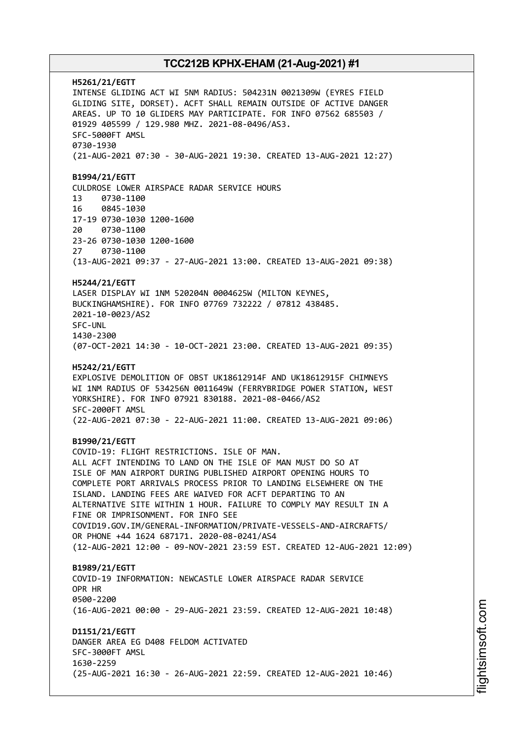**H5261/21/EGTT**
INTENSE GLIDING ACT WI 5NM RADIUS: 504231N 0021309W (EYRES FIELD GLIDING SITE, DORSET). ACFT SHALL REMAIN OUTSIDE OF ACTIVE DANGER AREAS. UP TO 10 GLIDERS MAY PARTICIPATE. FOR INFO 07562 685503 / 01929 405599 / 129.980 MHZ. 2021-08-0496/AS3.
SFC-5000FT AMSL
0730-1930
(21-AUG-2021 07:30 - 30-AUG-2021 19:30. CREATED 13-AUG-2021 12:27)

**B1994/21/EGTT**
CULDROSE LOWER AIRSPACE RADAR SERVICE HOURS
13 0730-1100
16 0845-1030
17-19 0730-1030 1200-1600
20 0730-1100
23-26 0730-1030 1200-1600
27 0730-1100
(13-AUG-2021 09:37 - 27-AUG-2021 13:00. CREATED 13-AUG-2021 09:38)

**H5244/21/EGTT**
LASER DISPLAY WI 1NM 520204N 0004625W (MILTON KEYNES, BUCKINGHAMSHIRE). FOR INFO 07769 732222 / 07812 438485.
2021-10-0023/AS2
SFC-UNL
1430-2300
(07-OCT-2021 14:30 - 10-OCT-2021 23:00. CREATED 13-AUG-2021 09:35)

**H5242/21/EGTT**
EXPLOSIVE DEMOLITION OF OBST UK18612914F AND UK18612915F CHIMNEYS WI 1NM RADIUS OF 534256N 0011649W (FERRYBRIDGE POWER STATION, WEST YORKSHIRE). FOR INFO 07921 830188. 2021-08-0466/AS2
SFC-2000FT AMSL
(22-AUG-2021 07:30 - 22-AUG-2021 11:00. CREATED 13-AUG-2021 09:06)

**B1990/21/EGTT**
COVID-19: FLIGHT RESTRICTIONS. ISLE OF MAN.
ALL ACFT INTENDING TO LAND ON THE ISLE OF MAN MUST DO SO AT ISLE OF MAN AIRPORT DURING PUBLISHED AIRPORT OPENING HOURS TO COMPLETE PORT ARRIVALS PROCESS PRIOR TO LANDING ELSEWHERE ON THE ISLAND. LANDING FEES ARE WAIVED FOR ACFT DEPARTING TO AN ALTERNATIVE SITE WITHIN 1 HOUR. FAILURE TO COMPLY MAY RESULT IN A FINE OR IMPRISONMENT. FOR INFO SEE COVID19.GOV.IM/GENERAL-INFORMATION/PRIVATE-VESSELS-AND-AIRCRAFTS/ OR PHONE +44 1624 687171. 2020-08-0241/AS4
(12-AUG-2021 12:00 - 09-NOV-2021 23:59 EST. CREATED 12-AUG-2021 12:09)

**B1989/21/EGTT**
COVID-19 INFORMATION: NEWCASTLE LOWER AIRSPACE RADAR SERVICE OPR HR
0500-2200
(16-AUG-2021 00:00 - 29-AUG-2021 23:59. CREATED 12-AUG-2021 10:48)

**D1151/21/EGTT**
DANGER AREA EG D408 FELDOM ACTIVATED
SFC-3000FT AMSL
1630-2259
(25-AUG-2021 16:30 - 26-AUG-2021 22:59. CREATED 12-AUG-2021 10:46)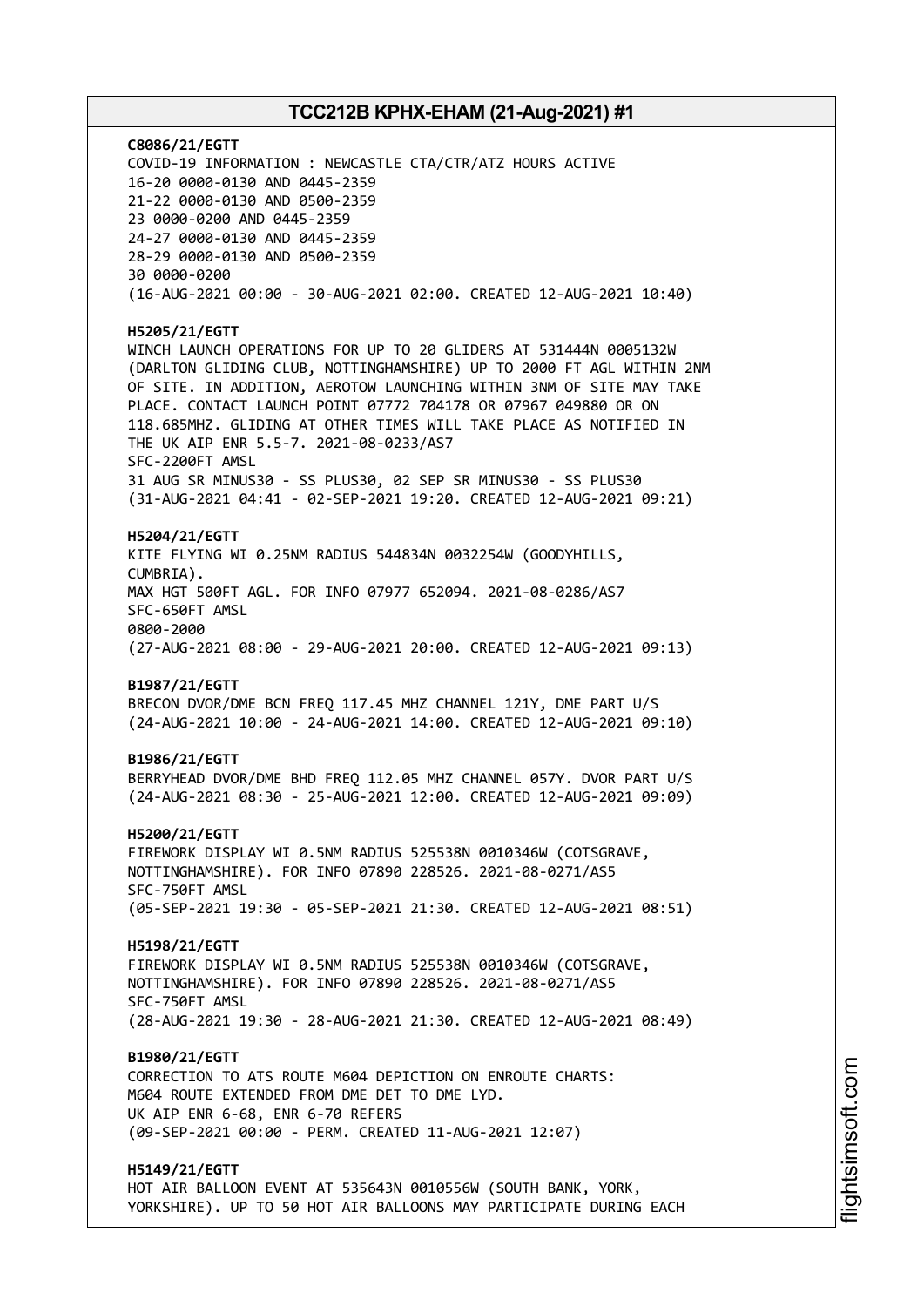**C8086/21/EGTT**
COVID-19 INFORMATION : NEWCASTLE CTA/CTR/ATZ HOURS ACTIVE
16-20 0000-0130 AND 0445-2359
21-22 0000-0130 AND 0500-2359
23 0000-0200 AND 0445-2359
24-27 0000-0130 AND 0445-2359
28-29 0000-0130 AND 0500-2359
30 0000-0200
(16-AUG-2021 00:00 - 30-AUG-2021 02:00. CREATED 12-AUG-2021 10:40)

**H5205/21/EGTT**
WINCH LAUNCH OPERATIONS FOR UP TO 20 GLIDERS AT 531444N 0005132W (DARLTON GLIDING CLUB, NOTTINGHAMSHIRE) UP TO 2000 FT AGL WITHIN 2NM OF SITE. IN ADDITION, AEROTOW LAUNCHING WITHIN 3NM OF SITE MAY TAKE PLACE. CONTACT LAUNCH POINT 07772 704178 OR 07967 049880 OR ON 118.685MHZ. GLIDING AT OTHER TIMES WILL TAKE PLACE AS NOTIFIED IN THE UK AIP ENR 5.5-7. 2021-08-0233/AS7
SFC-2200FT AMSL
31 AUG SR MINUS30 - SS PLUS30, 02 SEP SR MINUS30 - SS PLUS30
(31-AUG-2021 04:41 - 02-SEP-2021 19:20. CREATED 12-AUG-2021 09:21)

**H5204/21/EGTT**
KITE FLYING WI 0.25NM RADIUS 544834N 0032254W (GOODYHILLS, CUMBRIA).
MAX HGT 500FT AGL. FOR INFO 07977 652094. 2021-08-0286/AS7
SFC-650FT AMSL
0800-2000
(27-AUG-2021 08:00 - 29-AUG-2021 20:00. CREATED 12-AUG-2021 09:13)

**B1987/21/EGTT**
BRECON DVOR/DME BCN FREQ 117.45 MHZ CHANNEL 121Y, DME PART U/S
(24-AUG-2021 10:00 - 24-AUG-2021 14:00. CREATED 12-AUG-2021 09:10)

**B1986/21/EGTT**
BERRYHEAD DVOR/DME BHD FREQ 112.05 MHZ CHANNEL 057Y. DVOR PART U/S
(24-AUG-2021 08:30 - 25-AUG-2021 12:00. CREATED 12-AUG-2021 09:09)

**H5200/21/EGTT**
FIREWORK DISPLAY WI 0.5NM RADIUS 525538N 0010346W (COTSGRAVE, NOTTINGHAMSHIRE). FOR INFO 07890 228526. 2021-08-0271/AS5
SFC-750FT AMSL
(05-SEP-2021 19:30 - 05-SEP-2021 21:30. CREATED 12-AUG-2021 08:51)

**H5198/21/EGTT**
FIREWORK DISPLAY WI 0.5NM RADIUS 525538N 0010346W (COTSGRAVE, NOTTINGHAMSHIRE). FOR INFO 07890 228526. 2021-08-0271/AS5
SFC-750FT AMSL
(28-AUG-2021 19:30 - 28-AUG-2021 21:30. CREATED 12-AUG-2021 08:49)

**B1980/21/EGTT**
CORRECTION TO ATS ROUTE M604 DEPICTION ON ENROUTE CHARTS:
M604 ROUTE EXTENDED FROM DME DET TO DME LYD.
UK AIP ENR 6-68, ENR 6-70 REFERS
(09-SEP-2021 00:00 - PERM. CREATED 11-AUG-2021 12:07)

**H5149/21/EGTT**
HOT AIR BALLOON EVENT AT 535643N 0010556W (SOUTH BANK, YORK, YORKSHIRE). UP TO 50 HOT AIR BALLOONS MAY PARTICIPATE DURING EACH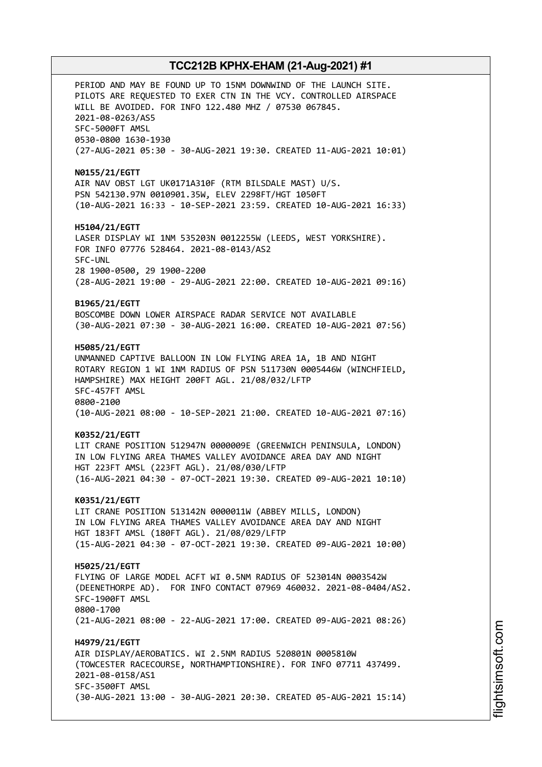PERIOD AND MAY BE FOUND UP TO 15NM DOWNWIND OF THE LAUNCH SITE.
PILOTS ARE REQUESTED TO EXER CTN IN THE VCY. CONTROLLED AIRSPACE
WILL BE AVOIDED. FOR INFO 122.480 MHZ / 07530 067845.
2021-08-0263/AS5
SFC-5000FT AMSL
0530-0800 1630-1930
(27-AUG-2021 05:30 - 30-AUG-2021 19:30. CREATED 11-AUG-2021 10:01)

**N0155/21/EGTT**
AIR NAV OBST LGT UK0171A310F (RTM BILSDALE MAST) U/S.
PSN 542130.97N 0010901.35W, ELEV 2298FT/HGT 1050FT
(10-AUG-2021 16:33 - 10-SEP-2021 23:59. CREATED 10-AUG-2021 16:33)

**H5104/21/EGTT**
LASER DISPLAY WI 1NM 535203N 0012255W (LEEDS, WEST YORKSHIRE).
FOR INFO 07776 528464. 2021-08-0143/AS2
SFC-UNL
28 1900-0500, 29 1900-2200
(28-AUG-2021 19:00 - 29-AUG-2021 22:00. CREATED 10-AUG-2021 09:16)

**B1965/21/EGTT**
BOSCOMBE DOWN LOWER AIRSPACE RADAR SERVICE NOT AVAILABLE
(30-AUG-2021 07:30 - 30-AUG-2021 16:00. CREATED 10-AUG-2021 07:56)

**H5085/21/EGTT**
UNMANNED CAPTIVE BALLOON IN LOW FLYING AREA 1A, 1B AND NIGHT
ROTARY REGION 1 WI 1NM RADIUS OF PSN 511730N 0005446W (WINCHFIELD,
HAMPSHIRE) MAX HEIGHT 200FT AGL. 21/08/032/LFTP
SFC-457FT AMSL
0800-2100
(10-AUG-2021 08:00 - 10-SEP-2021 21:00. CREATED 10-AUG-2021 07:16)

**K0352/21/EGTT**
LIT CRANE POSITION 512947N 0000009E (GREENWICH PENINSULA, LONDON)
IN LOW FLYING AREA THAMES VALLEY AVOIDANCE AREA DAY AND NIGHT
HGT 223FT AMSL (223FT AGL). 21/08/030/LFTP
(16-AUG-2021 04:30 - 07-OCT-2021 19:30. CREATED 09-AUG-2021 10:10)

**K0351/21/EGTT**
LIT CRANE POSITION 513142N 0000011W (ABBEY MILLS, LONDON)
IN LOW FLYING AREA THAMES VALLEY AVOIDANCE AREA DAY AND NIGHT
HGT 183FT AMSL (180FT AGL). 21/08/029/LFTP
(15-AUG-2021 04:30 - 07-OCT-2021 19:30. CREATED 09-AUG-2021 10:00)

**H5025/21/EGTT**
FLYING OF LARGE MODEL ACFT WI 0.5NM RADIUS OF 523014N 0003542W
(DEENETHORPE AD). FOR INFO CONTACT 07969 460032. 2021-08-0404/AS2.
SFC-1900FT AMSL
0800-1700
(21-AUG-2021 08:00 - 22-AUG-2021 17:00. CREATED 09-AUG-2021 08:26)

**H4979/21/EGTT**
AIR DISPLAY/AEROBATICS. WI 2.5NM RADIUS 520801N 0005810W
(TOWCESTER RACECOURSE, NORTHAMPTIONSHIRE). FOR INFO 07711 437499.
2021-08-0158/AS1
SFC-3500FT AMSL
(30-AUG-2021 13:00 - 30-AUG-2021 20:30. CREATED 05-AUG-2021 15:14)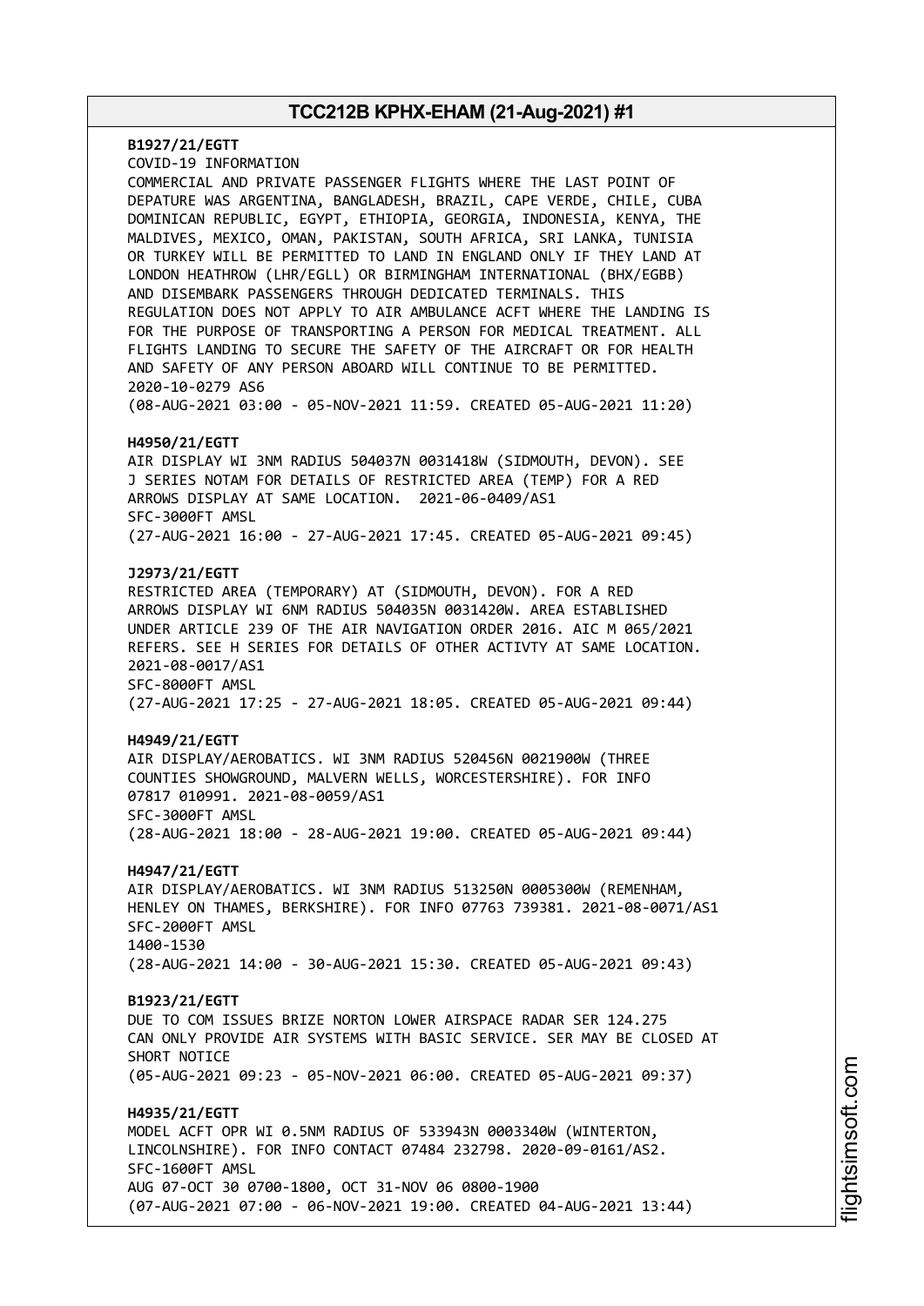**B1927/21/EGTT**
COVID-19 INFORMATION
COMMERCIAL AND PRIVATE PASSENGER FLIGHTS WHERE THE LAST POINT OF DEPATURE WAS ARGENTINA, BANGLADESH, BRAZIL, CAPE VERDE, CHILE, CUBA DOMINICAN REPUBLIC, EGYPT, ETHIOPIA, GEORGIA, INDONESIA, KENYA, THE MALDIVES, MEXICO, OMAN, PAKISTAN, SOUTH AFRICA, SRI LANKA, TUNISIA OR TURKEY WILL BE PERMITTED TO LAND IN ENGLAND ONLY IF THEY LAND AT LONDON HEATHROW (LHR/EGLL) OR BIRMINGHAM INTERNATIONAL (BHX/EGBB) AND DISEMBARK PASSENGERS THROUGH DEDICATED TERMINALS. THIS REGULATION DOES NOT APPLY TO AIR AMBULANCE ACFT WHERE THE LANDING IS FOR THE PURPOSE OF TRANSPORTING A PERSON FOR MEDICAL TREATMENT. ALL FLIGHTS LANDING TO SECURE THE SAFETY OF THE AIRCRAFT OR FOR HEALTH AND SAFETY OF ANY PERSON ABOARD WILL CONTINUE TO BE PERMITTED.
2020-10-0279 AS6
(08-AUG-2021 03:00 - 05-NOV-2021 11:59. CREATED 05-AUG-2021 11:20)

**H4950/21/EGTT**
AIR DISPLAY WI 3NM RADIUS 504037N 0031418W (SIDMOUTH, DEVON). SEE J SERIES NOTAM FOR DETAILS OF RESTRICTED AREA (TEMP) FOR A RED ARROWS DISPLAY AT SAME LOCATION. 2021-06-0409/AS1
SFC-3000FT AMSL
(27-AUG-2021 16:00 - 27-AUG-2021 17:45. CREATED 05-AUG-2021 09:45)

**J2973/21/EGTT**
RESTRICTED AREA (TEMPORARY) AT (SIDMOUTH, DEVON). FOR A RED ARROWS DISPLAY WI 6NM RADIUS 504035N 0031420W. AREA ESTABLISHED UNDER ARTICLE 239 OF THE AIR NAVIGATION ORDER 2016. AIC M 065/2021 REFERS. SEE H SERIES FOR DETAILS OF OTHER ACTIVTY AT SAME LOCATION.
2021-08-0017/AS1
SFC-8000FT AMSL
(27-AUG-2021 17:25 - 27-AUG-2021 18:05. CREATED 05-AUG-2021 09:44)

**H4949/21/EGTT**
AIR DISPLAY/AEROBATICS. WI 3NM RADIUS 520456N 0021900W (THREE COUNTIES SHOWGROUND, MALVERN WELLS, WORCESTERSHIRE). FOR INFO 07817 010991. 2021-08-0059/AS1
SFC-3000FT AMSL
(28-AUG-2021 18:00 - 28-AUG-2021 19:00. CREATED 05-AUG-2021 09:44)

**H4947/21/EGTT**
AIR DISPLAY/AEROBATICS. WI 3NM RADIUS 513250N 0005300W (REMENHAM, HENLEY ON THAMES, BERKSHIRE). FOR INFO 07763 739381. 2021-08-0071/AS1
SFC-2000FT AMSL
1400-1530
(28-AUG-2021 14:00 - 30-AUG-2021 15:30. CREATED 05-AUG-2021 09:43)

**B1923/21/EGTT**
DUE TO COM ISSUES BRIZE NORTON LOWER AIRSPACE RADAR SER 124.275 CAN ONLY PROVIDE AIR SYSTEMS WITH BASIC SERVICE. SER MAY BE CLOSED AT SHORT NOTICE
(05-AUG-2021 09:23 - 05-NOV-2021 06:00. CREATED 05-AUG-2021 09:37)

**H4935/21/EGTT**
MODEL ACFT OPR WI 0.5NM RADIUS OF 533943N 0003340W (WINTERTON, LINCOLNSHIRE). FOR INFO CONTACT 07484 232798. 2020-09-0161/AS2.
SFC-1600FT AMSL
AUG 07-OCT 30 0700-1800, OCT 31-NOV 06 0800-1900
(07-AUG-2021 07:00 - 06-NOV-2021 19:00. CREATED 04-AUG-2021 13:44)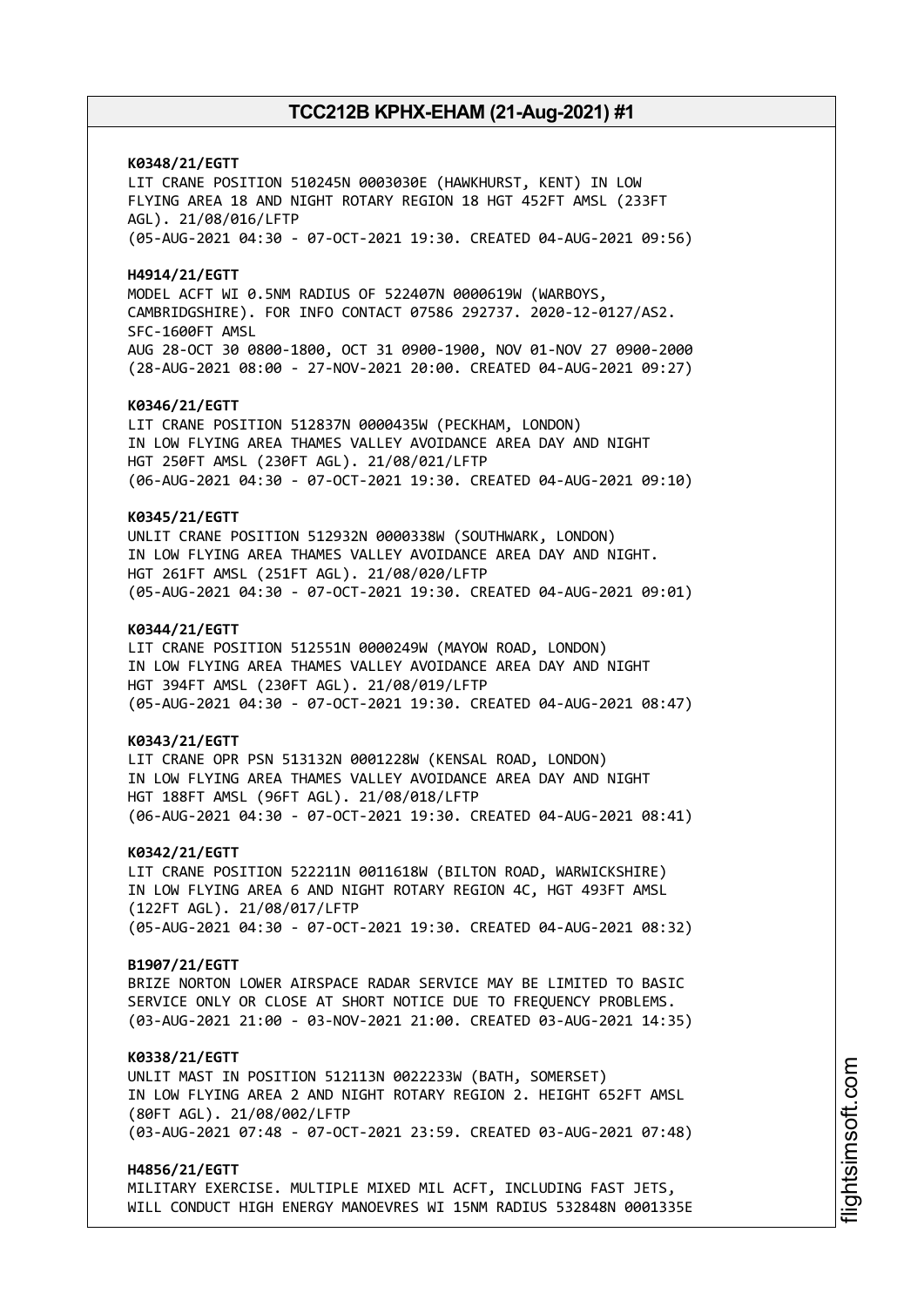**K0348/21/EGTT**
LIT CRANE POSITION 510245N 0003030E (HAWKHURST, KENT) IN LOW FLYING AREA 18 AND NIGHT ROTARY REGION 18 HGT 452FT AMSL (233FT AGL). 21/08/016/LFTP
(05-AUG-2021 04:30 - 07-OCT-2021 19:30. CREATED 04-AUG-2021 09:56)

**H4914/21/EGTT**
MODEL ACFT WI 0.5NM RADIUS OF 522407N 0000619W (WARBOYS, CAMBRIDGSHIRE). FOR INFO CONTACT 07586 292737. 2020-12-0127/AS2. SFC-1600FT AMSL
AUG 28-OCT 30 0800-1800, OCT 31 0900-1900, NOV 01-NOV 27 0900-2000
(28-AUG-2021 08:00 - 27-NOV-2021 20:00. CREATED 04-AUG-2021 09:27)

**K0346/21/EGTT**
LIT CRANE POSITION 512837N 0000435W (PECKHAM, LONDON) IN LOW FLYING AREA THAMES VALLEY AVOIDANCE AREA DAY AND NIGHT HGT 250FT AMSL (230FT AGL). 21/08/021/LFTP
(06-AUG-2021 04:30 - 07-OCT-2021 19:30. CREATED 04-AUG-2021 09:10)

**K0345/21/EGTT**
UNLIT CRANE POSITION 512932N 0000338W (SOUTHWARK, LONDON) IN LOW FLYING AREA THAMES VALLEY AVOIDANCE AREA DAY AND NIGHT. HGT 261FT AMSL (251FT AGL). 21/08/020/LFTP
(05-AUG-2021 04:30 - 07-OCT-2021 19:30. CREATED 04-AUG-2021 09:01)

**K0344/21/EGTT**
LIT CRANE POSITION 512551N 0000249W (MAYOW ROAD, LONDON) IN LOW FLYING AREA THAMES VALLEY AVOIDANCE AREA DAY AND NIGHT HGT 394FT AMSL (230FT AGL). 21/08/019/LFTP
(05-AUG-2021 04:30 - 07-OCT-2021 19:30. CREATED 04-AUG-2021 08:47)

**K0343/21/EGTT**
LIT CRANE OPR PSN 513132N 0001228W (KENSAL ROAD, LONDON) IN LOW FLYING AREA THAMES VALLEY AVOIDANCE AREA DAY AND NIGHT HGT 188FT AMSL (96FT AGL). 21/08/018/LFTP
(06-AUG-2021 04:30 - 07-OCT-2021 19:30. CREATED 04-AUG-2021 08:41)

**K0342/21/EGTT**
LIT CRANE POSITION 522211N 0011618W (BILTON ROAD, WARWICKSHIRE) IN LOW FLYING AREA 6 AND NIGHT ROTARY REGION 4C, HGT 493FT AMSL (122FT AGL). 21/08/017/LFTP
(05-AUG-2021 04:30 - 07-OCT-2021 19:30. CREATED 04-AUG-2021 08:32)

**B1907/21/EGTT**
BRIZE NORTON LOWER AIRSPACE RADAR SERVICE MAY BE LIMITED TO BASIC SERVICE ONLY OR CLOSE AT SHORT NOTICE DUE TO FREQUENCY PROBLEMS.
(03-AUG-2021 21:00 - 03-NOV-2021 21:00. CREATED 03-AUG-2021 14:35)

**K0338/21/EGTT**
UNLIT MAST IN POSITION 512113N 0022233W (BATH, SOMERSET) IN LOW FLYING AREA 2 AND NIGHT ROTARY REGION 2. HEIGHT 652FT AMSL (80FT AGL). 21/08/002/LFTP
(03-AUG-2021 07:48 - 07-OCT-2021 23:59. CREATED 03-AUG-2021 07:48)

**H4856/21/EGTT**
MILITARY EXERCISE. MULTIPLE MIXED MIL ACFT, INCLUDING FAST JETS, WILL CONDUCT HIGH ENERGY MANOEVRES WI 15NM RADIUS 532848N 0001335E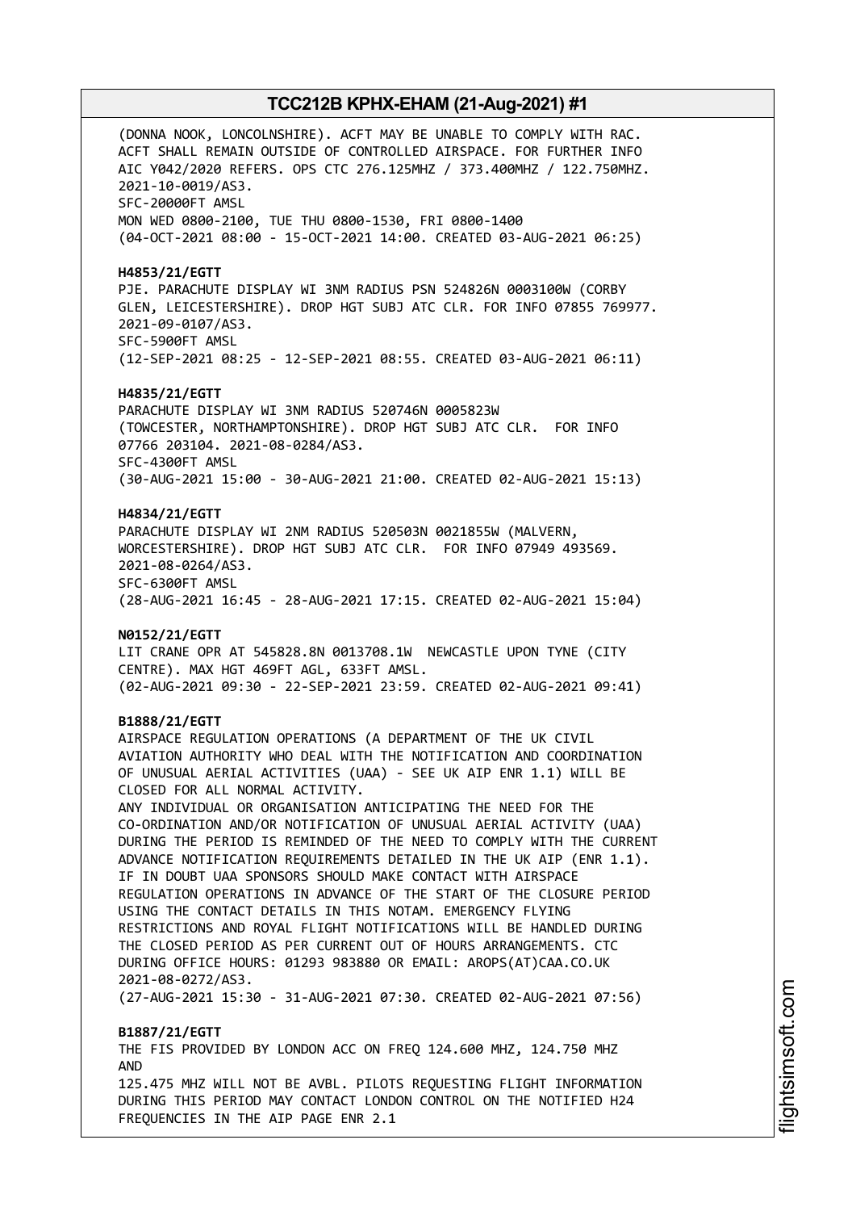(DONNA NOOK, LONCOLNSHIRE). ACFT MAY BE UNABLE TO COMPLY WITH RAC. ACFT SHALL REMAIN OUTSIDE OF CONTROLLED AIRSPACE. FOR FURTHER INFO AIC Y042/2020 REFERS. OPS CTC 276.125MHZ / 373.400MHZ / 122.750MHZ. 2021-10-0019/AS3.
SFC-20000FT AMSL
MON WED 0800-2100, TUE THU 0800-1530, FRI 0800-1400
(04-OCT-2021 08:00 - 15-OCT-2021 14:00. CREATED 03-AUG-2021 06:25)

**H4853/21/EGTT**
PJE. PARACHUTE DISPLAY WI 3NM RADIUS PSN 524826N 0003100W (CORBY GLEN, LEICESTERSHIRE). DROP HGT SUBJ ATC CLR. FOR INFO 07855 769977. 2021-09-0107/AS3.
SFC-5900FT AMSL
(12-SEP-2021 08:25 - 12-SEP-2021 08:55. CREATED 03-AUG-2021 06:11)

**H4835/21/EGTT**
PARACHUTE DISPLAY WI 3NM RADIUS 520746N 0005823W (TOWCESTER, NORTHAMPTONSHIRE). DROP HGT SUBJ ATC CLR. FOR INFO 07766 203104. 2021-08-0284/AS3.
SFC-4300FT AMSL
(30-AUG-2021 15:00 - 30-AUG-2021 21:00. CREATED 02-AUG-2021 15:13)

**H4834/21/EGTT**
PARACHUTE DISPLAY WI 2NM RADIUS 520503N 0021855W (MALVERN, WORCESTERSHIRE). DROP HGT SUBJ ATC CLR. FOR INFO 07949 493569. 2021-08-0264/AS3.
SFC-6300FT AMSL
(28-AUG-2021 16:45 - 28-AUG-2021 17:15. CREATED 02-AUG-2021 15:04)

**N0152/21/EGTT**
LIT CRANE OPR AT 545828.8N 0013708.1W NEWCASTLE UPON TYNE (CITY CENTRE). MAX HGT 469FT AGL, 633FT AMSL.
(02-AUG-2021 09:30 - 22-SEP-2021 23:59. CREATED 02-AUG-2021 09:41)

**B1888/21/EGTT**
AIRSPACE REGULATION OPERATIONS (A DEPARTMENT OF THE UK CIVIL AVIATION AUTHORITY WHO DEAL WITH THE NOTIFICATION AND COORDINATION OF UNUSUAL AERIAL ACTIVITIES (UAA) - SEE UK AIP ENR 1.1) WILL BE CLOSED FOR ALL NORMAL ACTIVITY.
ANY INDIVIDUAL OR ORGANISATION ANTICIPATING THE NEED FOR THE CO-ORDINATION AND/OR NOTIFICATION OF UNUSUAL AERIAL ACTIVITY (UAA) DURING THE PERIOD IS REMINDED OF THE NEED TO COMPLY WITH THE CURRENT ADVANCE NOTIFICATION REQUIREMENTS DETAILED IN THE UK AIP (ENR 1.1). IF IN DOUBT UAA SPONSORS SHOULD MAKE CONTACT WITH AIRSPACE REGULATION OPERATIONS IN ADVANCE OF THE START OF THE CLOSURE PERIOD USING THE CONTACT DETAILS IN THIS NOTAM. EMERGENCY FLYING RESTRICTIONS AND ROYAL FLIGHT NOTIFICATIONS WILL BE HANDLED DURING THE CLOSED PERIOD AS PER CURRENT OUT OF HOURS ARRANGEMENTS. CTC DURING OFFICE HOURS: 01293 983880 OR EMAIL: AROPS(AT)CAA.CO.UK 2021-08-0272/AS3.
(27-AUG-2021 15:30 - 31-AUG-2021 07:30. CREATED 02-AUG-2021 07:56)

**B1887/21/EGTT**
THE FIS PROVIDED BY LONDON ACC ON FREQ 124.600 MHZ, 124.750 MHZ AND
125.475 MHZ WILL NOT BE AVBL. PILOTS REQUESTING FLIGHT INFORMATION DURING THIS PERIOD MAY CONTACT LONDON CONTROL ON THE NOTIFIED H24 FREQUENCIES IN THE AIP PAGE ENR 2.1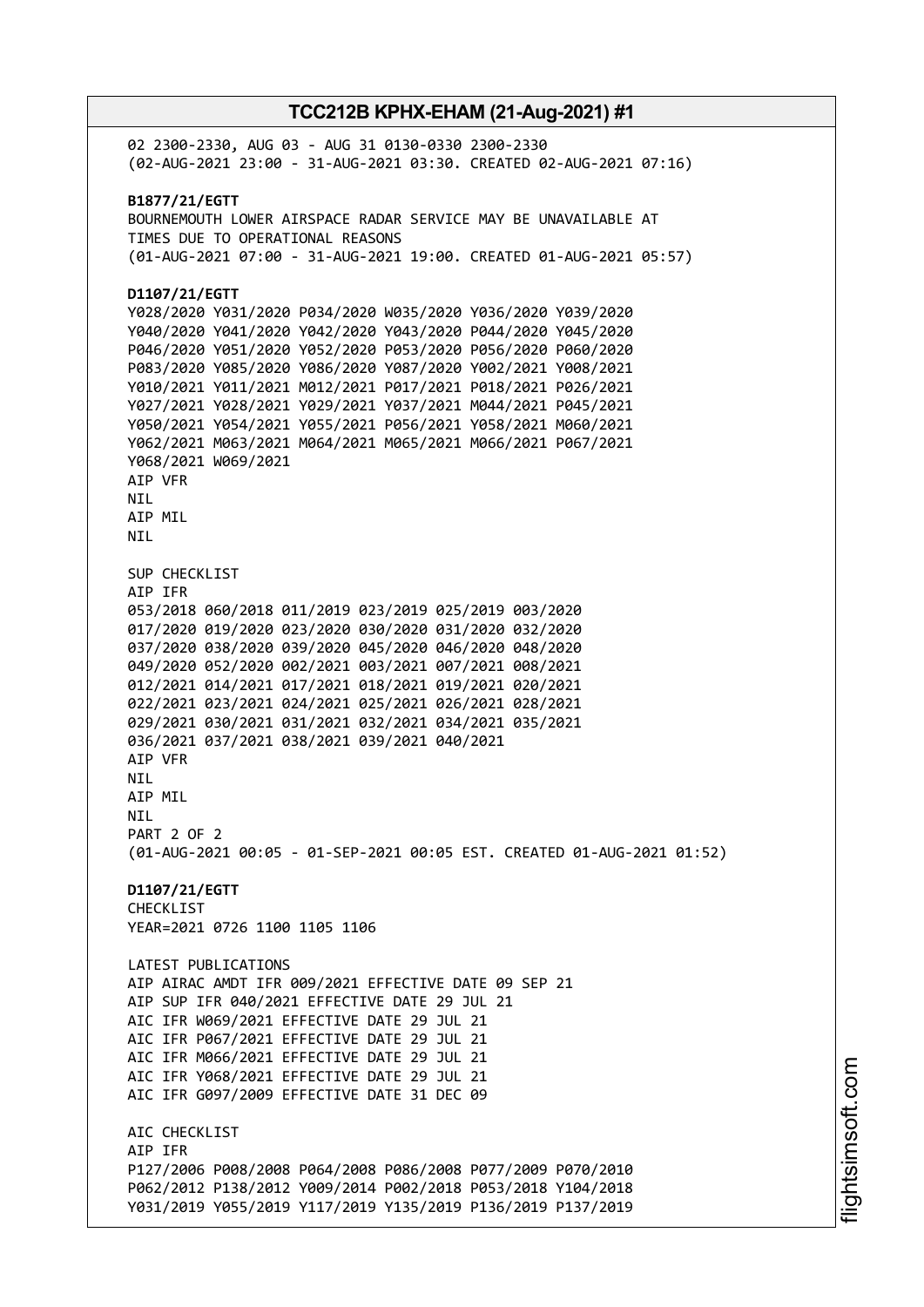02 2300-2330, AUG 03 - AUG 31 0130-0330 2300-2330
(02-AUG-2021 23:00 - 31-AUG-2021 03:30. CREATED 02-AUG-2021 07:16)

**B1877/21/EGTT**
BOURNEMOUTH LOWER AIRSPACE RADAR SERVICE MAY BE UNAVAILABLE AT TIMES DUE TO OPERATIONAL REASONS
(01-AUG-2021 07:00 - 31-AUG-2021 19:00. CREATED 01-AUG-2021 05:57)

**D1107/21/EGTT**
Y028/2020 Y031/2020 P034/2020 W035/2020 Y036/2020 Y039/2020
Y040/2020 Y041/2020 Y042/2020 Y043/2020 P044/2020 Y045/2020
P046/2020 Y051/2020 Y052/2020 P053/2020 P056/2020 P060/2020
P083/2020 Y085/2020 Y086/2020 Y087/2020 Y002/2021 Y008/2021
Y010/2021 Y011/2021 M012/2021 P017/2021 P018/2021 P026/2021
Y027/2021 Y028/2021 Y029/2021 Y037/2021 M044/2021 P045/2021
Y050/2021 Y054/2021 Y055/2021 P056/2021 Y058/2021 M060/2021
Y062/2021 M063/2021 M064/2021 M065/2021 M066/2021 P067/2021
Y068/2021 W069/2021
AIP VFR
NIL
AIP MIL
NIL

SUP CHECKLIST
AIP IFR
053/2018 060/2018 011/2019 023/2019 025/2019 003/2020
017/2020 019/2020 023/2020 030/2020 031/2020 032/2020
037/2020 038/2020 039/2020 045/2020 046/2020 048/2020
049/2020 052/2020 002/2021 003/2021 007/2021 008/2021
012/2021 014/2021 017/2021 018/2021 019/2021 020/2021
022/2021 023/2021 024/2021 025/2021 026/2021 028/2021
029/2021 030/2021 031/2021 032/2021 034/2021 035/2021
036/2021 037/2021 038/2021 039/2021 040/2021
AIP VFR
NIL
AIP MIL
NIL
PART 2 OF 2
(01-AUG-2021 00:05 - 01-SEP-2021 00:05 EST. CREATED 01-AUG-2021 01:52)

**D1107/21/EGTT**
CHECKLIST
YEAR=2021 0726 1100 1105 1106

LATEST PUBLICATIONS
AIP AIRAC AMDT IFR 009/2021 EFFECTIVE DATE 09 SEP 21
AIP SUP IFR 040/2021 EFFECTIVE DATE 29 JUL 21
AIC IFR W069/2021 EFFECTIVE DATE 29 JUL 21
AIC IFR P067/2021 EFFECTIVE DATE 29 JUL 21
AIC IFR M066/2021 EFFECTIVE DATE 29 JUL 21
AIC IFR Y068/2021 EFFECTIVE DATE 29 JUL 21
AIC IFR G097/2009 EFFECTIVE DATE 31 DEC 09

AIC CHECKLIST
AIP IFR
P127/2006 P008/2008 P064/2008 P086/2008 P077/2009 P070/2010
P062/2012 P138/2012 Y009/2014 P002/2018 P053/2018 Y104/2018
Y031/2019 Y055/2019 Y117/2019 Y135/2019 P136/2019 P137/2019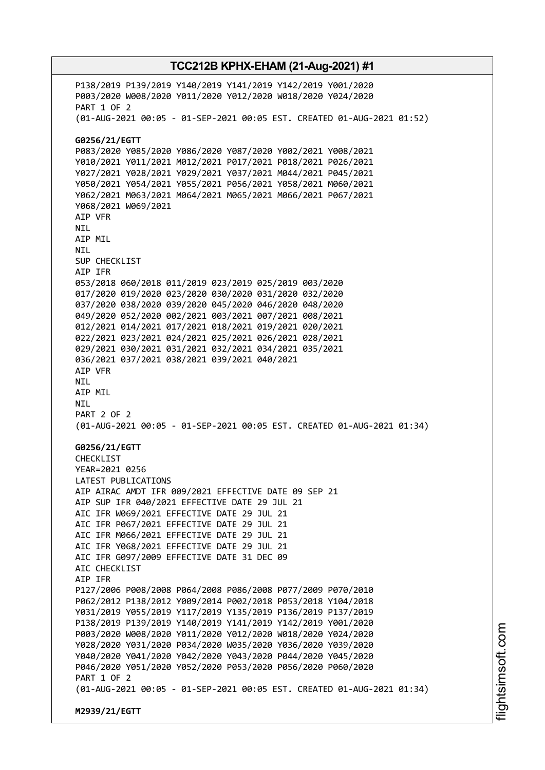P138/2019 P139/2019 Y140/2019 Y141/2019 Y142/2019 Y001/2020
P003/2020 W008/2020 Y011/2020 Y012/2020 W018/2020 Y024/2020
PART 1 OF 2
(01-AUG-2021 00:05 - 01-SEP-2021 00:05 EST. CREATED 01-AUG-2021 01:52)

**G0256/21/EGTT**
P083/2020 Y085/2020 Y086/2020 Y087/2020 Y002/2021 Y008/2021
Y010/2021 Y011/2021 M012/2021 P017/2021 P018/2021 P026/2021
Y027/2021 Y028/2021 Y029/2021 Y037/2021 M044/2021 P045/2021
Y050/2021 Y054/2021 Y055/2021 P056/2021 Y058/2021 M060/2021
Y062/2021 M063/2021 M064/2021 M065/2021 M066/2021 P067/2021
Y068/2021 W069/2021
AIP VFR
NIL
AIP MIL
NIL
SUP CHECKLIST
AIP IFR
053/2018 060/2018 011/2019 023/2019 025/2019 003/2020
017/2020 019/2020 023/2020 030/2020 031/2020 032/2020
037/2020 038/2020 039/2020 045/2020 046/2020 048/2020
049/2020 052/2020 002/2021 003/2021 007/2021 008/2021
012/2021 014/2021 017/2021 018/2021 019/2021 020/2021
022/2021 023/2021 024/2021 025/2021 026/2021 028/2021
029/2021 030/2021 031/2021 032/2021 034/2021 035/2021
036/2021 037/2021 038/2021 039/2021 040/2021
AIP VFR
NIL
AIP MIL
NIL
PART 2 OF 2
(01-AUG-2021 00:05 - 01-SEP-2021 00:05 EST. CREATED 01-AUG-2021 01:34)

**G0256/21/EGTT**
CHECKLIST
YEAR=2021 0256
LATEST PUBLICATIONS
AIP AIRAC AMDT IFR 009/2021 EFFECTIVE DATE 09 SEP 21
AIP SUP IFR 040/2021 EFFECTIVE DATE 29 JUL 21
AIC IFR W069/2021 EFFECTIVE DATE 29 JUL 21
AIC IFR P067/2021 EFFECTIVE DATE 29 JUL 21
AIC IFR M066/2021 EFFECTIVE DATE 29 JUL 21
AIC IFR Y068/2021 EFFECTIVE DATE 29 JUL 21
AIC IFR G097/2009 EFFECTIVE DATE 31 DEC 09
AIC CHECKLIST
AIP IFR
P127/2006 P008/2008 P064/2008 P086/2008 P077/2009 P070/2010
P062/2012 P138/2012 Y009/2014 P002/2018 P053/2018 Y104/2018
Y031/2019 Y055/2019 Y117/2019 Y135/2019 P136/2019 P137/2019
P138/2019 P139/2019 Y140/2019 Y141/2019 Y142/2019 Y001/2020
P003/2020 W008/2020 Y011/2020 Y012/2020 W018/2020 Y024/2020
Y028/2020 Y031/2020 P034/2020 W035/2020 Y036/2020 Y039/2020
Y040/2020 Y041/2020 Y042/2020 Y043/2020 P044/2020 Y045/2020
P046/2020 Y051/2020 Y052/2020 P053/2020 P056/2020 P060/2020
PART 1 OF 2
(01-AUG-2021 00:05 - 01-SEP-2021 00:05 EST. CREATED 01-AUG-2021 01:34)

**M2939/21/EGTT**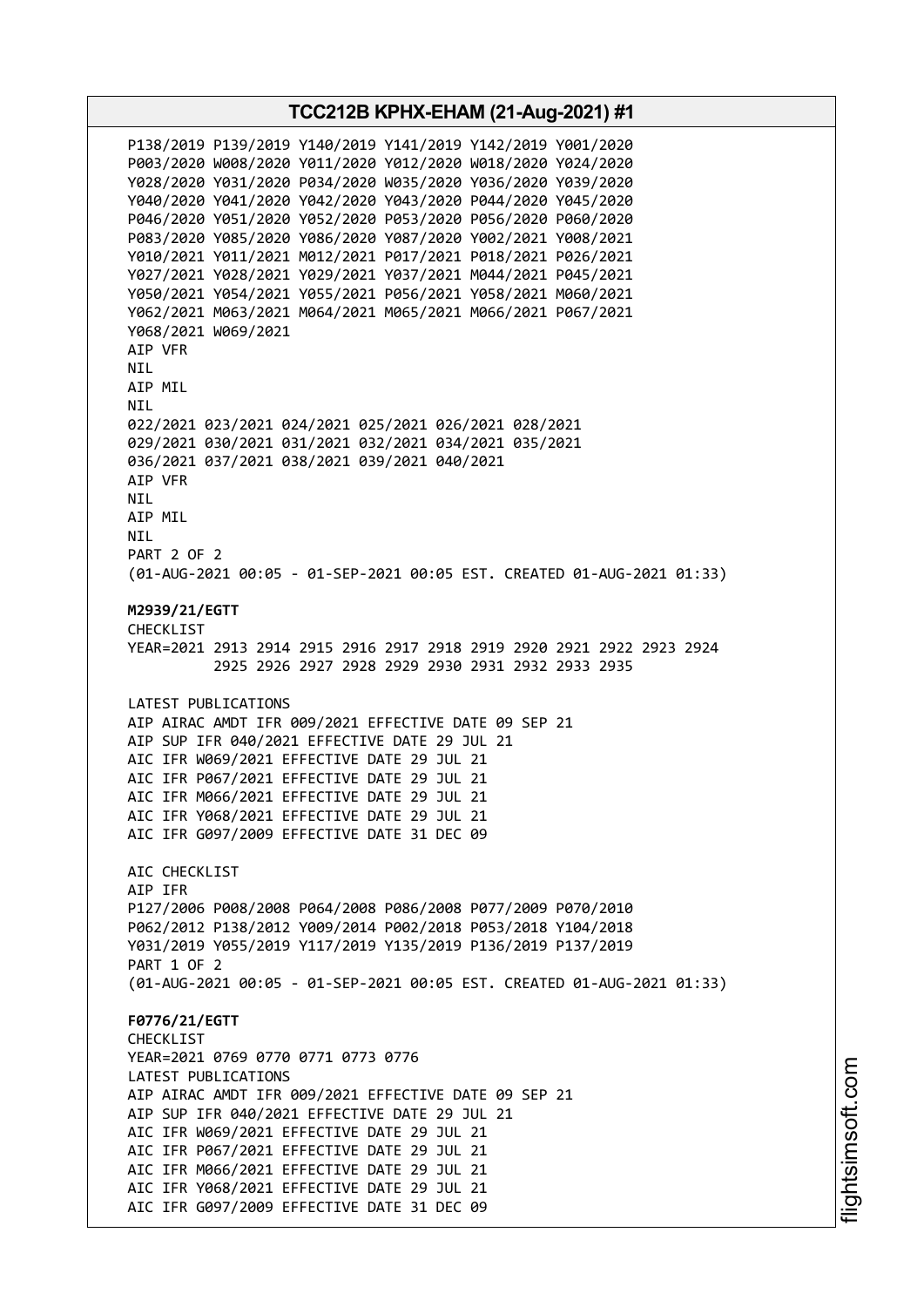P138/2019 P139/2019 Y140/2019 Y141/2019 Y142/2019 Y001/2020
P003/2020 W008/2020 Y011/2020 Y012/2020 W018/2020 Y024/2020
Y028/2020 Y031/2020 P034/2020 W035/2020 Y036/2020 Y039/2020
Y040/2020 Y041/2020 Y042/2020 Y043/2020 P044/2020 Y045/2020
P046/2020 Y051/2020 Y052/2020 P053/2020 P056/2020 P060/2020
P083/2020 Y085/2020 Y086/2020 Y087/2020 Y002/2021 Y008/2021
Y010/2021 Y011/2021 M012/2021 P017/2021 P018/2021 P026/2021
Y027/2021 Y028/2021 Y029/2021 Y037/2021 M044/2021 P045/2021
Y050/2021 Y054/2021 Y055/2021 P056/2021 Y058/2021 M060/2021
Y062/2021 M063/2021 M064/2021 M065/2021 M066/2021 P067/2021
Y068/2021 W069/2021
AIP VFR
NIL
AIP MIL
NIL
022/2021 023/2021 024/2021 025/2021 026/2021 028/2021
029/2021 030/2021 031/2021 032/2021 034/2021 035/2021
036/2021 037/2021 038/2021 039/2021 040/2021
AIP VFR
NIL
AIP MIL
NIL
PART 2 OF 2
(01-AUG-2021 00:05 - 01-SEP-2021 00:05 EST. CREATED 01-AUG-2021 01:33)

**M2939/21/EGTT**
CHECKLIST
YEAR=2021 2913 2914 2915 2916 2917 2918 2919 2920 2921 2922 2923 2924
2925 2926 2927 2928 2929 2930 2931 2932 2933 2935

LATEST PUBLICATIONS
AIP AIRAC AMDT IFR 009/2021 EFFECTIVE DATE 09 SEP 21
AIP SUP IFR 040/2021 EFFECTIVE DATE 29 JUL 21
AIC IFR W069/2021 EFFECTIVE DATE 29 JUL 21
AIC IFR P067/2021 EFFECTIVE DATE 29 JUL 21
AIC IFR M066/2021 EFFECTIVE DATE 29 JUL 21
AIC IFR Y068/2021 EFFECTIVE DATE 29 JUL 21
AIC IFR G097/2009 EFFECTIVE DATE 31 DEC 09

AIC CHECKLIST
AIP IFR
P127/2006 P008/2008 P064/2008 P086/2008 P077/2009 P070/2010
P062/2012 P138/2012 Y009/2014 P002/2018 P053/2018 Y104/2018
Y031/2019 Y055/2019 Y117/2019 Y135/2019 P136/2019 P137/2019
PART 1 OF 2
(01-AUG-2021 00:05 - 01-SEP-2021 00:05 EST. CREATED 01-AUG-2021 01:33)

**F0776/21/EGTT**
CHECKLIST
YEAR=2021 0769 0770 0771 0773 0776
LATEST PUBLICATIONS
AIP AIRAC AMDT IFR 009/2021 EFFECTIVE DATE 09 SEP 21
AIP SUP IFR 040/2021 EFFECTIVE DATE 29 JUL 21
AIC IFR W069/2021 EFFECTIVE DATE 29 JUL 21
AIC IFR P067/2021 EFFECTIVE DATE 29 JUL 21
AIC IFR M066/2021 EFFECTIVE DATE 29 JUL 21
AIC IFR Y068/2021 EFFECTIVE DATE 29 JUL 21
AIC IFR G097/2009 EFFECTIVE DATE 31 DEC 09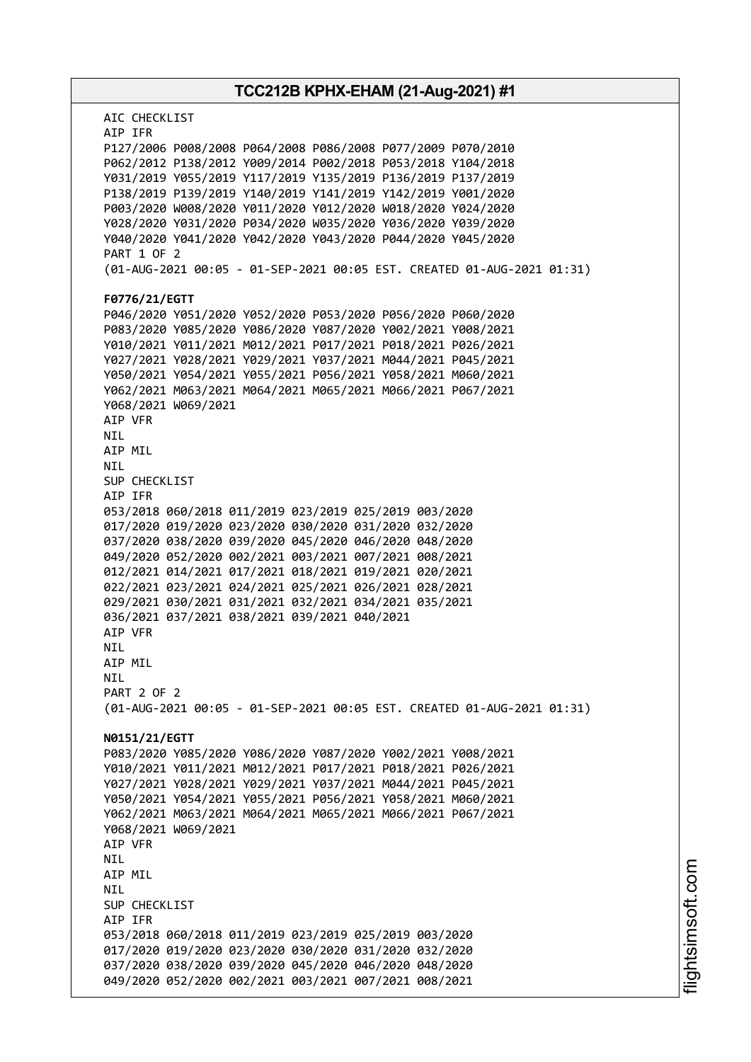AIC CHECKLIST
AIP IFR
P127/2006 P008/2008 P064/2008 P086/2008 P077/2009 P070/2010
P062/2012 P138/2012 Y009/2014 P002/2018 P053/2018 Y104/2018
Y031/2019 Y055/2019 Y117/2019 Y135/2019 P136/2019 P137/2019
P138/2019 P139/2019 Y140/2019 Y141/2019 Y142/2019 Y001/2020
P003/2020 W008/2020 Y011/2020 Y012/2020 W018/2020 Y024/2020
Y028/2020 Y031/2020 P034/2020 W035/2020 Y036/2020 Y039/2020
Y040/2020 Y041/2020 Y042/2020 Y043/2020 P044/2020 Y045/2020
PART 1 OF 2
(01-AUG-2021 00:05 - 01-SEP-2021 00:05 EST. CREATED 01-AUG-2021 01:31)

**F0776/21/EGTT**
P046/2020 Y051/2020 Y052/2020 P053/2020 P056/2020 P060/2020
P083/2020 Y085/2020 Y086/2020 Y087/2020 Y002/2021 Y008/2021
Y010/2021 Y011/2021 M012/2021 P017/2021 P018/2021 P026/2021
Y027/2021 Y028/2021 Y029/2021 Y037/2021 M044/2021 P045/2021
Y050/2021 Y054/2021 Y055/2021 P056/2021 Y058/2021 M060/2021
Y062/2021 M063/2021 M064/2021 M065/2021 M066/2021 P067/2021
Y068/2021 W069/2021
AIP VFR
NIL
AIP MIL
NIL
SUP CHECKLIST
AIP IFR
053/2018 060/2018 011/2019 023/2019 025/2019 003/2020
017/2020 019/2020 023/2020 030/2020 031/2020 032/2020
037/2020 038/2020 039/2020 045/2020 046/2020 048/2020
049/2020 052/2020 002/2021 003/2021 007/2021 008/2021
012/2021 014/2021 017/2021 018/2021 019/2021 020/2021
022/2021 023/2021 024/2021 025/2021 026/2021 028/2021
029/2021 030/2021 031/2021 032/2021 034/2021 035/2021
036/2021 037/2021 038/2021 039/2021 040/2021
AIP VFR
NIL
AIP MIL
NIL
PART 2 OF 2
(01-AUG-2021 00:05 - 01-SEP-2021 00:05 EST. CREATED 01-AUG-2021 01:31)

**N0151/21/EGTT**
P083/2020 Y085/2020 Y086/2020 Y087/2020 Y002/2021 Y008/2021
Y010/2021 Y011/2021 M012/2021 P017/2021 P018/2021 P026/2021
Y027/2021 Y028/2021 Y029/2021 Y037/2021 M044/2021 P045/2021
Y050/2021 Y054/2021 Y055/2021 P056/2021 Y058/2021 M060/2021
Y062/2021 M063/2021 M064/2021 M065/2021 M066/2021 P067/2021
Y068/2021 W069/2021
AIP VFR
NIL
AIP MIL
NIL
SUP CHECKLIST
AIP IFR
053/2018 060/2018 011/2019 023/2019 025/2019 003/2020
017/2020 019/2020 023/2020 030/2020 031/2020 032/2020
037/2020 038/2020 039/2020 045/2020 046/2020 048/2020
049/2020 052/2020 002/2021 003/2021 007/2021 008/2021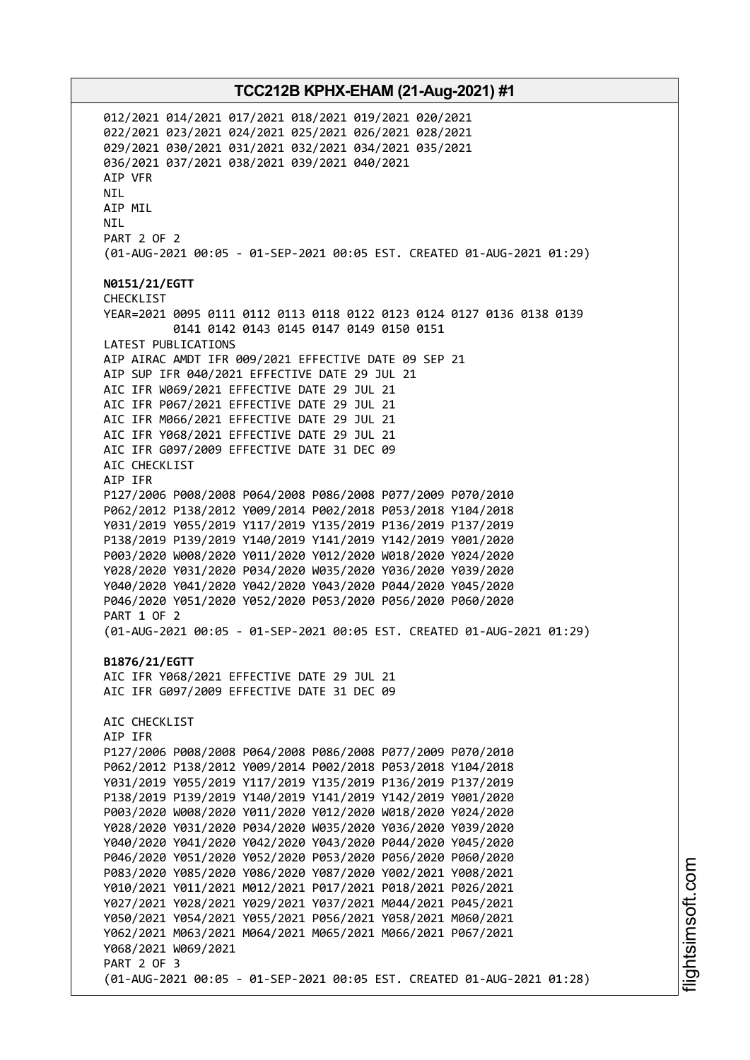012/2021 014/2021 017/2021 018/2021 019/2021 020/2021
022/2021 023/2021 024/2021 025/2021 026/2021 028/2021
029/2021 030/2021 031/2021 032/2021 034/2021 035/2021
036/2021 037/2021 038/2021 039/2021 040/2021
AIP VFR
NIL
AIP MIL
NIL
PART 2 OF 2
(01-AUG-2021 00:05 - 01-SEP-2021 00:05 EST. CREATED 01-AUG-2021 01:29)

**N0151/21/EGTT**
CHECKLIST
YEAR=2021 0095 0111 0112 0113 0118 0122 0123 0124 0127 0136 0138 0139
0141 0142 0143 0145 0147 0149 0150 0151
LATEST PUBLICATIONS
AIP AIRAC AMDT IFR 009/2021 EFFECTIVE DATE 09 SEP 21
AIP SUP IFR 040/2021 EFFECTIVE DATE 29 JUL 21
AIC IFR W069/2021 EFFECTIVE DATE 29 JUL 21
AIC IFR P067/2021 EFFECTIVE DATE 29 JUL 21
AIC IFR M066/2021 EFFECTIVE DATE 29 JUL 21
AIC IFR Y068/2021 EFFECTIVE DATE 29 JUL 21
AIC IFR G097/2009 EFFECTIVE DATE 31 DEC 09
AIC CHECKLIST
AIP IFR
P127/2006 P008/2008 P064/2008 P086/2008 P077/2009 P070/2010
P062/2012 P138/2012 Y009/2014 P002/2018 P053/2018 Y104/2018
Y031/2019 Y055/2019 Y117/2019 Y135/2019 P136/2019 P137/2019
P138/2019 P139/2019 Y140/2019 Y141/2019 Y142/2019 Y001/2020
P003/2020 W008/2020 Y011/2020 Y012/2020 W018/2020 Y024/2020
Y028/2020 Y031/2020 P034/2020 W035/2020 Y036/2020 Y039/2020
Y040/2020 Y041/2020 Y042/2020 Y043/2020 P044/2020 Y045/2020
P046/2020 Y051/2020 Y052/2020 P053/2020 P056/2020 P060/2020
PART 1 OF 2
(01-AUG-2021 00:05 - 01-SEP-2021 00:05 EST. CREATED 01-AUG-2021 01:29)

**B1876/21/EGTT**
AIC IFR Y068/2021 EFFECTIVE DATE 29 JUL 21
AIC IFR G097/2009 EFFECTIVE DATE 31 DEC 09

AIC CHECKLIST
AIP IFR
P127/2006 P008/2008 P064/2008 P086/2008 P077/2009 P070/2010
P062/2012 P138/2012 Y009/2014 P002/2018 P053/2018 Y104/2018
Y031/2019 Y055/2019 Y117/2019 Y135/2019 P136/2019 P137/2019
P138/2019 P139/2019 Y140/2019 Y141/2019 Y142/2019 Y001/2020
P003/2020 W008/2020 Y011/2020 Y012/2020 W018/2020 Y024/2020
Y028/2020 Y031/2020 P034/2020 W035/2020 Y036/2020 Y039/2020
Y040/2020 Y041/2020 Y042/2020 Y043/2020 P044/2020 Y045/2020
P046/2020 Y051/2020 Y052/2020 P053/2020 P056/2020 P060/2020
P083/2020 Y085/2020 Y086/2020 Y087/2020 Y002/2021 Y008/2021
Y010/2021 Y011/2021 M012/2021 P017/2021 P018/2021 P026/2021
Y027/2021 Y028/2021 Y029/2021 Y037/2021 M044/2021 P045/2021
Y050/2021 Y054/2021 Y055/2021 P056/2021 Y058/2021 M060/2021
Y062/2021 M063/2021 M064/2021 M065/2021 M066/2021 P067/2021
Y068/2021 W069/2021
PART 2 OF 3
(01-AUG-2021 00:05 - 01-SEP-2021 00:05 EST. CREATED 01-AUG-2021 01:28)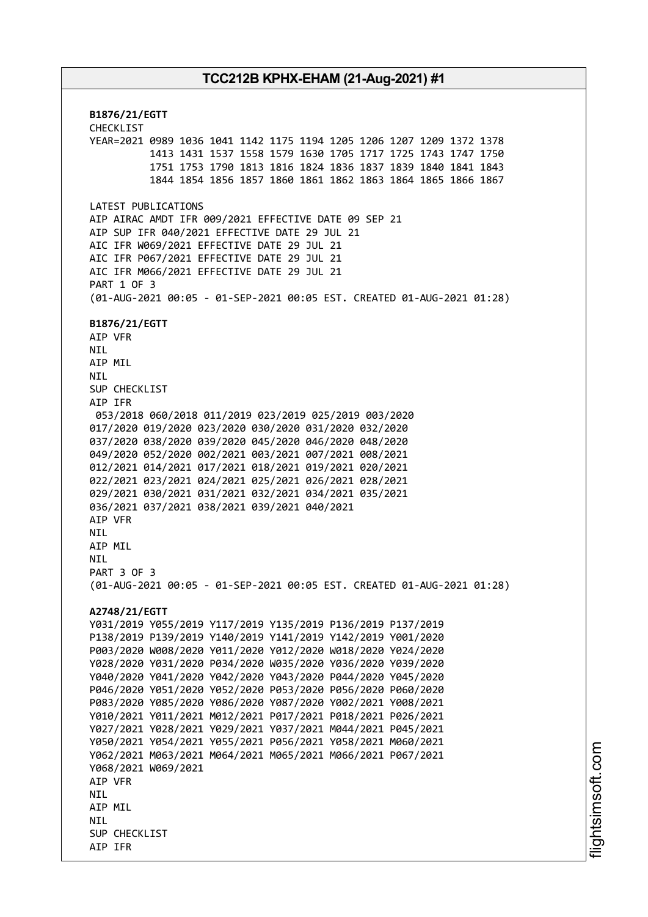**B1876/21/EGTT**
CHECKLIST
YEAR=2021 0989 1036 1041 1142 1175 1194 1205 1206 1207 1209 1372 1378
1413 1431 1537 1558 1579 1630 1705 1717 1725 1743 1747 1750
1751 1753 1790 1813 1816 1824 1836 1837 1839 1840 1841 1843
1844 1854 1856 1857 1860 1861 1862 1863 1864 1865 1866 1867

LATEST PUBLICATIONS
AIP AIRAC AMDT IFR 009/2021 EFFECTIVE DATE 09 SEP 21
AIP SUP IFR 040/2021 EFFECTIVE DATE 29 JUL 21
AIC IFR W069/2021 EFFECTIVE DATE 29 JUL 21
AIC IFR P067/2021 EFFECTIVE DATE 29 JUL 21
AIC IFR M066/2021 EFFECTIVE DATE 29 JUL 21
PART 1 OF 3
(01-AUG-2021 00:05 - 01-SEP-2021 00:05 EST. CREATED 01-AUG-2021 01:28)

**B1876/21/EGTT**
AIP VFR
NIL
AIP MIL
NIL
SUP CHECKLIST
AIP IFR
053/2018 060/2018 011/2019 023/2019 025/2019 003/2020
017/2020 019/2020 023/2020 030/2020 031/2020 032/2020
037/2020 038/2020 039/2020 045/2020 046/2020 048/2020
049/2020 052/2020 002/2021 003/2021 007/2021 008/2021
012/2021 014/2021 017/2021 018/2021 019/2021 020/2021
022/2021 023/2021 024/2021 025/2021 026/2021 028/2021
029/2021 030/2021 031/2021 032/2021 034/2021 035/2021
036/2021 037/2021 038/2021 039/2021 040/2021
AIP VFR
NIL
AIP MIL
NIL
PART 3 OF 3
(01-AUG-2021 00:05 - 01-SEP-2021 00:05 EST. CREATED 01-AUG-2021 01:28)

**A2748/21/EGTT**
Y031/2019 Y055/2019 Y117/2019 Y135/2019 P136/2019 P137/2019
P138/2019 P139/2019 Y140/2019 Y141/2019 Y142/2019 Y001/2020
P003/2020 W008/2020 Y011/2020 Y012/2020 W018/2020 Y024/2020
Y028/2020 Y031/2020 P034/2020 W035/2020 Y036/2020 Y039/2020
Y040/2020 Y041/2020 Y042/2020 Y043/2020 P044/2020 Y045/2020
P046/2020 Y051/2020 Y052/2020 P053/2020 P056/2020 P060/2020
P083/2020 Y085/2020 Y086/2020 Y087/2020 Y002/2021 Y008/2021
Y010/2021 Y011/2021 M012/2021 P017/2021 P018/2021 P026/2021
Y027/2021 Y028/2021 Y029/2021 Y037/2021 M044/2021 P045/2021
Y050/2021 Y054/2021 Y055/2021 P056/2021 Y058/2021 M060/2021
Y062/2021 M063/2021 M064/2021 M065/2021 M066/2021 P067/2021
Y068/2021 W069/2021
AIP VFR
NIL
AIP MIL
NIL
SUP CHECKLIST
AIP IFR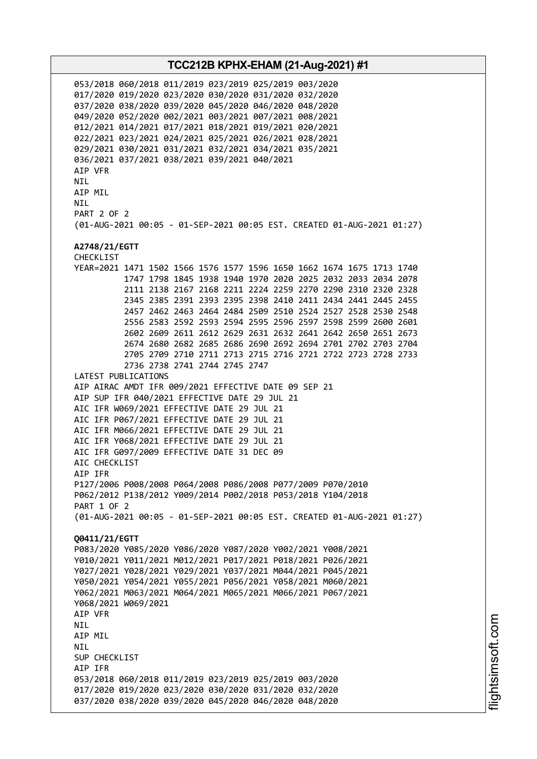053/2018 060/2018 011/2019 023/2019 025/2019 003/2020
017/2020 019/2020 023/2020 030/2020 031/2020 032/2020
037/2020 038/2020 039/2020 045/2020 046/2020 048/2020
049/2020 052/2020 002/2021 003/2021 007/2021 008/2021
012/2021 014/2021 017/2021 018/2021 019/2021 020/2021
022/2021 023/2021 024/2021 025/2021 026/2021 028/2021
029/2021 030/2021 031/2021 032/2021 034/2021 035/2021
036/2021 037/2021 038/2021 039/2021 040/2021
AIP VFR
NIL
AIP MIL
NIL
PART 2 OF 2
(01-AUG-2021 00:05 - 01-SEP-2021 00:05 EST. CREATED 01-AUG-2021 01:27)

**A2748/21/EGTT**
CHECKLIST
YEAR=2021 1471 1502 1566 1576 1577 1596 1650 1662 1674 1675 1713 1740
1747 1798 1845 1938 1940 1970 2020 2025 2032 2033 2034 2078
2111 2138 2167 2168 2211 2224 2259 2270 2290 2310 2320 2328
2345 2385 2391 2393 2395 2398 2410 2411 2434 2441 2445 2455
2457 2462 2463 2464 2484 2509 2510 2524 2527 2528 2530 2548
2556 2583 2592 2593 2594 2595 2596 2597 2598 2599 2600 2601
2602 2609 2611 2612 2629 2631 2632 2641 2642 2650 2651 2673
2674 2680 2682 2685 2686 2690 2692 2694 2701 2702 2703 2704
2705 2709 2710 2711 2713 2715 2716 2721 2722 2723 2728 2733
2736 2738 2741 2744 2745 2747
LATEST PUBLICATIONS
AIP AIRAC AMDT IFR 009/2021 EFFECTIVE DATE 09 SEP 21
AIP SUP IFR 040/2021 EFFECTIVE DATE 29 JUL 21
AIC IFR W069/2021 EFFECTIVE DATE 29 JUL 21
AIC IFR P067/2021 EFFECTIVE DATE 29 JUL 21
AIC IFR M066/2021 EFFECTIVE DATE 29 JUL 21
AIC IFR Y068/2021 EFFECTIVE DATE 29 JUL 21
AIC IFR G097/2009 EFFECTIVE DATE 31 DEC 09
AIC CHECKLIST
AIP IFR
P127/2006 P008/2008 P064/2008 P086/2008 P077/2009 P070/2010
P062/2012 P138/2012 Y009/2014 P002/2018 P053/2018 Y104/2018
PART 1 OF 2
(01-AUG-2021 00:05 - 01-SEP-2021 00:05 EST. CREATED 01-AUG-2021 01:27)

**Q0411/21/EGTT**
P083/2020 Y085/2020 Y086/2020 Y087/2020 Y002/2021 Y008/2021
Y010/2021 Y011/2021 M012/2021 P017/2021 P018/2021 P026/2021
Y027/2021 Y028/2021 Y029/2021 Y037/2021 M044/2021 P045/2021
Y050/2021 Y054/2021 Y055/2021 P056/2021 Y058/2021 M060/2021
Y062/2021 M063/2021 M064/2021 M065/2021 M066/2021 P067/2021
Y068/2021 W069/2021
AIP VFR
NIL
AIP MIL
NIL
SUP CHECKLIST
AIP IFR
053/2018 060/2018 011/2019 023/2019 025/2019 003/2020
017/2020 019/2020 023/2020 030/2020 031/2020 032/2020
037/2020 038/2020 039/2020 045/2020 046/2020 048/2020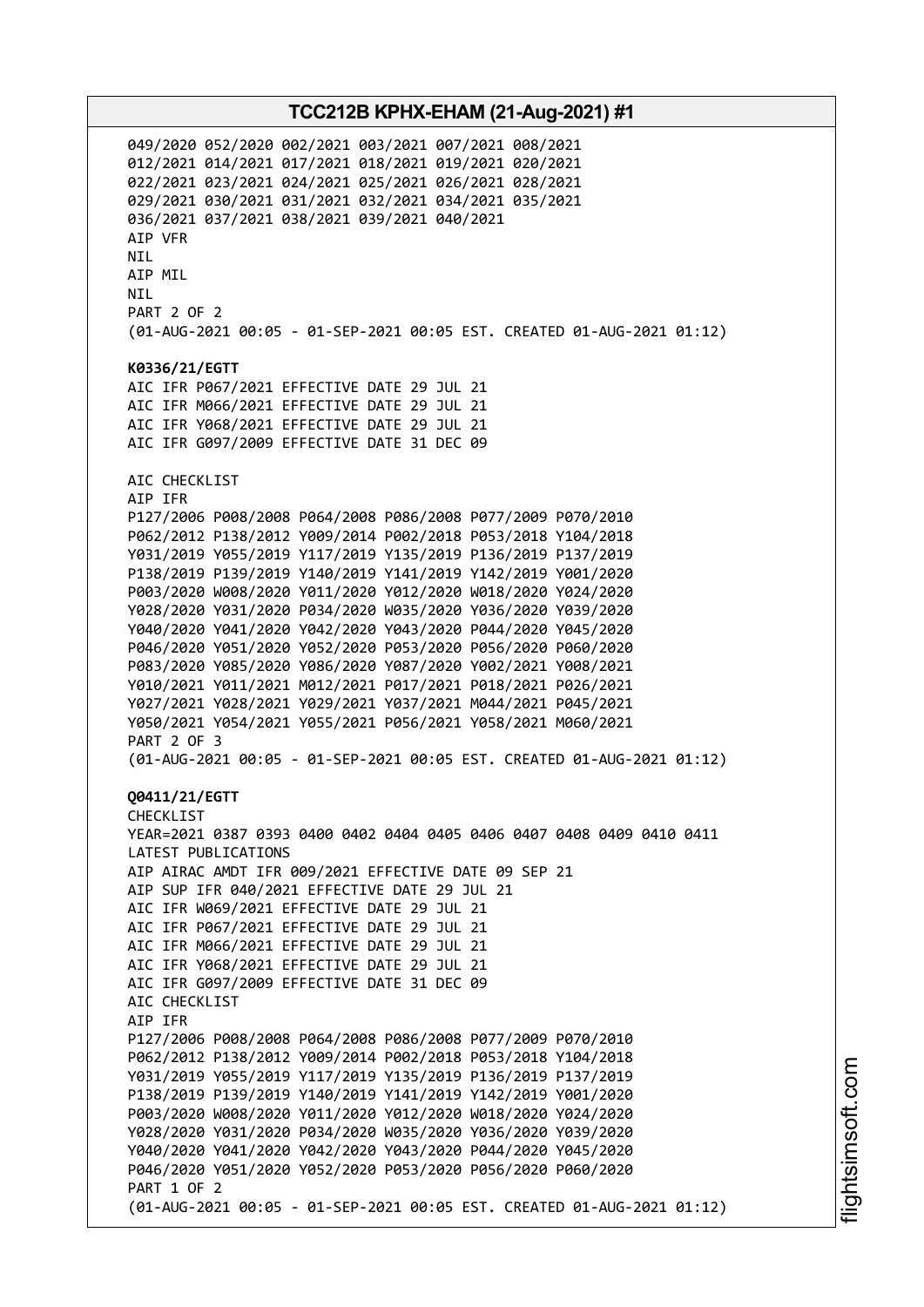049/2020 052/2020 002/2021 003/2021 007/2021 008/2021
012/2021 014/2021 017/2021 018/2021 019/2021 020/2021
022/2021 023/2021 024/2021 025/2021 026/2021 028/2021
029/2021 030/2021 031/2021 032/2021 034/2021 035/2021
036/2021 037/2021 038/2021 039/2021 040/2021
AIP VFR
NIL
AIP MIL
NIL
PART 2 OF 2
(01-AUG-2021 00:05 - 01-SEP-2021 00:05 EST. CREATED 01-AUG-2021 01:12)

**K0336/21/EGTT**
AIC IFR P067/2021 EFFECTIVE DATE 29 JUL 21
AIC IFR M066/2021 EFFECTIVE DATE 29 JUL 21
AIC IFR Y068/2021 EFFECTIVE DATE 29 JUL 21
AIC IFR G097/2009 EFFECTIVE DATE 31 DEC 09

AIC CHECKLIST
AIP IFR
P127/2006 P008/2008 P064/2008 P086/2008 P077/2009 P070/2010
P062/2012 P138/2012 Y009/2014 P002/2018 P053/2018 Y104/2018
Y031/2019 Y055/2019 Y117/2019 Y135/2019 P136/2019 P137/2019
P138/2019 P139/2019 Y140/2019 Y141/2019 Y142/2019 Y001/2020
P003/2020 W008/2020 Y011/2020 Y012/2020 W018/2020 Y024/2020
Y028/2020 Y031/2020 P034/2020 W035/2020 Y036/2020 Y039/2020
Y040/2020 Y041/2020 Y042/2020 Y043/2020 P044/2020 Y045/2020
P046/2020 Y051/2020 Y052/2020 P053/2020 P056/2020 P060/2020
P083/2020 Y085/2020 Y086/2020 Y087/2020 Y002/2021 Y008/2021
Y010/2021 Y011/2021 M012/2021 P017/2021 P018/2021 P026/2021
Y027/2021 Y028/2021 Y029/2021 Y037/2021 M044/2021 P045/2021
Y050/2021 Y054/2021 Y055/2021 P056/2021 Y058/2021 M060/2021
PART 2 OF 3
(01-AUG-2021 00:05 - 01-SEP-2021 00:05 EST. CREATED 01-AUG-2021 01:12)

**Q0411/21/EGTT**
CHECKLIST
YEAR=2021 0387 0393 0400 0402 0404 0405 0406 0407 0408 0409 0410 0411
LATEST PUBLICATIONS
AIP AIRAC AMDT IFR 009/2021 EFFECTIVE DATE 09 SEP 21
AIP SUP IFR 040/2021 EFFECTIVE DATE 29 JUL 21
AIC IFR W069/2021 EFFECTIVE DATE 29 JUL 21
AIC IFR P067/2021 EFFECTIVE DATE 29 JUL 21
AIC IFR M066/2021 EFFECTIVE DATE 29 JUL 21
AIC IFR Y068/2021 EFFECTIVE DATE 29 JUL 21
AIC IFR G097/2009 EFFECTIVE DATE 31 DEC 09
AIC CHECKLIST
AIP IFR
P127/2006 P008/2008 P064/2008 P086/2008 P077/2009 P070/2010
P062/2012 P138/2012 Y009/2014 P002/2018 P053/2018 Y104/2018
Y031/2019 Y055/2019 Y117/2019 Y135/2019 P136/2019 P137/2019
P138/2019 P139/2019 Y140/2019 Y141/2019 Y142/2019 Y001/2020
P003/2020 W008/2020 Y011/2020 Y012/2020 W018/2020 Y024/2020
Y028/2020 Y031/2020 P034/2020 W035/2020 Y036/2020 Y039/2020
Y040/2020 Y041/2020 Y042/2020 Y043/2020 P044/2020 Y045/2020
P046/2020 Y051/2020 Y052/2020 P053/2020 P056/2020 P060/2020
PART 1 OF 2
(01-AUG-2021 00:05 - 01-SEP-2021 00:05 EST. CREATED 01-AUG-2021 01:12)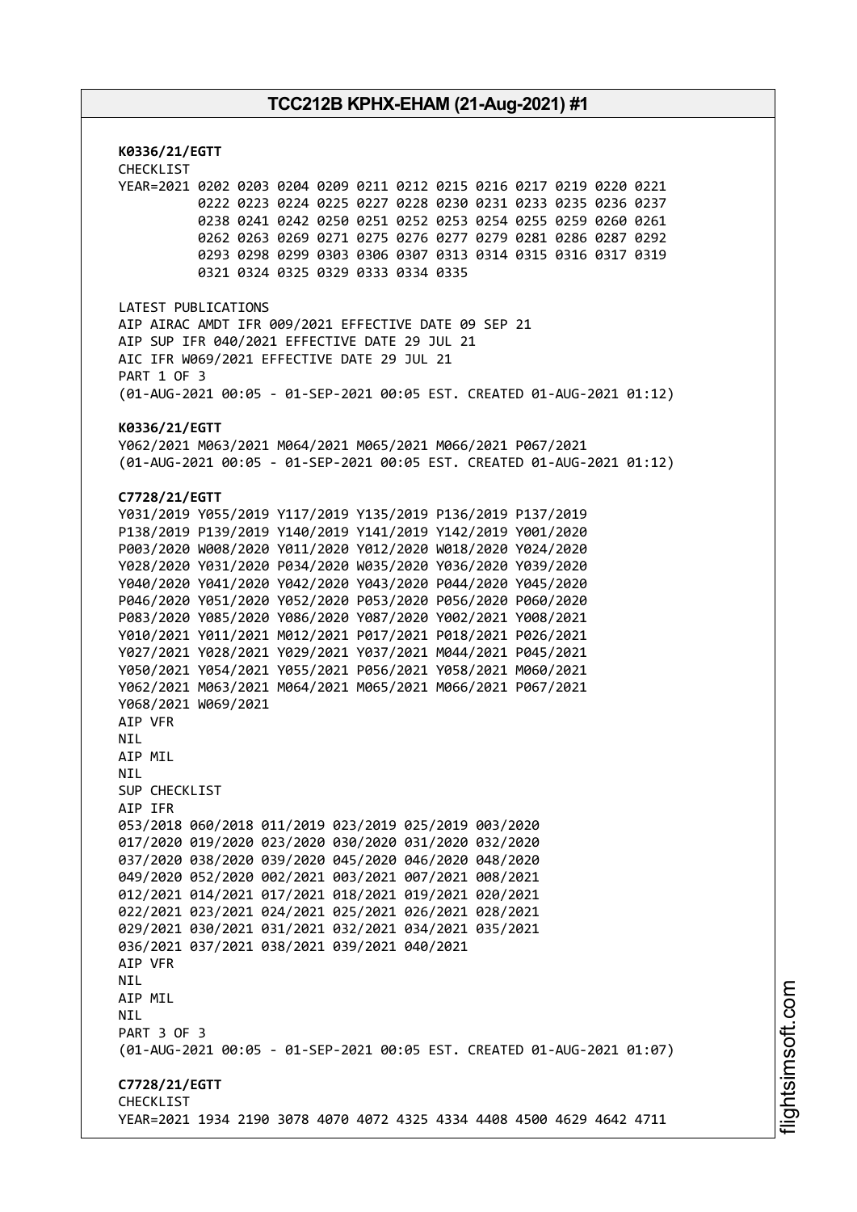**K0336/21/EGTT**
CHECKLIST
YEAR=2021 0202 0203 0204 0209 0211 0212 0215 0216 0217 0219 0220 0221
0222 0223 0224 0225 0227 0228 0230 0231 0233 0235 0236 0237
0238 0241 0242 0250 0251 0252 0253 0254 0255 0259 0260 0261
0262 0263 0269 0271 0275 0276 0277 0279 0281 0286 0287 0292
0293 0298 0299 0303 0306 0307 0313 0314 0315 0316 0317 0319
0321 0324 0325 0329 0333 0334 0335

LATEST PUBLICATIONS
AIP AIRAC AMDT IFR 009/2021 EFFECTIVE DATE 09 SEP 21
AIP SUP IFR 040/2021 EFFECTIVE DATE 29 JUL 21
AIC IFR W069/2021 EFFECTIVE DATE 29 JUL 21
PART 1 OF 3
(01-AUG-2021 00:05 - 01-SEP-2021 00:05 EST. CREATED 01-AUG-2021 01:12)

**K0336/21/EGTT**
Y062/2021 M063/2021 M064/2021 M065/2021 M066/2021 P067/2021
(01-AUG-2021 00:05 - 01-SEP-2021 00:05 EST. CREATED 01-AUG-2021 01:12)

**C7728/21/EGTT**
Y031/2019 Y055/2019 Y117/2019 Y135/2019 P136/2019 P137/2019
P138/2019 P139/2019 Y140/2019 Y141/2019 Y142/2019 Y001/2020
P003/2020 W008/2020 Y011/2020 Y012/2020 W018/2020 Y024/2020
Y028/2020 Y031/2020 P034/2020 W035/2020 Y036/2020 Y039/2020
Y040/2020 Y041/2020 Y042/2020 Y043/2020 P044/2020 Y045/2020
P046/2020 Y051/2020 Y052/2020 P053/2020 P056/2020 P060/2020
P083/2020 Y085/2020 Y086/2020 Y087/2020 Y002/2021 Y008/2021
Y010/2021 Y011/2021 M012/2021 P017/2021 P018/2021 P026/2021
Y027/2021 Y028/2021 Y029/2021 Y037/2021 M044/2021 P045/2021
Y050/2021 Y054/2021 Y055/2021 P056/2021 Y058/2021 M060/2021
Y062/2021 M063/2021 M064/2021 M065/2021 M066/2021 P067/2021
Y068/2021 W069/2021
AIP VFR
NIL
AIP MIL
NIL
SUP CHECKLIST
AIP IFR
053/2018 060/2018 011/2019 023/2019 025/2019 003/2020
017/2020 019/2020 023/2020 030/2020 031/2020 032/2020
037/2020 038/2020 039/2020 045/2020 046/2020 048/2020
049/2020 052/2020 002/2021 003/2021 007/2021 008/2021
012/2021 014/2021 017/2021 018/2021 019/2021 020/2021
022/2021 023/2021 024/2021 025/2021 026/2021 028/2021
029/2021 030/2021 031/2021 032/2021 034/2021 035/2021
036/2021 037/2021 038/2021 039/2021 040/2021
AIP VFR
NIL
AIP MIL
NIL
PART 3 OF 3
(01-AUG-2021 00:05 - 01-SEP-2021 00:05 EST. CREATED 01-AUG-2021 01:07)

**C7728/21/EGTT**
CHECKLIST
YEAR=2021 1934 2190 3078 4070 4072 4325 4334 4408 4500 4629 4642 4711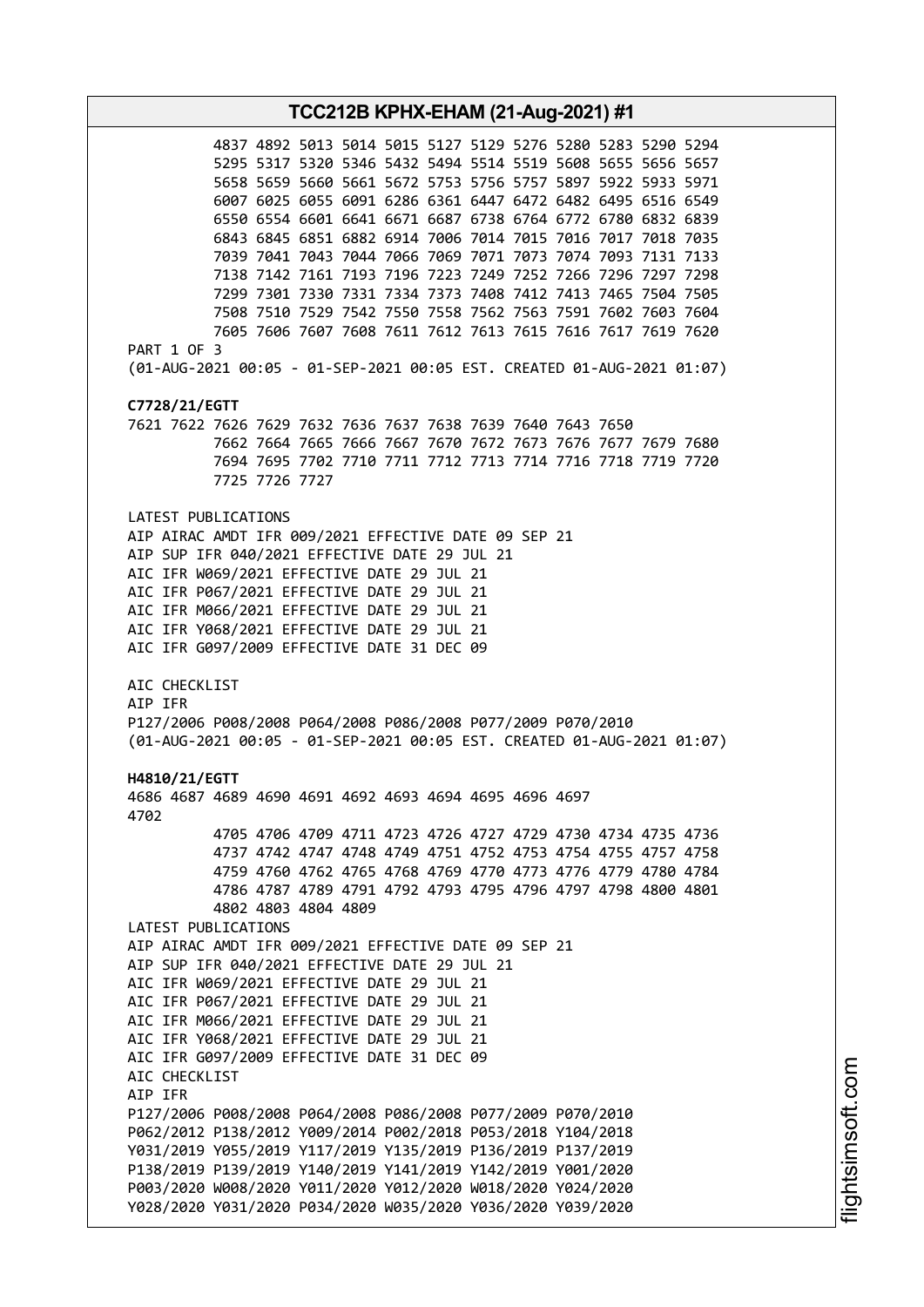4837 4892 5013 5014 5015 5127 5129 5276 5280 5283 5290 5294
5295 5317 5320 5346 5432 5494 5514 5519 5608 5655 5656 5657
5658 5659 5660 5661 5672 5753 5756 5757 5897 5922 5933 5971
6007 6025 6055 6091 6286 6361 6447 6472 6482 6495 6516 6549
6550 6554 6601 6641 6671 6687 6738 6764 6772 6780 6832 6839
6843 6845 6851 6882 6914 7006 7014 7015 7016 7017 7018 7035
7039 7041 7043 7044 7066 7069 7071 7073 7074 7093 7131 7133
7138 7142 7161 7193 7196 7223 7249 7252 7266 7296 7297 7298
7299 7301 7330 7331 7334 7373 7408 7412 7413 7465 7504 7505
7508 7510 7529 7542 7550 7558 7562 7563 7591 7602 7603 7604
7605 7606 7607 7608 7611 7612 7613 7615 7616 7617 7619 7620
PART 1 OF 3
(01-AUG-2021 00:05 - 01-SEP-2021 00:05 EST. CREATED 01-AUG-2021 01:07)

**C7728/21/EGTT**
7621 7622 7626 7629 7632 7636 7637 7638 7639 7640 7643 7650
7662 7664 7665 7666 7667 7670 7672 7673 7676 7677 7679 7680
7694 7695 7702 7710 7711 7712 7713 7714 7716 7718 7719 7720
7725 7726 7727

LATEST PUBLICATIONS
AIP AIRAC AMDT IFR 009/2021 EFFECTIVE DATE 09 SEP 21
AIP SUP IFR 040/2021 EFFECTIVE DATE 29 JUL 21
AIC IFR W069/2021 EFFECTIVE DATE 29 JUL 21
AIC IFR P067/2021 EFFECTIVE DATE 29 JUL 21
AIC IFR M066/2021 EFFECTIVE DATE 29 JUL 21
AIC IFR Y068/2021 EFFECTIVE DATE 29 JUL 21
AIC IFR G097/2009 EFFECTIVE DATE 31 DEC 09

AIC CHECKLIST
AIP IFR
P127/2006 P008/2008 P064/2008 P086/2008 P077/2009 P070/2010
(01-AUG-2021 00:05 - 01-SEP-2021 00:05 EST. CREATED 01-AUG-2021 01:07)

**H4810/21/EGTT**
4686 4687 4689 4690 4691 4692 4693 4694 4695 4696 4697
4702
4705 4706 4709 4711 4723 4726 4727 4729 4730 4734 4735 4736
4737 4742 4747 4748 4749 4751 4752 4753 4754 4755 4757 4758
4759 4760 4762 4765 4768 4769 4770 4773 4776 4779 4780 4784
4786 4787 4789 4791 4792 4793 4795 4796 4797 4798 4800 4801
4802 4803 4804 4809
LATEST PUBLICATIONS
AIP AIRAC AMDT IFR 009/2021 EFFECTIVE DATE 09 SEP 21
AIP SUP IFR 040/2021 EFFECTIVE DATE 29 JUL 21
AIC IFR W069/2021 EFFECTIVE DATE 29 JUL 21
AIC IFR P067/2021 EFFECTIVE DATE 29 JUL 21
AIC IFR M066/2021 EFFECTIVE DATE 29 JUL 21
AIC IFR Y068/2021 EFFECTIVE DATE 29 JUL 21
AIC IFR G097/2009 EFFECTIVE DATE 31 DEC 09
AIC CHECKLIST
AIP IFR
P127/2006 P008/2008 P064/2008 P086/2008 P077/2009 P070/2010
P062/2012 P138/2012 Y009/2014 P002/2018 P053/2018 Y104/2018
Y031/2019 Y055/2019 Y117/2019 Y135/2019 P136/2019 P137/2019
P138/2019 P139/2019 Y140/2019 Y141/2019 Y142/2019 Y001/2020
P003/2020 W008/2020 Y011/2020 Y012/2020 W018/2020 Y024/2020
Y028/2020 Y031/2020 P034/2020 W035/2020 Y036/2020 Y039/2020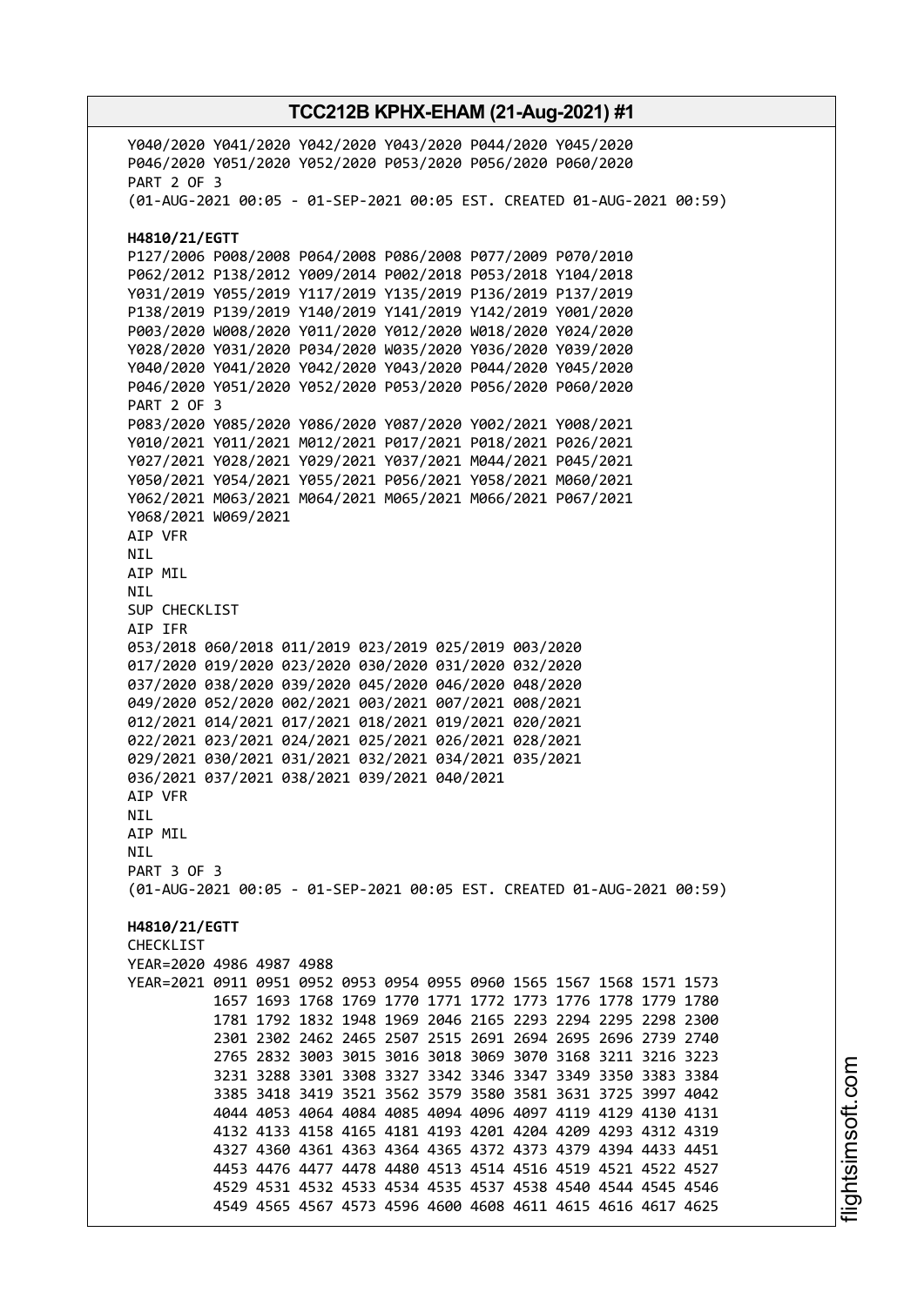```
Y040/2020 Y041/2020 Y042/2020 Y043/2020 P044/2020 Y045/2020
P046/2020 Y051/2020 Y052/2020 P053/2020 P056/2020 P060/2020
PART 2 OF 3
(01-AUG-2021 00:05 - 01-SEP-2021 00:05 EST. CREATED 01-AUG-2021 00:59)
```

**H4810/21/EGTT**

```
P127/2006 P008/2008 P064/2008 P086/2008 P077/2009 P070/2010
P062/2012 P138/2012 Y009/2014 P002/2018 P053/2018 Y104/2018
Y031/2019 Y055/2019 Y117/2019 Y135/2019 P136/2019 P137/2019
P138/2019 P139/2019 Y140/2019 Y141/2019 Y142/2019 Y001/2020
P003/2020 W008/2020 Y011/2020 Y012/2020 W018/2020 Y024/2020
Y028/2020 Y031/2020 P034/2020 W035/2020 Y036/2020 Y039/2020
Y040/2020 Y041/2020 Y042/2020 Y043/2020 P044/2020 Y045/2020
P046/2020 Y051/2020 Y052/2020 P053/2020 P056/2020 P060/2020
PART 2 OF 3
P083/2020 Y085/2020 Y086/2020 Y087/2020 Y002/2021 Y008/2021
Y010/2021 Y011/2021 M012/2021 P017/2021 P018/2021 P026/2021
Y027/2021 Y028/2021 Y029/2021 Y037/2021 M044/2021 P045/2021
Y050/2021 Y054/2021 Y055/2021 P056/2021 Y058/2021 M060/2021
Y062/2021 M063/2021 M064/2021 M065/2021 M066/2021 P067/2021
Y068/2021 W069/2021
AIP VFR
NIL
AIP MIL
NIL
SUP CHECKLIST
AIP IFR
053/2018 060/2018 011/2019 023/2019 025/2019 003/2020
017/2020 019/2020 023/2020 030/2020 031/2020 032/2020
037/2020 038/2020 039/2020 045/2020 046/2020 048/2020
049/2020 052/2020 002/2021 003/2021 007/2021 008/2021
012/2021 014/2021 017/2021 018/2021 019/2021 020/2021
022/2021 023/2021 024/2021 025/2021 026/2021 028/2021
029/2021 030/2021 031/2021 032/2021 034/2021 035/2021
036/2021 037/2021 038/2021 039/2021 040/2021
AIP VFR
NIL
AIP MIL
NIL
PART 3 OF 3
(01-AUG-2021 00:05 - 01-SEP-2021 00:05 EST. CREATED 01-AUG-2021 00:59)
```

**H4810/21/EGTT**

```
CHECKLIST
YEAR=2020 4986 4987 4988
YEAR=2021 0911 0951 0952 0953 0954 0955 0960 1565 1567 1568 1571 1573
          1657 1693 1768 1769 1770 1771 1772 1773 1776 1778 1779 1780
          1781 1792 1832 1948 1969 2046 2165 2293 2294 2295 2298 2300
          2301 2302 2462 2465 2507 2515 2691 2694 2695 2696 2739 2740
          2765 2832 3003 3015 3016 3018 3069 3070 3168 3211 3216 3223
          3231 3288 3301 3308 3327 3342 3346 3347 3349 3350 3383 3384
          3385 3418 3419 3521 3562 3579 3580 3581 3631 3725 3997 4042
          4044 4053 4064 4084 4085 4094 4096 4097 4119 4129 4130 4131
          4132 4133 4158 4165 4181 4193 4201 4204 4209 4293 4312 4319
          4327 4360 4361 4363 4364 4365 4372 4373 4379 4394 4433 4451
          4453 4476 4477 4478 4480 4513 4514 4516 4519 4521 4522 4527
          4529 4531 4532 4533 4534 4535 4537 4538 4540 4544 4545 4546
          4549 4565 4567 4573 4596 4600 4608 4611 4615 4616 4617 4625
```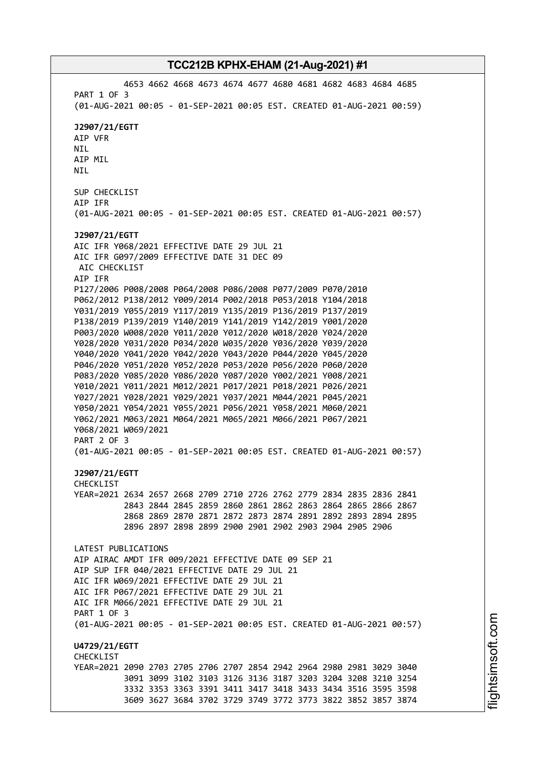4653 4662 4668 4673 4674 4677 4680 4681 4682 4683 4684 4685
PART 1 OF 3
(01-AUG-2021 00:05 - 01-SEP-2021 00:05 EST. CREATED 01-AUG-2021 00:59)

**J2907/21/EGTT**
AIP VFR
NIL
AIP MIL
NIL

SUP CHECKLIST
AIP IFR
(01-AUG-2021 00:05 - 01-SEP-2021 00:05 EST. CREATED 01-AUG-2021 00:57)

**J2907/21/EGTT**
AIC IFR Y068/2021 EFFECTIVE DATE 29 JUL 21
AIC IFR G097/2009 EFFECTIVE DATE 31 DEC 09
AIC CHECKLIST
AIP IFR
P127/2006 P008/2008 P064/2008 P086/2008 P077/2009 P070/2010
P062/2012 P138/2012 Y009/2014 P002/2018 P053/2018 Y104/2018
Y031/2019 Y055/2019 Y117/2019 Y135/2019 P136/2019 P137/2019
P138/2019 P139/2019 Y140/2019 Y141/2019 Y142/2019 Y001/2020
P003/2020 W008/2020 Y011/2020 Y012/2020 W018/2020 Y024/2020
Y028/2020 Y031/2020 P034/2020 W035/2020 Y036/2020 Y039/2020
Y040/2020 Y041/2020 Y042/2020 Y043/2020 P044/2020 Y045/2020
P046/2020 Y051/2020 Y052/2020 P053/2020 P056/2020 P060/2020
P083/2020 Y085/2020 Y086/2020 Y087/2020 Y002/2021 Y008/2021
Y010/2021 Y011/2021 M012/2021 P017/2021 P018/2021 P026/2021
Y027/2021 Y028/2021 Y029/2021 Y037/2021 M044/2021 P045/2021
Y050/2021 Y054/2021 Y055/2021 P056/2021 Y058/2021 M060/2021
Y062/2021 M063/2021 M064/2021 M065/2021 M066/2021 P067/2021
Y068/2021 W069/2021
PART 2 OF 3
(01-AUG-2021 00:05 - 01-SEP-2021 00:05 EST. CREATED 01-AUG-2021 00:57)

**J2907/21/EGTT**
CHECKLIST
YEAR=2021 2634 2657 2668 2709 2710 2726 2762 2779 2834 2835 2836 2841
2843 2844 2845 2859 2860 2861 2862 2863 2864 2865 2866 2867
2868 2869 2870 2871 2872 2873 2874 2891 2892 2893 2894 2895
2896 2897 2898 2899 2900 2901 2902 2903 2904 2905 2906

LATEST PUBLICATIONS
AIP AIRAC AMDT IFR 009/2021 EFFECTIVE DATE 09 SEP 21
AIP SUP IFR 040/2021 EFFECTIVE DATE 29 JUL 21
AIC IFR W069/2021 EFFECTIVE DATE 29 JUL 21
AIC IFR P067/2021 EFFECTIVE DATE 29 JUL 21
AIC IFR M066/2021 EFFECTIVE DATE 29 JUL 21
PART 1 OF 3
(01-AUG-2021 00:05 - 01-SEP-2021 00:05 EST. CREATED 01-AUG-2021 00:57)

**U4729/21/EGTT**
CHECKLIST
YEAR=2021 2090 2703 2705 2706 2707 2854 2942 2964 2980 2981 3029 3040
3091 3099 3102 3103 3126 3136 3187 3203 3204 3208 3210 3254
3332 3353 3363 3391 3411 3417 3418 3433 3434 3516 3595 3598
3609 3627 3684 3702 3729 3749 3772 3773 3822 3852 3857 3874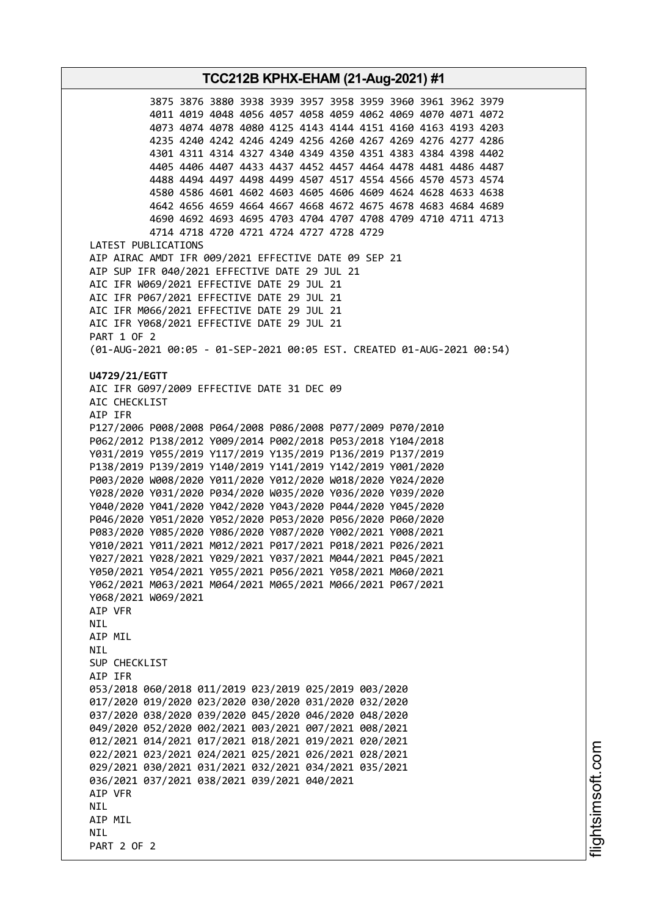```
          3875 3876 3880 3938 3939 3957 3958 3959 3960 3961 3962 3979
          4011 4019 4048 4056 4057 4058 4059 4062 4069 4070 4071 4072
          4073 4074 4078 4080 4125 4143 4144 4151 4160 4163 4193 4203
          4235 4240 4242 4246 4249 4256 4260 4267 4269 4276 4277 4286
          4301 4311 4314 4327 4340 4349 4350 4351 4383 4384 4398 4402
          4405 4406 4407 4433 4437 4452 4457 4464 4478 4481 4486 4487
          4488 4494 4497 4498 4499 4507 4517 4554 4566 4570 4573 4574
          4580 4586 4601 4602 4603 4605 4606 4609 4624 4628 4633 4638
          4642 4656 4659 4664 4667 4668 4672 4675 4678 4683 4684 4689
          4690 4692 4693 4695 4703 4704 4707 4708 4709 4710 4711 4713
          4714 4718 4720 4721 4724 4727 4728 4729
LATEST PUBLICATIONS
AIP AIRAC AMDT IFR 009/2021 EFFECTIVE DATE 09 SEP 21
AIP SUP IFR 040/2021 EFFECTIVE DATE 29 JUL 21
AIC IFR W069/2021 EFFECTIVE DATE 29 JUL 21
AIC IFR P067/2021 EFFECTIVE DATE 29 JUL 21
AIC IFR M066/2021 EFFECTIVE DATE 29 JUL 21
AIC IFR Y068/2021 EFFECTIVE DATE 29 JUL 21
PART 1 OF 2
(01-AUG-2021 00:05 - 01-SEP-2021 00:05 EST. CREATED 01-AUG-2021 00:54)
```

**U4729/21/EGTT**

```
AIC IFR G097/2009 EFFECTIVE DATE 31 DEC 09
AIC CHECKLIST
AIP IFR
P127/2006 P008/2008 P064/2008 P086/2008 P077/2009 P070/2010
P062/2012 P138/2012 Y009/2014 P002/2018 P053/2018 Y104/2018
Y031/2019 Y055/2019 Y117/2019 Y135/2019 P136/2019 P137/2019
P138/2019 P139/2019 Y140/2019 Y141/2019 Y142/2019 Y001/2020
P003/2020 W008/2020 Y011/2020 Y012/2020 W018/2020 Y024/2020
Y028/2020 Y031/2020 P034/2020 W035/2020 Y036/2020 Y039/2020
Y040/2020 Y041/2020 Y042/2020 Y043/2020 P044/2020 Y045/2020
P046/2020 Y051/2020 Y052/2020 P053/2020 P056/2020 P060/2020
P083/2020 Y085/2020 Y086/2020 Y087/2020 Y002/2021 Y008/2021
Y010/2021 Y011/2021 M012/2021 P017/2021 P018/2021 P026/2021
Y027/2021 Y028/2021 Y029/2021 Y037/2021 M044/2021 P045/2021
Y050/2021 Y054/2021 Y055/2021 P056/2021 Y058/2021 M060/2021
Y062/2021 M063/2021 M064/2021 M065/2021 M066/2021 P067/2021
Y068/2021 W069/2021
AIP VFR
NIL
AIP MIL
NIL
SUP CHECKLIST
AIP IFR
053/2018 060/2018 011/2019 023/2019 025/2019 003/2020
017/2020 019/2020 023/2020 030/2020 031/2020 032/2020
037/2020 038/2020 039/2020 045/2020 046/2020 048/2020
049/2020 052/2020 002/2021 003/2021 007/2021 008/2021
012/2021 014/2021 017/2021 018/2021 019/2021 020/2021
022/2021 023/2021 024/2021 025/2021 026/2021 028/2021
029/2021 030/2021 031/2021 032/2021 034/2021 035/2021
036/2021 037/2021 038/2021 039/2021 040/2021
AIP VFR
NIL
AIP MIL
NIL
PART 2 OF 2
```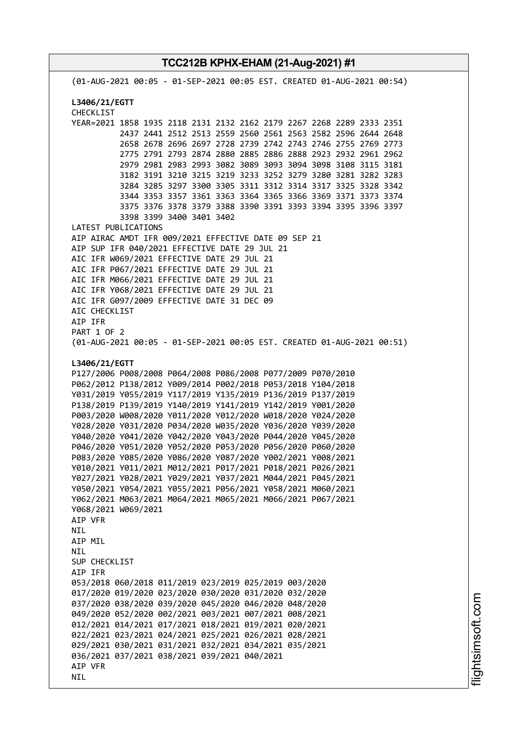(01-AUG-2021 00:05 - 01-SEP-2021 00:05 EST. CREATED 01-AUG-2021 00:54)

**L3406/21/EGTT**
CHECKLIST
YEAR=2021 1858 1935 2118 2131 2132 2162 2179 2267 2268 2289 2333 2351
2437 2441 2512 2513 2559 2560 2561 2563 2582 2596 2644 2648
2658 2678 2696 2697 2728 2739 2742 2743 2746 2755 2769 2773
2775 2791 2793 2874 2880 2885 2886 2888 2923 2932 2961 2962
2979 2981 2983 2993 3082 3089 3093 3094 3098 3108 3115 3181
3182 3191 3210 3215 3219 3233 3252 3279 3280 3281 3282 3283
3284 3285 3297 3300 3305 3311 3312 3314 3317 3325 3328 3342
3344 3353 3357 3361 3363 3364 3365 3366 3369 3371 3373 3374
3375 3376 3378 3379 3388 3390 3391 3393 3394 3395 3396 3397
3398 3399 3400 3401 3402
LATEST PUBLICATIONS
AIP AIRAC AMDT IFR 009/2021 EFFECTIVE DATE 09 SEP 21
AIP SUP IFR 040/2021 EFFECTIVE DATE 29 JUL 21
AIC IFR W069/2021 EFFECTIVE DATE 29 JUL 21
AIC IFR P067/2021 EFFECTIVE DATE 29 JUL 21
AIC IFR M066/2021 EFFECTIVE DATE 29 JUL 21
AIC IFR Y068/2021 EFFECTIVE DATE 29 JUL 21
AIC IFR G097/2009 EFFECTIVE DATE 31 DEC 09
AIC CHECKLIST
AIP IFR
PART 1 OF 2
(01-AUG-2021 00:05 - 01-SEP-2021 00:05 EST. CREATED 01-AUG-2021 00:51)

**L3406/21/EGTT**
P127/2006 P008/2008 P064/2008 P086/2008 P077/2009 P070/2010
P062/2012 P138/2012 Y009/2014 P002/2018 P053/2018 Y104/2018
Y031/2019 Y055/2019 Y117/2019 Y135/2019 P136/2019 P137/2019
P138/2019 P139/2019 Y140/2019 Y141/2019 Y142/2019 Y001/2020
P003/2020 W008/2020 Y011/2020 Y012/2020 W018/2020 Y024/2020
Y028/2020 Y031/2020 P034/2020 W035/2020 Y036/2020 Y039/2020
Y040/2020 Y041/2020 Y042/2020 Y043/2020 P044/2020 Y045/2020
P046/2020 Y051/2020 Y052/2020 P053/2020 P056/2020 P060/2020
P083/2020 Y085/2020 Y086/2020 Y087/2020 Y002/2021 Y008/2021
Y010/2021 Y011/2021 M012/2021 P017/2021 P018/2021 P026/2021
Y027/2021 Y028/2021 Y029/2021 Y037/2021 M044/2021 P045/2021
Y050/2021 Y054/2021 Y055/2021 P056/2021 Y058/2021 M060/2021
Y062/2021 M063/2021 M064/2021 M065/2021 M066/2021 P067/2021
Y068/2021 W069/2021
AIP VFR
NIL
AIP MIL
NIL
SUP CHECKLIST
AIP IFR
053/2018 060/2018 011/2019 023/2019 025/2019 003/2020
017/2020 019/2020 023/2020 030/2020 031/2020 032/2020
037/2020 038/2020 039/2020 045/2020 046/2020 048/2020
049/2020 052/2020 002/2021 003/2021 007/2021 008/2021
012/2021 014/2021 017/2021 018/2021 019/2021 020/2021
022/2021 023/2021 024/2021 025/2021 026/2021 028/2021
029/2021 030/2021 031/2021 032/2021 034/2021 035/2021
036/2021 037/2021 038/2021 039/2021 040/2021
AIP VFR
NIL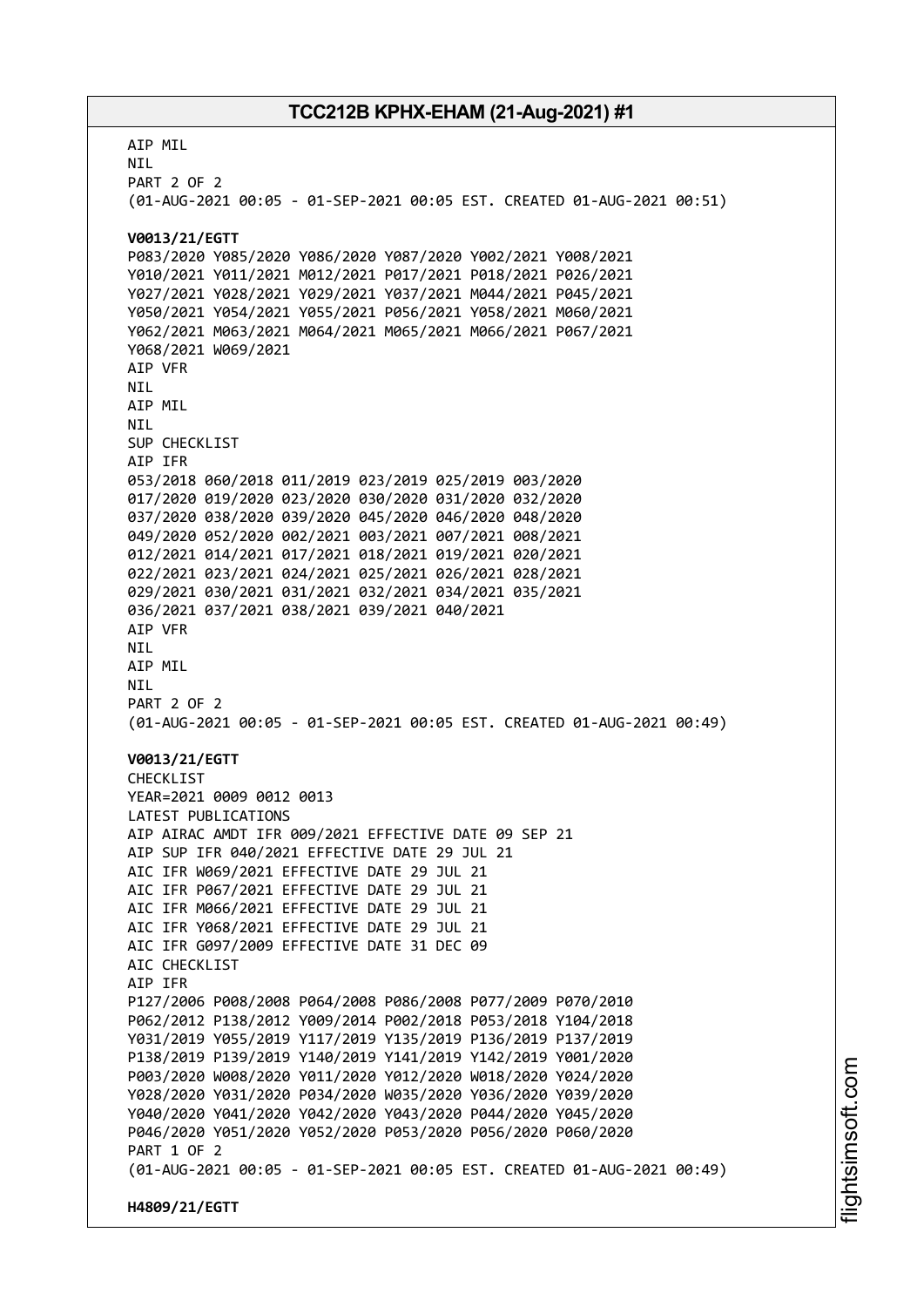AIP MIL
NIL
PART 2 OF 2
(01-AUG-2021 00:05 - 01-SEP-2021 00:05 EST. CREATED 01-AUG-2021 00:51)

**V0013/21/EGTT**
P083/2020 Y085/2020 Y086/2020 Y087/2020 Y002/2021 Y008/2021
Y010/2021 Y011/2021 M012/2021 P017/2021 P018/2021 P026/2021
Y027/2021 Y028/2021 Y029/2021 Y037/2021 M044/2021 P045/2021
Y050/2021 Y054/2021 Y055/2021 P056/2021 Y058/2021 M060/2021
Y062/2021 M063/2021 M064/2021 M065/2021 M066/2021 P067/2021
Y068/2021 W069/2021
AIP VFR
NIL
AIP MIL
NIL
SUP CHECKLIST
AIP IFR
053/2018 060/2018 011/2019 023/2019 025/2019 003/2020
017/2020 019/2020 023/2020 030/2020 031/2020 032/2020
037/2020 038/2020 039/2020 045/2020 046/2020 048/2020
049/2020 052/2020 002/2021 003/2021 007/2021 008/2021
012/2021 014/2021 017/2021 018/2021 019/2021 020/2021
022/2021 023/2021 024/2021 025/2021 026/2021 028/2021
029/2021 030/2021 031/2021 032/2021 034/2021 035/2021
036/2021 037/2021 038/2021 039/2021 040/2021
AIP VFR
NIL
AIP MIL
NIL
PART 2 OF 2
(01-AUG-2021 00:05 - 01-SEP-2021 00:05 EST. CREATED 01-AUG-2021 00:49)

**V0013/21/EGTT**
CHECKLIST
YEAR=2021 0009 0012 0013
LATEST PUBLICATIONS
AIP AIRAC AMDT IFR 009/2021 EFFECTIVE DATE 09 SEP 21
AIP SUP IFR 040/2021 EFFECTIVE DATE 29 JUL 21
AIC IFR W069/2021 EFFECTIVE DATE 29 JUL 21
AIC IFR P067/2021 EFFECTIVE DATE 29 JUL 21
AIC IFR M066/2021 EFFECTIVE DATE 29 JUL 21
AIC IFR Y068/2021 EFFECTIVE DATE 29 JUL 21
AIC IFR G097/2009 EFFECTIVE DATE 31 DEC 09
AIC CHECKLIST
AIP IFR
P127/2006 P008/2008 P064/2008 P086/2008 P077/2009 P070/2010
P062/2012 P138/2012 Y009/2014 P002/2018 P053/2018 Y104/2018
Y031/2019 Y055/2019 Y117/2019 Y135/2019 P136/2019 P137/2019
P138/2019 P139/2019 Y140/2019 Y141/2019 Y142/2019 Y001/2020
P003/2020 W008/2020 Y011/2020 Y012/2020 W018/2020 Y024/2020
Y028/2020 Y031/2020 P034/2020 W035/2020 Y036/2020 Y039/2020
Y040/2020 Y041/2020 Y042/2020 Y043/2020 P044/2020 Y045/2020
P046/2020 Y051/2020 Y052/2020 P053/2020 P056/2020 P060/2020
PART 1 OF 2
(01-AUG-2021 00:05 - 01-SEP-2021 00:05 EST. CREATED 01-AUG-2021 00:49)

**H4809/21/EGTT**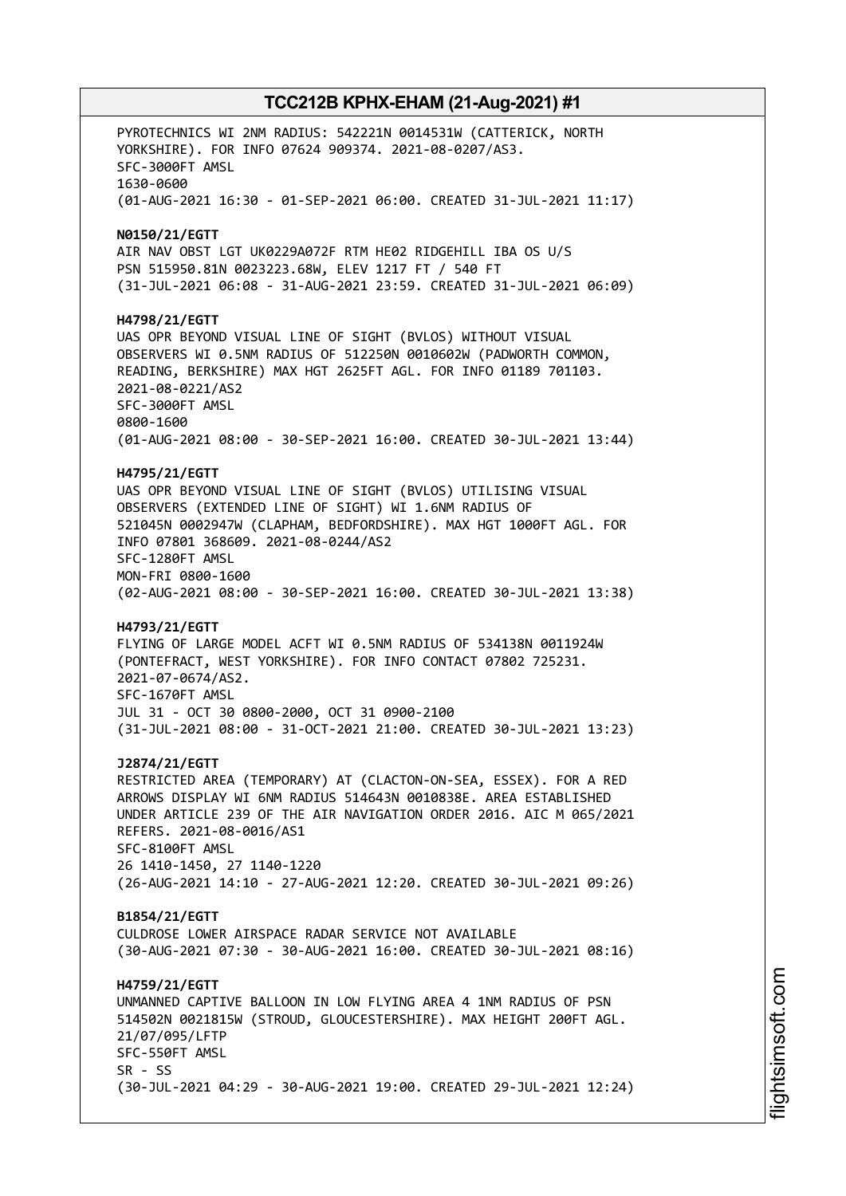PYROTECHNICS WI 2NM RADIUS: 542221N 0014531W (CATTERICK, NORTH YORKSHIRE). FOR INFO 07624 909374. 2021-08-0207/AS3.
SFC-3000FT AMSL
1630-0600
(01-AUG-2021 16:30 - 01-SEP-2021 06:00. CREATED 31-JUL-2021 11:17)

**N0150/21/EGTT**
AIR NAV OBST LGT UK0229A072F RTM HE02 RIDGEHILL IBA OS U/S
PSN 515950.81N 0023223.68W, ELEV 1217 FT / 540 FT
(31-JUL-2021 06:08 - 31-AUG-2021 23:59. CREATED 31-JUL-2021 06:09)

**H4798/21/EGTT**
UAS OPR BEYOND VISUAL LINE OF SIGHT (BVLOS) WITHOUT VISUAL OBSERVERS WI 0.5NM RADIUS OF 512250N 0010602W (PADWORTH COMMON, READING, BERKSHIRE) MAX HGT 2625FT AGL. FOR INFO 01189 701103. 2021-08-0221/AS2
SFC-3000FT AMSL
0800-1600
(01-AUG-2021 08:00 - 30-SEP-2021 16:00. CREATED 30-JUL-2021 13:44)

**H4795/21/EGTT**
UAS OPR BEYOND VISUAL LINE OF SIGHT (BVLOS) UTILISING VISUAL OBSERVERS (EXTENDED LINE OF SIGHT) WI 1.6NM RADIUS OF 521045N 0002947W (CLAPHAM, BEDFORDSHIRE). MAX HGT 1000FT AGL. FOR INFO 07801 368609. 2021-08-0244/AS2
SFC-1280FT AMSL
MON-FRI 0800-1600
(02-AUG-2021 08:00 - 30-SEP-2021 16:00. CREATED 30-JUL-2021 13:38)

**H4793/21/EGTT**
FLYING OF LARGE MODEL ACFT WI 0.5NM RADIUS OF 534138N 0011924W (PONTEFRACT, WEST YORKSHIRE). FOR INFO CONTACT 07802 725231. 2021-07-0674/AS2.
SFC-1670FT AMSL
JUL 31 - OCT 30 0800-2000, OCT 31 0900-2100
(31-JUL-2021 08:00 - 31-OCT-2021 21:00. CREATED 30-JUL-2021 13:23)

**J2874/21/EGTT**
RESTRICTED AREA (TEMPORARY) AT (CLACTON-ON-SEA, ESSEX). FOR A RED ARROWS DISPLAY WI 6NM RADIUS 514643N 0010838E. AREA ESTABLISHED UNDER ARTICLE 239 OF THE AIR NAVIGATION ORDER 2016. AIC M 065/2021 REFERS. 2021-08-0016/AS1
SFC-8100FT AMSL
26 1410-1450, 27 1140-1220
(26-AUG-2021 14:10 - 27-AUG-2021 12:20. CREATED 30-JUL-2021 09:26)

**B1854/21/EGTT**
CULDROSE LOWER AIRSPACE RADAR SERVICE NOT AVAILABLE
(30-AUG-2021 07:30 - 30-AUG-2021 16:00. CREATED 30-JUL-2021 08:16)

**H4759/21/EGTT**
UNMANNED CAPTIVE BALLOON IN LOW FLYING AREA 4 1NM RADIUS OF PSN 514502N 0021815W (STROUD, GLOUCESTERSHIRE). MAX HEIGHT 200FT AGL. 21/07/095/LFTP
SFC-550FT AMSL
SR - SS
(30-JUL-2021 04:29 - 30-AUG-2021 19:00. CREATED 29-JUL-2021 12:24)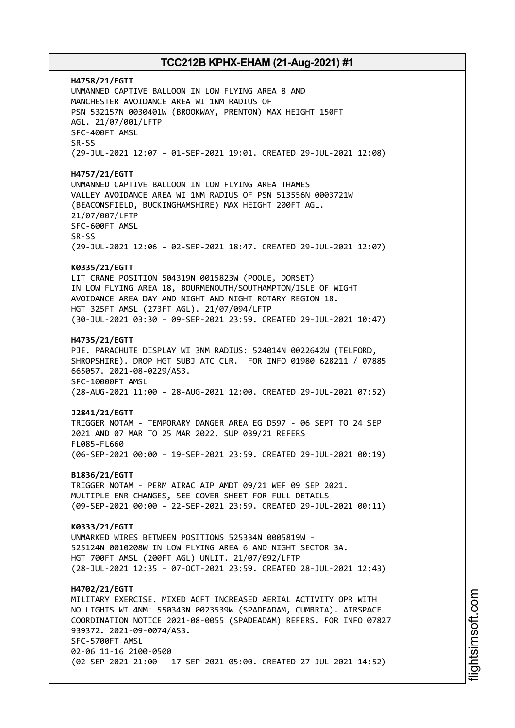**H4758/21/EGTT**
UNMANNED CAPTIVE BALLOON IN LOW FLYING AREA 8 AND
MANCHESTER AVOIDANCE AREA WI 1NM RADIUS OF
PSN 532157N 0030401W (BROOKWAY, PRENTON) MAX HEIGHT 150FT
AGL. 21/07/001/LFTP
SFC-400FT AMSL
SR-SS
(29-JUL-2021 12:07 - 01-SEP-2021 19:01. CREATED 29-JUL-2021 12:08)

**H4757/21/EGTT**
UNMANNED CAPTIVE BALLOON IN LOW FLYING AREA THAMES
VALLEY AVOIDANCE AREA WI 1NM RADIUS OF PSN 513556N 0003721W
(BEACONSFIELD, BUCKINGHAMSHIRE) MAX HEIGHT 200FT AGL.
21/07/007/LFTP
SFC-600FT AMSL
SR-SS
(29-JUL-2021 12:06 - 02-SEP-2021 18:47. CREATED 29-JUL-2021 12:07)

**K0335/21/EGTT**
LIT CRANE POSITION 504319N 0015823W (POOLE, DORSET)
IN LOW FLYING AREA 18, BOURMENOUTH/SOUTHAMPTON/ISLE OF WIGHT
AVOIDANCE AREA DAY AND NIGHT AND NIGHT ROTARY REGION 18.
HGT 325FT AMSL (273FT AGL). 21/07/094/LFTP
(30-JUL-2021 03:30 - 09-SEP-2021 23:59. CREATED 29-JUL-2021 10:47)

**H4735/21/EGTT**
PJE. PARACHUTE DISPLAY WI 3NM RADIUS: 524014N 0022642W (TELFORD,
SHROPSHIRE). DROP HGT SUBJ ATC CLR. FOR INFO 01980 628211 / 07885
665057. 2021-08-0229/AS3.
SFC-10000FT AMSL
(28-AUG-2021 11:00 - 28-AUG-2021 12:00. CREATED 29-JUL-2021 07:52)

**J2841/21/EGTT**
TRIGGER NOTAM - TEMPORARY DANGER AREA EG D597 - 06 SEPT TO 24 SEP
2021 AND 07 MAR TO 25 MAR 2022. SUP 039/21 REFERS
FL085-FL660
(06-SEP-2021 00:00 - 19-SEP-2021 23:59. CREATED 29-JUL-2021 00:19)

**B1836/21/EGTT**
TRIGGER NOTAM - PERM AIRAC AIP AMDT 09/21 WEF 09 SEP 2021.
MULTIPLE ENR CHANGES, SEE COVER SHEET FOR FULL DETAILS
(09-SEP-2021 00:00 - 22-SEP-2021 23:59. CREATED 29-JUL-2021 00:11)

**K0333/21/EGTT**
UNMARKED WIRES BETWEEN POSITIONS 525334N 0005819W -
525124N 0010208W IN LOW FLYING AREA 6 AND NIGHT SECTOR 3A.
HGT 700FT AMSL (200FT AGL) UNLIT. 21/07/092/LFTP
(28-JUL-2021 12:35 - 07-OCT-2021 23:59. CREATED 28-JUL-2021 12:43)

**H4702/21/EGTT**
MILITARY EXERCISE. MIXED ACFT INCREASED AERIAL ACTIVITY OPR WITH
NO LIGHTS WI 4NM: 550343N 0023539W (SPADEADAM, CUMBRIA). AIRSPACE
COORDINATION NOTICE 2021-08-0055 (SPADEADAM) REFERS. FOR INFO 07827
939372. 2021-09-0074/AS3.
SFC-5700FT AMSL
02-06 11-16 2100-0500
(02-SEP-2021 21:00 - 17-SEP-2021 05:00. CREATED 27-JUL-2021 14:52)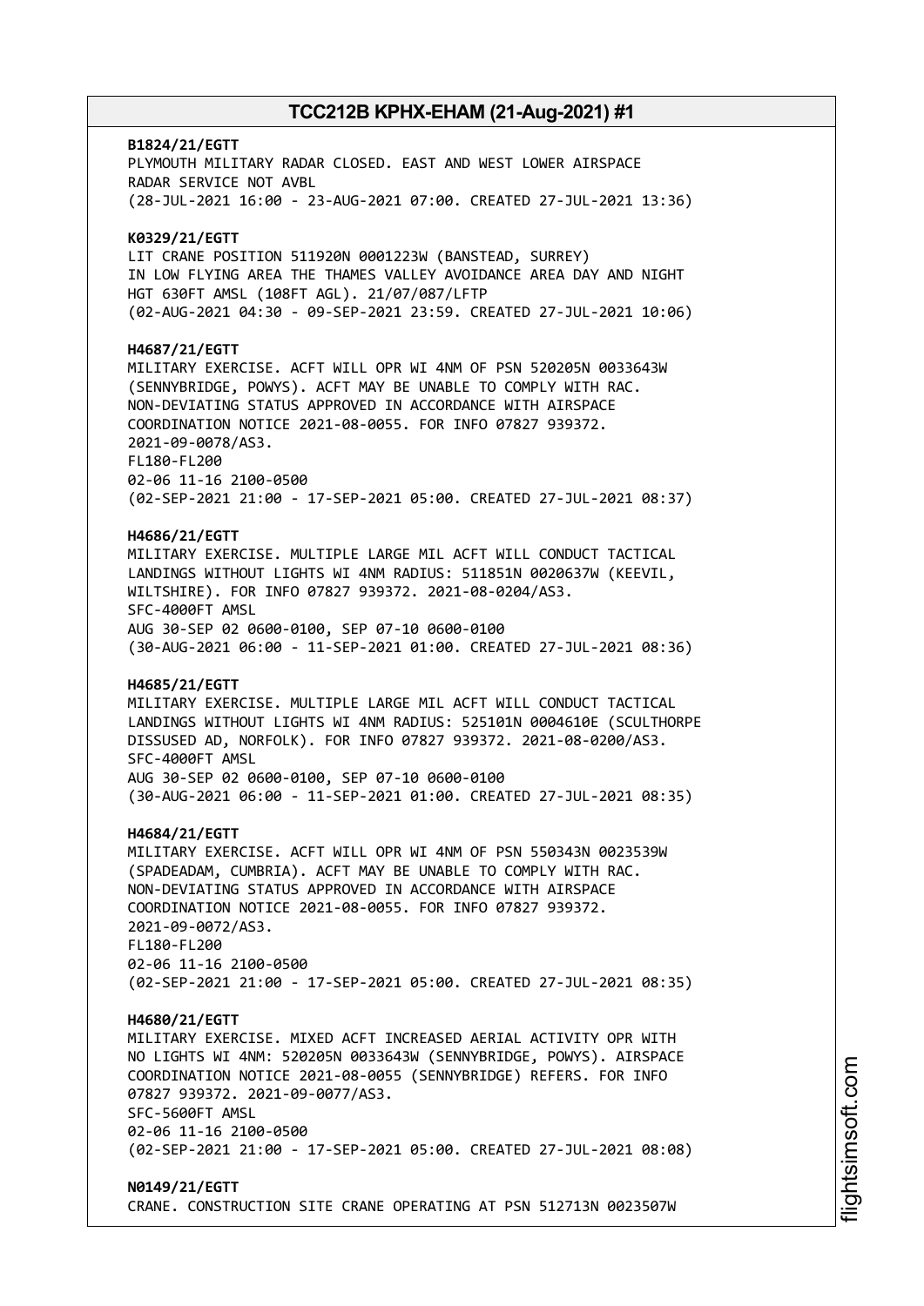**B1824/21/EGTT**
PLYMOUTH MILITARY RADAR CLOSED. EAST AND WEST LOWER AIRSPACE
RADAR SERVICE NOT AVBL
(28-JUL-2021 16:00 - 23-AUG-2021 07:00. CREATED 27-JUL-2021 13:36)

**K0329/21/EGTT**
LIT CRANE POSITION 511920N 0001223W (BANSTEAD, SURREY)
IN LOW FLYING AREA THE THAMES VALLEY AVOIDANCE AREA DAY AND NIGHT
HGT 630FT AMSL (108FT AGL). 21/07/087/LFTP
(02-AUG-2021 04:30 - 09-SEP-2021 23:59. CREATED 27-JUL-2021 10:06)

**H4687/21/EGTT**
MILITARY EXERCISE. ACFT WILL OPR WI 4NM OF PSN 520205N 0033643W
(SENNYBRIDGE, POWYS). ACFT MAY BE UNABLE TO COMPLY WITH RAC.
NON-DEVIATING STATUS APPROVED IN ACCORDANCE WITH AIRSPACE
COORDINATION NOTICE 2021-08-0055. FOR INFO 07827 939372.
2021-09-0078/AS3.
FL180-FL200
02-06 11-16 2100-0500
(02-SEP-2021 21:00 - 17-SEP-2021 05:00. CREATED 27-JUL-2021 08:37)

**H4686/21/EGTT**
MILITARY EXERCISE. MULTIPLE LARGE MIL ACFT WILL CONDUCT TACTICAL
LANDINGS WITHOUT LIGHTS WI 4NM RADIUS: 511851N 0020637W (KEEVIL,
WILTSHIRE). FOR INFO 07827 939372. 2021-08-0204/AS3.
SFC-4000FT AMSL
AUG 30-SEP 02 0600-0100, SEP 07-10 0600-0100
(30-AUG-2021 06:00 - 11-SEP-2021 01:00. CREATED 27-JUL-2021 08:36)

**H4685/21/EGTT**
MILITARY EXERCISE. MULTIPLE LARGE MIL ACFT WILL CONDUCT TACTICAL
LANDINGS WITHOUT LIGHTS WI 4NM RADIUS: 525101N 0004610E (SCULTHORPE
DISSUSED AD, NORFOLK). FOR INFO 07827 939372. 2021-08-0200/AS3.
SFC-4000FT AMSL
AUG 30-SEP 02 0600-0100, SEP 07-10 0600-0100
(30-AUG-2021 06:00 - 11-SEP-2021 01:00. CREATED 27-JUL-2021 08:35)

**H4684/21/EGTT**
MILITARY EXERCISE. ACFT WILL OPR WI 4NM OF PSN 550343N 0023539W
(SPADEADAM, CUMBRIA). ACFT MAY BE UNABLE TO COMPLY WITH RAC.
NON-DEVIATING STATUS APPROVED IN ACCORDANCE WITH AIRSPACE
COORDINATION NOTICE 2021-08-0055. FOR INFO 07827 939372.
2021-09-0072/AS3.
FL180-FL200
02-06 11-16 2100-0500
(02-SEP-2021 21:00 - 17-SEP-2021 05:00. CREATED 27-JUL-2021 08:35)

**H4680/21/EGTT**
MILITARY EXERCISE. MIXED ACFT INCREASED AERIAL ACTIVITY OPR WITH
NO LIGHTS WI 4NM: 520205N 0033643W (SENNYBRIDGE, POWYS). AIRSPACE
COORDINATION NOTICE 2021-08-0055 (SENNYBRIDGE) REFERS. FOR INFO
07827 939372. 2021-09-0077/AS3.
SFC-5600FT AMSL
02-06 11-16 2100-0500
(02-SEP-2021 21:00 - 17-SEP-2021 05:00. CREATED 27-JUL-2021 08:08)

**N0149/21/EGTT**
CRANE. CONSTRUCTION SITE CRANE OPERATING AT PSN 512713N 0023507W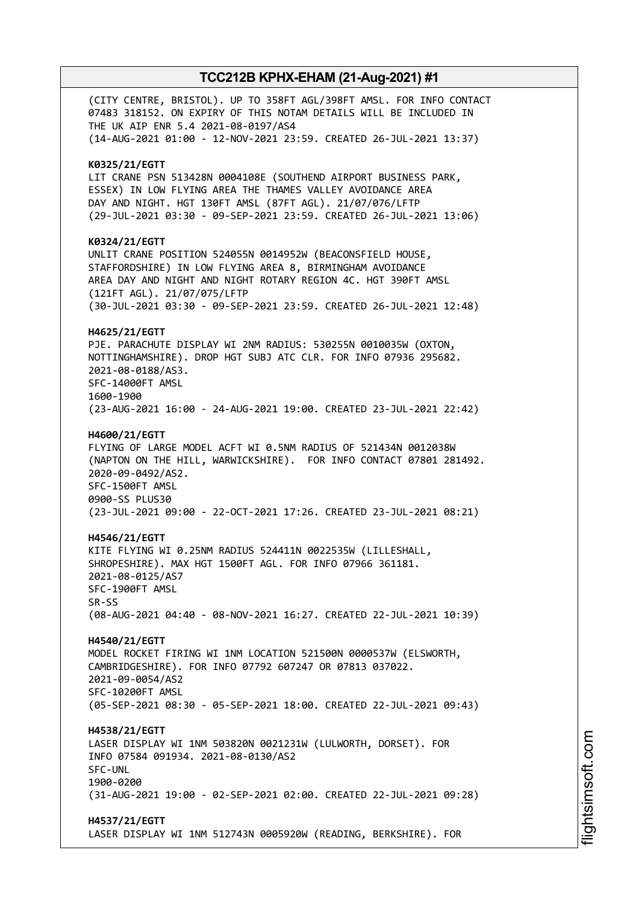(CITY CENTRE, BRISTOL). UP TO 358FT AGL/398FT AMSL. FOR INFO CONTACT 07483 318152. ON EXPIRY OF THIS NOTAM DETAILS WILL BE INCLUDED IN THE UK AIP ENR 5.4 2021-08-0197/AS4
(14-AUG-2021 01:00 - 12-NOV-2021 23:59. CREATED 26-JUL-2021 13:37)

**K0325/21/EGTT**
LIT CRANE PSN 513428N 0004108E (SOUTHEND AIRPORT BUSINESS PARK, ESSEX) IN LOW FLYING AREA THE THAMES VALLEY AVOIDANCE AREA DAY AND NIGHT. HGT 130FT AMSL (87FT AGL). 21/07/076/LFTP
(29-JUL-2021 03:30 - 09-SEP-2021 23:59. CREATED 26-JUL-2021 13:06)

**K0324/21/EGTT**
UNLIT CRANE POSITION 524055N 0014952W (BEACONSFIELD HOUSE, STAFFORDSHIRE) IN LOW FLYING AREA 8, BIRMINGHAM AVOIDANCE AREA DAY AND NIGHT AND NIGHT ROTARY REGION 4C. HGT 390FT AMSL (121FT AGL). 21/07/075/LFTP
(30-JUL-2021 03:30 - 09-SEP-2021 23:59. CREATED 26-JUL-2021 12:48)

**H4625/21/EGTT**
PJE. PARACHUTE DISPLAY WI 2NM RADIUS: 530255N 0010035W (OXTON, NOTTINGHAMSHIRE). DROP HGT SUBJ ATC CLR. FOR INFO 07936 295682. 2021-08-0188/AS3.
SFC-14000FT AMSL
1600-1900
(23-AUG-2021 16:00 - 24-AUG-2021 19:00. CREATED 23-JUL-2021 22:42)

**H4600/21/EGTT**
FLYING OF LARGE MODEL ACFT WI 0.5NM RADIUS OF 521434N 0012038W (NAPTON ON THE HILL, WARWICKSHIRE). FOR INFO CONTACT 07801 281492. 2020-09-0492/AS2.
SFC-1500FT AMSL
0900-SS PLUS30
(23-JUL-2021 09:00 - 22-OCT-2021 17:26. CREATED 23-JUL-2021 08:21)

**H4546/21/EGTT**
KITE FLYING WI 0.25NM RADIUS 524411N 0022535W (LILLESHALL, SHROPESHIRE). MAX HGT 1500FT AGL. FOR INFO 07966 361181. 2021-08-0125/AS7
SFC-1900FT AMSL
SR-SS
(08-AUG-2021 04:40 - 08-NOV-2021 16:27. CREATED 22-JUL-2021 10:39)

**H4540/21/EGTT**
MODEL ROCKET FIRING WI 1NM LOCATION 521500N 0000537W (ELSWORTH, CAMBRIDGESHIRE). FOR INFO 07792 607247 OR 07813 037022. 2021-09-0054/AS2
SFC-10200FT AMSL
(05-SEP-2021 08:30 - 05-SEP-2021 18:00. CREATED 22-JUL-2021 09:43)

**H4538/21/EGTT**
LASER DISPLAY WI 1NM 503820N 0021231W (LULWORTH, DORSET). FOR INFO 07584 091934. 2021-08-0130/AS2
SFC-UNL
1900-0200
(31-AUG-2021 19:00 - 02-SEP-2021 02:00. CREATED 22-JUL-2021 09:28)

**H4537/21/EGTT**
LASER DISPLAY WI 1NM 512743N 0005920W (READING, BERKSHIRE). FOR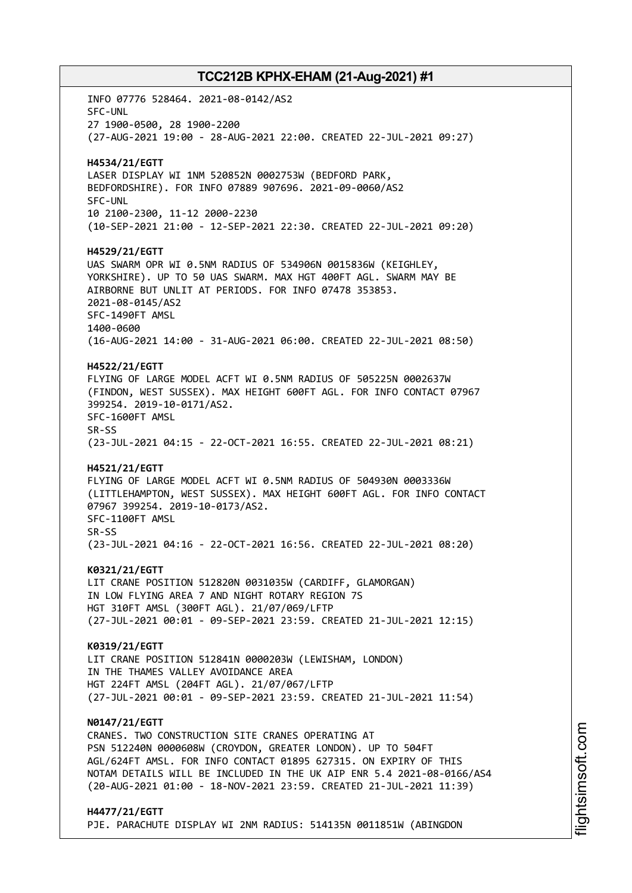INFO 07776 528464. 2021-08-0142/AS2
SFC-UNL
27 1900-0500, 28 1900-2200
(27-AUG-2021 19:00 - 28-AUG-2021 22:00. CREATED 22-JUL-2021 09:27)

**H4534/21/EGTT**
LASER DISPLAY WI 1NM 520852N 0002753W (BEDFORD PARK, BEDFORDSHIRE). FOR INFO 07889 907696. 2021-09-0060/AS2
SFC-UNL
10 2100-2300, 11-12 2000-2230
(10-SEP-2021 21:00 - 12-SEP-2021 22:30. CREATED 22-JUL-2021 09:20)

**H4529/21/EGTT**
UAS SWARM OPR WI 0.5NM RADIUS OF 534906N 0015836W (KEIGHLEY, YORKSHIRE). UP TO 50 UAS SWARM. MAX HGT 400FT AGL. SWARM MAY BE AIRBORNE BUT UNLIT AT PERIODS. FOR INFO 07478 353853.
2021-08-0145/AS2
SFC-1490FT AMSL
1400-0600
(16-AUG-2021 14:00 - 31-AUG-2021 06:00. CREATED 22-JUL-2021 08:50)

**H4522/21/EGTT**
FLYING OF LARGE MODEL ACFT WI 0.5NM RADIUS OF 505225N 0002637W (FINDON, WEST SUSSEX). MAX HEIGHT 600FT AGL. FOR INFO CONTACT 07967 399254. 2019-10-0171/AS2.
SFC-1600FT AMSL
SR-SS
(23-JUL-2021 04:15 - 22-OCT-2021 16:55. CREATED 22-JUL-2021 08:21)

**H4521/21/EGTT**
FLYING OF LARGE MODEL ACFT WI 0.5NM RADIUS OF 504930N 0003336W (LITTLEHAMPTON, WEST SUSSEX). MAX HEIGHT 600FT AGL. FOR INFO CONTACT 07967 399254. 2019-10-0173/AS2.
SFC-1100FT AMSL
SR-SS
(23-JUL-2021 04:16 - 22-OCT-2021 16:56. CREATED 22-JUL-2021 08:20)

**K0321/21/EGTT**
LIT CRANE POSITION 512820N 0031035W (CARDIFF, GLAMORGAN)
IN LOW FLYING AREA 7 AND NIGHT ROTARY REGION 7S
HGT 310FT AMSL (300FT AGL). 21/07/069/LFTP
(27-JUL-2021 00:01 - 09-SEP-2021 23:59. CREATED 21-JUL-2021 12:15)

**K0319/21/EGTT**
LIT CRANE POSITION 512841N 0000203W (LEWISHAM, LONDON)
IN THE THAMES VALLEY AVOIDANCE AREA
HGT 224FT AMSL (204FT AGL). 21/07/067/LFTP
(27-JUL-2021 00:01 - 09-SEP-2021 23:59. CREATED 21-JUL-2021 11:54)

**N0147/21/EGTT**
CRANES. TWO CONSTRUCTION SITE CRANES OPERATING AT PSN 512240N 0000608W (CROYDON, GREATER LONDON). UP TO 504FT AGL/624FT AMSL. FOR INFO CONTACT 01895 627315. ON EXPIRY OF THIS NOTAM DETAILS WILL BE INCLUDED IN THE UK AIP ENR 5.4 2021-08-0166/AS4
(20-AUG-2021 01:00 - 18-NOV-2021 23:59. CREATED 21-JUL-2021 11:39)

**H4477/21/EGTT**
PJE. PARACHUTE DISPLAY WI 2NM RADIUS: 514135N 0011851W (ABINGDON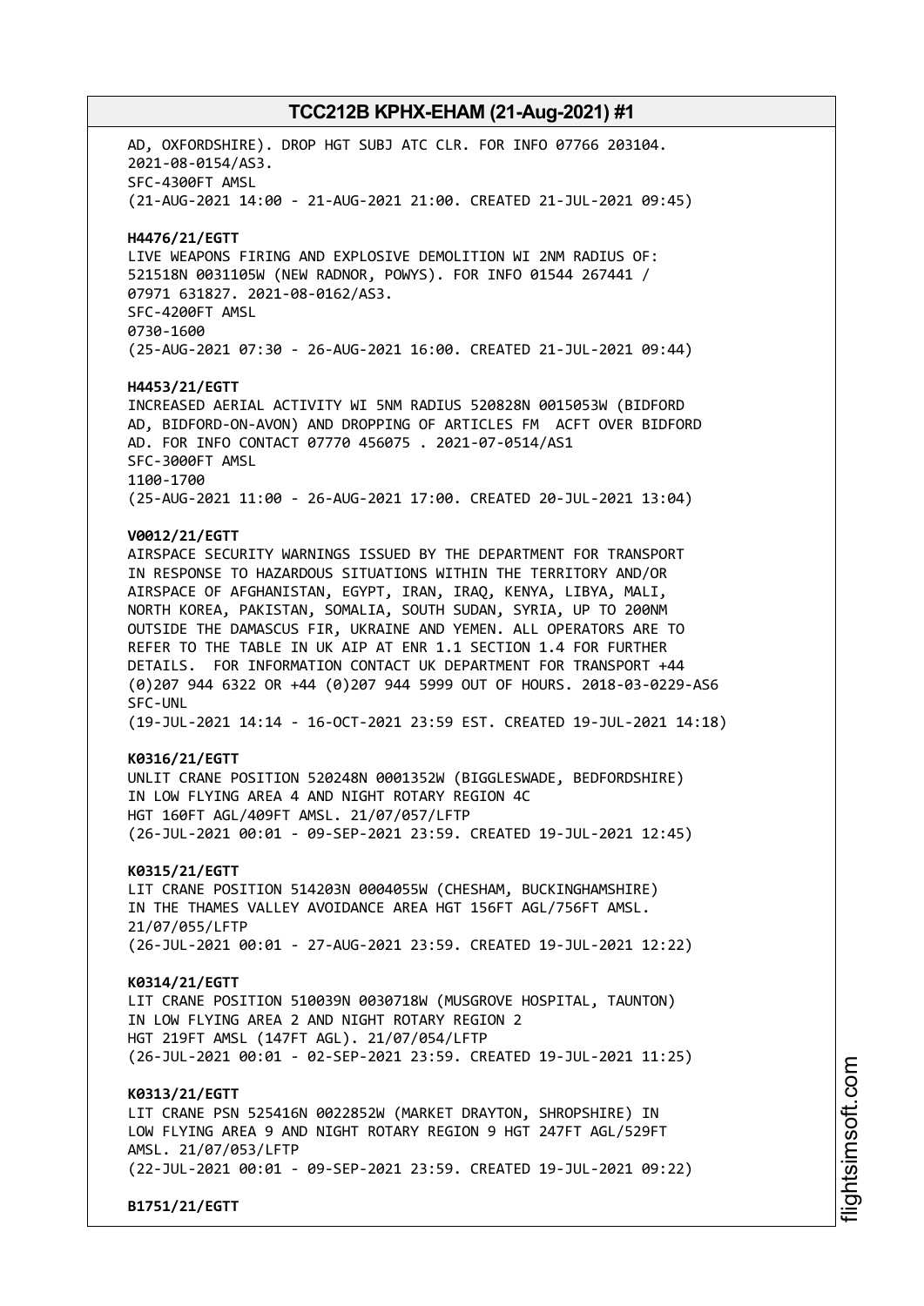AD, OXFORDSHIRE). DROP HGT SUBJ ATC CLR. FOR INFO 07766 203104.
2021-08-0154/AS3.
SFC-4300FT AMSL
(21-AUG-2021 14:00 - 21-AUG-2021 21:00. CREATED 21-JUL-2021 09:45)

**H4476/21/EGTT**
LIVE WEAPONS FIRING AND EXPLOSIVE DEMOLITION WI 2NM RADIUS OF:
521518N 0031105W (NEW RADNOR, POWYS). FOR INFO 01544 267441 /
07971 631827. 2021-08-0162/AS3.
SFC-4200FT AMSL
0730-1600
(25-AUG-2021 07:30 - 26-AUG-2021 16:00. CREATED 21-JUL-2021 09:44)

**H4453/21/EGTT**
INCREASED AERIAL ACTIVITY WI 5NM RADIUS 520828N 0015053W (BIDFORD
AD, BIDFORD-ON-AVON) AND DROPPING OF ARTICLES FM ACFT OVER BIDFORD
AD. FOR INFO CONTACT 07770 456075 . 2021-07-0514/AS1
SFC-3000FT AMSL
1100-1700
(25-AUG-2021 11:00 - 26-AUG-2021 17:00. CREATED 20-JUL-2021 13:04)

**V0012/21/EGTT**
AIRSPACE SECURITY WARNINGS ISSUED BY THE DEPARTMENT FOR TRANSPORT
IN RESPONSE TO HAZARDOUS SITUATIONS WITHIN THE TERRITORY AND/OR
AIRSPACE OF AFGHANISTAN, EGYPT, IRAN, IRAQ, KENYA, LIBYA, MALI,
NORTH KOREA, PAKISTAN, SOMALIA, SOUTH SUDAN, SYRIA, UP TO 200NM
OUTSIDE THE DAMASCUS FIR, UKRAINE AND YEMEN. ALL OPERATORS ARE TO
REFER TO THE TABLE IN UK AIP AT ENR 1.1 SECTION 1.4 FOR FURTHER
DETAILS. FOR INFORMATION CONTACT UK DEPARTMENT FOR TRANSPORT +44
(0)207 944 6322 OR +44 (0)207 944 5999 OUT OF HOURS. 2018-03-0229-AS6
SFC-UNL
(19-JUL-2021 14:14 - 16-OCT-2021 23:59 EST. CREATED 19-JUL-2021 14:18)

**K0316/21/EGTT**
UNLIT CRANE POSITION 520248N 0001352W (BIGGLESWADE, BEDFORDSHIRE)
IN LOW FLYING AREA 4 AND NIGHT ROTARY REGION 4C
HGT 160FT AGL/409FT AMSL. 21/07/057/LFTP
(26-JUL-2021 00:01 - 09-SEP-2021 23:59. CREATED 19-JUL-2021 12:45)

**K0315/21/EGTT**
LIT CRANE POSITION 514203N 0004055W (CHESHAM, BUCKINGHAMSHIRE)
IN THE THAMES VALLEY AVOIDANCE AREA HGT 156FT AGL/756FT AMSL.
21/07/055/LFTP
(26-JUL-2021 00:01 - 27-AUG-2021 23:59. CREATED 19-JUL-2021 12:22)

**K0314/21/EGTT**
LIT CRANE POSITION 510039N 0030718W (MUSGROVE HOSPITAL, TAUNTON)
IN LOW FLYING AREA 2 AND NIGHT ROTARY REGION 2
HGT 219FT AMSL (147FT AGL). 21/07/054/LFTP
(26-JUL-2021 00:01 - 02-SEP-2021 23:59. CREATED 19-JUL-2021 11:25)

**K0313/21/EGTT**
LIT CRANE PSN 525416N 0022852W (MARKET DRAYTON, SHROPSHIRE) IN
LOW FLYING AREA 9 AND NIGHT ROTARY REGION 9 HGT 247FT AGL/529FT
AMSL. 21/07/053/LFTP
(22-JUL-2021 00:01 - 09-SEP-2021 23:59. CREATED 19-JUL-2021 09:22)

**B1751/21/EGTT**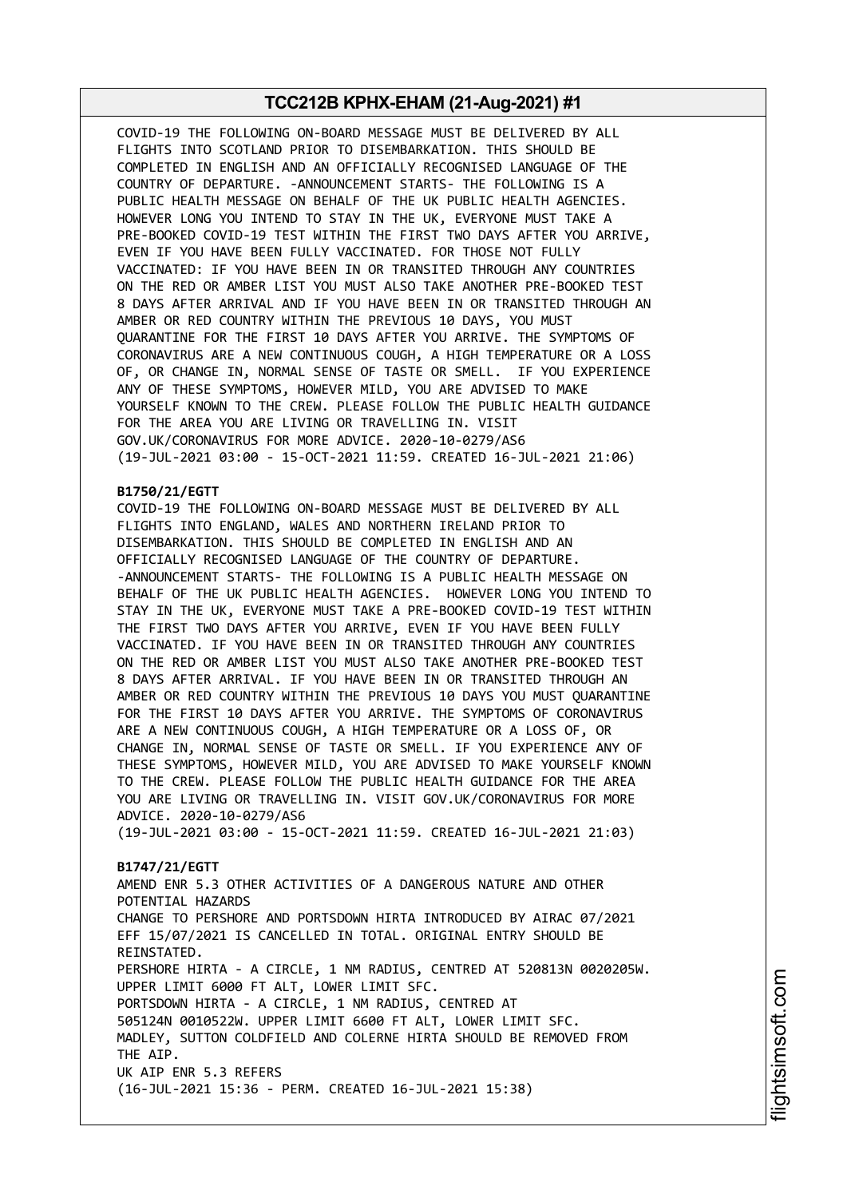COVID-19 THE FOLLOWING ON-BOARD MESSAGE MUST BE DELIVERED BY ALL FLIGHTS INTO SCOTLAND PRIOR TO DISEMBARKATION. THIS SHOULD BE COMPLETED IN ENGLISH AND AN OFFICIALLY RECOGNISED LANGUAGE OF THE COUNTRY OF DEPARTURE. -ANNOUNCEMENT STARTS- THE FOLLOWING IS A PUBLIC HEALTH MESSAGE ON BEHALF OF THE UK PUBLIC HEALTH AGENCIES. HOWEVER LONG YOU INTEND TO STAY IN THE UK, EVERYONE MUST TAKE A PRE-BOOKED COVID-19 TEST WITHIN THE FIRST TWO DAYS AFTER YOU ARRIVE, EVEN IF YOU HAVE BEEN FULLY VACCINATED. FOR THOSE NOT FULLY VACCINATED: IF YOU HAVE BEEN IN OR TRANSITED THROUGH ANY COUNTRIES ON THE RED OR AMBER LIST YOU MUST ALSO TAKE ANOTHER PRE-BOOKED TEST 8 DAYS AFTER ARRIVAL AND IF YOU HAVE BEEN IN OR TRANSITED THROUGH AN AMBER OR RED COUNTRY WITHIN THE PREVIOUS 10 DAYS, YOU MUST QUARANTINE FOR THE FIRST 10 DAYS AFTER YOU ARRIVE. THE SYMPTOMS OF CORONAVIRUS ARE A NEW CONTINUOUS COUGH, A HIGH TEMPERATURE OR A LOSS OF, OR CHANGE IN, NORMAL SENSE OF TASTE OR SMELL. IF YOU EXPERIENCE ANY OF THESE SYMPTOMS, HOWEVER MILD, YOU ARE ADVISED TO MAKE YOURSELF KNOWN TO THE CREW. PLEASE FOLLOW THE PUBLIC HEALTH GUIDANCE FOR THE AREA YOU ARE LIVING OR TRAVELLING IN. VISIT GOV.UK/CORONAVIRUS FOR MORE ADVICE. 2020-10-0279/AS6
(19-JUL-2021 03:00 - 15-OCT-2021 11:59. CREATED 16-JUL-2021 21:06)

**B1750/21/EGTT**
COVID-19 THE FOLLOWING ON-BOARD MESSAGE MUST BE DELIVERED BY ALL FLIGHTS INTO ENGLAND, WALES AND NORTHERN IRELAND PRIOR TO DISEMBARKATION. THIS SHOULD BE COMPLETED IN ENGLISH AND AN OFFICIALLY RECOGNISED LANGUAGE OF THE COUNTRY OF DEPARTURE. -ANNOUNCEMENT STARTS- THE FOLLOWING IS A PUBLIC HEALTH MESSAGE ON BEHALF OF THE UK PUBLIC HEALTH AGENCIES. HOWEVER LONG YOU INTEND TO STAY IN THE UK, EVERYONE MUST TAKE A PRE-BOOKED COVID-19 TEST WITHIN THE FIRST TWO DAYS AFTER YOU ARRIVE, EVEN IF YOU HAVE BEEN FULLY VACCINATED. IF YOU HAVE BEEN IN OR TRANSITED THROUGH ANY COUNTRIES ON THE RED OR AMBER LIST YOU MUST ALSO TAKE ANOTHER PRE-BOOKED TEST 8 DAYS AFTER ARRIVAL. IF YOU HAVE BEEN IN OR TRANSITED THROUGH AN AMBER OR RED COUNTRY WITHIN THE PREVIOUS 10 DAYS YOU MUST QUARANTINE FOR THE FIRST 10 DAYS AFTER YOU ARRIVE. THE SYMPTOMS OF CORONAVIRUS ARE A NEW CONTINUOUS COUGH, A HIGH TEMPERATURE OR A LOSS OF, OR CHANGE IN, NORMAL SENSE OF TASTE OR SMELL. IF YOU EXPERIENCE ANY OF THESE SYMPTOMS, HOWEVER MILD, YOU ARE ADVISED TO MAKE YOURSELF KNOWN TO THE CREW. PLEASE FOLLOW THE PUBLIC HEALTH GUIDANCE FOR THE AREA YOU ARE LIVING OR TRAVELLING IN. VISIT GOV.UK/CORONAVIRUS FOR MORE ADVICE. 2020-10-0279/AS6
(19-JUL-2021 03:00 - 15-OCT-2021 11:59. CREATED 16-JUL-2021 21:03)

**B1747/21/EGTT**
AMEND ENR 5.3 OTHER ACTIVITIES OF A DANGEROUS NATURE AND OTHER POTENTIAL HAZARDS
CHANGE TO PERSHORE AND PORTSDOWN HIRTA INTRODUCED BY AIRAC 07/2021 EFF 15/07/2021 IS CANCELLED IN TOTAL. ORIGINAL ENTRY SHOULD BE REINSTATED.
PERSHORE HIRTA - A CIRCLE, 1 NM RADIUS, CENTRED AT 520813N 0020205W. UPPER LIMIT 6000 FT ALT, LOWER LIMIT SFC.
PORTSDOWN HIRTA - A CIRCLE, 1 NM RADIUS, CENTRED AT 505124N 0010522W. UPPER LIMIT 6600 FT ALT, LOWER LIMIT SFC.
MADLEY, SUTTON COLDFIELD AND COLERNE HIRTA SHOULD BE REMOVED FROM THE AIP.
UK AIP ENR 5.3 REFERS
(16-JUL-2021 15:36 - PERM. CREATED 16-JUL-2021 15:38)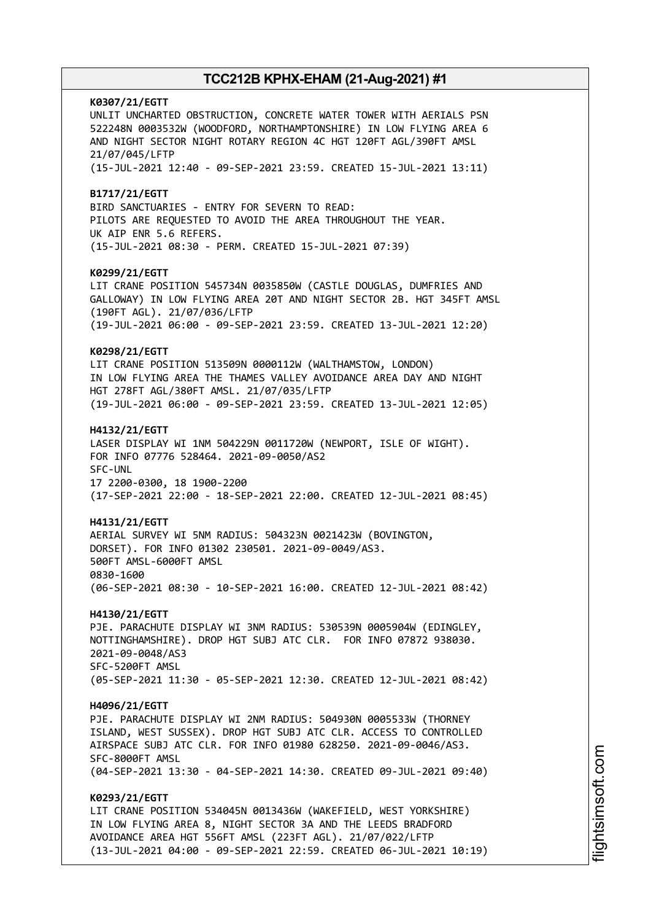**K0307/21/EGTT**
UNLIT UNCHARTED OBSTRUCTION, CONCRETE WATER TOWER WITH AERIALS PSN 522248N 0003532W (WOODFORD, NORTHAMPTONSHIRE) IN LOW FLYING AREA 6 AND NIGHT SECTOR NIGHT ROTARY REGION 4C HGT 120FT AGL/390FT AMSL 21/07/045/LFTP
(15-JUL-2021 12:40 - 09-SEP-2021 23:59. CREATED 15-JUL-2021 13:11)

**B1717/21/EGTT**
BIRD SANCTUARIES - ENTRY FOR SEVERN TO READ:
PILOTS ARE REQUESTED TO AVOID THE AREA THROUGHOUT THE YEAR.
UK AIP ENR 5.6 REFERS.
(15-JUL-2021 08:30 - PERM. CREATED 15-JUL-2021 07:39)

**K0299/21/EGTT**
LIT CRANE POSITION 545734N 0035850W (CASTLE DOUGLAS, DUMFRIES AND GALLOWAY) IN LOW FLYING AREA 20T AND NIGHT SECTOR 2B. HGT 345FT AMSL (190FT AGL). 21/07/036/LFTP
(19-JUL-2021 06:00 - 09-SEP-2021 23:59. CREATED 13-JUL-2021 12:20)

**K0298/21/EGTT**
LIT CRANE POSITION 513509N 0000112W (WALTHAMSTOW, LONDON) IN LOW FLYING AREA THE THAMES VALLEY AVOIDANCE AREA DAY AND NIGHT HGT 278FT AGL/380FT AMSL. 21/07/035/LFTP
(19-JUL-2021 06:00 - 09-SEP-2021 23:59. CREATED 13-JUL-2021 12:05)

**H4132/21/EGTT**
LASER DISPLAY WI 1NM 504229N 0011720W (NEWPORT, ISLE OF WIGHT). FOR INFO 07776 528464. 2021-09-0050/AS2
SFC-UNL
17 2200-0300, 18 1900-2200
(17-SEP-2021 22:00 - 18-SEP-2021 22:00. CREATED 12-JUL-2021 08:45)

**H4131/21/EGTT**
AERIAL SURVEY WI 5NM RADIUS: 504323N 0021423W (BOVINGTON, DORSET). FOR INFO 01302 230501. 2021-09-0049/AS3.
500FT AMSL-6000FT AMSL
0830-1600
(06-SEP-2021 08:30 - 10-SEP-2021 16:00. CREATED 12-JUL-2021 08:42)

**H4130/21/EGTT**
PJE. PARACHUTE DISPLAY WI 3NM RADIUS: 530539N 0005904W (EDINGLEY, NOTTINGHAMSHIRE). DROP HGT SUBJ ATC CLR. FOR INFO 07872 938030. 2021-09-0048/AS3
SFC-5200FT AMSL
(05-SEP-2021 11:30 - 05-SEP-2021 12:30. CREATED 12-JUL-2021 08:42)

**H4096/21/EGTT**
PJE. PARACHUTE DISPLAY WI 2NM RADIUS: 504930N 0005533W (THORNEY ISLAND, WEST SUSSEX). DROP HGT SUBJ ATC CLR. ACCESS TO CONTROLLED AIRSPACE SUBJ ATC CLR. FOR INFO 01980 628250. 2021-09-0046/AS3.
SFC-8000FT AMSL
(04-SEP-2021 13:30 - 04-SEP-2021 14:30. CREATED 09-JUL-2021 09:40)

**K0293/21/EGTT**
LIT CRANE POSITION 534045N 0013436W (WAKEFIELD, WEST YORKSHIRE) IN LOW FLYING AREA 8, NIGHT SECTOR 3A AND THE LEEDS BRADFORD AVOIDANCE AREA HGT 556FT AMSL (223FT AGL). 21/07/022/LFTP
(13-JUL-2021 04:00 - 09-SEP-2021 22:59. CREATED 06-JUL-2021 10:19)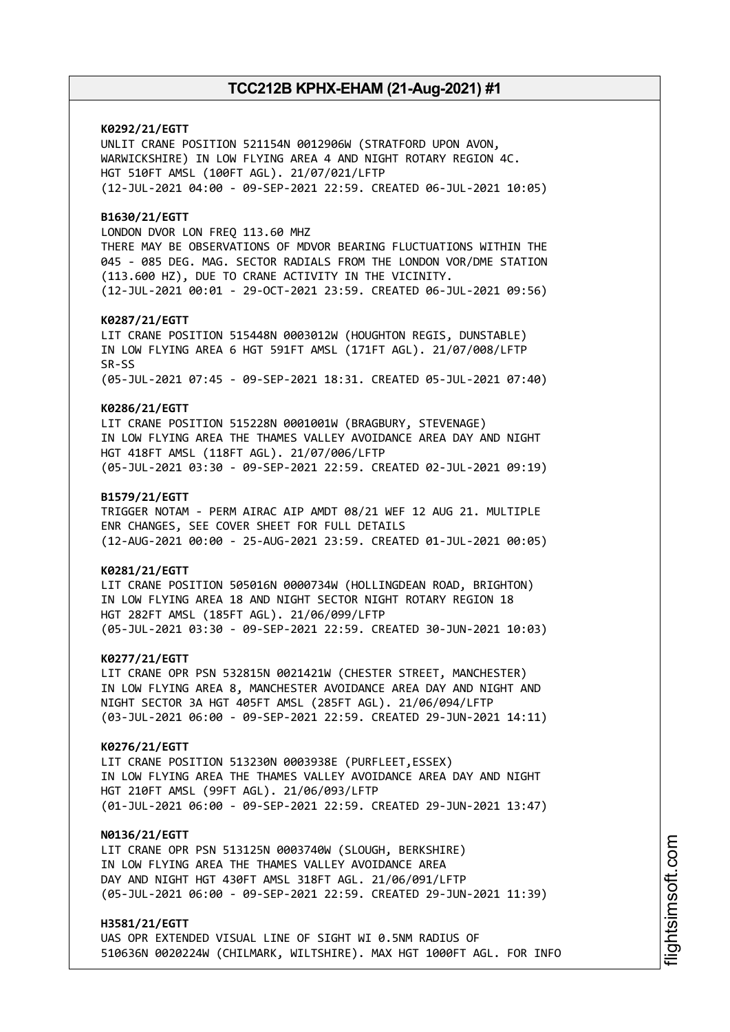**K0292/21/EGTT**
UNLIT CRANE POSITION 521154N 0012906W (STRATFORD UPON AVON, WARWICKSHIRE) IN LOW FLYING AREA 4 AND NIGHT ROTARY REGION 4C. HGT 510FT AMSL (100FT AGL). 21/07/021/LFTP
(12-JUL-2021 04:00 - 09-SEP-2021 22:59. CREATED 06-JUL-2021 10:05)

**B1630/21/EGTT**
LONDON DVOR LON FREQ 113.60 MHZ
THERE MAY BE OBSERVATIONS OF MDVOR BEARING FLUCTUATIONS WITHIN THE 045 - 085 DEG. MAG. SECTOR RADIALS FROM THE LONDON VOR/DME STATION (113.600 HZ), DUE TO CRANE ACTIVITY IN THE VICINITY.
(12-JUL-2021 00:01 - 29-OCT-2021 23:59. CREATED 06-JUL-2021 09:56)

**K0287/21/EGTT**
LIT CRANE POSITION 515448N 0003012W (HOUGHTON REGIS, DUNSTABLE) IN LOW FLYING AREA 6 HGT 591FT AMSL (171FT AGL). 21/07/008/LFTP
SR-SS
(05-JUL-2021 07:45 - 09-SEP-2021 18:31. CREATED 05-JUL-2021 07:40)

**K0286/21/EGTT**
LIT CRANE POSITION 515228N 0001001W (BRAGBURY, STEVENAGE) IN LOW FLYING AREA THE THAMES VALLEY AVOIDANCE AREA DAY AND NIGHT HGT 418FT AMSL (118FT AGL). 21/07/006/LFTP
(05-JUL-2021 03:30 - 09-SEP-2021 22:59. CREATED 02-JUL-2021 09:19)

**B1579/21/EGTT**
TRIGGER NOTAM - PERM AIRAC AIP AMDT 08/21 WEF 12 AUG 21. MULTIPLE ENR CHANGES, SEE COVER SHEET FOR FULL DETAILS
(12-AUG-2021 00:00 - 25-AUG-2021 23:59. CREATED 01-JUL-2021 00:05)

**K0281/21/EGTT**
LIT CRANE POSITION 505016N 0000734W (HOLLINGDEAN ROAD, BRIGHTON) IN LOW FLYING AREA 18 AND NIGHT SECTOR NIGHT ROTARY REGION 18 HGT 282FT AMSL (185FT AGL). 21/06/099/LFTP
(05-JUL-2021 03:30 - 09-SEP-2021 22:59. CREATED 30-JUN-2021 10:03)

**K0277/21/EGTT**
LIT CRANE OPR PSN 532815N 0021421W (CHESTER STREET, MANCHESTER) IN LOW FLYING AREA 8, MANCHESTER AVOIDANCE AREA DAY AND NIGHT AND NIGHT SECTOR 3A HGT 405FT AMSL (285FT AGL). 21/06/094/LFTP
(03-JUL-2021 06:00 - 09-SEP-2021 22:59. CREATED 29-JUN-2021 14:11)

**K0276/21/EGTT**
LIT CRANE POSITION 513230N 0003938E (PURFLEET,ESSEX) IN LOW FLYING AREA THE THAMES VALLEY AVOIDANCE AREA DAY AND NIGHT HGT 210FT AMSL (99FT AGL). 21/06/093/LFTP
(01-JUL-2021 06:00 - 09-SEP-2021 22:59. CREATED 29-JUN-2021 13:47)

**N0136/21/EGTT**
LIT CRANE OPR PSN 513125N 0003740W (SLOUGH, BERKSHIRE) IN LOW FLYING AREA THE THAMES VALLEY AVOIDANCE AREA DAY AND NIGHT HGT 430FT AMSL 318FT AGL. 21/06/091/LFTP
(05-JUL-2021 06:00 - 09-SEP-2021 22:59. CREATED 29-JUN-2021 11:39)

**H3581/21/EGTT**
UAS OPR EXTENDED VISUAL LINE OF SIGHT WI 0.5NM RADIUS OF 510636N 0020224W (CHILMARK, WILTSHIRE). MAX HGT 1000FT AGL. FOR INFO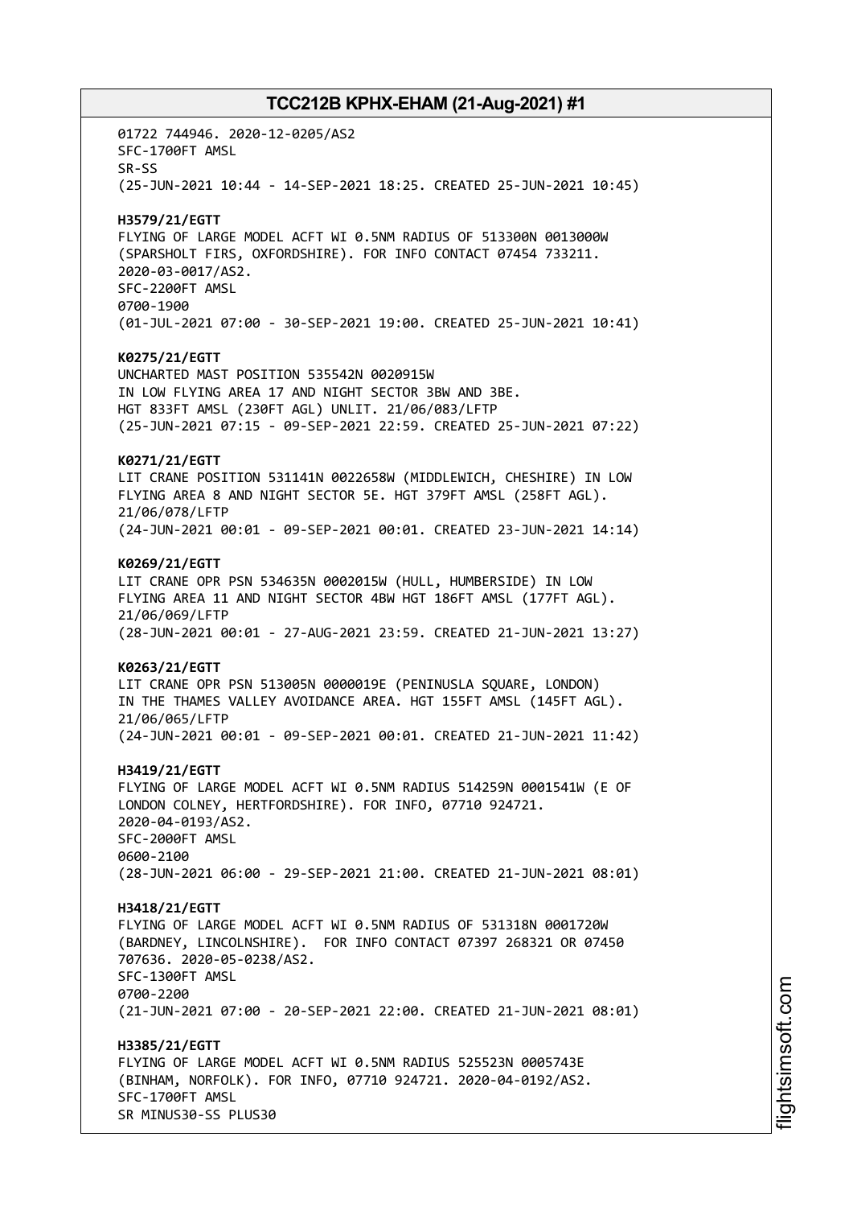01722 744946. 2020-12-0205/AS2
SFC-1700FT AMSL
SR-SS
(25-JUN-2021 10:44 - 14-SEP-2021 18:25. CREATED 25-JUN-2021 10:45)

**H3579/21/EGTT**
FLYING OF LARGE MODEL ACFT WI 0.5NM RADIUS OF 513300N 0013000W (SPARSHOLT FIRS, OXFORDSHIRE). FOR INFO CONTACT 07454 733211. 2020-03-0017/AS2.
SFC-2200FT AMSL
0700-1900
(01-JUL-2021 07:00 - 30-SEP-2021 19:00. CREATED 25-JUN-2021 10:41)

**K0275/21/EGTT**
UNCHARTED MAST POSITION 535542N 0020915W
IN LOW FLYING AREA 17 AND NIGHT SECTOR 3BW AND 3BE.
HGT 833FT AMSL (230FT AGL) UNLIT. 21/06/083/LFTP
(25-JUN-2021 07:15 - 09-SEP-2021 22:59. CREATED 25-JUN-2021 07:22)

**K0271/21/EGTT**
LIT CRANE POSITION 531141N 0022658W (MIDDLEWICH, CHESHIRE) IN LOW FLYING AREA 8 AND NIGHT SECTOR 5E. HGT 379FT AMSL (258FT AGL).
21/06/078/LFTP
(24-JUN-2021 00:01 - 09-SEP-2021 00:01. CREATED 23-JUN-2021 14:14)

**K0269/21/EGTT**
LIT CRANE OPR PSN 534635N 0002015W (HULL, HUMBERSIDE) IN LOW FLYING AREA 11 AND NIGHT SECTOR 4BW HGT 186FT AMSL (177FT AGL).
21/06/069/LFTP
(28-JUN-2021 00:01 - 27-AUG-2021 23:59. CREATED 21-JUN-2021 13:27)

**K0263/21/EGTT**
LIT CRANE OPR PSN 513005N 0000019E (PENINUSLA SQUARE, LONDON) IN THE THAMES VALLEY AVOIDANCE AREA. HGT 155FT AMSL (145FT AGL).
21/06/065/LFTP
(24-JUN-2021 00:01 - 09-SEP-2021 00:01. CREATED 21-JUN-2021 11:42)

**H3419/21/EGTT**
FLYING OF LARGE MODEL ACFT WI 0.5NM RADIUS 514259N 0001541W (E OF LONDON COLNEY, HERTFORDSHIRE). FOR INFO, 07710 924721.
2020-04-0193/AS2.
SFC-2000FT AMSL
0600-2100
(28-JUN-2021 06:00 - 29-SEP-2021 21:00. CREATED 21-JUN-2021 08:01)

**H3418/21/EGTT**
FLYING OF LARGE MODEL ACFT WI 0.5NM RADIUS OF 531318N 0001720W (BARDNEY, LINCOLNSHIRE). FOR INFO CONTACT 07397 268321 OR 07450 707636. 2020-05-0238/AS2.
SFC-1300FT AMSL
0700-2200
(21-JUN-2021 07:00 - 20-SEP-2021 22:00. CREATED 21-JUN-2021 08:01)

**H3385/21/EGTT**
FLYING OF LARGE MODEL ACFT WI 0.5NM RADIUS 525523N 0005743E (BINHAM, NORFOLK). FOR INFO, 07710 924721. 2020-04-0192/AS2.
SFC-1700FT AMSL
SR MINUS30-SS PLUS30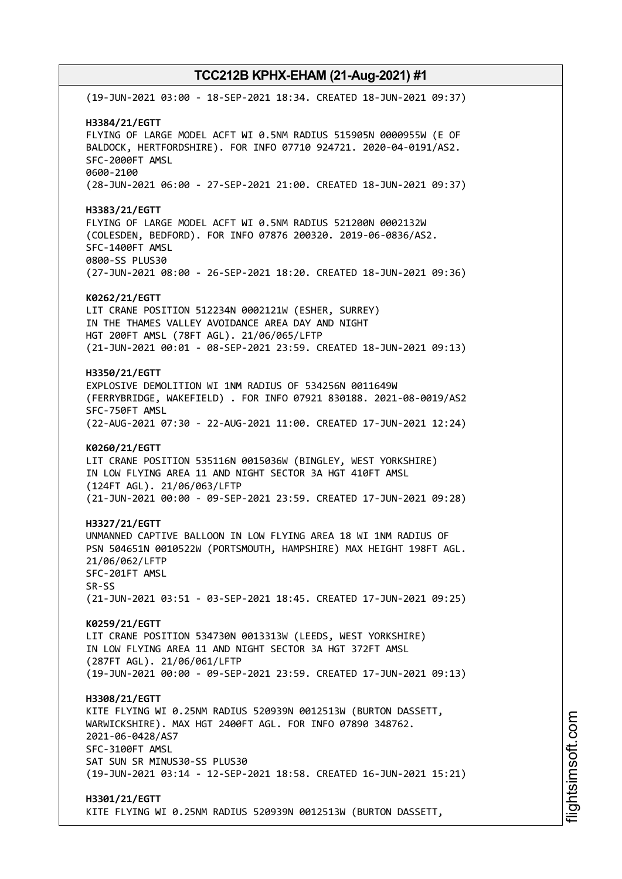(19-JUN-2021 03:00 - 18-SEP-2021 18:34. CREATED 18-JUN-2021 09:37)

**H3384/21/EGTT**
FLYING OF LARGE MODEL ACFT WI 0.5NM RADIUS 515905N 0000955W (E OF BALDOCK, HERTFORDSHIRE). FOR INFO 07710 924721. 2020-04-0191/AS2.
SFC-2000FT AMSL
0600-2100
(28-JUN-2021 06:00 - 27-SEP-2021 21:00. CREATED 18-JUN-2021 09:37)

**H3383/21/EGTT**
FLYING OF LARGE MODEL ACFT WI 0.5NM RADIUS 521200N 0002132W (COLESDEN, BEDFORD). FOR INFO 07876 200320. 2019-06-0836/AS2.
SFC-1400FT AMSL
0800-SS PLUS30
(27-JUN-2021 08:00 - 26-SEP-2021 18:20. CREATED 18-JUN-2021 09:36)

**K0262/21/EGTT**
LIT CRANE POSITION 512234N 0002121W (ESHER, SURREY)
IN THE THAMES VALLEY AVOIDANCE AREA DAY AND NIGHT
HGT 200FT AMSL (78FT AGL). 21/06/065/LFTP
(21-JUN-2021 00:01 - 08-SEP-2021 23:59. CREATED 18-JUN-2021 09:13)

**H3350/21/EGTT**
EXPLOSIVE DEMOLITION WI 1NM RADIUS OF 534256N 0011649W (FERRYBRIDGE, WAKEFIELD) . FOR INFO 07921 830188. 2021-08-0019/AS2
SFC-750FT AMSL
(22-AUG-2021 07:30 - 22-AUG-2021 11:00. CREATED 17-JUN-2021 12:24)

**K0260/21/EGTT**
LIT CRANE POSITION 535116N 0015036W (BINGLEY, WEST YORKSHIRE)
IN LOW FLYING AREA 11 AND NIGHT SECTOR 3A HGT 410FT AMSL
(124FT AGL). 21/06/063/LFTP
(21-JUN-2021 00:00 - 09-SEP-2021 23:59. CREATED 17-JUN-2021 09:28)

**H3327/21/EGTT**
UNMANNED CAPTIVE BALLOON IN LOW FLYING AREA 18 WI 1NM RADIUS OF PSN 504651N 0010522W (PORTSMOUTH, HAMPSHIRE) MAX HEIGHT 198FT AGL.
21/06/062/LFTP
SFC-201FT AMSL
SR-SS
(21-JUN-2021 03:51 - 03-SEP-2021 18:45. CREATED 17-JUN-2021 09:25)

**K0259/21/EGTT**
LIT CRANE POSITION 534730N 0013313W (LEEDS, WEST YORKSHIRE)
IN LOW FLYING AREA 11 AND NIGHT SECTOR 3A HGT 372FT AMSL
(287FT AGL). 21/06/061/LFTP
(19-JUN-2021 00:00 - 09-SEP-2021 23:59. CREATED 17-JUN-2021 09:13)

**H3308/21/EGTT**
KITE FLYING WI 0.25NM RADIUS 520939N 0012513W (BURTON DASSETT, WARWICKSHIRE). MAX HGT 2400FT AGL. FOR INFO 07890 348762.
2021-06-0428/AS7
SFC-3100FT AMSL
SAT SUN SR MINUS30-SS PLUS30
(19-JUN-2021 03:14 - 12-SEP-2021 18:58. CREATED 16-JUN-2021 15:21)

**H3301/21/EGTT**
KITE FLYING WI 0.25NM RADIUS 520939N 0012513W (BURTON DASSETT,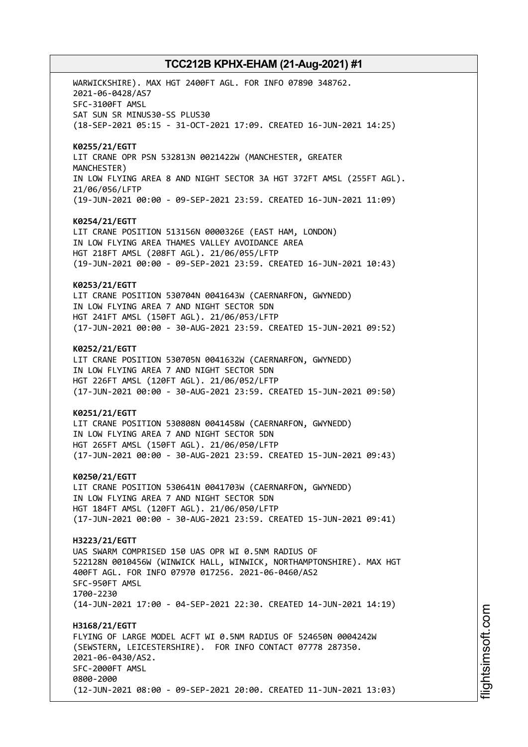WARWICKSHIRE). MAX HGT 2400FT AGL. FOR INFO 07890 348762.
2021-06-0428/AS7
SFC-3100FT AMSL
SAT SUN SR MINUS30-SS PLUS30
(18-SEP-2021 05:15 - 31-OCT-2021 17:09. CREATED 16-JUN-2021 14:25)

**K0255/21/EGTT**
LIT CRANE OPR PSN 532813N 0021422W (MANCHESTER, GREATER MANCHESTER)
IN LOW FLYING AREA 8 AND NIGHT SECTOR 3A HGT 372FT AMSL (255FT AGL).
21/06/056/LFTP
(19-JUN-2021 00:00 - 09-SEP-2021 23:59. CREATED 16-JUN-2021 11:09)

**K0254/21/EGTT**
LIT CRANE POSITION 513156N 0000326E (EAST HAM, LONDON)
IN LOW FLYING AREA THAMES VALLEY AVOIDANCE AREA
HGT 218FT AMSL (208FT AGL). 21/06/055/LFTP
(19-JUN-2021 00:00 - 09-SEP-2021 23:59. CREATED 16-JUN-2021 10:43)

**K0253/21/EGTT**
LIT CRANE POSITION 530704N 0041643W (CAERNARFON, GWYNEDD)
IN LOW FLYING AREA 7 AND NIGHT SECTOR 5DN
HGT 241FT AMSL (150FT AGL). 21/06/053/LFTP
(17-JUN-2021 00:00 - 30-AUG-2021 23:59. CREATED 15-JUN-2021 09:52)

**K0252/21/EGTT**
LIT CRANE POSITION 530705N 0041632W (CAERNARFON, GWYNEDD)
IN LOW FLYING AREA 7 AND NIGHT SECTOR 5DN
HGT 226FT AMSL (120FT AGL). 21/06/052/LFTP
(17-JUN-2021 00:00 - 30-AUG-2021 23:59. CREATED 15-JUN-2021 09:50)

**K0251/21/EGTT**
LIT CRANE POSITION 530808N 0041458W (CAERNARFON, GWYNEDD)
IN LOW FLYING AREA 7 AND NIGHT SECTOR 5DN
HGT 265FT AMSL (150FT AGL). 21/06/050/LFTP
(17-JUN-2021 00:00 - 30-AUG-2021 23:59. CREATED 15-JUN-2021 09:43)

**K0250/21/EGTT**
LIT CRANE POSITION 530641N 0041703W (CAERNARFON, GWYNEDD)
IN LOW FLYING AREA 7 AND NIGHT SECTOR 5DN
HGT 184FT AMSL (120FT AGL). 21/06/050/LFTP
(17-JUN-2021 00:00 - 30-AUG-2021 23:59. CREATED 15-JUN-2021 09:41)

**H3223/21/EGTT**
UAS SWARM COMPRISED 150 UAS OPR WI 0.5NM RADIUS OF
522128N 0010456W (WINWICK HALL, WINWICK, NORTHAMPTONSHIRE). MAX HGT
400FT AGL. FOR INFO 07970 017256. 2021-06-0460/AS2
SFC-950FT AMSL
1700-2230
(14-JUN-2021 17:00 - 04-SEP-2021 22:30. CREATED 14-JUN-2021 14:19)

**H3168/21/EGTT**
FLYING OF LARGE MODEL ACFT WI 0.5NM RADIUS OF 524650N 0004242W
(SEWSTERN, LEICESTERSHIRE). FOR INFO CONTACT 07778 287350.
2021-06-0430/AS2.
SFC-2000FT AMSL
0800-2000
(12-JUN-2021 08:00 - 09-SEP-2021 20:00. CREATED 11-JUN-2021 13:03)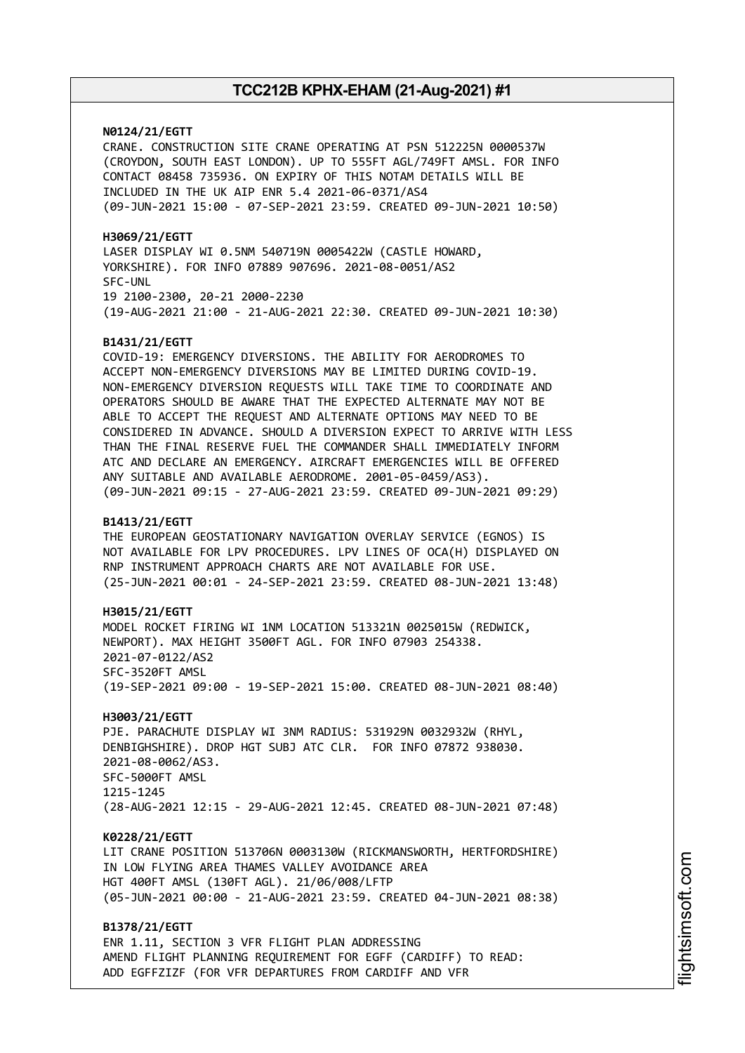**N0124/21/EGTT**
CRANE. CONSTRUCTION SITE CRANE OPERATING AT PSN 512225N 0000537W (CROYDON, SOUTH EAST LONDON). UP TO 555FT AGL/749FT AMSL. FOR INFO CONTACT 08458 735936. ON EXPIRY OF THIS NOTAM DETAILS WILL BE INCLUDED IN THE UK AIP ENR 5.4 2021-06-0371/AS4
(09-JUN-2021 15:00 - 07-SEP-2021 23:59. CREATED 09-JUN-2021 10:50)

**H3069/21/EGTT**
LASER DISPLAY WI 0.5NM 540719N 0005422W (CASTLE HOWARD, YORKSHIRE). FOR INFO 07889 907696. 2021-08-0051/AS2
SFC-UNL
19 2100-2300, 20-21 2000-2230
(19-AUG-2021 21:00 - 21-AUG-2021 22:30. CREATED 09-JUN-2021 10:30)

**B1431/21/EGTT**
COVID-19: EMERGENCY DIVERSIONS. THE ABILITY FOR AERODROMES TO ACCEPT NON-EMERGENCY DIVERSIONS MAY BE LIMITED DURING COVID-19. NON-EMERGENCY DIVERSION REQUESTS WILL TAKE TIME TO COORDINATE AND OPERATORS SHOULD BE AWARE THAT THE EXPECTED ALTERNATE MAY NOT BE ABLE TO ACCEPT THE REQUEST AND ALTERNATE OPTIONS MAY NEED TO BE CONSIDERED IN ADVANCE. SHOULD A DIVERSION EXPECT TO ARRIVE WITH LESS THAN THE FINAL RESERVE FUEL THE COMMANDER SHALL IMMEDIATELY INFORM ATC AND DECLARE AN EMERGENCY. AIRCRAFT EMERGENCIES WILL BE OFFERED ANY SUITABLE AND AVAILABLE AERODROME. 2001-05-0459/AS3).
(09-JUN-2021 09:15 - 27-AUG-2021 23:59. CREATED 09-JUN-2021 09:29)

**B1413/21/EGTT**
THE EUROPEAN GEOSTATIONARY NAVIGATION OVERLAY SERVICE (EGNOS) IS NOT AVAILABLE FOR LPV PROCEDURES. LPV LINES OF OCA(H) DISPLAYED ON RNP INSTRUMENT APPROACH CHARTS ARE NOT AVAILABLE FOR USE.
(25-JUN-2021 00:01 - 24-SEP-2021 23:59. CREATED 08-JUN-2021 13:48)

**H3015/21/EGTT**
MODEL ROCKET FIRING WI 1NM LOCATION 513321N 0025015W (REDWICK, NEWPORT). MAX HEIGHT 3500FT AGL. FOR INFO 07903 254338.
2021-07-0122/AS2
SFC-3520FT AMSL
(19-SEP-2021 09:00 - 19-SEP-2021 15:00. CREATED 08-JUN-2021 08:40)

**H3003/21/EGTT**
PJE. PARACHUTE DISPLAY WI 3NM RADIUS: 531929N 0032932W (RHYL, DENBIGHSHIRE). DROP HGT SUBJ ATC CLR. FOR INFO 07872 938030.
2021-08-0062/AS3.
SFC-5000FT AMSL
1215-1245
(28-AUG-2021 12:15 - 29-AUG-2021 12:45. CREATED 08-JUN-2021 07:48)

**K0228/21/EGTT**
LIT CRANE POSITION 513706N 0003130W (RICKMANSWORTH, HERTFORDSHIRE) IN LOW FLYING AREA THAMES VALLEY AVOIDANCE AREA
HGT 400FT AMSL (130FT AGL). 21/06/008/LFTP
(05-JUN-2021 00:00 - 21-AUG-2021 23:59. CREATED 04-JUN-2021 08:38)

**B1378/21/EGTT**
ENR 1.11, SECTION 3 VFR FLIGHT PLAN ADDRESSING
AMEND FLIGHT PLANNING REQUIREMENT FOR EGFF (CARDIFF) TO READ:
ADD EGFFZIZF (FOR VFR DEPARTURES FROM CARDIFF AND VFR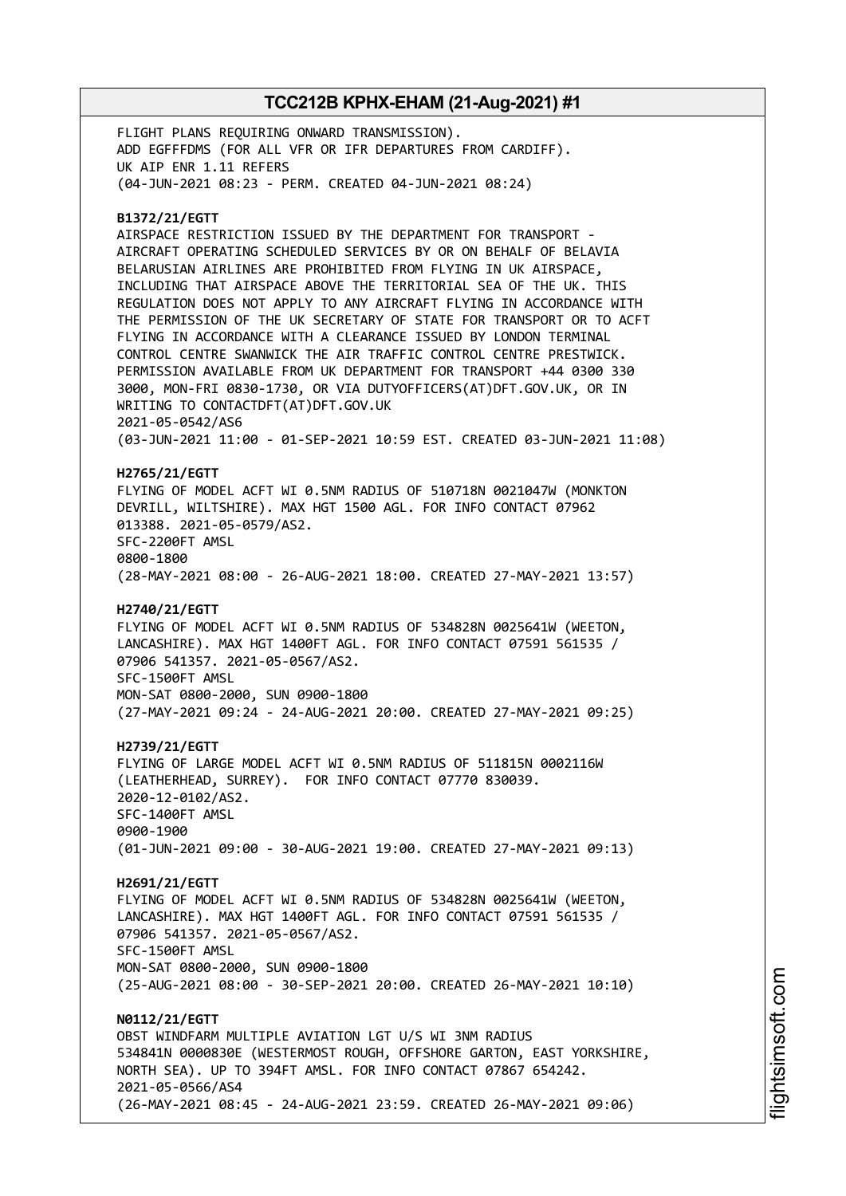FLIGHT PLANS REQUIRING ONWARD TRANSMISSION).
ADD EGFFFDMS (FOR ALL VFR OR IFR DEPARTURES FROM CARDIFF).
UK AIP ENR 1.11 REFERS
(04-JUN-2021 08:23 - PERM. CREATED 04-JUN-2021 08:24)

**B1372/21/EGTT**
AIRSPACE RESTRICTION ISSUED BY THE DEPARTMENT FOR TRANSPORT - AIRCRAFT OPERATING SCHEDULED SERVICES BY OR ON BEHALF OF BELAVIA BELARUSIAN AIRLINES ARE PROHIBITED FROM FLYING IN UK AIRSPACE, INCLUDING THAT AIRSPACE ABOVE THE TERRITORIAL SEA OF THE UK. THIS REGULATION DOES NOT APPLY TO ANY AIRCRAFT FLYING IN ACCORDANCE WITH THE PERMISSION OF THE UK SECRETARY OF STATE FOR TRANSPORT OR TO ACFT FLYING IN ACCORDANCE WITH A CLEARANCE ISSUED BY LONDON TERMINAL CONTROL CENTRE SWANWICK THE AIR TRAFFIC CONTROL CENTRE PRESTWICK. PERMISSION AVAILABLE FROM UK DEPARTMENT FOR TRANSPORT +44 0300 330 3000, MON-FRI 0830-1730, OR VIA DUTYOFFICERS(AT)DFT.GOV.UK, OR IN WRITING TO CONTACTDFT(AT)DFT.GOV.UK
2021-05-0542/AS6
(03-JUN-2021 11:00 - 01-SEP-2021 10:59 EST. CREATED 03-JUN-2021 11:08)

**H2765/21/EGTT**
FLYING OF MODEL ACFT WI 0.5NM RADIUS OF 510718N 0021047W (MONKTON DEVRILL, WILTSHIRE). MAX HGT 1500 AGL. FOR INFO CONTACT 07962 013388. 2021-05-0579/AS2.
SFC-2200FT AMSL
0800-1800
(28-MAY-2021 08:00 - 26-AUG-2021 18:00. CREATED 27-MAY-2021 13:57)

**H2740/21/EGTT**
FLYING OF MODEL ACFT WI 0.5NM RADIUS OF 534828N 0025641W (WEETON, LANCASHIRE). MAX HGT 1400FT AGL. FOR INFO CONTACT 07591 561535 / 07906 541357. 2021-05-0567/AS2.
SFC-1500FT AMSL
MON-SAT 0800-2000, SUN 0900-1800
(27-MAY-2021 09:24 - 24-AUG-2021 20:00. CREATED 27-MAY-2021 09:25)

**H2739/21/EGTT**
FLYING OF LARGE MODEL ACFT WI 0.5NM RADIUS OF 511815N 0002116W (LEATHERHEAD, SURREY). FOR INFO CONTACT 07770 830039.
2020-12-0102/AS2.
SFC-1400FT AMSL
0900-1900
(01-JUN-2021 09:00 - 30-AUG-2021 19:00. CREATED 27-MAY-2021 09:13)

**H2691/21/EGTT**
FLYING OF MODEL ACFT WI 0.5NM RADIUS OF 534828N 0025641W (WEETON, LANCASHIRE). MAX HGT 1400FT AGL. FOR INFO CONTACT 07591 561535 / 07906 541357. 2021-05-0567/AS2.
SFC-1500FT AMSL
MON-SAT 0800-2000, SUN 0900-1800
(25-AUG-2021 08:00 - 30-SEP-2021 20:00. CREATED 26-MAY-2021 10:10)

**N0112/21/EGTT**
OBST WINDFARM MULTIPLE AVIATION LGT U/S WI 3NM RADIUS 534841N 0000830E (WESTERMOST ROUGH, OFFSHORE GARTON, EAST YORKSHIRE, NORTH SEA). UP TO 394FT AMSL. FOR INFO CONTACT 07867 654242.
2021-05-0566/AS4
(26-MAY-2021 08:45 - 24-AUG-2021 23:59. CREATED 26-MAY-2021 09:06)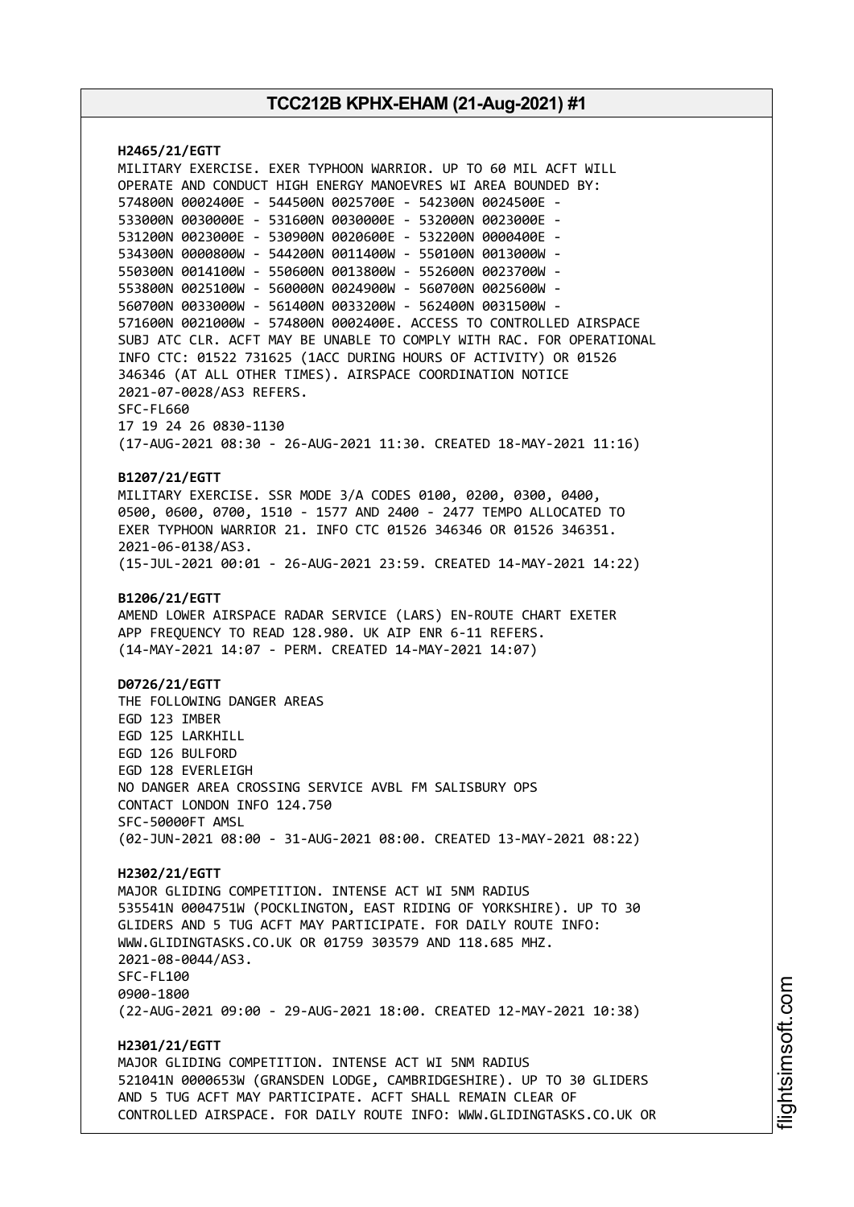**H2465/21/EGTT**
MILITARY EXERCISE. EXER TYPHOON WARRIOR. UP TO 60 MIL ACFT WILL OPERATE AND CONDUCT HIGH ENERGY MANOEVRES WI AREA BOUNDED BY:
574800N 0002400E - 544500N 0025700E - 542300N 0024500E -
533000N 0030000E - 531600N 0030000E - 532000N 0023000E -
531200N 0023000E - 530900N 0020600E - 532200N 0000400E -
534300N 0000800W - 544200N 0011400W - 550100N 0013000W -
550300N 0014100W - 550600N 0013800W - 552600N 0023700W -
553800N 0025100W - 560000N 0024900W - 560700N 0025600W -
560700N 0033000W - 561400N 0033200W - 562400N 0031500W -
571600N 0021000W - 574800N 0002400E. ACCESS TO CONTROLLED AIRSPACE SUBJ ATC CLR. ACFT MAY BE UNABLE TO COMPLY WITH RAC. FOR OPERATIONAL INFO CTC: 01522 731625 (1ACC DURING HOURS OF ACTIVITY) OR 01526 346346 (AT ALL OTHER TIMES). AIRSPACE COORDINATION NOTICE 2021-07-0028/AS3 REFERS.
SFC-FL660
17 19 24 26 0830-1130
(17-AUG-2021 08:30 - 26-AUG-2021 11:30. CREATED 18-MAY-2021 11:16)

**B1207/21/EGTT**
MILITARY EXERCISE. SSR MODE 3/A CODES 0100, 0200, 0300, 0400, 0500, 0600, 0700, 1510 - 1577 AND 2400 - 2477 TEMPO ALLOCATED TO EXER TYPHOON WARRIOR 21. INFO CTC 01526 346346 OR 01526 346351. 2021-06-0138/AS3.
(15-JUL-2021 00:01 - 26-AUG-2021 23:59. CREATED 14-MAY-2021 14:22)

**B1206/21/EGTT**
AMEND LOWER AIRSPACE RADAR SERVICE (LARS) EN-ROUTE CHART EXETER APP FREQUENCY TO READ 128.980. UK AIP ENR 6-11 REFERS.
(14-MAY-2021 14:07 - PERM. CREATED 14-MAY-2021 14:07)

**D0726/21/EGTT**
THE FOLLOWING DANGER AREAS
EGD 123 IMBER
EGD 125 LARKHILL
EGD 126 BULFORD
EGD 128 EVERLEIGH
NO DANGER AREA CROSSING SERVICE AVBL FM SALISBURY OPS
CONTACT LONDON INFO 124.750
SFC-50000FT AMSL
(02-JUN-2021 08:00 - 31-AUG-2021 08:00. CREATED 13-MAY-2021 08:22)

**H2302/21/EGTT**
MAJOR GLIDING COMPETITION. INTENSE ACT WI 5NM RADIUS 535541N 0004751W (POCKLINGTON, EAST RIDING OF YORKSHIRE). UP TO 30 GLIDERS AND 5 TUG ACFT MAY PARTICIPATE. FOR DAILY ROUTE INFO: WWW.GLIDINGTASKS.CO.UK OR 01759 303579 AND 118.685 MHZ. 2021-08-0044/AS3.
SFC-FL100
0900-1800
(22-AUG-2021 09:00 - 29-AUG-2021 18:00. CREATED 12-MAY-2021 10:38)

**H2301/21/EGTT**
MAJOR GLIDING COMPETITION. INTENSE ACT WI 5NM RADIUS 521041N 0000653W (GRANSDEN LODGE, CAMBRIDGESHIRE). UP TO 30 GLIDERS AND 5 TUG ACFT MAY PARTICIPATE. ACFT SHALL REMAIN CLEAR OF CONTROLLED AIRSPACE. FOR DAILY ROUTE INFO: WWW.GLIDINGTASKS.CO.UK OR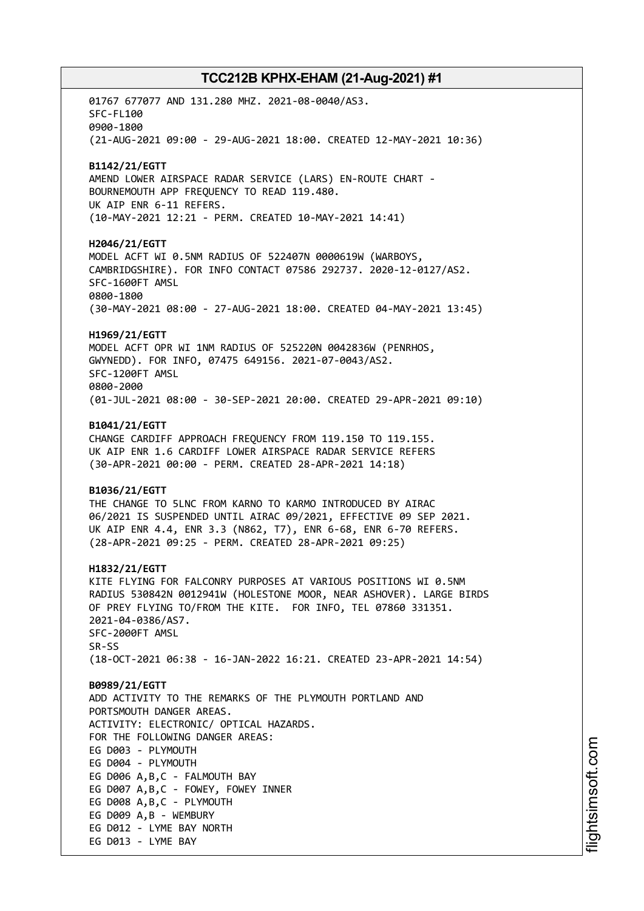01767 677077 AND 131.280 MHZ. 2021-08-0040/AS3.
SFC-FL100
0900-1800
(21-AUG-2021 09:00 - 29-AUG-2021 18:00. CREATED 12-MAY-2021 10:36)

**B1142/21/EGTT**
AMEND LOWER AIRSPACE RADAR SERVICE (LARS) EN-ROUTE CHART -
BOURNEMOUTH APP FREQUENCY TO READ 119.480.
UK AIP ENR 6-11 REFERS.
(10-MAY-2021 12:21 - PERM. CREATED 10-MAY-2021 14:41)

**H2046/21/EGTT**
MODEL ACFT WI 0.5NM RADIUS OF 522407N 0000619W (WARBOYS,
CAMBRIDGSHIRE). FOR INFO CONTACT 07586 292737. 2020-12-0127/AS2.
SFC-1600FT AMSL
0800-1800
(30-MAY-2021 08:00 - 27-AUG-2021 18:00. CREATED 04-MAY-2021 13:45)

**H1969/21/EGTT**
MODEL ACFT OPR WI 1NM RADIUS OF 525220N 0042836W (PENRHOS,
GWYNEDD). FOR INFO, 07475 649156. 2021-07-0043/AS2.
SFC-1200FT AMSL
0800-2000
(01-JUL-2021 08:00 - 30-SEP-2021 20:00. CREATED 29-APR-2021 09:10)

**B1041/21/EGTT**
CHANGE CARDIFF APPROACH FREQUENCY FROM 119.150 TO 119.155.
UK AIP ENR 1.6 CARDIFF LOWER AIRSPACE RADAR SERVICE REFERS
(30-APR-2021 00:00 - PERM. CREATED 28-APR-2021 14:18)

**B1036/21/EGTT**
THE CHANGE TO 5LNC FROM KARNO TO KARMO INTRODUCED BY AIRAC
06/2021 IS SUSPENDED UNTIL AIRAC 09/2021, EFFECTIVE 09 SEP 2021.
UK AIP ENR 4.4, ENR 3.3 (N862, T7), ENR 6-68, ENR 6-70 REFERS.
(28-APR-2021 09:25 - PERM. CREATED 28-APR-2021 09:25)

**H1832/21/EGTT**
KITE FLYING FOR FALCONRY PURPOSES AT VARIOUS POSITIONS WI 0.5NM
RADIUS 530842N 0012941W (HOLESTONE MOOR, NEAR ASHOVER). LARGE BIRDS
OF PREY FLYING TO/FROM THE KITE. FOR INFO, TEL 07860 331351.
2021-04-0386/AS7.
SFC-2000FT AMSL
SR-SS
(18-OCT-2021 06:38 - 16-JAN-2022 16:21. CREATED 23-APR-2021 14:54)

**B0989/21/EGTT**
ADD ACTIVITY TO THE REMARKS OF THE PLYMOUTH PORTLAND AND
PORTSMOUTH DANGER AREAS.
ACTIVITY: ELECTRONIC/ OPTICAL HAZARDS.
FOR THE FOLLOWING DANGER AREAS:
EG D003 - PLYMOUTH
EG D004 - PLYMOUTH
EG D006 A,B,C - FALMOUTH BAY
EG D007 A,B,C - FOWEY, FOWEY INNER
EG D008 A,B,C - PLYMOUTH
EG D009 A,B - WEMBURY
EG D012 - LYME BAY NORTH
EG D013 - LYME BAY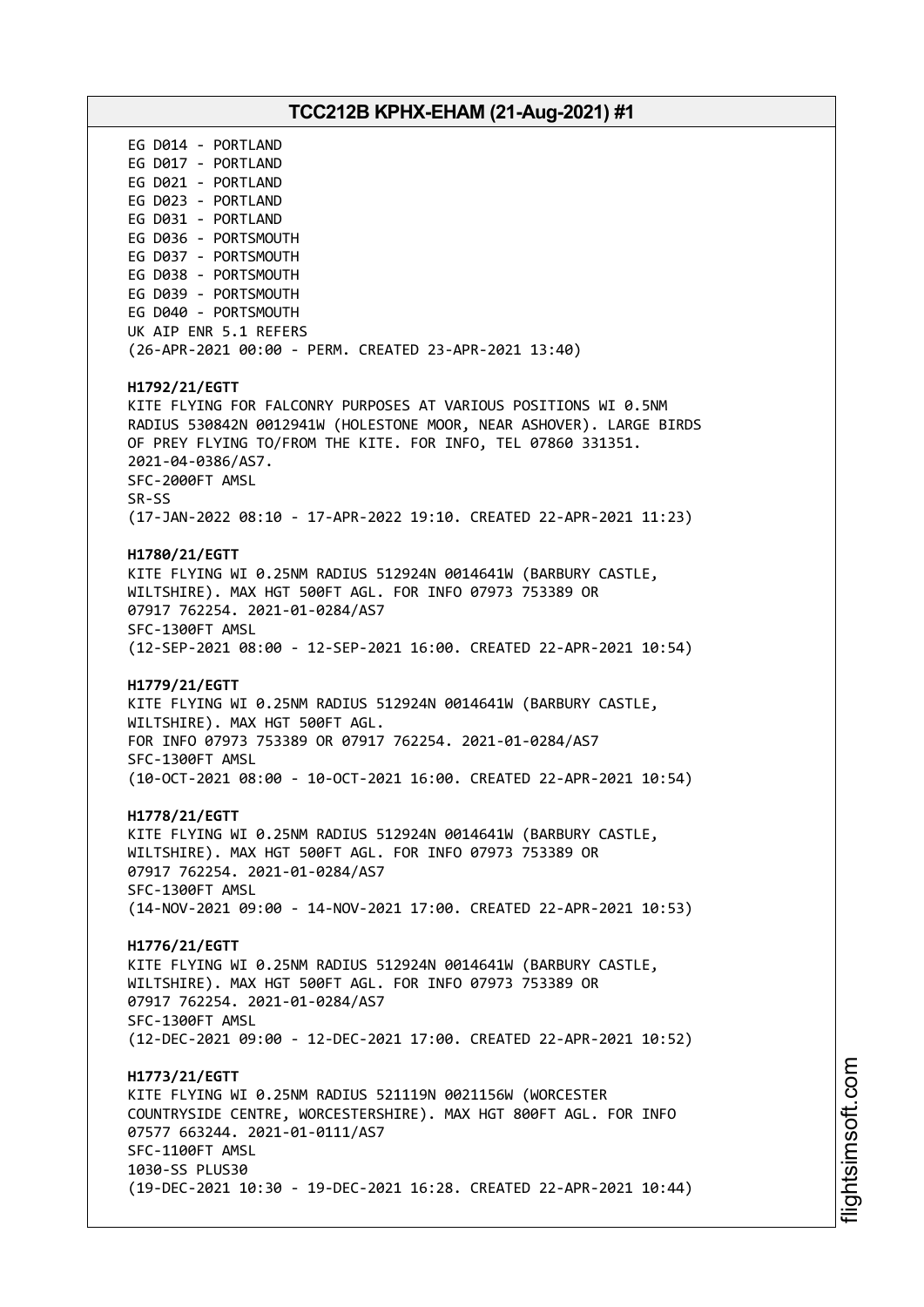EG D014 - PORTLAND
EG D017 - PORTLAND
EG D021 - PORTLAND
EG D023 - PORTLAND
EG D031 - PORTLAND
EG D036 - PORTSMOUTH
EG D037 - PORTSMOUTH
EG D038 - PORTSMOUTH
EG D039 - PORTSMOUTH
EG D040 - PORTSMOUTH
UK AIP ENR 5.1 REFERS
(26-APR-2021 00:00 - PERM. CREATED 23-APR-2021 13:40)

**H1792/21/EGTT**
KITE FLYING FOR FALCONRY PURPOSES AT VARIOUS POSITIONS WI 0.5NM RADIUS 530842N 0012941W (HOLESTONE MOOR, NEAR ASHOVER). LARGE BIRDS OF PREY FLYING TO/FROM THE KITE. FOR INFO, TEL 07860 331351. 2021-04-0386/AS7.
SFC-2000FT AMSL
SR-SS
(17-JAN-2022 08:10 - 17-APR-2022 19:10. CREATED 22-APR-2021 11:23)

**H1780/21/EGTT**
KITE FLYING WI 0.25NM RADIUS 512924N 0014641W (BARBURY CASTLE, WILTSHIRE). MAX HGT 500FT AGL. FOR INFO 07973 753389 OR 07917 762254. 2021-01-0284/AS7
SFC-1300FT AMSL
(12-SEP-2021 08:00 - 12-SEP-2021 16:00. CREATED 22-APR-2021 10:54)

**H1779/21/EGTT**
KITE FLYING WI 0.25NM RADIUS 512924N 0014641W (BARBURY CASTLE, WILTSHIRE). MAX HGT 500FT AGL.
FOR INFO 07973 753389 OR 07917 762254. 2021-01-0284/AS7
SFC-1300FT AMSL
(10-OCT-2021 08:00 - 10-OCT-2021 16:00. CREATED 22-APR-2021 10:54)

**H1778/21/EGTT**
KITE FLYING WI 0.25NM RADIUS 512924N 0014641W (BARBURY CASTLE, WILTSHIRE). MAX HGT 500FT AGL. FOR INFO 07973 753389 OR 07917 762254. 2021-01-0284/AS7
SFC-1300FT AMSL
(14-NOV-2021 09:00 - 14-NOV-2021 17:00. CREATED 22-APR-2021 10:53)

**H1776/21/EGTT**
KITE FLYING WI 0.25NM RADIUS 512924N 0014641W (BARBURY CASTLE, WILTSHIRE). MAX HGT 500FT AGL. FOR INFO 07973 753389 OR 07917 762254. 2021-01-0284/AS7
SFC-1300FT AMSL
(12-DEC-2021 09:00 - 12-DEC-2021 17:00. CREATED 22-APR-2021 10:52)

**H1773/21/EGTT**
KITE FLYING WI 0.25NM RADIUS 521119N 0021156W (WORCESTER COUNTRYSIDE CENTRE, WORCESTERSHIRE). MAX HGT 800FT AGL. FOR INFO 07577 663244. 2021-01-0111/AS7
SFC-1100FT AMSL
1030-SS PLUS30
(19-DEC-2021 10:30 - 19-DEC-2021 16:28. CREATED 22-APR-2021 10:44)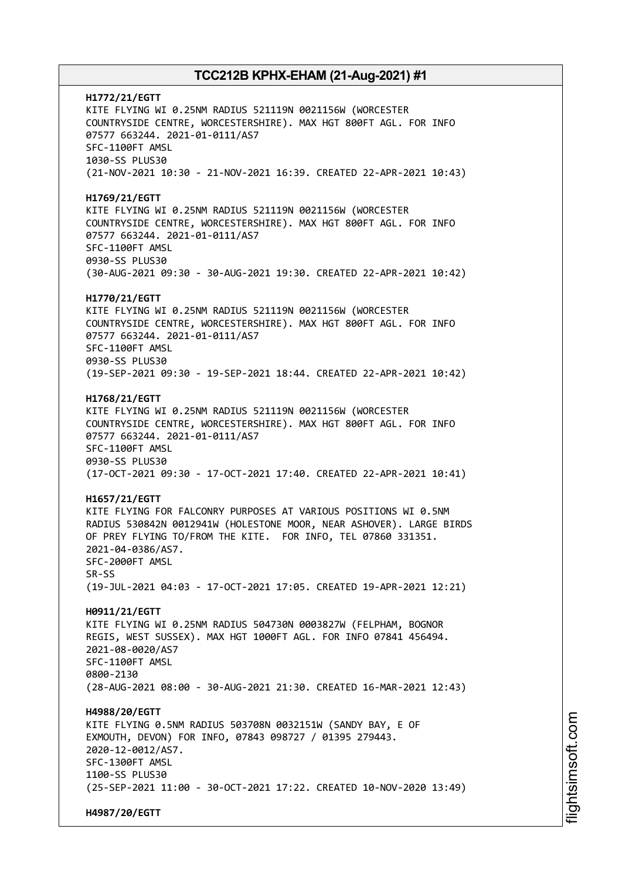**H1772/21/EGTT**
KITE FLYING WI 0.25NM RADIUS 521119N 0021156W (WORCESTER COUNTRYSIDE CENTRE, WORCESTERSHIRE). MAX HGT 800FT AGL. FOR INFO 07577 663244. 2021-01-0111/AS7
SFC-1100FT AMSL
1030-SS PLUS30
(21-NOV-2021 10:30 - 21-NOV-2021 16:39. CREATED 22-APR-2021 10:43)

**H1769/21/EGTT**
KITE FLYING WI 0.25NM RADIUS 521119N 0021156W (WORCESTER COUNTRYSIDE CENTRE, WORCESTERSHIRE). MAX HGT 800FT AGL. FOR INFO 07577 663244. 2021-01-0111/AS7
SFC-1100FT AMSL
0930-SS PLUS30
(30-AUG-2021 09:30 - 30-AUG-2021 19:30. CREATED 22-APR-2021 10:42)

**H1770/21/EGTT**
KITE FLYING WI 0.25NM RADIUS 521119N 0021156W (WORCESTER COUNTRYSIDE CENTRE, WORCESTERSHIRE). MAX HGT 800FT AGL. FOR INFO 07577 663244. 2021-01-0111/AS7
SFC-1100FT AMSL
0930-SS PLUS30
(19-SEP-2021 09:30 - 19-SEP-2021 18:44. CREATED 22-APR-2021 10:42)

**H1768/21/EGTT**
KITE FLYING WI 0.25NM RADIUS 521119N 0021156W (WORCESTER COUNTRYSIDE CENTRE, WORCESTERSHIRE). MAX HGT 800FT AGL. FOR INFO 07577 663244. 2021-01-0111/AS7
SFC-1100FT AMSL
0930-SS PLUS30
(17-OCT-2021 09:30 - 17-OCT-2021 17:40. CREATED 22-APR-2021 10:41)

**H1657/21/EGTT**
KITE FLYING FOR FALCONRY PURPOSES AT VARIOUS POSITIONS WI 0.5NM RADIUS 530842N 0012941W (HOLESTONE MOOR, NEAR ASHOVER). LARGE BIRDS OF PREY FLYING TO/FROM THE KITE. FOR INFO, TEL 07860 331351. 2021-04-0386/AS7.
SFC-2000FT AMSL
SR-SS
(19-JUL-2021 04:03 - 17-OCT-2021 17:05. CREATED 19-APR-2021 12:21)

**H0911/21/EGTT**
KITE FLYING WI 0.25NM RADIUS 504730N 0003827W (FELPHAM, BOGNOR REGIS, WEST SUSSEX). MAX HGT 1000FT AGL. FOR INFO 07841 456494. 2021-08-0020/AS7
SFC-1100FT AMSL
0800-2130
(28-AUG-2021 08:00 - 30-AUG-2021 21:30. CREATED 16-MAR-2021 12:43)

**H4988/20/EGTT**
KITE FLYING 0.5NM RADIUS 503708N 0032151W (SANDY BAY, E OF EXMOUTH, DEVON) FOR INFO, 07843 098727 / 01395 279443. 2020-12-0012/AS7.
SFC-1300FT AMSL
1100-SS PLUS30
(25-SEP-2021 11:00 - 30-OCT-2021 17:22. CREATED 10-NOV-2020 13:49)

**H4987/20/EGTT**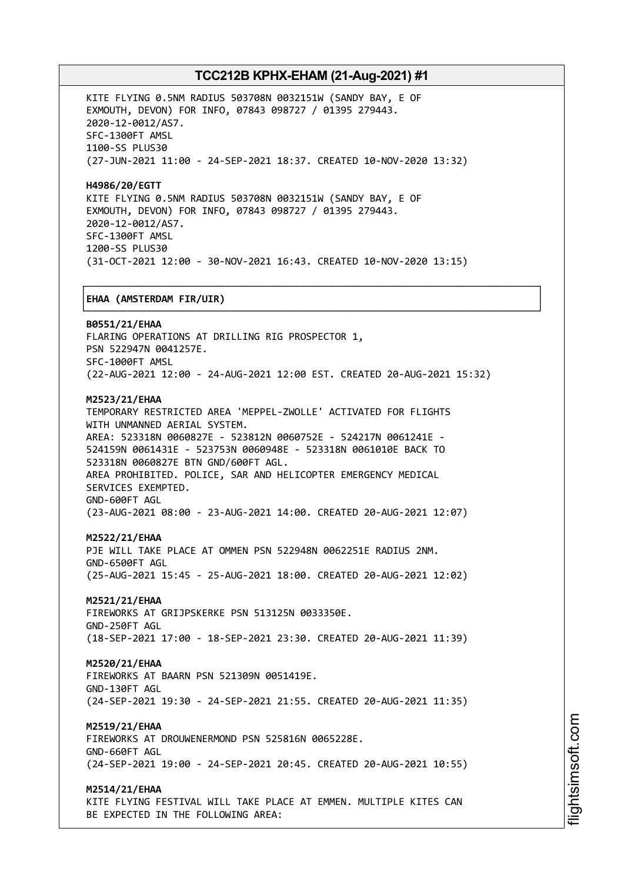KITE FLYING 0.5NM RADIUS 503708N 0032151W (SANDY BAY, E OF EXMOUTH, DEVON) FOR INFO, 07843 098727 / 01395 279443.
2020-12-0012/AS7.
SFC-1300FT AMSL
1100-SS PLUS30
(27-JUN-2021 11:00 - 24-SEP-2021 18:37. CREATED 10-NOV-2020 13:32)

**H4986/20/EGTT**
KITE FLYING 0.5NM RADIUS 503708N 0032151W (SANDY BAY, E OF EXMOUTH, DEVON) FOR INFO, 07843 098727 / 01395 279443.
2020-12-0012/AS7.
SFC-1300FT AMSL
1200-SS PLUS30
(31-OCT-2021 12:00 - 30-NOV-2021 16:43. CREATED 10-NOV-2020 13:15)

## EHAA (AMSTERDAM FIR/UIR)

**B0551/21/EHAA**
FLARING OPERATIONS AT DRILLING RIG PROSPECTOR 1,
PSN 522947N 0041257E.
SFC-1000FT AMSL
(22-AUG-2021 12:00 - 24-AUG-2021 12:00 EST. CREATED 20-AUG-2021 15:32)

**M2523/21/EHAA**
TEMPORARY RESTRICTED AREA 'MEPPEL-ZWOLLE' ACTIVATED FOR FLIGHTS WITH UNMANNED AERIAL SYSTEM.
AREA: 523318N 0060827E - 523812N 0060752E - 524217N 0061241E - 524159N 0061431E - 523753N 0060948E - 523318N 0061010E BACK TO 523318N 0060827E BTN GND/600FT AGL.
AREA PROHIBITED. POLICE, SAR AND HELICOPTER EMERGENCY MEDICAL SERVICES EXEMPTED.
GND-600FT AGL
(23-AUG-2021 08:00 - 23-AUG-2021 14:00. CREATED 20-AUG-2021 12:07)

**M2522/21/EHAA**
PJE WILL TAKE PLACE AT OMMEN PSN 522948N 0062251E RADIUS 2NM.
GND-6500FT AGL
(25-AUG-2021 15:45 - 25-AUG-2021 18:00. CREATED 20-AUG-2021 12:02)

**M2521/21/EHAA**
FIREWORKS AT GRIJPSKERKE PSN 513125N 0033350E.
GND-250FT AGL
(18-SEP-2021 17:00 - 18-SEP-2021 23:30. CREATED 20-AUG-2021 11:39)

**M2520/21/EHAA**
FIREWORKS AT BAARN PSN 521309N 0051419E.
GND-130FT AGL
(24-SEP-2021 19:30 - 24-SEP-2021 21:55. CREATED 20-AUG-2021 11:35)

**M2519/21/EHAA**
FIREWORKS AT DROUWENERMOND PSN 525816N 0065228E.
GND-660FT AGL
(24-SEP-2021 19:00 - 24-SEP-2021 20:45. CREATED 20-AUG-2021 10:55)

**M2514/21/EHAA**
KITE FLYING FESTIVAL WILL TAKE PLACE AT EMMEN. MULTIPLE KITES CAN BE EXPECTED IN THE FOLLOWING AREA: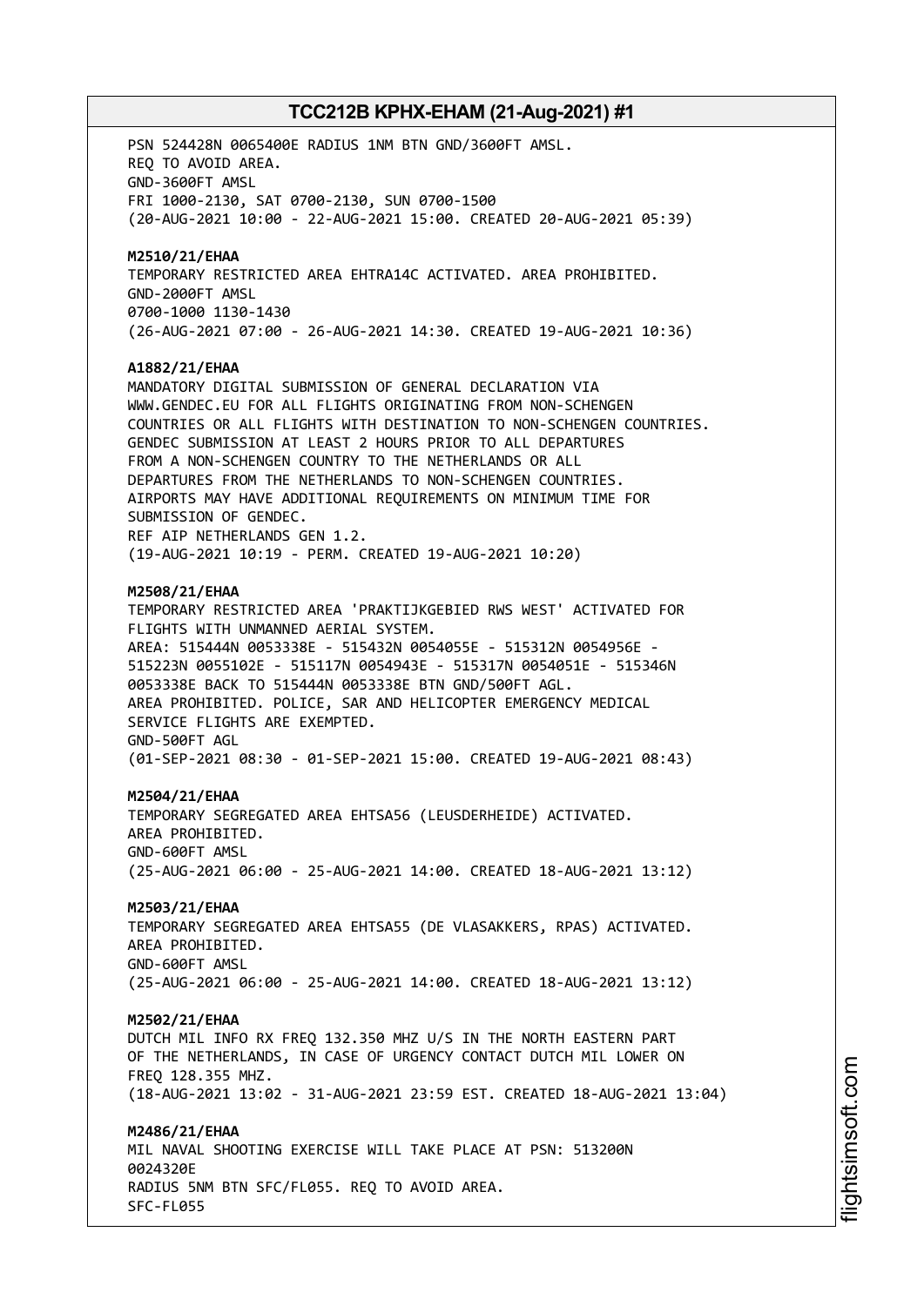PSN 524428N 0065400E RADIUS 1NM BTN GND/3600FT AMSL.
REQ TO AVOID AREA.
GND-3600FT AMSL
FRI 1000-2130, SAT 0700-2130, SUN 0700-1500
(20-AUG-2021 10:00 - 22-AUG-2021 15:00. CREATED 20-AUG-2021 05:39)

**M2510/21/EHAA**
TEMPORARY RESTRICTED AREA EHTRA14C ACTIVATED. AREA PROHIBITED.
GND-2000FT AMSL
0700-1000 1130-1430
(26-AUG-2021 07:00 - 26-AUG-2021 14:30. CREATED 19-AUG-2021 10:36)

**A1882/21/EHAA**
MANDATORY DIGITAL SUBMISSION OF GENERAL DECLARATION VIA
WWW.GENDEC.EU FOR ALL FLIGHTS ORIGINATING FROM NON-SCHENGEN
COUNTRIES OR ALL FLIGHTS WITH DESTINATION TO NON-SCHENGEN COUNTRIES.
GENDEC SUBMISSION AT LEAST 2 HOURS PRIOR TO ALL DEPARTURES
FROM A NON-SCHENGEN COUNTRY TO THE NETHERLANDS OR ALL
DEPARTURES FROM THE NETHERLANDS TO NON-SCHENGEN COUNTRIES.
AIRPORTS MAY HAVE ADDITIONAL REQUIREMENTS ON MINIMUM TIME FOR
SUBMISSION OF GENDEC.
REF AIP NETHERLANDS GEN 1.2.
(19-AUG-2021 10:19 - PERM. CREATED 19-AUG-2021 10:20)

**M2508/21/EHAA**
TEMPORARY RESTRICTED AREA 'PRAKTIJKGEBIED RWS WEST' ACTIVATED FOR
FLIGHTS WITH UNMANNED AERIAL SYSTEM.
AREA: 515444N 0053338E - 515432N 0054055E - 515312N 0054956E -
515223N 0055102E - 515117N 0054943E - 515317N 0054051E - 515346N
0053338E BACK TO 515444N 0053338E BTN GND/500FT AGL.
AREA PROHIBITED. POLICE, SAR AND HELICOPTER EMERGENCY MEDICAL
SERVICE FLIGHTS ARE EXEMPTED.
GND-500FT AGL
(01-SEP-2021 08:30 - 01-SEP-2021 15:00. CREATED 19-AUG-2021 08:43)

**M2504/21/EHAA**
TEMPORARY SEGREGATED AREA EHTSA56 (LEUSDERHEIDE) ACTIVATED.
AREA PROHIBITED.
GND-600FT AMSL
(25-AUG-2021 06:00 - 25-AUG-2021 14:00. CREATED 18-AUG-2021 13:12)

**M2503/21/EHAA**
TEMPORARY SEGREGATED AREA EHTSA55 (DE VLASAKKERS, RPAS) ACTIVATED.
AREA PROHIBITED.
GND-600FT AMSL
(25-AUG-2021 06:00 - 25-AUG-2021 14:00. CREATED 18-AUG-2021 13:12)

**M2502/21/EHAA**
DUTCH MIL INFO RX FREQ 132.350 MHZ U/S IN THE NORTH EASTERN PART
OF THE NETHERLANDS, IN CASE OF URGENCY CONTACT DUTCH MIL LOWER ON
FREQ 128.355 MHZ.
(18-AUG-2021 13:02 - 31-AUG-2021 23:59 EST. CREATED 18-AUG-2021 13:04)

**M2486/21/EHAA**
MIL NAVAL SHOOTING EXERCISE WILL TAKE PLACE AT PSN: 513200N
0024320E
RADIUS 5NM BTN SFC/FL055. REQ TO AVOID AREA.
SFC-FL055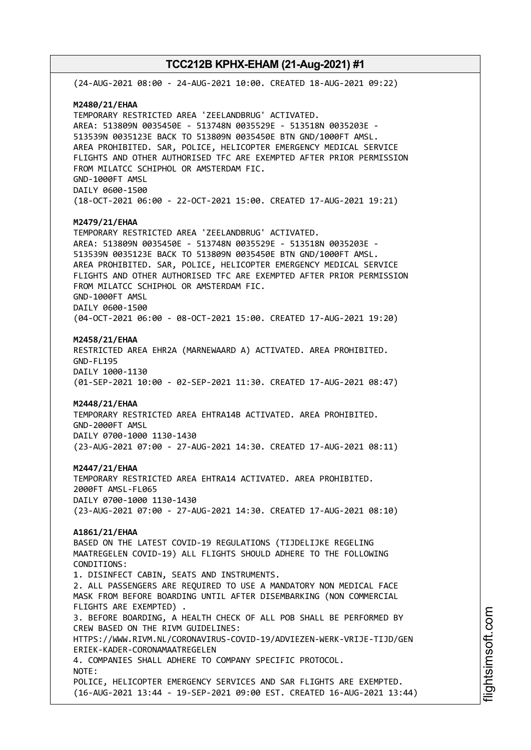(24-AUG-2021 08:00 - 24-AUG-2021 10:00. CREATED 18-AUG-2021 09:22)

**M2480/21/EHAA**
TEMPORARY RESTRICTED AREA 'ZEELANDBRUG' ACTIVATED.
AREA: 513809N 0035450E - 513748N 0035529E - 513518N 0035203E -
513539N 0035123E BACK TO 513809N 0035450E BTN GND/1000FT AMSL.
AREA PROHIBITED. SAR, POLICE, HELICOPTER EMERGENCY MEDICAL SERVICE
FLIGHTS AND OTHER AUTHORISED TFC ARE EXEMPTED AFTER PRIOR PERMISSION
FROM MILATCC SCHIPHOL OR AMSTERDAM FIC.
GND-1000FT AMSL
DAILY 0600-1500
(18-OCT-2021 06:00 - 22-OCT-2021 15:00. CREATED 17-AUG-2021 19:21)

**M2479/21/EHAA**
TEMPORARY RESTRICTED AREA 'ZEELANDBRUG' ACTIVATED.
AREA: 513809N 0035450E - 513748N 0035529E - 513518N 0035203E -
513539N 0035123E BACK TO 513809N 0035450E BTN GND/1000FT AMSL.
AREA PROHIBITED. SAR, POLICE, HELICOPTER EMERGENCY MEDICAL SERVICE
FLIGHTS AND OTHER AUTHORISED TFC ARE EXEMPTED AFTER PRIOR PERMISSION
FROM MILATCC SCHIPHOL OR AMSTERDAM FIC.
GND-1000FT AMSL
DAILY 0600-1500
(04-OCT-2021 06:00 - 08-OCT-2021 15:00. CREATED 17-AUG-2021 19:20)

**M2458/21/EHAA**
RESTRICTED AREA EHR2A (MARNEWAARD A) ACTIVATED. AREA PROHIBITED.
GND-FL195
DAILY 1000-1130
(01-SEP-2021 10:00 - 02-SEP-2021 11:30. CREATED 17-AUG-2021 08:47)

**M2448/21/EHAA**
TEMPORARY RESTRICTED AREA EHTRA14B ACTIVATED. AREA PROHIBITED.
GND-2000FT AMSL
DAILY 0700-1000 1130-1430
(23-AUG-2021 07:00 - 27-AUG-2021 14:30. CREATED 17-AUG-2021 08:11)

**M2447/21/EHAA**
TEMPORARY RESTRICTED AREA EHTRA14 ACTIVATED. AREA PROHIBITED.
2000FT AMSL-FL065
DAILY 0700-1000 1130-1430
(23-AUG-2021 07:00 - 27-AUG-2021 14:30. CREATED 17-AUG-2021 08:10)

**A1861/21/EHAA**
BASED ON THE LATEST COVID-19 REGULATIONS (TIJDELIJKE REGELING
MAATREGELEN COVID-19) ALL FLIGHTS SHOULD ADHERE TO THE FOLLOWING
CONDITIONS:
1. DISINFECT CABIN, SEATS AND INSTRUMENTS.
2. ALL PASSENGERS ARE REQUIRED TO USE A MANDATORY NON MEDICAL FACE
MASK FROM BEFORE BOARDING UNTIL AFTER DISEMBARKING (NON COMMERCIAL
FLIGHTS ARE EXEMPTED) .
3. BEFORE BOARDING, A HEALTH CHECK OF ALL POB SHALL BE PERFORMED BY
CREW BASED ON THE RIVM GUIDELINES:
HTTPS://WWW.RIVM.NL/CORONAVIRUS-COVID-19/ADVIEZEN-WERK-VRIJE-TIJD/GEN
ERIEK-KADER-CORONAMAATREGELEN
4. COMPANIES SHALL ADHERE TO COMPANY SPECIFIC PROTOCOL.
NOTE:
POLICE, HELICOPTER EMERGENCY SERVICES AND SAR FLIGHTS ARE EXEMPTED.
(16-AUG-2021 13:44 - 19-SEP-2021 09:00 EST. CREATED 16-AUG-2021 13:44)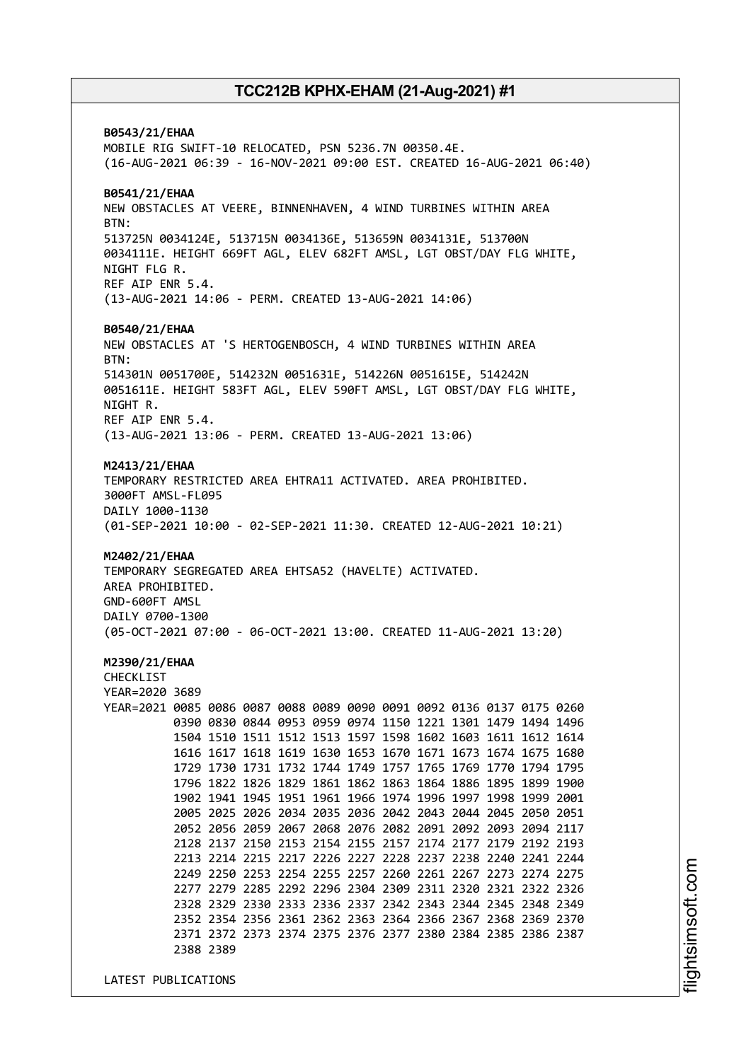**B0543/21/EHAA**
MOBILE RIG SWIFT-10 RELOCATED, PSN 5236.7N 00350.4E.
(16-AUG-2021 06:39 - 16-NOV-2021 09:00 EST. CREATED 16-AUG-2021 06:40)

**B0541/21/EHAA**
NEW OBSTACLES AT VEERE, BINNENHAVEN, 4 WIND TURBINES WITHIN AREA
BTN:
513725N 0034124E, 513715N 0034136E, 513659N 0034131E, 513700N
0034111E. HEIGHT 669FT AGL, ELEV 682FT AMSL, LGT OBST/DAY FLG WHITE,
NIGHT FLG R.
REF AIP ENR 5.4.
(13-AUG-2021 14:06 - PERM. CREATED 13-AUG-2021 14:06)

**B0540/21/EHAA**
NEW OBSTACLES AT 'S HERTOGENBOSCH, 4 WIND TURBINES WITHIN AREA
BTN:
514301N 0051700E, 514232N 0051631E, 514226N 0051615E, 514242N
0051611E. HEIGHT 583FT AGL, ELEV 590FT AMSL, LGT OBST/DAY FLG WHITE,
NIGHT R.
REF AIP ENR 5.4.
(13-AUG-2021 13:06 - PERM. CREATED 13-AUG-2021 13:06)

**M2413/21/EHAA**
TEMPORARY RESTRICTED AREA EHTRA11 ACTIVATED. AREA PROHIBITED.
3000FT AMSL-FL095
DAILY 1000-1130
(01-SEP-2021 10:00 - 02-SEP-2021 11:30. CREATED 12-AUG-2021 10:21)

**M2402/21/EHAA**
TEMPORARY SEGREGATED AREA EHTSA52 (HAVELTE) ACTIVATED.
AREA PROHIBITED.
GND-600FT AMSL
DAILY 0700-1300
(05-OCT-2021 07:00 - 06-OCT-2021 13:00. CREATED 11-AUG-2021 13:20)

**M2390/21/EHAA**
CHECKLIST
YEAR=2020 3689
YEAR=2021 0085 0086 0087 0088 0089 0090 0091 0092 0136 0137 0175 0260
0390 0830 0844 0953 0959 0974 1150 1221 1301 1479 1494 1496
1504 1510 1511 1512 1513 1597 1598 1602 1603 1611 1612 1614
1616 1617 1618 1619 1630 1653 1670 1671 1673 1674 1675 1680
1729 1730 1731 1732 1744 1749 1757 1765 1769 1770 1794 1795
1796 1822 1826 1829 1861 1862 1863 1864 1886 1895 1899 1900
1902 1941 1945 1951 1961 1966 1974 1996 1997 1998 1999 2001
2005 2025 2026 2034 2035 2036 2042 2043 2044 2045 2050 2051
2052 2056 2059 2067 2068 2076 2082 2091 2092 2093 2094 2117
2128 2137 2150 2153 2154 2155 2157 2174 2177 2179 2192 2193
2213 2214 2215 2217 2226 2227 2228 2237 2238 2240 2241 2244
2249 2250 2253 2254 2255 2257 2260 2261 2267 2273 2274 2275
2277 2279 2285 2292 2296 2304 2309 2311 2320 2321 2322 2326
2328 2329 2330 2333 2336 2337 2342 2343 2344 2345 2348 2349
2352 2354 2356 2361 2362 2363 2364 2366 2367 2368 2369 2370
2371 2372 2373 2374 2375 2376 2377 2380 2384 2385 2386 2387
2388 2389

LATEST PUBLICATIONS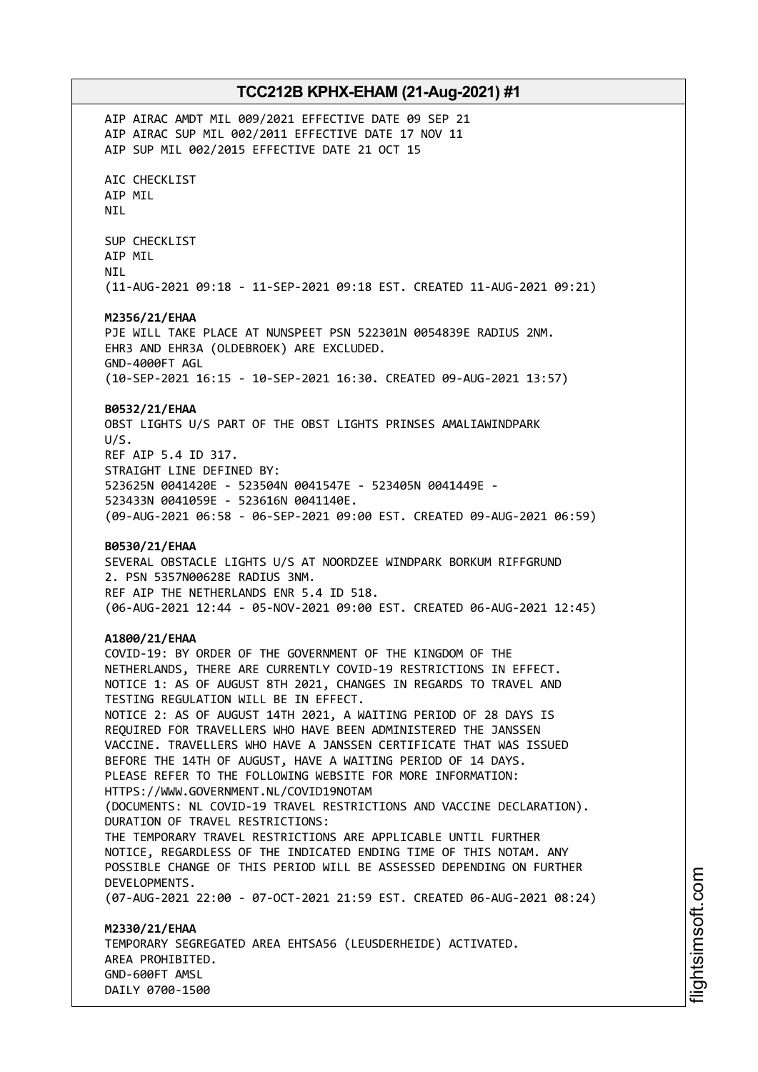AIP AIRAC AMDT MIL 009/2021 EFFECTIVE DATE 09 SEP 21
AIP AIRAC SUP MIL 002/2011 EFFECTIVE DATE 17 NOV 11
AIP SUP MIL 002/2015 EFFECTIVE DATE 21 OCT 15

AIC CHECKLIST
AIP MIL
NIL

SUP CHECKLIST
AIP MIL
NIL
(11-AUG-2021 09:18 - 11-SEP-2021 09:18 EST. CREATED 11-AUG-2021 09:21)

**M2356/21/EHAA**
PJE WILL TAKE PLACE AT NUNSPEET PSN 522301N 0054839E RADIUS 2NM.
EHR3 AND EHR3A (OLDEBROEK) ARE EXCLUDED.
GND-4000FT AGL
(10-SEP-2021 16:15 - 10-SEP-2021 16:30. CREATED 09-AUG-2021 13:57)

**B0532/21/EHAA**
OBST LIGHTS U/S PART OF THE OBST LIGHTS PRINSES AMALIAWINDPARK
U/S.
REF AIP 5.4 ID 317.
STRAIGHT LINE DEFINED BY:
523625N 0041420E - 523504N 0041547E - 523405N 0041449E -
523433N 0041059E - 523616N 0041140E.
(09-AUG-2021 06:58 - 06-SEP-2021 09:00 EST. CREATED 09-AUG-2021 06:59)

**B0530/21/EHAA**
SEVERAL OBSTACLE LIGHTS U/S AT NOORDZEE WINDPARK BORKUM RIFFGRUND
2. PSN 5357N00628E RADIUS 3NM.
REF AIP THE NETHERLANDS ENR 5.4 ID 518.
(06-AUG-2021 12:44 - 05-NOV-2021 09:00 EST. CREATED 06-AUG-2021 12:45)

**A1800/21/EHAA**
COVID-19: BY ORDER OF THE GOVERNMENT OF THE KINGDOM OF THE
NETHERLANDS, THERE ARE CURRENTLY COVID-19 RESTRICTIONS IN EFFECT.
NOTICE 1: AS OF AUGUST 8TH 2021, CHANGES IN REGARDS TO TRAVEL AND
TESTING REGULATION WILL BE IN EFFECT.
NOTICE 2: AS OF AUGUST 14TH 2021, A WAITING PERIOD OF 28 DAYS IS
REQUIRED FOR TRAVELLERS WHO HAVE BEEN ADMINISTERED THE JANSSEN
VACCINE. TRAVELLERS WHO HAVE A JANSSEN CERTIFICATE THAT WAS ISSUED
BEFORE THE 14TH OF AUGUST, HAVE A WAITING PERIOD OF 14 DAYS.
PLEASE REFER TO THE FOLLOWING WEBSITE FOR MORE INFORMATION:
HTTPS://WWW.GOVERNMENT.NL/COVID19NOTAM
(DOCUMENTS: NL COVID-19 TRAVEL RESTRICTIONS AND VACCINE DECLARATION).
DURATION OF TRAVEL RESTRICTIONS:
THE TEMPORARY TRAVEL RESTRICTIONS ARE APPLICABLE UNTIL FURTHER
NOTICE, REGARDLESS OF THE INDICATED ENDING TIME OF THIS NOTAM. ANY
POSSIBLE CHANGE OF THIS PERIOD WILL BE ASSESSED DEPENDING ON FURTHER
DEVELOPMENTS.
(07-AUG-2021 22:00 - 07-OCT-2021 21:59 EST. CREATED 06-AUG-2021 08:24)

**M2330/21/EHAA**
TEMPORARY SEGREGATED AREA EHTSA56 (LEUSDERHEIDE) ACTIVATED.
AREA PROHIBITED.
GND-600FT AMSL
DAILY 0700-1500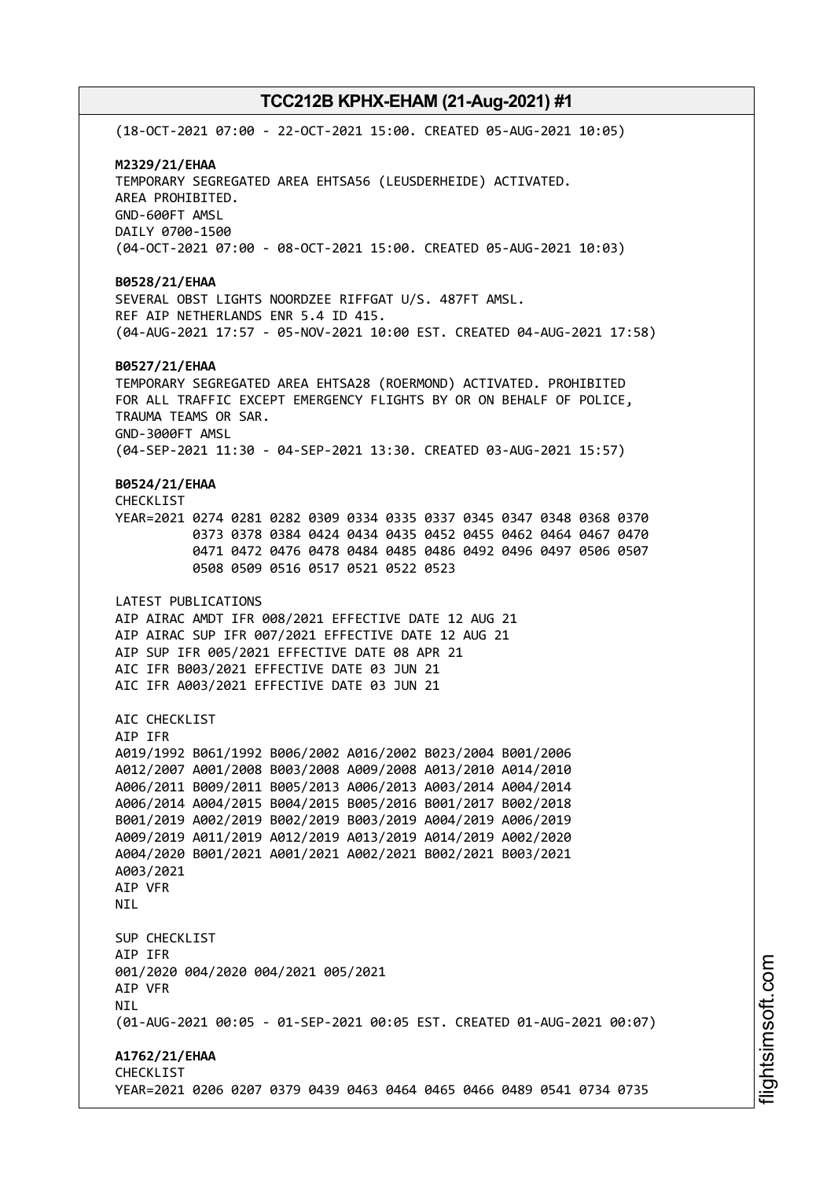(18-OCT-2021 07:00 - 22-OCT-2021 15:00. CREATED 05-AUG-2021 10:05)

**M2329/21/EHAA**
TEMPORARY SEGREGATED AREA EHTSA56 (LEUSDERHEIDE) ACTIVATED.
AREA PROHIBITED.
GND-600FT AMSL
DAILY 0700-1500
(04-OCT-2021 07:00 - 08-OCT-2021 15:00. CREATED 05-AUG-2021 10:03)

**B0528/21/EHAA**
SEVERAL OBST LIGHTS NOORDZEE RIFFGAT U/S. 487FT AMSL.
REF AIP NETHERLANDS ENR 5.4 ID 415.
(04-AUG-2021 17:57 - 05-NOV-2021 10:00 EST. CREATED 04-AUG-2021 17:58)

**B0527/21/EHAA**
TEMPORARY SEGREGATED AREA EHTSA28 (ROERMOND) ACTIVATED. PROHIBITED
FOR ALL TRAFFIC EXCEPT EMERGENCY FLIGHTS BY OR ON BEHALF OF POLICE,
TRAUMA TEAMS OR SAR.
GND-3000FT AMSL
(04-SEP-2021 11:30 - 04-SEP-2021 13:30. CREATED 03-AUG-2021 15:57)

**B0524/21/EHAA**
CHECKLIST
YEAR=2021 0274 0281 0282 0309 0334 0335 0337 0345 0347 0348 0368 0370
0373 0378 0384 0424 0434 0435 0452 0455 0462 0464 0467 0470
0471 0472 0476 0478 0484 0485 0486 0492 0496 0497 0506 0507
0508 0509 0516 0517 0521 0522 0523

LATEST PUBLICATIONS
AIP AIRAC AMDT IFR 008/2021 EFFECTIVE DATE 12 AUG 21
AIP AIRAC SUP IFR 007/2021 EFFECTIVE DATE 12 AUG 21
AIP SUP IFR 005/2021 EFFECTIVE DATE 08 APR 21
AIC IFR B003/2021 EFFECTIVE DATE 03 JUN 21
AIC IFR A003/2021 EFFECTIVE DATE 03 JUN 21

AIC CHECKLIST
AIP IFR
A019/1992 B061/1992 B006/2002 A016/2002 B023/2004 B001/2006
A012/2007 A001/2008 B003/2008 A009/2008 A013/2010 A014/2010
A006/2011 B009/2011 B005/2013 A006/2013 A003/2014 A004/2014
A006/2014 A004/2015 B004/2015 B005/2016 B001/2017 B002/2018
B001/2019 A002/2019 B002/2019 B003/2019 A004/2019 A006/2019
A009/2019 A011/2019 A012/2019 A013/2019 A014/2019 A002/2020
A004/2020 B001/2021 A001/2021 A002/2021 B002/2021 B003/2021
A003/2021
AIP VFR
NIL

SUP CHECKLIST
AIP IFR
001/2020 004/2020 004/2021 005/2021
AIP VFR
NIL
(01-AUG-2021 00:05 - 01-SEP-2021 00:05 EST. CREATED 01-AUG-2021 00:07)

**A1762/21/EHAA**
CHECKLIST
YEAR=2021 0206 0207 0379 0439 0463 0464 0465 0466 0489 0541 0734 0735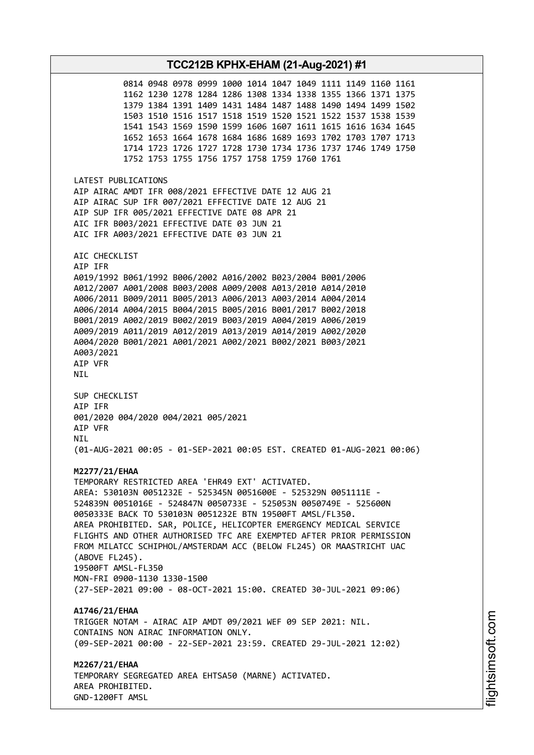0814 0948 0978 0999 1000 1014 1047 1049 1111 1149 1160 1161
1162 1230 1278 1284 1286 1308 1334 1338 1355 1366 1371 1375
1379 1384 1391 1409 1431 1484 1487 1488 1490 1494 1499 1502
1503 1510 1516 1517 1518 1519 1520 1521 1522 1537 1538 1539
1541 1543 1569 1590 1599 1606 1607 1611 1615 1616 1634 1645
1652 1653 1664 1678 1684 1686 1689 1693 1702 1703 1707 1713
1714 1723 1726 1727 1728 1730 1734 1736 1737 1746 1749 1750
1752 1753 1755 1756 1757 1758 1759 1760 1761

LATEST PUBLICATIONS
AIP AIRAC AMDT IFR 008/2021 EFFECTIVE DATE 12 AUG 21
AIP AIRAC SUP IFR 007/2021 EFFECTIVE DATE 12 AUG 21
AIP SUP IFR 005/2021 EFFECTIVE DATE 08 APR 21
AIC IFR B003/2021 EFFECTIVE DATE 03 JUN 21
AIC IFR A003/2021 EFFECTIVE DATE 03 JUN 21

AIC CHECKLIST
AIP IFR
A019/1992 B061/1992 B006/2002 A016/2002 B023/2004 B001/2006
A012/2007 A001/2008 B003/2008 A009/2008 A013/2010 A014/2010
A006/2011 B009/2011 B005/2013 A006/2013 A003/2014 A004/2014
A006/2014 A004/2015 B004/2015 B005/2016 B001/2017 B002/2018
B001/2019 A002/2019 B002/2019 B003/2019 A004/2019 A006/2019
A009/2019 A011/2019 A012/2019 A013/2019 A014/2019 A002/2020
A004/2020 B001/2021 A001/2021 A002/2021 B002/2021 B003/2021
A003/2021
AIP VFR
NIL

SUP CHECKLIST
AIP IFR
001/2020 004/2020 004/2021 005/2021
AIP VFR
NIL
(01-AUG-2021 00:05 - 01-SEP-2021 00:05 EST. CREATED 01-AUG-2021 00:06)

**M2277/21/EHAA**
TEMPORARY RESTRICTED AREA 'EHR49 EXT' ACTIVATED.
AREA: 530103N 0051232E - 525345N 0051600E - 525329N 0051111E -
524839N 0051016E - 524847N 0050733E - 525053N 0050749E - 525600N
0050333E BACK TO 530103N 0051232E BTN 19500FT AMSL/FL350.
AREA PROHIBITED. SAR, POLICE, HELICOPTER EMERGENCY MEDICAL SERVICE
FLIGHTS AND OTHER AUTHORISED TFC ARE EXEMPTED AFTER PRIOR PERMISSION
FROM MILATCC SCHIPHOL/AMSTERDAM ACC (BELOW FL245) OR MAASTRICHT UAC
(ABOVE FL245).
19500FT AMSL-FL350
MON-FRI 0900-1130 1330-1500
(27-SEP-2021 09:00 - 08-OCT-2021 15:00. CREATED 30-JUL-2021 09:06)

**A1746/21/EHAA**
TRIGGER NOTAM - AIRAC AIP AMDT 09/2021 WEF 09 SEP 2021: NIL.
CONTAINS NON AIRAC INFORMATION ONLY.
(09-SEP-2021 00:00 - 22-SEP-2021 23:59. CREATED 29-JUL-2021 12:02)

**M2267/21/EHAA**
TEMPORARY SEGREGATED AREA EHTSA50 (MARNE) ACTIVATED.
AREA PROHIBITED.
GND-1200FT AMSL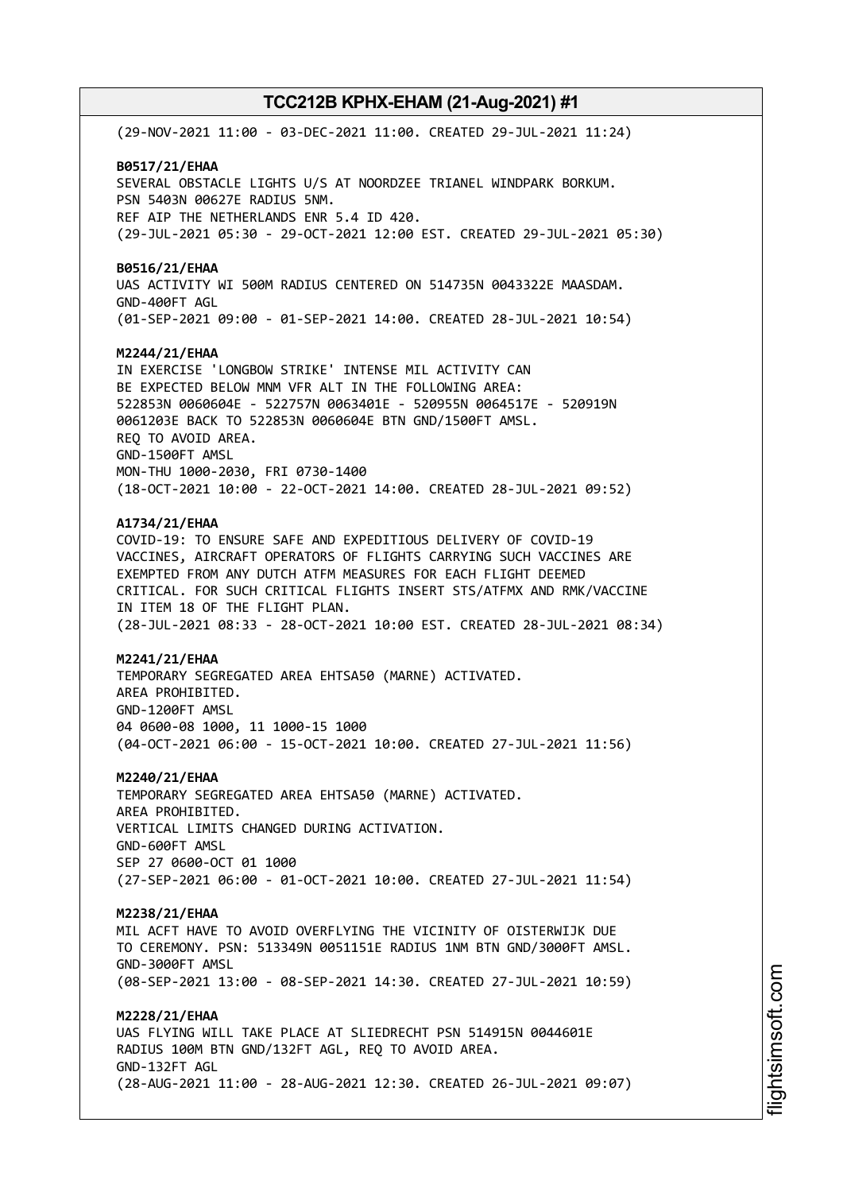(29-NOV-2021 11:00 - 03-DEC-2021 11:00. CREATED 29-JUL-2021 11:24)

**B0517/21/EHAA**
SEVERAL OBSTACLE LIGHTS U/S AT NOORDZEE TRIANEL WINDPARK BORKUM.
PSN 5403N 00627E RADIUS 5NM.
REF AIP THE NETHERLANDS ENR 5.4 ID 420.
(29-JUL-2021 05:30 - 29-OCT-2021 12:00 EST. CREATED 29-JUL-2021 05:30)

**B0516/21/EHAA**
UAS ACTIVITY WI 500M RADIUS CENTERED ON 514735N 0043322E MAASDAM.
GND-400FT AGL
(01-SEP-2021 09:00 - 01-SEP-2021 14:00. CREATED 28-JUL-2021 10:54)

**M2244/21/EHAA**
IN EXERCISE 'LONGBOW STRIKE' INTENSE MIL ACTIVITY CAN
BE EXPECTED BELOW MNM VFR ALT IN THE FOLLOWING AREA:
522853N 0060604E - 522757N 0063401E - 520955N 0064517E - 520919N
0061203E BACK TO 522853N 0060604E BTN GND/1500FT AMSL.
REQ TO AVOID AREA.
GND-1500FT AMSL
MON-THU 1000-2030, FRI 0730-1400
(18-OCT-2021 10:00 - 22-OCT-2021 14:00. CREATED 28-JUL-2021 09:52)

**A1734/21/EHAA**
COVID-19: TO ENSURE SAFE AND EXPEDITIOUS DELIVERY OF COVID-19
VACCINES, AIRCRAFT OPERATORS OF FLIGHTS CARRYING SUCH VACCINES ARE
EXEMPTED FROM ANY DUTCH ATFM MEASURES FOR EACH FLIGHT DEEMED
CRITICAL. FOR SUCH CRITICAL FLIGHTS INSERT STS/ATFMX AND RMK/VACCINE
IN ITEM 18 OF THE FLIGHT PLAN.
(28-JUL-2021 08:33 - 28-OCT-2021 10:00 EST. CREATED 28-JUL-2021 08:34)

**M2241/21/EHAA**
TEMPORARY SEGREGATED AREA EHTSA50 (MARNE) ACTIVATED.
AREA PROHIBITED.
GND-1200FT AMSL
04 0600-08 1000, 11 1000-15 1000
(04-OCT-2021 06:00 - 15-OCT-2021 10:00. CREATED 27-JUL-2021 11:56)

**M2240/21/EHAA**
TEMPORARY SEGREGATED AREA EHTSA50 (MARNE) ACTIVATED.
AREA PROHIBITED.
VERTICAL LIMITS CHANGED DURING ACTIVATION.
GND-600FT AMSL
SEP 27 0600-OCT 01 1000
(27-SEP-2021 06:00 - 01-OCT-2021 10:00. CREATED 27-JUL-2021 11:54)

**M2238/21/EHAA**
MIL ACFT HAVE TO AVOID OVERFLYING THE VICINITY OF OISTERWIJK DUE
TO CEREMONY. PSN: 513349N 0051151E RADIUS 1NM BTN GND/3000FT AMSL.
GND-3000FT AMSL
(08-SEP-2021 13:00 - 08-SEP-2021 14:30. CREATED 27-JUL-2021 10:59)

**M2228/21/EHAA**
UAS FLYING WILL TAKE PLACE AT SLIEDRECHT PSN 514915N 0044601E
RADIUS 100M BTN GND/132FT AGL, REQ TO AVOID AREA.
GND-132FT AGL
(28-AUG-2021 11:00 - 28-AUG-2021 12:30. CREATED 26-JUL-2021 09:07)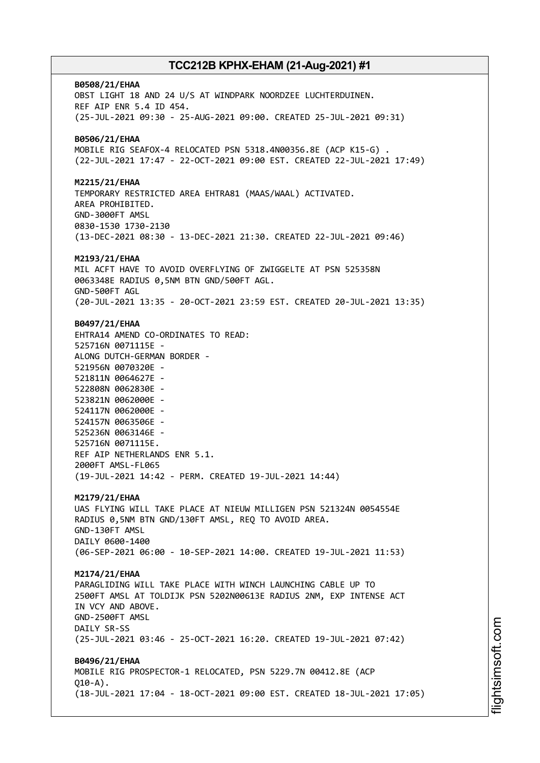**B0508/21/EHAA**
OBST LIGHT 18 AND 24 U/S AT WINDPARK NOORDZEE LUCHTERDUINEN.
REF AIP ENR 5.4 ID 454.
(25-JUL-2021 09:30 - 25-AUG-2021 09:00. CREATED 25-JUL-2021 09:31)

**B0506/21/EHAA**
MOBILE RIG SEAFOX-4 RELOCATED PSN 5318.4N00356.8E (ACP K15-G) .
(22-JUL-2021 17:47 - 22-OCT-2021 09:00 EST. CREATED 22-JUL-2021 17:49)

**M2215/21/EHAA**
TEMPORARY RESTRICTED AREA EHTRA81 (MAAS/WAAL) ACTIVATED.
AREA PROHIBITED.
GND-3000FT AMSL
0830-1530 1730-2130
(13-DEC-2021 08:30 - 13-DEC-2021 21:30. CREATED 22-JUL-2021 09:46)

**M2193/21/EHAA**
MIL ACFT HAVE TO AVOID OVERFLYING OF ZWIGGELTE AT PSN 525358N
0063348E RADIUS 0,5NM BTN GND/500FT AGL.
GND-500FT AGL
(20-JUL-2021 13:35 - 20-OCT-2021 23:59 EST. CREATED 20-JUL-2021 13:35)

**B0497/21/EHAA**
EHTRA14 AMEND CO-ORDINATES TO READ:
525716N 0071115E -
ALONG DUTCH-GERMAN BORDER -
521956N 0070320E -
521811N 0064627E -
522808N 0062830E -
523821N 0062000E -
524117N 0062000E -
524157N 0063506E -
525236N 0063146E -
525716N 0071115E.
REF AIP NETHERLANDS ENR 5.1.
2000FT AMSL-FL065
(19-JUL-2021 14:42 - PERM. CREATED 19-JUL-2021 14:44)

**M2179/21/EHAA**
UAS FLYING WILL TAKE PLACE AT NIEUW MILLIGEN PSN 521324N 0054554E
RADIUS 0,5NM BTN GND/130FT AMSL, REQ TO AVOID AREA.
GND-130FT AMSL
DAILY 0600-1400
(06-SEP-2021 06:00 - 10-SEP-2021 14:00. CREATED 19-JUL-2021 11:53)

**M2174/21/EHAA**
PARAGLIDING WILL TAKE PLACE WITH WINCH LAUNCHING CABLE UP TO
2500FT AMSL AT TOLDIJK PSN 5202N00613E RADIUS 2NM, EXP INTENSE ACT
IN VCY AND ABOVE.
GND-2500FT AMSL
DAILY SR-SS
(25-JUL-2021 03:46 - 25-OCT-2021 16:20. CREATED 19-JUL-2021 07:42)

**B0496/21/EHAA**
MOBILE RIG PROSPECTOR-1 RELOCATED, PSN 5229.7N 00412.8E (ACP
Q10-A).
(18-JUL-2021 17:04 - 18-OCT-2021 09:00 EST. CREATED 18-JUL-2021 17:05)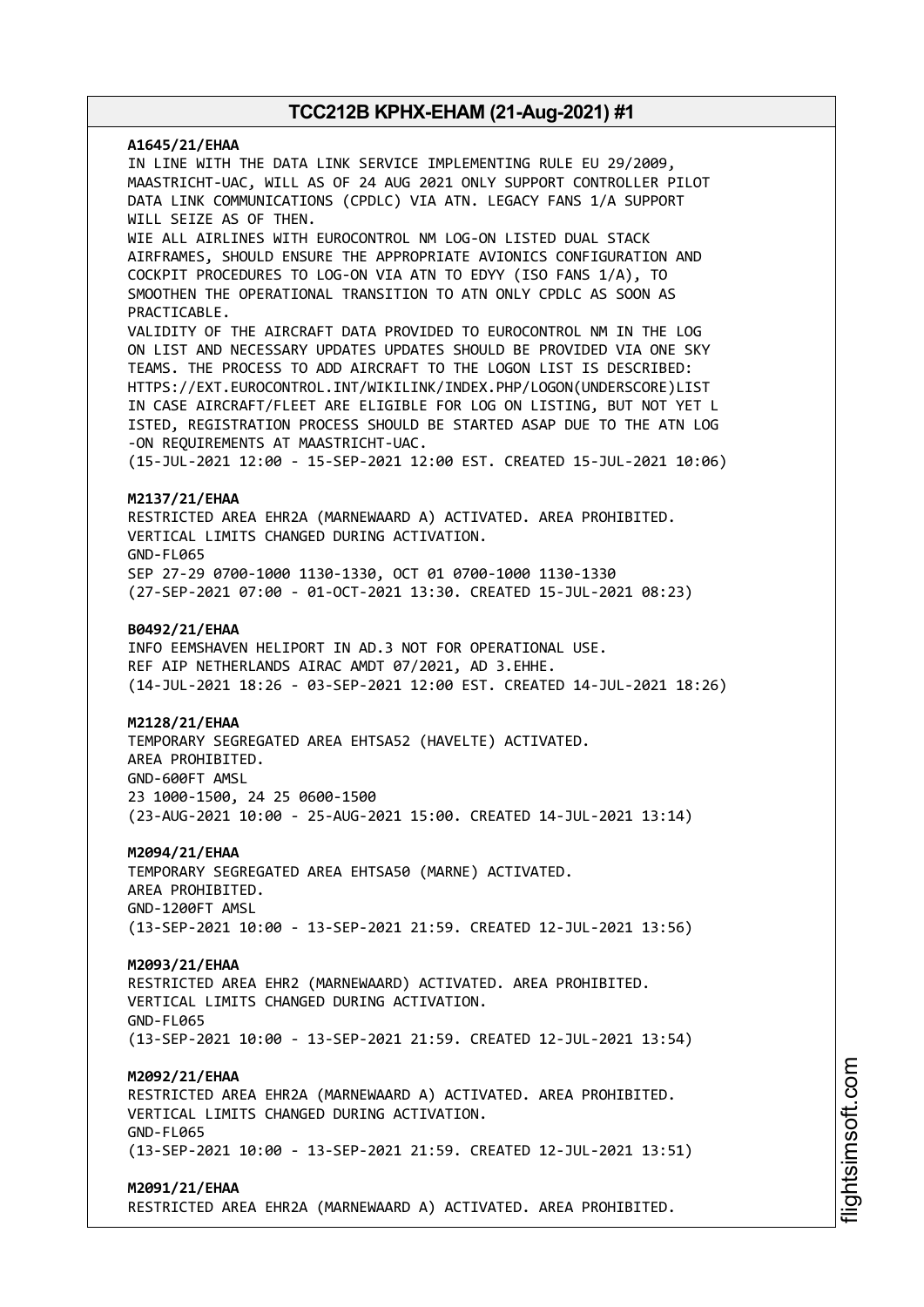**A1645/21/EHAA**
IN LINE WITH THE DATA LINK SERVICE IMPLEMENTING RULE EU 29/2009, MAASTRICHT-UAC, WILL AS OF 24 AUG 2021 ONLY SUPPORT CONTROLLER PILOT DATA LINK COMMUNICATIONS (CPDLC) VIA ATN. LEGACY FANS 1/A SUPPORT WILL SEIZE AS OF THEN.
WIE ALL AIRLINES WITH EUROCONTROL NM LOG-ON LISTED DUAL STACK AIRFRAMES, SHOULD ENSURE THE APPROPRIATE AVIONICS CONFIGURATION AND COCKPIT PROCEDURES TO LOG-ON VIA ATN TO EDYY (ISO FANS 1/A), TO SMOOTHEN THE OPERATIONAL TRANSITION TO ATN ONLY CPDLC AS SOON AS PRACTICABLE.
VALIDITY OF THE AIRCRAFT DATA PROVIDED TO EUROCONTROL NM IN THE LOG ON LIST AND NECESSARY UPDATES UPDATES SHOULD BE PROVIDED VIA ONE SKY TEAMS. THE PROCESS TO ADD AIRCRAFT TO THE LOGON LIST IS DESCRIBED: HTTPS://EXT.EUROCONTROL.INT/WIKILINK/INDEX.PHP/LOGON(UNDERSCORE)LIST
IN CASE AIRCRAFT/FLEET ARE ELIGIBLE FOR LOG ON LISTING, BUT NOT YET L ISTED, REGISTRATION PROCESS SHOULD BE STARTED ASAP DUE TO THE ATN LOG -ON REQUIREMENTS AT MAASTRICHT-UAC.
(15-JUL-2021 12:00 - 15-SEP-2021 12:00 EST. CREATED 15-JUL-2021 10:06)

**M2137/21/EHAA**
RESTRICTED AREA EHR2A (MARNEWAARD A) ACTIVATED. AREA PROHIBITED.
VERTICAL LIMITS CHANGED DURING ACTIVATION.
GND-FL065
SEP 27-29 0700-1000 1130-1330, OCT 01 0700-1000 1130-1330
(27-SEP-2021 07:00 - 01-OCT-2021 13:30. CREATED 15-JUL-2021 08:23)

**B0492/21/EHAA**
INFO EEMSHAVEN HELIPORT IN AD.3 NOT FOR OPERATIONAL USE.
REF AIP NETHERLANDS AIRAC AMDT 07/2021, AD 3.EHHE.
(14-JUL-2021 18:26 - 03-SEP-2021 12:00 EST. CREATED 14-JUL-2021 18:26)

**M2128/21/EHAA**
TEMPORARY SEGREGATED AREA EHTSA52 (HAVELTE) ACTIVATED.
AREA PROHIBITED.
GND-600FT AMSL
23 1000-1500, 24 25 0600-1500
(23-AUG-2021 10:00 - 25-AUG-2021 15:00. CREATED 14-JUL-2021 13:14)

**M2094/21/EHAA**
TEMPORARY SEGREGATED AREA EHTSA50 (MARNE) ACTIVATED.
AREA PROHIBITED.
GND-1200FT AMSL
(13-SEP-2021 10:00 - 13-SEP-2021 21:59. CREATED 12-JUL-2021 13:56)

**M2093/21/EHAA**
RESTRICTED AREA EHR2 (MARNEWAARD) ACTIVATED. AREA PROHIBITED.
VERTICAL LIMITS CHANGED DURING ACTIVATION.
GND-FL065
(13-SEP-2021 10:00 - 13-SEP-2021 21:59. CREATED 12-JUL-2021 13:54)

**M2092/21/EHAA**
RESTRICTED AREA EHR2A (MARNEWAARD A) ACTIVATED. AREA PROHIBITED.
VERTICAL LIMITS CHANGED DURING ACTIVATION.
GND-FL065
(13-SEP-2021 10:00 - 13-SEP-2021 21:59. CREATED 12-JUL-2021 13:51)

**M2091/21/EHAA**
RESTRICTED AREA EHR2A (MARNEWAARD A) ACTIVATED. AREA PROHIBITED.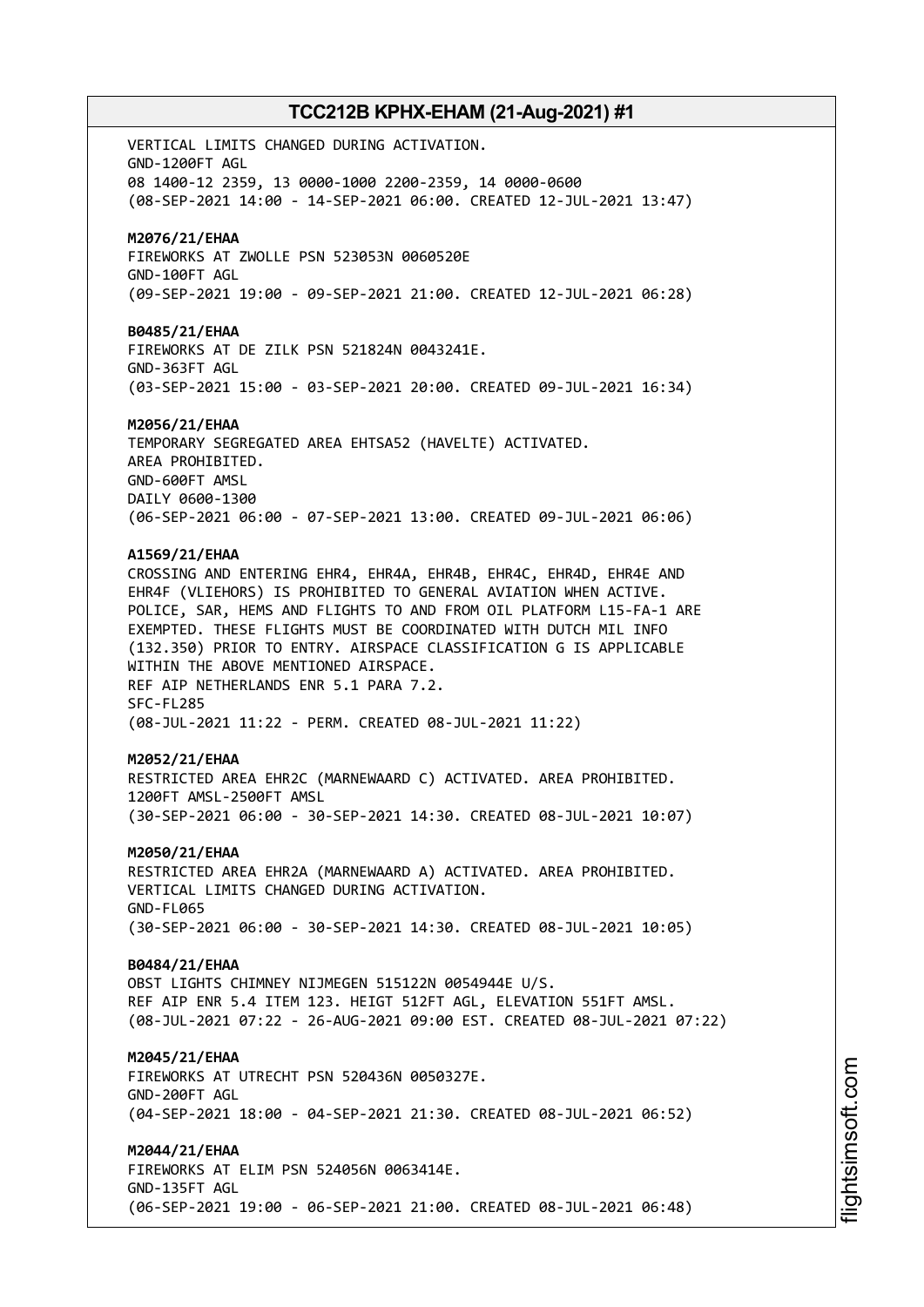VERTICAL LIMITS CHANGED DURING ACTIVATION.
GND-1200FT AGL
08 1400-12 2359, 13 0000-1000 2200-2359, 14 0000-0600
(08-SEP-2021 14:00 - 14-SEP-2021 06:00. CREATED 12-JUL-2021 13:47)

**M2076/21/EHAA**
FIREWORKS AT ZWOLLE PSN 523053N 0060520E
GND-100FT AGL
(09-SEP-2021 19:00 - 09-SEP-2021 21:00. CREATED 12-JUL-2021 06:28)

**B0485/21/EHAA**
FIREWORKS AT DE ZILK PSN 521824N 0043241E.
GND-363FT AGL
(03-SEP-2021 15:00 - 03-SEP-2021 20:00. CREATED 09-JUL-2021 16:34)

**M2056/21/EHAA**
TEMPORARY SEGREGATED AREA EHTSA52 (HAVELTE) ACTIVATED.
AREA PROHIBITED.
GND-600FT AMSL
DAILY 0600-1300
(06-SEP-2021 06:00 - 07-SEP-2021 13:00. CREATED 09-JUL-2021 06:06)

**A1569/21/EHAA**
CROSSING AND ENTERING EHR4, EHR4A, EHR4B, EHR4C, EHR4D, EHR4E AND
EHR4F (VLIEHORS) IS PROHIBITED TO GENERAL AVIATION WHEN ACTIVE.
POLICE, SAR, HEMS AND FLIGHTS TO AND FROM OIL PLATFORM L15-FA-1 ARE
EXEMPTED. THESE FLIGHTS MUST BE COORDINATED WITH DUTCH MIL INFO
(132.350) PRIOR TO ENTRY. AIRSPACE CLASSIFICATION G IS APPLICABLE
WITHIN THE ABOVE MENTIONED AIRSPACE.
REF AIP NETHERLANDS ENR 5.1 PARA 7.2.
SFC-FL285
(08-JUL-2021 11:22 - PERM. CREATED 08-JUL-2021 11:22)

**M2052/21/EHAA**
RESTRICTED AREA EHR2C (MARNEWAARD C) ACTIVATED. AREA PROHIBITED.
1200FT AMSL-2500FT AMSL
(30-SEP-2021 06:00 - 30-SEP-2021 14:30. CREATED 08-JUL-2021 10:07)

**M2050/21/EHAA**
RESTRICTED AREA EHR2A (MARNEWAARD A) ACTIVATED. AREA PROHIBITED.
VERTICAL LIMITS CHANGED DURING ACTIVATION.
GND-FL065
(30-SEP-2021 06:00 - 30-SEP-2021 14:30. CREATED 08-JUL-2021 10:05)

**B0484/21/EHAA**
OBST LIGHTS CHIMNEY NIJMEGEN 515122N 0054944E U/S.
REF AIP ENR 5.4 ITEM 123. HEIGT 512FT AGL, ELEVATION 551FT AMSL.
(08-JUL-2021 07:22 - 26-AUG-2021 09:00 EST. CREATED 08-JUL-2021 07:22)

**M2045/21/EHAA**
FIREWORKS AT UTRECHT PSN 520436N 0050327E.
GND-200FT AGL
(04-SEP-2021 18:00 - 04-SEP-2021 21:30. CREATED 08-JUL-2021 06:52)

**M2044/21/EHAA**
FIREWORKS AT ELIM PSN 524056N 0063414E.
GND-135FT AGL
(06-SEP-2021 19:00 - 06-SEP-2021 21:00. CREATED 08-JUL-2021 06:48)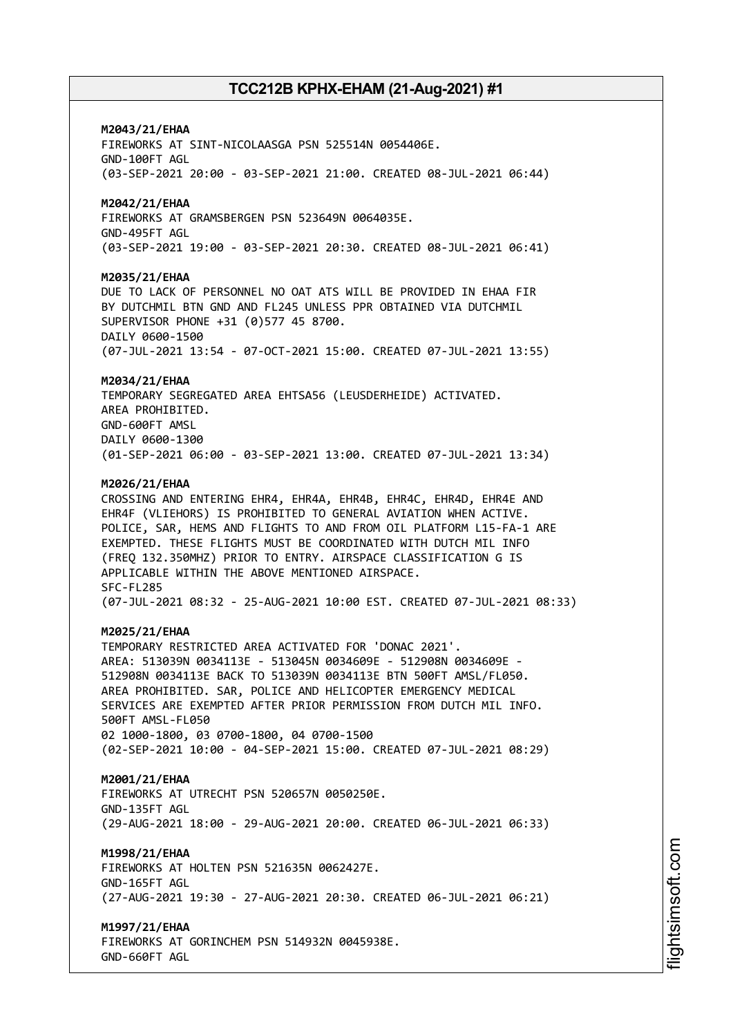**M2043/21/EHAA**
FIREWORKS AT SINT-NICOLAASGA PSN 525514N 0054406E.
GND-100FT AGL
(03-SEP-2021 20:00 - 03-SEP-2021 21:00. CREATED 08-JUL-2021 06:44)

**M2042/21/EHAA**
FIREWORKS AT GRAMSBERGEN PSN 523649N 0064035E.
GND-495FT AGL
(03-SEP-2021 19:00 - 03-SEP-2021 20:30. CREATED 08-JUL-2021 06:41)

**M2035/21/EHAA**
DUE TO LACK OF PERSONNEL NO OAT ATS WILL BE PROVIDED IN EHAA FIR BY DUTCHMIL BTN GND AND FL245 UNLESS PPR OBTAINED VIA DUTCHMIL SUPERVISOR PHONE +31 (0)577 45 8700.
DAILY 0600-1500
(07-JUL-2021 13:54 - 07-OCT-2021 15:00. CREATED 07-JUL-2021 13:55)

**M2034/21/EHAA**
TEMPORARY SEGREGATED AREA EHTSA56 (LEUSDERHEIDE) ACTIVATED.
AREA PROHIBITED.
GND-600FT AMSL
DAILY 0600-1300
(01-SEP-2021 06:00 - 03-SEP-2021 13:00. CREATED 07-JUL-2021 13:34)

**M2026/21/EHAA**
CROSSING AND ENTERING EHR4, EHR4A, EHR4B, EHR4C, EHR4D, EHR4E AND EHR4F (VLIEHORS) IS PROHIBITED TO GENERAL AVIATION WHEN ACTIVE. POLICE, SAR, HEMS AND FLIGHTS TO AND FROM OIL PLATFORM L15-FA-1 ARE EXEMPTED. THESE FLIGHTS MUST BE COORDINATED WITH DUTCH MIL INFO (FREQ 132.350MHZ) PRIOR TO ENTRY. AIRSPACE CLASSIFICATION G IS APPLICABLE WITHIN THE ABOVE MENTIONED AIRSPACE.
SFC-FL285
(07-JUL-2021 08:32 - 25-AUG-2021 10:00 EST. CREATED 07-JUL-2021 08:33)

**M2025/21/EHAA**
TEMPORARY RESTRICTED AREA ACTIVATED FOR 'DONAC 2021'.
AREA: 513039N 0034113E - 513045N 0034609E - 512908N 0034609E - 512908N 0034113E BACK TO 513039N 0034113E BTN 500FT AMSL/FL050.
AREA PROHIBITED. SAR, POLICE AND HELICOPTER EMERGENCY MEDICAL SERVICES ARE EXEMPTED AFTER PRIOR PERMISSION FROM DUTCH MIL INFO.
500FT AMSL-FL050
02 1000-1800, 03 0700-1800, 04 0700-1500
(02-SEP-2021 10:00 - 04-SEP-2021 15:00. CREATED 07-JUL-2021 08:29)

**M2001/21/EHAA**
FIREWORKS AT UTRECHT PSN 520657N 0050250E.
GND-135FT AGL
(29-AUG-2021 18:00 - 29-AUG-2021 20:00. CREATED 06-JUL-2021 06:33)

**M1998/21/EHAA**
FIREWORKS AT HOLTEN PSN 521635N 0062427E.
GND-165FT AGL
(27-AUG-2021 19:30 - 27-AUG-2021 20:30. CREATED 06-JUL-2021 06:21)

**M1997/21/EHAA**
FIREWORKS AT GORINCHEM PSN 514932N 0045938E.
GND-660FT AGL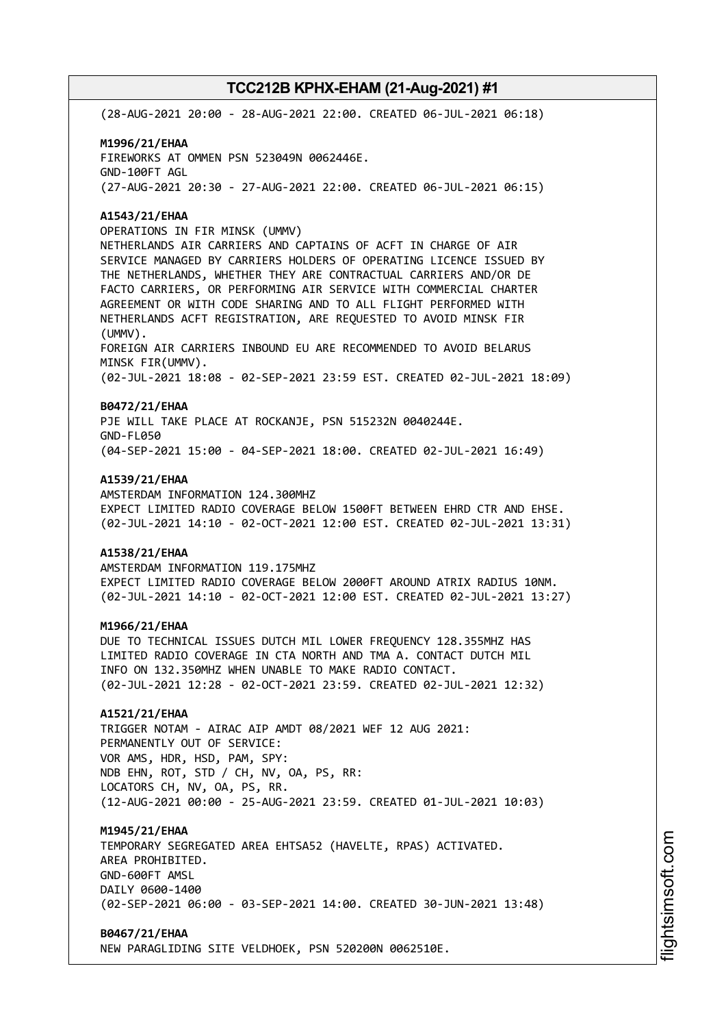(28-AUG-2021 20:00 - 28-AUG-2021 22:00. CREATED 06-JUL-2021 06:18)

**M1996/21/EHAA**
FIREWORKS AT OMMEN PSN 523049N 0062446E.
GND-100FT AGL
(27-AUG-2021 20:30 - 27-AUG-2021 22:00. CREATED 06-JUL-2021 06:15)

**A1543/21/EHAA**
OPERATIONS IN FIR MINSK (UMMV)
NETHERLANDS AIR CARRIERS AND CAPTAINS OF ACFT IN CHARGE OF AIR SERVICE MANAGED BY CARRIERS HOLDERS OF OPERATING LICENCE ISSUED BY THE NETHERLANDS, WHETHER THEY ARE CONTRACTUAL CARRIERS AND/OR DE FACTO CARRIERS, OR PERFORMING AIR SERVICE WITH COMMERCIAL CHARTER AGREEMENT OR WITH CODE SHARING AND TO ALL FLIGHT PERFORMED WITH NETHERLANDS ACFT REGISTRATION, ARE REQUESTED TO AVOID MINSK FIR (UMMV).
FOREIGN AIR CARRIERS INBOUND EU ARE RECOMMENDED TO AVOID BELARUS MINSK FIR(UMMV).
(02-JUL-2021 18:08 - 02-SEP-2021 23:59 EST. CREATED 02-JUL-2021 18:09)

**B0472/21/EHAA**
PJE WILL TAKE PLACE AT ROCKANJE, PSN 515232N 0040244E.
GND-FL050
(04-SEP-2021 15:00 - 04-SEP-2021 18:00. CREATED 02-JUL-2021 16:49)

**A1539/21/EHAA**
AMSTERDAM INFORMATION 124.300MHZ
EXPECT LIMITED RADIO COVERAGE BELOW 1500FT BETWEEN EHRD CTR AND EHSE.
(02-JUL-2021 14:10 - 02-OCT-2021 12:00 EST. CREATED 02-JUL-2021 13:31)

**A1538/21/EHAA**
AMSTERDAM INFORMATION 119.175MHZ
EXPECT LIMITED RADIO COVERAGE BELOW 2000FT AROUND ATRIX RADIUS 10NM.
(02-JUL-2021 14:10 - 02-OCT-2021 12:00 EST. CREATED 02-JUL-2021 13:27)

**M1966/21/EHAA**
DUE TO TECHNICAL ISSUES DUTCH MIL LOWER FREQUENCY 128.355MHZ HAS LIMITED RADIO COVERAGE IN CTA NORTH AND TMA A. CONTACT DUTCH MIL INFO ON 132.350MHZ WHEN UNABLE TO MAKE RADIO CONTACT.
(02-JUL-2021 12:28 - 02-OCT-2021 23:59. CREATED 02-JUL-2021 12:32)

**A1521/21/EHAA**
TRIGGER NOTAM - AIRAC AIP AMDT 08/2021 WEF 12 AUG 2021:
PERMANENTLY OUT OF SERVICE:
VOR AMS, HDR, HSD, PAM, SPY:
NDB EHN, ROT, STD / CH, NV, OA, PS, RR:
LOCATORS CH, NV, OA, PS, RR.
(12-AUG-2021 00:00 - 25-AUG-2021 23:59. CREATED 01-JUL-2021 10:03)

**M1945/21/EHAA**
TEMPORARY SEGREGATED AREA EHTSA52 (HAVELTE, RPAS) ACTIVATED.
AREA PROHIBITED.
GND-600FT AMSL
DAILY 0600-1400
(02-SEP-2021 06:00 - 03-SEP-2021 14:00. CREATED 30-JUN-2021 13:48)

**B0467/21/EHAA**
NEW PARAGLIDING SITE VELDHOEK, PSN 520200N 0062510E.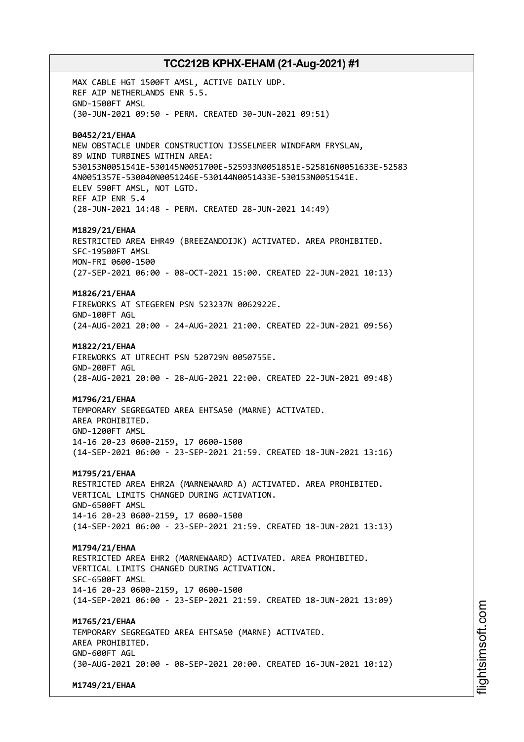MAX CABLE HGT 1500FT AMSL, ACTIVE DAILY UDP.
REF AIP NETHERLANDS ENR 5.5.
GND-1500FT AMSL
(30-JUN-2021 09:50 - PERM. CREATED 30-JUN-2021 09:51)

**B0452/21/EHAA**
NEW OBSTACLE UNDER CONSTRUCTION IJSSELMEER WINDFARM FRYSLAN,
89 WIND TURBINES WITHIN AREA:
530153N0051541E-530145N0051700E-525933N0051851E-525816N0051633E-52583
4N0051357E-530040N0051246E-530144N0051433E-530153N0051541E.
ELEV 590FT AMSL, NOT LGTD.
REF AIP ENR 5.4
(28-JUN-2021 14:48 - PERM. CREATED 28-JUN-2021 14:49)

**M1829/21/EHAA**
RESTRICTED AREA EHR49 (BREEZANDDIJK) ACTIVATED. AREA PROHIBITED.
SFC-19500FT AMSL
MON-FRI 0600-1500
(27-SEP-2021 06:00 - 08-OCT-2021 15:00. CREATED 22-JUN-2021 10:13)

**M1826/21/EHAA**
FIREWORKS AT STEGEREN PSN 523237N 0062922E.
GND-100FT AGL
(24-AUG-2021 20:00 - 24-AUG-2021 21:00. CREATED 22-JUN-2021 09:56)

**M1822/21/EHAA**
FIREWORKS AT UTRECHT PSN 520729N 0050755E.
GND-200FT AGL
(28-AUG-2021 20:00 - 28-AUG-2021 22:00. CREATED 22-JUN-2021 09:48)

**M1796/21/EHAA**
TEMPORARY SEGREGATED AREA EHTSA50 (MARNE) ACTIVATED.
AREA PROHIBITED.
GND-1200FT AMSL
14-16 20-23 0600-2159, 17 0600-1500
(14-SEP-2021 06:00 - 23-SEP-2021 21:59. CREATED 18-JUN-2021 13:16)

**M1795/21/EHAA**
RESTRICTED AREA EHR2A (MARNEWAARD A) ACTIVATED. AREA PROHIBITED.
VERTICAL LIMITS CHANGED DURING ACTIVATION.
GND-6500FT AMSL
14-16 20-23 0600-2159, 17 0600-1500
(14-SEP-2021 06:00 - 23-SEP-2021 21:59. CREATED 18-JUN-2021 13:13)

**M1794/21/EHAA**
RESTRICTED AREA EHR2 (MARNEWAARD) ACTIVATED. AREA PROHIBITED.
VERTICAL LIMITS CHANGED DURING ACTIVATION.
SFC-6500FT AMSL
14-16 20-23 0600-2159, 17 0600-1500
(14-SEP-2021 06:00 - 23-SEP-2021 21:59. CREATED 18-JUN-2021 13:09)

**M1765/21/EHAA**
TEMPORARY SEGREGATED AREA EHTSA50 (MARNE) ACTIVATED.
AREA PROHIBITED.
GND-600FT AGL
(30-AUG-2021 20:00 - 08-SEP-2021 20:00. CREATED 16-JUN-2021 10:12)

**M1749/21/EHAA**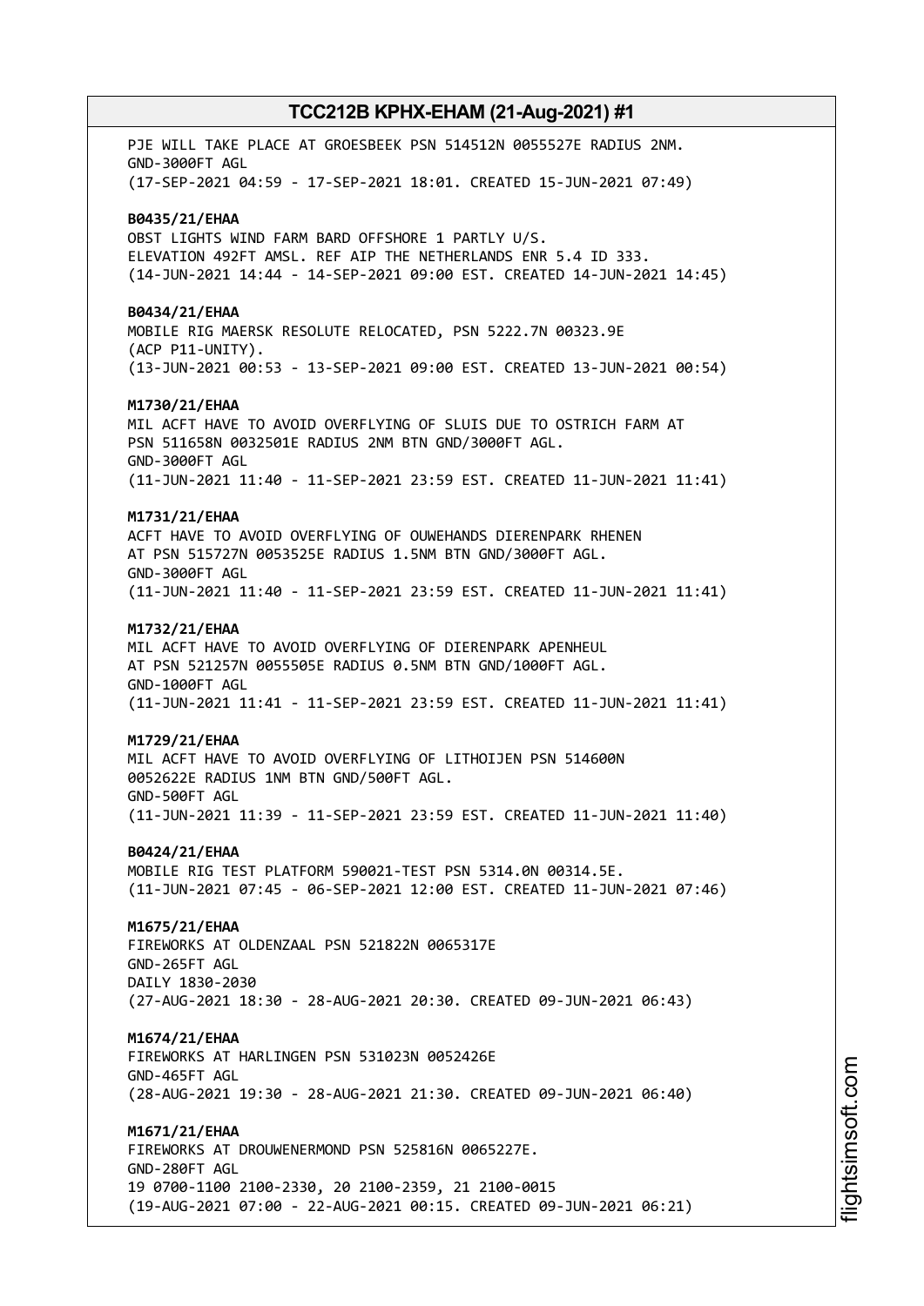PJE WILL TAKE PLACE AT GROESBEEK PSN 514512N 0055527E RADIUS 2NM.
GND-3000FT AGL
(17-SEP-2021 04:59 - 17-SEP-2021 18:01. CREATED 15-JUN-2021 07:49)

**B0435/21/EHAA**
OBST LIGHTS WIND FARM BARD OFFSHORE 1 PARTLY U/S.
ELEVATION 492FT AMSL. REF AIP THE NETHERLANDS ENR 5.4 ID 333.
(14-JUN-2021 14:44 - 14-SEP-2021 09:00 EST. CREATED 14-JUN-2021 14:45)

**B0434/21/EHAA**
MOBILE RIG MAERSK RESOLUTE RELOCATED, PSN 5222.7N 00323.9E
(ACP P11-UNITY).
(13-JUN-2021 00:53 - 13-SEP-2021 09:00 EST. CREATED 13-JUN-2021 00:54)

**M1730/21/EHAA**
MIL ACFT HAVE TO AVOID OVERFLYING OF SLUIS DUE TO OSTRICH FARM AT
PSN 511658N 0032501E RADIUS 2NM BTN GND/3000FT AGL.
GND-3000FT AGL
(11-JUN-2021 11:40 - 11-SEP-2021 23:59 EST. CREATED 11-JUN-2021 11:41)

**M1731/21/EHAA**
ACFT HAVE TO AVOID OVERFLYING OF OUWEHANDS DIERENPARK RHENEN
AT PSN 515727N 0053525E RADIUS 1.5NM BTN GND/3000FT AGL.
GND-3000FT AGL
(11-JUN-2021 11:40 - 11-SEP-2021 23:59 EST. CREATED 11-JUN-2021 11:41)

**M1732/21/EHAA**
MIL ACFT HAVE TO AVOID OVERFLYING OF DIERENPARK APENHEUL
AT PSN 521257N 0055505E RADIUS 0.5NM BTN GND/1000FT AGL.
GND-1000FT AGL
(11-JUN-2021 11:41 - 11-SEP-2021 23:59 EST. CREATED 11-JUN-2021 11:41)

**M1729/21/EHAA**
MIL ACFT HAVE TO AVOID OVERFLYING OF LITHOIJEN PSN 514600N
0052622E RADIUS 1NM BTN GND/500FT AGL.
GND-500FT AGL
(11-JUN-2021 11:39 - 11-SEP-2021 23:59 EST. CREATED 11-JUN-2021 11:40)

**B0424/21/EHAA**
MOBILE RIG TEST PLATFORM 590021-TEST PSN 5314.0N 00314.5E.
(11-JUN-2021 07:45 - 06-SEP-2021 12:00 EST. CREATED 11-JUN-2021 07:46)

**M1675/21/EHAA**
FIREWORKS AT OLDENZAAL PSN 521822N 0065317E
GND-265FT AGL
DAILY 1830-2030
(27-AUG-2021 18:30 - 28-AUG-2021 20:30. CREATED 09-JUN-2021 06:43)

**M1674/21/EHAA**
FIREWORKS AT HARLINGEN PSN 531023N 0052426E
GND-465FT AGL
(28-AUG-2021 19:30 - 28-AUG-2021 21:30. CREATED 09-JUN-2021 06:40)

**M1671/21/EHAA**
FIREWORKS AT DROUWENERMOND PSN 525816N 0065227E.
GND-280FT AGL
19 0700-1100 2100-2330, 20 2100-2359, 21 2100-0015
(19-AUG-2021 07:00 - 22-AUG-2021 00:15. CREATED 09-JUN-2021 06:21)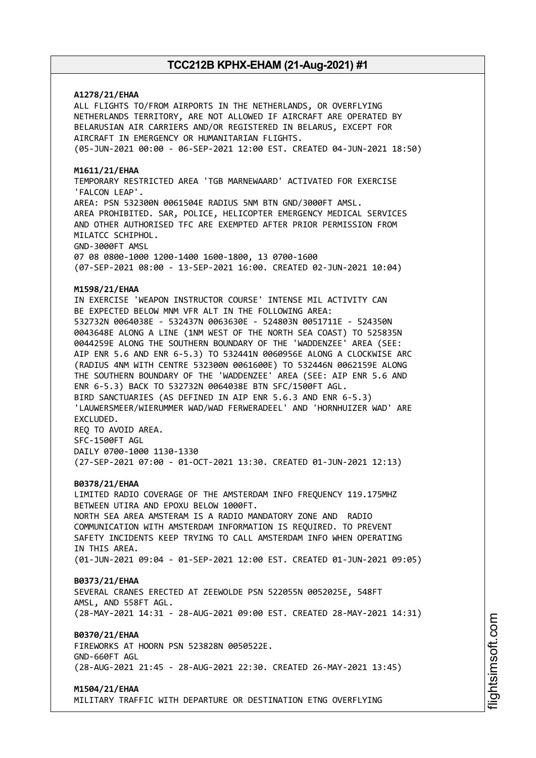**A1278/21/EHAA**
ALL FLIGHTS TO/FROM AIRPORTS IN THE NETHERLANDS, OR OVERFLYING NETHERLANDS TERRITORY, ARE NOT ALLOWED IF AIRCRAFT ARE OPERATED BY BELARUSIAN AIR CARRIERS AND/OR REGISTERED IN BELARUS, EXCEPT FOR AIRCRAFT IN EMERGENCY OR HUMANITARIAN FLIGHTS.
(05-JUN-2021 00:00 - 06-SEP-2021 12:00 EST. CREATED 04-JUN-2021 18:50)

**M1611/21/EHAA**
TEMPORARY RESTRICTED AREA 'TGB MARNEWAARD' ACTIVATED FOR EXERCISE 'FALCON LEAP'.
AREA: PSN 532300N 0061504E RADIUS 5NM BTN GND/3000FT AMSL.
AREA PROHIBITED. SAR, POLICE, HELICOPTER EMERGENCY MEDICAL SERVICES AND OTHER AUTHORISED TFC ARE EXEMPTED AFTER PRIOR PERMISSION FROM MILATCC SCHIPHOL.
GND-3000FT AMSL
07 08 0800-1000 1200-1400 1600-1800, 13 0700-1600
(07-SEP-2021 08:00 - 13-SEP-2021 16:00. CREATED 02-JUN-2021 10:04)

**M1598/21/EHAA**
IN EXERCISE 'WEAPON INSTRUCTOR COURSE' INTENSE MIL ACTIVITY CAN BE EXPECTED BELOW MNM VFR ALT IN THE FOLLOWING AREA:
532732N 0064038E - 532437N 0063630E - 524803N 0051711E - 524350N 0043648E ALONG A LINE (1NM WEST OF THE NORTH SEA COAST) TO 525835N 0044259E ALONG THE SOUTHERN BOUNDARY OF THE 'WADDENZEE' AREA (SEE: AIP ENR 5.6 AND ENR 6-5.3) TO 532441N 0060956E ALONG A CLOCKWISE ARC (RADIUS 4NM WITH CENTRE 532300N 0061600E) TO 532446N 0062159E ALONG THE SOUTHERN BOUNDARY OF THE 'WADDENZEE' AREA (SEE: AIP ENR 5.6 AND ENR 6-5.3) BACK TO 532732N 0064038E BTN SFC/1500FT AGL.
BIRD SANCTUARIES (AS DEFINED IN AIP ENR 5.6.3 AND ENR 6-5.3) 'LAUWERSMEER/WIERUMMER WAD/WAD FERWERADEEL' AND 'HORNHUIZER WAD' ARE EXCLUDED.
REQ TO AVOID AREA.
SFC-1500FT AGL
DAILY 0700-1000 1130-1330
(27-SEP-2021 07:00 - 01-OCT-2021 13:30. CREATED 01-JUN-2021 12:13)

**B0378/21/EHAA**
LIMITED RADIO COVERAGE OF THE AMSTERDAM INFO FREQUENCY 119.175MHZ BETWEEN UTIRA AND EPOXU BELOW 1000FT.
NORTH SEA AREA AMSTERAM IS A RADIO MANDATORY ZONE AND RADIO COMMUNICATION WITH AMSTERDAM INFORMATION IS REQUIRED. TO PREVENT SAFETY INCIDENTS KEEP TRYING TO CALL AMSTERDAM INFO WHEN OPERATING IN THIS AREA.
(01-JUN-2021 09:04 - 01-SEP-2021 12:00 EST. CREATED 01-JUN-2021 09:05)

**B0373/21/EHAA**
SEVERAL CRANES ERECTED AT ZEEWOLDE PSN 522055N 0052025E, 548FT AMSL, AND 558FT AGL.
(28-MAY-2021 14:31 - 28-AUG-2021 09:00 EST. CREATED 28-MAY-2021 14:31)

**B0370/21/EHAA**
FIREWORKS AT HOORN PSN 523828N 0050522E.
GND-660FT AGL
(28-AUG-2021 21:45 - 28-AUG-2021 22:30. CREATED 26-MAY-2021 13:45)

**M1504/21/EHAA**
MILITARY TRAFFIC WITH DEPARTURE OR DESTINATION ETNG OVERFLYING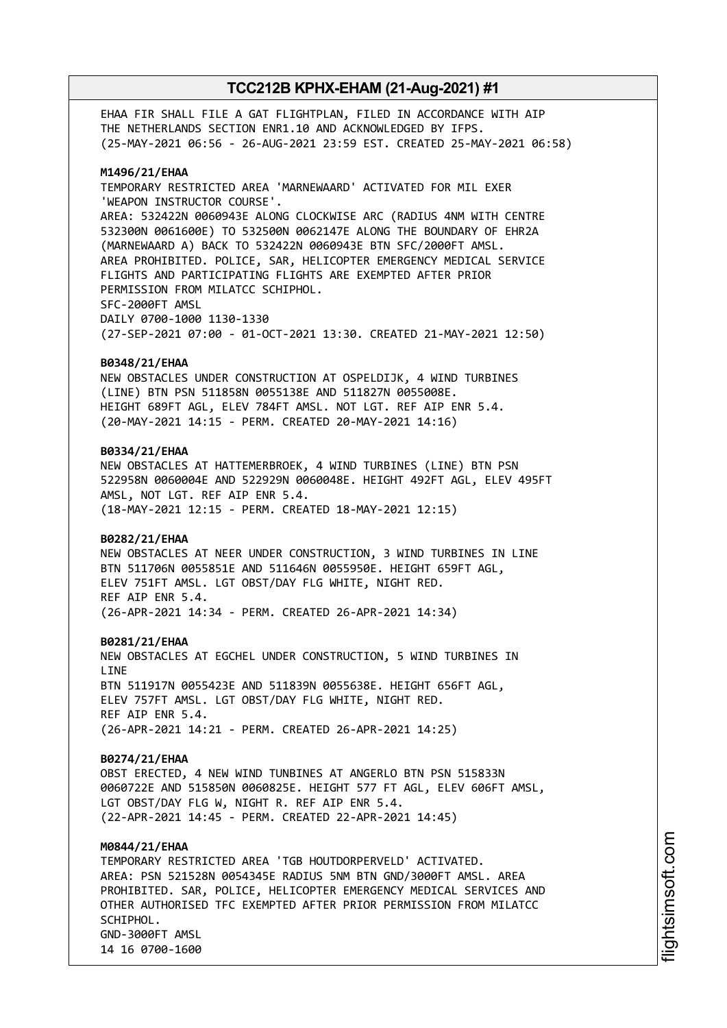EHAA FIR SHALL FILE A GAT FLIGHTPLAN, FILED IN ACCORDANCE WITH AIP THE NETHERLANDS SECTION ENR1.10 AND ACKNOWLEDGED BY IFPS.
(25-MAY-2021 06:56 - 26-AUG-2021 23:59 EST. CREATED 25-MAY-2021 06:58)

**M1496/21/EHAA**
TEMPORARY RESTRICTED AREA 'MARNEWAARD' ACTIVATED FOR MIL EXER 'WEAPON INSTRUCTOR COURSE'.
AREA: 532422N 0060943E ALONG CLOCKWISE ARC (RADIUS 4NM WITH CENTRE 532300N 0061600E) TO 532500N 0062147E ALONG THE BOUNDARY OF EHR2A (MARNEWAARD A) BACK TO 532422N 0060943E BTN SFC/2000FT AMSL.
AREA PROHIBITED. POLICE, SAR, HELICOPTER EMERGENCY MEDICAL SERVICE FLIGHTS AND PARTICIPATING FLIGHTS ARE EXEMPTED AFTER PRIOR PERMISSION FROM MILATCC SCHIPHOL.
SFC-2000FT AMSL
DAILY 0700-1000 1130-1330
(27-SEP-2021 07:00 - 01-OCT-2021 13:30. CREATED 21-MAY-2021 12:50)

**B0348/21/EHAA**
NEW OBSTACLES UNDER CONSTRUCTION AT OSPELDIJK, 4 WIND TURBINES (LINE) BTN PSN 511858N 0055138E AND 511827N 0055008E.
HEIGHT 689FT AGL, ELEV 784FT AMSL. NOT LGT. REF AIP ENR 5.4.
(20-MAY-2021 14:15 - PERM. CREATED 20-MAY-2021 14:16)

**B0334/21/EHAA**
NEW OBSTACLES AT HATTEMERBROEK, 4 WIND TURBINES (LINE) BTN PSN 522958N 0060004E AND 522929N 0060048E. HEIGHT 492FT AGL, ELEV 495FT AMSL, NOT LGT. REF AIP ENR 5.4.
(18-MAY-2021 12:15 - PERM. CREATED 18-MAY-2021 12:15)

**B0282/21/EHAA**
NEW OBSTACLES AT NEER UNDER CONSTRUCTION, 3 WIND TURBINES IN LINE BTN 511706N 0055851E AND 511646N 0055950E. HEIGHT 659FT AGL, ELEV 751FT AMSL. LGT OBST/DAY FLG WHITE, NIGHT RED.
REF AIP ENR 5.4.
(26-APR-2021 14:34 - PERM. CREATED 26-APR-2021 14:34)

**B0281/21/EHAA**
NEW OBSTACLES AT EGCHEL UNDER CONSTRUCTION, 5 WIND TURBINES IN LINE
BTN 511917N 0055423E AND 511839N 0055638E. HEIGHT 656FT AGL, ELEV 757FT AMSL. LGT OBST/DAY FLG WHITE, NIGHT RED.
REF AIP ENR 5.4.
(26-APR-2021 14:21 - PERM. CREATED 26-APR-2021 14:25)

**B0274/21/EHAA**
OBST ERECTED, 4 NEW WIND TUNBINES AT ANGERLO BTN PSN 515833N 0060722E AND 515850N 0060825E. HEIGHT 577 FT AGL, ELEV 606FT AMSL, LGT OBST/DAY FLG W, NIGHT R. REF AIP ENR 5.4.
(22-APR-2021 14:45 - PERM. CREATED 22-APR-2021 14:45)

**M0844/21/EHAA**
TEMPORARY RESTRICTED AREA 'TGB HOUTDORPERVELD' ACTIVATED.
AREA: PSN 521528N 0054345E RADIUS 5NM BTN GND/3000FT AMSL. AREA PROHIBITED. SAR, POLICE, HELICOPTER EMERGENCY MEDICAL SERVICES AND OTHER AUTHORISED TFC EXEMPTED AFTER PRIOR PERMISSION FROM MILATCC SCHIPHOL.
GND-3000FT AMSL
14 16 0700-1600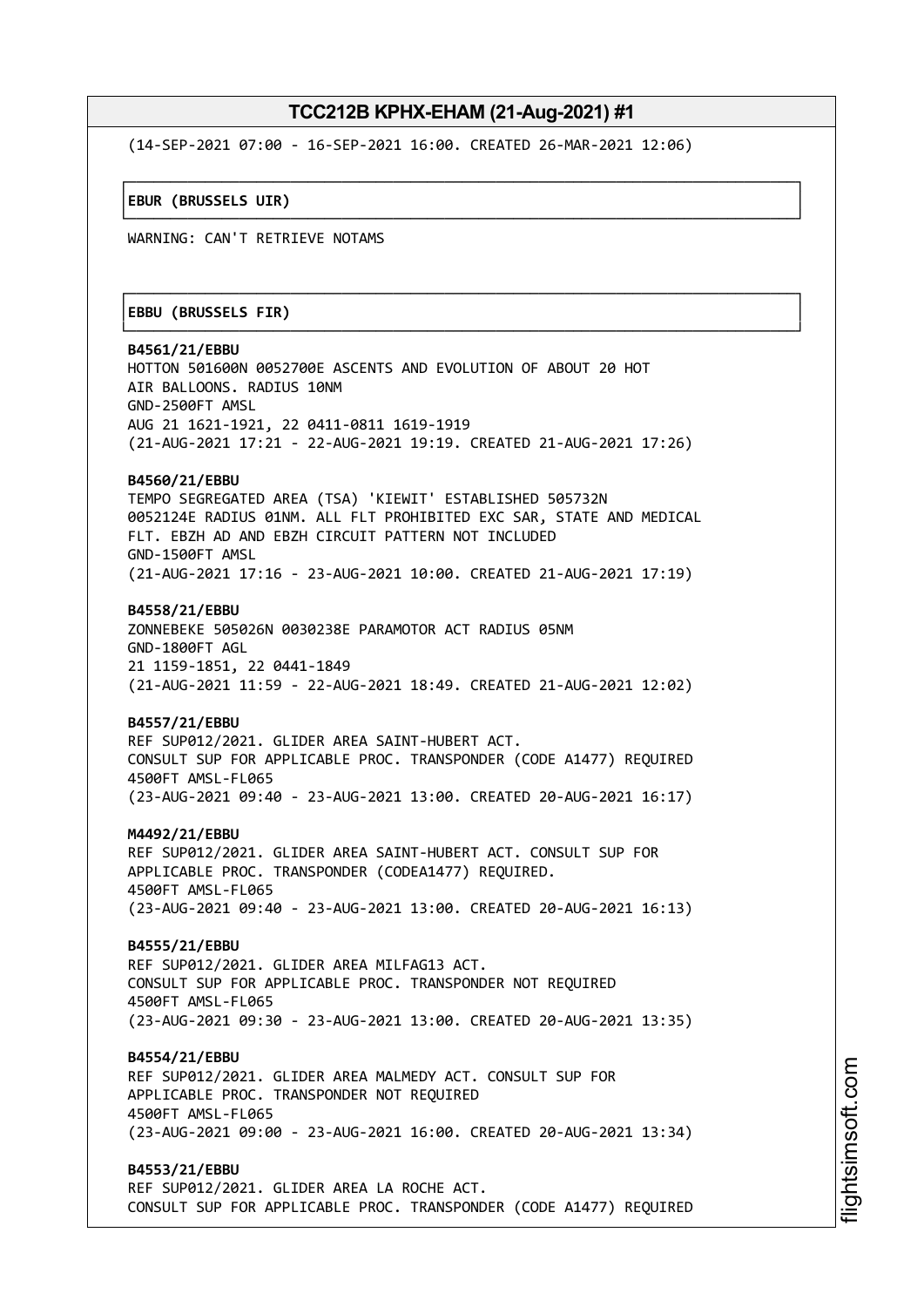(14-SEP-2021 07:00 - 16-SEP-2021 16:00. CREATED 26-MAR-2021 12:06)

## EBUR (BRUSSELS UIR)

WARNING: CAN'T RETRIEVE NOTAMS

## EBBU (BRUSSELS FIR)

**B4561/21/EBBU**
HOTTON 501600N 0052700E ASCENTS AND EVOLUTION OF ABOUT 20 HOT AIR BALLOONS. RADIUS 10NM
GND-2500FT AMSL
AUG 21 1621-1921, 22 0411-0811 1619-1919
(21-AUG-2021 17:21 - 22-AUG-2021 19:19. CREATED 21-AUG-2021 17:26)

**B4560/21/EBBU**
TEMPO SEGREGATED AREA (TSA) 'KIEWIT' ESTABLISHED 505732N 0052124E RADIUS 01NM. ALL FLT PROHIBITED EXC SAR, STATE AND MEDICAL FLT. EBZH AD AND EBZH CIRCUIT PATTERN NOT INCLUDED
GND-1500FT AMSL
(21-AUG-2021 17:16 - 23-AUG-2021 10:00. CREATED 21-AUG-2021 17:19)

**B4558/21/EBBU**
ZONNEBEKE 505026N 0030238E PARAMOTOR ACT RADIUS 05NM
GND-1800FT AGL
21 1159-1851, 22 0441-1849
(21-AUG-2021 11:59 - 22-AUG-2021 18:49. CREATED 21-AUG-2021 12:02)

**B4557/21/EBBU**
REF SUP012/2021. GLIDER AREA SAINT-HUBERT ACT.
CONSULT SUP FOR APPLICABLE PROC. TRANSPONDER (CODE A1477) REQUIRED
4500FT AMSL-FL065
(23-AUG-2021 09:40 - 23-AUG-2021 13:00. CREATED 20-AUG-2021 16:17)

**M4492/21/EBBU**
REF SUP012/2021. GLIDER AREA SAINT-HUBERT ACT. CONSULT SUP FOR APPLICABLE PROC. TRANSPONDER (CODEA1477) REQUIRED.
4500FT AMSL-FL065
(23-AUG-2021 09:40 - 23-AUG-2021 13:00. CREATED 20-AUG-2021 16:13)

**B4555/21/EBBU**
REF SUP012/2021. GLIDER AREA MILFAG13 ACT.
CONSULT SUP FOR APPLICABLE PROC. TRANSPONDER NOT REQUIRED
4500FT AMSL-FL065
(23-AUG-2021 09:30 - 23-AUG-2021 13:00. CREATED 20-AUG-2021 13:35)

**B4554/21/EBBU**
REF SUP012/2021. GLIDER AREA MALMEDY ACT. CONSULT SUP FOR APPLICABLE PROC. TRANSPONDER NOT REQUIRED
4500FT AMSL-FL065
(23-AUG-2021 09:00 - 23-AUG-2021 16:00. CREATED 20-AUG-2021 13:34)

**B4553/21/EBBU**
REF SUP012/2021. GLIDER AREA LA ROCHE ACT.
CONSULT SUP FOR APPLICABLE PROC. TRANSPONDER (CODE A1477) REQUIRED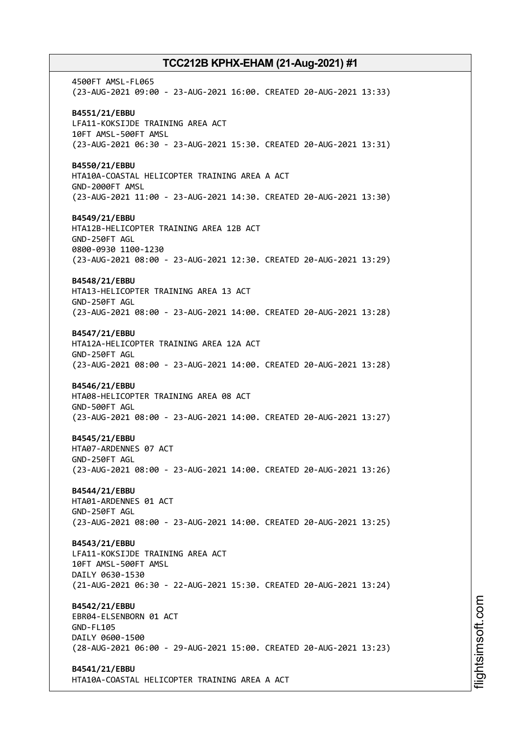4500FT AMSL-FL065
(23-AUG-2021 09:00 - 23-AUG-2021 16:00. CREATED 20-AUG-2021 13:33)

**B4551/21/EBBU**
LFA11-KOKSIJDE TRAINING AREA ACT
10FT AMSL-500FT AMSL
(23-AUG-2021 06:30 - 23-AUG-2021 15:30. CREATED 20-AUG-2021 13:31)

**B4550/21/EBBU**
HTA10A-COASTAL HELICOPTER TRAINING AREA A ACT
GND-2000FT AMSL
(23-AUG-2021 11:00 - 23-AUG-2021 14:30. CREATED 20-AUG-2021 13:30)

**B4549/21/EBBU**
HTA12B-HELICOPTER TRAINING AREA 12B ACT
GND-250FT AGL
0800-0930 1100-1230
(23-AUG-2021 08:00 - 23-AUG-2021 12:30. CREATED 20-AUG-2021 13:29)

**B4548/21/EBBU**
HTA13-HELICOPTER TRAINING AREA 13 ACT
GND-250FT AGL
(23-AUG-2021 08:00 - 23-AUG-2021 14:00. CREATED 20-AUG-2021 13:28)

**B4547/21/EBBU**
HTA12A-HELICOPTER TRAINING AREA 12A ACT
GND-250FT AGL
(23-AUG-2021 08:00 - 23-AUG-2021 14:00. CREATED 20-AUG-2021 13:28)

**B4546/21/EBBU**
HTA08-HELICOPTER TRAINING AREA 08 ACT
GND-500FT AGL
(23-AUG-2021 08:00 - 23-AUG-2021 14:00. CREATED 20-AUG-2021 13:27)

**B4545/21/EBBU**
HTA07-ARDENNES 07 ACT
GND-250FT AGL
(23-AUG-2021 08:00 - 23-AUG-2021 14:00. CREATED 20-AUG-2021 13:26)

**B4544/21/EBBU**
HTA01-ARDENNES 01 ACT
GND-250FT AGL
(23-AUG-2021 08:00 - 23-AUG-2021 14:00. CREATED 20-AUG-2021 13:25)

**B4543/21/EBBU**
LFA11-KOKSIJDE TRAINING AREA ACT
10FT AMSL-500FT AMSL
DAILY 0630-1530
(21-AUG-2021 06:30 - 22-AUG-2021 15:30. CREATED 20-AUG-2021 13:24)

**B4542/21/EBBU**
EBR04-ELSENBORN 01 ACT
GND-FL105
DAILY 0600-1500
(28-AUG-2021 06:00 - 29-AUG-2021 15:00. CREATED 20-AUG-2021 13:23)

**B4541/21/EBBU**
HTA10A-COASTAL HELICOPTER TRAINING AREA A ACT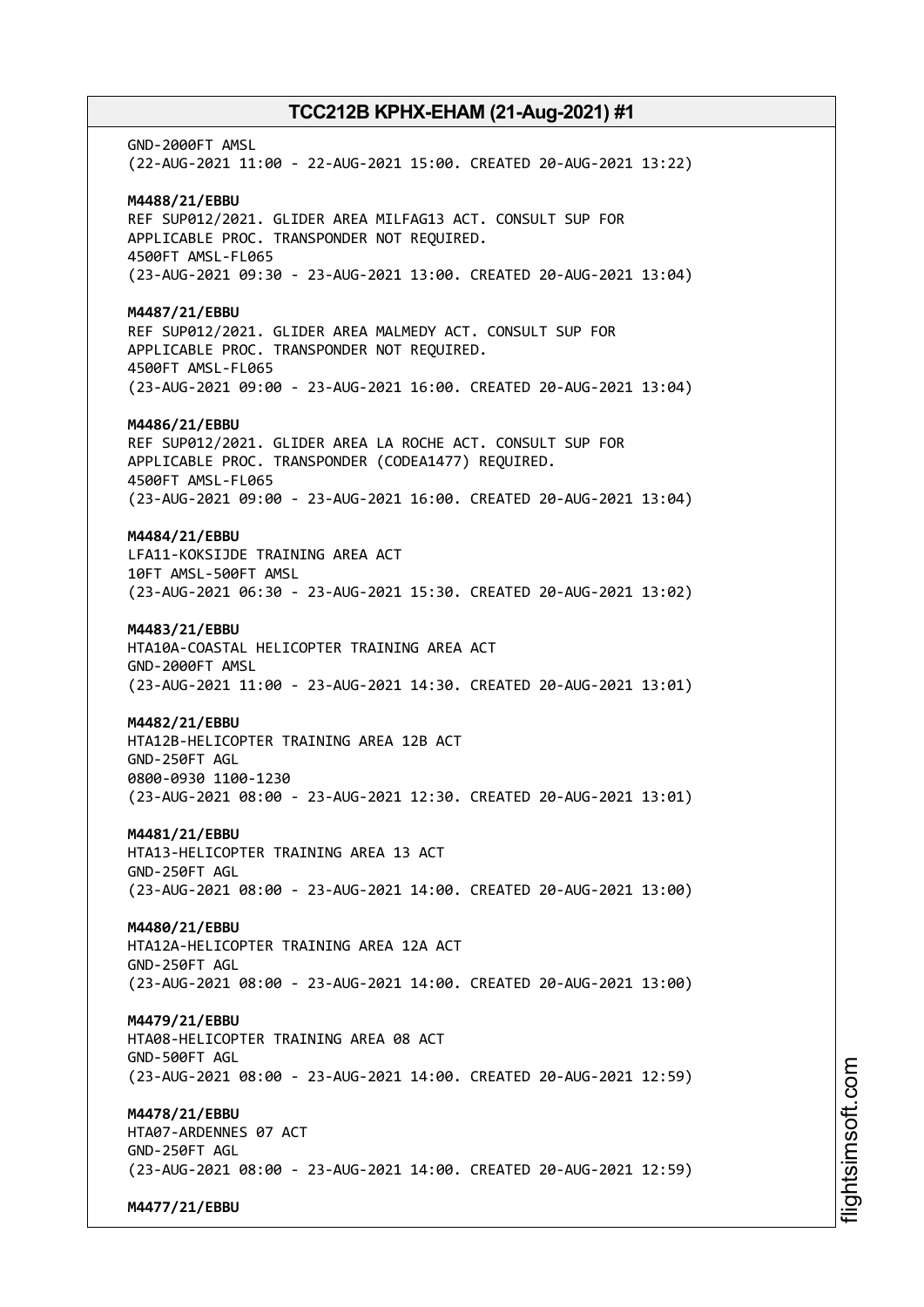GND-2000FT AMSL
(22-AUG-2021 11:00 - 22-AUG-2021 15:00. CREATED 20-AUG-2021 13:22)

**M4488/21/EBBU**
REF SUP012/2021. GLIDER AREA MILFAG13 ACT. CONSULT SUP FOR
APPLICABLE PROC. TRANSPONDER NOT REQUIRED.
4500FT AMSL-FL065
(23-AUG-2021 09:30 - 23-AUG-2021 13:00. CREATED 20-AUG-2021 13:04)

**M4487/21/EBBU**
REF SUP012/2021. GLIDER AREA MALMEDY ACT. CONSULT SUP FOR
APPLICABLE PROC. TRANSPONDER NOT REQUIRED.
4500FT AMSL-FL065
(23-AUG-2021 09:00 - 23-AUG-2021 16:00. CREATED 20-AUG-2021 13:04)

**M4486/21/EBBU**
REF SUP012/2021. GLIDER AREA LA ROCHE ACT. CONSULT SUP FOR
APPLICABLE PROC. TRANSPONDER (CODEA1477) REQUIRED.
4500FT AMSL-FL065
(23-AUG-2021 09:00 - 23-AUG-2021 16:00. CREATED 20-AUG-2021 13:04)

**M4484/21/EBBU**
LFA11-KOKSIJDE TRAINING AREA ACT
10FT AMSL-500FT AMSL
(23-AUG-2021 06:30 - 23-AUG-2021 15:30. CREATED 20-AUG-2021 13:02)

**M4483/21/EBBU**
HTA10A-COASTAL HELICOPTER TRAINING AREA ACT
GND-2000FT AMSL
(23-AUG-2021 11:00 - 23-AUG-2021 14:30. CREATED 20-AUG-2021 13:01)

**M4482/21/EBBU**
HTA12B-HELICOPTER TRAINING AREA 12B ACT
GND-250FT AGL
0800-0930 1100-1230
(23-AUG-2021 08:00 - 23-AUG-2021 12:30. CREATED 20-AUG-2021 13:01)

**M4481/21/EBBU**
HTA13-HELICOPTER TRAINING AREA 13 ACT
GND-250FT AGL
(23-AUG-2021 08:00 - 23-AUG-2021 14:00. CREATED 20-AUG-2021 13:00)

**M4480/21/EBBU**
HTA12A-HELICOPTER TRAINING AREA 12A ACT
GND-250FT AGL
(23-AUG-2021 08:00 - 23-AUG-2021 14:00. CREATED 20-AUG-2021 13:00)

**M4479/21/EBBU**
HTA08-HELICOPTER TRAINING AREA 08 ACT
GND-500FT AGL
(23-AUG-2021 08:00 - 23-AUG-2021 14:00. CREATED 20-AUG-2021 12:59)

**M4478/21/EBBU**
HTA07-ARDENNES 07 ACT
GND-250FT AGL
(23-AUG-2021 08:00 - 23-AUG-2021 14:00. CREATED 20-AUG-2021 12:59)

**M4477/21/EBBU**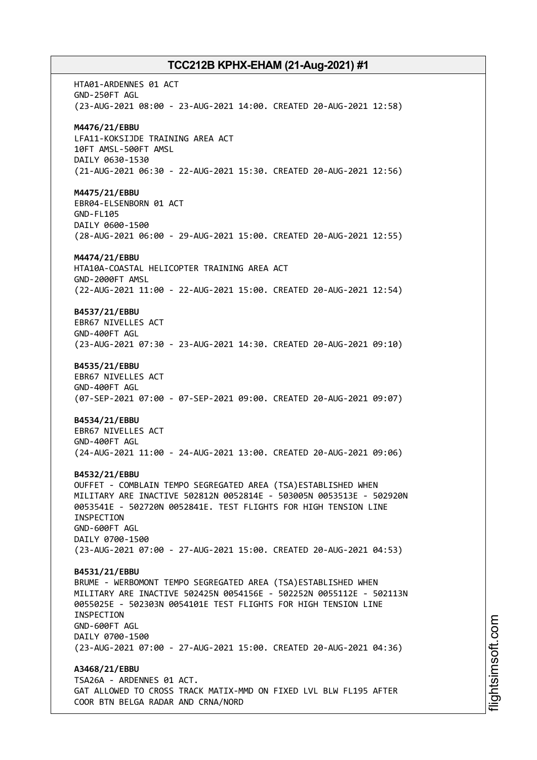HTA01-ARDENNES 01 ACT
GND-250FT AGL
(23-AUG-2021 08:00 - 23-AUG-2021 14:00. CREATED 20-AUG-2021 12:58)

**M4476/21/EBBU**
LFA11-KOKSIJDE TRAINING AREA ACT
10FT AMSL-500FT AMSL
DAILY 0630-1530
(21-AUG-2021 06:30 - 22-AUG-2021 15:30. CREATED 20-AUG-2021 12:56)

**M4475/21/EBBU**
EBR04-ELSENBORN 01 ACT
GND-FL105
DAILY 0600-1500
(28-AUG-2021 06:00 - 29-AUG-2021 15:00. CREATED 20-AUG-2021 12:55)

**M4474/21/EBBU**
HTA10A-COASTAL HELICOPTER TRAINING AREA ACT
GND-2000FT AMSL
(22-AUG-2021 11:00 - 22-AUG-2021 15:00. CREATED 20-AUG-2021 12:54)

**B4537/21/EBBU**
EBR67 NIVELLES ACT
GND-400FT AGL
(23-AUG-2021 07:30 - 23-AUG-2021 14:30. CREATED 20-AUG-2021 09:10)

**B4535/21/EBBU**
EBR67 NIVELLES ACT
GND-400FT AGL
(07-SEP-2021 07:00 - 07-SEP-2021 09:00. CREATED 20-AUG-2021 09:07)

**B4534/21/EBBU**
EBR67 NIVELLES ACT
GND-400FT AGL
(24-AUG-2021 11:00 - 24-AUG-2021 13:00. CREATED 20-AUG-2021 09:06)

**B4532/21/EBBU**
OUFFET - COMBLAIN TEMPO SEGREGATED AREA (TSA)ESTABLISHED WHEN MILITARY ARE INACTIVE 502812N 0052814E - 503005N 0053513E - 502920N 0053541E - 502720N 0052841E. TEST FLIGHTS FOR HIGH TENSION LINE INSPECTION
GND-600FT AGL
DAILY 0700-1500
(23-AUG-2021 07:00 - 27-AUG-2021 15:00. CREATED 20-AUG-2021 04:53)

**B4531/21/EBBU**
BRUME - WERBOMONT TEMPO SEGREGATED AREA (TSA)ESTABLISHED WHEN MILITARY ARE INACTIVE 502425N 0054156E - 502252N 0055112E - 502113N 0055025E - 502303N 0054101E TEST FLIGHTS FOR HIGH TENSION LINE INSPECTION
GND-600FT AGL
DAILY 0700-1500
(23-AUG-2021 07:00 - 27-AUG-2021 15:00. CREATED 20-AUG-2021 04:36)

**A3468/21/EBBU**
TSA26A - ARDENNES 01 ACT.
GAT ALLOWED TO CROSS TRACK MATIX-MMD ON FIXED LVL BLW FL195 AFTER COOR BTN BELGA RADAR AND CRNA/NORD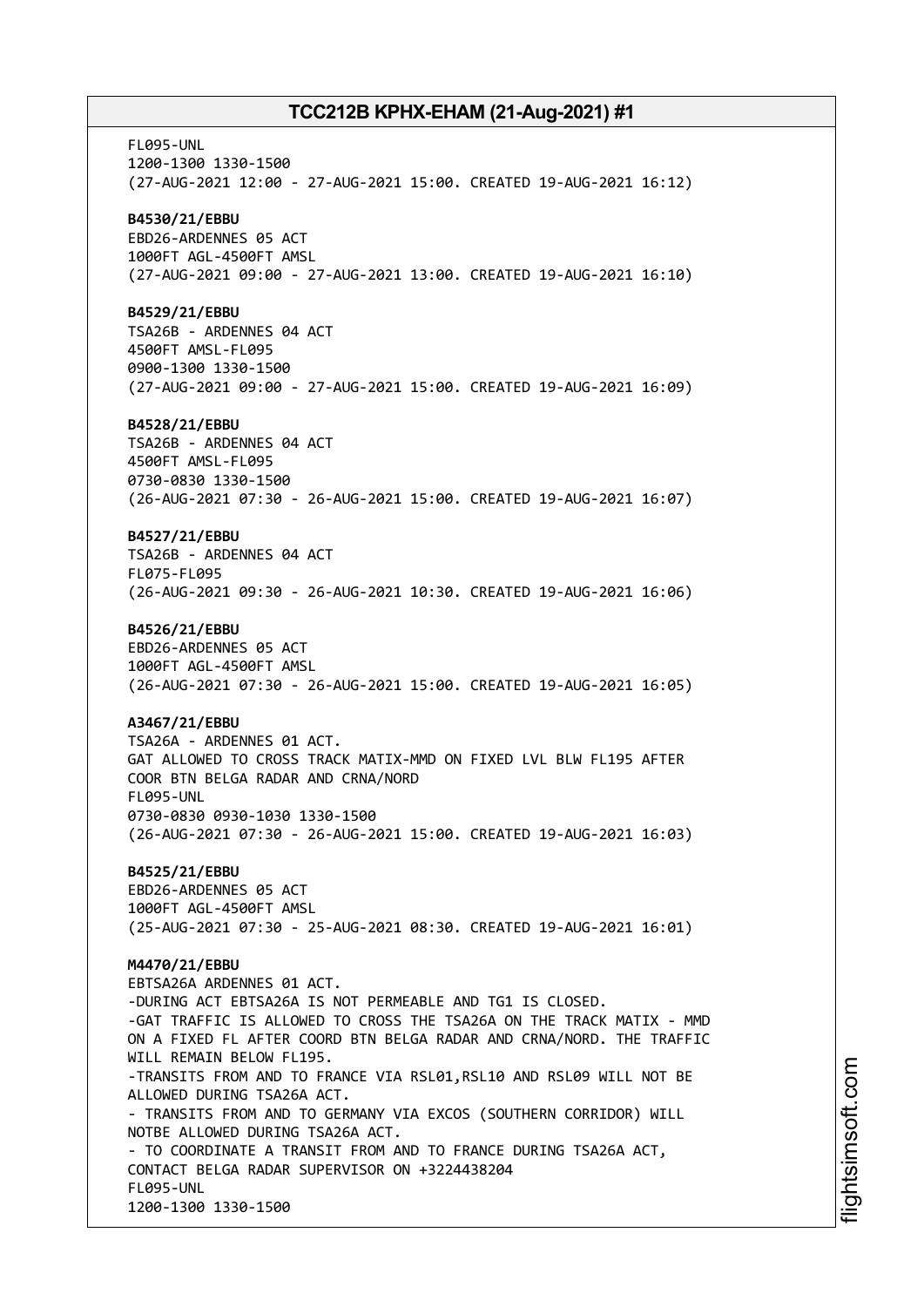FL095-UNL
1200-1300 1330-1500
(27-AUG-2021 12:00 - 27-AUG-2021 15:00. CREATED 19-AUG-2021 16:12)

**B4530/21/EBBU**
EBD26-ARDENNES 05 ACT
1000FT AGL-4500FT AMSL
(27-AUG-2021 09:00 - 27-AUG-2021 13:00. CREATED 19-AUG-2021 16:10)

**B4529/21/EBBU**
TSA26B - ARDENNES 04 ACT
4500FT AMSL-FL095
0900-1300 1330-1500
(27-AUG-2021 09:00 - 27-AUG-2021 15:00. CREATED 19-AUG-2021 16:09)

**B4528/21/EBBU**
TSA26B - ARDENNES 04 ACT
4500FT AMSL-FL095
0730-0830 1330-1500
(26-AUG-2021 07:30 - 26-AUG-2021 15:00. CREATED 19-AUG-2021 16:07)

**B4527/21/EBBU**
TSA26B - ARDENNES 04 ACT
FL075-FL095
(26-AUG-2021 09:30 - 26-AUG-2021 10:30. CREATED 19-AUG-2021 16:06)

**B4526/21/EBBU**
EBD26-ARDENNES 05 ACT
1000FT AGL-4500FT AMSL
(26-AUG-2021 07:30 - 26-AUG-2021 15:00. CREATED 19-AUG-2021 16:05)

**A3467/21/EBBU**
TSA26A - ARDENNES 01 ACT.
GAT ALLOWED TO CROSS TRACK MATIX-MMD ON FIXED LVL BLW FL195 AFTER
COOR BTN BELGA RADAR AND CRNA/NORD
FL095-UNL
0730-0830 0930-1030 1330-1500
(26-AUG-2021 07:30 - 26-AUG-2021 15:00. CREATED 19-AUG-2021 16:03)

**B4525/21/EBBU**
EBD26-ARDENNES 05 ACT
1000FT AGL-4500FT AMSL
(25-AUG-2021 07:30 - 25-AUG-2021 08:30. CREATED 19-AUG-2021 16:01)

**M4470/21/EBBU**
EBTSA26A ARDENNES 01 ACT.
-DURING ACT EBTSA26A IS NOT PERMEABLE AND TG1 IS CLOSED.
-GAT TRAFFIC IS ALLOWED TO CROSS THE TSA26A ON THE TRACK MATIX - MMD
ON A FIXED FL AFTER COORD BTN BELGA RADAR AND CRNA/NORD. THE TRAFFIC
WILL REMAIN BELOW FL195.
-TRANSITS FROM AND TO FRANCE VIA RSL01,RSL10 AND RSL09 WILL NOT BE
ALLOWED DURING TSA26A ACT.
- TRANSITS FROM AND TO GERMANY VIA EXCOS (SOUTHERN CORRIDOR) WILL
NOTBE ALLOWED DURING TSA26A ACT.
- TO COORDINATE A TRANSIT FROM AND TO FRANCE DURING TSA26A ACT,
CONTACT BELGA RADAR SUPERVISOR ON +3224438204
FL095-UNL
1200-1300 1330-1500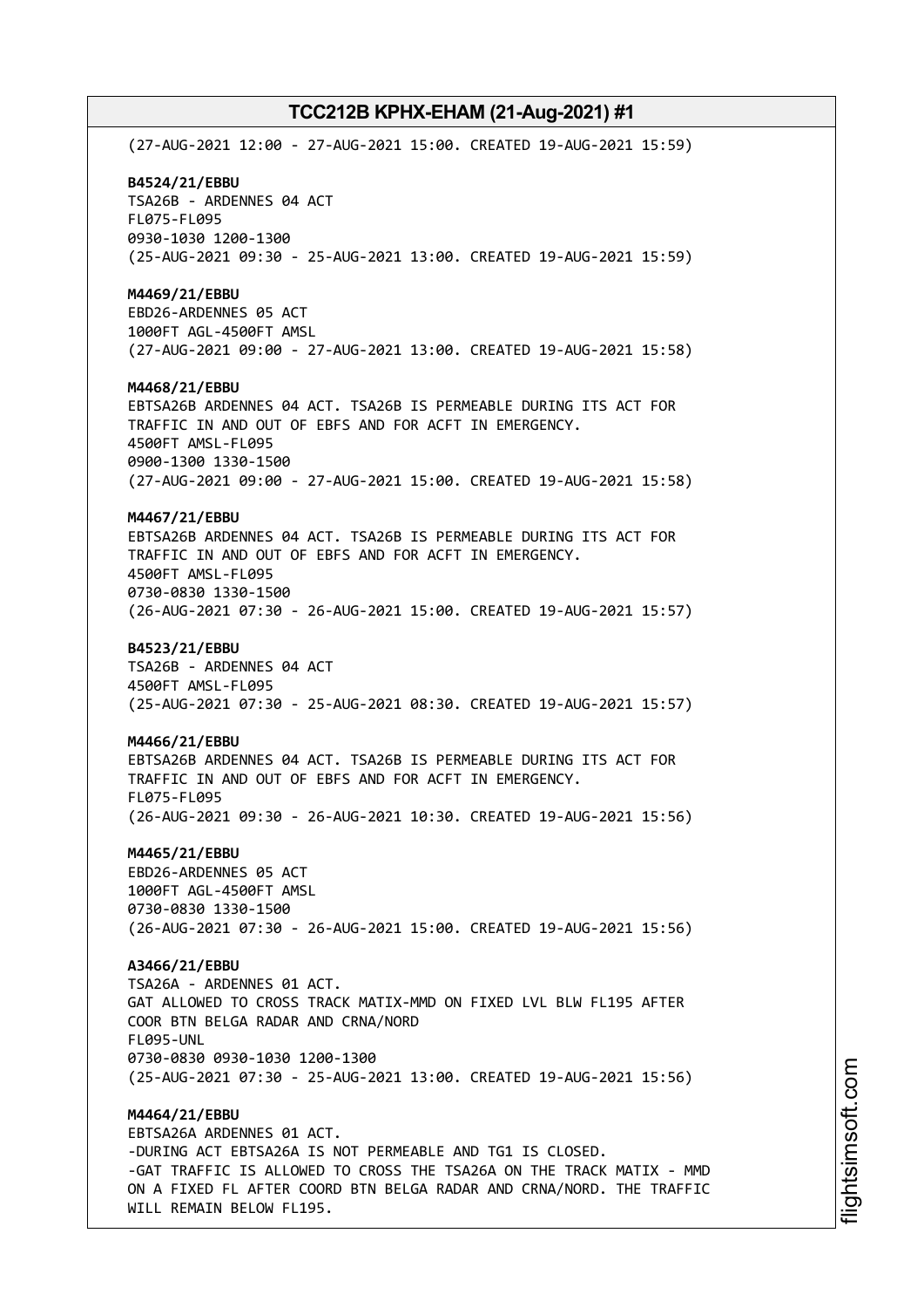(27-AUG-2021 12:00 - 27-AUG-2021 15:00. CREATED 19-AUG-2021 15:59)

**B4524/21/EBBU**
TSA26B - ARDENNES 04 ACT
FL075-FL095
0930-1030 1200-1300
(25-AUG-2021 09:30 - 25-AUG-2021 13:00. CREATED 19-AUG-2021 15:59)

**M4469/21/EBBU**
EBD26-ARDENNES 05 ACT
1000FT AGL-4500FT AMSL
(27-AUG-2021 09:00 - 27-AUG-2021 13:00. CREATED 19-AUG-2021 15:58)

**M4468/21/EBBU**
EBTSA26B ARDENNES 04 ACT. TSA26B IS PERMEABLE DURING ITS ACT FOR TRAFFIC IN AND OUT OF EBFS AND FOR ACFT IN EMERGENCY.
4500FT AMSL-FL095
0900-1300 1330-1500
(27-AUG-2021 09:00 - 27-AUG-2021 15:00. CREATED 19-AUG-2021 15:58)

**M4467/21/EBBU**
EBTSA26B ARDENNES 04 ACT. TSA26B IS PERMEABLE DURING ITS ACT FOR TRAFFIC IN AND OUT OF EBFS AND FOR ACFT IN EMERGENCY.
4500FT AMSL-FL095
0730-0830 1330-1500
(26-AUG-2021 07:30 - 26-AUG-2021 15:00. CREATED 19-AUG-2021 15:57)

**B4523/21/EBBU**
TSA26B - ARDENNES 04 ACT
4500FT AMSL-FL095
(25-AUG-2021 07:30 - 25-AUG-2021 08:30. CREATED 19-AUG-2021 15:57)

**M4466/21/EBBU**
EBTSA26B ARDENNES 04 ACT. TSA26B IS PERMEABLE DURING ITS ACT FOR TRAFFIC IN AND OUT OF EBFS AND FOR ACFT IN EMERGENCY.
FL075-FL095
(26-AUG-2021 09:30 - 26-AUG-2021 10:30. CREATED 19-AUG-2021 15:56)

**M4465/21/EBBU**
EBD26-ARDENNES 05 ACT
1000FT AGL-4500FT AMSL
0730-0830 1330-1500
(26-AUG-2021 07:30 - 26-AUG-2021 15:00. CREATED 19-AUG-2021 15:56)

**A3466/21/EBBU**
TSA26A - ARDENNES 01 ACT.
GAT ALLOWED TO CROSS TRACK MATIX-MMD ON FIXED LVL BLW FL195 AFTER COOR BTN BELGA RADAR AND CRNA/NORD
FL095-UNL
0730-0830 0930-1030 1200-1300
(25-AUG-2021 07:30 - 25-AUG-2021 13:00. CREATED 19-AUG-2021 15:56)

**M4464/21/EBBU**
EBTSA26A ARDENNES 01 ACT.
-DURING ACT EBTSA26A IS NOT PERMEABLE AND TG1 IS CLOSED.
-GAT TRAFFIC IS ALLOWED TO CROSS THE TSA26A ON THE TRACK MATIX - MMD ON A FIXED FL AFTER COORD BTN BELGA RADAR AND CRNA/NORD. THE TRAFFIC WILL REMAIN BELOW FL195.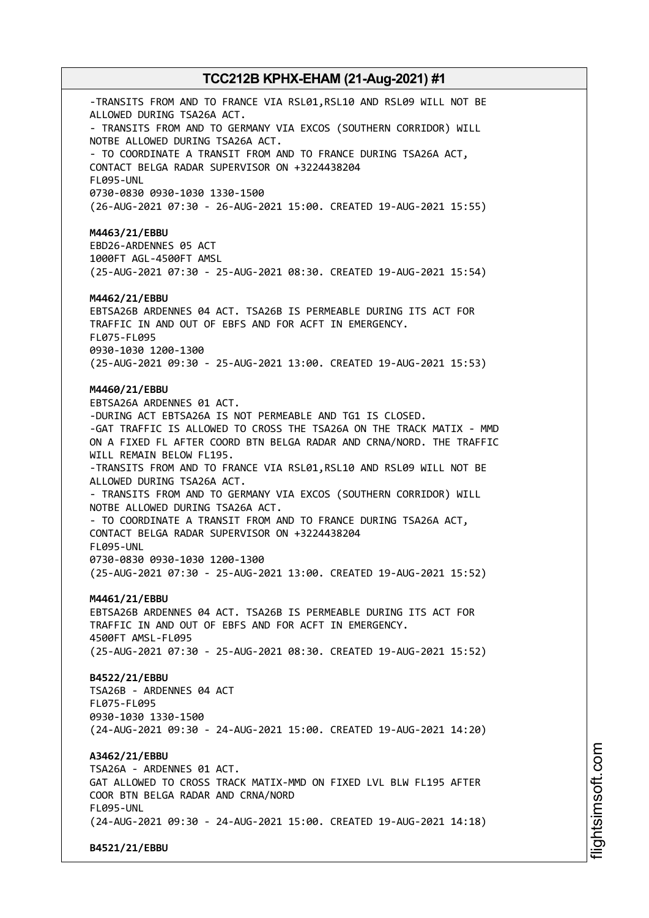-TRANSITS FROM AND TO FRANCE VIA RSL01,RSL10 AND RSL09 WILL NOT BE ALLOWED DURING TSA26A ACT.
- TRANSITS FROM AND TO GERMANY VIA EXCOS (SOUTHERN CORRIDOR) WILL NOTBE ALLOWED DURING TSA26A ACT.
- TO COORDINATE A TRANSIT FROM AND TO FRANCE DURING TSA26A ACT, CONTACT BELGA RADAR SUPERVISOR ON +3224438204
FL095-UNL
0730-0830 0930-1030 1330-1500
(26-AUG-2021 07:30 - 26-AUG-2021 15:00. CREATED 19-AUG-2021 15:55)

**M4463/21/EBBU**
EBD26-ARDENNES 05 ACT
1000FT AGL-4500FT AMSL
(25-AUG-2021 07:30 - 25-AUG-2021 08:30. CREATED 19-AUG-2021 15:54)

**M4462/21/EBBU**
EBTSA26B ARDENNES 04 ACT. TSA26B IS PERMEABLE DURING ITS ACT FOR TRAFFIC IN AND OUT OF EBFS AND FOR ACFT IN EMERGENCY.
FL075-FL095
0930-1030 1200-1300
(25-AUG-2021 09:30 - 25-AUG-2021 13:00. CREATED 19-AUG-2021 15:53)

**M4460/21/EBBU**
EBTSA26A ARDENNES 01 ACT.
-DURING ACT EBTSA26A IS NOT PERMEABLE AND TG1 IS CLOSED.
-GAT TRAFFIC IS ALLOWED TO CROSS THE TSA26A ON THE TRACK MATIX - MMD ON A FIXED FL AFTER COORD BTN BELGA RADAR AND CRNA/NORD. THE TRAFFIC WILL REMAIN BELOW FL195.
-TRANSITS FROM AND TO FRANCE VIA RSL01,RSL10 AND RSL09 WILL NOT BE ALLOWED DURING TSA26A ACT.
- TRANSITS FROM AND TO GERMANY VIA EXCOS (SOUTHERN CORRIDOR) WILL NOTBE ALLOWED DURING TSA26A ACT.
- TO COORDINATE A TRANSIT FROM AND TO FRANCE DURING TSA26A ACT, CONTACT BELGA RADAR SUPERVISOR ON +3224438204
FL095-UNL
0730-0830 0930-1030 1200-1300
(25-AUG-2021 07:30 - 25-AUG-2021 13:00. CREATED 19-AUG-2021 15:52)

**M4461/21/EBBU**
EBTSA26B ARDENNES 04 ACT. TSA26B IS PERMEABLE DURING ITS ACT FOR TRAFFIC IN AND OUT OF EBFS AND FOR ACFT IN EMERGENCY.
4500FT AMSL-FL095
(25-AUG-2021 07:30 - 25-AUG-2021 08:30. CREATED 19-AUG-2021 15:52)

**B4522/21/EBBU**
TSA26B - ARDENNES 04 ACT
FL075-FL095
0930-1030 1330-1500
(24-AUG-2021 09:30 - 24-AUG-2021 15:00. CREATED 19-AUG-2021 14:20)

**A3462/21/EBBU**
TSA26A - ARDENNES 01 ACT.
GAT ALLOWED TO CROSS TRACK MATIX-MMD ON FIXED LVL BLW FL195 AFTER COOR BTN BELGA RADAR AND CRNA/NORD
FL095-UNL
(24-AUG-2021 09:30 - 24-AUG-2021 15:00. CREATED 19-AUG-2021 14:18)

**B4521/21/EBBU**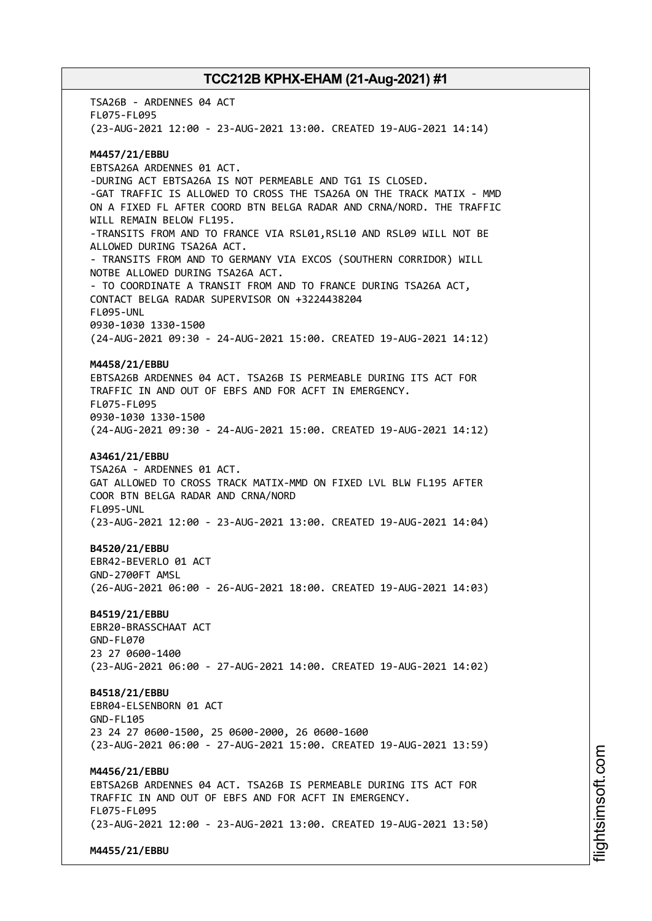TSA26B - ARDENNES 04 ACT
FL075-FL095
(23-AUG-2021 12:00 - 23-AUG-2021 13:00. CREATED 19-AUG-2021 14:14)

**M4457/21/EBBU**
EBTSA26A ARDENNES 01 ACT.
-DURING ACT EBTSA26A IS NOT PERMEABLE AND TG1 IS CLOSED.
-GAT TRAFFIC IS ALLOWED TO CROSS THE TSA26A ON THE TRACK MATIX - MMD ON A FIXED FL AFTER COORD BTN BELGA RADAR AND CRNA/NORD. THE TRAFFIC WILL REMAIN BELOW FL195.
-TRANSITS FROM AND TO FRANCE VIA RSL01,RSL10 AND RSL09 WILL NOT BE ALLOWED DURING TSA26A ACT.
- TRANSITS FROM AND TO GERMANY VIA EXCOS (SOUTHERN CORRIDOR) WILL NOTBE ALLOWED DURING TSA26A ACT.
- TO COORDINATE A TRANSIT FROM AND TO FRANCE DURING TSA26A ACT, CONTACT BELGA RADAR SUPERVISOR ON +3224438204
FL095-UNL
0930-1030 1330-1500
(24-AUG-2021 09:30 - 24-AUG-2021 15:00. CREATED 19-AUG-2021 14:12)

**M4458/21/EBBU**
EBTSA26B ARDENNES 04 ACT. TSA26B IS PERMEABLE DURING ITS ACT FOR TRAFFIC IN AND OUT OF EBFS AND FOR ACFT IN EMERGENCY.
FL075-FL095
0930-1030 1330-1500
(24-AUG-2021 09:30 - 24-AUG-2021 15:00. CREATED 19-AUG-2021 14:12)

**A3461/21/EBBU**
TSA26A - ARDENNES 01 ACT.
GAT ALLOWED TO CROSS TRACK MATIX-MMD ON FIXED LVL BLW FL195 AFTER COOR BTN BELGA RADAR AND CRNA/NORD
FL095-UNL
(23-AUG-2021 12:00 - 23-AUG-2021 13:00. CREATED 19-AUG-2021 14:04)

**B4520/21/EBBU**
EBR42-BEVERLO 01 ACT
GND-2700FT AMSL
(26-AUG-2021 06:00 - 26-AUG-2021 18:00. CREATED 19-AUG-2021 14:03)

**B4519/21/EBBU**
EBR20-BRASSCHAAT ACT
GND-FL070
23 27 0600-1400
(23-AUG-2021 06:00 - 27-AUG-2021 14:00. CREATED 19-AUG-2021 14:02)

**B4518/21/EBBU**
EBR04-ELSENBORN 01 ACT
GND-FL105
23 24 27 0600-1500, 25 0600-2000, 26 0600-1600
(23-AUG-2021 06:00 - 27-AUG-2021 15:00. CREATED 19-AUG-2021 13:59)

**M4456/21/EBBU**
EBTSA26B ARDENNES 04 ACT. TSA26B IS PERMEABLE DURING ITS ACT FOR TRAFFIC IN AND OUT OF EBFS AND FOR ACFT IN EMERGENCY.
FL075-FL095
(23-AUG-2021 12:00 - 23-AUG-2021 13:00. CREATED 19-AUG-2021 13:50)

**M4455/21/EBBU**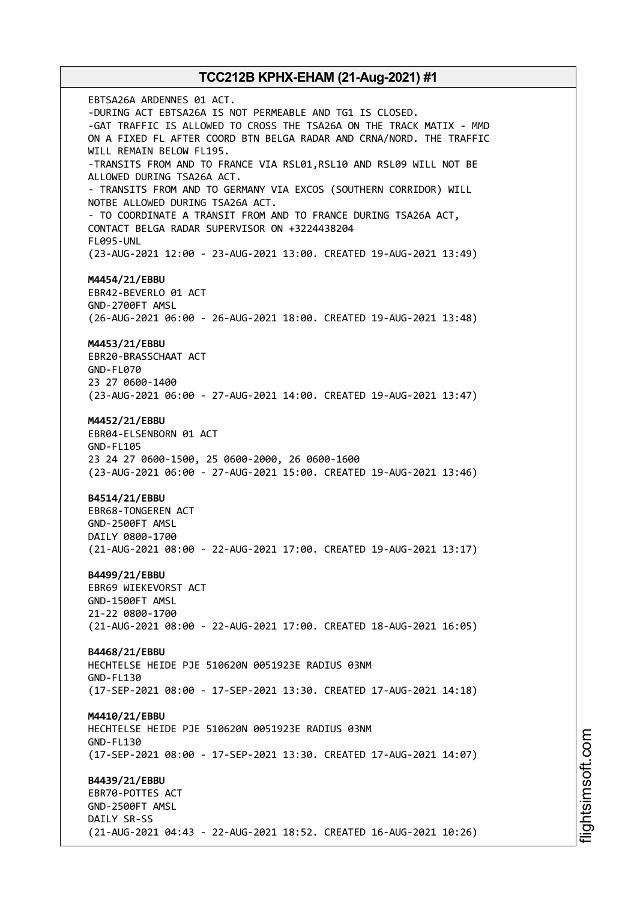EBTSA26A ARDENNES 01 ACT.
-DURING ACT EBTSA26A IS NOT PERMEABLE AND TG1 IS CLOSED.
-GAT TRAFFIC IS ALLOWED TO CROSS THE TSA26A ON THE TRACK MATIX - MMD ON A FIXED FL AFTER COORD BTN BELGA RADAR AND CRNA/NORD. THE TRAFFIC WILL REMAIN BELOW FL195.
-TRANSITS FROM AND TO FRANCE VIA RSL01,RSL10 AND RSL09 WILL NOT BE ALLOWED DURING TSA26A ACT.
- TRANSITS FROM AND TO GERMANY VIA EXCOS (SOUTHERN CORRIDOR) WILL NOTBE ALLOWED DURING TSA26A ACT.
- TO COORDINATE A TRANSIT FROM AND TO FRANCE DURING TSA26A ACT, CONTACT BELGA RADAR SUPERVISOR ON +3224438204
FL095-UNL
(23-AUG-2021 12:00 - 23-AUG-2021 13:00. CREATED 19-AUG-2021 13:49)

**M4454/21/EBBU**
EBR42-BEVERLO 01 ACT
GND-2700FT AMSL
(26-AUG-2021 06:00 - 26-AUG-2021 18:00. CREATED 19-AUG-2021 13:48)

**M4453/21/EBBU**
EBR20-BRASSCHAAT ACT
GND-FL070
23 27 0600-1400
(23-AUG-2021 06:00 - 27-AUG-2021 14:00. CREATED 19-AUG-2021 13:47)

**M4452/21/EBBU**
EBR04-ELSENBORN 01 ACT
GND-FL105
23 24 27 0600-1500, 25 0600-2000, 26 0600-1600
(23-AUG-2021 06:00 - 27-AUG-2021 15:00. CREATED 19-AUG-2021 13:46)

**B4514/21/EBBU**
EBR68-TONGEREN ACT
GND-2500FT AMSL
DAILY 0800-1700
(21-AUG-2021 08:00 - 22-AUG-2021 17:00. CREATED 19-AUG-2021 13:17)

**B4499/21/EBBU**
EBR69 WIEKEVORST ACT
GND-1500FT AMSL
21-22 0800-1700
(21-AUG-2021 08:00 - 22-AUG-2021 17:00. CREATED 18-AUG-2021 16:05)

**B4468/21/EBBU**
HECHTELSE HEIDE PJE 510620N 0051923E RADIUS 03NM
GND-FL130
(17-SEP-2021 08:00 - 17-SEP-2021 13:30. CREATED 17-AUG-2021 14:18)

**M4410/21/EBBU**
HECHTELSE HEIDE PJE 510620N 0051923E RADIUS 03NM
GND-FL130
(17-SEP-2021 08:00 - 17-SEP-2021 13:30. CREATED 17-AUG-2021 14:07)

**B4439/21/EBBU**
EBR70-POTTES ACT
GND-2500FT AMSL
DAILY SR-SS
(21-AUG-2021 04:43 - 22-AUG-2021 18:52. CREATED 16-AUG-2021 10:26)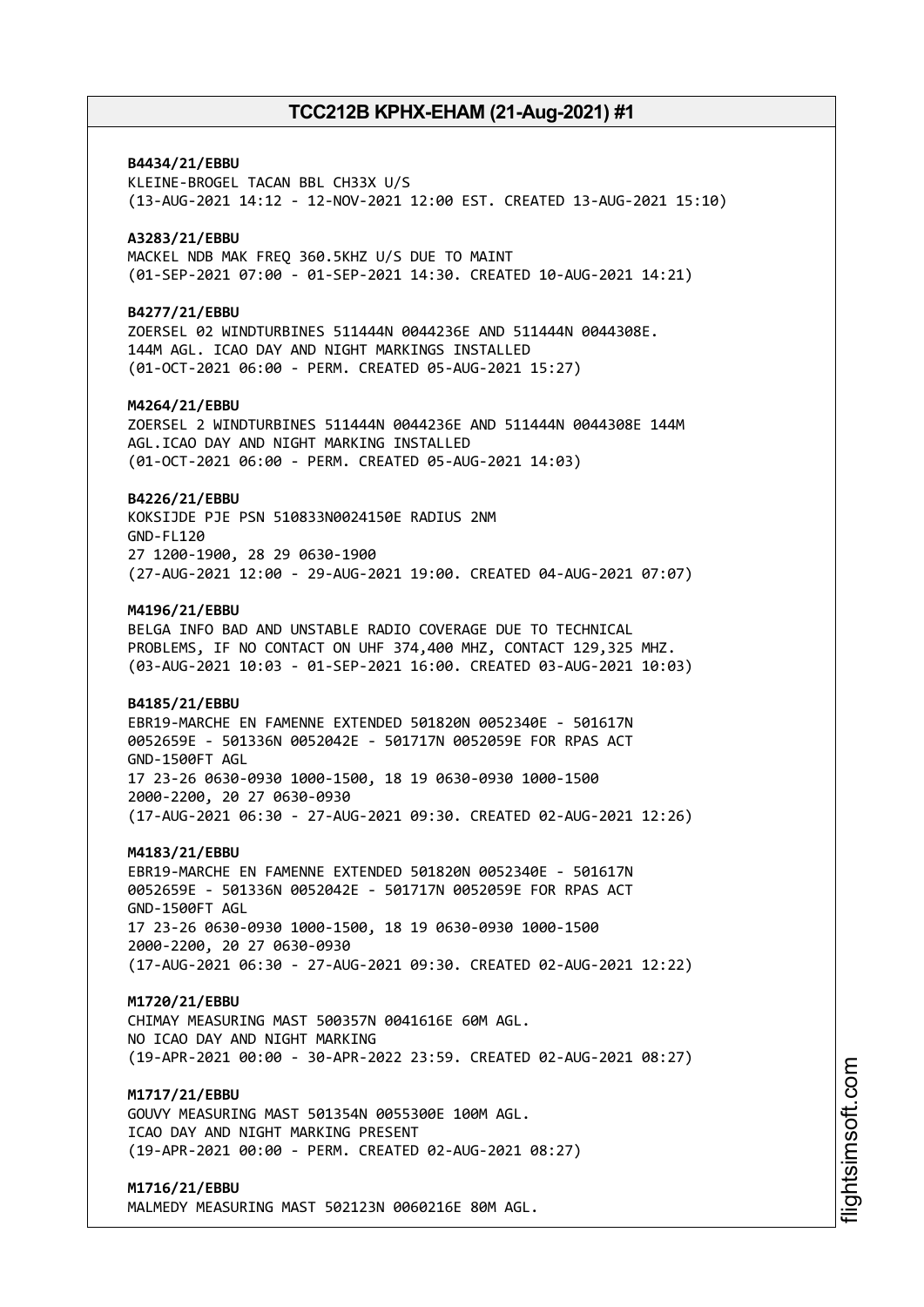**B4434/21/EBBU**
KLEINE-BROGEL TACAN BBL CH33X U/S
(13-AUG-2021 14:12 - 12-NOV-2021 12:00 EST. CREATED 13-AUG-2021 15:10)

**A3283/21/EBBU**
MACKEL NDB MAK FREQ 360.5KHZ U/S DUE TO MAINT
(01-SEP-2021 07:00 - 01-SEP-2021 14:30. CREATED 10-AUG-2021 14:21)

**B4277/21/EBBU**
ZOERSEL 02 WINDTURBINES 511444N 0044236E AND 511444N 0044308E.
144M AGL. ICAO DAY AND NIGHT MARKINGS INSTALLED
(01-OCT-2021 06:00 - PERM. CREATED 05-AUG-2021 15:27)

**M4264/21/EBBU**
ZOERSEL 2 WINDTURBINES 511444N 0044236E AND 511444N 0044308E 144M
AGL.ICAO DAY AND NIGHT MARKING INSTALLED
(01-OCT-2021 06:00 - PERM. CREATED 05-AUG-2021 14:03)

**B4226/21/EBBU**
KOKSIJDE PJE PSN 510833N0024150E RADIUS 2NM
GND-FL120
27 1200-1900, 28 29 0630-1900
(27-AUG-2021 12:00 - 29-AUG-2021 19:00. CREATED 04-AUG-2021 07:07)

**M4196/21/EBBU**
BELGA INFO BAD AND UNSTABLE RADIO COVERAGE DUE TO TECHNICAL
PROBLEMS, IF NO CONTACT ON UHF 374,400 MHZ, CONTACT 129,325 MHZ.
(03-AUG-2021 10:03 - 01-SEP-2021 16:00. CREATED 03-AUG-2021 10:03)

**B4185/21/EBBU**
EBR19-MARCHE EN FAMENNE EXTENDED 501820N 0052340E - 501617N
0052659E - 501336N 0052042E - 501717N 0052059E FOR RPAS ACT
GND-1500FT AGL
17 23-26 0630-0930 1000-1500, 18 19 0630-0930 1000-1500
2000-2200, 20 27 0630-0930
(17-AUG-2021 06:30 - 27-AUG-2021 09:30. CREATED 02-AUG-2021 12:26)

**M4183/21/EBBU**
EBR19-MARCHE EN FAMENNE EXTENDED 501820N 0052340E - 501617N
0052659E - 501336N 0052042E - 501717N 0052059E FOR RPAS ACT
GND-1500FT AGL
17 23-26 0630-0930 1000-1500, 18 19 0630-0930 1000-1500
2000-2200, 20 27 0630-0930
(17-AUG-2021 06:30 - 27-AUG-2021 09:30. CREATED 02-AUG-2021 12:22)

**M1720/21/EBBU**
CHIMAY MEASURING MAST 500357N 0041616E 60M AGL.
NO ICAO DAY AND NIGHT MARKING
(19-APR-2021 00:00 - 30-APR-2022 23:59. CREATED 02-AUG-2021 08:27)

**M1717/21/EBBU**
GOUVY MEASURING MAST 501354N 0055300E 100M AGL.
ICAO DAY AND NIGHT MARKING PRESENT
(19-APR-2021 00:00 - PERM. CREATED 02-AUG-2021 08:27)

**M1716/21/EBBU**
MALMEDY MEASURING MAST 502123N 0060216E 80M AGL.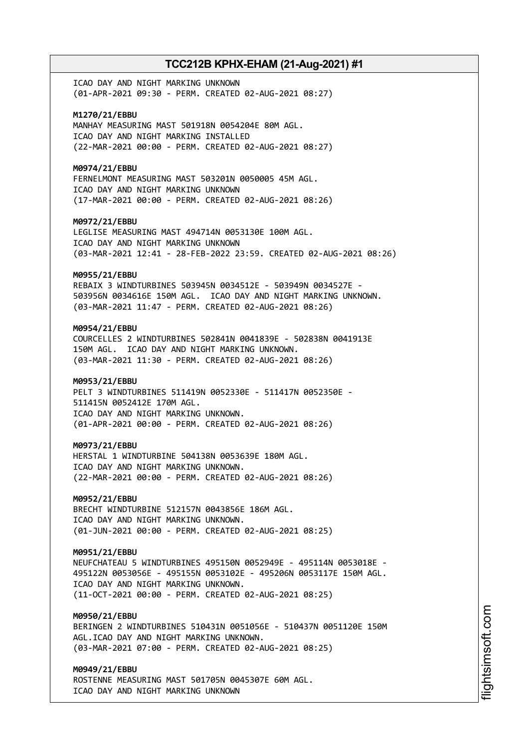ICAO DAY AND NIGHT MARKING UNKNOWN
(01-APR-2021 09:30 - PERM. CREATED 02-AUG-2021 08:27)

**M1270/21/EBBU**
MANHAY MEASURING MAST 501918N 0054204E 80M AGL.
ICAO DAY AND NIGHT MARKING INSTALLED
(22-MAR-2021 00:00 - PERM. CREATED 02-AUG-2021 08:27)

**M0974/21/EBBU**
FERNELMONT MEASURING MAST 503201N 0050005 45M AGL.
ICAO DAY AND NIGHT MARKING UNKNOWN
(17-MAR-2021 00:00 - PERM. CREATED 02-AUG-2021 08:26)

**M0972/21/EBBU**
LEGLISE MEASURING MAST 494714N 0053130E 100M AGL.
ICAO DAY AND NIGHT MARKING UNKNOWN
(03-MAR-2021 12:41 - 28-FEB-2022 23:59. CREATED 02-AUG-2021 08:26)

**M0955/21/EBBU**
REBAIX 3 WINDTURBINES 503945N 0034512E - 503949N 0034527E -
503956N 0034616E 150M AGL. ICAO DAY AND NIGHT MARKING UNKNOWN.
(03-MAR-2021 11:47 - PERM. CREATED 02-AUG-2021 08:26)

**M0954/21/EBBU**
COURCELLES 2 WINDTURBINES 502841N 0041839E - 502838N 0041913E
150M AGL. ICAO DAY AND NIGHT MARKING UNKNOWN.
(03-MAR-2021 11:30 - PERM. CREATED 02-AUG-2021 08:26)

**M0953/21/EBBU**
PELT 3 WINDTURBINES 511419N 0052330E - 511417N 0052350E -
511415N 0052412E 170M AGL.
ICAO DAY AND NIGHT MARKING UNKNOWN.
(01-APR-2021 00:00 - PERM. CREATED 02-AUG-2021 08:26)

**M0973/21/EBBU**
HERSTAL 1 WINDTURBINE 504138N 0053639E 180M AGL.
ICAO DAY AND NIGHT MARKING UNKNOWN.
(22-MAR-2021 00:00 - PERM. CREATED 02-AUG-2021 08:26)

**M0952/21/EBBU**
BRECHT WINDTURBINE 512157N 0043856E 186M AGL.
ICAO DAY AND NIGHT MARKING UNKNOWN.
(01-JUN-2021 00:00 - PERM. CREATED 02-AUG-2021 08:25)

**M0951/21/EBBU**
NEUFCHATEAU 5 WINDTURBINES 495150N 0052949E - 495114N 0053018E -
495122N 0053056E - 495155N 0053102E - 495206N 0053117E 150M AGL.
ICAO DAY AND NIGHT MARKING UNKNOWN.
(11-OCT-2021 00:00 - PERM. CREATED 02-AUG-2021 08:25)

**M0950/21/EBBU**
BERINGEN 2 WINDTURBINES 510431N 0051056E - 510437N 0051120E 150M
AGL.ICAO DAY AND NIGHT MARKING UNKNOWN.
(03-MAR-2021 07:00 - PERM. CREATED 02-AUG-2021 08:25)

**M0949/21/EBBU**
ROSTENNE MEASURING MAST 501705N 0045307E 60M AGL.
ICAO DAY AND NIGHT MARKING UNKNOWN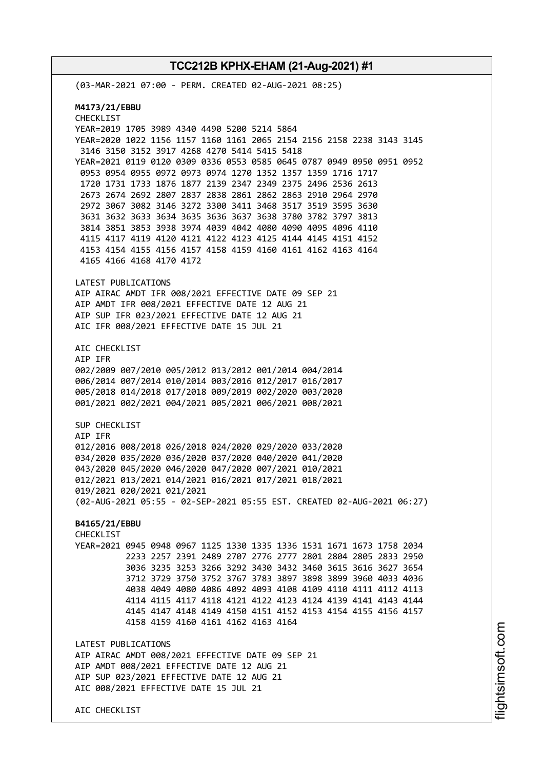(03-MAR-2021 07:00 - PERM. CREATED 02-AUG-2021 08:25)

**M4173/21/EBBU**
CHECKLIST
YEAR=2019 1705 3989 4340 4490 5200 5214 5864
YEAR=2020 1022 1156 1157 1160 1161 2065 2154 2156 2158 2238 3143 3145
3146 3150 3152 3917 4268 4270 5414 5415 5418
YEAR=2021 0119 0120 0309 0336 0553 0585 0645 0787 0949 0950 0951 0952
0953 0954 0955 0972 0973 0974 1270 1352 1357 1359 1716 1717
1720 1731 1733 1876 1877 2139 2347 2349 2375 2496 2536 2613
2673 2674 2692 2807 2837 2838 2861 2862 2863 2910 2964 2970
2972 3067 3082 3146 3272 3300 3411 3468 3517 3519 3595 3630
3631 3632 3633 3634 3635 3636 3637 3638 3780 3782 3797 3813
3814 3851 3853 3938 3974 4039 4042 4080 4090 4095 4096 4110
4115 4117 4119 4120 4121 4122 4123 4125 4144 4145 4151 4152
4153 4154 4155 4156 4157 4158 4159 4160 4161 4162 4163 4164
4165 4166 4168 4170 4172

LATEST PUBLICATIONS
AIP AIRAC AMDT IFR 008/2021 EFFECTIVE DATE 09 SEP 21
AIP AMDT IFR 008/2021 EFFECTIVE DATE 12 AUG 21
AIP SUP IFR 023/2021 EFFECTIVE DATE 12 AUG 21
AIC IFR 008/2021 EFFECTIVE DATE 15 JUL 21

AIC CHECKLIST
AIP IFR
002/2009 007/2010 005/2012 013/2012 001/2014 004/2014
006/2014 007/2014 010/2014 003/2016 012/2017 016/2017
005/2018 014/2018 017/2018 009/2019 002/2020 003/2020
001/2021 002/2021 004/2021 005/2021 006/2021 008/2021

SUP CHECKLIST
AIP IFR
012/2016 008/2018 026/2018 024/2020 029/2020 033/2020
034/2020 035/2020 036/2020 037/2020 040/2020 041/2020
043/2020 045/2020 046/2020 047/2020 007/2021 010/2021
012/2021 013/2021 014/2021 016/2021 017/2021 018/2021
019/2021 020/2021 021/2021
(02-AUG-2021 05:55 - 02-SEP-2021 05:55 EST. CREATED 02-AUG-2021 06:27)

**B4165/21/EBBU**
CHECKLIST
YEAR=2021 0945 0948 0967 1125 1330 1335 1336 1531 1671 1673 1758 2034
2233 2257 2391 2489 2707 2776 2777 2801 2804 2805 2833 2950
3036 3235 3253 3266 3292 3430 3432 3460 3615 3616 3627 3654
3712 3729 3750 3752 3767 3783 3897 3898 3899 3960 4033 4036
4038 4049 4080 4086 4092 4093 4108 4109 4110 4111 4112 4113
4114 4115 4117 4118 4121 4122 4123 4124 4139 4141 4143 4144
4145 4147 4148 4149 4150 4151 4152 4153 4154 4155 4156 4157
4158 4159 4160 4161 4162 4163 4164

LATEST PUBLICATIONS
AIP AIRAC AMDT 008/2021 EFFECTIVE DATE 09 SEP 21
AIP AMDT 008/2021 EFFECTIVE DATE 12 AUG 21
AIP SUP 023/2021 EFFECTIVE DATE 12 AUG 21
AIC 008/2021 EFFECTIVE DATE 15 JUL 21

AIC CHECKLIST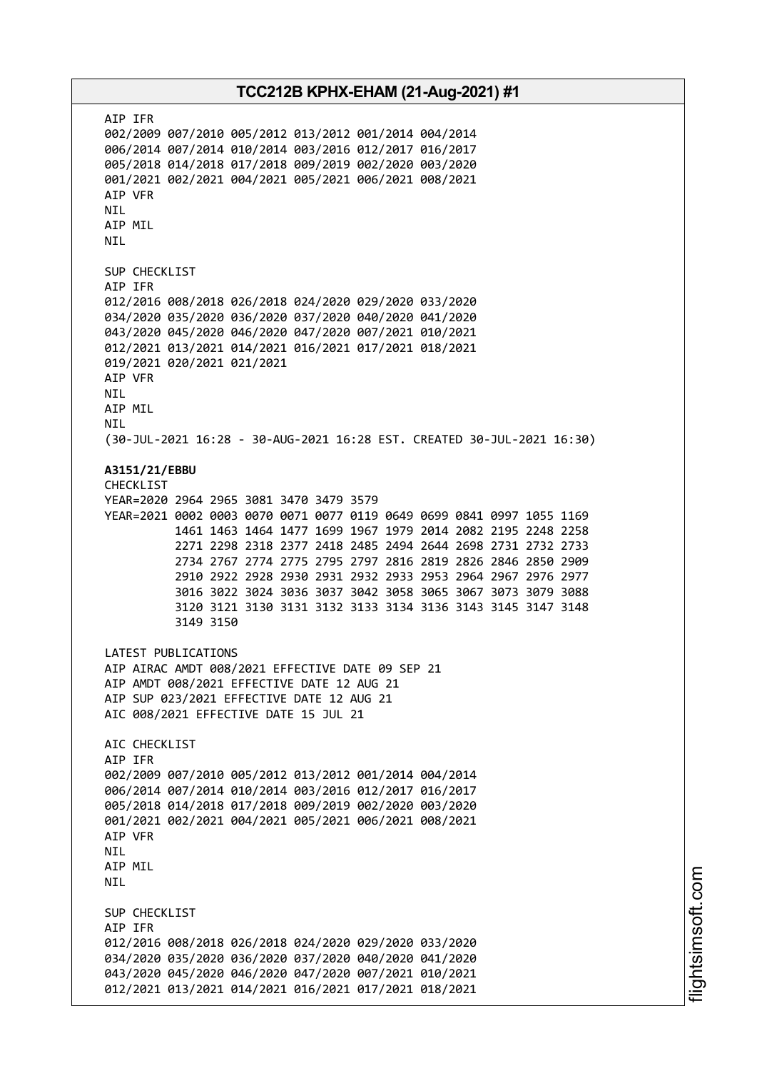AIP IFR
002/2009 007/2010 005/2012 013/2012 001/2014 004/2014
006/2014 007/2014 010/2014 003/2016 012/2017 016/2017
005/2018 014/2018 017/2018 009/2019 002/2020 003/2020
001/2021 002/2021 004/2021 005/2021 006/2021 008/2021
AIP VFR
NIL
AIP MIL
NIL

SUP CHECKLIST
AIP IFR
012/2016 008/2018 026/2018 024/2020 029/2020 033/2020
034/2020 035/2020 036/2020 037/2020 040/2020 041/2020
043/2020 045/2020 046/2020 047/2020 007/2021 010/2021
012/2021 013/2021 014/2021 016/2021 017/2021 018/2021
019/2021 020/2021 021/2021
AIP VFR
NIL
AIP MIL
NIL
(30-JUL-2021 16:28 - 30-AUG-2021 16:28 EST. CREATED 30-JUL-2021 16:30)

**A3151/21/EBBU**
CHECKLIST
YEAR=2020 2964 2965 3081 3470 3479 3579
YEAR=2021 0002 0003 0070 0071 0077 0119 0649 0699 0841 0997 1055 1169
1461 1463 1464 1477 1699 1967 1979 2014 2082 2195 2248 2258
2271 2298 2318 2377 2418 2485 2494 2644 2698 2731 2732 2733
2734 2767 2774 2775 2795 2797 2816 2819 2826 2846 2850 2909
2910 2922 2928 2930 2931 2932 2933 2953 2964 2967 2976 2977
3016 3022 3024 3036 3037 3042 3058 3065 3067 3073 3079 3088
3120 3121 3130 3131 3132 3133 3134 3136 3143 3145 3147 3148
3149 3150

LATEST PUBLICATIONS
AIP AIRAC AMDT 008/2021 EFFECTIVE DATE 09 SEP 21
AIP AMDT 008/2021 EFFECTIVE DATE 12 AUG 21
AIP SUP 023/2021 EFFECTIVE DATE 12 AUG 21
AIC 008/2021 EFFECTIVE DATE 15 JUL 21

AIC CHECKLIST
AIP IFR
002/2009 007/2010 005/2012 013/2012 001/2014 004/2014
006/2014 007/2014 010/2014 003/2016 012/2017 016/2017
005/2018 014/2018 017/2018 009/2019 002/2020 003/2020
001/2021 002/2021 004/2021 005/2021 006/2021 008/2021
AIP VFR
NIL
AIP MIL
NIL

SUP CHECKLIST
AIP IFR
012/2016 008/2018 026/2018 024/2020 029/2020 033/2020
034/2020 035/2020 036/2020 037/2020 040/2020 041/2020
043/2020 045/2020 046/2020 047/2020 007/2021 010/2021
012/2021 013/2021 014/2021 016/2021 017/2021 018/2021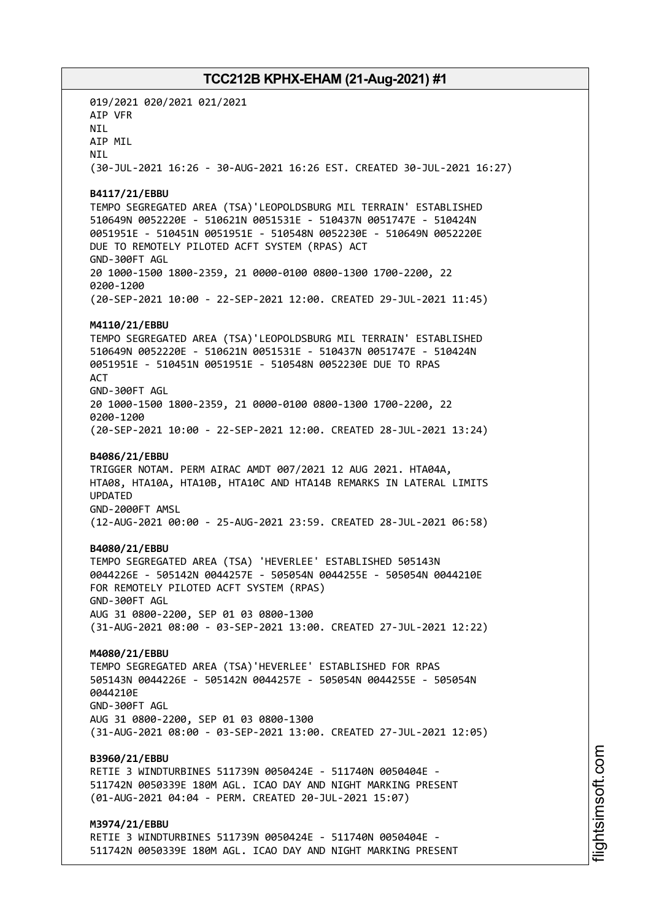019/2021 020/2021 021/2021
AIP VFR
NIL
AIP MIL
NIL
(30-JUL-2021 16:26 - 30-AUG-2021 16:26 EST. CREATED 30-JUL-2021 16:27)

**B4117/21/EBBU**
TEMPO SEGREGATED AREA (TSA)'LEOPOLDSBURG MIL TERRAIN' ESTABLISHED
510649N 0052220E - 510621N 0051531E - 510437N 0051747E - 510424N
0051951E - 510451N 0051951E - 510548N 0052230E - 510649N 0052220E
DUE TO REMOTELY PILOTED ACFT SYSTEM (RPAS) ACT
GND-300FT AGL
20 1000-1500 1800-2359, 21 0000-0100 0800-1300 1700-2200, 22
0200-1200
(20-SEP-2021 10:00 - 22-SEP-2021 12:00. CREATED 29-JUL-2021 11:45)

**M4110/21/EBBU**
TEMPO SEGREGATED AREA (TSA)'LEOPOLDSBURG MIL TERRAIN' ESTABLISHED
510649N 0052220E - 510621N 0051531E - 510437N 0051747E - 510424N
0051951E - 510451N 0051951E - 510548N 0052230E DUE TO RPAS
ACT
GND-300FT AGL
20 1000-1500 1800-2359, 21 0000-0100 0800-1300 1700-2200, 22
0200-1200
(20-SEP-2021 10:00 - 22-SEP-2021 12:00. CREATED 28-JUL-2021 13:24)

**B4086/21/EBBU**
TRIGGER NOTAM. PERM AIRAC AMDT 007/2021 12 AUG 2021. HTA04A,
HTA08, HTA10A, HTA10B, HTA10C AND HTA14B REMARKS IN LATERAL LIMITS
UPDATED
GND-2000FT AMSL
(12-AUG-2021 00:00 - 25-AUG-2021 23:59. CREATED 28-JUL-2021 06:58)

**B4080/21/EBBU**
TEMPO SEGREGATED AREA (TSA) 'HEVERLEE' ESTABLISHED 505143N
0044226E - 505142N 0044257E - 505054N 0044255E - 505054N 0044210E
FOR REMOTELY PILOTED ACFT SYSTEM (RPAS)
GND-300FT AGL
AUG 31 0800-2200, SEP 01 03 0800-1300
(31-AUG-2021 08:00 - 03-SEP-2021 13:00. CREATED 27-JUL-2021 12:22)

**M4080/21/EBBU**
TEMPO SEGREGATED AREA (TSA)'HEVERLEE' ESTABLISHED FOR RPAS
505143N 0044226E - 505142N 0044257E - 505054N 0044255E - 505054N
0044210E
GND-300FT AGL
AUG 31 0800-2200, SEP 01 03 0800-1300
(31-AUG-2021 08:00 - 03-SEP-2021 13:00. CREATED 27-JUL-2021 12:05)

**B3960/21/EBBU**
RETIE 3 WINDTURBINES 511739N 0050424E - 511740N 0050404E -
511742N 0050339E 180M AGL. ICAO DAY AND NIGHT MARKING PRESENT
(01-AUG-2021 04:04 - PERM. CREATED 20-JUL-2021 15:07)

**M3974/21/EBBU**
RETIE 3 WINDTURBINES 511739N 0050424E - 511740N 0050404E -
511742N 0050339E 180M AGL. ICAO DAY AND NIGHT MARKING PRESENT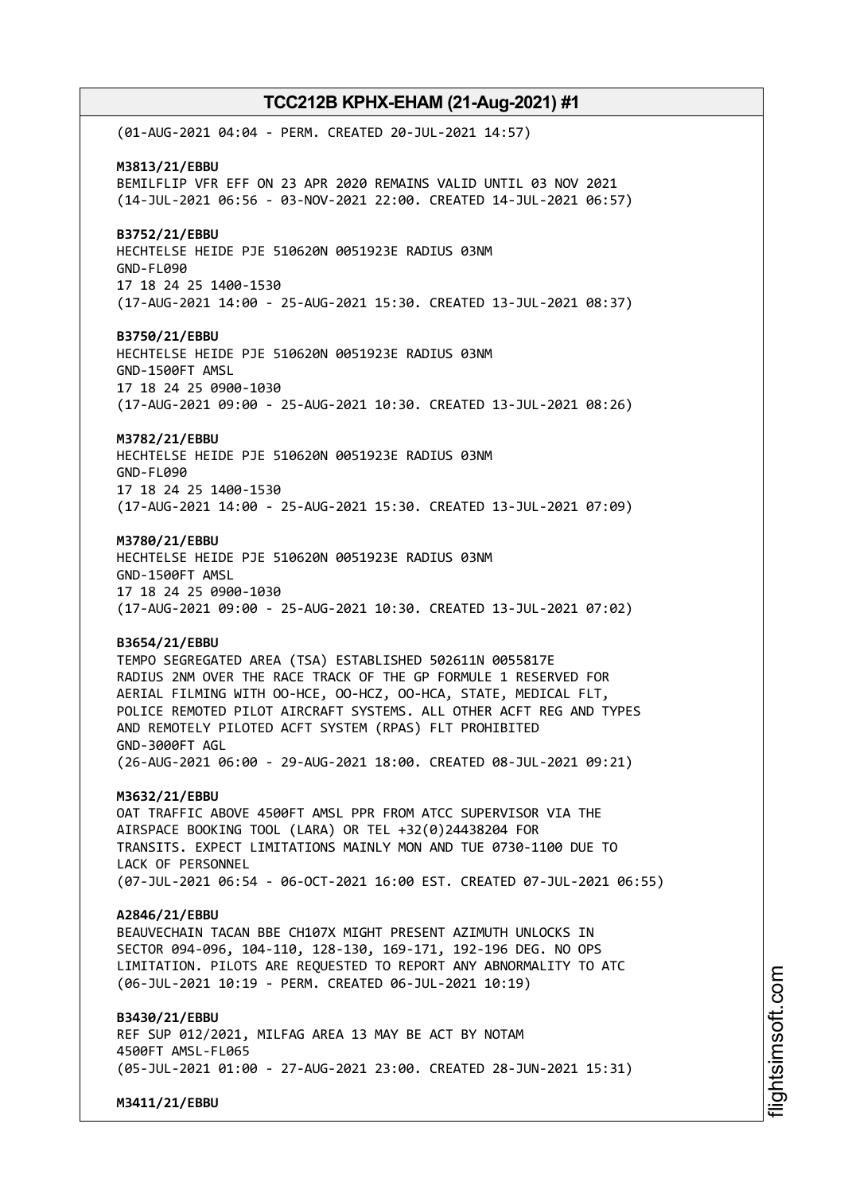(01-AUG-2021 04:04 - PERM. CREATED 20-JUL-2021 14:57)

**M3813/21/EBBU**
BEMILFLIP VFR EFF ON 23 APR 2020 REMAINS VALID UNTIL 03 NOV 2021
(14-JUL-2021 06:56 - 03-NOV-2021 22:00. CREATED 14-JUL-2021 06:57)

**B3752/21/EBBU**
HECHTELSE HEIDE PJE 510620N 0051923E RADIUS 03NM
GND-FL090
17 18 24 25 1400-1530
(17-AUG-2021 14:00 - 25-AUG-2021 15:30. CREATED 13-JUL-2021 08:37)

**B3750/21/EBBU**
HECHTELSE HEIDE PJE 510620N 0051923E RADIUS 03NM
GND-1500FT AMSL
17 18 24 25 0900-1030
(17-AUG-2021 09:00 - 25-AUG-2021 10:30. CREATED 13-JUL-2021 08:26)

**M3782/21/EBBU**
HECHTELSE HEIDE PJE 510620N 0051923E RADIUS 03NM
GND-FL090
17 18 24 25 1400-1530
(17-AUG-2021 14:00 - 25-AUG-2021 15:30. CREATED 13-JUL-2021 07:09)

**M3780/21/EBBU**
HECHTELSE HEIDE PJE 510620N 0051923E RADIUS 03NM
GND-1500FT AMSL
17 18 24 25 0900-1030
(17-AUG-2021 09:00 - 25-AUG-2021 10:30. CREATED 13-JUL-2021 07:02)

**B3654/21/EBBU**
TEMPO SEGREGATED AREA (TSA) ESTABLISHED 502611N 0055817E
RADIUS 2NM OVER THE RACE TRACK OF THE GP FORMULE 1 RESERVED FOR
AERIAL FILMING WITH OO-HCE, OO-HCZ, OO-HCA, STATE, MEDICAL FLT,
POLICE REMOTED PILOT AIRCRAFT SYSTEMS. ALL OTHER ACFT REG AND TYPES
AND REMOTELY PILOTED ACFT SYSTEM (RPAS) FLT PROHIBITED
GND-3000FT AGL
(26-AUG-2021 06:00 - 29-AUG-2021 18:00. CREATED 08-JUL-2021 09:21)

**M3632/21/EBBU**
OAT TRAFFIC ABOVE 4500FT AMSL PPR FROM ATCC SUPERVISOR VIA THE
AIRSPACE BOOKING TOOL (LARA) OR TEL +32(0)24438204 FOR
TRANSITS. EXPECT LIMITATIONS MAINLY MON AND TUE 0730-1100 DUE TO
LACK OF PERSONNEL
(07-JUL-2021 06:54 - 06-OCT-2021 16:00 EST. CREATED 07-JUL-2021 06:55)

**A2846/21/EBBU**
BEAUVECHAIN TACAN BBE CH107X MIGHT PRESENT AZIMUTH UNLOCKS IN
SECTOR 094-096, 104-110, 128-130, 169-171, 192-196 DEG. NO OPS
LIMITATION. PILOTS ARE REQUESTED TO REPORT ANY ABNORMALITY TO ATC
(06-JUL-2021 10:19 - PERM. CREATED 06-JUL-2021 10:19)

**B3430/21/EBBU**
REF SUP 012/2021, MILFAG AREA 13 MAY BE ACT BY NOTAM
4500FT AMSL-FL065
(05-JUL-2021 01:00 - 27-AUG-2021 23:00. CREATED 28-JUN-2021 15:31)

**M3411/21/EBBU**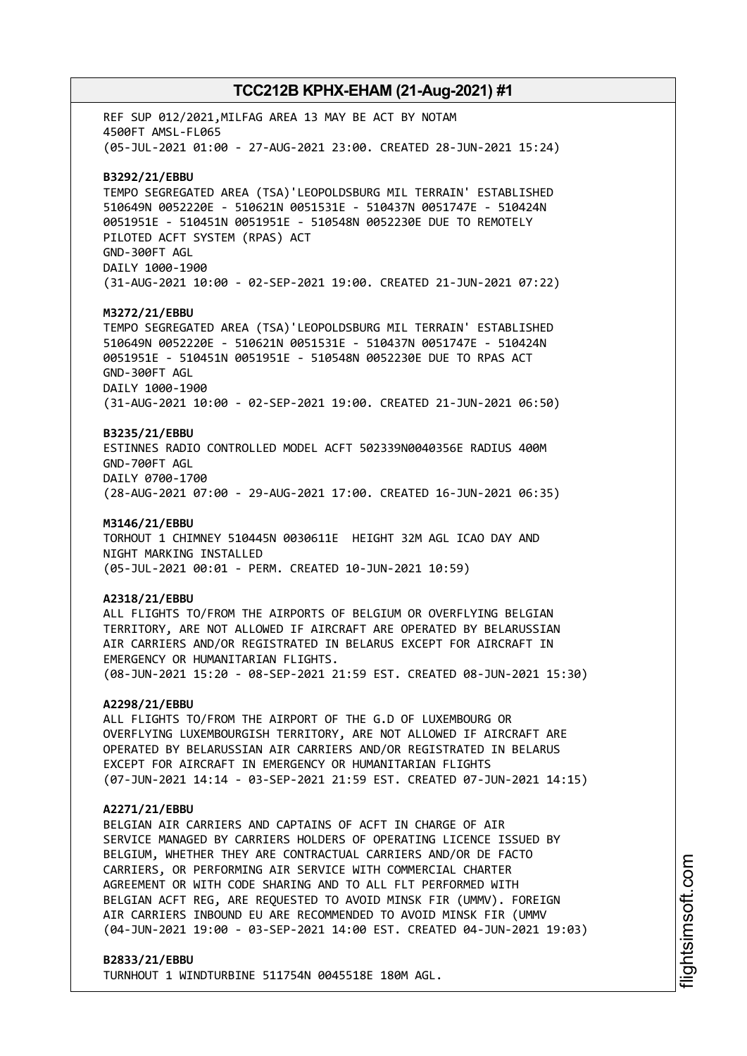REF SUP 012/2021,MILFAG AREA 13 MAY BE ACT BY NOTAM
4500FT AMSL-FL065
(05-JUL-2021 01:00 - 27-AUG-2021 23:00. CREATED 28-JUN-2021 15:24)

**B3292/21/EBBU**
TEMPO SEGREGATED AREA (TSA)'LEOPOLDSBURG MIL TERRAIN' ESTABLISHED
510649N 0052220E - 510621N 0051531E - 510437N 0051747E - 510424N
0051951E - 510451N 0051951E - 510548N 0052230E DUE TO REMOTELY
PILOTED ACFT SYSTEM (RPAS) ACT
GND-300FT AGL
DAILY 1000-1900
(31-AUG-2021 10:00 - 02-SEP-2021 19:00. CREATED 21-JUN-2021 07:22)

**M3272/21/EBBU**
TEMPO SEGREGATED AREA (TSA)'LEOPOLDSBURG MIL TERRAIN' ESTABLISHED
510649N 0052220E - 510621N 0051531E - 510437N 0051747E - 510424N
0051951E - 510451N 0051951E - 510548N 0052230E DUE TO RPAS ACT
GND-300FT AGL
DAILY 1000-1900
(31-AUG-2021 10:00 - 02-SEP-2021 19:00. CREATED 21-JUN-2021 06:50)

**B3235/21/EBBU**
ESTINNES RADIO CONTROLLED MODEL ACFT 502339N0040356E RADIUS 400M
GND-700FT AGL
DAILY 0700-1700
(28-AUG-2021 07:00 - 29-AUG-2021 17:00. CREATED 16-JUN-2021 06:35)

**M3146/21/EBBU**
TORHOUT 1 CHIMNEY 510445N 0030611E HEIGHT 32M AGL ICAO DAY AND
NIGHT MARKING INSTALLED
(05-JUL-2021 00:01 - PERM. CREATED 10-JUN-2021 10:59)

**A2318/21/EBBU**
ALL FLIGHTS TO/FROM THE AIRPORTS OF BELGIUM OR OVERFLYING BELGIAN
TERRITORY, ARE NOT ALLOWED IF AIRCRAFT ARE OPERATED BY BELARUSSIAN
AIR CARRIERS AND/OR REGISTRATED IN BELARUS EXCEPT FOR AIRCRAFT IN
EMERGENCY OR HUMANITARIAN FLIGHTS.
(08-JUN-2021 15:20 - 08-SEP-2021 21:59 EST. CREATED 08-JUN-2021 15:30)

**A2298/21/EBBU**
ALL FLIGHTS TO/FROM THE AIRPORT OF THE G.D OF LUXEMBOURG OR
OVERFLYING LUXEMBOURGISH TERRITORY, ARE NOT ALLOWED IF AIRCRAFT ARE
OPERATED BY BELARUSSIAN AIR CARRIERS AND/OR REGISTRATED IN BELARUS
EXCEPT FOR AIRCRAFT IN EMERGENCY OR HUMANITARIAN FLIGHTS
(07-JUN-2021 14:14 - 03-SEP-2021 21:59 EST. CREATED 07-JUN-2021 14:15)

**A2271/21/EBBU**
BELGIAN AIR CARRIERS AND CAPTAINS OF ACFT IN CHARGE OF AIR
SERVICE MANAGED BY CARRIERS HOLDERS OF OPERATING LICENCE ISSUED BY
BELGIUM, WHETHER THEY ARE CONTRACTUAL CARRIERS AND/OR DE FACTO
CARRIERS, OR PERFORMING AIR SERVICE WITH COMMERCIAL CHARTER
AGREEMENT OR WITH CODE SHARING AND TO ALL FLT PERFORMED WITH
BELGIAN ACFT REG, ARE REQUESTED TO AVOID MINSK FIR (UMMV). FOREIGN
AIR CARRIERS INBOUND EU ARE RECOMMENDED TO AVOID MINSK FIR (UMMV
(04-JUN-2021 19:00 - 03-SEP-2021 14:00 EST. CREATED 04-JUN-2021 19:03)

**B2833/21/EBBU**
TURNHOUT 1 WINDTURBINE 511754N 0045518E 180M AGL.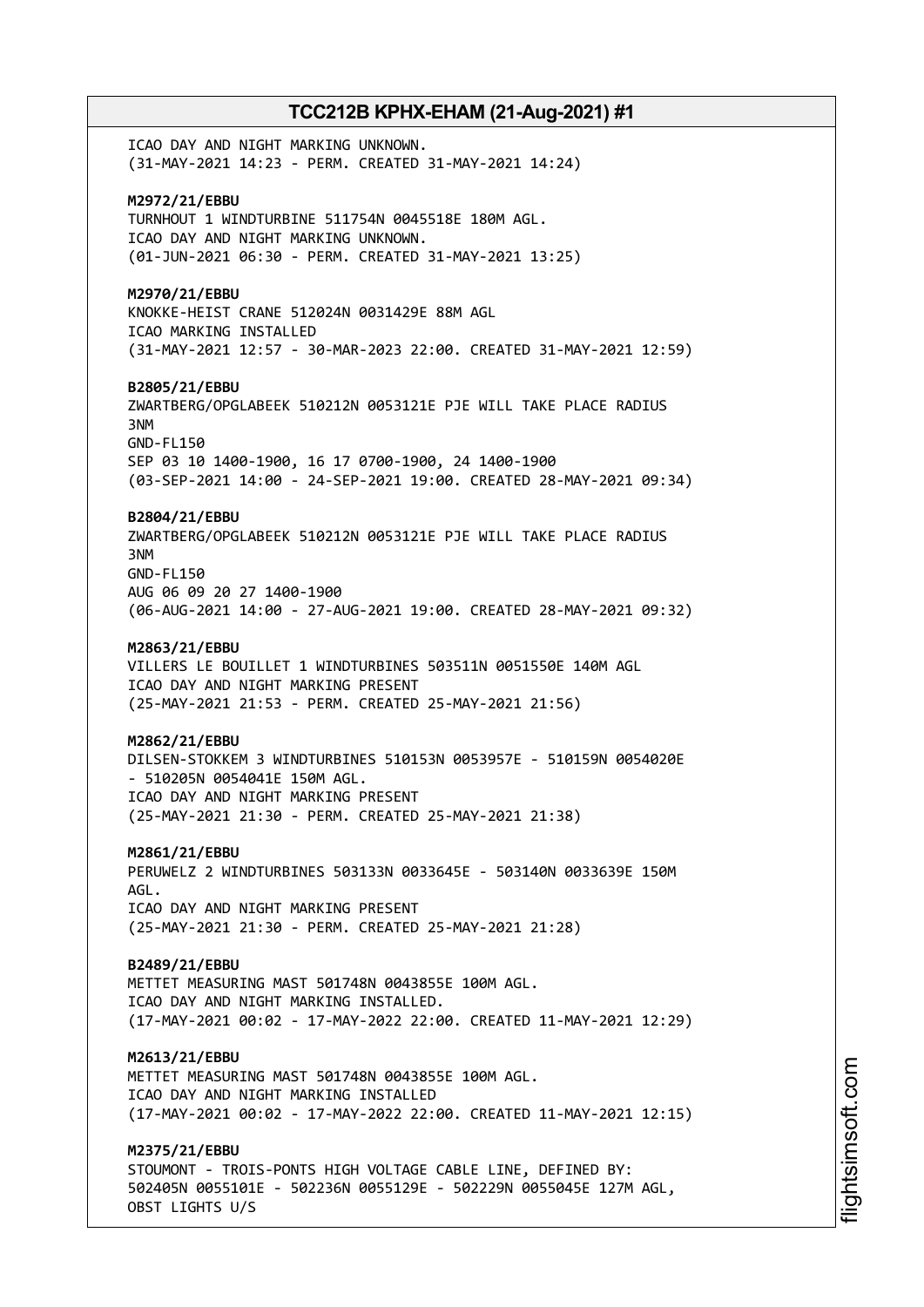ICAO DAY AND NIGHT MARKING UNKNOWN.
(31-MAY-2021 14:23 - PERM. CREATED 31-MAY-2021 14:24)

**M2972/21/EBBU**
TURNHOUT 1 WINDTURBINE 511754N 0045518E 180M AGL.
ICAO DAY AND NIGHT MARKING UNKNOWN.
(01-JUN-2021 06:30 - PERM. CREATED 31-MAY-2021 13:25)

**M2970/21/EBBU**
KNOKKE-HEIST CRANE 512024N 0031429E 88M AGL
ICAO MARKING INSTALLED
(31-MAY-2021 12:57 - 30-MAR-2023 22:00. CREATED 31-MAY-2021 12:59)

**B2805/21/EBBU**
ZWARTBERG/OPGLABEEK 510212N 0053121E PJE WILL TAKE PLACE RADIUS 3NM
GND-FL150
SEP 03 10 1400-1900, 16 17 0700-1900, 24 1400-1900
(03-SEP-2021 14:00 - 24-SEP-2021 19:00. CREATED 28-MAY-2021 09:34)

**B2804/21/EBBU**
ZWARTBERG/OPGLABEEK 510212N 0053121E PJE WILL TAKE PLACE RADIUS 3NM
GND-FL150
AUG 06 09 20 27 1400-1900
(06-AUG-2021 14:00 - 27-AUG-2021 19:00. CREATED 28-MAY-2021 09:32)

**M2863/21/EBBU**
VILLERS LE BOUILLET 1 WINDTURBINES 503511N 0051550E 140M AGL
ICAO DAY AND NIGHT MARKING PRESENT
(25-MAY-2021 21:53 - PERM. CREATED 25-MAY-2021 21:56)

**M2862/21/EBBU**
DILSEN-STOKKEM 3 WINDTURBINES 510153N 0053957E - 510159N 0054020E - 510205N 0054041E 150M AGL.
ICAO DAY AND NIGHT MARKING PRESENT
(25-MAY-2021 21:30 - PERM. CREATED 25-MAY-2021 21:38)

**M2861/21/EBBU**
PERUWELZ 2 WINDTURBINES 503133N 0033645E - 503140N 0033639E 150M AGL.
ICAO DAY AND NIGHT MARKING PRESENT
(25-MAY-2021 21:30 - PERM. CREATED 25-MAY-2021 21:28)

**B2489/21/EBBU**
METTET MEASURING MAST 501748N 0043855E 100M AGL.
ICAO DAY AND NIGHT MARKING INSTALLED.
(17-MAY-2021 00:02 - 17-MAY-2022 22:00. CREATED 11-MAY-2021 12:29)

**M2613/21/EBBU**
METTET MEASURING MAST 501748N 0043855E 100M AGL.
ICAO DAY AND NIGHT MARKING INSTALLED
(17-MAY-2021 00:02 - 17-MAY-2022 22:00. CREATED 11-MAY-2021 12:15)

**M2375/21/EBBU**
STOUMONT - TROIS-PONTS HIGH VOLTAGE CABLE LINE, DEFINED BY:
502405N 0055101E - 502236N 0055129E - 502229N 0055045E 127M AGL,
OBST LIGHTS U/S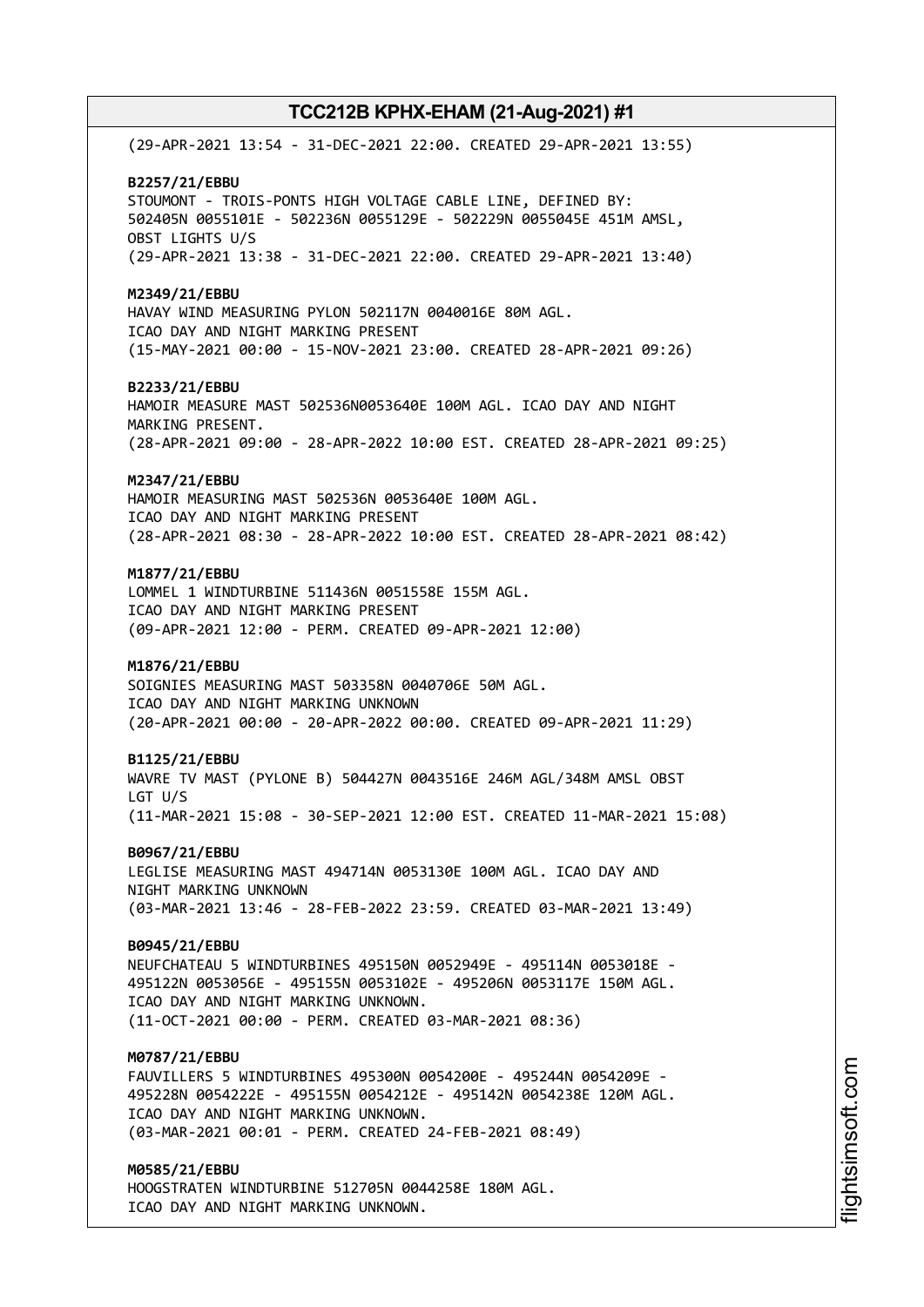(29-APR-2021 13:54 - 31-DEC-2021 22:00. CREATED 29-APR-2021 13:55)

**B2257/21/EBBU**
STOUMONT - TROIS-PONTS HIGH VOLTAGE CABLE LINE, DEFINED BY:
502405N 0055101E - 502236N 0055129E - 502229N 0055045E 451M AMSL,
OBST LIGHTS U/S
(29-APR-2021 13:38 - 31-DEC-2021 22:00. CREATED 29-APR-2021 13:40)

**M2349/21/EBBU**
HAVAY WIND MEASURING PYLON 502117N 0040016E 80M AGL.
ICAO DAY AND NIGHT MARKING PRESENT
(15-MAY-2021 00:00 - 15-NOV-2021 23:00. CREATED 28-APR-2021 09:26)

**B2233/21/EBBU**
HAMOIR MEASURE MAST 502536N0053640E 100M AGL. ICAO DAY AND NIGHT
MARKING PRESENT.
(28-APR-2021 09:00 - 28-APR-2022 10:00 EST. CREATED 28-APR-2021 09:25)

**M2347/21/EBBU**
HAMOIR MEASURING MAST 502536N 0053640E 100M AGL.
ICAO DAY AND NIGHT MARKING PRESENT
(28-APR-2021 08:30 - 28-APR-2022 10:00 EST. CREATED 28-APR-2021 08:42)

**M1877/21/EBBU**
LOMMEL 1 WINDTURBINE 511436N 0051558E 155M AGL.
ICAO DAY AND NIGHT MARKING PRESENT
(09-APR-2021 12:00 - PERM. CREATED 09-APR-2021 12:00)

**M1876/21/EBBU**
SOIGNIES MEASURING MAST 503358N 0040706E 50M AGL.
ICAO DAY AND NIGHT MARKING UNKNOWN
(20-APR-2021 00:00 - 20-APR-2022 00:00. CREATED 09-APR-2021 11:29)

**B1125/21/EBBU**
WAVRE TV MAST (PYLONE B) 504427N 0043516E 246M AGL/348M AMSL OBST
LGT U/S
(11-MAR-2021 15:08 - 30-SEP-2021 12:00 EST. CREATED 11-MAR-2021 15:08)

**B0967/21/EBBU**
LEGLISE MEASURING MAST 494714N 0053130E 100M AGL. ICAO DAY AND
NIGHT MARKING UNKNOWN
(03-MAR-2021 13:46 - 28-FEB-2022 23:59. CREATED 03-MAR-2021 13:49)

**B0945/21/EBBU**
NEUFCHATEAU 5 WINDTURBINES 495150N 0052949E - 495114N 0053018E -
495122N 0053056E - 495155N 0053102E - 495206N 0053117E 150M AGL.
ICAO DAY AND NIGHT MARKING UNKNOWN.
(11-OCT-2021 00:00 - PERM. CREATED 03-MAR-2021 08:36)

**M0787/21/EBBU**
FAUVILLERS 5 WINDTURBINES 495300N 0054200E - 495244N 0054209E -
495228N 0054222E - 495155N 0054212E - 495142N 0054238E 120M AGL.
ICAO DAY AND NIGHT MARKING UNKNOWN.
(03-MAR-2021 00:01 - PERM. CREATED 24-FEB-2021 08:49)

**M0585/21/EBBU**
HOOGSTRATEN WINDTURBINE 512705N 0044258E 180M AGL.
ICAO DAY AND NIGHT MARKING UNKNOWN.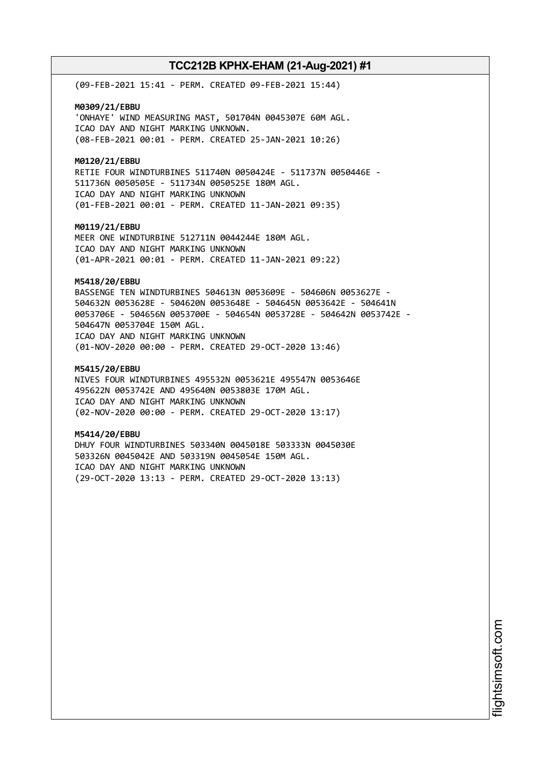(09-FEB-2021 15:41 - PERM. CREATED 09-FEB-2021 15:44)

**M0309/21/EBBU**
'ONHAYE' WIND MEASURING MAST, 501704N 0045307E 60M AGL.
ICAO DAY AND NIGHT MARKING UNKNOWN.
(08-FEB-2021 00:01 - PERM. CREATED 25-JAN-2021 10:26)

**M0120/21/EBBU**
RETIE FOUR WINDTURBINES 511740N 0050424E - 511737N 0050446E -
511736N 0050505E - 511734N 0050525E 180M AGL.
ICAO DAY AND NIGHT MARKING UNKNOWN
(01-FEB-2021 00:01 - PERM. CREATED 11-JAN-2021 09:35)

**M0119/21/EBBU**
MEER ONE WINDTURBINE 512711N 0044244E 180M AGL.
ICAO DAY AND NIGHT MARKING UNKNOWN
(01-APR-2021 00:01 - PERM. CREATED 11-JAN-2021 09:22)

**M5418/20/EBBU**
BASSENGE TEN WINDTURBINES 504613N 0053609E - 504606N 0053627E -
504632N 0053628E - 504620N 0053648E - 504645N 0053642E - 504641N
0053706E - 504656N 0053700E - 504654N 0053728E - 504642N 0053742E -
504647N 0053704E 150M AGL.
ICAO DAY AND NIGHT MARKING UNKNOWN
(01-NOV-2020 00:00 - PERM. CREATED 29-OCT-2020 13:46)

**M5415/20/EBBU**
NIVES FOUR WINDTURBINES 495532N 0053621E 495547N 0053646E
495622N 0053742E AND 495640N 0053803E 170M AGL.
ICAO DAY AND NIGHT MARKING UNKNOWN
(02-NOV-2020 00:00 - PERM. CREATED 29-OCT-2020 13:17)

**M5414/20/EBBU**
DHUY FOUR WINDTURBINES 503340N 0045018E 503333N 0045030E
503326N 0045042E AND 503319N 0045054E 150M AGL.
ICAO DAY AND NIGHT MARKING UNKNOWN
(29-OCT-2020 13:13 - PERM. CREATED 29-OCT-2020 13:13)